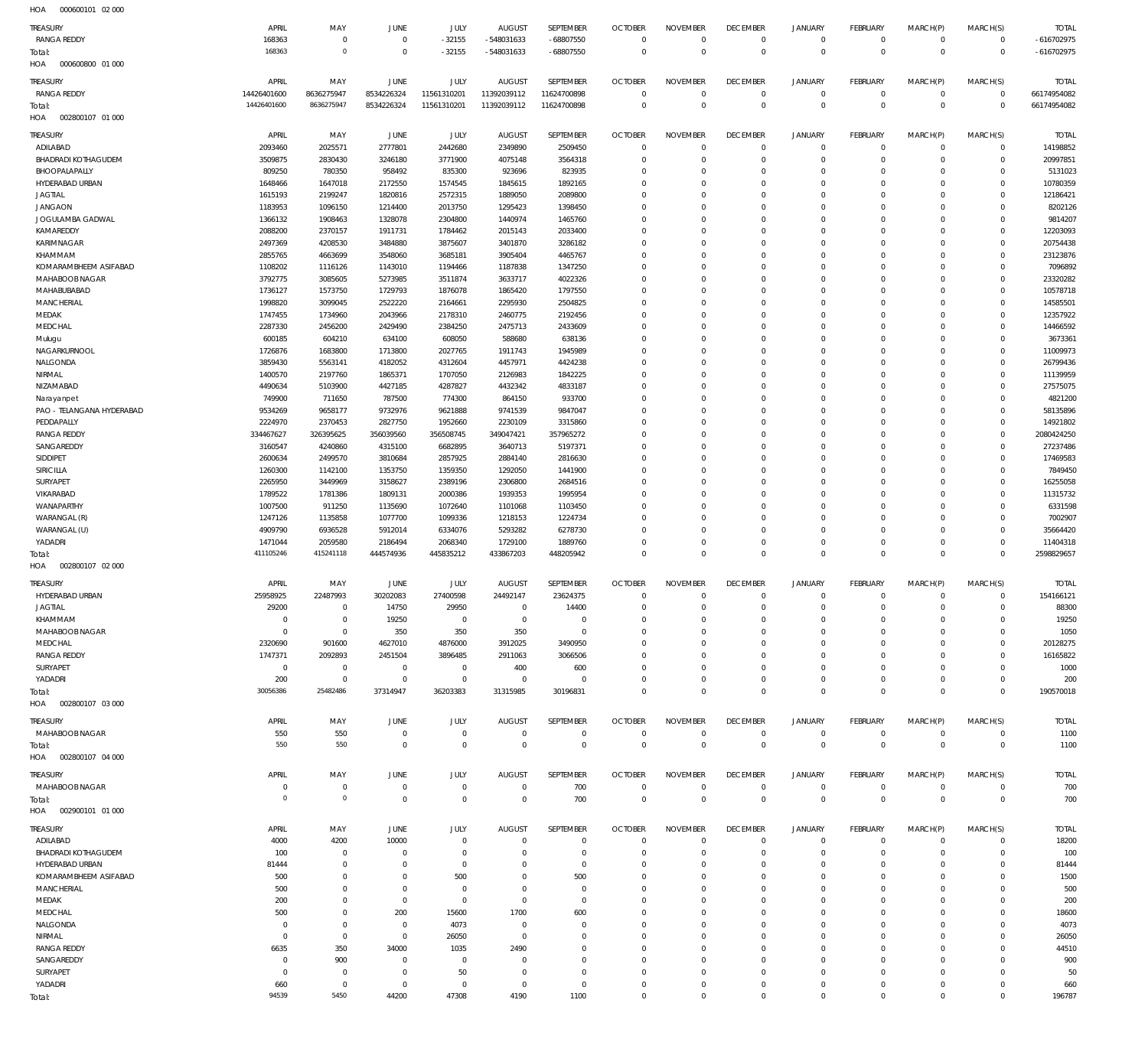HOA 000600101 02 000

| TREASURY | APRIL | MAY | JUNE | JULY | AUGUST | SEPTEMBER | OCTOBER | NOVEMBER | DECEMBER | JANUARY | FEBRUARY | MARCH(P) | MARCH(S) | TOTAL |
|---|---|---|---|---|---|---|---|---|---|---|---|---|---|---|
| RANGA REDDY | 168363 | 0 | 0 | - 32155 | - 548031633 | - 68807550 | 0 | 0 | 0 | 0 | 0 | 0 | 0 | - 616702975 |
| Total: | 168363 | 0 | 0 | - 32155 | - 548031633 | - 68807550 | 0 | 0 | 0 | 0 | 0 | 0 | 0 | - 616702975 |

HOA 000600800 01 000

| TREASURY | APRIL | MAY | JUNE | JULY | AUGUST | SEPTEMBER | OCTOBER | NOVEMBER | DECEMBER | JANUARY | FEBRUARY | MARCH(P) | MARCH(S) | TOTAL |
|---|---|---|---|---|---|---|---|---|---|---|---|---|---|---|
| RANGA REDDY | 14426401600 | 8636275947 | 8534226324 | 11561310201 | 11392039112 | 11624700898 | 0 | 0 | 0 | 0 | 0 | 0 | 0 | 66174954082 |
| Total: | 14426401600 | 8636275947 | 8534226324 | 11561310201 | 11392039112 | 11624700898 | 0 | 0 | 0 | 0 | 0 | 0 | 0 | 66174954082 |

HOA 002800107 01 000

| TREASURY | APRIL | MAY | JUNE | JULY | AUGUST | SEPTEMBER | OCTOBER | NOVEMBER | DECEMBER | JANUARY | FEBRUARY | MARCH(P) | MARCH(S) | TOTAL |
|---|---|---|---|---|---|---|---|---|---|---|---|---|---|---|
| ADILABAD | 2093460 | 2025571 | 2777801 | 2442680 | 2349890 | 2509450 | 0 | 0 | 0 | 0 | 0 | 0 | 0 | 14198852 |
| BHADRADI KOTHAGUDEM | 3509875 | 2830430 | 3246180 | 3771900 | 4075148 | 3564318 | 0 | 0 | 0 | 0 | 0 | 0 | 0 | 20997851 |
| BHOOPALAPALLY | 809250 | 780350 | 958492 | 835300 | 923696 | 823935 | 0 | 0 | 0 | 0 | 0 | 0 | 0 | 5131023 |
| HYDERABAD URBAN | 1648466 | 1647018 | 2172550 | 1574545 | 1845615 | 1892165 | 0 | 0 | 0 | 0 | 0 | 0 | 0 | 10780359 |
| JAGTIAL | 1615193 | 2199247 | 1820816 | 2572315 | 1889050 | 2089800 | 0 | 0 | 0 | 0 | 0 | 0 | 0 | 12186421 |
| JANGAON | 1183953 | 1096150 | 1214400 | 2013750 | 1295423 | 1398450 | 0 | 0 | 0 | 0 | 0 | 0 | 0 | 8202126 |
| JOGULAMBA GADWAL | 1366132 | 1908463 | 1328078 | 2304800 | 1440974 | 1465760 | 0 | 0 | 0 | 0 | 0 | 0 | 0 | 9814207 |
| KAMAREDDY | 2088200 | 2370157 | 1911731 | 1784462 | 2015143 | 2033400 | 0 | 0 | 0 | 0 | 0 | 0 | 0 | 12203093 |
| KARIMNAGAR | 2497369 | 4208530 | 3484880 | 3875607 | 3401870 | 3286182 | 0 | 0 | 0 | 0 | 0 | 0 | 0 | 20754438 |
| KHAMMAM | 2855765 | 4663699 | 3548060 | 3685181 | 3905404 | 4465767 | 0 | 0 | 0 | 0 | 0 | 0 | 0 | 23123876 |
| KOMARAMBHEEM ASIFABAD | 1108202 | 1116126 | 1143010 | 1194466 | 1187838 | 1347250 | 0 | 0 | 0 | 0 | 0 | 0 | 0 | 7096892 |
| MAHABOOB NAGAR | 3792775 | 3085605 | 5273985 | 3511874 | 3633717 | 4022326 | 0 | 0 | 0 | 0 | 0 | 0 | 0 | 23320282 |
| MAHABUBABAD | 1736127 | 1573750 | 1729793 | 1876078 | 1865420 | 1797550 | 0 | 0 | 0 | 0 | 0 | 0 | 0 | 10578718 |
| MANCHERIAL | 1998820 | 3099045 | 2522220 | 2164661 | 2295930 | 2504825 | 0 | 0 | 0 | 0 | 0 | 0 | 0 | 14585501 |
| MEDAK | 1747455 | 1734960 | 2043966 | 2178310 | 2460775 | 2192456 | 0 | 0 | 0 | 0 | 0 | 0 | 0 | 12357922 |
| MEDCHAL | 2287330 | 2456200 | 2429490 | 2384250 | 2475713 | 2433609 | 0 | 0 | 0 | 0 | 0 | 0 | 0 | 14466592 |
| Mulugu | 600185 | 604210 | 634100 | 608050 | 588680 | 638136 | 0 | 0 | 0 | 0 | 0 | 0 | 0 | 3673361 |
| NAGARKURNOOL | 1726876 | 1683800 | 1713800 | 2027765 | 1911743 | 1945989 | 0 | 0 | 0 | 0 | 0 | 0 | 0 | 11009973 |
| NALGONDA | 3859430 | 5563141 | 4182052 | 4312604 | 4457971 | 4424238 | 0 | 0 | 0 | 0 | 0 | 0 | 0 | 26799436 |
| NIRMAL | 1400570 | 2197760 | 1865371 | 1707050 | 2126983 | 1842225 | 0 | 0 | 0 | 0 | 0 | 0 | 0 | 11139959 |
| NIZAMABAD | 4490634 | 5103900 | 4427185 | 4287827 | 4432342 | 4833187 | 0 | 0 | 0 | 0 | 0 | 0 | 0 | 27575075 |
| Narayanpet | 749900 | 711650 | 787500 | 774300 | 864150 | 933700 | 0 | 0 | 0 | 0 | 0 | 0 | 0 | 4821200 |
| PAO - TELANGANA HYDERABAD | 9534269 | 9658177 | 9732976 | 9621888 | 9741539 | 9847047 | 0 | 0 | 0 | 0 | 0 | 0 | 0 | 58135896 |
| PEDDAPALLY | 2224970 | 2370453 | 2827750 | 1952660 | 2230109 | 3315860 | 0 | 0 | 0 | 0 | 0 | 0 | 0 | 14921802 |
| RANGA REDDY | 334467627 | 326395625 | 356039560 | 356508745 | 349047421 | 357965272 | 0 | 0 | 0 | 0 | 0 | 0 | 0 | 2080424250 |
| SANGAREDDY | 3160547 | 4240860 | 4315100 | 6682895 | 3640713 | 5197371 | 0 | 0 | 0 | 0 | 0 | 0 | 0 | 27237486 |
| SIDDIPET | 2600634 | 2499570 | 3810684 | 2857925 | 2884140 | 2816630 | 0 | 0 | 0 | 0 | 0 | 0 | 0 | 17469583 |
| SIRICILLA | 1260300 | 1142100 | 1353750 | 1359350 | 1292050 | 1441900 | 0 | 0 | 0 | 0 | 0 | 0 | 0 | 7849450 |
| SURYAPET | 2265950 | 3449969 | 3158627 | 2389196 | 2306800 | 2684516 | 0 | 0 | 0 | 0 | 0 | 0 | 0 | 16255058 |
| VIKARABAD | 1789522 | 1781386 | 1809131 | 2000386 | 1939353 | 1995954 | 0 | 0 | 0 | 0 | 0 | 0 | 0 | 11315732 |
| WANAPARTHY | 1007500 | 911250 | 1135690 | 1072640 | 1101068 | 1103450 | 0 | 0 | 0 | 0 | 0 | 0 | 0 | 6331598 |
| WARANGAL (R) | 1247126 | 1135858 | 1077700 | 1099336 | 1218153 | 1224734 | 0 | 0 | 0 | 0 | 0 | 0 | 0 | 7002907 |
| WARANGAL (U) | 4909790 | 6936528 | 5912014 | 6334076 | 5293282 | 6278730 | 0 | 0 | 0 | 0 | 0 | 0 | 0 | 35664420 |
| YADADRI | 1471044 | 2059580 | 2186494 | 2068340 | 1729100 | 1889760 | 0 | 0 | 0 | 0 | 0 | 0 | 0 | 11404318 |
| Total: | 411105246 | 415241118 | 444574936 | 445835212 | 433867203 | 448205942 | 0 | 0 | 0 | 0 | 0 | 0 | 0 | 2598829657 |

HOA 002800107 02 000

| TREASURY | APRIL | MAY | JUNE | JULY | AUGUST | SEPTEMBER | OCTOBER | NOVEMBER | DECEMBER | JANUARY | FEBRUARY | MARCH(P) | MARCH(S) | TOTAL |
|---|---|---|---|---|---|---|---|---|---|---|---|---|---|---|
| HYDERABAD URBAN | 25958925 | 22487993 | 30202083 | 27400598 | 24492147 | 23624375 | 0 | 0 | 0 | 0 | 0 | 0 | 0 | 154166121 |
| JAGTIAL | 29200 | 0 | 14750 | 29950 | 0 | 14400 | 0 | 0 | 0 | 0 | 0 | 0 | 0 | 88300 |
| KHAMMAM | 0 | 0 | 19250 | 0 | 0 | 0 | 0 | 0 | 0 | 0 | 0 | 0 | 0 | 19250 |
| MAHABOOB NAGAR | 0 | 0 | 350 | 350 | 350 | 0 | 0 | 0 | 0 | 0 | 0 | 0 | 0 | 1050 |
| MEDCHAL | 2320690 | 901600 | 4627010 | 4876000 | 3912025 | 3490950 | 0 | 0 | 0 | 0 | 0 | 0 | 0 | 20128275 |
| RANGA REDDY | 1747371 | 2092893 | 2451504 | 3896485 | 2911063 | 3066506 | 0 | 0 | 0 | 0 | 0 | 0 | 0 | 16165822 |
| SURYAPET | 0 | 0 | 0 | 0 | 400 | 600 | 0 | 0 | 0 | 0 | 0 | 0 | 0 | 1000 |
| YADADRI | 200 | 0 | 0 | 0 | 0 | 0 | 0 | 0 | 0 | 0 | 0 | 0 | 0 | 200 |
| Total: | 30056386 | 25482486 | 37314947 | 36203383 | 31315985 | 30196831 | 0 | 0 | 0 | 0 | 0 | 0 | 0 | 190570018 |

HOA 002800107 03 000

| TREASURY | APRIL | MAY | JUNE | JULY | AUGUST | SEPTEMBER | OCTOBER | NOVEMBER | DECEMBER | JANUARY | FEBRUARY | MARCH(P) | MARCH(S) | TOTAL |
|---|---|---|---|---|---|---|---|---|---|---|---|---|---|---|
| MAHABOOB NAGAR | 550 | 550 | 0 | 0 | 0 | 0 | 0 | 0 | 0 | 0 | 0 | 0 | 0 | 1100 |
| Total: | 550 | 550 | 0 | 0 | 0 | 0 | 0 | 0 | 0 | 0 | 0 | 0 | 0 | 1100 |

HOA 002800107 04 000

| TREASURY | APRIL | MAY | JUNE | JULY | AUGUST | SEPTEMBER | OCTOBER | NOVEMBER | DECEMBER | JANUARY | FEBRUARY | MARCH(P) | MARCH(S) | TOTAL |
|---|---|---|---|---|---|---|---|---|---|---|---|---|---|---|
| MAHABOOB NAGAR | 0 | 0 | 0 | 0 | 0 | 700 | 0 | 0 | 0 | 0 | 0 | 0 | 0 | 700 |
| Total: | 0 | 0 | 0 | 0 | 0 | 700 | 0 | 0 | 0 | 0 | 0 | 0 | 0 | 700 |

HOA 002900101 01 000

| TREASURY | APRIL | MAY | JUNE | JULY | AUGUST | SEPTEMBER | OCTOBER | NOVEMBER | DECEMBER | JANUARY | FEBRUARY | MARCH(P) | MARCH(S) | TOTAL |
|---|---|---|---|---|---|---|---|---|---|---|---|---|---|---|
| ADILABAD | 4000 | 4200 | 10000 | 0 | 0 | 0 | 0 | 0 | 0 | 0 | 0 | 0 | 0 | 18200 |
| BHADRADI KOTHAGUDEM | 100 | 0 | 0 | 0 | 0 | 0 | 0 | 0 | 0 | 0 | 0 | 0 | 0 | 100 |
| HYDERABAD URBAN | 81444 | 0 | 0 | 0 | 0 | 0 | 0 | 0 | 0 | 0 | 0 | 0 | 0 | 81444 |
| KOMARAMBHEEM ASIFABAD | 500 | 0 | 0 | 500 | 0 | 500 | 0 | 0 | 0 | 0 | 0 | 0 | 0 | 1500 |
| MANCHERIAL | 500 | 0 | 0 | 0 | 0 | 0 | 0 | 0 | 0 | 0 | 0 | 0 | 0 | 500 |
| MEDAK | 200 | 0 | 0 | 0 | 0 | 0 | 0 | 0 | 0 | 0 | 0 | 0 | 0 | 200 |
| MEDCHAL | 500 | 0 | 200 | 15600 | 1700 | 600 | 0 | 0 | 0 | 0 | 0 | 0 | 0 | 18600 |
| NALGONDA | 0 | 0 | 0 | 4073 | 0 | 0 | 0 | 0 | 0 | 0 | 0 | 0 | 0 | 4073 |
| NIRMAL | 0 | 0 | 0 | 26050 | 0 | 0 | 0 | 0 | 0 | 0 | 0 | 0 | 0 | 26050 |
| RANGA REDDY | 6635 | 350 | 34000 | 1035 | 2490 | 0 | 0 | 0 | 0 | 0 | 0 | 0 | 0 | 44510 |
| SANGAREDDY | 0 | 900 | 0 | 0 | 0 | 0 | 0 | 0 | 0 | 0 | 0 | 0 | 0 | 900 |
| SURYAPET | 0 | 0 | 0 | 50 | 0 | 0 | 0 | 0 | 0 | 0 | 0 | 0 | 0 | 50 |
| YADADRI | 660 | 0 | 0 | 0 | 0 | 0 | 0 | 0 | 0 | 0 | 0 | 0 | 0 | 660 |
| Total: | 94539 | 5450 | 44200 | 47308 | 4190 | 1100 | 0 | 0 | 0 | 0 | 0 | 0 | 0 | 196787 |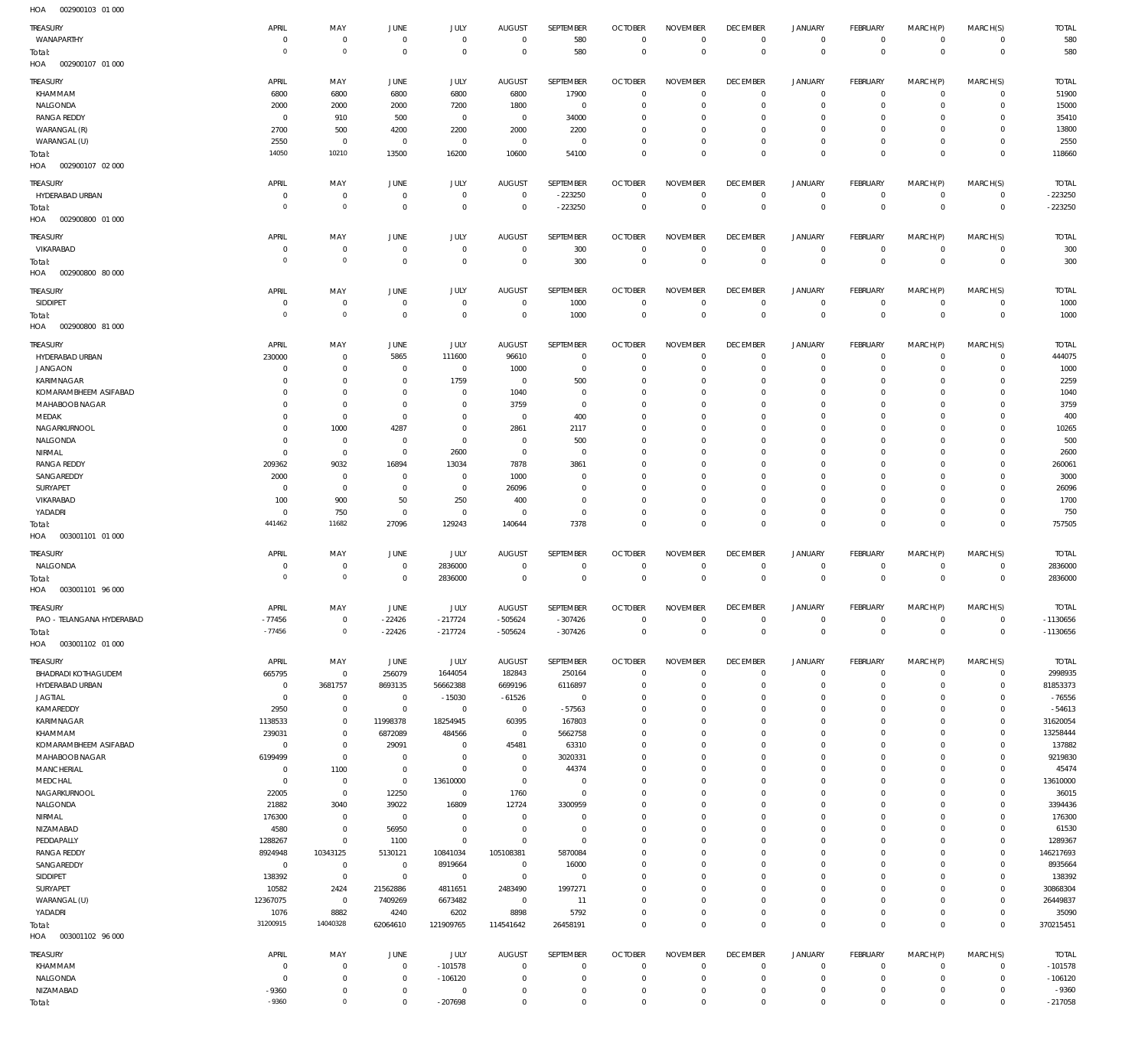HOA 002900103 01 000

| TREASURY | APRIL | MAY | JUNE | JULY | AUGUST | SEPTEMBER | OCTOBER | NOVEMBER | DECEMBER | JANUARY | FEBRUARY | MARCH(P) | MARCH(S) | TOTAL |
|---|---|---|---|---|---|---|---|---|---|---|---|---|---|---|
| WANAPARTHY | 0 | 0 | 0 | 0 | 0 | 580 | 0 | 0 | 0 | 0 | 0 | 0 | 0 | 580 |
| Total: | 0 | 0 | 0 | 0 | 0 | 580 | 0 | 0 | 0 | 0 | 0 | 0 | 0 | 580 |

HOA 002900107 01 000

| TREASURY | APRIL | MAY | JUNE | JULY | AUGUST | SEPTEMBER | OCTOBER | NOVEMBER | DECEMBER | JANUARY | FEBRUARY | MARCH(P) | MARCH(S) | TOTAL |
|---|---|---|---|---|---|---|---|---|---|---|---|---|---|---|
| KHAMMAM | 6800 | 6800 | 6800 | 6800 | 6800 | 17900 | 0 | 0 | 0 | 0 | 0 | 0 | 0 | 51900 |
| NALGONDA | 2000 | 2000 | 2000 | 7200 | 1800 | 0 | 0 | 0 | 0 | 0 | 0 | 0 | 0 | 15000 |
| RANGA REDDY | 0 | 910 | 500 | 0 | 0 | 34000 | 0 | 0 | 0 | 0 | 0 | 0 | 0 | 35410 |
| WARANGAL (R) | 2700 | 500 | 4200 | 2200 | 2000 | 2200 | 0 | 0 | 0 | 0 | 0 | 0 | 0 | 13800 |
| WARANGAL (U) | 2550 | 0 | 0 | 0 | 0 | 0 | 0 | 0 | 0 | 0 | 0 | 0 | 0 | 2550 |
| Total: | 14050 | 10210 | 13500 | 16200 | 10600 | 54100 | 0 | 0 | 0 | 0 | 0 | 0 | 0 | 118660 |

HOA 002900107 02 000

| TREASURY | APRIL | MAY | JUNE | JULY | AUGUST | SEPTEMBER | OCTOBER | NOVEMBER | DECEMBER | JANUARY | FEBRUARY | MARCH(P) | MARCH(S) | TOTAL |
|---|---|---|---|---|---|---|---|---|---|---|---|---|---|---|
| HYDERABAD URBAN | 0 | 0 | 0 | 0 | 0 | -223250 | 0 | 0 | 0 | 0 | 0 | 0 | 0 | -223250 |
| Total: | 0 | 0 | 0 | 0 | 0 | -223250 | 0 | 0 | 0 | 0 | 0 | 0 | 0 | -223250 |

HOA 002900800 01 000

| TREASURY | APRIL | MAY | JUNE | JULY | AUGUST | SEPTEMBER | OCTOBER | NOVEMBER | DECEMBER | JANUARY | FEBRUARY | MARCH(P) | MARCH(S) | TOTAL |
|---|---|---|---|---|---|---|---|---|---|---|---|---|---|---|
| VIKARABAD | 0 | 0 | 0 | 0 | 0 | 300 | 0 | 0 | 0 | 0 | 0 | 0 | 0 | 300 |
| Total: | 0 | 0 | 0 | 0 | 0 | 300 | 0 | 0 | 0 | 0 | 0 | 0 | 0 | 300 |

HOA 002900800 80 000

| TREASURY | APRIL | MAY | JUNE | JULY | AUGUST | SEPTEMBER | OCTOBER | NOVEMBER | DECEMBER | JANUARY | FEBRUARY | MARCH(P) | MARCH(S) | TOTAL |
|---|---|---|---|---|---|---|---|---|---|---|---|---|---|---|
| SIDDIPET | 0 | 0 | 0 | 0 | 0 | 1000 | 0 | 0 | 0 | 0 | 0 | 0 | 0 | 1000 |
| Total: | 0 | 0 | 0 | 0 | 0 | 1000 | 0 | 0 | 0 | 0 | 0 | 0 | 0 | 1000 |

HOA 002900800 81 000

| TREASURY | APRIL | MAY | JUNE | JULY | AUGUST | SEPTEMBER | OCTOBER | NOVEMBER | DECEMBER | JANUARY | FEBRUARY | MARCH(P) | MARCH(S) | TOTAL |
|---|---|---|---|---|---|---|---|---|---|---|---|---|---|---|
| HYDERABAD URBAN | 230000 | 0 | 5865 | 111600 | 96610 | 0 | 0 | 0 | 0 | 0 | 0 | 0 | 0 | 444075 |
| JANGAON | 0 | 0 | 0 | 0 | 1000 | 0 | 0 | 0 | 0 | 0 | 0 | 0 | 0 | 1000 |
| KARIMNAGAR | 0 | 0 | 0 | 1759 | 0 | 500 | 0 | 0 | 0 | 0 | 0 | 0 | 0 | 2259 |
| KOMARAMBHEEM ASIFABAD | 0 | 0 | 0 | 0 | 1040 | 0 | 0 | 0 | 0 | 0 | 0 | 0 | 0 | 1040 |
| MAHABOOBNAGAR | 0 | 0 | 0 | 0 | 3759 | 0 | 0 | 0 | 0 | 0 | 0 | 0 | 0 | 3759 |
| MEDAK | 0 | 0 | 0 | 0 | 0 | 400 | 0 | 0 | 0 | 0 | 0 | 0 | 0 | 400 |
| NAGARKURNOOL | 0 | 1000 | 4287 | 0 | 2861 | 2117 | 0 | 0 | 0 | 0 | 0 | 0 | 0 | 10265 |
| NALGONDA | 0 | 0 | 0 | 0 | 0 | 500 | 0 | 0 | 0 | 0 | 0 | 0 | 0 | 500 |
| NIRMAL | 0 | 0 | 0 | 2600 | 0 | 0 | 0 | 0 | 0 | 0 | 0 | 0 | 0 | 2600 |
| RANGA REDDY | 209362 | 9032 | 16894 | 13034 | 7878 | 3861 | 0 | 0 | 0 | 0 | 0 | 0 | 0 | 260061 |
| SANGAREDDY | 2000 | 0 | 0 | 0 | 1000 | 0 | 0 | 0 | 0 | 0 | 0 | 0 | 0 | 3000 |
| SURYAPET | 0 | 0 | 0 | 0 | 26096 | 0 | 0 | 0 | 0 | 0 | 0 | 0 | 0 | 26096 |
| VIKARABAD | 100 | 900 | 50 | 250 | 400 | 0 | 0 | 0 | 0 | 0 | 0 | 0 | 0 | 1700 |
| YADADRI | 0 | 750 | 0 | 0 | 0 | 0 | 0 | 0 | 0 | 0 | 0 | 0 | 0 | 750 |
| Total: | 441462 | 11682 | 27096 | 129243 | 140644 | 7378 | 0 | 0 | 0 | 0 | 0 | 0 | 0 | 757505 |

HOA 003001101 01 000

| TREASURY | APRIL | MAY | JUNE | JULY | AUGUST | SEPTEMBER | OCTOBER | NOVEMBER | DECEMBER | JANUARY | FEBRUARY | MARCH(P) | MARCH(S) | TOTAL |
|---|---|---|---|---|---|---|---|---|---|---|---|---|---|---|
| NALGONDA | 0 | 0 | 0 | 2836000 | 0 | 0 | 0 | 0 | 0 | 0 | 0 | 0 | 0 | 2836000 |
| Total: | 0 | 0 | 0 | 2836000 | 0 | 0 | 0 | 0 | 0 | 0 | 0 | 0 | 0 | 2836000 |

HOA 003001101 96 000

| TREASURY | APRIL | MAY | JUNE | JULY | AUGUST | SEPTEMBER | OCTOBER | NOVEMBER | DECEMBER | JANUARY | FEBRUARY | MARCH(P) | MARCH(S) | TOTAL |
|---|---|---|---|---|---|---|---|---|---|---|---|---|---|---|
| PAO - TELANGANA HYDERABAD | -77456 | 0 | -22426 | -217724 | -505624 | -307426 | 0 | 0 | 0 | 0 | 0 | 0 | 0 | -1130656 |
| Total: | -77456 | 0 | -22426 | -217724 | -505624 | -307426 | 0 | 0 | 0 | 0 | 0 | 0 | 0 | -1130656 |

HOA 003001102 01 000

| TREASURY | APRIL | MAY | JUNE | JULY | AUGUST | SEPTEMBER | OCTOBER | NOVEMBER | DECEMBER | JANUARY | FEBRUARY | MARCH(P) | MARCH(S) | TOTAL |
|---|---|---|---|---|---|---|---|---|---|---|---|---|---|---|
| BHADRADI KOTHAGUDEM | 665795 | 0 | 256079 | 1644054 | 182843 | 250164 | 0 | 0 | 0 | 0 | 0 | 0 | 0 | 2998935 |
| HYDERABAD URBAN | 0 | 3681757 | 8693135 | 56662388 | 6699196 | 6116897 | 0 | 0 | 0 | 0 | 0 | 0 | 0 | 81853373 |
| JAGTIAL | 0 | 0 | 0 | -15030 | -61526 | 0 | 0 | 0 | 0 | 0 | 0 | 0 | 0 | -76556 |
| KAMAREDDY | 2950 | 0 | 0 | 0 | 0 | -57563 | 0 | 0 | 0 | 0 | 0 | 0 | 0 | -54613 |
| KARIMNAGAR | 1138533 | 0 | 11998378 | 18254945 | 60395 | 167803 | 0 | 0 | 0 | 0 | 0 | 0 | 0 | 31620054 |
| KHAMMAM | 239031 | 0 | 6872089 | 484566 | 0 | 5662758 | 0 | 0 | 0 | 0 | 0 | 0 | 0 | 13258444 |
| KOMARAMBHEEM ASIFABAD | 0 | 0 | 29091 | 0 | 45481 | 63310 | 0 | 0 | 0 | 0 | 0 | 0 | 0 | 137882 |
| MAHABOOBNAGAR | 6199499 | 0 | 0 | 0 | 0 | 3020331 | 0 | 0 | 0 | 0 | 0 | 0 | 0 | 9219830 |
| MANCHERIAL | 0 | 1100 | 0 | 0 | 0 | 44374 | 0 | 0 | 0 | 0 | 0 | 0 | 0 | 45474 |
| MEDCHAL | 0 | 0 | 0 | 13610000 | 0 | 0 | 0 | 0 | 0 | 0 | 0 | 0 | 0 | 13610000 |
| NAGARKURNOOL | 22005 | 0 | 12250 | 0 | 1760 | 0 | 0 | 0 | 0 | 0 | 0 | 0 | 0 | 36015 |
| NALGONDA | 21882 | 3040 | 39022 | 16809 | 12724 | 3300959 | 0 | 0 | 0 | 0 | 0 | 0 | 0 | 3394436 |
| NIRMAL | 176300 | 0 | 0 | 0 | 0 | 0 | 0 | 0 | 0 | 0 | 0 | 0 | 0 | 176300 |
| NIZAMABAD | 4580 | 0 | 56950 | 0 | 0 | 0 | 0 | 0 | 0 | 0 | 0 | 0 | 0 | 61530 |
| PEDDAPALLY | 1288267 | 0 | 1100 | 0 | 0 | 0 | 0 | 0 | 0 | 0 | 0 | 0 | 0 | 1289367 |
| RANGA REDDY | 8924948 | 10343125 | 5130121 | 10841034 | 105108381 | 5870084 | 0 | 0 | 0 | 0 | 0 | 0 | 0 | 146217693 |
| SANGAREDDY | 0 | 0 | 0 | 8919664 | 0 | 16000 | 0 | 0 | 0 | 0 | 0 | 0 | 0 | 8935664 |
| SIDDIPET | 138392 | 0 | 0 | 0 | 0 | 0 | 0 | 0 | 0 | 0 | 0 | 0 | 0 | 138392 |
| SURYAPET | 10582 | 2424 | 21562886 | 4811651 | 2483490 | 1997271 | 0 | 0 | 0 | 0 | 0 | 0 | 0 | 30868304 |
| WARANGAL (U) | 12367075 | 0 | 7409269 | 6673482 | 0 | 11 | 0 | 0 | 0 | 0 | 0 | 0 | 0 | 26449837 |
| YADADRI | 1076 | 8882 | 4240 | 6202 | 8898 | 5792 | 0 | 0 | 0 | 0 | 0 | 0 | 0 | 35090 |
| Total: | 31200915 | 14040328 | 62064610 | 121909765 | 114541642 | 26458191 | 0 | 0 | 0 | 0 | 0 | 0 | 0 | 370215451 |

HOA 003001102 96 000

| TREASURY | APRIL | MAY | JUNE | JULY | AUGUST | SEPTEMBER | OCTOBER | NOVEMBER | DECEMBER | JANUARY | FEBRUARY | MARCH(P) | MARCH(S) | TOTAL |
|---|---|---|---|---|---|---|---|---|---|---|---|---|---|---|
| KHAMMAM | 0 | 0 | 0 | -101578 | 0 | 0 | 0 | 0 | 0 | 0 | 0 | 0 | 0 | -101578 |
| NALGONDA | 0 | 0 | 0 | -106120 | 0 | 0 | 0 | 0 | 0 | 0 | 0 | 0 | 0 | -106120 |
| NIZAMABAD | -9360 | 0 | 0 | 0 | 0 | 0 | 0 | 0 | 0 | 0 | 0 | 0 | 0 | -9360 |
| Total: | -9360 | 0 | 0 | -207698 | 0 | 0 | 0 | 0 | 0 | 0 | 0 | 0 | 0 | -217058 |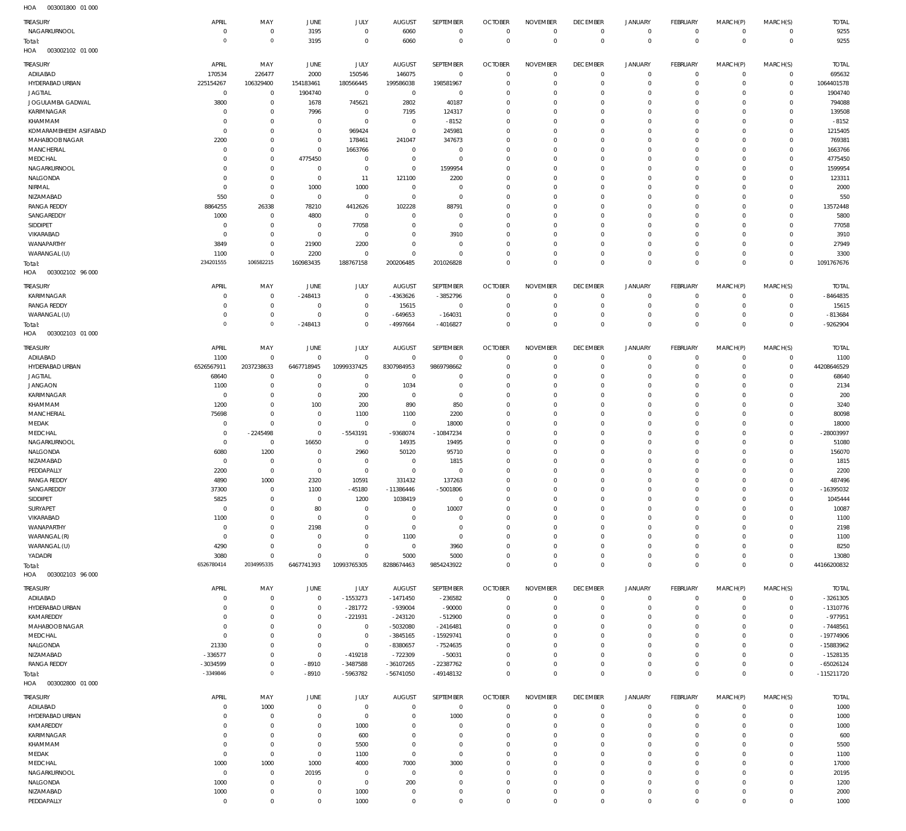HOA 003001800 01 000

| TREASURY | APRIL | MAY | JUNE | JULY | AUGUST | SEPTEMBER | OCTOBER | NOVEMBER | DECEMBER | JANUARY | FEBRUARY | MARCH(P) | MARCH(S) | TOTAL |
|---|---|---|---|---|---|---|---|---|---|---|---|---|---|---|
| NAGARKURNOOL | 0 | 0 | 3195 | 0 | 6060 | 0 | 0 | 0 | 0 | 0 | 0 | 0 | 0 | 9255 |
| Total: | 0 | 0 | 3195 | 0 | 6060 | 0 | 0 | 0 | 0 | 0 | 0 | 0 | 0 | 9255 |

HOA 003002102 01 000

| TREASURY | APRIL | MAY | JUNE | JULY | AUGUST | SEPTEMBER | OCTOBER | NOVEMBER | DECEMBER | JANUARY | FEBRUARY | MARCH(P) | MARCH(S) | TOTAL |
|---|---|---|---|---|---|---|---|---|---|---|---|---|---|---|
| ADILABAD | 170534 | 226477 | 2000 | 150546 | 146075 | 0 | 0 | 0 | 0 | 0 | 0 | 0 | 0 | 695632 |
| HYDERABAD URBAN | 225154267 | 106329400 | 154183461 | 180566445 | 199586038 | 198581967 | 0 | 0 | 0 | 0 | 0 | 0 | 0 | 1064401578 |
| JAGTIAL | 0 | 0 | 1904740 | 0 | 0 | 0 | 0 | 0 | 0 | 0 | 0 | 0 | 0 | 1904740 |
| JOGULAMBA GADWAL | 3800 | 0 | 1678 | 745621 | 2802 | 40187 | 0 | 0 | 0 | 0 | 0 | 0 | 0 | 794088 |
| KARIMNAGAR | 0 | 0 | 7996 | 0 | 7195 | 124317 | 0 | 0 | 0 | 0 | 0 | 0 | 0 | 139508 |
| KHAMMAM | 0 | 0 | 0 | 0 | 0 | -8152 | 0 | 0 | 0 | 0 | 0 | 0 | 0 | -8152 |
| KOMARAMBHEEM ASIFABAD | 0 | 0 | 0 | 969424 | 0 | 245981 | 0 | 0 | 0 | 0 | 0 | 0 | 0 | 1215405 |
| MAHABOOB NAGAR | 2200 | 0 | 0 | 178461 | 241047 | 347673 | 0 | 0 | 0 | 0 | 0 | 0 | 0 | 769381 |
| MANCHERIAL | 0 | 0 | 0 | 1663766 | 0 | 0 | 0 | 0 | 0 | 0 | 0 | 0 | 0 | 1663766 |
| MEDCHAL | 0 | 0 | 4775450 | 0 | 0 | 0 | 0 | 0 | 0 | 0 | 0 | 0 | 0 | 4775450 |
| NAGARKURNOOL | 0 | 0 | 0 | 0 | 0 | 1599954 | 0 | 0 | 0 | 0 | 0 | 0 | 0 | 1599954 |
| NALGONDA | 0 | 0 | 0 | 11 | 121100 | 2200 | 0 | 0 | 0 | 0 | 0 | 0 | 0 | 123311 |
| NIRMAL | 0 | 0 | 1000 | 1000 | 0 | 0 | 0 | 0 | 0 | 0 | 0 | 0 | 0 | 2000 |
| NIZAMABAD | 550 | 0 | 0 | 0 | 0 | 0 | 0 | 0 | 0 | 0 | 0 | 0 | 0 | 550 |
| RANGA REDDY | 8864255 | 26338 | 78210 | 4412626 | 102228 | 88791 | 0 | 0 | 0 | 0 | 0 | 0 | 0 | 13572448 |
| SANGAREDDY | 1000 | 0 | 4800 | 0 | 0 | 0 | 0 | 0 | 0 | 0 | 0 | 0 | 0 | 5800 |
| SIDDIPET | 0 | 0 | 0 | 77058 | 0 | 0 | 0 | 0 | 0 | 0 | 0 | 0 | 0 | 77058 |
| VIKARABAD | 0 | 0 | 0 | 0 | 0 | 3910 | 0 | 0 | 0 | 0 | 0 | 0 | 0 | 3910 |
| WANAPARTHY | 3849 | 0 | 21900 | 2200 | 0 | 0 | 0 | 0 | 0 | 0 | 0 | 0 | 0 | 27949 |
| WARANGAL (U) | 1100 | 0 | 2200 | 0 | 0 | 0 | 0 | 0 | 0 | 0 | 0 | 0 | 0 | 3300 |
| Total: | 234201555 | 106582215 | 160983435 | 188767158 | 200206485 | 201026828 | 0 | 0 | 0 | 0 | 0 | 0 | 0 | 1091767676 |

HOA 003002102 96 000

| TREASURY | APRIL | MAY | JUNE | JULY | AUGUST | SEPTEMBER | OCTOBER | NOVEMBER | DECEMBER | JANUARY | FEBRUARY | MARCH(P) | MARCH(S) | TOTAL |
|---|---|---|---|---|---|---|---|---|---|---|---|---|---|---|
| KARIMNAGAR | 0 | 0 | -248413 | 0 | -4363626 | -3852796 | 0 | 0 | 0 | 0 | 0 | 0 | 0 | -8464835 |
| RANGA REDDY | 0 | 0 | 0 | 0 | 15615 | 0 | 0 | 0 | 0 | 0 | 0 | 0 | 0 | 15615 |
| WARANGAL (U) | 0 | 0 | 0 | 0 | -649653 | -164031 | 0 | 0 | 0 | 0 | 0 | 0 | 0 | -813684 |
| Total: | 0 | 0 | -248413 | 0 | -4997664 | -4016827 | 0 | 0 | 0 | 0 | 0 | 0 | 0 | -9262904 |

HOA 003002103 01 000

| TREASURY | APRIL | MAY | JUNE | JULY | AUGUST | SEPTEMBER | OCTOBER | NOVEMBER | DECEMBER | JANUARY | FEBRUARY | MARCH(P) | MARCH(S) | TOTAL |
|---|---|---|---|---|---|---|---|---|---|---|---|---|---|---|
| ADILABAD | 1100 | 0 | 0 | 0 | 0 | 0 | 0 | 0 | 0 | 0 | 0 | 0 | 0 | 1100 |
| HYDERABAD URBAN | 6526567911 | 2037238633 | 6467718945 | 10999337425 | 8307984953 | 9869798662 | 0 | 0 | 0 | 0 | 0 | 0 | 0 | 44208646529 |
| JAGTIAL | 68640 | 0 | 0 | 0 | 0 | 0 | 0 | 0 | 0 | 0 | 0 | 0 | 0 | 68640 |
| JANGAON | 1100 | 0 | 0 | 0 | 1034 | 0 | 0 | 0 | 0 | 0 | 0 | 0 | 0 | 2134 |
| KARIMNAGAR | 0 | 0 | 0 | 200 | 0 | 0 | 0 | 0 | 0 | 0 | 0 | 0 | 0 | 200 |
| KHAMMAM | 1200 | 0 | 100 | 200 | 890 | 850 | 0 | 0 | 0 | 0 | 0 | 0 | 0 | 3240 |
| MANCHERIAL | 75698 | 0 | 0 | 1100 | 1100 | 2200 | 0 | 0 | 0 | 0 | 0 | 0 | 0 | 80098 |
| MEDAK | 0 | 0 | 0 | 0 | 0 | 18000 | 0 | 0 | 0 | 0 | 0 | 0 | 0 | 18000 |
| MEDCHAL | 0 | -2245498 | 0 | -5543191 | -9368074 | -10847234 | 0 | 0 | 0 | 0 | 0 | 0 | 0 | -28003997 |
| NAGARKURNOOL | 0 | 0 | 16650 | 0 | 14935 | 19495 | 0 | 0 | 0 | 0 | 0 | 0 | 0 | 51080 |
| NALGONDA | 6080 | 1200 | 0 | 2960 | 50120 | 95710 | 0 | 0 | 0 | 0 | 0 | 0 | 0 | 156070 |
| NIZAMABAD | 0 | 0 | 0 | 0 | 0 | 1815 | 0 | 0 | 0 | 0 | 0 | 0 | 0 | 1815 |
| PEDDAPALLY | 2200 | 0 | 0 | 0 | 0 | 0 | 0 | 0 | 0 | 0 | 0 | 0 | 0 | 2200 |
| RANGA REDDY | 4890 | 1000 | 2320 | 10591 | 331432 | 137263 | 0 | 0 | 0 | 0 | 0 | 0 | 0 | 487496 |
| SANGAREDDY | 37300 | 0 | 1100 | -45180 | -11386446 | -5001806 | 0 | 0 | 0 | 0 | 0 | 0 | 0 | -16395032 |
| SIDDIPET | 5825 | 0 | 0 | 1200 | 1038419 | 0 | 0 | 0 | 0 | 0 | 0 | 0 | 0 | 1045444 |
| SURYAPET | 0 | 0 | 80 | 0 | 0 | 10007 | 0 | 0 | 0 | 0 | 0 | 0 | 0 | 10087 |
| VIKARABAD | 1100 | 0 | 0 | 0 | 0 | 0 | 0 | 0 | 0 | 0 | 0 | 0 | 0 | 1100 |
| WANAPARTHY | 0 | 0 | 2198 | 0 | 0 | 0 | 0 | 0 | 0 | 0 | 0 | 0 | 0 | 2198 |
| WARANGAL (R) | 0 | 0 | 0 | 0 | 1100 | 0 | 0 | 0 | 0 | 0 | 0 | 0 | 0 | 1100 |
| WARANGAL (U) | 4290 | 0 | 0 | 0 | 0 | 3960 | 0 | 0 | 0 | 0 | 0 | 0 | 0 | 8250 |
| YADADRI | 3080 | 0 | 0 | 0 | 5000 | 5000 | 0 | 0 | 0 | 0 | 0 | 0 | 0 | 13080 |
| Total: | 6526780414 | 2034995335 | 6467741393 | 10993765305 | 8288674463 | 9854243922 | 0 | 0 | 0 | 0 | 0 | 0 | 0 | 44166200832 |

HOA 003002103 96 000

| TREASURY | APRIL | MAY | JUNE | JULY | AUGUST | SEPTEMBER | OCTOBER | NOVEMBER | DECEMBER | JANUARY | FEBRUARY | MARCH(P) | MARCH(S) | TOTAL |
|---|---|---|---|---|---|---|---|---|---|---|---|---|---|---|
| ADILABAD | 0 | 0 | 0 | -1553273 | -1471450 | -236582 | 0 | 0 | 0 | 0 | 0 | 0 | 0 | -3261305 |
| HYDERABAD URBAN | 0 | 0 | 0 | -281772 | -939004 | -90000 | 0 | 0 | 0 | 0 | 0 | 0 | 0 | -1310776 |
| KAMAREDDY | 0 | 0 | 0 | -221931 | -243120 | -512900 | 0 | 0 | 0 | 0 | 0 | 0 | 0 | -977951 |
| MAHABOOB NAGAR | 0 | 0 | 0 | 0 | -5032080 | -2416481 | 0 | 0 | 0 | 0 | 0 | 0 | 0 | -7448561 |
| MEDCHAL | 0 | 0 | 0 | 0 | -3845165 | -15929741 | 0 | 0 | 0 | 0 | 0 | 0 | 0 | -19774906 |
| NALGONDA | 21330 | 0 | 0 | 0 | -8380657 | -7524635 | 0 | 0 | 0 | 0 | 0 | 0 | 0 | -15883962 |
| NIZAMABAD | -336577 | 0 | 0 | -419218 | -722309 | -50031 | 0 | 0 | 0 | 0 | 0 | 0 | 0 | -1528135 |
| RANGA REDDY | -3034599 | 0 | -8910 | -3487588 | -36107265 | -22387762 | 0 | 0 | 0 | 0 | 0 | 0 | 0 | -65026124 |
| Total: | -3349846 | 0 | -8910 | -5963782 | -56741050 | -49148132 | 0 | 0 | 0 | 0 | 0 | 0 | 0 | -115211720 |

HOA 003002800 01 000

| TREASURY | APRIL | MAY | JUNE | JULY | AUGUST | SEPTEMBER | OCTOBER | NOVEMBER | DECEMBER | JANUARY | FEBRUARY | MARCH(P) | MARCH(S) | TOTAL |
|---|---|---|---|---|---|---|---|---|---|---|---|---|---|---|
| ADILABAD | 0 | 1000 | 0 | 0 | 0 | 0 | 0 | 0 | 0 | 0 | 0 | 0 | 0 | 1000 |
| HYDERABAD URBAN | 0 | 0 | 0 | 0 | 0 | 1000 | 0 | 0 | 0 | 0 | 0 | 0 | 0 | 1000 |
| KAMAREDDY | 0 | 0 | 0 | 1000 | 0 | 0 | 0 | 0 | 0 | 0 | 0 | 0 | 0 | 1000 |
| KARIMNAGAR | 0 | 0 | 0 | 600 | 0 | 0 | 0 | 0 | 0 | 0 | 0 | 0 | 0 | 600 |
| KHAMMAM | 0 | 0 | 0 | 5500 | 0 | 0 | 0 | 0 | 0 | 0 | 0 | 0 | 0 | 5500 |
| MEDAK | 0 | 0 | 0 | 1100 | 0 | 0 | 0 | 0 | 0 | 0 | 0 | 0 | 0 | 1100 |
| MEDCHAL | 1000 | 1000 | 1000 | 4000 | 7000 | 3000 | 0 | 0 | 0 | 0 | 0 | 0 | 0 | 17000 |
| NAGARKURNOOL | 0 | 0 | 20195 | 0 | 0 | 0 | 0 | 0 | 0 | 0 | 0 | 0 | 0 | 20195 |
| NALGONDA | 1000 | 0 | 0 | 0 | 200 | 0 | 0 | 0 | 0 | 0 | 0 | 0 | 0 | 1200 |
| NIZAMABAD | 1000 | 0 | 0 | 1000 | 0 | 0 | 0 | 0 | 0 | 0 | 0 | 0 | 0 | 2000 |
| PEDDAPALLY | 0 | 0 | 0 | 1000 | 0 | 0 | 0 | 0 | 0 | 0 | 0 | 0 | 0 | 1000 |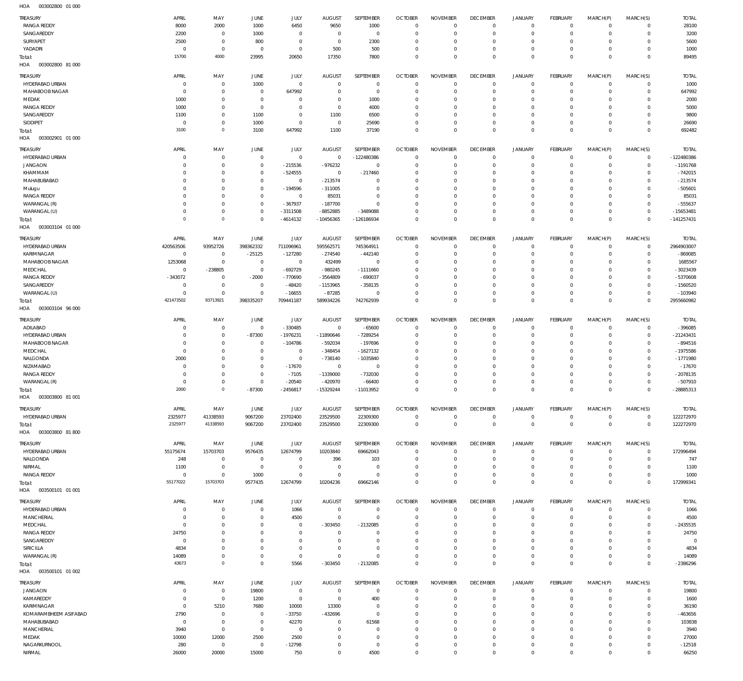HOA 003002800 01 000

| TREASURY | APRIL | MAY | JUNE | JULY | AUGUST | SEPTEMBER | OCTOBER | NOVEMBER | DECEMBER | JANUARY | FEBRUARY | MARCH(P) | MARCH(S) | TOTAL |
|---|---|---|---|---|---|---|---|---|---|---|---|---|---|---|
| RANGA REDDY | 8000 | 2000 | 1000 | 6450 | 9650 | 1000 | 0 | 0 | 0 | 0 | 0 | 0 | 0 | 28100 |
| SANGAREDDY | 2200 | 0 | 1000 | 0 | 0 | 0 | 0 | 0 | 0 | 0 | 0 | 0 | 0 | 3200 |
| SURYAPET | 2500 | 0 | 800 | 0 | 0 | 2300 | 0 | 0 | 0 | 0 | 0 | 0 | 0 | 5600 |
| YADADRI | 0 | 0 | 0 | 0 | 500 | 500 | 0 | 0 | 0 | 0 | 0 | 0 | 0 | 1000 |
| Total: | 15700 | 4000 | 23995 | 20650 | 17350 | 7800 | 0 | 0 | 0 | 0 | 0 | 0 | 0 | 89495 |

HOA 003002800 81 000

| TREASURY | APRIL | MAY | JUNE | JULY | AUGUST | SEPTEMBER | OCTOBER | NOVEMBER | DECEMBER | JANUARY | FEBRUARY | MARCH(P) | MARCH(S) | TOTAL |
|---|---|---|---|---|---|---|---|---|---|---|---|---|---|---|
| HYDERABAD URBAN | 0 | 0 | 1000 | 0 | 0 | 0 | 0 | 0 | 0 | 0 | 0 | 0 | 0 | 1000 |
| MAHABOOBNAGAR | 0 | 0 | 0 | 647992 | 0 | 0 | 0 | 0 | 0 | 0 | 0 | 0 | 0 | 647992 |
| MEDAK | 1000 | 0 | 0 | 0 | 0 | 1000 | 0 | 0 | 0 | 0 | 0 | 0 | 0 | 2000 |
| RANGA REDDY | 1000 | 0 | 0 | 0 | 0 | 4000 | 0 | 0 | 0 | 0 | 0 | 0 | 0 | 5000 |
| SANGAREDDY | 1100 | 0 | 1100 | 0 | 1100 | 6500 | 0 | 0 | 0 | 0 | 0 | 0 | 0 | 9800 |
| SIDDIPET | 0 | 0 | 1000 | 0 | 0 | 25690 | 0 | 0 | 0 | 0 | 0 | 0 | 0 | 26690 |
| Total: | 3100 | 0 | 3100 | 647992 | 1100 | 37190 | 0 | 0 | 0 | 0 | 0 | 0 | 0 | 692482 |

HOA 003002901 01 000

| TREASURY | APRIL | MAY | JUNE | JULY | AUGUST | SEPTEMBER | OCTOBER | NOVEMBER | DECEMBER | JANUARY | FEBRUARY | MARCH(P) | MARCH(S) | TOTAL |
|---|---|---|---|---|---|---|---|---|---|---|---|---|---|---|
| HYDERABAD URBAN | 0 | 0 | 0 | 0 | 0 | -122480386 | 0 | 0 | 0 | 0 | 0 | 0 | 0 | -122480386 |
| JANGAON | 0 | 0 | 0 | -215536 | -976232 | 0 | 0 | 0 | 0 | 0 | 0 | 0 | 0 | -1191768 |
| KHAMMAM | 0 | 0 | 0 | -524555 | 0 | -217460 | 0 | 0 | 0 | 0 | 0 | 0 | 0 | -742015 |
| MAHABUBABAD | 0 | 0 | 0 | 0 | -213574 | 0 | 0 | 0 | 0 | 0 | 0 | 0 | 0 | -213574 |
| Mulugu | 0 | 0 | 0 | -194596 | -311005 | 0 | 0 | 0 | 0 | 0 | 0 | 0 | 0 | -505601 |
| RANGA REDDY | 0 | 0 | 0 | 0 | 85031 | 0 | 0 | 0 | 0 | 0 | 0 | 0 | 0 | 85031 |
| WARANGAL (R) | 0 | 0 | 0 | -367937 | -187700 | 0 | 0 | 0 | 0 | 0 | 0 | 0 | 0 | -555637 |
| WARANGAL (U) | 0 | 0 | 0 | -3311508 | -8852885 | -3489088 | 0 | 0 | 0 | 0 | 0 | 0 | 0 | -15653481 |
| Total: | 0 | 0 | 0 | -4614132 | -10456365 | -126186934 | 0 | 0 | 0 | 0 | 0 | 0 | 0 | -141257431 |

HOA 003003104 01 000

| TREASURY | APRIL | MAY | JUNE | JULY | AUGUST | SEPTEMBER | OCTOBER | NOVEMBER | DECEMBER | JANUARY | FEBRUARY | MARCH(P) | MARCH(S) | TOTAL |
|---|---|---|---|---|---|---|---|---|---|---|---|---|---|---|
| HYDERABAD URBAN | 420563506 | 93952726 | 398362332 | 711096961 | 595562571 | 745364911 | 0 | 0 | 0 | 0 | 0 | 0 | 0 | 2964903007 |
| KARIMNAGAR | 0 | 0 | -25125 | -127280 | -274540 | -442140 | 0 | 0 | 0 | 0 | 0 | 0 | 0 | -869085 |
| MAHABOOBNAGAR | 1253068 | 0 | 0 | 0 | 432499 | 0 | 0 | 0 | 0 | 0 | 0 | 0 | 0 | 1685567 |
| MEDCHAL | 0 | -238805 | 0 | -692729 | -980245 | -1111660 | 0 | 0 | 0 | 0 | 0 | 0 | 0 | -3023439 |
| RANGA REDDY | -343072 | 0 | -2000 | -770690 | -3564809 | -690037 | 0 | 0 | 0 | 0 | 0 | 0 | 0 | -5370608 |
| SANGAREDDY | 0 | 0 | 0 | -48420 | -1153965 | -358135 | 0 | 0 | 0 | 0 | 0 | 0 | 0 | -1560520 |
| WARANGAL (U) | 0 | 0 | 0 | -16655 | -87285 | 0 | 0 | 0 | 0 | 0 | 0 | 0 | 0 | -103940 |
| Total: | 421473502 | 93713921 | 398335207 | 709441187 | 589934226 | 742762939 | 0 | 0 | 0 | 0 | 0 | 0 | 0 | 2955660982 |

HOA 003003104 96 000

| TREASURY | APRIL | MAY | JUNE | JULY | AUGUST | SEPTEMBER | OCTOBER | NOVEMBER | DECEMBER | JANUARY | FEBRUARY | MARCH(P) | MARCH(S) | TOTAL |
|---|---|---|---|---|---|---|---|---|---|---|---|---|---|---|
| ADILABAD | 0 | 0 | 0 | -330485 | 0 | -65600 | 0 | 0 | 0 | 0 | 0 | 0 | 0 | -396085 |
| HYDERABAD URBAN | 0 | 0 | -87300 | -1976231 | -11890646 | -7289254 | 0 | 0 | 0 | 0 | 0 | 0 | 0 | -21243431 |
| MAHABOOBNAGAR | 0 | 0 | 0 | -104786 | -592034 | -197696 | 0 | 0 | 0 | 0 | 0 | 0 | 0 | -894516 |
| MEDCHAL | 0 | 0 | 0 | 0 | -348454 | -1627132 | 0 | 0 | 0 | 0 | 0 | 0 | 0 | -1975586 |
| NALGONDA | 2000 | 0 | 0 | 0 | -738140 | -1035840 | 0 | 0 | 0 | 0 | 0 | 0 | 0 | -1771980 |
| NIZAMABAD | 0 | 0 | 0 | -17670 | 0 | 0 | 0 | 0 | 0 | 0 | 0 | 0 | 0 | -17670 |
| RANGA REDDY | 0 | 0 | 0 | -7105 | -1339000 | -732030 | 0 | 0 | 0 | 0 | 0 | 0 | 0 | -2078135 |
| WARANGAL (R) | 0 | 0 | 0 | -20540 | -420970 | -66400 | 0 | 0 | 0 | 0 | 0 | 0 | 0 | -507910 |
| Total: | 2000 | 0 | -87300 | -2456817 | -15329244 | -11013952 | 0 | 0 | 0 | 0 | 0 | 0 | 0 | -28885313 |

HOA 003003800 81 001

| TREASURY | APRIL | MAY | JUNE | JULY | AUGUST | SEPTEMBER | OCTOBER | NOVEMBER | DECEMBER | JANUARY | FEBRUARY | MARCH(P) | MARCH(S) | TOTAL |
|---|---|---|---|---|---|---|---|---|---|---|---|---|---|---|
| HYDERABAD URBAN | 2325977 | 41338593 | 9067200 | 23702400 | 23529500 | 22309300 | 0 | 0 | 0 | 0 | 0 | 0 | 0 | 122272970 |
| Total: | 2325977 | 41338593 | 9067200 | 23702400 | 23529500 | 22309300 | 0 | 0 | 0 | 0 | 0 | 0 | 0 | 122272970 |

HOA 003003800 81 800

| TREASURY | APRIL | MAY | JUNE | JULY | AUGUST | SEPTEMBER | OCTOBER | NOVEMBER | DECEMBER | JANUARY | FEBRUARY | MARCH(P) | MARCH(S) | TOTAL |
|---|---|---|---|---|---|---|---|---|---|---|---|---|---|---|
| HYDERABAD URBAN | 55175674 | 15703703 | 9576435 | 12674799 | 10203840 | 69662043 | 0 | 0 | 0 | 0 | 0 | 0 | 0 | 172996494 |
| NALGONDA | 248 | 0 | 0 | 0 | 396 | 103 | 0 | 0 | 0 | 0 | 0 | 0 | 0 | 747 |
| NIRMAL | 1100 | 0 | 0 | 0 | 0 | 0 | 0 | 0 | 0 | 0 | 0 | 0 | 0 | 1100 |
| RANGA REDDY | 0 | 0 | 1000 | 0 | 0 | 0 | 0 | 0 | 0 | 0 | 0 | 0 | 0 | 1000 |
| Total: | 55177022 | 15703703 | 9577435 | 12674799 | 10204236 | 69662146 | 0 | 0 | 0 | 0 | 0 | 0 | 0 | 172999341 |

HOA 003500101 01 001

| TREASURY | APRIL | MAY | JUNE | JULY | AUGUST | SEPTEMBER | OCTOBER | NOVEMBER | DECEMBER | JANUARY | FEBRUARY | MARCH(P) | MARCH(S) | TOTAL |
|---|---|---|---|---|---|---|---|---|---|---|---|---|---|---|
| HYDERABAD URBAN | 0 | 0 | 0 | 1066 | 0 | 0 | 0 | 0 | 0 | 0 | 0 | 0 | 0 | 1066 |
| MANCHERIAL | 0 | 0 | 0 | 4500 | 0 | 0 | 0 | 0 | 0 | 0 | 0 | 0 | 0 | 4500 |
| MEDCHAL | 0 | 0 | 0 | 0 | -303450 | -2132085 | 0 | 0 | 0 | 0 | 0 | 0 | 0 | -2435535 |
| RANGA REDDY | 24750 | 0 | 0 | 0 | 0 | 0 | 0 | 0 | 0 | 0 | 0 | 0 | 0 | 24750 |
| SANGAREDDY | 0 | 0 | 0 | 0 | 0 | 0 | 0 | 0 | 0 | 0 | 0 | 0 | 0 | 0 |
| SIRICILLA | 4834 | 0 | 0 | 0 | 0 | 0 | 0 | 0 | 0 | 0 | 0 | 0 | 0 | 4834 |
| WARANGAL (R) | 14089 | 0 | 0 | 0 | 0 | 0 | 0 | 0 | 0 | 0 | 0 | 0 | 0 | 14089 |
| Total: | 43673 | 0 | 0 | 5566 | -303450 | -2132085 | 0 | 0 | 0 | 0 | 0 | 0 | 0 | -2386296 |

HOA 003500101 01 002

| TREASURY | APRIL | MAY | JUNE | JULY | AUGUST | SEPTEMBER | OCTOBER | NOVEMBER | DECEMBER | JANUARY | FEBRUARY | MARCH(P) | MARCH(S) | TOTAL |
|---|---|---|---|---|---|---|---|---|---|---|---|---|---|---|
| JANGAON | 0 | 0 | 19800 | 0 | 0 | 0 | 0 | 0 | 0 | 0 | 0 | 0 | 0 | 19800 |
| KAMAREDDY | 0 | 0 | 1200 | 0 | 0 | 400 | 0 | 0 | 0 | 0 | 0 | 0 | 0 | 1600 |
| KARIMNAGAR | 0 | 5210 | 7680 | 10000 | 13300 | 0 | 0 | 0 | 0 | 0 | 0 | 0 | 0 | 36190 |
| KOMARAMBHEEM ASIFABAD | 2790 | 0 | 0 | -33750 | -432696 | 0 | 0 | 0 | 0 | 0 | 0 | 0 | 0 | -463656 |
| MAHABUBABAD | 0 | 0 | 0 | 42270 | 0 | 61568 | 0 | 0 | 0 | 0 | 0 | 0 | 0 | 103838 |
| MANCHERIAL | 3940 | 0 | 0 | 0 | 0 | 0 | 0 | 0 | 0 | 0 | 0 | 0 | 0 | 3940 |
| MEDAK | 10000 | 12000 | 2500 | 2500 | 0 | 0 | 0 | 0 | 0 | 0 | 0 | 0 | 0 | 27000 |
| NAGARKURNOOL | 280 | 0 | 0 | -12798 | 0 | 0 | 0 | 0 | 0 | 0 | 0 | 0 | 0 | -12518 |
| NIRMAL | 26000 | 20000 | 15000 | 750 | 0 | 4500 | 0 | 0 | 0 | 0 | 0 | 0 | 0 | 66250 |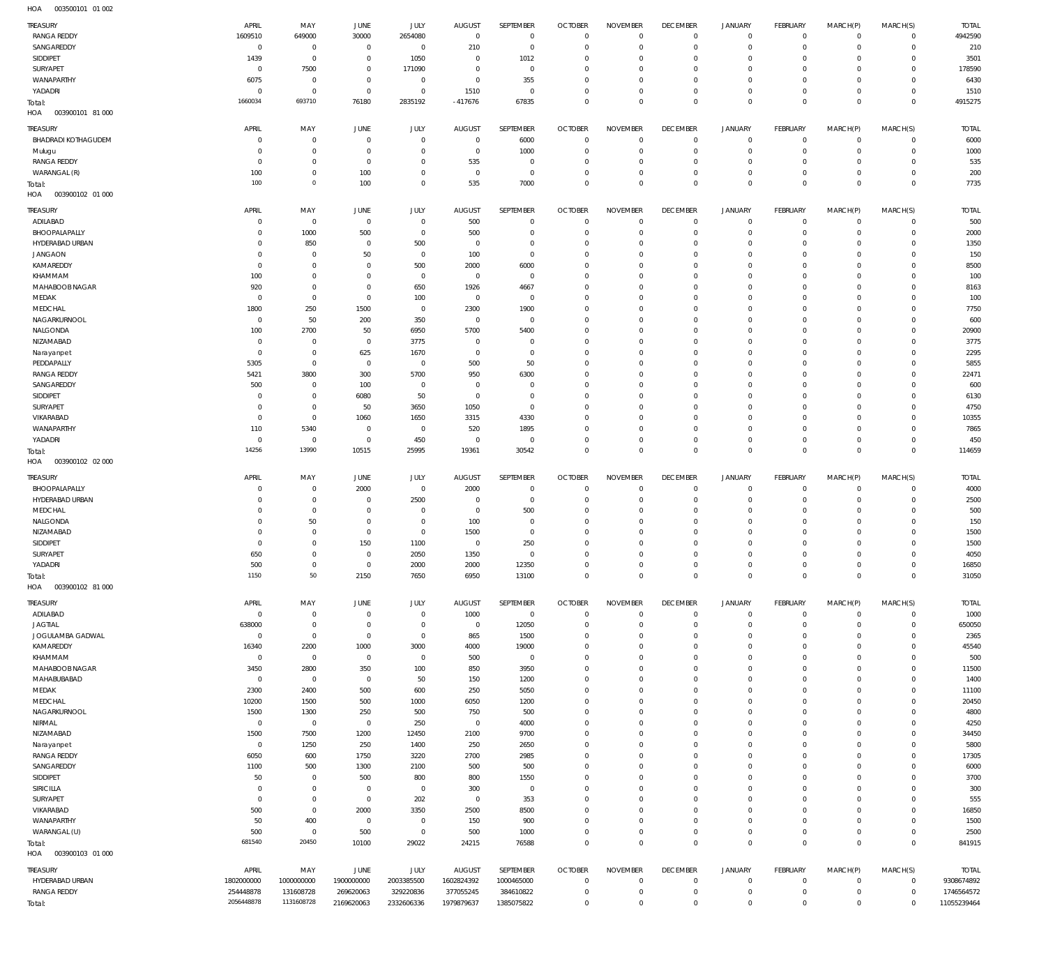HOA 003500101 01 002

| TREASURY | APRIL | MAY | JUNE | JULY | AUGUST | SEPTEMBER | OCTOBER | NOVEMBER | DECEMBER | JANUARY | FEBRUARY | MARCH(P) | MARCH(S) | TOTAL |
|---|---|---|---|---|---|---|---|---|---|---|---|---|---|---|
| RANGA REDDY | 1609510 | 649000 | 30000 | 2654080 | 0 | 0 | 0 | 0 | 0 | 0 | 0 | 0 | 0 | 4942590 |
| SANGAREDDY | 0 | 0 | 0 | 0 | 210 | 0 | 0 | 0 | 0 | 0 | 0 | 0 | 0 | 210 |
| SIDDIPET | 1439 | 0 | 0 | 1050 | 0 | 1012 | 0 | 0 | 0 | 0 | 0 | 0 | 0 | 3501 |
| SURYAPET | 0 | 7500 | 0 | 171090 | 0 | 0 | 0 | 0 | 0 | 0 | 0 | 0 | 0 | 178590 |
| WANAPARTHY | 6075 | 0 | 0 | 0 | 0 | 355 | 0 | 0 | 0 | 0 | 0 | 0 | 0 | 6430 |
| YADADRI | 0 | 0 | 0 | 0 | 1510 | 0 | 0 | 0 | 0 | 0 | 0 | 0 | 0 | 1510 |
| Total: | 1660034 | 693710 | 76180 | 2835192 | -417676 | 67835 | 0 | 0 | 0 | 0 | 0 | 0 | 0 | 4915275 |

HOA 003900101 81 000

| TREASURY | APRIL | MAY | JUNE | JULY | AUGUST | SEPTEMBER | OCTOBER | NOVEMBER | DECEMBER | JANUARY | FEBRUARY | MARCH(P) | MARCH(S) | TOTAL |
|---|---|---|---|---|---|---|---|---|---|---|---|---|---|---|
| BHADRADI KOTHAGUDEM | 0 | 0 | 0 | 0 | 0 | 6000 | 0 | 0 | 0 | 0 | 0 | 0 | 0 | 6000 |
| Mulugu | 0 | 0 | 0 | 0 | 0 | 1000 | 0 | 0 | 0 | 0 | 0 | 0 | 0 | 1000 |
| RANGA REDDY | 0 | 0 | 0 | 0 | 535 | 0 | 0 | 0 | 0 | 0 | 0 | 0 | 0 | 535 |
| WARANGAL (R) | 100 | 0 | 100 | 0 | 0 | 0 | 0 | 0 | 0 | 0 | 0 | 0 | 0 | 200 |
| Total: | 100 | 0 | 100 | 0 | 535 | 7000 | 0 | 0 | 0 | 0 | 0 | 0 | 0 | 7735 |

HOA 003900102 01 000

| TREASURY | APRIL | MAY | JUNE | JULY | AUGUST | SEPTEMBER | OCTOBER | NOVEMBER | DECEMBER | JANUARY | FEBRUARY | MARCH(P) | MARCH(S) | TOTAL |
|---|---|---|---|---|---|---|---|---|---|---|---|---|---|---|
| ADILABAD | 0 | 0 | 0 | 0 | 500 | 0 | 0 | 0 | 0 | 0 | 0 | 0 | 0 | 500 |
| BHOOPALAPALLY | 0 | 1000 | 500 | 0 | 500 | 0 | 0 | 0 | 0 | 0 | 0 | 0 | 0 | 2000 |
| HYDERABAD URBAN | 0 | 850 | 0 | 500 | 0 | 0 | 0 | 0 | 0 | 0 | 0 | 0 | 0 | 1350 |
| JANGAON | 0 | 0 | 50 | 0 | 100 | 0 | 0 | 0 | 0 | 0 | 0 | 0 | 0 | 150 |
| KAMAREDDY | 0 | 0 | 0 | 500 | 2000 | 6000 | 0 | 0 | 0 | 0 | 0 | 0 | 0 | 8500 |
| KHAMMAM | 100 | 0 | 0 | 0 | 0 | 0 | 0 | 0 | 0 | 0 | 0 | 0 | 0 | 100 |
| MAHABOOB NAGAR | 920 | 0 | 0 | 650 | 1926 | 4667 | 0 | 0 | 0 | 0 | 0 | 0 | 0 | 8163 |
| MEDAK | 0 | 0 | 0 | 100 | 0 | 0 | 0 | 0 | 0 | 0 | 0 | 0 | 0 | 100 |
| MEDCHAL | 1800 | 250 | 1500 | 0 | 2300 | 1900 | 0 | 0 | 0 | 0 | 0 | 0 | 0 | 7750 |
| NAGARKURNOOL | 0 | 50 | 200 | 350 | 0 | 0 | 0 | 0 | 0 | 0 | 0 | 0 | 0 | 600 |
| NALGONDA | 100 | 2700 | 50 | 6950 | 5700 | 5400 | 0 | 0 | 0 | 0 | 0 | 0 | 0 | 20900 |
| NIZAMABAD | 0 | 0 | 0 | 3775 | 0 | 0 | 0 | 0 | 0 | 0 | 0 | 0 | 0 | 3775 |
| Narayanpet | 0 | 0 | 625 | 1670 | 0 | 0 | 0 | 0 | 0 | 0 | 0 | 0 | 0 | 2295 |
| PEDDAPALLY | 5305 | 0 | 0 | 0 | 500 | 50 | 0 | 0 | 0 | 0 | 0 | 0 | 0 | 5855 |
| RANGA REDDY | 5421 | 3800 | 300 | 5700 | 950 | 6300 | 0 | 0 | 0 | 0 | 0 | 0 | 0 | 22471 |
| SANGAREDDY | 500 | 0 | 100 | 0 | 0 | 0 | 0 | 0 | 0 | 0 | 0 | 0 | 0 | 600 |
| SIDDIPET | 0 | 0 | 6080 | 50 | 0 | 0 | 0 | 0 | 0 | 0 | 0 | 0 | 0 | 6130 |
| SURYAPET | 0 | 0 | 50 | 3650 | 1050 | 0 | 0 | 0 | 0 | 0 | 0 | 0 | 0 | 4750 |
| VIKARABAD | 0 | 0 | 1060 | 1650 | 3315 | 4330 | 0 | 0 | 0 | 0 | 0 | 0 | 0 | 10355 |
| WANAPARTHY | 110 | 5340 | 0 | 0 | 520 | 1895 | 0 | 0 | 0 | 0 | 0 | 0 | 0 | 7865 |
| YADADRI | 0 | 0 | 0 | 450 | 0 | 0 | 0 | 0 | 0 | 0 | 0 | 0 | 0 | 450 |
| Total: | 14256 | 13990 | 10515 | 25995 | 19361 | 30542 | 0 | 0 | 0 | 0 | 0 | 0 | 0 | 114659 |

HOA 003900102 02 000

| TREASURY | APRIL | MAY | JUNE | JULY | AUGUST | SEPTEMBER | OCTOBER | NOVEMBER | DECEMBER | JANUARY | FEBRUARY | MARCH(P) | MARCH(S) | TOTAL |
|---|---|---|---|---|---|---|---|---|---|---|---|---|---|---|
| BHOOPALAPALLY | 0 | 0 | 2000 | 0 | 2000 | 0 | 0 | 0 | 0 | 0 | 0 | 0 | 0 | 4000 |
| HYDERABAD URBAN | 0 | 0 | 0 | 2500 | 0 | 0 | 0 | 0 | 0 | 0 | 0 | 0 | 0 | 2500 |
| MEDCHAL | 0 | 0 | 0 | 0 | 0 | 500 | 0 | 0 | 0 | 0 | 0 | 0 | 0 | 500 |
| NALGONDA | 0 | 50 | 0 | 0 | 100 | 0 | 0 | 0 | 0 | 0 | 0 | 0 | 0 | 150 |
| NIZAMABAD | 0 | 0 | 0 | 0 | 1500 | 0 | 0 | 0 | 0 | 0 | 0 | 0 | 0 | 1500 |
| SIDDIPET | 0 | 0 | 150 | 1100 | 0 | 250 | 0 | 0 | 0 | 0 | 0 | 0 | 0 | 1500 |
| SURYAPET | 650 | 0 | 0 | 2050 | 1350 | 0 | 0 | 0 | 0 | 0 | 0 | 0 | 0 | 4050 |
| YADADRI | 500 | 0 | 0 | 2000 | 2000 | 12350 | 0 | 0 | 0 | 0 | 0 | 0 | 0 | 16850 |
| Total: | 1150 | 50 | 2150 | 7650 | 6950 | 13100 | 0 | 0 | 0 | 0 | 0 | 0 | 0 | 31050 |

HOA 003900102 81 000

| TREASURY | APRIL | MAY | JUNE | JULY | AUGUST | SEPTEMBER | OCTOBER | NOVEMBER | DECEMBER | JANUARY | FEBRUARY | MARCH(P) | MARCH(S) | TOTAL |
|---|---|---|---|---|---|---|---|---|---|---|---|---|---|---|
| ADILABAD | 0 | 0 | 0 | 0 | 1000 | 0 | 0 | 0 | 0 | 0 | 0 | 0 | 0 | 1000 |
| JAGTIAL | 638000 | 0 | 0 | 0 | 0 | 12050 | 0 | 0 | 0 | 0 | 0 | 0 | 0 | 650050 |
| JOGULAMBA GADWAL | 0 | 0 | 0 | 0 | 865 | 1500 | 0 | 0 | 0 | 0 | 0 | 0 | 0 | 2365 |
| KAMAREDDY | 16340 | 2200 | 1000 | 3000 | 4000 | 19000 | 0 | 0 | 0 | 0 | 0 | 0 | 0 | 45540 |
| KHAMMAM | 0 | 0 | 0 | 0 | 500 | 0 | 0 | 0 | 0 | 0 | 0 | 0 | 0 | 500 |
| MAHABOOB NAGAR | 3450 | 2800 | 350 | 100 | 850 | 3950 | 0 | 0 | 0 | 0 | 0 | 0 | 0 | 11500 |
| MAHABUBABAD | 0 | 0 | 0 | 50 | 150 | 1200 | 0 | 0 | 0 | 0 | 0 | 0 | 0 | 1400 |
| MEDAK | 2300 | 2400 | 500 | 600 | 250 | 5050 | 0 | 0 | 0 | 0 | 0 | 0 | 0 | 11100 |
| MEDCHAL | 10200 | 1500 | 500 | 1000 | 6050 | 1200 | 0 | 0 | 0 | 0 | 0 | 0 | 0 | 20450 |
| NAGARKURNOOL | 1500 | 1300 | 250 | 500 | 750 | 500 | 0 | 0 | 0 | 0 | 0 | 0 | 0 | 4800 |
| NIRMAL | 0 | 0 | 0 | 250 | 0 | 4000 | 0 | 0 | 0 | 0 | 0 | 0 | 0 | 4250 |
| NIZAMABAD | 1500 | 7500 | 1200 | 12450 | 2100 | 9700 | 0 | 0 | 0 | 0 | 0 | 0 | 0 | 34450 |
| Narayanpet | 0 | 1250 | 250 | 1400 | 250 | 2650 | 0 | 0 | 0 | 0 | 0 | 0 | 0 | 5800 |
| RANGA REDDY | 6050 | 600 | 1750 | 3220 | 2700 | 2985 | 0 | 0 | 0 | 0 | 0 | 0 | 0 | 17305 |
| SANGAREDDY | 1100 | 500 | 1300 | 2100 | 500 | 500 | 0 | 0 | 0 | 0 | 0 | 0 | 0 | 6000 |
| SIDDIPET | 50 | 0 | 500 | 800 | 800 | 1550 | 0 | 0 | 0 | 0 | 0 | 0 | 0 | 3700 |
| SIRICILLA | 0 | 0 | 0 | 0 | 300 | 0 | 0 | 0 | 0 | 0 | 0 | 0 | 0 | 300 |
| SURYAPET | 0 | 0 | 0 | 202 | 0 | 353 | 0 | 0 | 0 | 0 | 0 | 0 | 0 | 555 |
| VIKARABAD | 500 | 0 | 2000 | 3350 | 2500 | 8500 | 0 | 0 | 0 | 0 | 0 | 0 | 0 | 16850 |
| WANAPARTHY | 50 | 400 | 0 | 0 | 150 | 900 | 0 | 0 | 0 | 0 | 0 | 0 | 0 | 1500 |
| WARANGAL (U) | 500 | 0 | 500 | 0 | 500 | 1000 | 0 | 0 | 0 | 0 | 0 | 0 | 0 | 2500 |
| Total: | 681540 | 20450 | 10100 | 29022 | 24215 | 76588 | 0 | 0 | 0 | 0 | 0 | 0 | 0 | 841915 |

HOA 003900103 01 000

| TREASURY | APRIL | MAY | JUNE | JULY | AUGUST | SEPTEMBER | OCTOBER | NOVEMBER | DECEMBER | JANUARY | FEBRUARY | MARCH(P) | MARCH(S) | TOTAL |
|---|---|---|---|---|---|---|---|---|---|---|---|---|---|---|
| HYDERABAD URBAN | 1802000000 | 1000000000 | 1900000000 | 2003385500 | 1602824392 | 1000465000 | 0 | 0 | 0 | 0 | 0 | 0 | 0 | 9308674892 |
| RANGA REDDY | 254448878 | 131608728 | 269620063 | 329220836 | 377055245 | 384610822 | 0 | 0 | 0 | 0 | 0 | 0 | 0 | 1746564572 |
| Total: | 2056448878 | 1131608728 | 2169620063 | 2332606336 | 1979879637 | 1385075822 | 0 | 0 | 0 | 0 | 0 | 0 | 0 | 11055239464 |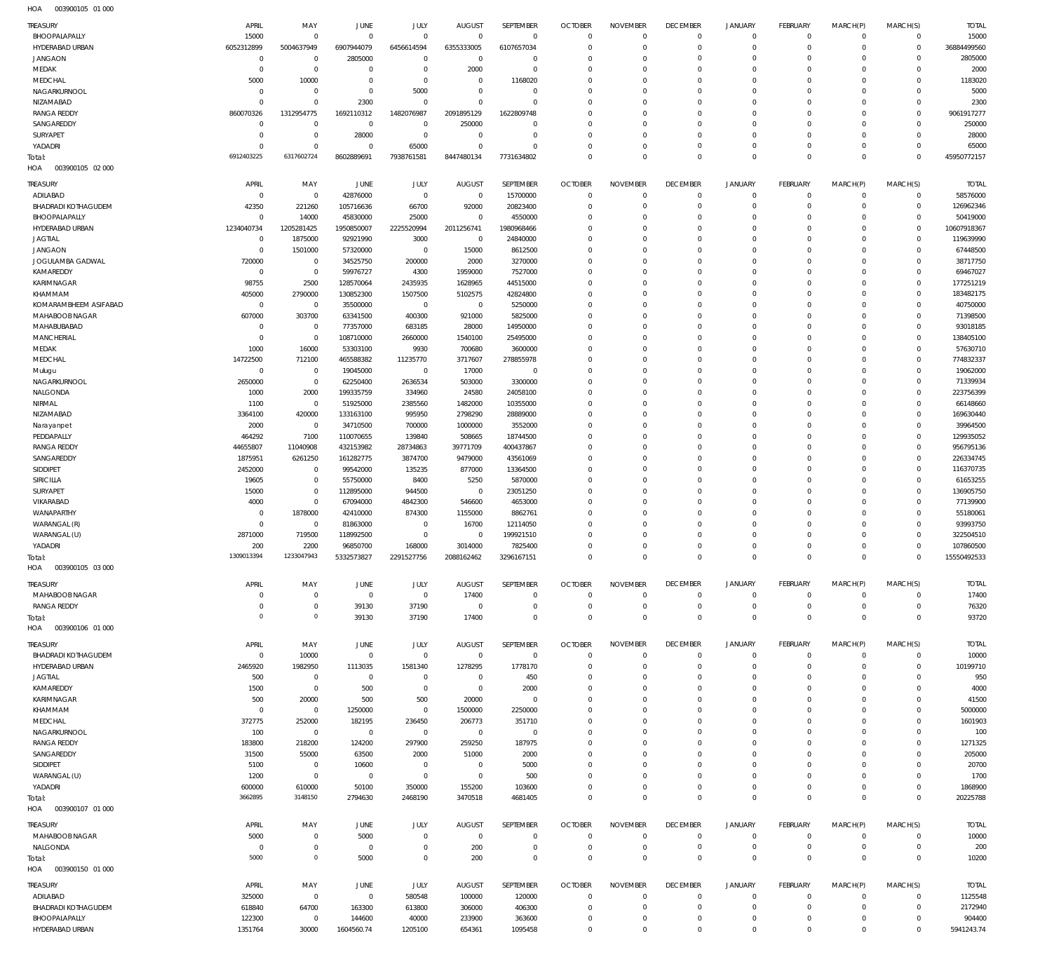HOA 003900105 01 000

| TREASURY | APRIL | MAY | JUNE | JULY | AUGUST | SEPTEMBER | OCTOBER | NOVEMBER | DECEMBER | JANUARY | FEBRUARY | MARCH(P) | MARCH(S) | TOTAL |
|---|---|---|---|---|---|---|---|---|---|---|---|---|---|---|
| BHOOPALAPALLY | 15000 | 0 | 0 | 0 | 0 | 0 | 0 | 0 | 0 | 0 | 0 | 0 | 0 | 15000 |
| HYDERABAD URBAN | 6052312899 | 5004637949 | 6907944079 | 6456614594 | 6355333005 | 6107657034 | 0 | 0 | 0 | 0 | 0 | 0 | 0 | 36884499560 |
| JANGAON | 0 | 0 | 2805000 | 0 | 0 | 0 | 0 | 0 | 0 | 0 | 0 | 0 | 0 | 2805000 |
| MEDAK | 0 | 0 | 0 | 0 | 2000 | 0 | 0 | 0 | 0 | 0 | 0 | 0 | 0 | 2000 |
| MEDCHAL | 5000 | 10000 | 0 | 0 | 0 | 1168020 | 0 | 0 | 0 | 0 | 0 | 0 | 0 | 1183020 |
| NAGARKURNOOL | 0 | 0 | 0 | 5000 | 0 | 0 | 0 | 0 | 0 | 0 | 0 | 0 | 0 | 5000 |
| NIZAMABAD | 0 | 0 | 2300 | 0 | 0 | 0 | 0 | 0 | 0 | 0 | 0 | 0 | 0 | 2300 |
| RANGA REDDY | 860070326 | 1312954775 | 1692110312 | 1482076987 | 2091895129 | 1622809748 | 0 | 0 | 0 | 0 | 0 | 0 | 0 | 9061917277 |
| SANGAREDDY | 0 | 0 | 0 | 0 | 250000 | 0 | 0 | 0 | 0 | 0 | 0 | 0 | 0 | 250000 |
| SURYAPET | 0 | 0 | 28000 | 0 | 0 | 0 | 0 | 0 | 0 | 0 | 0 | 0 | 0 | 28000 |
| YADADRI | 0 | 0 | 0 | 65000 | 0 | 0 | 0 | 0 | 0 | 0 | 0 | 0 | 0 | 65000 |
| Total: | 6912403225 | 6317602724 | 8602889691 | 7938761581 | 8447480134 | 7731634802 | 0 | 0 | 0 | 0 | 0 | 0 | 0 | 45950772157 |

HOA 003900105 02 000

| TREASURY | APRIL | MAY | JUNE | JULY | AUGUST | SEPTEMBER | OCTOBER | NOVEMBER | DECEMBER | JANUARY | FEBRUARY | MARCH(P) | MARCH(S) | TOTAL |
|---|---|---|---|---|---|---|---|---|---|---|---|---|---|---|
| ADILABAD | 0 | 0 | 42876000 | 0 | 0 | 15700000 | 0 | 0 | 0 | 0 | 0 | 0 | 0 | 58576000 |
| BHADRADI KOTHAGUDEM | 42350 | 221260 | 105716636 | 66700 | 92000 | 20823400 | 0 | 0 | 0 | 0 | 0 | 0 | 0 | 126962346 |
| BHOOPALAPALLY | 0 | 14000 | 45830000 | 25000 | 0 | 4550000 | 0 | 0 | 0 | 0 | 0 | 0 | 0 | 50419000 |
| HYDERABAD URBAN | 1234040734 | 1205281425 | 1950850007 | 2225520994 | 2011256741 | 1980968466 | 0 | 0 | 0 | 0 | 0 | 0 | 0 | 10607918367 |
| JAGTIAL | 0 | 1875000 | 92921990 | 3000 | 0 | 24840000 | 0 | 0 | 0 | 0 | 0 | 0 | 0 | 119639990 |
| JANGAON | 0 | 1501000 | 57320000 | 0 | 15000 | 8612500 | 0 | 0 | 0 | 0 | 0 | 0 | 0 | 67448500 |
| JOGULAMBA GADWAL | 720000 | 0 | 34525750 | 200000 | 2000 | 3270000 | 0 | 0 | 0 | 0 | 0 | 0 | 0 | 38717750 |
| KAMAREDDY | 0 | 0 | 59976727 | 4300 | 1959000 | 7527000 | 0 | 0 | 0 | 0 | 0 | 0 | 0 | 69467027 |
| KARIMNAGAR | 98755 | 2500 | 128570064 | 2435935 | 1628965 | 44515000 | 0 | 0 | 0 | 0 | 0 | 0 | 0 | 177251219 |
| KHAMMAM | 405000 | 2790000 | 130852300 | 1507500 | 5102575 | 42824800 | 0 | 0 | 0 | 0 | 0 | 0 | 0 | 183482175 |
| KOMARAMBHEEM ASIFABAD | 0 | 0 | 35500000 | 0 | 0 | 5250000 | 0 | 0 | 0 | 0 | 0 | 0 | 0 | 40750000 |
| MAHABOOBNAGAR | 607000 | 303700 | 63341500 | 400300 | 921000 | 5825000 | 0 | 0 | 0 | 0 | 0 | 0 | 0 | 71398500 |
| MAHABUBABAD | 0 | 0 | 77357000 | 683185 | 28000 | 14950000 | 0 | 0 | 0 | 0 | 0 | 0 | 0 | 93018185 |
| MANCHERIAL | 0 | 0 | 108710000 | 2660000 | 1540100 | 25495000 | 0 | 0 | 0 | 0 | 0 | 0 | 0 | 138405100 |
| MEDAK | 1000 | 16000 | 53303100 | 9930 | 700680 | 3600000 | 0 | 0 | 0 | 0 | 0 | 0 | 0 | 57630710 |
| MEDCHAL | 14722500 | 712100 | 465588382 | 11235770 | 3717607 | 278855978 | 0 | 0 | 0 | 0 | 0 | 0 | 0 | 774832337 |
| Mulugu | 0 | 0 | 19045000 | 0 | 17000 | 0 | 0 | 0 | 0 | 0 | 0 | 0 | 0 | 19062000 |
| NAGARKURNOOL | 2650000 | 0 | 62250400 | 2636534 | 503000 | 3300000 | 0 | 0 | 0 | 0 | 0 | 0 | 0 | 71339934 |
| NALGONDA | 1000 | 2000 | 199335759 | 334960 | 24580 | 24058100 | 0 | 0 | 0 | 0 | 0 | 0 | 0 | 223756399 |
| NIRMAL | 1100 | 0 | 51925000 | 2385560 | 1482000 | 10355000 | 0 | 0 | 0 | 0 | 0 | 0 | 0 | 66148660 |
| NIZAMABAD | 3364100 | 420000 | 133163100 | 995950 | 2798290 | 28889000 | 0 | 0 | 0 | 0 | 0 | 0 | 0 | 169630440 |
| Narayanpet | 2000 | 0 | 34710500 | 700000 | 1000000 | 3552000 | 0 | 0 | 0 | 0 | 0 | 0 | 0 | 39964500 |
| PEDDAPALLY | 464292 | 7100 | 110070655 | 139840 | 508665 | 18744500 | 0 | 0 | 0 | 0 | 0 | 0 | 0 | 129935052 |
| RANGA REDDY | 44655807 | 11040908 | 432153982 | 28734863 | 39771709 | 400437867 | 0 | 0 | 0 | 0 | 0 | 0 | 0 | 956795136 |
| SANGAREDDY | 1875951 | 6261250 | 161282775 | 3874700 | 9479000 | 43561069 | 0 | 0 | 0 | 0 | 0 | 0 | 0 | 226334745 |
| SIDDIPET | 2452000 | 0 | 99542000 | 135235 | 877000 | 13364500 | 0 | 0 | 0 | 0 | 0 | 0 | 0 | 116370735 |
| SIRICILLA | 19605 | 0 | 55750000 | 8400 | 5250 | 5870000 | 0 | 0 | 0 | 0 | 0 | 0 | 0 | 61653255 |
| SURYAPET | 15000 | 0 | 112895000 | 944500 | 0 | 23051250 | 0 | 0 | 0 | 0 | 0 | 0 | 0 | 136905750 |
| VIKARABAD | 4000 | 0 | 67094000 | 4842300 | 546600 | 4653000 | 0 | 0 | 0 | 0 | 0 | 0 | 0 | 77139900 |
| WANAPARTHY | 0 | 1878000 | 42410000 | 874300 | 1155000 | 8862761 | 0 | 0 | 0 | 0 | 0 | 0 | 0 | 55180061 |
| WARANGAL (R) | 0 | 0 | 81863000 | 0 | 16700 | 12114050 | 0 | 0 | 0 | 0 | 0 | 0 | 0 | 93993750 |
| WARANGAL (U) | 2871000 | 719500 | 118992500 | 0 | 0 | 199921510 | 0 | 0 | 0 | 0 | 0 | 0 | 0 | 322504510 |
| YADADRI | 200 | 2200 | 96850700 | 168000 | 3014000 | 7825400 | 0 | 0 | 0 | 0 | 0 | 0 | 0 | 107860500 |
| Total: | 1309013394 | 1233047943 | 5332573827 | 2291527756 | 2088162462 | 3296167151 | 0 | 0 | 0 | 0 | 0 | 0 | 0 | 15550492533 |

HOA 003900105 03 000

| TREASURY | APRIL | MAY | JUNE | JULY | AUGUST | SEPTEMBER | OCTOBER | NOVEMBER | DECEMBER | JANUARY | FEBRUARY | MARCH(P) | MARCH(S) | TOTAL |
|---|---|---|---|---|---|---|---|---|---|---|---|---|---|---|
| MAHABOOBNAGAR | 0 | 0 | 0 | 0 | 17400 | 0 | 0 | 0 | 0 | 0 | 0 | 0 | 0 | 17400 |
| RANGA REDDY | 0 | 0 | 39130 | 37190 | 0 | 0 | 0 | 0 | 0 | 0 | 0 | 0 | 0 | 76320 |
| Total: | 0 | 0 | 39130 | 37190 | 17400 | 0 | 0 | 0 | 0 | 0 | 0 | 0 | 0 | 93720 |

HOA 003900106 01 000

| TREASURY | APRIL | MAY | JUNE | JULY | AUGUST | SEPTEMBER | OCTOBER | NOVEMBER | DECEMBER | JANUARY | FEBRUARY | MARCH(P) | MARCH(S) | TOTAL |
|---|---|---|---|---|---|---|---|---|---|---|---|---|---|---|
| BHADRADI KOTHAGUDEM | 0 | 10000 | 0 | 0 | 0 | 0 | 0 | 0 | 0 | 0 | 0 | 0 | 0 | 10000 |
| HYDERABAD URBAN | 2465920 | 1982950 | 1113035 | 1581340 | 1278295 | 1778170 | 0 | 0 | 0 | 0 | 0 | 0 | 0 | 10199710 |
| JAGTIAL | 500 | 0 | 0 | 0 | 0 | 450 | 0 | 0 | 0 | 0 | 0 | 0 | 0 | 950 |
| KAMAREDDY | 1500 | 0 | 500 | 0 | 0 | 2000 | 0 | 0 | 0 | 0 | 0 | 0 | 0 | 4000 |
| KARIMNAGAR | 500 | 20000 | 500 | 500 | 20000 | 0 | 0 | 0 | 0 | 0 | 0 | 0 | 0 | 41500 |
| KHAMMAM | 0 | 0 | 1250000 | 0 | 1500000 | 2250000 | 0 | 0 | 0 | 0 | 0 | 0 | 0 | 5000000 |
| MEDCHAL | 372775 | 252000 | 182195 | 236450 | 206773 | 351710 | 0 | 0 | 0 | 0 | 0 | 0 | 0 | 1601903 |
| NAGARKURNOOL | 100 | 0 | 0 | 0 | 0 | 0 | 0 | 0 | 0 | 0 | 0 | 0 | 0 | 100 |
| RANGA REDDY | 183800 | 218200 | 124200 | 297900 | 259250 | 187975 | 0 | 0 | 0 | 0 | 0 | 0 | 0 | 1271325 |
| SANGAREDDY | 31500 | 55000 | 63500 | 2000 | 51000 | 2000 | 0 | 0 | 0 | 0 | 0 | 0 | 0 | 205000 |
| SIDDIPET | 5100 | 0 | 10600 | 0 | 0 | 5000 | 0 | 0 | 0 | 0 | 0 | 0 | 0 | 20700 |
| WARANGAL (U) | 1200 | 0 | 0 | 0 | 0 | 500 | 0 | 0 | 0 | 0 | 0 | 0 | 0 | 1700 |
| YADADRI | 600000 | 610000 | 50100 | 350000 | 155200 | 103600 | 0 | 0 | 0 | 0 | 0 | 0 | 0 | 1868900 |
| Total: | 3662895 | 3148150 | 2794630 | 2468190 | 3470518 | 4681405 | 0 | 0 | 0 | 0 | 0 | 0 | 0 | 20225788 |

HOA 003900107 01 000

| TREASURY | APRIL | MAY | JUNE | JULY | AUGUST | SEPTEMBER | OCTOBER | NOVEMBER | DECEMBER | JANUARY | FEBRUARY | MARCH(P) | MARCH(S) | TOTAL |
|---|---|---|---|---|---|---|---|---|---|---|---|---|---|---|
| MAHABOOBNAGAR | 5000 | 0 | 5000 | 0 | 0 | 0 | 0 | 0 | 0 | 0 | 0 | 0 | 0 | 10000 |
| NALGONDA | 0 | 0 | 0 | 0 | 200 | 0 | 0 | 0 | 0 | 0 | 0 | 0 | 0 | 200 |
| Total: | 5000 | 0 | 5000 | 0 | 200 | 0 | 0 | 0 | 0 | 0 | 0 | 0 | 0 | 10200 |

HOA 003900150 01 000

| TREASURY | APRIL | MAY | JUNE | JULY | AUGUST | SEPTEMBER | OCTOBER | NOVEMBER | DECEMBER | JANUARY | FEBRUARY | MARCH(P) | MARCH(S) | TOTAL |
|---|---|---|---|---|---|---|---|---|---|---|---|---|---|---|
| ADILABAD | 325000 | 0 | 0 | 580548 | 100000 | 120000 | 0 | 0 | 0 | 0 | 0 | 0 | 0 | 1125548 |
| BHADRADI KOTHAGUDEM | 618840 | 64700 | 163300 | 613800 | 306000 | 406300 | 0 | 0 | 0 | 0 | 0 | 0 | 0 | 2172940 |
| BHOOPALAPALLY | 122300 | 0 | 144600 | 40000 | 233900 | 363600 | 0 | 0 | 0 | 0 | 0 | 0 | 0 | 904400 |
| HYDERABAD URBAN | 1351764 | 30000 | 1604560.74 | 1205100 | 654361 | 1095458 | 0 | 0 | 0 | 0 | 0 | 0 | 0 | 5941243.74 |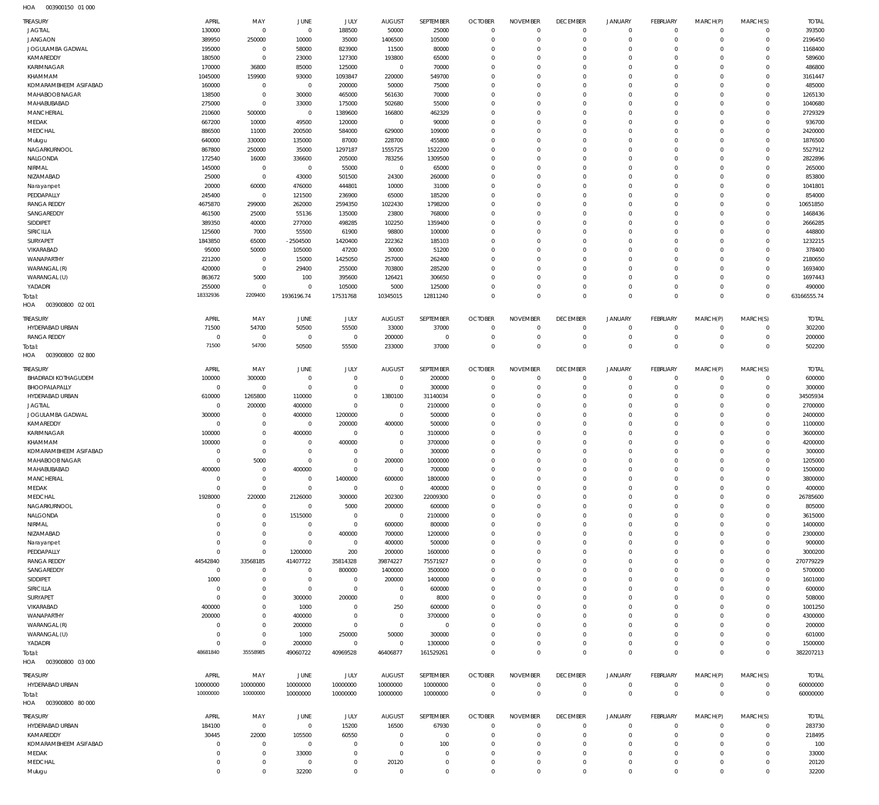HOA 003900150 01 000

| TREASURY | APRIL | MAY | JUNE | JULY | AUGUST | SEPTEMBER | OCTOBER | NOVEMBER | DECEMBER | JANUARY | FEBRUARY | MARCH(P) | MARCH(S) | TOTAL |
|---|---|---|---|---|---|---|---|---|---|---|---|---|---|---|
| JAGTIAL | 130000 | 0 | 0 | 188500 | 50000 | 25000 | 0 | 0 | 0 | 0 | 0 | 0 | 0 | 393500 |
| JANGAON | 389950 | 250000 | 10000 | 35000 | 1406500 | 105000 | 0 | 0 | 0 | 0 | 0 | 0 | 0 | 2196450 |
| JOGULAMBA GADWAL | 195000 | 0 | 58000 | 823900 | 11500 | 80000 | 0 | 0 | 0 | 0 | 0 | 0 | 0 | 1168400 |
| KAMAREDDY | 180500 | 0 | 23000 | 127300 | 193800 | 65000 | 0 | 0 | 0 | 0 | 0 | 0 | 0 | 589600 |
| KARIMNAGAR | 170000 | 36800 | 85000 | 125000 | 0 | 70000 | 0 | 0 | 0 | 0 | 0 | 0 | 0 | 486800 |
| KHAMMAM | 1045000 | 159900 | 93000 | 1093847 | 220000 | 549700 | 0 | 0 | 0 | 0 | 0 | 0 | 0 | 3161447 |
| KOMARAMBHEEM ASIFABAD | 160000 | 0 | 0 | 200000 | 50000 | 75000 | 0 | 0 | 0 | 0 | 0 | 0 | 0 | 485000 |
| MAHABOOBNAGAR | 138500 | 0 | 30000 | 465000 | 561630 | 70000 | 0 | 0 | 0 | 0 | 0 | 0 | 0 | 1265130 |
| MAHABUBABAD | 275000 | 0 | 33000 | 175000 | 502680 | 55000 | 0 | 0 | 0 | 0 | 0 | 0 | 0 | 1040680 |
| MANCHERIAL | 210600 | 500000 | 0 | 1389600 | 166800 | 462329 | 0 | 0 | 0 | 0 | 0 | 0 | 0 | 2729329 |
| MEDAK | 667200 | 10000 | 49500 | 120000 | 0 | 90000 | 0 | 0 | 0 | 0 | 0 | 0 | 0 | 936700 |
| MEDCHAL | 886500 | 11000 | 200500 | 584000 | 629000 | 109000 | 0 | 0 | 0 | 0 | 0 | 0 | 0 | 2420000 |
| Mulugu | 640000 | 330000 | 135000 | 87000 | 228700 | 455800 | 0 | 0 | 0 | 0 | 0 | 0 | 0 | 1876500 |
| NAGARKURNOOL | 867800 | 250000 | 35000 | 1297187 | 1555725 | 1522200 | 0 | 0 | 0 | 0 | 0 | 0 | 0 | 5527912 |
| NALGONDA | 172540 | 16000 | 336600 | 205000 | 783256 | 1309500 | 0 | 0 | 0 | 0 | 0 | 0 | 0 | 2822896 |
| NIRMAL | 145000 | 0 | 0 | 55000 | 0 | 65000 | 0 | 0 | 0 | 0 | 0 | 0 | 0 | 265000 |
| NIZAMABAD | 25000 | 0 | 43000 | 501500 | 24300 | 260000 | 0 | 0 | 0 | 0 | 0 | 0 | 0 | 853800 |
| Narayanpet | 20000 | 60000 | 476000 | 444801 | 10000 | 31000 | 0 | 0 | 0 | 0 | 0 | 0 | 0 | 1041801 |
| PEDDAPALLY | 245400 | 0 | 121500 | 236900 | 65000 | 185200 | 0 | 0 | 0 | 0 | 0 | 0 | 0 | 854000 |
| RANGA REDDY | 4675870 | 299000 | 262000 | 2594350 | 1022430 | 1798200 | 0 | 0 | 0 | 0 | 0 | 0 | 0 | 10651850 |
| SANGAREDDY | 461500 | 25000 | 55136 | 135000 | 23800 | 768000 | 0 | 0 | 0 | 0 | 0 | 0 | 0 | 1468436 |
| SIDDIPET | 389350 | 40000 | 277000 | 498285 | 102250 | 1359400 | 0 | 0 | 0 | 0 | 0 | 0 | 0 | 2666285 |
| SIRICILLA | 125600 | 7000 | 55500 | 61900 | 98800 | 100000 | 0 | 0 | 0 | 0 | 0 | 0 | 0 | 448800 |
| SURYAPET | 1843850 | 65000 | -2504500 | 1420400 | 222362 | 185103 | 0 | 0 | 0 | 0 | 0 | 0 | 0 | 1232215 |
| VIKARABAD | 95000 | 50000 | 105000 | 47200 | 30000 | 51200 | 0 | 0 | 0 | 0 | 0 | 0 | 0 | 378400 |
| WANAPARTHY | 221200 | 0 | 15000 | 1425050 | 257000 | 262400 | 0 | 0 | 0 | 0 | 0 | 0 | 0 | 2180650 |
| WARANGAL (R) | 420000 | 0 | 29400 | 255000 | 703800 | 285200 | 0 | 0 | 0 | 0 | 0 | 0 | 0 | 1693400 |
| WARANGAL (U) | 863672 | 5000 | 100 | 395600 | 126421 | 306650 | 0 | 0 | 0 | 0 | 0 | 0 | 0 | 1697443 |
| YADADRI | 255000 | 0 | 0 | 105000 | 5000 | 125000 | 0 | 0 | 0 | 0 | 0 | 0 | 0 | 490000 |
| Total: | 18332936 | 2209400 | 1936196.74 | 17531768 | 10345015 | 12811240 | 0 | 0 | 0 | 0 | 0 | 0 | 0 | 63166555.74 |

HOA 003900800 02 001

| TREASURY | APRIL | MAY | JUNE | JULY | AUGUST | SEPTEMBER | OCTOBER | NOVEMBER | DECEMBER | JANUARY | FEBRUARY | MARCH(P) | MARCH(S) | TOTAL |
|---|---|---|---|---|---|---|---|---|---|---|---|---|---|---|
| HYDERABAD URBAN | 71500 | 54700 | 50500 | 55500 | 33000 | 37000 | 0 | 0 | 0 | 0 | 0 | 0 | 0 | 302200 |
| RANGA REDDY | 0 | 0 | 0 | 0 | 200000 | 0 | 0 | 0 | 0 | 0 | 0 | 0 | 0 | 200000 |
| Total: | 71500 | 54700 | 50500 | 55500 | 233000 | 37000 | 0 | 0 | 0 | 0 | 0 | 0 | 0 | 502200 |

HOA 003900800 02 800

| TREASURY | APRIL | MAY | JUNE | JULY | AUGUST | SEPTEMBER | OCTOBER | NOVEMBER | DECEMBER | JANUARY | FEBRUARY | MARCH(P) | MARCH(S) | TOTAL |
|---|---|---|---|---|---|---|---|---|---|---|---|---|---|---|
| BHADRADI KOTHAGUDEM | 100000 | 300000 | 0 | 0 | 0 | 200000 | 0 | 0 | 0 | 0 | 0 | 0 | 0 | 600000 |
| BHOOPALAPALLY | 0 | 0 | 0 | 0 | 0 | 300000 | 0 | 0 | 0 | 0 | 0 | 0 | 0 | 300000 |
| HYDERABAD URBAN | 610000 | 1265800 | 110000 | 0 | 1380100 | 31140034 | 0 | 0 | 0 | 0 | 0 | 0 | 0 | 34505934 |
| JAGTIAL | 0 | 200000 | 400000 | 0 | 0 | 2100000 | 0 | 0 | 0 | 0 | 0 | 0 | 0 | 2700000 |
| JOGULAMBA GADWAL | 300000 | 0 | 400000 | 1200000 | 0 | 500000 | 0 | 0 | 0 | 0 | 0 | 0 | 0 | 2400000 |
| KAMAREDDY | 0 | 0 | 0 | 200000 | 400000 | 500000 | 0 | 0 | 0 | 0 | 0 | 0 | 0 | 1100000 |
| KARIMNAGAR | 100000 | 0 | 400000 | 0 | 0 | 3100000 | 0 | 0 | 0 | 0 | 0 | 0 | 0 | 3600000 |
| KHAMMAM | 100000 | 0 | 0 | 400000 | 0 | 3700000 | 0 | 0 | 0 | 0 | 0 | 0 | 0 | 4200000 |
| KOMARAMBHEEM ASIFABAD | 0 | 0 | 0 | 0 | 0 | 300000 | 0 | 0 | 0 | 0 | 0 | 0 | 0 | 300000 |
| MAHABOOBNAGAR | 0 | 5000 | 0 | 0 | 200000 | 1000000 | 0 | 0 | 0 | 0 | 0 | 0 | 0 | 1205000 |
| MAHABUBABAD | 400000 | 0 | 400000 | 0 | 0 | 700000 | 0 | 0 | 0 | 0 | 0 | 0 | 0 | 1500000 |
| MANCHERIAL | 0 | 0 | 0 | 1400000 | 600000 | 1800000 | 0 | 0 | 0 | 0 | 0 | 0 | 0 | 3800000 |
| MEDAK | 0 | 0 | 0 | 0 | 0 | 400000 | 0 | 0 | 0 | 0 | 0 | 0 | 0 | 400000 |
| MEDCHAL | 1928000 | 220000 | 2126000 | 300000 | 202300 | 22009300 | 0 | 0 | 0 | 0 | 0 | 0 | 0 | 26785600 |
| NAGARKURNOOL | 0 | 0 | 0 | 5000 | 200000 | 600000 | 0 | 0 | 0 | 0 | 0 | 0 | 0 | 805000 |
| NALGONDA | 0 | 0 | 1515000 | 0 | 0 | 2100000 | 0 | 0 | 0 | 0 | 0 | 0 | 0 | 3615000 |
| NIRMAL | 0 | 0 | 0 | 0 | 600000 | 800000 | 0 | 0 | 0 | 0 | 0 | 0 | 0 | 1400000 |
| NIZAMABAD | 0 | 0 | 0 | 400000 | 700000 | 1200000 | 0 | 0 | 0 | 0 | 0 | 0 | 0 | 2300000 |
| Narayanpet | 0 | 0 | 0 | 0 | 400000 | 500000 | 0 | 0 | 0 | 0 | 0 | 0 | 0 | 900000 |
| PEDDAPALLY | 0 | 0 | 1200000 | 200 | 200000 | 1600000 | 0 | 0 | 0 | 0 | 0 | 0 | 0 | 3000200 |
| RANGA REDDY | 44542840 | 33568185 | 41407722 | 35814328 | 39874227 | 75571927 | 0 | 0 | 0 | 0 | 0 | 0 | 0 | 270779229 |
| SANGAREDDY | 0 | 0 | 0 | 800000 | 1400000 | 3500000 | 0 | 0 | 0 | 0 | 0 | 0 | 0 | 5700000 |
| SIDDIPET | 1000 | 0 | 0 | 0 | 200000 | 1400000 | 0 | 0 | 0 | 0 | 0 | 0 | 0 | 1601000 |
| SIRICILLA | 0 | 0 | 0 | 0 | 0 | 600000 | 0 | 0 | 0 | 0 | 0 | 0 | 0 | 600000 |
| SURYAPET | 0 | 0 | 300000 | 200000 | 0 | 8000 | 0 | 0 | 0 | 0 | 0 | 0 | 0 | 508000 |
| VIKARABAD | 400000 | 0 | 1000 | 0 | 250 | 600000 | 0 | 0 | 0 | 0 | 0 | 0 | 0 | 1001250 |
| WANAPARTHY | 200000 | 0 | 400000 | 0 | 0 | 3700000 | 0 | 0 | 0 | 0 | 0 | 0 | 0 | 4300000 |
| WARANGAL (R) | 0 | 0 | 200000 | 0 | 0 | 0 | 0 | 0 | 0 | 0 | 0 | 0 | 0 | 200000 |
| WARANGAL (U) | 0 | 0 | 1000 | 250000 | 50000 | 300000 | 0 | 0 | 0 | 0 | 0 | 0 | 0 | 601000 |
| YADADRI | 0 | 0 | 200000 | 0 | 0 | 1300000 | 0 | 0 | 0 | 0 | 0 | 0 | 0 | 1500000 |
| Total: | 48681840 | 35558985 | 49060722 | 40969528 | 46406877 | 161529261 | 0 | 0 | 0 | 0 | 0 | 0 | 0 | 382207213 |

HOA 003900800 03 000

| TREASURY | APRIL | MAY | JUNE | JULY | AUGUST | SEPTEMBER | OCTOBER | NOVEMBER | DECEMBER | JANUARY | FEBRUARY | MARCH(P) | MARCH(S) | TOTAL |
|---|---|---|---|---|---|---|---|---|---|---|---|---|---|---|
| HYDERABAD URBAN | 10000000 | 10000000 | 10000000 | 10000000 | 10000000 | 10000000 | 0 | 0 | 0 | 0 | 0 | 0 | 0 | 60000000 |
| Total: | 10000000 | 10000000 | 10000000 | 10000000 | 10000000 | 10000000 | 0 | 0 | 0 | 0 | 0 | 0 | 0 | 60000000 |

HOA 003900800 80 000

| TREASURY | APRIL | MAY | JUNE | JULY | AUGUST | SEPTEMBER | OCTOBER | NOVEMBER | DECEMBER | JANUARY | FEBRUARY | MARCH(P) | MARCH(S) | TOTAL |
|---|---|---|---|---|---|---|---|---|---|---|---|---|---|---|
| HYDERABAD URBAN | 184100 | 0 | 0 | 15200 | 16500 | 67930 | 0 | 0 | 0 | 0 | 0 | 0 | 0 | 283730 |
| KAMAREDDY | 30445 | 22000 | 105500 | 60550 | 0 | 0 | 0 | 0 | 0 | 0 | 0 | 0 | 0 | 218495 |
| KOMARAMBHEEM ASIFABAD | 0 | 0 | 0 | 0 | 0 | 100 | 0 | 0 | 0 | 0 | 0 | 0 | 0 | 100 |
| MEDAK | 0 | 0 | 33000 | 0 | 0 | 0 | 0 | 0 | 0 | 0 | 0 | 0 | 0 | 33000 |
| MEDCHAL | 0 | 0 | 0 | 0 | 20120 | 0 | 0 | 0 | 0 | 0 | 0 | 0 | 0 | 20120 |
| Mulugu | 0 | 0 | 32200 | 0 | 0 | 0 | 0 | 0 | 0 | 0 | 0 | 0 | 0 | 32200 |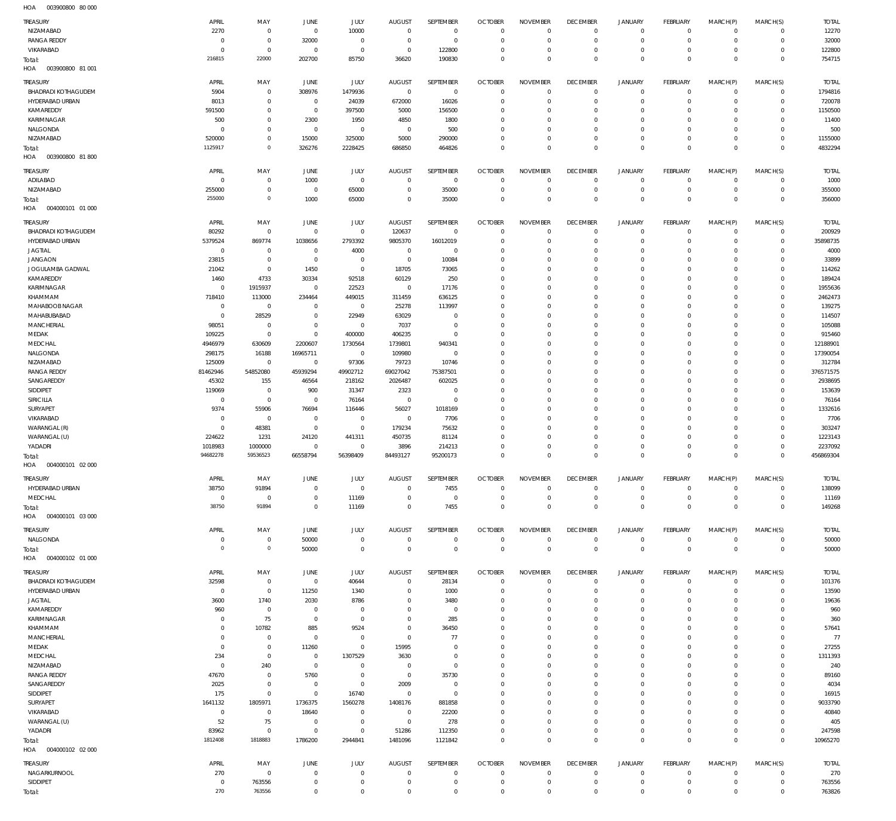HOA 003900800 80 000

| TREASURY | APRIL | MAY | JUNE | JULY | AUGUST | SEPTEMBER | OCTOBER | NOVEMBER | DECEMBER | JANUARY | FEBRUARY | MARCH(P) | MARCH(S) | TOTAL |
|---|---|---|---|---|---|---|---|---|---|---|---|---|---|---|
| NIZAMABAD | 2270 | 0 | 0 | 10000 | 0 | 0 | 0 | 0 | 0 | 0 | 0 | 0 | 0 | 12270 |
| RANGA REDDY | 0 | 0 | 32000 | 0 | 0 | 0 | 0 | 0 | 0 | 0 | 0 | 0 | 0 | 32000 |
| VIKARABAD | 0 | 0 | 0 | 0 | 0 | 122800 | 0 | 0 | 0 | 0 | 0 | 0 | 0 | 122800 |
| Total: | 216815 | 22000 | 202700 | 85750 | 36620 | 190830 | 0 | 0 | 0 | 0 | 0 | 0 | 0 | 754715 |

HOA 003900800 81 001

| TREASURY | APRIL | MAY | JUNE | JULY | AUGUST | SEPTEMBER | OCTOBER | NOVEMBER | DECEMBER | JANUARY | FEBRUARY | MARCH(P) | MARCH(S) | TOTAL |
|---|---|---|---|---|---|---|---|---|---|---|---|---|---|---|
| BHADRADI KOTHAGUDEM | 5904 | 0 | 308976 | 1479936 | 0 | 0 | 0 | 0 | 0 | 0 | 0 | 0 | 0 | 1794816 |
| HYDERABAD URBAN | 8013 | 0 | 0 | 24039 | 672000 | 16026 | 0 | 0 | 0 | 0 | 0 | 0 | 0 | 720078 |
| KAMAREDDY | 591500 | 0 | 0 | 397500 | 5000 | 156500 | 0 | 0 | 0 | 0 | 0 | 0 | 0 | 1150500 |
| KARIMNAGAR | 500 | 0 | 2300 | 1950 | 4850 | 1800 | 0 | 0 | 0 | 0 | 0 | 0 | 0 | 11400 |
| NALGONDA | 0 | 0 | 0 | 0 | 0 | 500 | 0 | 0 | 0 | 0 | 0 | 0 | 0 | 500 |
| NIZAMABAD | 520000 | 0 | 15000 | 325000 | 5000 | 290000 | 0 | 0 | 0 | 0 | 0 | 0 | 0 | 1155000 |
| Total: | 1125917 | 0 | 326276 | 2228425 | 686850 | 464826 | 0 | 0 | 0 | 0 | 0 | 0 | 0 | 4832294 |

HOA 003900800 81 800

| TREASURY | APRIL | MAY | JUNE | JULY | AUGUST | SEPTEMBER | OCTOBER | NOVEMBER | DECEMBER | JANUARY | FEBRUARY | MARCH(P) | MARCH(S) | TOTAL |
|---|---|---|---|---|---|---|---|---|---|---|---|---|---|---|
| ADILABAD | 0 | 0 | 1000 | 0 | 0 | 0 | 0 | 0 | 0 | 0 | 0 | 0 | 0 | 1000 |
| NIZAMABAD | 255000 | 0 | 0 | 65000 | 0 | 35000 | 0 | 0 | 0 | 0 | 0 | 0 | 0 | 355000 |
| Total: | 255000 | 0 | 1000 | 65000 | 0 | 35000 | 0 | 0 | 0 | 0 | 0 | 0 | 0 | 356000 |

HOA 004000101 01 000

| TREASURY | APRIL | MAY | JUNE | JULY | AUGUST | SEPTEMBER | OCTOBER | NOVEMBER | DECEMBER | JANUARY | FEBRUARY | MARCH(P) | MARCH(S) | TOTAL |
|---|---|---|---|---|---|---|---|---|---|---|---|---|---|---|
| BHADRADI KOTHAGUDEM | 80292 | 0 | 0 | 0 | 120637 | 0 | 0 | 0 | 0 | 0 | 0 | 0 | 0 | 200929 |
| HYDERABAD URBAN | 5379524 | 869774 | 1038656 | 2793392 | 9805370 | 16012019 | 0 | 0 | 0 | 0 | 0 | 0 | 0 | 35898735 |
| JAGTIAL | 0 | 0 | 0 | 4000 | 0 | 0 | 0 | 0 | 0 | 0 | 0 | 0 | 0 | 4000 |
| JANGAON | 23815 | 0 | 0 | 0 | 0 | 10084 | 0 | 0 | 0 | 0 | 0 | 0 | 0 | 33899 |
| JOGULAMBA GADWAL | 21042 | 0 | 1450 | 0 | 18705 | 73065 | 0 | 0 | 0 | 0 | 0 | 0 | 0 | 114262 |
| KAMAREDDY | 1460 | 4733 | 30334 | 92518 | 60129 | 250 | 0 | 0 | 0 | 0 | 0 | 0 | 0 | 189424 |
| KARIMNAGAR | 0 | 1915937 | 0 | 22523 | 0 | 17176 | 0 | 0 | 0 | 0 | 0 | 0 | 0 | 1955636 |
| KHAMMAM | 718410 | 113000 | 234464 | 449015 | 311459 | 636125 | 0 | 0 | 0 | 0 | 0 | 0 | 0 | 2462473 |
| MAHABOOB NAGAR | 0 | 0 | 0 | 0 | 25278 | 113997 | 0 | 0 | 0 | 0 | 0 | 0 | 0 | 139275 |
| MAHABUBABAD | 0 | 28529 | 0 | 22949 | 63029 | 0 | 0 | 0 | 0 | 0 | 0 | 0 | 0 | 114507 |
| MANCHERIAL | 98051 | 0 | 0 | 0 | 7037 | 0 | 0 | 0 | 0 | 0 | 0 | 0 | 0 | 105088 |
| MEDAK | 109225 | 0 | 0 | 400000 | 406235 | 0 | 0 | 0 | 0 | 0 | 0 | 0 | 0 | 915460 |
| MEDCHAL | 4946979 | 630609 | 2200607 | 1730564 | 1739801 | 940341 | 0 | 0 | 0 | 0 | 0 | 0 | 0 | 12188901 |
| NALGONDA | 298175 | 16188 | 16965711 | 0 | 109980 | 0 | 0 | 0 | 0 | 0 | 0 | 0 | 0 | 17390054 |
| NIZAMABAD | 125009 | 0 | 0 | 97306 | 79723 | 10746 | 0 | 0 | 0 | 0 | 0 | 0 | 0 | 312784 |
| RANGA REDDY | 81462946 | 54852080 | 45939294 | 49902712 | 69027042 | 75387501 | 0 | 0 | 0 | 0 | 0 | 0 | 0 | 376571575 |
| SANGAREDDY | 45302 | 155 | 46564 | 218162 | 2026487 | 602025 | 0 | 0 | 0 | 0 | 0 | 0 | 0 | 2938695 |
| SIDDIPET | 119069 | 0 | 900 | 31347 | 2323 | 0 | 0 | 0 | 0 | 0 | 0 | 0 | 0 | 153639 |
| SIRICILLA | 0 | 0 | 0 | 76164 | 0 | 0 | 0 | 0 | 0 | 0 | 0 | 0 | 0 | 76164 |
| SURYAPET | 9374 | 55906 | 76694 | 116446 | 56027 | 1018169 | 0 | 0 | 0 | 0 | 0 | 0 | 0 | 1332616 |
| VIKARABAD | 0 | 0 | 0 | 0 | 0 | 7706 | 0 | 0 | 0 | 0 | 0 | 0 | 0 | 7706 |
| WARANGAL (R) | 0 | 48381 | 0 | 0 | 179234 | 75632 | 0 | 0 | 0 | 0 | 0 | 0 | 0 | 303247 |
| WARANGAL (U) | 224622 | 1231 | 24120 | 441311 | 450735 | 81124 | 0 | 0 | 0 | 0 | 0 | 0 | 0 | 1223143 |
| YADADRI | 1018983 | 1000000 | 0 | 0 | 3896 | 214213 | 0 | 0 | 0 | 0 | 0 | 0 | 0 | 2237092 |
| Total: | 94682278 | 59536523 | 66558794 | 56398409 | 84493127 | 95200173 | 0 | 0 | 0 | 0 | 0 | 0 | 0 | 456869304 |

HOA 004000101 02 000

| TREASURY | APRIL | MAY | JUNE | JULY | AUGUST | SEPTEMBER | OCTOBER | NOVEMBER | DECEMBER | JANUARY | FEBRUARY | MARCH(P) | MARCH(S) | TOTAL |
|---|---|---|---|---|---|---|---|---|---|---|---|---|---|---|
| HYDERABAD URBAN | 38750 | 91894 | 0 | 0 | 0 | 7455 | 0 | 0 | 0 | 0 | 0 | 0 | 0 | 138099 |
| MEDCHAL | 0 | 0 | 0 | 11169 | 0 | 0 | 0 | 0 | 0 | 0 | 0 | 0 | 0 | 11169 |
| Total: | 38750 | 91894 | 0 | 11169 | 0 | 7455 | 0 | 0 | 0 | 0 | 0 | 0 | 0 | 149268 |

HOA 004000101 03 000

| TREASURY | APRIL | MAY | JUNE | JULY | AUGUST | SEPTEMBER | OCTOBER | NOVEMBER | DECEMBER | JANUARY | FEBRUARY | MARCH(P) | MARCH(S) | TOTAL |
|---|---|---|---|---|---|---|---|---|---|---|---|---|---|---|
| NALGONDA | 0 | 0 | 50000 | 0 | 0 | 0 | 0 | 0 | 0 | 0 | 0 | 0 | 0 | 50000 |
| Total: | 0 | 0 | 50000 | 0 | 0 | 0 | 0 | 0 | 0 | 0 | 0 | 0 | 0 | 50000 |

HOA 004000102 01 000

| TREASURY | APRIL | MAY | JUNE | JULY | AUGUST | SEPTEMBER | OCTOBER | NOVEMBER | DECEMBER | JANUARY | FEBRUARY | MARCH(P) | MARCH(S) | TOTAL |
|---|---|---|---|---|---|---|---|---|---|---|---|---|---|---|
| BHADRADI KOTHAGUDEM | 32598 | 0 | 0 | 40644 | 0 | 28134 | 0 | 0 | 0 | 0 | 0 | 0 | 0 | 101376 |
| HYDERABAD URBAN | 0 | 0 | 11250 | 1340 | 0 | 1000 | 0 | 0 | 0 | 0 | 0 | 0 | 0 | 13590 |
| JAGTIAL | 3600 | 1740 | 2030 | 8786 | 0 | 3480 | 0 | 0 | 0 | 0 | 0 | 0 | 0 | 19636 |
| KAMAREDDY | 960 | 0 | 0 | 0 | 0 | 0 | 0 | 0 | 0 | 0 | 0 | 0 | 0 | 960 |
| KARIMNAGAR | 0 | 75 | 0 | 0 | 0 | 285 | 0 | 0 | 0 | 0 | 0 | 0 | 0 | 360 |
| KHAMMAM | 0 | 10782 | 885 | 9524 | 0 | 36450 | 0 | 0 | 0 | 0 | 0 | 0 | 0 | 57641 |
| MANCHERIAL | 0 | 0 | 0 | 0 | 0 | 77 | 0 | 0 | 0 | 0 | 0 | 0 | 0 | 77 |
| MEDAK | 0 | 0 | 11260 | 0 | 15995 | 0 | 0 | 0 | 0 | 0 | 0 | 0 | 0 | 27255 |
| MEDCHAL | 234 | 0 | 0 | 1307529 | 3630 | 0 | 0 | 0 | 0 | 0 | 0 | 0 | 0 | 1311393 |
| NIZAMABAD | 0 | 240 | 0 | 0 | 0 | 0 | 0 | 0 | 0 | 0 | 0 | 0 | 0 | 240 |
| RANGA REDDY | 47670 | 0 | 5760 | 0 | 0 | 35730 | 0 | 0 | 0 | 0 | 0 | 0 | 0 | 89160 |
| SANGAREDDY | 2025 | 0 | 0 | 0 | 2009 | 0 | 0 | 0 | 0 | 0 | 0 | 0 | 0 | 4034 |
| SIDDIPET | 175 | 0 | 0 | 16740 | 0 | 0 | 0 | 0 | 0 | 0 | 0 | 0 | 0 | 16915 |
| SURYAPET | 1641132 | 1805971 | 1736375 | 1560278 | 1408176 | 881858 | 0 | 0 | 0 | 0 | 0 | 0 | 0 | 9033790 |
| VIKARABAD | 0 | 0 | 18640 | 0 | 0 | 22200 | 0 | 0 | 0 | 0 | 0 | 0 | 0 | 40840 |
| WARANGAL (U) | 52 | 75 | 0 | 0 | 0 | 278 | 0 | 0 | 0 | 0 | 0 | 0 | 0 | 405 |
| YADADRI | 83962 | 0 | 0 | 0 | 51286 | 112350 | 0 | 0 | 0 | 0 | 0 | 0 | 0 | 247598 |
| Total: | 1812408 | 1818883 | 1786200 | 2944841 | 1481096 | 1121842 | 0 | 0 | 0 | 0 | 0 | 0 | 0 | 10965270 |

HOA 004000102 02 000

| TREASURY | APRIL | MAY | JUNE | JULY | AUGUST | SEPTEMBER | OCTOBER | NOVEMBER | DECEMBER | JANUARY | FEBRUARY | MARCH(P) | MARCH(S) | TOTAL |
|---|---|---|---|---|---|---|---|---|---|---|---|---|---|---|
| NAGARKURNOOL | 270 | 0 | 0 | 0 | 0 | 0 | 0 | 0 | 0 | 0 | 0 | 0 | 0 | 270 |
| SIDDIPET | 0 | 763556 | 0 | 0 | 0 | 0 | 0 | 0 | 0 | 0 | 0 | 0 | 0 | 763556 |
| Total: | 270 | 763556 | 0 | 0 | 0 | 0 | 0 | 0 | 0 | 0 | 0 | 0 | 0 | 763826 |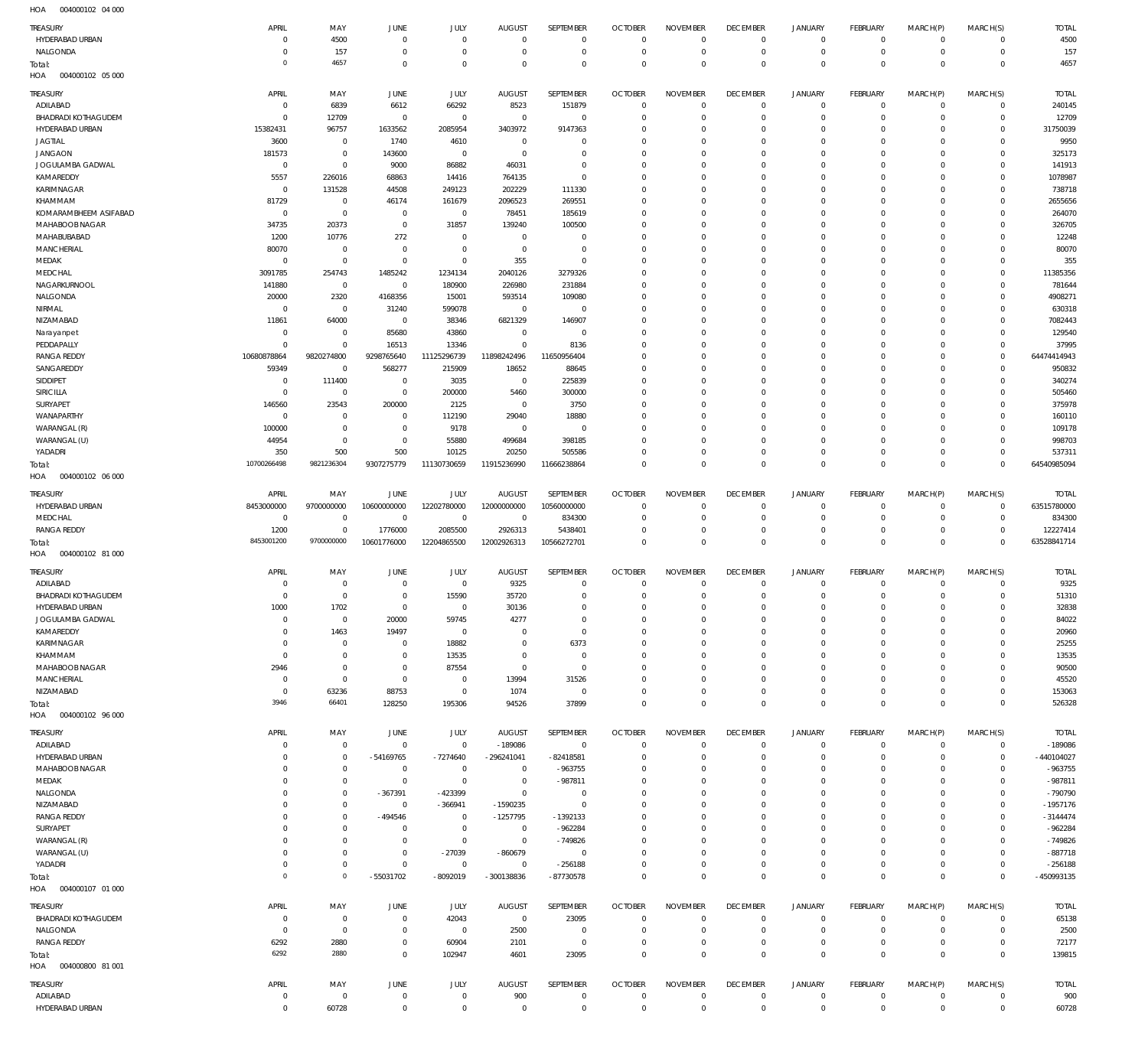HOA 004000102 04 000

| TREASURY | APRIL | MAY | JUNE | JULY | AUGUST | SEPTEMBER | OCTOBER | NOVEMBER | DECEMBER | JANUARY | FEBRUARY | MARCH(P) | MARCH(S) | TOTAL |
|---|---|---|---|---|---|---|---|---|---|---|---|---|---|---|
| HYDERABAD URBAN | 0 | 4500 | 0 | 0 | 0 | 0 | 0 | 0 | 0 | 0 | 0 | 0 | 0 | 4500 |
| NALGONDA | 0 | 157 | 0 | 0 | 0 | 0 | 0 | 0 | 0 | 0 | 0 | 0 | 0 | 157 |
| Total: | 0 | 4657 | 0 | 0 | 0 | 0 | 0 | 0 | 0 | 0 | 0 | 0 | 0 | 4657 |

HOA 004000102 05 000

| TREASURY | APRIL | MAY | JUNE | JULY | AUGUST | SEPTEMBER | OCTOBER | NOVEMBER | DECEMBER | JANUARY | FEBRUARY | MARCH(P) | MARCH(S) | TOTAL |
|---|---|---|---|---|---|---|---|---|---|---|---|---|---|---|
| ADILABAD | 0 | 6839 | 6612 | 66292 | 8523 | 151879 | 0 | 0 | 0 | 0 | 0 | 0 | 0 | 240145 |
| BHADRADI KOTHAGUDEM | 0 | 12709 | 0 | 0 | 0 | 0 | 0 | 0 | 0 | 0 | 0 | 0 | 0 | 12709 |
| HYDERABAD URBAN | 15382431 | 96757 | 1633562 | 2085954 | 3403972 | 9147363 | 0 | 0 | 0 | 0 | 0 | 0 | 0 | 31750039 |
| JAGTIAL | 3600 | 0 | 1740 | 4610 | 0 | 0 | 0 | 0 | 0 | 0 | 0 | 0 | 0 | 9950 |
| JANGAON | 181573 | 0 | 143600 | 0 | 0 | 0 | 0 | 0 | 0 | 0 | 0 | 0 | 0 | 325173 |
| JOGULAMBA GADWAL | 0 | 0 | 9000 | 86882 | 46031 | 0 | 0 | 0 | 0 | 0 | 0 | 0 | 0 | 141913 |
| KAMAREDDY | 5557 | 226016 | 68863 | 14416 | 764135 | 0 | 0 | 0 | 0 | 0 | 0 | 0 | 0 | 1078987 |
| KARIMNAGAR | 0 | 131528 | 44508 | 249123 | 202229 | 111330 | 0 | 0 | 0 | 0 | 0 | 0 | 0 | 738718 |
| KHAMMAM | 81729 | 0 | 46174 | 161679 | 2096523 | 269551 | 0 | 0 | 0 | 0 | 0 | 0 | 0 | 2655656 |
| KOMARAMBHEEM ASIFABAD | 0 | 0 | 0 | 0 | 78451 | 185619 | 0 | 0 | 0 | 0 | 0 | 0 | 0 | 264070 |
| MAHABOOBNAGAR | 34735 | 20373 | 0 | 31857 | 139240 | 100500 | 0 | 0 | 0 | 0 | 0 | 0 | 0 | 326705 |
| MAHABUBABAD | 1200 | 10776 | 272 | 0 | 0 | 0 | 0 | 0 | 0 | 0 | 0 | 0 | 0 | 12248 |
| MANCHERIAL | 80070 | 0 | 0 | 0 | 0 | 0 | 0 | 0 | 0 | 0 | 0 | 0 | 0 | 80070 |
| MEDAK | 0 | 0 | 0 | 0 | 355 | 0 | 0 | 0 | 0 | 0 | 0 | 0 | 0 | 355 |
| MEDCHAL | 3091785 | 254743 | 1485242 | 1234134 | 2040126 | 3279326 | 0 | 0 | 0 | 0 | 0 | 0 | 0 | 11385356 |
| NAGARKURNOOL | 141880 | 0 | 0 | 180900 | 226980 | 231884 | 0 | 0 | 0 | 0 | 0 | 0 | 0 | 781644 |
| NALGONDA | 20000 | 2320 | 4168356 | 15001 | 593514 | 109080 | 0 | 0 | 0 | 0 | 0 | 0 | 0 | 4908271 |
| NIRMAL | 0 | 0 | 31240 | 599078 | 0 | 0 | 0 | 0 | 0 | 0 | 0 | 0 | 0 | 630318 |
| NIZAMABAD | 11861 | 64000 | 0 | 38346 | 6821329 | 146907 | 0 | 0 | 0 | 0 | 0 | 0 | 0 | 7082443 |
| Narayanpet | 0 | 0 | 85680 | 43860 | 0 | 0 | 0 | 0 | 0 | 0 | 0 | 0 | 0 | 129540 |
| PEDDAPALLY | 0 | 0 | 16513 | 13346 | 0 | 8136 | 0 | 0 | 0 | 0 | 0 | 0 | 0 | 37995 |
| RANGA REDDY | 10680878864 | 9820274800 | 9298765640 | 11125296739 | 11898242496 | 11650956404 | 0 | 0 | 0 | 0 | 0 | 0 | 0 | 64474414943 |
| SANGAREDDY | 59349 | 0 | 568277 | 215909 | 18652 | 88645 | 0 | 0 | 0 | 0 | 0 | 0 | 0 | 950832 |
| SIDDIPET | 0 | 111400 | 0 | 3035 | 0 | 225839 | 0 | 0 | 0 | 0 | 0 | 0 | 0 | 340274 |
| SIRICILLA | 0 | 0 | 0 | 200000 | 5460 | 300000 | 0 | 0 | 0 | 0 | 0 | 0 | 0 | 505460 |
| SURYAPET | 146560 | 23543 | 200000 | 2125 | 0 | 3750 | 0 | 0 | 0 | 0 | 0 | 0 | 0 | 375978 |
| WANAPARTHY | 0 | 0 | 0 | 112190 | 29040 | 18880 | 0 | 0 | 0 | 0 | 0 | 0 | 0 | 160110 |
| WARANGAL (R) | 100000 | 0 | 0 | 9178 | 0 | 0 | 0 | 0 | 0 | 0 | 0 | 0 | 0 | 109178 |
| WARANGAL (U) | 44954 | 0 | 0 | 55880 | 499684 | 398185 | 0 | 0 | 0 | 0 | 0 | 0 | 0 | 998703 |
| YADADRI | 350 | 500 | 500 | 10125 | 20250 | 505586 | 0 | 0 | 0 | 0 | 0 | 0 | 0 | 537311 |
| Total: | 10700266498 | 9821236304 | 9307275779 | 11130730659 | 11915236990 | 11666238864 | 0 | 0 | 0 | 0 | 0 | 0 | 0 | 64540985094 |

HOA 004000102 06 000

| TREASURY | APRIL | MAY | JUNE | JULY | AUGUST | SEPTEMBER | OCTOBER | NOVEMBER | DECEMBER | JANUARY | FEBRUARY | MARCH(P) | MARCH(S) | TOTAL |
|---|---|---|---|---|---|---|---|---|---|---|---|---|---|---|
| HYDERABAD URBAN | 8453000000 | 9700000000 | 10600000000 | 12202780000 | 12000000000 | 10560000000 | 0 | 0 | 0 | 0 | 0 | 0 | 0 | 63515780000 |
| MEDCHAL | 0 | 0 | 0 | 0 | 0 | 834300 | 0 | 0 | 0 | 0 | 0 | 0 | 0 | 834300 |
| RANGA REDDY | 1200 | 0 | 1776000 | 2085500 | 2926313 | 5438401 | 0 | 0 | 0 | 0 | 0 | 0 | 0 | 12227414 |
| Total: | 8453001200 | 9700000000 | 10601776000 | 12204865500 | 12002926313 | 10566272701 | 0 | 0 | 0 | 0 | 0 | 0 | 0 | 63528841714 |

HOA 004000102 81 000

| TREASURY | APRIL | MAY | JUNE | JULY | AUGUST | SEPTEMBER | OCTOBER | NOVEMBER | DECEMBER | JANUARY | FEBRUARY | MARCH(P) | MARCH(S) | TOTAL |
|---|---|---|---|---|---|---|---|---|---|---|---|---|---|---|
| ADILABAD | 0 | 0 | 0 | 0 | 9325 | 0 | 0 | 0 | 0 | 0 | 0 | 0 | 0 | 9325 |
| BHADRADI KOTHAGUDEM | 0 | 0 | 0 | 15590 | 35720 | 0 | 0 | 0 | 0 | 0 | 0 | 0 | 0 | 51310 |
| HYDERABAD URBAN | 1000 | 1702 | 0 | 0 | 30136 | 0 | 0 | 0 | 0 | 0 | 0 | 0 | 0 | 32838 |
| JOGULAMBA GADWAL | 0 | 0 | 20000 | 59745 | 4277 | 0 | 0 | 0 | 0 | 0 | 0 | 0 | 0 | 84022 |
| KAMAREDDY | 0 | 1463 | 19497 | 0 | 0 | 0 | 0 | 0 | 0 | 0 | 0 | 0 | 0 | 20960 |
| KARIMNAGAR | 0 | 0 | 0 | 18882 | 0 | 6373 | 0 | 0 | 0 | 0 | 0 | 0 | 0 | 25255 |
| KHAMMAM | 0 | 0 | 0 | 13535 | 0 | 0 | 0 | 0 | 0 | 0 | 0 | 0 | 0 | 13535 |
| MAHABOOBNAGAR | 2946 | 0 | 0 | 87554 | 0 | 0 | 0 | 0 | 0 | 0 | 0 | 0 | 0 | 90500 |
| MANCHERIAL | 0 | 0 | 0 | 0 | 13994 | 31526 | 0 | 0 | 0 | 0 | 0 | 0 | 0 | 45520 |
| NIZAMABAD | 0 | 63236 | 88753 | 0 | 1074 | 0 | 0 | 0 | 0 | 0 | 0 | 0 | 0 | 153063 |
| Total: | 3946 | 66401 | 128250 | 195306 | 94526 | 37899 | 0 | 0 | 0 | 0 | 0 | 0 | 0 | 526328 |

HOA 004000102 96 000

| TREASURY | APRIL | MAY | JUNE | JULY | AUGUST | SEPTEMBER | OCTOBER | NOVEMBER | DECEMBER | JANUARY | FEBRUARY | MARCH(P) | MARCH(S) | TOTAL |
|---|---|---|---|---|---|---|---|---|---|---|---|---|---|---|
| ADILABAD | 0 | 0 | 0 | 0 | -189086 | 0 | 0 | 0 | 0 | 0 | 0 | 0 | 0 | -189086 |
| HYDERABAD URBAN | 0 | 0 | -54169765 | -7274640 | -296241041 | -82418581 | 0 | 0 | 0 | 0 | 0 | 0 | 0 | -440104027 |
| MAHABOOBNAGAR | 0 | 0 | 0 | 0 | 0 | -963755 | 0 | 0 | 0 | 0 | 0 | 0 | 0 | -963755 |
| MEDAK | 0 | 0 | 0 | 0 | 0 | -987811 | 0 | 0 | 0 | 0 | 0 | 0 | 0 | -987811 |
| NALGONDA | 0 | 0 | -367391 | -423399 | 0 | 0 | 0 | 0 | 0 | 0 | 0 | 0 | 0 | -790790 |
| NIZAMABAD | 0 | 0 | 0 | -366941 | -1590235 | 0 | 0 | 0 | 0 | 0 | 0 | 0 | 0 | -1957176 |
| RANGA REDDY | 0 | 0 | -494546 | 0 | -1257795 | -1392133 | 0 | 0 | 0 | 0 | 0 | 0 | 0 | -3144474 |
| SURYAPET | 0 | 0 | 0 | 0 | 0 | -962284 | 0 | 0 | 0 | 0 | 0 | 0 | 0 | -962284 |
| WARANGAL (R) | 0 | 0 | 0 | 0 | 0 | -749826 | 0 | 0 | 0 | 0 | 0 | 0 | 0 | -749826 |
| WARANGAL (U) | 0 | 0 | 0 | -27039 | -860679 | 0 | 0 | 0 | 0 | 0 | 0 | 0 | 0 | -887718 |
| YADADRI | 0 | 0 | 0 | 0 | 0 | -256188 | 0 | 0 | 0 | 0 | 0 | 0 | 0 | -256188 |
| Total: | 0 | 0 | -55031702 | -8092019 | -300138836 | -87730578 | 0 | 0 | 0 | 0 | 0 | 0 | 0 | -450993135 |

HOA 004000107 01 000

| TREASURY | APRIL | MAY | JUNE | JULY | AUGUST | SEPTEMBER | OCTOBER | NOVEMBER | DECEMBER | JANUARY | FEBRUARY | MARCH(P) | MARCH(S) | TOTAL |
|---|---|---|---|---|---|---|---|---|---|---|---|---|---|---|
| BHADRADI KOTHAGUDEM | 0 | 0 | 0 | 42043 | 0 | 23095 | 0 | 0 | 0 | 0 | 0 | 0 | 0 | 65138 |
| NALGONDA | 0 | 0 | 0 | 0 | 2500 | 0 | 0 | 0 | 0 | 0 | 0 | 0 | 0 | 2500 |
| RANGA REDDY | 6292 | 2880 | 0 | 60904 | 2101 | 0 | 0 | 0 | 0 | 0 | 0 | 0 | 0 | 72177 |
| Total: | 6292 | 2880 | 0 | 102947 | 4601 | 23095 | 0 | 0 | 0 | 0 | 0 | 0 | 0 | 139815 |

HOA 004000800 81 001

| TREASURY | APRIL | MAY | JUNE | JULY | AUGUST | SEPTEMBER | OCTOBER | NOVEMBER | DECEMBER | JANUARY | FEBRUARY | MARCH(P) | MARCH(S) | TOTAL |
|---|---|---|---|---|---|---|---|---|---|---|---|---|---|---|
| ADILABAD | 0 | 0 | 0 | 0 | 900 | 0 | 0 | 0 | 0 | 0 | 0 | 0 | 0 | 900 |
| HYDERABAD URBAN | 0 | 60728 | 0 | 0 | 0 | 0 | 0 | 0 | 0 | 0 | 0 | 0 | 0 | 60728 |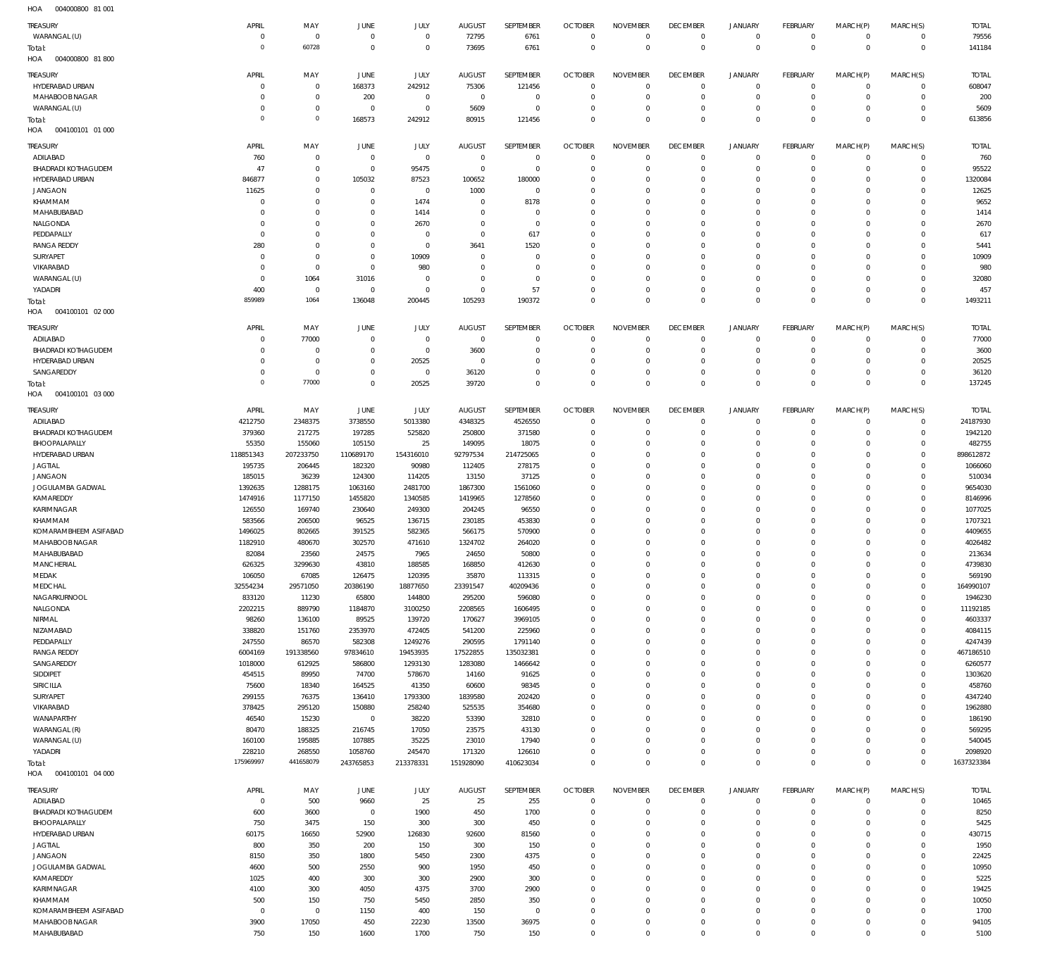HOA 004000800 81 001

| TREASURY | APRIL | MAY | JUNE | JULY | AUGUST | SEPTEMBER | OCTOBER | NOVEMBER | DECEMBER | JANUARY | FEBRUARY | MARCH(P) | MARCH(S) | TOTAL |
|---|---|---|---|---|---|---|---|---|---|---|---|---|---|---|
| WARANGAL (U) | 0 | 0 | 0 | 0 | 72795 | 6761 | 0 | 0 | 0 | 0 | 0 | 0 | 0 | 79556 |
| Total: | 0 | 60728 | 0 | 0 | 73695 | 6761 | 0 | 0 | 0 | 0 | 0 | 0 | 0 | 141184 |

HOA 004000800 81 800

| TREASURY | APRIL | MAY | JUNE | JULY | AUGUST | SEPTEMBER | OCTOBER | NOVEMBER | DECEMBER | JANUARY | FEBRUARY | MARCH(P) | MARCH(S) | TOTAL |
|---|---|---|---|---|---|---|---|---|---|---|---|---|---|---|
| HYDERABAD URBAN | 0 | 0 | 168373 | 242912 | 75306 | 121456 | 0 | 0 | 0 | 0 | 0 | 0 | 0 | 608047 |
| MAHABOOB NAGAR | 0 | 0 | 200 | 0 | 0 | 0 | 0 | 0 | 0 | 0 | 0 | 0 | 0 | 200 |
| WARANGAL (U) | 0 | 0 | 0 | 0 | 5609 | 0 | 0 | 0 | 0 | 0 | 0 | 0 | 0 | 5609 |
| Total: | 0 | 0 | 168573 | 242912 | 80915 | 121456 | 0 | 0 | 0 | 0 | 0 | 0 | 0 | 613856 |

HOA 004100101 01 000

| TREASURY | APRIL | MAY | JUNE | JULY | AUGUST | SEPTEMBER | OCTOBER | NOVEMBER | DECEMBER | JANUARY | FEBRUARY | MARCH(P) | MARCH(S) | TOTAL |
|---|---|---|---|---|---|---|---|---|---|---|---|---|---|---|
| ADILABAD | 760 | 0 | 0 | 0 | 0 | 0 | 0 | 0 | 0 | 0 | 0 | 0 | 0 | 760 |
| BHADRADI KOTHAGUDEM | 47 | 0 | 0 | 95475 | 0 | 0 | 0 | 0 | 0 | 0 | 0 | 0 | 0 | 95522 |
| HYDERABAD URBAN | 846877 | 0 | 105032 | 87523 | 100652 | 180000 | 0 | 0 | 0 | 0 | 0 | 0 | 0 | 1320084 |
| JANGAON | 11625 | 0 | 0 | 0 | 1000 | 0 | 0 | 0 | 0 | 0 | 0 | 0 | 0 | 12625 |
| KHAMMAM | 0 | 0 | 0 | 1474 | 0 | 8178 | 0 | 0 | 0 | 0 | 0 | 0 | 0 | 9652 |
| MAHABUBABAD | 0 | 0 | 0 | 1414 | 0 | 0 | 0 | 0 | 0 | 0 | 0 | 0 | 0 | 1414 |
| NALGONDA | 0 | 0 | 0 | 2670 | 0 | 0 | 0 | 0 | 0 | 0 | 0 | 0 | 0 | 2670 |
| PEDDAPALLY | 0 | 0 | 0 | 0 | 0 | 617 | 0 | 0 | 0 | 0 | 0 | 0 | 0 | 617 |
| RANGA REDDY | 280 | 0 | 0 | 0 | 3641 | 1520 | 0 | 0 | 0 | 0 | 0 | 0 | 0 | 5441 |
| SURYAPET | 0 | 0 | 0 | 10909 | 0 | 0 | 0 | 0 | 0 | 0 | 0 | 0 | 0 | 10909 |
| VIKARABAD | 0 | 0 | 0 | 980 | 0 | 0 | 0 | 0 | 0 | 0 | 0 | 0 | 0 | 980 |
| WARANGAL (U) | 0 | 1064 | 31016 | 0 | 0 | 0 | 0 | 0 | 0 | 0 | 0 | 0 | 0 | 32080 |
| YADADRI | 400 | 0 | 0 | 0 | 0 | 57 | 0 | 0 | 0 | 0 | 0 | 0 | 0 | 457 |
| Total: | 859989 | 1064 | 136048 | 200445 | 105293 | 190372 | 0 | 0 | 0 | 0 | 0 | 0 | 0 | 1493211 |

HOA 004100101 02 000

| TREASURY | APRIL | MAY | JUNE | JULY | AUGUST | SEPTEMBER | OCTOBER | NOVEMBER | DECEMBER | JANUARY | FEBRUARY | MARCH(P) | MARCH(S) | TOTAL |
|---|---|---|---|---|---|---|---|---|---|---|---|---|---|---|
| ADILABAD | 0 | 77000 | 0 | 0 | 0 | 0 | 0 | 0 | 0 | 0 | 0 | 0 | 0 | 77000 |
| BHADRADI KOTHAGUDEM | 0 | 0 | 0 | 0 | 3600 | 0 | 0 | 0 | 0 | 0 | 0 | 0 | 0 | 3600 |
| HYDERABAD URBAN | 0 | 0 | 0 | 20525 | 0 | 0 | 0 | 0 | 0 | 0 | 0 | 0 | 0 | 20525 |
| SANGAREDDY | 0 | 0 | 0 | 0 | 36120 | 0 | 0 | 0 | 0 | 0 | 0 | 0 | 0 | 36120 |
| Total: | 0 | 77000 | 0 | 20525 | 39720 | 0 | 0 | 0 | 0 | 0 | 0 | 0 | 0 | 137245 |

HOA 004100101 03 000

| TREASURY | APRIL | MAY | JUNE | JULY | AUGUST | SEPTEMBER | OCTOBER | NOVEMBER | DECEMBER | JANUARY | FEBRUARY | MARCH(P) | MARCH(S) | TOTAL |
|---|---|---|---|---|---|---|---|---|---|---|---|---|---|---|
| ADILABAD | 4212750 | 2348375 | 3738550 | 5013380 | 4348325 | 4526550 | 0 | 0 | 0 | 0 | 0 | 0 | 0 | 24187930 |
| BHADRADI KOTHAGUDEM | 379360 | 217275 | 197285 | 525820 | 250800 | 371580 | 0 | 0 | 0 | 0 | 0 | 0 | 0 | 1942120 |
| BHOOPALAPALLY | 55350 | 155060 | 105150 | 25 | 149095 | 18075 | 0 | 0 | 0 | 0 | 0 | 0 | 0 | 482755 |
| HYDERABAD URBAN | 118851343 | 207233750 | 110689170 | 154316010 | 92797534 | 214725065 | 0 | 0 | 0 | 0 | 0 | 0 | 0 | 898612872 |
| JAGTIAL | 195735 | 206445 | 182320 | 90980 | 112405 | 278175 | 0 | 0 | 0 | 0 | 0 | 0 | 0 | 1066060 |
| JANGAON | 185015 | 36239 | 124300 | 114205 | 13150 | 37125 | 0 | 0 | 0 | 0 | 0 | 0 | 0 | 510034 |
| JOGULAMBA GADWAL | 1392635 | 1288175 | 1063160 | 2481700 | 1867300 | 1561060 | 0 | 0 | 0 | 0 | 0 | 0 | 0 | 9654030 |
| KAMAREDDY | 1474916 | 1177150 | 1455820 | 1340585 | 1419965 | 1278560 | 0 | 0 | 0 | 0 | 0 | 0 | 0 | 8146996 |
| KARIMNAGAR | 126550 | 169740 | 230640 | 249300 | 204245 | 96550 | 0 | 0 | 0 | 0 | 0 | 0 | 0 | 1077025 |
| KHAMMAM | 583566 | 206500 | 96525 | 136715 | 230185 | 453830 | 0 | 0 | 0 | 0 | 0 | 0 | 0 | 1707321 |
| KOMARAMBHEEM ASIFABAD | 1496025 | 802665 | 391525 | 582365 | 566175 | 570900 | 0 | 0 | 0 | 0 | 0 | 0 | 0 | 4409655 |
| MAHABOOB NAGAR | 1182910 | 480670 | 302570 | 471610 | 1324702 | 264020 | 0 | 0 | 0 | 0 | 0 | 0 | 0 | 4026482 |
| MAHABUBABAD | 82084 | 23560 | 24575 | 7965 | 24650 | 50800 | 0 | 0 | 0 | 0 | 0 | 0 | 0 | 213634 |
| MANCHERIAL | 626325 | 3299630 | 43810 | 188585 | 168850 | 412630 | 0 | 0 | 0 | 0 | 0 | 0 | 0 | 4739830 |
| MEDAK | 106050 | 67085 | 126475 | 120395 | 35870 | 113315 | 0 | 0 | 0 | 0 | 0 | 0 | 0 | 569190 |
| MEDCHAL | 32554234 | 29571050 | 20386190 | 18877650 | 23391547 | 40209436 | 0 | 0 | 0 | 0 | 0 | 0 | 0 | 164990107 |
| NAGARKURNOOL | 833120 | 11230 | 65800 | 144800 | 295200 | 596080 | 0 | 0 | 0 | 0 | 0 | 0 | 0 | 1946230 |
| NALGONDA | 2202215 | 889790 | 1184870 | 3100250 | 2208565 | 1606495 | 0 | 0 | 0 | 0 | 0 | 0 | 0 | 11192185 |
| NIRMAL | 98260 | 136100 | 89525 | 139720 | 170627 | 3969105 | 0 | 0 | 0 | 0 | 0 | 0 | 0 | 4603337 |
| NIZAMABAD | 338820 | 151760 | 2353970 | 472405 | 541200 | 225960 | 0 | 0 | 0 | 0 | 0 | 0 | 0 | 4084115 |
| PEDDAPALLY | 247550 | 86570 | 582308 | 1249276 | 290595 | 1791140 | 0 | 0 | 0 | 0 | 0 | 0 | 0 | 4247439 |
| RANGA REDDY | 6004169 | 191338560 | 97834610 | 19453935 | 17522855 | 135032381 | 0 | 0 | 0 | 0 | 0 | 0 | 0 | 467186510 |
| SANGAREDDY | 1018000 | 612925 | 586800 | 1293130 | 1283080 | 1466642 | 0 | 0 | 0 | 0 | 0 | 0 | 0 | 6260577 |
| SIDDIPET | 454515 | 89950 | 74700 | 578670 | 14160 | 91625 | 0 | 0 | 0 | 0 | 0 | 0 | 0 | 1303620 |
| SIRICILLA | 75600 | 18340 | 164525 | 41350 | 60600 | 98345 | 0 | 0 | 0 | 0 | 0 | 0 | 0 | 458760 |
| SURYAPET | 299155 | 76375 | 136410 | 1793300 | 1839580 | 202420 | 0 | 0 | 0 | 0 | 0 | 0 | 0 | 4347240 |
| VIKARABAD | 378425 | 295120 | 150880 | 258240 | 525535 | 354680 | 0 | 0 | 0 | 0 | 0 | 0 | 0 | 1962880 |
| WANAPARTHY | 46540 | 15230 | 0 | 38220 | 53390 | 32810 | 0 | 0 | 0 | 0 | 0 | 0 | 0 | 186190 |
| WARANGAL (R) | 80470 | 188325 | 216745 | 17050 | 23575 | 43130 | 0 | 0 | 0 | 0 | 0 | 0 | 0 | 569295 |
| WARANGAL (U) | 160100 | 195885 | 107885 | 35225 | 23010 | 17940 | 0 | 0 | 0 | 0 | 0 | 0 | 0 | 540045 |
| YADADRI | 228210 | 268550 | 1058760 | 245470 | 171320 | 126610 | 0 | 0 | 0 | 0 | 0 | 0 | 0 | 2098920 |
| Total: | 175969997 | 441658079 | 243765853 | 213378331 | 151928090 | 410623034 | 0 | 0 | 0 | 0 | 0 | 0 | 0 | 1637323384 |

HOA 004100101 04 000

| TREASURY | APRIL | MAY | JUNE | JULY | AUGUST | SEPTEMBER | OCTOBER | NOVEMBER | DECEMBER | JANUARY | FEBRUARY | MARCH(P) | MARCH(S) | TOTAL |
|---|---|---|---|---|---|---|---|---|---|---|---|---|---|---|
| ADILABAD | 0 | 500 | 9660 | 25 | 25 | 255 | 0 | 0 | 0 | 0 | 0 | 0 | 0 | 10465 |
| BHADRADI KOTHAGUDEM | 600 | 3600 | 0 | 1900 | 450 | 1700 | 0 | 0 | 0 | 0 | 0 | 0 | 0 | 8250 |
| BHOOPALAPALLY | 750 | 3475 | 150 | 300 | 300 | 450 | 0 | 0 | 0 | 0 | 0 | 0 | 0 | 5425 |
| HYDERABAD URBAN | 60175 | 16650 | 52900 | 126830 | 92600 | 81560 | 0 | 0 | 0 | 0 | 0 | 0 | 0 | 430715 |
| JAGTIAL | 800 | 350 | 200 | 150 | 300 | 150 | 0 | 0 | 0 | 0 | 0 | 0 | 0 | 1950 |
| JANGAON | 8150 | 350 | 1800 | 5450 | 2300 | 4375 | 0 | 0 | 0 | 0 | 0 | 0 | 0 | 22425 |
| JOGULAMBA GADWAL | 4600 | 500 | 2550 | 900 | 1950 | 450 | 0 | 0 | 0 | 0 | 0 | 0 | 0 | 10950 |
| KAMAREDDY | 1025 | 400 | 300 | 300 | 2900 | 300 | 0 | 0 | 0 | 0 | 0 | 0 | 0 | 5225 |
| KARIMNAGAR | 4100 | 300 | 4050 | 4375 | 3700 | 2900 | 0 | 0 | 0 | 0 | 0 | 0 | 0 | 19425 |
| KHAMMAM | 500 | 150 | 750 | 5450 | 2850 | 350 | 0 | 0 | 0 | 0 | 0 | 0 | 0 | 10050 |
| KOMARAMBHEEM ASIFABAD | 0 | 0 | 1150 | 400 | 150 | 0 | 0 | 0 | 0 | 0 | 0 | 0 | 0 | 1700 |
| MAHABOOB NAGAR | 3900 | 17050 | 450 | 22230 | 13500 | 36975 | 0 | 0 | 0 | 0 | 0 | 0 | 0 | 94105 |
| MAHABUBABAD | 750 | 150 | 1600 | 1700 | 750 | 150 | 0 | 0 | 0 | 0 | 0 | 0 | 0 | 5100 |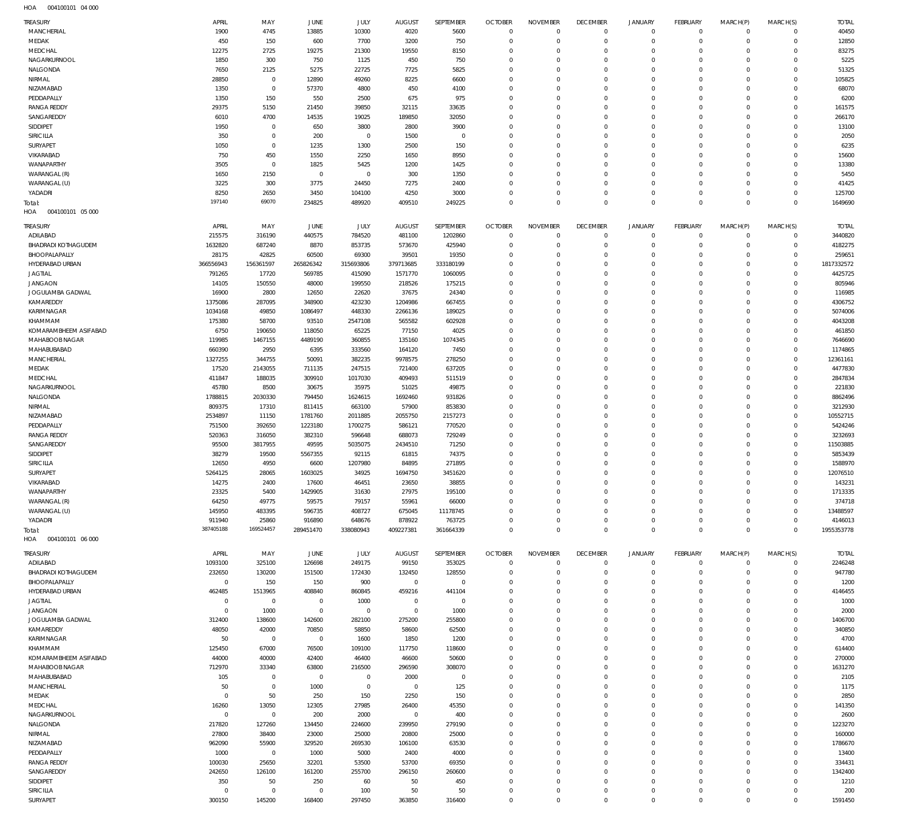HOA 004100101 04 000

| TREASURY | APRIL | MAY | JUNE | JULY | AUGUST | SEPTEMBER | OCTOBER | NOVEMBER | DECEMBER | JANUARY | FEBRUARY | MARCH(P) | MARCH(S) | TOTAL |
|---|---|---|---|---|---|---|---|---|---|---|---|---|---|---|
| MANCHERIAL | 1900 | 4745 | 13885 | 10300 | 4020 | 5600 | 0 | 0 | 0 | 0 | 0 | 0 | 0 | 40450 |
| MEDAK | 450 | 150 | 600 | 7700 | 3200 | 750 | 0 | 0 | 0 | 0 | 0 | 0 | 0 | 12850 |
| MEDCHAL | 12275 | 2725 | 19275 | 21300 | 19550 | 8150 | 0 | 0 | 0 | 0 | 0 | 0 | 0 | 83275 |
| NAGARKURNOOL | 1850 | 300 | 750 | 1125 | 450 | 750 | 0 | 0 | 0 | 0 | 0 | 0 | 0 | 5225 |
| NALGONDA | 7650 | 2125 | 5275 | 22725 | 7725 | 5825 | 0 | 0 | 0 | 0 | 0 | 0 | 0 | 51325 |
| NIRMAL | 28850 | 0 | 12890 | 49260 | 8225 | 6600 | 0 | 0 | 0 | 0 | 0 | 0 | 0 | 105825 |
| NIZAMABAD | 1350 | 0 | 57370 | 4800 | 450 | 4100 | 0 | 0 | 0 | 0 | 0 | 0 | 0 | 68070 |
| PEDDAPALLY | 1350 | 150 | 550 | 2500 | 675 | 975 | 0 | 0 | 0 | 0 | 0 | 0 | 0 | 6200 |
| RANGA REDDY | 29375 | 5150 | 21450 | 39850 | 32115 | 33635 | 0 | 0 | 0 | 0 | 0 | 0 | 0 | 161575 |
| SANGAREDDY | 6010 | 4700 | 14535 | 19025 | 189850 | 32050 | 0 | 0 | 0 | 0 | 0 | 0 | 0 | 266170 |
| SIDDIPET | 1950 | 0 | 650 | 3800 | 2800 | 3900 | 0 | 0 | 0 | 0 | 0 | 0 | 0 | 13100 |
| SIRICILLA | 350 | 0 | 200 | 0 | 1500 | 0 | 0 | 0 | 0 | 0 | 0 | 0 | 0 | 2050 |
| SURYAPET | 1050 | 0 | 1235 | 1300 | 2500 | 150 | 0 | 0 | 0 | 0 | 0 | 0 | 0 | 6235 |
| VIKARABAD | 750 | 450 | 1550 | 2250 | 1650 | 8950 | 0 | 0 | 0 | 0 | 0 | 0 | 0 | 15600 |
| WANAPARTHY | 3505 | 0 | 1825 | 5425 | 1200 | 1425 | 0 | 0 | 0 | 0 | 0 | 0 | 0 | 13380 |
| WARANGAL (R) | 1650 | 2150 | 0 | 0 | 300 | 1350 | 0 | 0 | 0 | 0 | 0 | 0 | 0 | 5450 |
| WARANGAL (U) | 3225 | 300 | 3775 | 24450 | 7275 | 2400 | 0 | 0 | 0 | 0 | 0 | 0 | 0 | 41425 |
| YADADRI | 8250 | 2650 | 3450 | 104100 | 4250 | 3000 | 0 | 0 | 0 | 0 | 0 | 0 | 0 | 125700 |
| Total: | 197140 | 69070 | 234825 | 489920 | 409510 | 249225 | 0 | 0 | 0 | 0 | 0 | 0 | 0 | 1649690 |

HOA 004100101 05 000

| TREASURY | APRIL | MAY | JUNE | JULY | AUGUST | SEPTEMBER | OCTOBER | NOVEMBER | DECEMBER | JANUARY | FEBRUARY | MARCH(P) | MARCH(S) | TOTAL |
|---|---|---|---|---|---|---|---|---|---|---|---|---|---|---|
| ADILABAD | 215575 | 316190 | 440575 | 784520 | 481100 | 1202860 | 0 | 0 | 0 | 0 | 0 | 0 | 0 | 3440820 |
| BHADRADI KOTHAGUDEM | 1632820 | 687240 | 8870 | 853735 | 573670 | 425940 | 0 | 0 | 0 | 0 | 0 | 0 | 0 | 4182275 |
| BHOOPALAPALLY | 28175 | 42825 | 60500 | 69300 | 39501 | 19350 | 0 | 0 | 0 | 0 | 0 | 0 | 0 | 259651 |
| HYDERABAD URBAN | 366556943 | 156361597 | 265826342 | 315693806 | 379713685 | 333180199 | 0 | 0 | 0 | 0 | 0 | 0 | 0 | 1817332572 |
| JAGTIAL | 791265 | 17720 | 569785 | 415090 | 1571770 | 1060095 | 0 | 0 | 0 | 0 | 0 | 0 | 0 | 4425725 |
| JANGAON | 14105 | 150550 | 48000 | 199550 | 218526 | 175215 | 0 | 0 | 0 | 0 | 0 | 0 | 0 | 805946 |
| JOGULAMBA GADWAL | 16900 | 2800 | 12650 | 22620 | 37675 | 24340 | 0 | 0 | 0 | 0 | 0 | 0 | 0 | 116985 |
| KAMAREDDY | 1375086 | 287095 | 348900 | 423230 | 1204986 | 667455 | 0 | 0 | 0 | 0 | 0 | 0 | 0 | 4306752 |
| KARIMNAGAR | 1034168 | 49850 | 1086497 | 448330 | 2266136 | 189025 | 0 | 0 | 0 | 0 | 0 | 0 | 0 | 5074006 |
| KHAMMAM | 175380 | 58700 | 93510 | 2547108 | 565582 | 602928 | 0 | 0 | 0 | 0 | 0 | 0 | 0 | 4043208 |
| KOMARAMBHEEM ASIFABAD | 6750 | 190650 | 118050 | 65225 | 77150 | 4025 | 0 | 0 | 0 | 0 | 0 | 0 | 0 | 461850 |
| MAHABOOB NAGAR | 119985 | 1467155 | 4489190 | 360855 | 135160 | 1074345 | 0 | 0 | 0 | 0 | 0 | 0 | 0 | 7646690 |
| MAHABUBABAD | 660390 | 2950 | 6395 | 333560 | 164120 | 7450 | 0 | 0 | 0 | 0 | 0 | 0 | 0 | 1174865 |
| MANCHERIAL | 1327255 | 344755 | 50091 | 382235 | 9978575 | 278250 | 0 | 0 | 0 | 0 | 0 | 0 | 0 | 12361161 |
| MEDAK | 17520 | 2143055 | 711135 | 247515 | 721400 | 637205 | 0 | 0 | 0 | 0 | 0 | 0 | 0 | 4477830 |
| MEDCHAL | 411847 | 188035 | 309910 | 1017030 | 409493 | 511519 | 0 | 0 | 0 | 0 | 0 | 0 | 0 | 2847834 |
| NAGARKURNOOL | 45780 | 8500 | 30675 | 35975 | 51025 | 49875 | 0 | 0 | 0 | 0 | 0 | 0 | 0 | 221830 |
| NALGONDA | 1788815 | 2030330 | 794450 | 1624615 | 1692460 | 931826 | 0 | 0 | 0 | 0 | 0 | 0 | 0 | 8862496 |
| NIRMAL | 809375 | 17310 | 811415 | 663100 | 57900 | 853830 | 0 | 0 | 0 | 0 | 0 | 0 | 0 | 3212930 |
| NIZAMABAD | 2534897 | 11150 | 1781760 | 2011885 | 2055750 | 2157273 | 0 | 0 | 0 | 0 | 0 | 0 | 0 | 10552715 |
| PEDDAPALLY | 751500 | 392650 | 1223180 | 1700275 | 586121 | 770520 | 0 | 0 | 0 | 0 | 0 | 0 | 0 | 5424246 |
| RANGA REDDY | 520363 | 316050 | 382310 | 596648 | 688073 | 729249 | 0 | 0 | 0 | 0 | 0 | 0 | 0 | 3232693 |
| SANGAREDDY | 95500 | 3817955 | 49595 | 5035075 | 2434510 | 71250 | 0 | 0 | 0 | 0 | 0 | 0 | 0 | 11503885 |
| SIDDIPET | 38279 | 19500 | 5567355 | 92115 | 61815 | 74375 | 0 | 0 | 0 | 0 | 0 | 0 | 0 | 5853439 |
| SIRICILLA | 12650 | 4950 | 6600 | 1207980 | 84895 | 271895 | 0 | 0 | 0 | 0 | 0 | 0 | 0 | 1588970 |
| SURYAPET | 5264125 | 28065 | 1603025 | 34925 | 1694750 | 3451620 | 0 | 0 | 0 | 0 | 0 | 0 | 0 | 12076510 |
| VIKARABAD | 14275 | 2400 | 17600 | 46451 | 23650 | 38855 | 0 | 0 | 0 | 0 | 0 | 0 | 0 | 143231 |
| WANAPARTHY | 23325 | 5400 | 1429905 | 31630 | 27975 | 195100 | 0 | 0 | 0 | 0 | 0 | 0 | 0 | 1713335 |
| WARANGAL (R) | 64250 | 49775 | 59575 | 79157 | 55961 | 66000 | 0 | 0 | 0 | 0 | 0 | 0 | 0 | 374718 |
| WARANGAL (U) | 145950 | 483395 | 596735 | 408727 | 675045 | 11178745 | 0 | 0 | 0 | 0 | 0 | 0 | 0 | 13488597 |
| YADADRI | 911940 | 25860 | 916890 | 648676 | 878922 | 763725 | 0 | 0 | 0 | 0 | 0 | 0 | 0 | 4146013 |
| Total: | 387405188 | 169524457 | 289451470 | 338080943 | 409227381 | 361664339 | 0 | 0 | 0 | 0 | 0 | 0 | 0 | 1955353778 |

HOA 004100101 06 000

| TREASURY | APRIL | MAY | JUNE | JULY | AUGUST | SEPTEMBER | OCTOBER | NOVEMBER | DECEMBER | JANUARY | FEBRUARY | MARCH(P) | MARCH(S) | TOTAL |
|---|---|---|---|---|---|---|---|---|---|---|---|---|---|---|
| ADILABAD | 1093100 | 325100 | 126698 | 249175 | 99150 | 353025 | 0 | 0 | 0 | 0 | 0 | 0 | 0 | 2246248 |
| BHADRADI KOTHAGUDEM | 232650 | 130200 | 151500 | 172430 | 132450 | 128550 | 0 | 0 | 0 | 0 | 0 | 0 | 0 | 947780 |
| BHOOPALAPALLY | 0 | 150 | 150 | 900 | 0 | 0 | 0 | 0 | 0 | 0 | 0 | 0 | 0 | 1200 |
| HYDERABAD URBAN | 462485 | 1513965 | 408840 | 860845 | 459216 | 441104 | 0 | 0 | 0 | 0 | 0 | 0 | 0 | 4146455 |
| JAGTIAL | 0 | 0 | 0 | 1000 | 0 | 0 | 0 | 0 | 0 | 0 | 0 | 0 | 0 | 1000 |
| JANGAON | 0 | 1000 | 0 | 0 | 0 | 1000 | 0 | 0 | 0 | 0 | 0 | 0 | 0 | 2000 |
| JOGULAMBA GADWAL | 312400 | 138600 | 142600 | 282100 | 275200 | 255800 | 0 | 0 | 0 | 0 | 0 | 0 | 0 | 1406700 |
| KAMAREDDY | 48050 | 42000 | 70850 | 58850 | 58600 | 62500 | 0 | 0 | 0 | 0 | 0 | 0 | 0 | 340850 |
| KARIMNAGAR | 50 | 0 | 0 | 1600 | 1850 | 1200 | 0 | 0 | 0 | 0 | 0 | 0 | 0 | 4700 |
| KHAMMAM | 125450 | 67000 | 76500 | 109100 | 117750 | 118600 | 0 | 0 | 0 | 0 | 0 | 0 | 0 | 614400 |
| KOMARAMBHEEM ASIFABAD | 44000 | 40000 | 42400 | 46400 | 46600 | 50600 | 0 | 0 | 0 | 0 | 0 | 0 | 0 | 270000 |
| MAHABOOB NAGAR | 712970 | 33340 | 63800 | 216500 | 296590 | 308070 | 0 | 0 | 0 | 0 | 0 | 0 | 0 | 1631270 |
| MAHABUBABAD | 105 | 0 | 0 | 0 | 2000 | 0 | 0 | 0 | 0 | 0 | 0 | 0 | 0 | 2105 |
| MANCHERIAL | 50 | 0 | 1000 | 0 | 0 | 125 | 0 | 0 | 0 | 0 | 0 | 0 | 0 | 1175 |
| MEDAK | 0 | 50 | 250 | 150 | 2250 | 150 | 0 | 0 | 0 | 0 | 0 | 0 | 0 | 2850 |
| MEDCHAL | 16260 | 13050 | 12305 | 27985 | 26400 | 45350 | 0 | 0 | 0 | 0 | 0 | 0 | 0 | 141350 |
| NAGARKURNOOL | 0 | 0 | 200 | 2000 | 0 | 400 | 0 | 0 | 0 | 0 | 0 | 0 | 0 | 2600 |
| NALGONDA | 217820 | 127260 | 134450 | 224600 | 239950 | 279190 | 0 | 0 | 0 | 0 | 0 | 0 | 0 | 1223270 |
| NIRMAL | 27800 | 38400 | 23000 | 25000 | 20800 | 25000 | 0 | 0 | 0 | 0 | 0 | 0 | 0 | 160000 |
| NIZAMABAD | 962090 | 55900 | 329520 | 269530 | 106100 | 63530 | 0 | 0 | 0 | 0 | 0 | 0 | 0 | 1786670 |
| PEDDAPALLY | 1000 | 0 | 1000 | 5000 | 2400 | 4000 | 0 | 0 | 0 | 0 | 0 | 0 | 0 | 13400 |
| RANGA REDDY | 100030 | 25650 | 32201 | 53500 | 53700 | 69350 | 0 | 0 | 0 | 0 | 0 | 0 | 0 | 334431 |
| SANGAREDDY | 242650 | 126100 | 161200 | 255700 | 296150 | 260600 | 0 | 0 | 0 | 0 | 0 | 0 | 0 | 1342400 |
| SIDDIPET | 350 | 50 | 250 | 60 | 50 | 450 | 0 | 0 | 0 | 0 | 0 | 0 | 0 | 1210 |
| SIRICILLA | 0 | 0 | 0 | 100 | 50 | 50 | 0 | 0 | 0 | 0 | 0 | 0 | 0 | 200 |
| SURYAPET | 300150 | 145200 | 168400 | 297450 | 363850 | 316400 | 0 | 0 | 0 | 0 | 0 | 0 | 0 | 1591450 |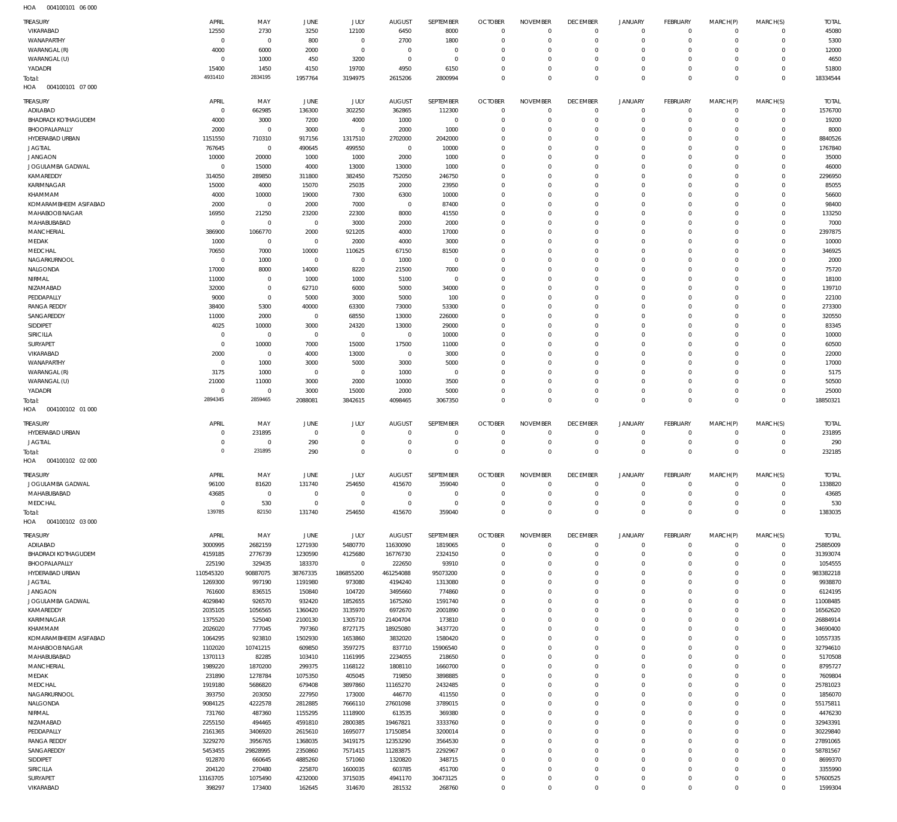HOA 004100101 06 000

| TREASURY | APRIL | MAY | JUNE | JULY | AUGUST | SEPTEMBER | OCTOBER | NOVEMBER | DECEMBER | JANUARY | FEBRUARY | MARCH(P) | MARCH(S) | TOTAL |
|---|---|---|---|---|---|---|---|---|---|---|---|---|---|---|
| VIKARABAD | 12550 | 2730 | 3250 | 12100 | 6450 | 8000 | 0 | 0 | 0 | 0 | 0 | 0 | 0 | 45080 |
| WANAPARTHY | 0 | 0 | 800 | 0 | 2700 | 1800 | 0 | 0 | 0 | 0 | 0 | 0 | 0 | 5300 |
| WARANGAL (R) | 4000 | 6000 | 2000 | 0 | 0 | 0 | 0 | 0 | 0 | 0 | 0 | 0 | 0 | 12000 |
| WARANGAL (U) | 0 | 1000 | 450 | 3200 | 0 | 0 | 0 | 0 | 0 | 0 | 0 | 0 | 0 | 4650 |
| YADADRI | 15400 | 1450 | 4150 | 19700 | 4950 | 6150 | 0 | 0 | 0 | 0 | 0 | 0 | 0 | 51800 |
| Total: | 4931410 | 2834195 | 1957764 | 3194975 | 2615206 | 2800994 | 0 | 0 | 0 | 0 | 0 | 0 | 0 | 18334544 |

HOA 004100101 07 000

| TREASURY | APRIL | MAY | JUNE | JULY | AUGUST | SEPTEMBER | OCTOBER | NOVEMBER | DECEMBER | JANUARY | FEBRUARY | MARCH(P) | MARCH(S) | TOTAL |
|---|---|---|---|---|---|---|---|---|---|---|---|---|---|---|
| ADILABAD | 0 | 662985 | 136300 | 302250 | 362865 | 112300 | 0 | 0 | 0 | 0 | 0 | 0 | 0 | 1576700 |
| BHADRADI KOTHAGUDEM | 4000 | 3000 | 7200 | 4000 | 1000 | 0 | 0 | 0 | 0 | 0 | 0 | 0 | 0 | 19200 |
| BHOOPALAPALLY | 2000 | 0 | 3000 | 0 | 2000 | 1000 | 0 | 0 | 0 | 0 | 0 | 0 | 0 | 8000 |
| HYDERABAD URBAN | 1151550 | 710310 | 917156 | 1317510 | 2702000 | 2042000 | 0 | 0 | 0 | 0 | 0 | 0 | 0 | 8840526 |
| JAGTIAL | 767645 | 0 | 490645 | 499550 | 0 | 10000 | 0 | 0 | 0 | 0 | 0 | 0 | 0 | 1767840 |
| JANGAON | 10000 | 20000 | 1000 | 1000 | 2000 | 1000 | 0 | 0 | 0 | 0 | 0 | 0 | 0 | 35000 |
| JOGULAMBA GADWAL | 0 | 15000 | 4000 | 13000 | 13000 | 1000 | 0 | 0 | 0 | 0 | 0 | 0 | 0 | 46000 |
| KAMAREDDY | 314050 | 289850 | 311800 | 382450 | 752050 | 246750 | 0 | 0 | 0 | 0 | 0 | 0 | 0 | 2296950 |
| KARIMNAGAR | 15000 | 4000 | 15070 | 25035 | 2000 | 23950 | 0 | 0 | 0 | 0 | 0 | 0 | 0 | 85055 |
| KHAMMAM | 4000 | 10000 | 19000 | 7300 | 6300 | 10000 | 0 | 0 | 0 | 0 | 0 | 0 | 0 | 56600 |
| KOMARAMBHEEM ASIFABAD | 2000 | 0 | 2000 | 7000 | 0 | 87400 | 0 | 0 | 0 | 0 | 0 | 0 | 0 | 98400 |
| MAHABOOBNAGAR | 16950 | 21250 | 23200 | 22300 | 8000 | 41550 | 0 | 0 | 0 | 0 | 0 | 0 | 0 | 133250 |
| MAHABUBABAD | 0 | 0 | 0 | 3000 | 2000 | 2000 | 0 | 0 | 0 | 0 | 0 | 0 | 0 | 7000 |
| MANCHERIAL | 386900 | 1066770 | 2000 | 921205 | 4000 | 17000 | 0 | 0 | 0 | 0 | 0 | 0 | 0 | 2397875 |
| MEDAK | 1000 | 0 | 0 | 2000 | 4000 | 3000 | 0 | 0 | 0 | 0 | 0 | 0 | 0 | 10000 |
| MEDCHAL | 70650 | 7000 | 10000 | 110625 | 67150 | 81500 | 0 | 0 | 0 | 0 | 0 | 0 | 0 | 346925 |
| NAGARKURNOOL | 0 | 1000 | 0 | 0 | 1000 | 0 | 0 | 0 | 0 | 0 | 0 | 0 | 0 | 2000 |
| NALGONDA | 17000 | 8000 | 14000 | 8220 | 21500 | 7000 | 0 | 0 | 0 | 0 | 0 | 0 | 0 | 75720 |
| NIRMAL | 11000 | 0 | 1000 | 1000 | 5100 | 0 | 0 | 0 | 0 | 0 | 0 | 0 | 0 | 18100 |
| NIZAMABAD | 32000 | 0 | 62710 | 6000 | 5000 | 34000 | 0 | 0 | 0 | 0 | 0 | 0 | 0 | 139710 |
| PEDDAPALLY | 9000 | 0 | 5000 | 3000 | 5000 | 100 | 0 | 0 | 0 | 0 | 0 | 0 | 0 | 22100 |
| RANGA REDDY | 38400 | 5300 | 40000 | 63300 | 73000 | 53300 | 0 | 0 | 0 | 0 | 0 | 0 | 0 | 273300 |
| SANGAREDDY | 11000 | 2000 | 0 | 68550 | 13000 | 226000 | 0 | 0 | 0 | 0 | 0 | 0 | 0 | 320550 |
| SIDDIPET | 4025 | 10000 | 3000 | 24320 | 13000 | 29000 | 0 | 0 | 0 | 0 | 0 | 0 | 0 | 83345 |
| SIRICILLA | 0 | 0 | 0 | 0 | 0 | 10000 | 0 | 0 | 0 | 0 | 0 | 0 | 0 | 10000 |
| SURYAPET | 0 | 10000 | 7000 | 15000 | 17500 | 11000 | 0 | 0 | 0 | 0 | 0 | 0 | 0 | 60500 |
| VIKARABAD | 2000 | 0 | 4000 | 13000 | 0 | 3000 | 0 | 0 | 0 | 0 | 0 | 0 | 0 | 22000 |
| WANAPARTHY | 0 | 1000 | 3000 | 5000 | 3000 | 5000 | 0 | 0 | 0 | 0 | 0 | 0 | 0 | 17000 |
| WARANGAL (R) | 3175 | 1000 | 0 | 0 | 1000 | 0 | 0 | 0 | 0 | 0 | 0 | 0 | 0 | 5175 |
| WARANGAL (U) | 21000 | 11000 | 3000 | 2000 | 10000 | 3500 | 0 | 0 | 0 | 0 | 0 | 0 | 0 | 50500 |
| YADADRI | 0 | 0 | 3000 | 15000 | 2000 | 5000 | 0 | 0 | 0 | 0 | 0 | 0 | 0 | 25000 |
| Total: | 2894345 | 2859465 | 2088081 | 3842615 | 4098465 | 3067350 | 0 | 0 | 0 | 0 | 0 | 0 | 0 | 18850321 |

HOA 004100102 01 000

| TREASURY | APRIL | MAY | JUNE | JULY | AUGUST | SEPTEMBER | OCTOBER | NOVEMBER | DECEMBER | JANUARY | FEBRUARY | MARCH(P) | MARCH(S) | TOTAL |
|---|---|---|---|---|---|---|---|---|---|---|---|---|---|---|
| HYDERABAD URBAN | 0 | 231895 | 0 | 0 | 0 | 0 | 0 | 0 | 0 | 0 | 0 | 0 | 0 | 231895 |
| JAGTIAL | 0 | 0 | 290 | 0 | 0 | 0 | 0 | 0 | 0 | 0 | 0 | 0 | 0 | 290 |
| Total: | 0 | 231895 | 290 | 0 | 0 | 0 | 0 | 0 | 0 | 0 | 0 | 0 | 0 | 232185 |

HOA 004100102 02 000

| TREASURY | APRIL | MAY | JUNE | JULY | AUGUST | SEPTEMBER | OCTOBER | NOVEMBER | DECEMBER | JANUARY | FEBRUARY | MARCH(P) | MARCH(S) | TOTAL |
|---|---|---|---|---|---|---|---|---|---|---|---|---|---|---|
| JOGULAMBA GADWAL | 96100 | 81620 | 131740 | 254650 | 415670 | 359040 | 0 | 0 | 0 | 0 | 0 | 0 | 0 | 1338820 |
| MAHABUBABAD | 43685 | 0 | 0 | 0 | 0 | 0 | 0 | 0 | 0 | 0 | 0 | 0 | 0 | 43685 |
| MEDCHAL | 0 | 530 | 0 | 0 | 0 | 0 | 0 | 0 | 0 | 0 | 0 | 0 | 0 | 530 |
| Total: | 139785 | 82150 | 131740 | 254650 | 415670 | 359040 | 0 | 0 | 0 | 0 | 0 | 0 | 0 | 1383035 |

HOA 004100102 03 000

| TREASURY | APRIL | MAY | JUNE | JULY | AUGUST | SEPTEMBER | OCTOBER | NOVEMBER | DECEMBER | JANUARY | FEBRUARY | MARCH(P) | MARCH(S) | TOTAL |
|---|---|---|---|---|---|---|---|---|---|---|---|---|---|---|
| ADILABAD | 3000995 | 2682159 | 1271930 | 5480770 | 11630090 | 1819065 | 0 | 0 | 0 | 0 | 0 | 0 | 0 | 25885009 |
| BHADRADI KOTHAGUDEM | 4159185 | 2776739 | 1230590 | 4125680 | 16776730 | 2324150 | 0 | 0 | 0 | 0 | 0 | 0 | 0 | 31393074 |
| BHOOPALAPALLY | 225190 | 329435 | 183370 | 0 | 222650 | 93910 | 0 | 0 | 0 | 0 | 0 | 0 | 0 | 1054555 |
| HYDERABAD URBAN | 110545320 | 90887075 | 38767335 | 186855200 | 461254088 | 95073200 | 0 | 0 | 0 | 0 | 0 | 0 | 0 | 983382218 |
| JAGTIAL | 1269300 | 997190 | 1191980 | 973080 | 4194240 | 1313080 | 0 | 0 | 0 | 0 | 0 | 0 | 0 | 9938870 |
| JANGAON | 761600 | 836515 | 150840 | 104720 | 3495660 | 774860 | 0 | 0 | 0 | 0 | 0 | 0 | 0 | 6124195 |
| JOGULAMBA GADWAL | 4029840 | 926570 | 932420 | 1852655 | 1675260 | 1591740 | 0 | 0 | 0 | 0 | 0 | 0 | 0 | 11008485 |
| KAMAREDDY | 2035105 | 1056565 | 1360420 | 3135970 | 6972670 | 2001890 | 0 | 0 | 0 | 0 | 0 | 0 | 0 | 16562620 |
| KARIMNAGAR | 1375520 | 525040 | 2100130 | 1305710 | 21404704 | 173810 | 0 | 0 | 0 | 0 | 0 | 0 | 0 | 26884914 |
| KHAMMAM | 2026020 | 777045 | 797360 | 8727175 | 18925080 | 3437720 | 0 | 0 | 0 | 0 | 0 | 0 | 0 | 34690400 |
| KOMARAMBHEEM ASIFABAD | 1064295 | 923810 | 1502930 | 1653860 | 3832020 | 1580420 | 0 | 0 | 0 | 0 | 0 | 0 | 0 | 10557335 |
| MAHABOOBNAGAR | 1102020 | 10741215 | 609850 | 3597275 | 837710 | 15906540 | 0 | 0 | 0 | 0 | 0 | 0 | 0 | 32794610 |
| MAHABUBABAD | 1370113 | 82285 | 103410 | 1161995 | 2234055 | 218650 | 0 | 0 | 0 | 0 | 0 | 0 | 0 | 5170508 |
| MANCHERIAL | 1989220 | 1870200 | 299375 | 1168122 | 1808110 | 1660700 | 0 | 0 | 0 | 0 | 0 | 0 | 0 | 8795727 |
| MEDAK | 231890 | 1278784 | 1075350 | 405045 | 719850 | 3898885 | 0 | 0 | 0 | 0 | 0 | 0 | 0 | 7609804 |
| MEDCHAL | 1919180 | 5686820 | 679408 | 3897860 | 11165270 | 2432485 | 0 | 0 | 0 | 0 | 0 | 0 | 0 | 25781023 |
| NAGARKURNOOL | 393750 | 203050 | 227950 | 173000 | 446770 | 411550 | 0 | 0 | 0 | 0 | 0 | 0 | 0 | 1856070 |
| NALGONDA | 9084125 | 4222578 | 2812885 | 7666110 | 27601098 | 3789015 | 0 | 0 | 0 | 0 | 0 | 0 | 0 | 55175811 |
| NIRMAL | 731760 | 487360 | 1155295 | 1118900 | 613535 | 369380 | 0 | 0 | 0 | 0 | 0 | 0 | 0 | 4476230 |
| NIZAMABAD | 2255150 | 494465 | 4591810 | 2800385 | 19467821 | 3333760 | 0 | 0 | 0 | 0 | 0 | 0 | 0 | 32943391 |
| PEDDAPALLY | 2161365 | 3406920 | 2615610 | 1695077 | 17150854 | 3200014 | 0 | 0 | 0 | 0 | 0 | 0 | 0 | 30229840 |
| RANGA REDDY | 3229270 | 3956765 | 1368035 | 3419175 | 12353290 | 3564530 | 0 | 0 | 0 | 0 | 0 | 0 | 0 | 27891065 |
| SANGAREDDY | 5453455 | 29828995 | 2350860 | 7571415 | 11283875 | 2292967 | 0 | 0 | 0 | 0 | 0 | 0 | 0 | 58781567 |
| SIDDIPET | 912870 | 660645 | 4885260 | 571060 | 1320820 | 348715 | 0 | 0 | 0 | 0 | 0 | 0 | 0 | 8699370 |
| SIRICILLA | 204120 | 270480 | 225870 | 1600035 | 603785 | 451700 | 0 | 0 | 0 | 0 | 0 | 0 | 0 | 3355990 |
| SURYAPET | 13163705 | 1075490 | 4232000 | 3715035 | 4941170 | 30473125 | 0 | 0 | 0 | 0 | 0 | 0 | 0 | 57600525 |
| VIKARABAD | 398297 | 173400 | 162645 | 314670 | 281532 | 268760 | 0 | 0 | 0 | 0 | 0 | 0 | 0 | 1599304 |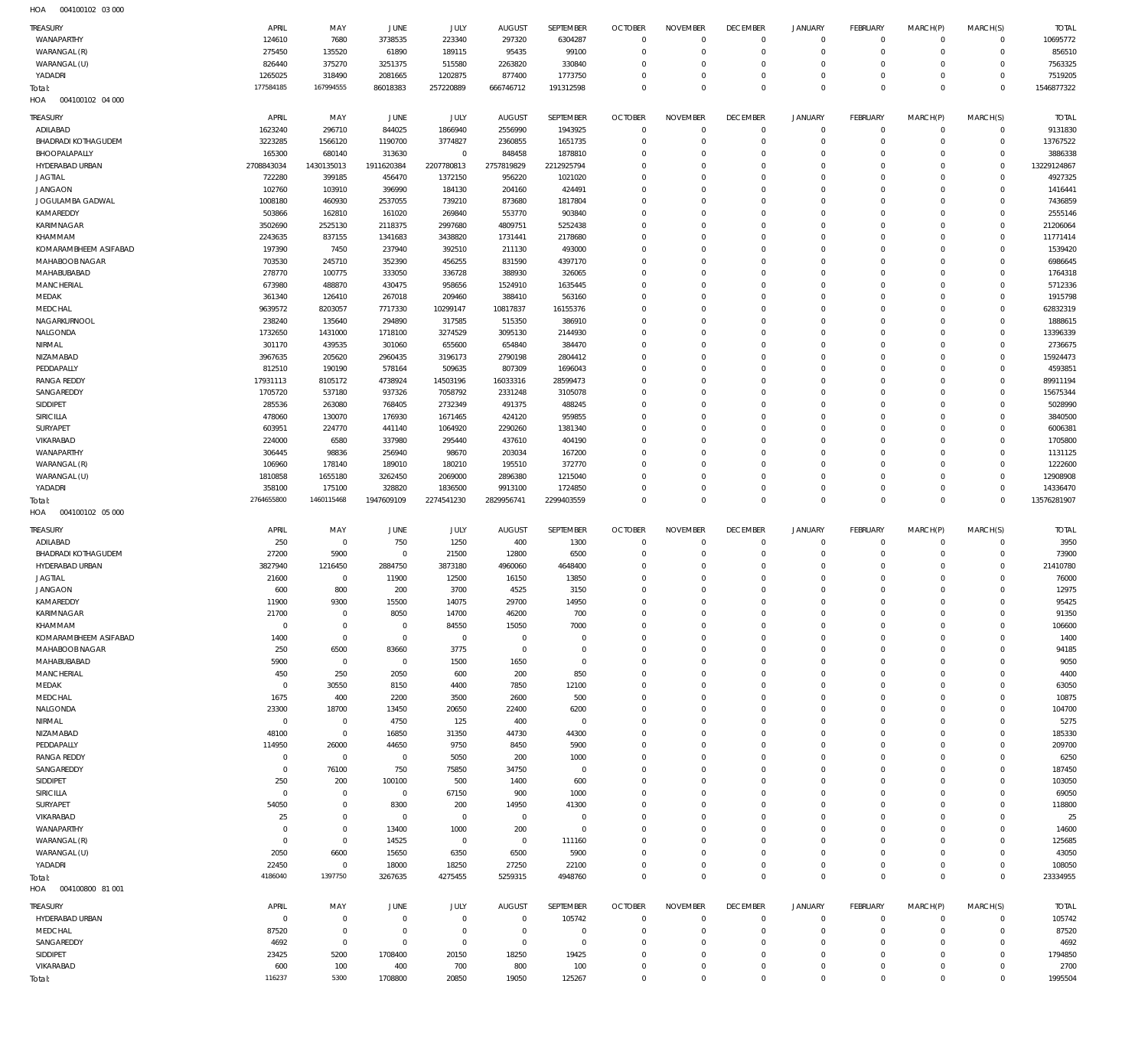HOA 004100102 03 000

| TREASURY | APRIL | MAY | JUNE | JULY | AUGUST | SEPTEMBER | OCTOBER | NOVEMBER | DECEMBER | JANUARY | FEBRUARY | MARCH(P) | MARCH(S) | TOTAL |
|---|---|---|---|---|---|---|---|---|---|---|---|---|---|---|
| WANAPARTHY | 124610 | 7680 | 3738535 | 223340 | 297320 | 6304287 | 0 | 0 | 0 | 0 | 0 | 0 | 0 | 10695772 |
| WARANGAL (R) | 275450 | 135520 | 61890 | 189115 | 95435 | 99100 | 0 | 0 | 0 | 0 | 0 | 0 | 0 | 856510 |
| WARANGAL (U) | 826440 | 375270 | 3251375 | 515580 | 2263820 | 330840 | 0 | 0 | 0 | 0 | 0 | 0 | 0 | 7563325 |
| YADADRI | 1265025 | 318490 | 2081665 | 1202875 | 877400 | 1773750 | 0 | 0 | 0 | 0 | 0 | 0 | 0 | 7519205 |
| Total: | 177584185 | 167994555 | 86018383 | 257220889 | 666746712 | 191312598 | 0 | 0 | 0 | 0 | 0 | 0 | 0 | 1546877322 |

HOA 004100102 04 000

| TREASURY | APRIL | MAY | JUNE | JULY | AUGUST | SEPTEMBER | OCTOBER | NOVEMBER | DECEMBER | JANUARY | FEBRUARY | MARCH(P) | MARCH(S) | TOTAL |
|---|---|---|---|---|---|---|---|---|---|---|---|---|---|---|
| ADILABAD | 1623240 | 296710 | 844025 | 1866940 | 2556990 | 1943925 | 0 | 0 | 0 | 0 | 0 | 0 | 0 | 9131830 |
| BHADRADI KOTHAGUDEM | 3223285 | 1566120 | 1190700 | 3774827 | 2360855 | 1651735 | 0 | 0 | 0 | 0 | 0 | 0 | 0 | 13767522 |
| BHOOPALAPALLY | 165300 | 680140 | 313630 | 0 | 848458 | 1878810 | 0 | 0 | 0 | 0 | 0 | 0 | 0 | 3886338 |
| HYDERABAD URBAN | 2708843034 | 1430135013 | 1911620384 | 2207780813 | 2757819829 | 2212925794 | 0 | 0 | 0 | 0 | 0 | 0 | 0 | 13229124867 |
| JAGTIAL | 722280 | 399185 | 456470 | 1372150 | 956220 | 1021020 | 0 | 0 | 0 | 0 | 0 | 0 | 0 | 4927325 |
| JANGAON | 102760 | 103910 | 396990 | 184130 | 204160 | 424491 | 0 | 0 | 0 | 0 | 0 | 0 | 0 | 1416441 |
| JOGULAMBA GADWAL | 1008180 | 460930 | 2537055 | 739210 | 873680 | 1817804 | 0 | 0 | 0 | 0 | 0 | 0 | 0 | 7436859 |
| KAMAREDDY | 503866 | 162810 | 161020 | 269840 | 553770 | 903840 | 0 | 0 | 0 | 0 | 0 | 0 | 0 | 2555146 |
| KARIMNAGAR | 3502690 | 2525130 | 2118375 | 2997680 | 4809751 | 5252438 | 0 | 0 | 0 | 0 | 0 | 0 | 0 | 21206064 |
| KHAMMAM | 2243635 | 837155 | 1341683 | 3438820 | 1731441 | 2178680 | 0 | 0 | 0 | 0 | 0 | 0 | 0 | 11771414 |
| KOMARAMBHEEM ASIFABAD | 197390 | 7450 | 237940 | 392510 | 211130 | 493000 | 0 | 0 | 0 | 0 | 0 | 0 | 0 | 1539420 |
| MAHABOOB NAGAR | 703530 | 245710 | 352390 | 456255 | 831590 | 4397170 | 0 | 0 | 0 | 0 | 0 | 0 | 0 | 6986645 |
| MAHABUBABAD | 278770 | 100775 | 333050 | 336728 | 388930 | 326065 | 0 | 0 | 0 | 0 | 0 | 0 | 0 | 1764318 |
| MANCHERIAL | 673980 | 488870 | 430475 | 958656 | 1524910 | 1635445 | 0 | 0 | 0 | 0 | 0 | 0 | 0 | 5712336 |
| MEDAK | 361340 | 126410 | 267018 | 209460 | 388410 | 563160 | 0 | 0 | 0 | 0 | 0 | 0 | 0 | 1915798 |
| MEDCHAL | 9639572 | 8203057 | 7717330 | 10299147 | 10817837 | 16155376 | 0 | 0 | 0 | 0 | 0 | 0 | 0 | 62832319 |
| NAGARKURNOOL | 238240 | 135640 | 294890 | 317585 | 515350 | 386910 | 0 | 0 | 0 | 0 | 0 | 0 | 0 | 1888615 |
| NALGONDA | 1732650 | 1431000 | 1718100 | 3274529 | 3095130 | 2144930 | 0 | 0 | 0 | 0 | 0 | 0 | 0 | 13396339 |
| NIRMAL | 301170 | 439535 | 301060 | 655600 | 654840 | 384470 | 0 | 0 | 0 | 0 | 0 | 0 | 0 | 2736675 |
| NIZAMABAD | 3967635 | 205620 | 2960435 | 3196173 | 2790198 | 2804412 | 0 | 0 | 0 | 0 | 0 | 0 | 0 | 15924473 |
| PEDDAPALLY | 812510 | 190190 | 578164 | 509635 | 807309 | 1696043 | 0 | 0 | 0 | 0 | 0 | 0 | 0 | 4593851 |
| RANGA REDDY | 17931113 | 8105172 | 4738924 | 14503196 | 16033316 | 28599473 | 0 | 0 | 0 | 0 | 0 | 0 | 0 | 89911194 |
| SANGAREDDY | 1705720 | 537180 | 937326 | 7058792 | 2331248 | 3105078 | 0 | 0 | 0 | 0 | 0 | 0 | 0 | 15675344 |
| SIDDIPET | 285536 | 263080 | 768405 | 2732349 | 491375 | 488245 | 0 | 0 | 0 | 0 | 0 | 0 | 0 | 5028990 |
| SIRICILLA | 478060 | 130070 | 176930 | 1671465 | 424120 | 959855 | 0 | 0 | 0 | 0 | 0 | 0 | 0 | 3840500 |
| SURYAPET | 603951 | 224770 | 441140 | 1064920 | 2290260 | 1381340 | 0 | 0 | 0 | 0 | 0 | 0 | 0 | 6006381 |
| VIKARABAD | 224000 | 6580 | 337980 | 295440 | 437610 | 404190 | 0 | 0 | 0 | 0 | 0 | 0 | 0 | 1705800 |
| WANAPARTHY | 306445 | 98836 | 256940 | 98670 | 203034 | 167200 | 0 | 0 | 0 | 0 | 0 | 0 | 0 | 1131125 |
| WARANGAL (R) | 106960 | 178140 | 189010 | 180210 | 195510 | 372770 | 0 | 0 | 0 | 0 | 0 | 0 | 0 | 1222600 |
| WARANGAL (U) | 1810858 | 1655180 | 3262450 | 2069000 | 2896380 | 1215040 | 0 | 0 | 0 | 0 | 0 | 0 | 0 | 12908908 |
| YADADRI | 358100 | 175100 | 328820 | 1836500 | 9913100 | 1724850 | 0 | 0 | 0 | 0 | 0 | 0 | 0 | 14336470 |
| Total: | 2764655800 | 1460115468 | 1947609109 | 2274541230 | 2829956741 | 2299403559 | 0 | 0 | 0 | 0 | 0 | 0 | 0 | 13576281907 |

HOA 004100102 05 000

| TREASURY | APRIL | MAY | JUNE | JULY | AUGUST | SEPTEMBER | OCTOBER | NOVEMBER | DECEMBER | JANUARY | FEBRUARY | MARCH(P) | MARCH(S) | TOTAL |
|---|---|---|---|---|---|---|---|---|---|---|---|---|---|---|
| ADILABAD | 250 | 0 | 750 | 1250 | 400 | 1300 | 0 | 0 | 0 | 0 | 0 | 0 | 0 | 3950 |
| BHADRADI KOTHAGUDEM | 27200 | 5900 | 0 | 21500 | 12800 | 6500 | 0 | 0 | 0 | 0 | 0 | 0 | 0 | 73900 |
| HYDERABAD URBAN | 3827940 | 1216450 | 2884750 | 3873180 | 4960060 | 4648400 | 0 | 0 | 0 | 0 | 0 | 0 | 0 | 21410780 |
| JAGTIAL | 21600 | 0 | 11900 | 12500 | 16150 | 13850 | 0 | 0 | 0 | 0 | 0 | 0 | 0 | 76000 |
| JANGAON | 600 | 800 | 200 | 3700 | 4525 | 3150 | 0 | 0 | 0 | 0 | 0 | 0 | 0 | 12975 |
| KAMAREDDY | 11900 | 9300 | 15500 | 14075 | 29700 | 14950 | 0 | 0 | 0 | 0 | 0 | 0 | 0 | 95425 |
| KARIMNAGAR | 21700 | 0 | 8050 | 14700 | 46200 | 700 | 0 | 0 | 0 | 0 | 0 | 0 | 0 | 91350 |
| KHAMMAM | 0 | 0 | 0 | 84550 | 15050 | 7000 | 0 | 0 | 0 | 0 | 0 | 0 | 0 | 106600 |
| KOMARAMBHEEM ASIFABAD | 1400 | 0 | 0 | 0 | 0 | 0 | 0 | 0 | 0 | 0 | 0 | 0 | 0 | 1400 |
| MAHABOOB NAGAR | 250 | 6500 | 83660 | 3775 | 0 | 0 | 0 | 0 | 0 | 0 | 0 | 0 | 0 | 94185 |
| MAHABUBABAD | 5900 | 0 | 0 | 1500 | 1650 | 0 | 0 | 0 | 0 | 0 | 0 | 0 | 0 | 9050 |
| MANCHERIAL | 450 | 250 | 2050 | 600 | 200 | 850 | 0 | 0 | 0 | 0 | 0 | 0 | 0 | 4400 |
| MEDAK | 0 | 30550 | 8150 | 4400 | 7850 | 12100 | 0 | 0 | 0 | 0 | 0 | 0 | 0 | 63050 |
| MEDCHAL | 1675 | 400 | 2200 | 3500 | 2600 | 500 | 0 | 0 | 0 | 0 | 0 | 0 | 0 | 10875 |
| NALGONDA | 23300 | 18700 | 13450 | 20650 | 22400 | 6200 | 0 | 0 | 0 | 0 | 0 | 0 | 0 | 104700 |
| NIRMAL | 0 | 0 | 4750 | 125 | 400 | 0 | 0 | 0 | 0 | 0 | 0 | 0 | 0 | 5275 |
| NIZAMABAD | 48100 | 0 | 16850 | 31350 | 44730 | 44300 | 0 | 0 | 0 | 0 | 0 | 0 | 0 | 185330 |
| PEDDAPALLY | 114950 | 26000 | 44650 | 9750 | 8450 | 5900 | 0 | 0 | 0 | 0 | 0 | 0 | 0 | 209700 |
| RANGA REDDY | 0 | 0 | 0 | 5050 | 200 | 1000 | 0 | 0 | 0 | 0 | 0 | 0 | 0 | 6250 |
| SANGAREDDY | 0 | 76100 | 750 | 75850 | 34750 | 0 | 0 | 0 | 0 | 0 | 0 | 0 | 0 | 187450 |
| SIDDIPET | 250 | 200 | 100100 | 500 | 1400 | 600 | 0 | 0 | 0 | 0 | 0 | 0 | 0 | 103050 |
| SIRICILLA | 0 | 0 | 0 | 67150 | 900 | 1000 | 0 | 0 | 0 | 0 | 0 | 0 | 0 | 69050 |
| SURYAPET | 54050 | 0 | 8300 | 200 | 14950 | 41300 | 0 | 0 | 0 | 0 | 0 | 0 | 0 | 118800 |
| VIKARABAD | 25 | 0 | 0 | 0 | 0 | 0 | 0 | 0 | 0 | 0 | 0 | 0 | 0 | 25 |
| WANAPARTHY | 0 | 0 | 13400 | 1000 | 200 | 0 | 0 | 0 | 0 | 0 | 0 | 0 | 0 | 14600 |
| WARANGAL (R) | 0 | 0 | 14525 | 0 | 0 | 111160 | 0 | 0 | 0 | 0 | 0 | 0 | 0 | 125685 |
| WARANGAL (U) | 2050 | 6600 | 15650 | 6350 | 6500 | 5900 | 0 | 0 | 0 | 0 | 0 | 0 | 0 | 43050 |
| YADADRI | 22450 | 0 | 18000 | 18250 | 27250 | 22100 | 0 | 0 | 0 | 0 | 0 | 0 | 0 | 108050 |
| Total: | 4186040 | 1397750 | 3267635 | 4275455 | 5259315 | 4948760 | 0 | 0 | 0 | 0 | 0 | 0 | 0 | 23334955 |

HOA 004100800 81 001

| TREASURY | APRIL | MAY | JUNE | JULY | AUGUST | SEPTEMBER | OCTOBER | NOVEMBER | DECEMBER | JANUARY | FEBRUARY | MARCH(P) | MARCH(S) | TOTAL |
|---|---|---|---|---|---|---|---|---|---|---|---|---|---|---|
| HYDERABAD URBAN | 0 | 0 | 0 | 0 | 0 | 105742 | 0 | 0 | 0 | 0 | 0 | 0 | 0 | 105742 |
| MEDCHAL | 87520 | 0 | 0 | 0 | 0 | 0 | 0 | 0 | 0 | 0 | 0 | 0 | 0 | 87520 |
| SANGAREDDY | 4692 | 0 | 0 | 0 | 0 | 0 | 0 | 0 | 0 | 0 | 0 | 0 | 0 | 4692 |
| SIDDIPET | 23425 | 5200 | 1708400 | 20150 | 18250 | 19425 | 0 | 0 | 0 | 0 | 0 | 0 | 0 | 1794850 |
| VIKARABAD | 600 | 100 | 400 | 700 | 800 | 100 | 0 | 0 | 0 | 0 | 0 | 0 | 0 | 2700 |
| Total: | 116237 | 5300 | 1708800 | 20850 | 19050 | 125267 | 0 | 0 | 0 | 0 | 0 | 0 | 0 | 1995504 |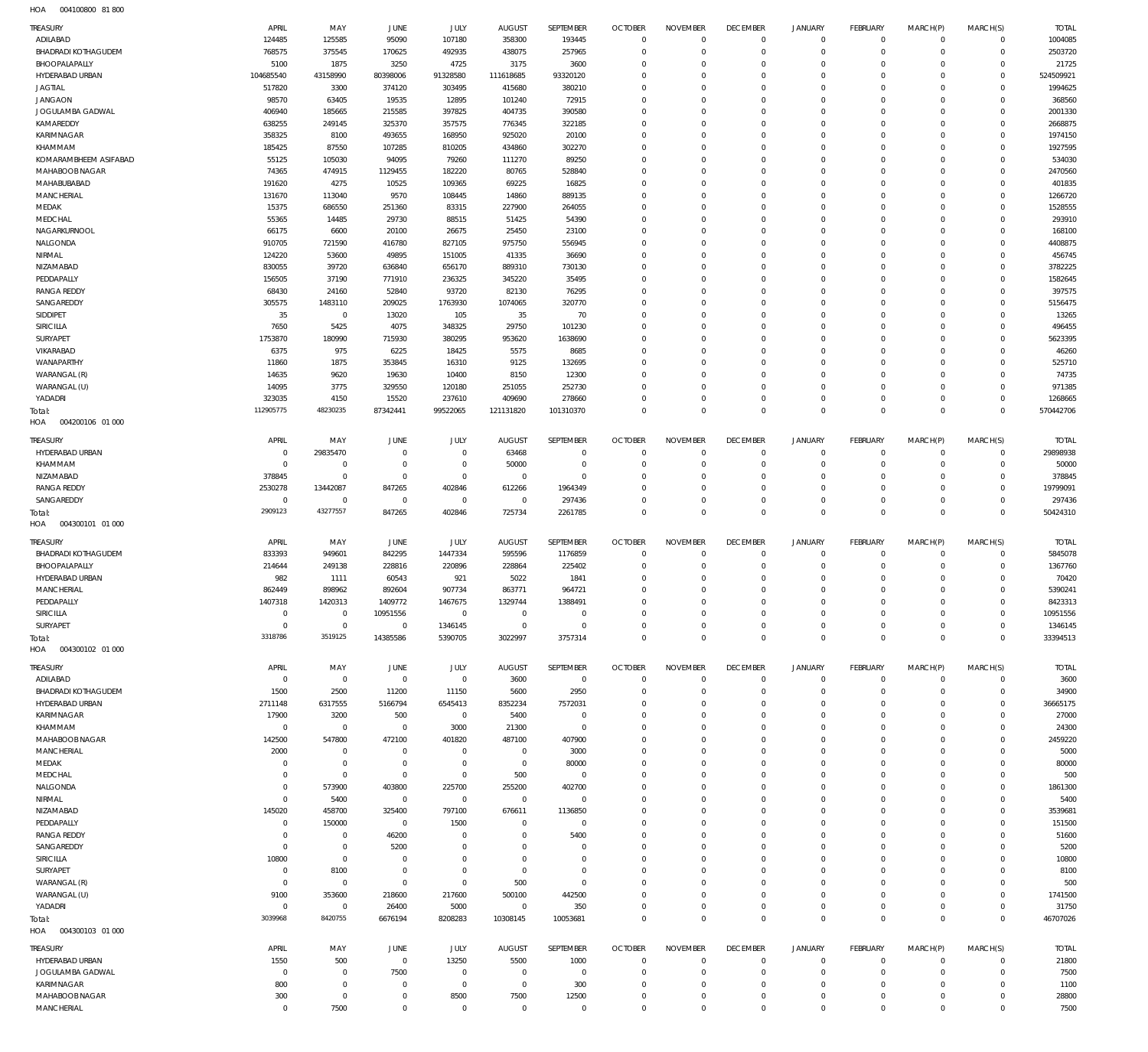HOA 004100800 81 800

| TREASURY | APRIL | MAY | JUNE | JULY | AUGUST | SEPTEMBER | OCTOBER | NOVEMBER | DECEMBER | JANUARY | FEBRUARY | MARCH(P) | MARCH(S) | TOTAL |
|---|---|---|---|---|---|---|---|---|---|---|---|---|---|---|
| ADILABAD | 124485 | 125585 | 95090 | 107180 | 358300 | 193445 | 0 | 0 | 0 | 0 | 0 | 0 | 0 | 1004085 |
| BHADRADI KOTHAGUDEM | 768575 | 375545 | 170625 | 492935 | 438075 | 257965 | 0 | 0 | 0 | 0 | 0 | 0 | 0 | 2503720 |
| BHOOPALAPALLY | 5100 | 1875 | 3250 | 4725 | 3175 | 3600 | 0 | 0 | 0 | 0 | 0 | 0 | 0 | 21725 |
| HYDERABAD URBAN | 104685540 | 43158990 | 80398006 | 91328580 | 111618685 | 93320120 | 0 | 0 | 0 | 0 | 0 | 0 | 0 | 524509921 |
| JAGTIAL | 517820 | 3300 | 374120 | 303495 | 415680 | 380210 | 0 | 0 | 0 | 0 | 0 | 0 | 0 | 1994625 |
| JANGAON | 98570 | 63405 | 19535 | 12895 | 101240 | 72915 | 0 | 0 | 0 | 0 | 0 | 0 | 0 | 368560 |
| JOGULAMBA GADWAL | 406940 | 185665 | 215585 | 397825 | 404735 | 390580 | 0 | 0 | 0 | 0 | 0 | 0 | 0 | 2001330 |
| KAMAREDDY | 638255 | 249145 | 325370 | 357575 | 776345 | 322185 | 0 | 0 | 0 | 0 | 0 | 0 | 0 | 2668875 |
| KARIMNAGAR | 358325 | 8100 | 493655 | 168950 | 925020 | 20100 | 0 | 0 | 0 | 0 | 0 | 0 | 0 | 1974150 |
| KHAMMAM | 185425 | 87550 | 107285 | 810205 | 434860 | 302270 | 0 | 0 | 0 | 0 | 0 | 0 | 0 | 1927595 |
| KOMARAMBHEEM ASIFABAD | 55125 | 105030 | 94095 | 79260 | 111270 | 89250 | 0 | 0 | 0 | 0 | 0 | 0 | 0 | 534030 |
| MAHABOOB NAGAR | 74365 | 474915 | 1129455 | 182220 | 80765 | 528840 | 0 | 0 | 0 | 0 | 0 | 0 | 0 | 2470560 |
| MAHABUBABAD | 191620 | 4275 | 10525 | 109365 | 69225 | 16825 | 0 | 0 | 0 | 0 | 0 | 0 | 0 | 401835 |
| MANCHERIAL | 131670 | 113040 | 9570 | 108445 | 14860 | 889135 | 0 | 0 | 0 | 0 | 0 | 0 | 0 | 1266720 |
| MEDAK | 15375 | 686550 | 251360 | 83315 | 227900 | 264055 | 0 | 0 | 0 | 0 | 0 | 0 | 0 | 1528555 |
| MEDCHAL | 55365 | 14485 | 29730 | 88515 | 51425 | 54390 | 0 | 0 | 0 | 0 | 0 | 0 | 0 | 293910 |
| NAGARKURNOOL | 66175 | 6600 | 20100 | 26675 | 25450 | 23100 | 0 | 0 | 0 | 0 | 0 | 0 | 0 | 168100 |
| NALGONDA | 910705 | 721590 | 416780 | 827105 | 975750 | 556945 | 0 | 0 | 0 | 0 | 0 | 0 | 0 | 4408875 |
| NIRMAL | 124220 | 53600 | 49895 | 151005 | 41335 | 36690 | 0 | 0 | 0 | 0 | 0 | 0 | 0 | 456745 |
| NIZAMABAD | 830055 | 39720 | 636840 | 656170 | 889310 | 730130 | 0 | 0 | 0 | 0 | 0 | 0 | 0 | 3782225 |
| PEDDAPALLY | 156505 | 37190 | 771910 | 236325 | 345220 | 35495 | 0 | 0 | 0 | 0 | 0 | 0 | 0 | 1582645 |
| RANGA REDDY | 68430 | 24160 | 52840 | 93720 | 82130 | 76295 | 0 | 0 | 0 | 0 | 0 | 0 | 0 | 397575 |
| SANGAREDDY | 305575 | 1483110 | 209025 | 1763930 | 1074065 | 320770 | 0 | 0 | 0 | 0 | 0 | 0 | 0 | 5156475 |
| SIDDIPET | 35 | 0 | 13020 | 105 | 35 | 70 | 0 | 0 | 0 | 0 | 0 | 0 | 0 | 13265 |
| SIRICILLA | 7650 | 5425 | 4075 | 348325 | 29750 | 101230 | 0 | 0 | 0 | 0 | 0 | 0 | 0 | 496455 |
| SURYAPET | 1753870 | 180990 | 715930 | 380295 | 953620 | 1638690 | 0 | 0 | 0 | 0 | 0 | 0 | 0 | 5623395 |
| VIKARABAD | 6375 | 975 | 6225 | 18425 | 5575 | 8685 | 0 | 0 | 0 | 0 | 0 | 0 | 0 | 46260 |
| WANAPARTHY | 11860 | 1875 | 353845 | 16310 | 9125 | 132695 | 0 | 0 | 0 | 0 | 0 | 0 | 0 | 525710 |
| WARANGAL (R) | 14635 | 9620 | 19630 | 10400 | 8150 | 12300 | 0 | 0 | 0 | 0 | 0 | 0 | 0 | 74735 |
| WARANGAL (U) | 14095 | 3775 | 329550 | 120180 | 251055 | 252730 | 0 | 0 | 0 | 0 | 0 | 0 | 0 | 971385 |
| YADADRI | 323035 | 4150 | 15520 | 237610 | 409690 | 278660 | 0 | 0 | 0 | 0 | 0 | 0 | 0 | 1268665 |
| Total: | 112905775 | 48230235 | 87342441 | 99522065 | 121131820 | 101310370 | 0 | 0 | 0 | 0 | 0 | 0 | 0 | 570442706 |

HOA 004200106 01 000

| TREASURY | APRIL | MAY | JUNE | JULY | AUGUST | SEPTEMBER | OCTOBER | NOVEMBER | DECEMBER | JANUARY | FEBRUARY | MARCH(P) | MARCH(S) | TOTAL |
|---|---|---|---|---|---|---|---|---|---|---|---|---|---|---|
| HYDERABAD URBAN | 0 | 29835470 | 0 | 0 | 63468 | 0 | 0 | 0 | 0 | 0 | 0 | 0 | 0 | 29898938 |
| KHAMMAM | 0 | 0 | 0 | 0 | 50000 | 0 | 0 | 0 | 0 | 0 | 0 | 0 | 0 | 50000 |
| NIZAMABAD | 378845 | 0 | 0 | 0 | 0 | 0 | 0 | 0 | 0 | 0 | 0 | 0 | 0 | 378845 |
| RANGA REDDY | 2530278 | 13442087 | 847265 | 402846 | 612266 | 1964349 | 0 | 0 | 0 | 0 | 0 | 0 | 0 | 19799091 |
| SANGAREDDY | 0 | 0 | 0 | 0 | 0 | 297436 | 0 | 0 | 0 | 0 | 0 | 0 | 0 | 297436 |
| Total: | 2909123 | 43277557 | 847265 | 402846 | 725734 | 2261785 | 0 | 0 | 0 | 0 | 0 | 0 | 0 | 50424310 |

HOA 004300101 01 000

| TREASURY | APRIL | MAY | JUNE | JULY | AUGUST | SEPTEMBER | OCTOBER | NOVEMBER | DECEMBER | JANUARY | FEBRUARY | MARCH(P) | MARCH(S) | TOTAL |
|---|---|---|---|---|---|---|---|---|---|---|---|---|---|---|
| BHADRADI KOTHAGUDEM | 833393 | 949601 | 842295 | 1447334 | 595596 | 1176859 | 0 | 0 | 0 | 0 | 0 | 0 | 0 | 5845078 |
| BHOOPALAPALLY | 214644 | 249138 | 228816 | 220896 | 228864 | 225402 | 0 | 0 | 0 | 0 | 0 | 0 | 0 | 1367760 |
| HYDERABAD URBAN | 982 | 1111 | 60543 | 921 | 5022 | 1841 | 0 | 0 | 0 | 0 | 0 | 0 | 0 | 70420 |
| MANCHERIAL | 862449 | 898962 | 892604 | 907734 | 863771 | 964721 | 0 | 0 | 0 | 0 | 0 | 0 | 0 | 5390241 |
| PEDDAPALLY | 1407318 | 1420313 | 1409772 | 1467675 | 1329744 | 1388491 | 0 | 0 | 0 | 0 | 0 | 0 | 0 | 8423313 |
| SIRICILLA | 0 | 0 | 10951556 | 0 | 0 | 0 | 0 | 0 | 0 | 0 | 0 | 0 | 0 | 10951556 |
| SURYAPET | 0 | 0 | 0 | 1346145 | 0 | 0 | 0 | 0 | 0 | 0 | 0 | 0 | 0 | 1346145 |
| Total: | 3318786 | 3519125 | 14385586 | 5390705 | 3022997 | 3757314 | 0 | 0 | 0 | 0 | 0 | 0 | 0 | 33394513 |

HOA 004300102 01 000

| TREASURY | APRIL | MAY | JUNE | JULY | AUGUST | SEPTEMBER | OCTOBER | NOVEMBER | DECEMBER | JANUARY | FEBRUARY | MARCH(P) | MARCH(S) | TOTAL |
|---|---|---|---|---|---|---|---|---|---|---|---|---|---|---|
| ADILABAD | 0 | 0 | 0 | 0 | 3600 | 0 | 0 | 0 | 0 | 0 | 0 | 0 | 0 | 3600 |
| BHADRADI KOTHAGUDEM | 1500 | 2500 | 11200 | 11150 | 5600 | 2950 | 0 | 0 | 0 | 0 | 0 | 0 | 0 | 34900 |
| HYDERABAD URBAN | 2711148 | 6317555 | 5166794 | 6545413 | 8352234 | 7572031 | 0 | 0 | 0 | 0 | 0 | 0 | 0 | 36665175 |
| KARIMNAGAR | 17900 | 3200 | 500 | 0 | 5400 | 0 | 0 | 0 | 0 | 0 | 0 | 0 | 0 | 27000 |
| KHAMMAM | 0 | 0 | 0 | 3000 | 21300 | 0 | 0 | 0 | 0 | 0 | 0 | 0 | 0 | 24300 |
| MAHABOOB NAGAR | 142500 | 547800 | 472100 | 401820 | 487100 | 407900 | 0 | 0 | 0 | 0 | 0 | 0 | 0 | 2459220 |
| MANCHERIAL | 2000 | 0 | 0 | 0 | 0 | 3000 | 0 | 0 | 0 | 0 | 0 | 0 | 0 | 5000 |
| MEDAK | 0 | 0 | 0 | 0 | 0 | 80000 | 0 | 0 | 0 | 0 | 0 | 0 | 0 | 80000 |
| MEDCHAL | 0 | 0 | 0 | 0 | 500 | 0 | 0 | 0 | 0 | 0 | 0 | 0 | 0 | 500 |
| NALGONDA | 0 | 573900 | 403800 | 225700 | 255200 | 402700 | 0 | 0 | 0 | 0 | 0 | 0 | 0 | 1861300 |
| NIRMAL | 0 | 5400 | 0 | 0 | 0 | 0 | 0 | 0 | 0 | 0 | 0 | 0 | 0 | 5400 |
| NIZAMABAD | 145020 | 458700 | 325400 | 797100 | 676611 | 1136850 | 0 | 0 | 0 | 0 | 0 | 0 | 0 | 3539681 |
| PEDDAPALLY | 0 | 150000 | 0 | 1500 | 0 | 0 | 0 | 0 | 0 | 0 | 0 | 0 | 0 | 151500 |
| RANGA REDDY | 0 | 0 | 46200 | 0 | 0 | 5400 | 0 | 0 | 0 | 0 | 0 | 0 | 0 | 51600 |
| SANGAREDDY | 0 | 0 | 5200 | 0 | 0 | 0 | 0 | 0 | 0 | 0 | 0 | 0 | 0 | 5200 |
| SIRICILLA | 10800 | 0 | 0 | 0 | 0 | 0 | 0 | 0 | 0 | 0 | 0 | 0 | 0 | 10800 |
| SURYAPET | 0 | 8100 | 0 | 0 | 0 | 0 | 0 | 0 | 0 | 0 | 0 | 0 | 0 | 8100 |
| WARANGAL (R) | 0 | 0 | 0 | 0 | 500 | 0 | 0 | 0 | 0 | 0 | 0 | 0 | 0 | 500 |
| WARANGAL (U) | 9100 | 353600 | 218600 | 217600 | 500100 | 442500 | 0 | 0 | 0 | 0 | 0 | 0 | 0 | 1741500 |
| YADADRI | 0 | 0 | 26400 | 5000 | 0 | 350 | 0 | 0 | 0 | 0 | 0 | 0 | 0 | 31750 |
| Total: | 3039968 | 8420755 | 6676194 | 8208283 | 10308145 | 10053681 | 0 | 0 | 0 | 0 | 0 | 0 | 0 | 46707026 |

HOA 004300103 01 000

| TREASURY | APRIL | MAY | JUNE | JULY | AUGUST | SEPTEMBER | OCTOBER | NOVEMBER | DECEMBER | JANUARY | FEBRUARY | MARCH(P) | MARCH(S) | TOTAL |
|---|---|---|---|---|---|---|---|---|---|---|---|---|---|---|
| HYDERABAD URBAN | 1550 | 500 | 0 | 13250 | 5500 | 1000 | 0 | 0 | 0 | 0 | 0 | 0 | 0 | 21800 |
| JOGULAMBA GADWAL | 0 | 0 | 7500 | 0 | 0 | 0 | 0 | 0 | 0 | 0 | 0 | 0 | 0 | 7500 |
| KARIMNAGAR | 800 | 0 | 0 | 0 | 0 | 300 | 0 | 0 | 0 | 0 | 0 | 0 | 0 | 1100 |
| MAHABOOB NAGAR | 300 | 0 | 0 | 8500 | 7500 | 12500 | 0 | 0 | 0 | 0 | 0 | 0 | 0 | 28800 |
| MANCHERIAL | 0 | 7500 | 0 | 0 | 0 | 0 | 0 | 0 | 0 | 0 | 0 | 0 | 0 | 7500 |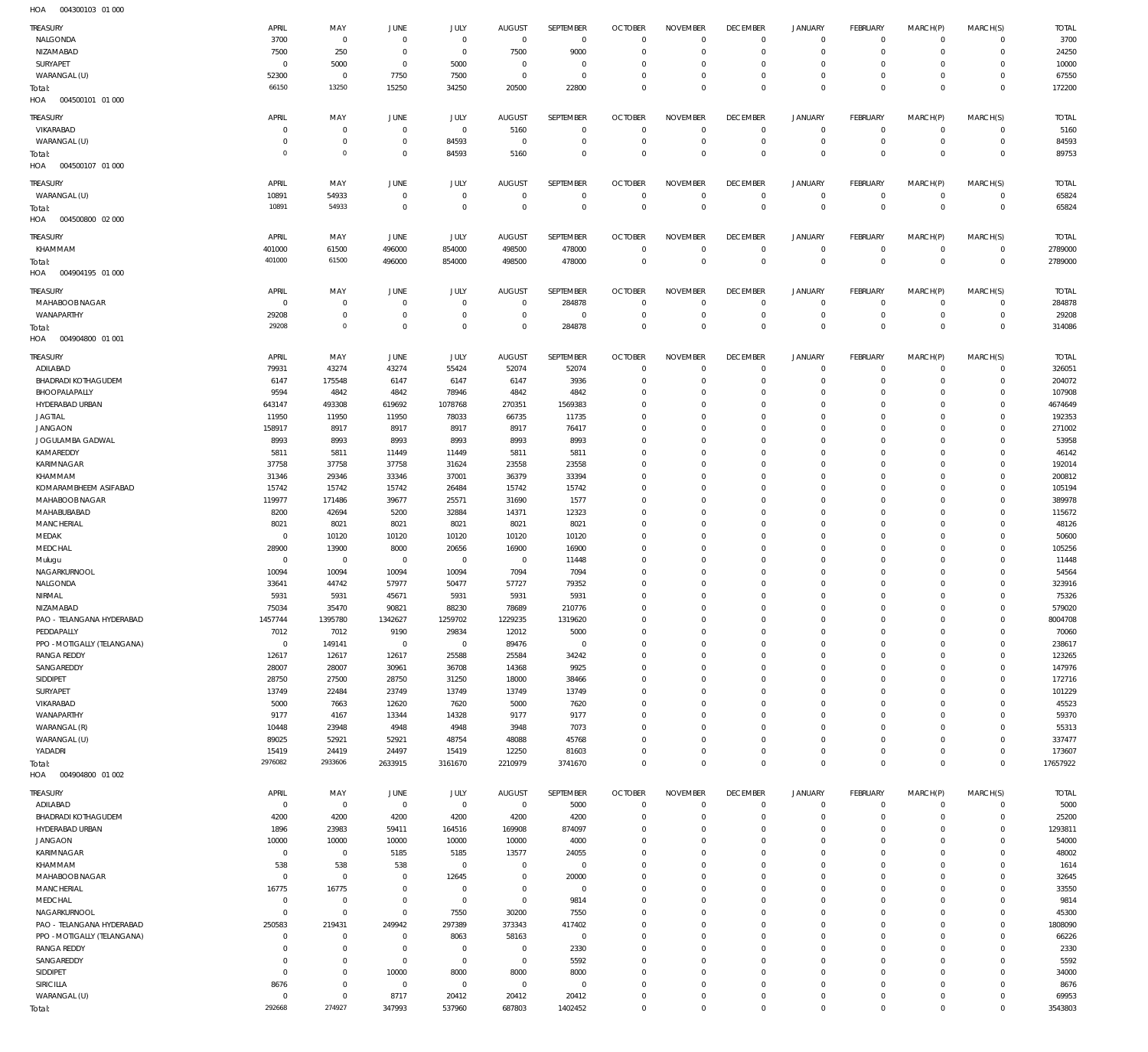HOA 004300103 01 000

| TREASURY | APRIL | MAY | JUNE | JULY | AUGUST | SEPTEMBER | OCTOBER | NOVEMBER | DECEMBER | JANUARY | FEBRUARY | MARCH(P) | MARCH(S) | TOTAL |
|---|---|---|---|---|---|---|---|---|---|---|---|---|---|---|
| NALGONDA | 3700 | 0 | 0 | 0 | 0 | 0 | 0 | 0 | 0 | 0 | 0 | 0 | 0 | 3700 |
| NIZAMABAD | 7500 | 250 | 0 | 0 | 7500 | 9000 | 0 | 0 | 0 | 0 | 0 | 0 | 0 | 24250 |
| SURYAPET | 0 | 5000 | 0 | 5000 | 0 | 0 | 0 | 0 | 0 | 0 | 0 | 0 | 0 | 10000 |
| WARANGAL (U) | 52300 | 0 | 7750 | 7500 | 0 | 0 | 0 | 0 | 0 | 0 | 0 | 0 | 0 | 67550 |
| Total: | 66150 | 13250 | 15250 | 34250 | 20500 | 22800 | 0 | 0 | 0 | 0 | 0 | 0 | 0 | 172200 |

HOA 004500101 01 000

| TREASURY | APRIL | MAY | JUNE | JULY | AUGUST | SEPTEMBER | OCTOBER | NOVEMBER | DECEMBER | JANUARY | FEBRUARY | MARCH(P) | MARCH(S) | TOTAL |
|---|---|---|---|---|---|---|---|---|---|---|---|---|---|---|
| VIKARABAD | 0 | 0 | 0 | 0 | 5160 | 0 | 0 | 0 | 0 | 0 | 0 | 0 | 0 | 5160 |
| WARANGAL (U) | 0 | 0 | 0 | 84593 | 0 | 0 | 0 | 0 | 0 | 0 | 0 | 0 | 0 | 84593 |
| Total: | 0 | 0 | 0 | 84593 | 5160 | 0 | 0 | 0 | 0 | 0 | 0 | 0 | 0 | 89753 |

HOA 004500107 01 000

| TREASURY | APRIL | MAY | JUNE | JULY | AUGUST | SEPTEMBER | OCTOBER | NOVEMBER | DECEMBER | JANUARY | FEBRUARY | MARCH(P) | MARCH(S) | TOTAL |
|---|---|---|---|---|---|---|---|---|---|---|---|---|---|---|
| WARANGAL (U) | 10891 | 54933 | 0 | 0 | 0 | 0 | 0 | 0 | 0 | 0 | 0 | 0 | 0 | 65824 |
| Total: | 10891 | 54933 | 0 | 0 | 0 | 0 | 0 | 0 | 0 | 0 | 0 | 0 | 0 | 65824 |

HOA 004500800 02 000

| TREASURY | APRIL | MAY | JUNE | JULY | AUGUST | SEPTEMBER | OCTOBER | NOVEMBER | DECEMBER | JANUARY | FEBRUARY | MARCH(P) | MARCH(S) | TOTAL |
|---|---|---|---|---|---|---|---|---|---|---|---|---|---|---|
| KHAMMAM | 401000 | 61500 | 496000 | 854000 | 498500 | 478000 | 0 | 0 | 0 | 0 | 0 | 0 | 0 | 2789000 |
| Total: | 401000 | 61500 | 496000 | 854000 | 498500 | 478000 | 0 | 0 | 0 | 0 | 0 | 0 | 0 | 2789000 |

HOA 004904195 01 000

| TREASURY | APRIL | MAY | JUNE | JULY | AUGUST | SEPTEMBER | OCTOBER | NOVEMBER | DECEMBER | JANUARY | FEBRUARY | MARCH(P) | MARCH(S) | TOTAL |
|---|---|---|---|---|---|---|---|---|---|---|---|---|---|---|
| MAHABOOB NAGAR | 0 | 0 | 0 | 0 | 0 | 284878 | 0 | 0 | 0 | 0 | 0 | 0 | 0 | 284878 |
| WANAPARTHY | 29208 | 0 | 0 | 0 | 0 | 0 | 0 | 0 | 0 | 0 | 0 | 0 | 0 | 29208 |
| Total: | 29208 | 0 | 0 | 0 | 0 | 284878 | 0 | 0 | 0 | 0 | 0 | 0 | 0 | 314086 |

HOA 004904800 01 001

| TREASURY | APRIL | MAY | JUNE | JULY | AUGUST | SEPTEMBER | OCTOBER | NOVEMBER | DECEMBER | JANUARY | FEBRUARY | MARCH(P) | MARCH(S) | TOTAL |
|---|---|---|---|---|---|---|---|---|---|---|---|---|---|---|
| ADILABAD | 79931 | 43274 | 43274 | 55424 | 52074 | 52074 | 0 | 0 | 0 | 0 | 0 | 0 | 0 | 326051 |
| BHADRADI KOTHAGUDEM | 6147 | 175548 | 6147 | 6147 | 6147 | 3936 | 0 | 0 | 0 | 0 | 0 | 0 | 0 | 204072 |
| BHOOPALAPALLY | 9594 | 4842 | 4842 | 78946 | 4842 | 4842 | 0 | 0 | 0 | 0 | 0 | 0 | 0 | 107908 |
| HYDERABAD URBAN | 643147 | 493308 | 619692 | 1078768 | 270351 | 1569383 | 0 | 0 | 0 | 0 | 0 | 0 | 0 | 4674649 |
| JAGTIAL | 11950 | 11950 | 11950 | 78033 | 66735 | 11735 | 0 | 0 | 0 | 0 | 0 | 0 | 0 | 192353 |
| JANGAON | 158917 | 8917 | 8917 | 8917 | 8917 | 76417 | 0 | 0 | 0 | 0 | 0 | 0 | 0 | 271002 |
| JOGULAMBA GADWAL | 8993 | 8993 | 8993 | 8993 | 8993 | 8993 | 0 | 0 | 0 | 0 | 0 | 0 | 0 | 53958 |
| KAMAREDDY | 5811 | 5811 | 11449 | 11449 | 5811 | 5811 | 0 | 0 | 0 | 0 | 0 | 0 | 0 | 46142 |
| KARIMNAGAR | 37758 | 37758 | 37758 | 31624 | 23558 | 23558 | 0 | 0 | 0 | 0 | 0 | 0 | 0 | 192014 |
| KHAMMAM | 31346 | 29346 | 33346 | 37001 | 36379 | 33394 | 0 | 0 | 0 | 0 | 0 | 0 | 0 | 200812 |
| KOMARAMBHEEM ASIFABAD | 15742 | 15742 | 15742 | 26484 | 15742 | 15742 | 0 | 0 | 0 | 0 | 0 | 0 | 0 | 105194 |
| MAHABOOB NAGAR | 119977 | 171486 | 39677 | 25571 | 31690 | 1577 | 0 | 0 | 0 | 0 | 0 | 0 | 0 | 389978 |
| MAHABUBABAD | 8200 | 42694 | 5200 | 32884 | 14371 | 12323 | 0 | 0 | 0 | 0 | 0 | 0 | 0 | 115672 |
| MANCHERIAL | 8021 | 8021 | 8021 | 8021 | 8021 | 8021 | 0 | 0 | 0 | 0 | 0 | 0 | 0 | 48126 |
| MEDAK | 0 | 10120 | 10120 | 10120 | 10120 | 10120 | 0 | 0 | 0 | 0 | 0 | 0 | 0 | 50600 |
| MEDCHAL | 28900 | 13900 | 8000 | 20656 | 16900 | 16900 | 0 | 0 | 0 | 0 | 0 | 0 | 0 | 105256 |
| Mulugu | 0 | 0 | 0 | 0 | 0 | 11448 | 0 | 0 | 0 | 0 | 0 | 0 | 0 | 11448 |
| NAGARKURNOOL | 10094 | 10094 | 10094 | 10094 | 7094 | 7094 | 0 | 0 | 0 | 0 | 0 | 0 | 0 | 54564 |
| NALGONDA | 33641 | 44742 | 57977 | 50477 | 57727 | 79352 | 0 | 0 | 0 | 0 | 0 | 0 | 0 | 323916 |
| NIRMAL | 5931 | 5931 | 45671 | 5931 | 5931 | 5931 | 0 | 0 | 0 | 0 | 0 | 0 | 0 | 75326 |
| NIZAMABAD | 75034 | 35470 | 90821 | 88230 | 78689 | 210776 | 0 | 0 | 0 | 0 | 0 | 0 | 0 | 579020 |
| PAO - TELANGANA HYDERABAD | 1457744 | 1395780 | 1342627 | 1259702 | 1229235 | 1319620 | 0 | 0 | 0 | 0 | 0 | 0 | 0 | 8004708 |
| PEDDAPALLY | 7012 | 7012 | 9190 | 29834 | 12012 | 5000 | 0 | 0 | 0 | 0 | 0 | 0 | 0 | 70060 |
| PPO - MOTIGALLY (TELANGANA) | 0 | 149141 | 0 | 0 | 89476 | 0 | 0 | 0 | 0 | 0 | 0 | 0 | 0 | 238617 |
| RANGA REDDY | 12617 | 12617 | 12617 | 25588 | 25584 | 34242 | 0 | 0 | 0 | 0 | 0 | 0 | 0 | 123265 |
| SANGAREDDY | 28007 | 28007 | 30961 | 36708 | 14368 | 9925 | 0 | 0 | 0 | 0 | 0 | 0 | 0 | 147976 |
| SIDDIPET | 28750 | 27500 | 28750 | 31250 | 18000 | 38466 | 0 | 0 | 0 | 0 | 0 | 0 | 0 | 172716 |
| SURYAPET | 13749 | 22484 | 23749 | 13749 | 13749 | 13749 | 0 | 0 | 0 | 0 | 0 | 0 | 0 | 101229 |
| VIKARABAD | 5000 | 7663 | 12620 | 7620 | 5000 | 7620 | 0 | 0 | 0 | 0 | 0 | 0 | 0 | 45523 |
| WANAPARTHY | 9177 | 4167 | 13344 | 14328 | 9177 | 9177 | 0 | 0 | 0 | 0 | 0 | 0 | 0 | 59370 |
| WARANGAL (R) | 10448 | 23948 | 4948 | 4948 | 3948 | 7073 | 0 | 0 | 0 | 0 | 0 | 0 | 0 | 55313 |
| WARANGAL (U) | 89025 | 52921 | 52921 | 48754 | 48088 | 45768 | 0 | 0 | 0 | 0 | 0 | 0 | 0 | 337477 |
| YADADRI | 15419 | 24419 | 24497 | 15419 | 12250 | 81603 | 0 | 0 | 0 | 0 | 0 | 0 | 0 | 173607 |
| Total: | 2976082 | 2933606 | 2633915 | 3161670 | 2210979 | 3741670 | 0 | 0 | 0 | 0 | 0 | 0 | 0 | 17657922 |

HOA 004904800 01 002

| TREASURY | APRIL | MAY | JUNE | JULY | AUGUST | SEPTEMBER | OCTOBER | NOVEMBER | DECEMBER | JANUARY | FEBRUARY | MARCH(P) | MARCH(S) | TOTAL |
|---|---|---|---|---|---|---|---|---|---|---|---|---|---|---|
| ADILABAD | 0 | 0 | 0 | 0 | 0 | 5000 | 0 | 0 | 0 | 0 | 0 | 0 | 0 | 5000 |
| BHADRADI KOTHAGUDEM | 4200 | 4200 | 4200 | 4200 | 4200 | 4200 | 0 | 0 | 0 | 0 | 0 | 0 | 0 | 25200 |
| HYDERABAD URBAN | 1896 | 23983 | 59411 | 164516 | 169908 | 874097 | 0 | 0 | 0 | 0 | 0 | 0 | 0 | 1293811 |
| JANGAON | 10000 | 10000 | 10000 | 10000 | 10000 | 4000 | 0 | 0 | 0 | 0 | 0 | 0 | 0 | 54000 |
| KARIMNAGAR | 0 | 0 | 5185 | 5185 | 13577 | 24055 | 0 | 0 | 0 | 0 | 0 | 0 | 0 | 48002 |
| KHAMMAM | 538 | 538 | 538 | 0 | 0 | 0 | 0 | 0 | 0 | 0 | 0 | 0 | 0 | 1614 |
| MAHABOOB NAGAR | 0 | 0 | 0 | 12645 | 0 | 20000 | 0 | 0 | 0 | 0 | 0 | 0 | 0 | 32645 |
| MANCHERIAL | 16775 | 16775 | 0 | 0 | 0 | 0 | 0 | 0 | 0 | 0 | 0 | 0 | 0 | 33550 |
| MEDCHAL | 0 | 0 | 0 | 0 | 0 | 9814 | 0 | 0 | 0 | 0 | 0 | 0 | 0 | 9814 |
| NAGARKURNOOL | 0 | 0 | 0 | 7550 | 30200 | 7550 | 0 | 0 | 0 | 0 | 0 | 0 | 0 | 45300 |
| PAO - TELANGANA HYDERABAD | 250583 | 219431 | 249942 | 297389 | 373343 | 417402 | 0 | 0 | 0 | 0 | 0 | 0 | 0 | 1808090 |
| PPO - MOTIGALLY (TELANGANA) | 0 | 0 | 0 | 8063 | 58163 | 0 | 0 | 0 | 0 | 0 | 0 | 0 | 0 | 66226 |
| RANGA REDDY | 0 | 0 | 0 | 0 | 0 | 2330 | 0 | 0 | 0 | 0 | 0 | 0 | 0 | 2330 |
| SANGAREDDY | 0 | 0 | 0 | 0 | 0 | 5592 | 0 | 0 | 0 | 0 | 0 | 0 | 0 | 5592 |
| SIDDIPET | 0 | 0 | 10000 | 8000 | 8000 | 8000 | 0 | 0 | 0 | 0 | 0 | 0 | 0 | 34000 |
| SIRICILLA | 8676 | 0 | 0 | 0 | 0 | 0 | 0 | 0 | 0 | 0 | 0 | 0 | 0 | 8676 |
| WARANGAL (U) | 0 | 0 | 8717 | 20412 | 20412 | 20412 | 0 | 0 | 0 | 0 | 0 | 0 | 0 | 69953 |
| Total: | 292668 | 274927 | 347993 | 537960 | 687803 | 1402452 | 0 | 0 | 0 | 0 | 0 | 0 | 0 | 3543803 |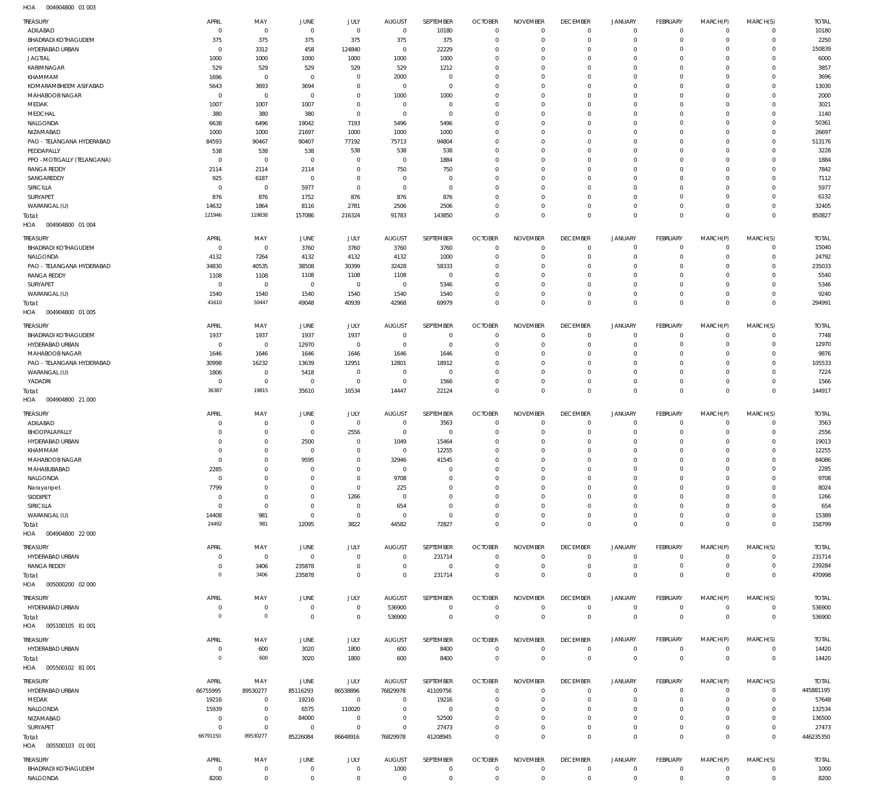HOA 004904800 01 003

| TREASURY | APRIL | MAY | JUNE | JULY | AUGUST | SEPTEMBER | OCTOBER | NOVEMBER | DECEMBER | JANUARY | FEBRUARY | MARCH(P) | MARCH(S) | TOTAL |
|---|---|---|---|---|---|---|---|---|---|---|---|---|---|---|
| ADILABAD | 0 | 0 | 0 | 0 | 0 | 10180 | 0 | 0 | 0 | 0 | 0 | 0 | 0 | 10180 |
| BHADRADI KOTHAGUDEM | 375 | 375 | 375 | 375 | 375 | 375 | 0 | 0 | 0 | 0 | 0 | 0 | 0 | 2250 |
| HYDERABAD URBAN | 0 | 3312 | 458 | 124840 | 0 | 22229 | 0 | 0 | 0 | 0 | 0 | 0 | 0 | 150839 |
| JAGTIAL | 1000 | 1000 | 1000 | 1000 | 1000 | 1000 | 0 | 0 | 0 | 0 | 0 | 0 | 0 | 6000 |
| KARIMNAGAR | 529 | 529 | 529 | 529 | 529 | 1212 | 0 | 0 | 0 | 0 | 0 | 0 | 0 | 3857 |
| KHAMMAM | 1696 | 0 | 0 | 0 | 2000 | 0 | 0 | 0 | 0 | 0 | 0 | 0 | 0 | 3696 |
| KOMARAMBHEEM ASIFABAD | 5643 | 3693 | 3694 | 0 | 0 | 0 | 0 | 0 | 0 | 0 | 0 | 0 | 0 | 13030 |
| MAHABOOB NAGAR | 0 | 0 | 0 | 0 | 1000 | 1000 | 0 | 0 | 0 | 0 | 0 | 0 | 0 | 2000 |
| MEDAK | 1007 | 1007 | 1007 | 0 | 0 | 0 | 0 | 0 | 0 | 0 | 0 | 0 | 0 | 3021 |
| MEDCHAL | 380 | 380 | 380 | 0 | 0 | 0 | 0 | 0 | 0 | 0 | 0 | 0 | 0 | 1140 |
| NALGONDA | 6638 | 6496 | 19042 | 7193 | 5496 | 5496 | 0 | 0 | 0 | 0 | 0 | 0 | 0 | 50361 |
| NIZAMABAD | 1000 | 1000 | 21697 | 1000 | 1000 | 1000 | 0 | 0 | 0 | 0 | 0 | 0 | 0 | 26697 |
| PAO - TELANGANA HYDERABAD | 84593 | 90467 | 90407 | 77192 | 75713 | 94804 | 0 | 0 | 0 | 0 | 0 | 0 | 0 | 513176 |
| PEDDAPALLY | 538 | 538 | 538 | 538 | 538 | 538 | 0 | 0 | 0 | 0 | 0 | 0 | 0 | 3228 |
| PPO - MOTIGALLY (TELANGANA) | 0 | 0 | 0 | 0 | 0 | 1884 | 0 | 0 | 0 | 0 | 0 | 0 | 0 | 1884 |
| RANGA REDDY | 2114 | 2114 | 2114 | 0 | 750 | 750 | 0 | 0 | 0 | 0 | 0 | 0 | 0 | 7842 |
| SANGAREDDY | 925 | 6187 | 0 | 0 | 0 | 0 | 0 | 0 | 0 | 0 | 0 | 0 | 0 | 7112 |
| SIRICILLA | 0 | 0 | 5977 | 0 | 0 | 0 | 0 | 0 | 0 | 0 | 0 | 0 | 0 | 5977 |
| SURYAPET | 876 | 876 | 1752 | 876 | 876 | 876 | 0 | 0 | 0 | 0 | 0 | 0 | 0 | 6132 |
| WARANGAL (U) | 14632 | 1864 | 8116 | 2781 | 2506 | 2506 | 0 | 0 | 0 | 0 | 0 | 0 | 0 | 32405 |
| Total: | 121946 | 119838 | 157086 | 216324 | 91783 | 143850 | 0 | 0 | 0 | 0 | 0 | 0 | 0 | 850827 |

HOA 004904800 01 004

| TREASURY | APRIL | MAY | JUNE | JULY | AUGUST | SEPTEMBER | OCTOBER | NOVEMBER | DECEMBER | JANUARY | FEBRUARY | MARCH(P) | MARCH(S) | TOTAL |
|---|---|---|---|---|---|---|---|---|---|---|---|---|---|---|
| BHADRADI KOTHAGUDEM | 0 | 0 | 3760 | 3760 | 3760 | 3760 | 0 | 0 | 0 | 0 | 0 | 0 | 0 | 15040 |
| NALGONDA | 4132 | 7264 | 4132 | 4132 | 4132 | 1000 | 0 | 0 | 0 | 0 | 0 | 0 | 0 | 24792 |
| PAO - TELANGANA HYDERABAD | 34830 | 40535 | 38508 | 30399 | 32428 | 58333 | 0 | 0 | 0 | 0 | 0 | 0 | 0 | 235033 |
| RANGA REDDY | 1108 | 1108 | 1108 | 1108 | 1108 | 0 | 0 | 0 | 0 | 0 | 0 | 0 | 0 | 5540 |
| SURYAPET | 0 | 0 | 0 | 0 | 0 | 5346 | 0 | 0 | 0 | 0 | 0 | 0 | 0 | 5346 |
| WARANGAL (U) | 1540 | 1540 | 1540 | 1540 | 1540 | 1540 | 0 | 0 | 0 | 0 | 0 | 0 | 0 | 9240 |
| Total: | 41610 | 50447 | 49048 | 40939 | 42968 | 69979 | 0 | 0 | 0 | 0 | 0 | 0 | 0 | 294991 |

HOA 004904800 01 005

| TREASURY | APRIL | MAY | JUNE | JULY | AUGUST | SEPTEMBER | OCTOBER | NOVEMBER | DECEMBER | JANUARY | FEBRUARY | MARCH(P) | MARCH(S) | TOTAL |
|---|---|---|---|---|---|---|---|---|---|---|---|---|---|---|
| BHADRADI KOTHAGUDEM | 1937 | 1937 | 1937 | 1937 | 0 | 0 | 0 | 0 | 0 | 0 | 0 | 0 | 0 | 7748 |
| HYDERABAD URBAN | 0 | 0 | 12970 | 0 | 0 | 0 | 0 | 0 | 0 | 0 | 0 | 0 | 0 | 12970 |
| MAHABOOB NAGAR | 1646 | 1646 | 1646 | 1646 | 1646 | 1646 | 0 | 0 | 0 | 0 | 0 | 0 | 0 | 9876 |
| PAO - TELANGANA HYDERABAD | 30998 | 16232 | 13639 | 12951 | 12801 | 18912 | 0 | 0 | 0 | 0 | 0 | 0 | 0 | 105533 |
| WARANGAL (U) | 1806 | 0 | 5418 | 0 | 0 | 0 | 0 | 0 | 0 | 0 | 0 | 0 | 0 | 7224 |
| YADADRI | 0 | 0 | 0 | 0 | 0 | 1566 | 0 | 0 | 0 | 0 | 0 | 0 | 0 | 1566 |
| Total: | 36387 | 19815 | 35610 | 16534 | 14447 | 22124 | 0 | 0 | 0 | 0 | 0 | 0 | 0 | 144917 |

HOA 004904800 21 000

| TREASURY | APRIL | MAY | JUNE | JULY | AUGUST | SEPTEMBER | OCTOBER | NOVEMBER | DECEMBER | JANUARY | FEBRUARY | MARCH(P) | MARCH(S) | TOTAL |
|---|---|---|---|---|---|---|---|---|---|---|---|---|---|---|
| ADILABAD | 0 | 0 | 0 | 0 | 0 | 3563 | 0 | 0 | 0 | 0 | 0 | 0 | 0 | 3563 |
| BHOOPALAPALLY | 0 | 0 | 0 | 2556 | 0 | 0 | 0 | 0 | 0 | 0 | 0 | 0 | 0 | 2556 |
| HYDERABAD URBAN | 0 | 0 | 2500 | 0 | 1049 | 15464 | 0 | 0 | 0 | 0 | 0 | 0 | 0 | 19013 |
| KHAMMAM | 0 | 0 | 0 | 0 | 0 | 12255 | 0 | 0 | 0 | 0 | 0 | 0 | 0 | 12255 |
| MAHABOOB NAGAR | 0 | 0 | 9595 | 0 | 32946 | 41545 | 0 | 0 | 0 | 0 | 0 | 0 | 0 | 84086 |
| MAHABUBABAD | 2285 | 0 | 0 | 0 | 0 | 0 | 0 | 0 | 0 | 0 | 0 | 0 | 0 | 2285 |
| NALGONDA | 0 | 0 | 0 | 0 | 9708 | 0 | 0 | 0 | 0 | 0 | 0 | 0 | 0 | 9708 |
| Narayanpet | 7799 | 0 | 0 | 0 | 225 | 0 | 0 | 0 | 0 | 0 | 0 | 0 | 0 | 8024 |
| SIDDIPET | 0 | 0 | 0 | 1266 | 0 | 0 | 0 | 0 | 0 | 0 | 0 | 0 | 0 | 1266 |
| SIRICILLA | 0 | 0 | 0 | 0 | 654 | 0 | 0 | 0 | 0 | 0 | 0 | 0 | 0 | 654 |
| WARANGAL (U) | 14408 | 981 | 0 | 0 | 0 | 0 | 0 | 0 | 0 | 0 | 0 | 0 | 0 | 15389 |
| Total: | 24492 | 981 | 12095 | 3822 | 44582 | 72827 | 0 | 0 | 0 | 0 | 0 | 0 | 0 | 158799 |

HOA 004904800 22 000

| TREASURY | APRIL | MAY | JUNE | JULY | AUGUST | SEPTEMBER | OCTOBER | NOVEMBER | DECEMBER | JANUARY | FEBRUARY | MARCH(P) | MARCH(S) | TOTAL |
|---|---|---|---|---|---|---|---|---|---|---|---|---|---|---|
| HYDERABAD URBAN | 0 | 0 | 0 | 0 | 0 | 231714 | 0 | 0 | 0 | 0 | 0 | 0 | 0 | 231714 |
| RANGA REDDY | 0 | 3406 | 235878 | 0 | 0 | 0 | 0 | 0 | 0 | 0 | 0 | 0 | 0 | 239284 |
| Total: | 0 | 3406 | 235878 | 0 | 0 | 231714 | 0 | 0 | 0 | 0 | 0 | 0 | 0 | 470998 |

HOA 005000200 02 000

| TREASURY | APRIL | MAY | JUNE | JULY | AUGUST | SEPTEMBER | OCTOBER | NOVEMBER | DECEMBER | JANUARY | FEBRUARY | MARCH(P) | MARCH(S) | TOTAL |
|---|---|---|---|---|---|---|---|---|---|---|---|---|---|---|
| HYDERABAD URBAN | 0 | 0 | 0 | 0 | 536900 | 0 | 0 | 0 | 0 | 0 | 0 | 0 | 0 | 536900 |
| Total: | 0 | 0 | 0 | 0 | 536900 | 0 | 0 | 0 | 0 | 0 | 0 | 0 | 0 | 536900 |

HOA 005100105 81 001

| TREASURY | APRIL | MAY | JUNE | JULY | AUGUST | SEPTEMBER | OCTOBER | NOVEMBER | DECEMBER | JANUARY | FEBRUARY | MARCH(P) | MARCH(S) | TOTAL |
|---|---|---|---|---|---|---|---|---|---|---|---|---|---|---|
| HYDERABAD URBAN | 0 | 600 | 3020 | 1800 | 600 | 8400 | 0 | 0 | 0 | 0 | 0 | 0 | 0 | 14420 |
| Total: | 0 | 600 | 3020 | 1800 | 600 | 8400 | 0 | 0 | 0 | 0 | 0 | 0 | 0 | 14420 |

HOA 005500102 81 001

| TREASURY | APRIL | MAY | JUNE | JULY | AUGUST | SEPTEMBER | OCTOBER | NOVEMBER | DECEMBER | JANUARY | FEBRUARY | MARCH(P) | MARCH(S) | TOTAL |
|---|---|---|---|---|---|---|---|---|---|---|---|---|---|---|
| HYDERABAD URBAN | 66755995 | 89530277 | 85116293 | 86538896 | 76829978 | 41109756 | 0 | 0 | 0 | 0 | 0 | 0 | 0 | 445881195 |
| MEDAK | 19216 | 0 | 19216 | 0 | 0 | 19216 | 0 | 0 | 0 | 0 | 0 | 0 | 0 | 57648 |
| NALGONDA | 15939 | 0 | 6575 | 110020 | 0 | 0 | 0 | 0 | 0 | 0 | 0 | 0 | 0 | 132534 |
| NIZAMABAD | 0 | 0 | 84000 | 0 | 0 | 52500 | 0 | 0 | 0 | 0 | 0 | 0 | 0 | 136500 |
| SURYAPET | 0 | 0 | 0 | 0 | 0 | 27473 | 0 | 0 | 0 | 0 | 0 | 0 | 0 | 27473 |
| Total: | 66791150 | 89530277 | 85226084 | 86648916 | 76829978 | 41208945 | 0 | 0 | 0 | 0 | 0 | 0 | 0 | 446235350 |

HOA 005500103 01 001

| TREASURY | APRIL | MAY | JUNE | JULY | AUGUST | SEPTEMBER | OCTOBER | NOVEMBER | DECEMBER | JANUARY | FEBRUARY | MARCH(P) | MARCH(S) | TOTAL |
|---|---|---|---|---|---|---|---|---|---|---|---|---|---|---|
| BHADRADI KOTHAGUDEM | 0 | 0 | 0 | 0 | 1000 | 0 | 0 | 0 | 0 | 0 | 0 | 0 | 0 | 1000 |
| NALGONDA | 8200 | 0 | 0 | 0 | 0 | 0 | 0 | 0 | 0 | 0 | 0 | 0 | 0 | 8200 |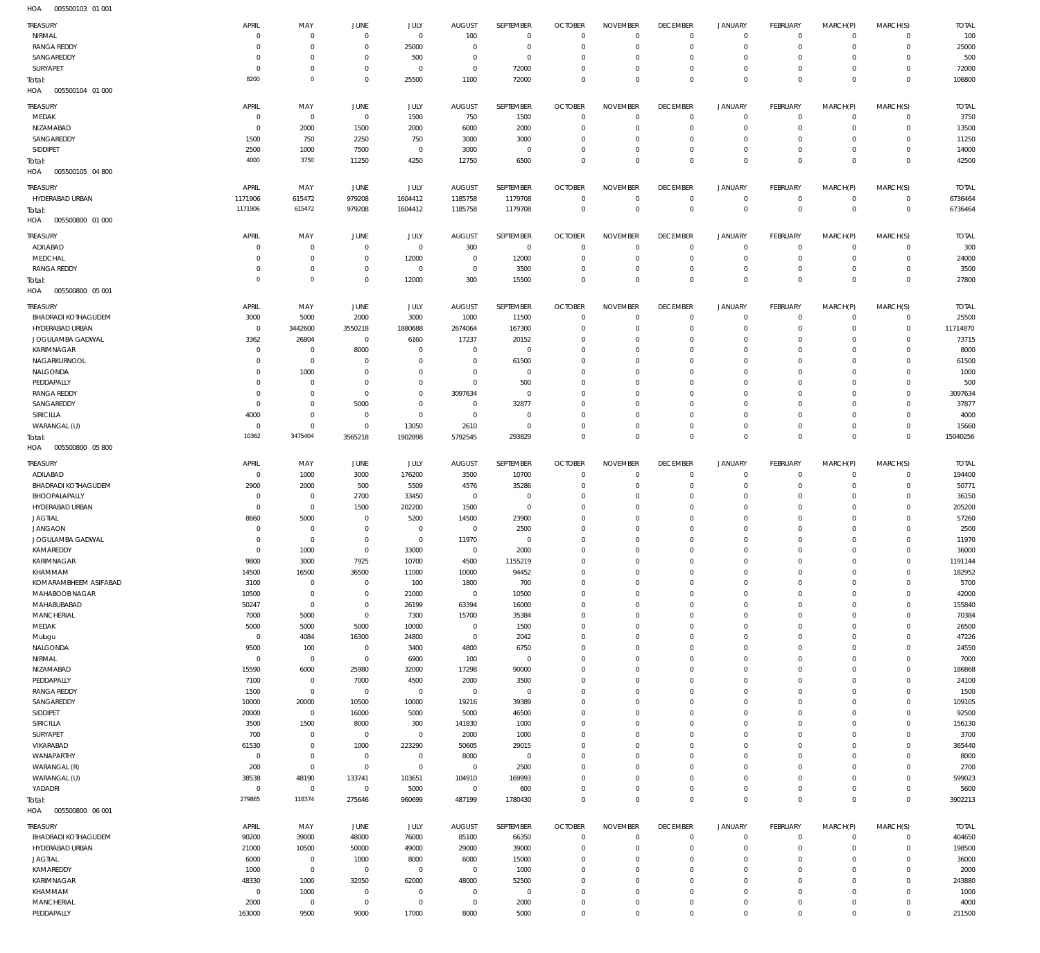HOA 005500103 01 001

| TREASURY | APRIL | MAY | JUNE | JULY | AUGUST | SEPTEMBER | OCTOBER | NOVEMBER | DECEMBER | JANUARY | FEBRUARY | MARCH(P) | MARCH(S) | TOTAL |
|---|---|---|---|---|---|---|---|---|---|---|---|---|---|---|
| NIRMAL | 0 | 0 | 0 | 0 | 100 | 0 | 0 | 0 | 0 | 0 | 0 | 0 | 0 | 100 |
| RANGA REDDY | 0 | 0 | 0 | 25000 | 0 | 0 | 0 | 0 | 0 | 0 | 0 | 0 | 0 | 25000 |
| SANGAREDDY | 0 | 0 | 0 | 500 | 0 | 0 | 0 | 0 | 0 | 0 | 0 | 0 | 0 | 500 |
| SURYAPET | 0 | 0 | 0 | 0 | 0 | 72000 | 0 | 0 | 0 | 0 | 0 | 0 | 0 | 72000 |
| Total: | 8200 | 0 | 0 | 25500 | 1100 | 72000 | 0 | 0 | 0 | 0 | 0 | 0 | 0 | 106800 |

HOA 005500104 01 000

| TREASURY | APRIL | MAY | JUNE | JULY | AUGUST | SEPTEMBER | OCTOBER | NOVEMBER | DECEMBER | JANUARY | FEBRUARY | MARCH(P) | MARCH(S) | TOTAL |
|---|---|---|---|---|---|---|---|---|---|---|---|---|---|---|
| MEDAK | 0 | 0 | 0 | 1500 | 750 | 1500 | 0 | 0 | 0 | 0 | 0 | 0 | 0 | 3750 |
| NIZAMABAD | 0 | 2000 | 1500 | 2000 | 6000 | 2000 | 0 | 0 | 0 | 0 | 0 | 0 | 0 | 13500 |
| SANGAREDDY | 1500 | 750 | 2250 | 750 | 3000 | 3000 | 0 | 0 | 0 | 0 | 0 | 0 | 0 | 11250 |
| SIDDIPET | 2500 | 1000 | 7500 | 0 | 3000 | 0 | 0 | 0 | 0 | 0 | 0 | 0 | 0 | 14000 |
| Total: | 4000 | 3750 | 11250 | 4250 | 12750 | 6500 | 0 | 0 | 0 | 0 | 0 | 0 | 0 | 42500 |

HOA 005500105 04 800

| TREASURY | APRIL | MAY | JUNE | JULY | AUGUST | SEPTEMBER | OCTOBER | NOVEMBER | DECEMBER | JANUARY | FEBRUARY | MARCH(P) | MARCH(S) | TOTAL |
|---|---|---|---|---|---|---|---|---|---|---|---|---|---|---|
| HYDERABAD URBAN | 1171906 | 615472 | 979208 | 1604412 | 1185758 | 1179708 | 0 | 0 | 0 | 0 | 0 | 0 | 0 | 6736464 |
| Total: | 1171906 | 615472 | 979208 | 1604412 | 1185758 | 1179708 | 0 | 0 | 0 | 0 | 0 | 0 | 0 | 6736464 |

HOA 005500800 01 000

| TREASURY | APRIL | MAY | JUNE | JULY | AUGUST | SEPTEMBER | OCTOBER | NOVEMBER | DECEMBER | JANUARY | FEBRUARY | MARCH(P) | MARCH(S) | TOTAL |
|---|---|---|---|---|---|---|---|---|---|---|---|---|---|---|
| ADILABAD | 0 | 0 | 0 | 0 | 300 | 0 | 0 | 0 | 0 | 0 | 0 | 0 | 0 | 300 |
| MEDCHAL | 0 | 0 | 0 | 12000 | 0 | 12000 | 0 | 0 | 0 | 0 | 0 | 0 | 0 | 24000 |
| RANGA REDDY | 0 | 0 | 0 | 0 | 0 | 3500 | 0 | 0 | 0 | 0 | 0 | 0 | 0 | 3500 |
| Total: | 0 | 0 | 0 | 12000 | 300 | 15500 | 0 | 0 | 0 | 0 | 0 | 0 | 0 | 27800 |

HOA 005500800 05 001

| TREASURY | APRIL | MAY | JUNE | JULY | AUGUST | SEPTEMBER | OCTOBER | NOVEMBER | DECEMBER | JANUARY | FEBRUARY | MARCH(P) | MARCH(S) | TOTAL |
|---|---|---|---|---|---|---|---|---|---|---|---|---|---|---|
| BHADRADI KOTHAGUDEM | 3000 | 5000 | 2000 | 3000 | 1000 | 11500 | 0 | 0 | 0 | 0 | 0 | 0 | 0 | 25500 |
| HYDERABAD URBAN | 0 | 3442600 | 3550218 | 1880688 | 2674064 | 167300 | 0 | 0 | 0 | 0 | 0 | 0 | 0 | 11714870 |
| JOGULAMBA GADWAL | 3362 | 26804 | 0 | 6160 | 17237 | 20152 | 0 | 0 | 0 | 0 | 0 | 0 | 0 | 73715 |
| KARIMNAGAR | 0 | 0 | 8000 | 0 | 0 | 0 | 0 | 0 | 0 | 0 | 0 | 0 | 0 | 8000 |
| NAGARKURNOOL | 0 | 0 | 0 | 0 | 0 | 61500 | 0 | 0 | 0 | 0 | 0 | 0 | 0 | 61500 |
| NALGONDA | 0 | 1000 | 0 | 0 | 0 | 0 | 0 | 0 | 0 | 0 | 0 | 0 | 0 | 1000 |
| PEDDAPALLY | 0 | 0 | 0 | 0 | 0 | 500 | 0 | 0 | 0 | 0 | 0 | 0 | 0 | 500 |
| RANGA REDDY | 0 | 0 | 0 | 0 | 3097634 | 0 | 0 | 0 | 0 | 0 | 0 | 0 | 0 | 3097634 |
| SANGAREDDY | 0 | 0 | 5000 | 0 | 0 | 32877 | 0 | 0 | 0 | 0 | 0 | 0 | 0 | 37877 |
| SIRICILLA | 4000 | 0 | 0 | 0 | 0 | 0 | 0 | 0 | 0 | 0 | 0 | 0 | 0 | 4000 |
| WARANGAL (U) | 0 | 0 | 0 | 13050 | 2610 | 0 | 0 | 0 | 0 | 0 | 0 | 0 | 0 | 15660 |
| Total: | 10362 | 3475404 | 3565218 | 1902898 | 5792545 | 293829 | 0 | 0 | 0 | 0 | 0 | 0 | 0 | 15040256 |

HOA 005500800 05 800

| TREASURY | APRIL | MAY | JUNE | JULY | AUGUST | SEPTEMBER | OCTOBER | NOVEMBER | DECEMBER | JANUARY | FEBRUARY | MARCH(P) | MARCH(S) | TOTAL |
|---|---|---|---|---|---|---|---|---|---|---|---|---|---|---|
| ADILABAD | 0 | 1000 | 3000 | 176200 | 3500 | 10700 | 0 | 0 | 0 | 0 | 0 | 0 | 0 | 194400 |
| BHADRADI KOTHAGUDEM | 2900 | 2000 | 500 | 5509 | 4576 | 35286 | 0 | 0 | 0 | 0 | 0 | 0 | 0 | 50771 |
| BHOOPALAPALLY | 0 | 0 | 2700 | 33450 | 0 | 0 | 0 | 0 | 0 | 0 | 0 | 0 | 0 | 36150 |
| HYDERABAD URBAN | 0 | 0 | 1500 | 202200 | 1500 | 0 | 0 | 0 | 0 | 0 | 0 | 0 | 0 | 205200 |
| JAGTIAL | 8660 | 5000 | 0 | 5200 | 14500 | 23900 | 0 | 0 | 0 | 0 | 0 | 0 | 0 | 57260 |
| JANGAON | 0 | 0 | 0 | 0 | 0 | 2500 | 0 | 0 | 0 | 0 | 0 | 0 | 0 | 2500 |
| JOGULAMBA GADWAL | 0 | 0 | 0 | 0 | 11970 | 0 | 0 | 0 | 0 | 0 | 0 | 0 | 0 | 11970 |
| KAMAREDDY | 0 | 1000 | 0 | 33000 | 0 | 2000 | 0 | 0 | 0 | 0 | 0 | 0 | 0 | 36000 |
| KARIMNAGAR | 9800 | 3000 | 7925 | 10700 | 4500 | 1155219 | 0 | 0 | 0 | 0 | 0 | 0 | 0 | 1191144 |
| KHAMMAM | 14500 | 16500 | 36500 | 11000 | 10000 | 94452 | 0 | 0 | 0 | 0 | 0 | 0 | 0 | 182952 |
| KOMARAMBHEEM ASIFABAD | 3100 | 0 | 0 | 100 | 1800 | 700 | 0 | 0 | 0 | 0 | 0 | 0 | 0 | 5700 |
| MAHABOOBNAGAR | 10500 | 0 | 0 | 21000 | 0 | 10500 | 0 | 0 | 0 | 0 | 0 | 0 | 0 | 42000 |
| MAHABUBABAD | 50247 | 0 | 0 | 26199 | 63394 | 16000 | 0 | 0 | 0 | 0 | 0 | 0 | 0 | 155840 |
| MANCHERIAL | 7000 | 5000 | 0 | 7300 | 15700 | 35384 | 0 | 0 | 0 | 0 | 0 | 0 | 0 | 70384 |
| MEDAK | 5000 | 5000 | 5000 | 10000 | 0 | 1500 | 0 | 0 | 0 | 0 | 0 | 0 | 0 | 26500 |
| Mulugu | 0 | 4084 | 16300 | 24800 | 0 | 2042 | 0 | 0 | 0 | 0 | 0 | 0 | 0 | 47226 |
| NALGONDA | 9500 | 100 | 0 | 3400 | 4800 | 6750 | 0 | 0 | 0 | 0 | 0 | 0 | 0 | 24550 |
| NIRMAL | 0 | 0 | 0 | 6900 | 100 | 0 | 0 | 0 | 0 | 0 | 0 | 0 | 0 | 7000 |
| NIZAMABAD | 15590 | 6000 | 25980 | 32000 | 17298 | 90000 | 0 | 0 | 0 | 0 | 0 | 0 | 0 | 186868 |
| PEDDAPALLY | 7100 | 0 | 7000 | 4500 | 2000 | 3500 | 0 | 0 | 0 | 0 | 0 | 0 | 0 | 24100 |
| RANGA REDDY | 1500 | 0 | 0 | 0 | 0 | 0 | 0 | 0 | 0 | 0 | 0 | 0 | 0 | 1500 |
| SANGAREDDY | 10000 | 20000 | 10500 | 10000 | 19216 | 39389 | 0 | 0 | 0 | 0 | 0 | 0 | 0 | 109105 |
| SIDDIPET | 20000 | 0 | 16000 | 5000 | 5000 | 46500 | 0 | 0 | 0 | 0 | 0 | 0 | 0 | 92500 |
| SIRICILLA | 3500 | 1500 | 8000 | 300 | 141830 | 1000 | 0 | 0 | 0 | 0 | 0 | 0 | 0 | 156130 |
| SURYAPET | 700 | 0 | 0 | 0 | 2000 | 1000 | 0 | 0 | 0 | 0 | 0 | 0 | 0 | 3700 |
| VIKARABAD | 61530 | 0 | 1000 | 223290 | 50605 | 29015 | 0 | 0 | 0 | 0 | 0 | 0 | 0 | 365440 |
| WANAPARTHY | 0 | 0 | 0 | 0 | 8000 | 0 | 0 | 0 | 0 | 0 | 0 | 0 | 0 | 8000 |
| WARANGAL (R) | 200 | 0 | 0 | 0 | 0 | 2500 | 0 | 0 | 0 | 0 | 0 | 0 | 0 | 2700 |
| WARANGAL (U) | 38538 | 48190 | 133741 | 103651 | 104910 | 169993 | 0 | 0 | 0 | 0 | 0 | 0 | 0 | 599023 |
| YADADRI | 0 | 0 | 0 | 5000 | 0 | 600 | 0 | 0 | 0 | 0 | 0 | 0 | 0 | 5600 |
| Total: | 279865 | 118374 | 275646 | 960699 | 487199 | 1780430 | 0 | 0 | 0 | 0 | 0 | 0 | 0 | 3902213 |

HOA 005500800 06 001

| TREASURY | APRIL | MAY | JUNE | JULY | AUGUST | SEPTEMBER | OCTOBER | NOVEMBER | DECEMBER | JANUARY | FEBRUARY | MARCH(P) | MARCH(S) | TOTAL |
|---|---|---|---|---|---|---|---|---|---|---|---|---|---|---|
| BHADRADI KOTHAGUDEM | 90200 | 39000 | 48000 | 76000 | 85100 | 66350 | 0 | 0 | 0 | 0 | 0 | 0 | 0 | 404650 |
| HYDERABAD URBAN | 21000 | 10500 | 50000 | 49000 | 29000 | 39000 | 0 | 0 | 0 | 0 | 0 | 0 | 0 | 198500 |
| JAGTIAL | 6000 | 0 | 1000 | 8000 | 6000 | 15000 | 0 | 0 | 0 | 0 | 0 | 0 | 0 | 36000 |
| KAMAREDDY | 1000 | 0 | 0 | 0 | 0 | 1000 | 0 | 0 | 0 | 0 | 0 | 0 | 0 | 2000 |
| KARIMNAGAR | 48330 | 1000 | 32050 | 62000 | 48000 | 52500 | 0 | 0 | 0 | 0 | 0 | 0 | 0 | 243880 |
| KHAMMAM | 0 | 1000 | 0 | 0 | 0 | 0 | 0 | 0 | 0 | 0 | 0 | 0 | 0 | 1000 |
| MANCHERIAL | 2000 | 0 | 0 | 0 | 0 | 2000 | 0 | 0 | 0 | 0 | 0 | 0 | 0 | 4000 |
| PEDDAPALLY | 163000 | 9500 | 9000 | 17000 | 8000 | 5000 | 0 | 0 | 0 | 0 | 0 | 0 | 0 | 211500 |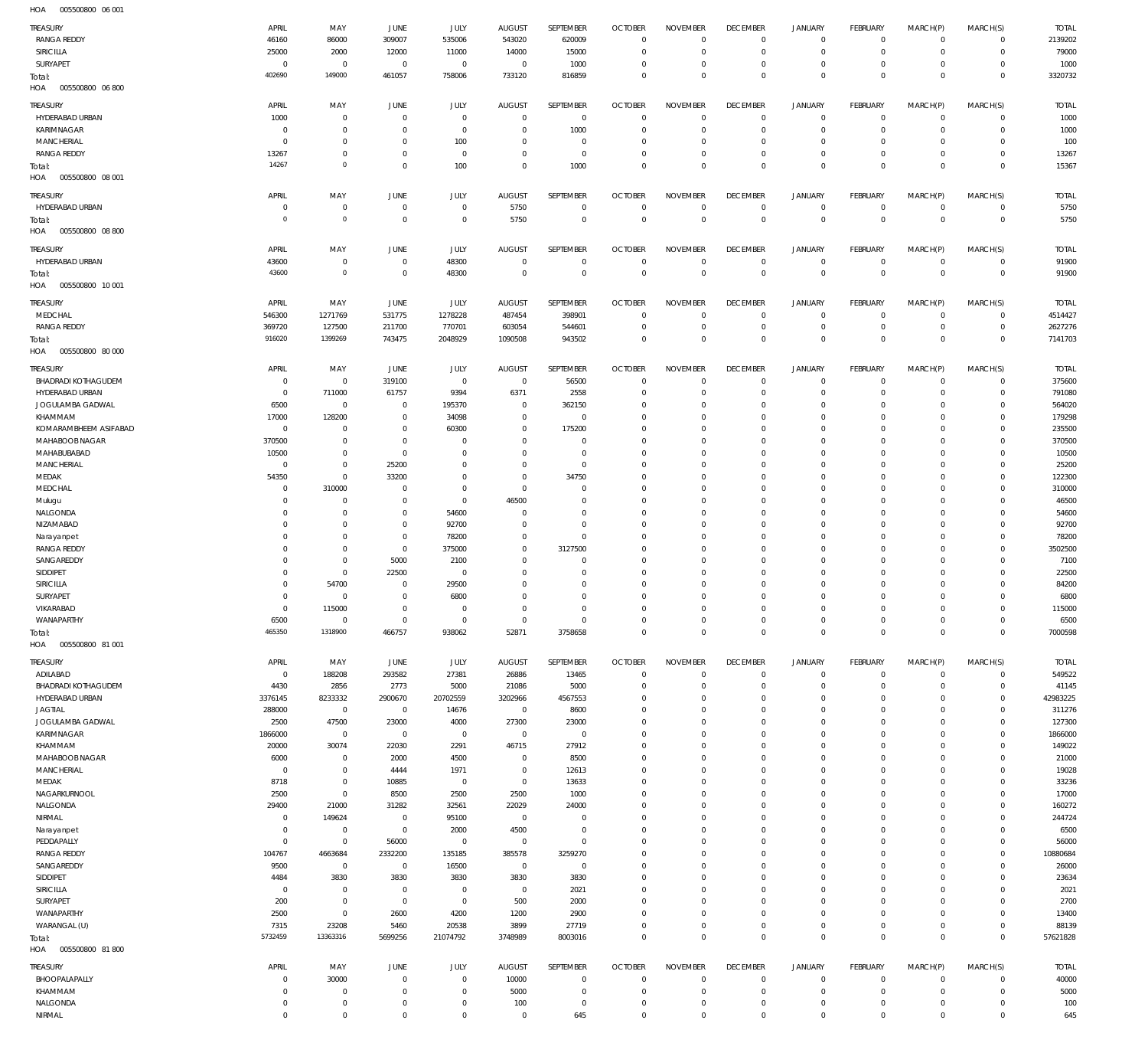HOA 005500800 06 001

| TREASURY | APRIL | MAY | JUNE | JULY | AUGUST | SEPTEMBER | OCTOBER | NOVEMBER | DECEMBER | JANUARY | FEBRUARY | MARCH(P) | MARCH(S) | TOTAL |
|---|---|---|---|---|---|---|---|---|---|---|---|---|---|---|
| RANGA REDDY | 46160 | 86000 | 309007 | 535006 | 543020 | 620009 | 0 | 0 | 0 | 0 | 0 | 0 | 0 | 2139202 |
| SIRICILLA | 25000 | 2000 | 12000 | 11000 | 14000 | 15000 | 0 | 0 | 0 | 0 | 0 | 0 | 0 | 79000 |
| SURYAPET | 0 | 0 | 0 | 0 | 0 | 1000 | 0 | 0 | 0 | 0 | 0 | 0 | 0 | 1000 |
| Total: | 402690 | 149000 | 461057 | 758006 | 733120 | 816859 | 0 | 0 | 0 | 0 | 0 | 0 | 0 | 3320732 |

HOA 005500800 06 800

| TREASURY | APRIL | MAY | JUNE | JULY | AUGUST | SEPTEMBER | OCTOBER | NOVEMBER | DECEMBER | JANUARY | FEBRUARY | MARCH(P) | MARCH(S) | TOTAL |
|---|---|---|---|---|---|---|---|---|---|---|---|---|---|---|
| HYDERABAD URBAN | 1000 | 0 | 0 | 0 | 0 | 0 | 0 | 0 | 0 | 0 | 0 | 0 | 0 | 1000 |
| KARIMNAGAR | 0 | 0 | 0 | 0 | 0 | 1000 | 0 | 0 | 0 | 0 | 0 | 0 | 0 | 1000 |
| MANCHERIAL | 0 | 0 | 0 | 100 | 0 | 0 | 0 | 0 | 0 | 0 | 0 | 0 | 0 | 100 |
| RANGA REDDY | 13267 | 0 | 0 | 0 | 0 | 0 | 0 | 0 | 0 | 0 | 0 | 0 | 0 | 13267 |
| Total: | 14267 | 0 | 0 | 100 | 0 | 1000 | 0 | 0 | 0 | 0 | 0 | 0 | 0 | 15367 |

HOA 005500800 08 001

| TREASURY | APRIL | MAY | JUNE | JULY | AUGUST | SEPTEMBER | OCTOBER | NOVEMBER | DECEMBER | JANUARY | FEBRUARY | MARCH(P) | MARCH(S) | TOTAL |
|---|---|---|---|---|---|---|---|---|---|---|---|---|---|---|
| HYDERABAD URBAN | 0 | 0 | 0 | 0 | 5750 | 0 | 0 | 0 | 0 | 0 | 0 | 0 | 0 | 5750 |
| Total: | 0 | 0 | 0 | 0 | 5750 | 0 | 0 | 0 | 0 | 0 | 0 | 0 | 0 | 5750 |

HOA 005500800 08 800

| TREASURY | APRIL | MAY | JUNE | JULY | AUGUST | SEPTEMBER | OCTOBER | NOVEMBER | DECEMBER | JANUARY | FEBRUARY | MARCH(P) | MARCH(S) | TOTAL |
|---|---|---|---|---|---|---|---|---|---|---|---|---|---|---|
| HYDERABAD URBAN | 43600 | 0 | 0 | 48300 | 0 | 0 | 0 | 0 | 0 | 0 | 0 | 0 | 0 | 91900 |
| Total: | 43600 | 0 | 0 | 48300 | 0 | 0 | 0 | 0 | 0 | 0 | 0 | 0 | 0 | 91900 |

HOA 005500800 10 001

| TREASURY | APRIL | MAY | JUNE | JULY | AUGUST | SEPTEMBER | OCTOBER | NOVEMBER | DECEMBER | JANUARY | FEBRUARY | MARCH(P) | MARCH(S) | TOTAL |
|---|---|---|---|---|---|---|---|---|---|---|---|---|---|---|
| MEDCHAL | 546300 | 1271769 | 531775 | 1278228 | 487454 | 398901 | 0 | 0 | 0 | 0 | 0 | 0 | 0 | 4514427 |
| RANGA REDDY | 369720 | 127500 | 211700 | 770701 | 603054 | 544601 | 0 | 0 | 0 | 0 | 0 | 0 | 0 | 2627276 |
| Total: | 916020 | 1399269 | 743475 | 2048929 | 1090508 | 943502 | 0 | 0 | 0 | 0 | 0 | 0 | 0 | 7141703 |

HOA 005500800 80 000

| TREASURY | APRIL | MAY | JUNE | JULY | AUGUST | SEPTEMBER | OCTOBER | NOVEMBER | DECEMBER | JANUARY | FEBRUARY | MARCH(P) | MARCH(S) | TOTAL |
|---|---|---|---|---|---|---|---|---|---|---|---|---|---|---|
| BHADRADI KOTHAGUDEM | 0 | 0 | 319100 | 0 | 0 | 56500 | 0 | 0 | 0 | 0 | 0 | 0 | 0 | 375600 |
| HYDERABAD URBAN | 0 | 711000 | 61757 | 9394 | 6371 | 2558 | 0 | 0 | 0 | 0 | 0 | 0 | 0 | 791080 |
| JOGULAMBA GADWAL | 6500 | 0 | 0 | 195370 | 0 | 362150 | 0 | 0 | 0 | 0 | 0 | 0 | 0 | 564020 |
| KHAMMAM | 17000 | 128200 | 0 | 34098 | 0 | 0 | 0 | 0 | 0 | 0 | 0 | 0 | 0 | 179298 |
| KOMARAMBHEEM ASIFABAD | 0 | 0 | 0 | 60300 | 0 | 175200 | 0 | 0 | 0 | 0 | 0 | 0 | 0 | 235500 |
| MAHABOOB NAGAR | 370500 | 0 | 0 | 0 | 0 | 0 | 0 | 0 | 0 | 0 | 0 | 0 | 0 | 370500 |
| MAHABUBABAD | 10500 | 0 | 0 | 0 | 0 | 0 | 0 | 0 | 0 | 0 | 0 | 0 | 0 | 10500 |
| MANCHERIAL | 0 | 0 | 25200 | 0 | 0 | 0 | 0 | 0 | 0 | 0 | 0 | 0 | 0 | 25200 |
| MEDAK | 54350 | 0 | 33200 | 0 | 0 | 34750 | 0 | 0 | 0 | 0 | 0 | 0 | 0 | 122300 |
| MEDCHAL | 0 | 310000 | 0 | 0 | 0 | 0 | 0 | 0 | 0 | 0 | 0 | 0 | 0 | 310000 |
| Mulugu | 0 | 0 | 0 | 0 | 46500 | 0 | 0 | 0 | 0 | 0 | 0 | 0 | 0 | 46500 |
| NALGONDA | 0 | 0 | 0 | 54600 | 0 | 0 | 0 | 0 | 0 | 0 | 0 | 0 | 0 | 54600 |
| NIZAMABAD | 0 | 0 | 0 | 92700 | 0 | 0 | 0 | 0 | 0 | 0 | 0 | 0 | 0 | 92700 |
| Narayanpet | 0 | 0 | 0 | 78200 | 0 | 0 | 0 | 0 | 0 | 0 | 0 | 0 | 0 | 78200 |
| RANGA REDDY | 0 | 0 | 0 | 375000 | 0 | 3127500 | 0 | 0 | 0 | 0 | 0 | 0 | 0 | 3502500 |
| SANGAREDDY | 0 | 0 | 5000 | 2100 | 0 | 0 | 0 | 0 | 0 | 0 | 0 | 0 | 0 | 7100 |
| SIDDIPET | 0 | 0 | 22500 | 0 | 0 | 0 | 0 | 0 | 0 | 0 | 0 | 0 | 0 | 22500 |
| SIRICILLA | 0 | 54700 | 0 | 29500 | 0 | 0 | 0 | 0 | 0 | 0 | 0 | 0 | 0 | 84200 |
| SURYAPET | 0 | 0 | 0 | 6800 | 0 | 0 | 0 | 0 | 0 | 0 | 0 | 0 | 0 | 6800 |
| VIKARABAD | 0 | 115000 | 0 | 0 | 0 | 0 | 0 | 0 | 0 | 0 | 0 | 0 | 0 | 115000 |
| WANAPARTHY | 6500 | 0 | 0 | 0 | 0 | 0 | 0 | 0 | 0 | 0 | 0 | 0 | 0 | 6500 |
| Total: | 465350 | 1318900 | 466757 | 938062 | 52871 | 3758658 | 0 | 0 | 0 | 0 | 0 | 0 | 0 | 7000598 |

HOA 005500800 81 001

| TREASURY | APRIL | MAY | JUNE | JULY | AUGUST | SEPTEMBER | OCTOBER | NOVEMBER | DECEMBER | JANUARY | FEBRUARY | MARCH(P) | MARCH(S) | TOTAL |
|---|---|---|---|---|---|---|---|---|---|---|---|---|---|---|
| ADILABAD | 0 | 188208 | 293582 | 27381 | 26886 | 13465 | 0 | 0 | 0 | 0 | 0 | 0 | 0 | 549522 |
| BHADRADI KOTHAGUDEM | 4430 | 2856 | 2773 | 5000 | 21086 | 5000 | 0 | 0 | 0 | 0 | 0 | 0 | 0 | 41145 |
| HYDERABAD URBAN | 3376145 | 8233332 | 2900670 | 20702559 | 3202966 | 4567553 | 0 | 0 | 0 | 0 | 0 | 0 | 0 | 42983225 |
| JAGTIAL | 288000 | 0 | 0 | 14676 | 0 | 8600 | 0 | 0 | 0 | 0 | 0 | 0 | 0 | 311276 |
| JOGULAMBA GADWAL | 2500 | 47500 | 23000 | 4000 | 27300 | 23000 | 0 | 0 | 0 | 0 | 0 | 0 | 0 | 127300 |
| KARIMNAGAR | 1866000 | 0 | 0 | 0 | 0 | 0 | 0 | 0 | 0 | 0 | 0 | 0 | 0 | 1866000 |
| KHAMMAM | 20000 | 30074 | 22030 | 2291 | 46715 | 27912 | 0 | 0 | 0 | 0 | 0 | 0 | 0 | 149022 |
| MAHABOOB NAGAR | 6000 | 0 | 2000 | 4500 | 0 | 8500 | 0 | 0 | 0 | 0 | 0 | 0 | 0 | 21000 |
| MANCHERIAL | 0 | 0 | 4444 | 1971 | 0 | 12613 | 0 | 0 | 0 | 0 | 0 | 0 | 0 | 19028 |
| MEDAK | 8718 | 0 | 10885 | 0 | 0 | 13633 | 0 | 0 | 0 | 0 | 0 | 0 | 0 | 33236 |
| NAGARKURNOOL | 2500 | 0 | 8500 | 2500 | 2500 | 1000 | 0 | 0 | 0 | 0 | 0 | 0 | 0 | 17000 |
| NALGONDA | 29400 | 21000 | 31282 | 32561 | 22029 | 24000 | 0 | 0 | 0 | 0 | 0 | 0 | 0 | 160272 |
| NIRMAL | 0 | 149624 | 0 | 95100 | 0 | 0 | 0 | 0 | 0 | 0 | 0 | 0 | 0 | 244724 |
| Narayanpet | 0 | 0 | 0 | 2000 | 4500 | 0 | 0 | 0 | 0 | 0 | 0 | 0 | 0 | 6500 |
| PEDDAPALLY | 0 | 0 | 56000 | 0 | 0 | 0 | 0 | 0 | 0 | 0 | 0 | 0 | 0 | 56000 |
| RANGA REDDY | 104767 | 4663684 | 2332200 | 135185 | 385578 | 3259270 | 0 | 0 | 0 | 0 | 0 | 0 | 0 | 10880684 |
| SANGAREDDY | 9500 | 0 | 0 | 16500 | 0 | 0 | 0 | 0 | 0 | 0 | 0 | 0 | 0 | 26000 |
| SIDDIPET | 4484 | 3830 | 3830 | 3830 | 3830 | 3830 | 0 | 0 | 0 | 0 | 0 | 0 | 0 | 23634 |
| SIRICILLA | 0 | 0 | 0 | 0 | 0 | 2021 | 0 | 0 | 0 | 0 | 0 | 0 | 0 | 2021 |
| SURYAPET | 200 | 0 | 0 | 0 | 500 | 2000 | 0 | 0 | 0 | 0 | 0 | 0 | 0 | 2700 |
| WANAPARTHY | 2500 | 0 | 2600 | 4200 | 1200 | 2900 | 0 | 0 | 0 | 0 | 0 | 0 | 0 | 13400 |
| WARANGAL (U) | 7315 | 23208 | 5460 | 20538 | 3899 | 27719 | 0 | 0 | 0 | 0 | 0 | 0 | 0 | 88139 |
| Total: | 5732459 | 13363316 | 5699256 | 21074792 | 3748989 | 8003016 | 0 | 0 | 0 | 0 | 0 | 0 | 0 | 57621828 |

HOA 005500800 81 800

| TREASURY | APRIL | MAY | JUNE | JULY | AUGUST | SEPTEMBER | OCTOBER | NOVEMBER | DECEMBER | JANUARY | FEBRUARY | MARCH(P) | MARCH(S) | TOTAL |
|---|---|---|---|---|---|---|---|---|---|---|---|---|---|---|
| BHOOPALAPALLY | 0 | 30000 | 0 | 0 | 10000 | 0 | 0 | 0 | 0 | 0 | 0 | 0 | 0 | 40000 |
| KHAMMAM | 0 | 0 | 0 | 0 | 5000 | 0 | 0 | 0 | 0 | 0 | 0 | 0 | 0 | 5000 |
| NALGONDA | 0 | 0 | 0 | 0 | 100 | 0 | 0 | 0 | 0 | 0 | 0 | 0 | 0 | 100 |
| NIRMAL | 0 | 0 | 0 | 0 | 0 | 645 | 0 | 0 | 0 | 0 | 0 | 0 | 0 | 645 |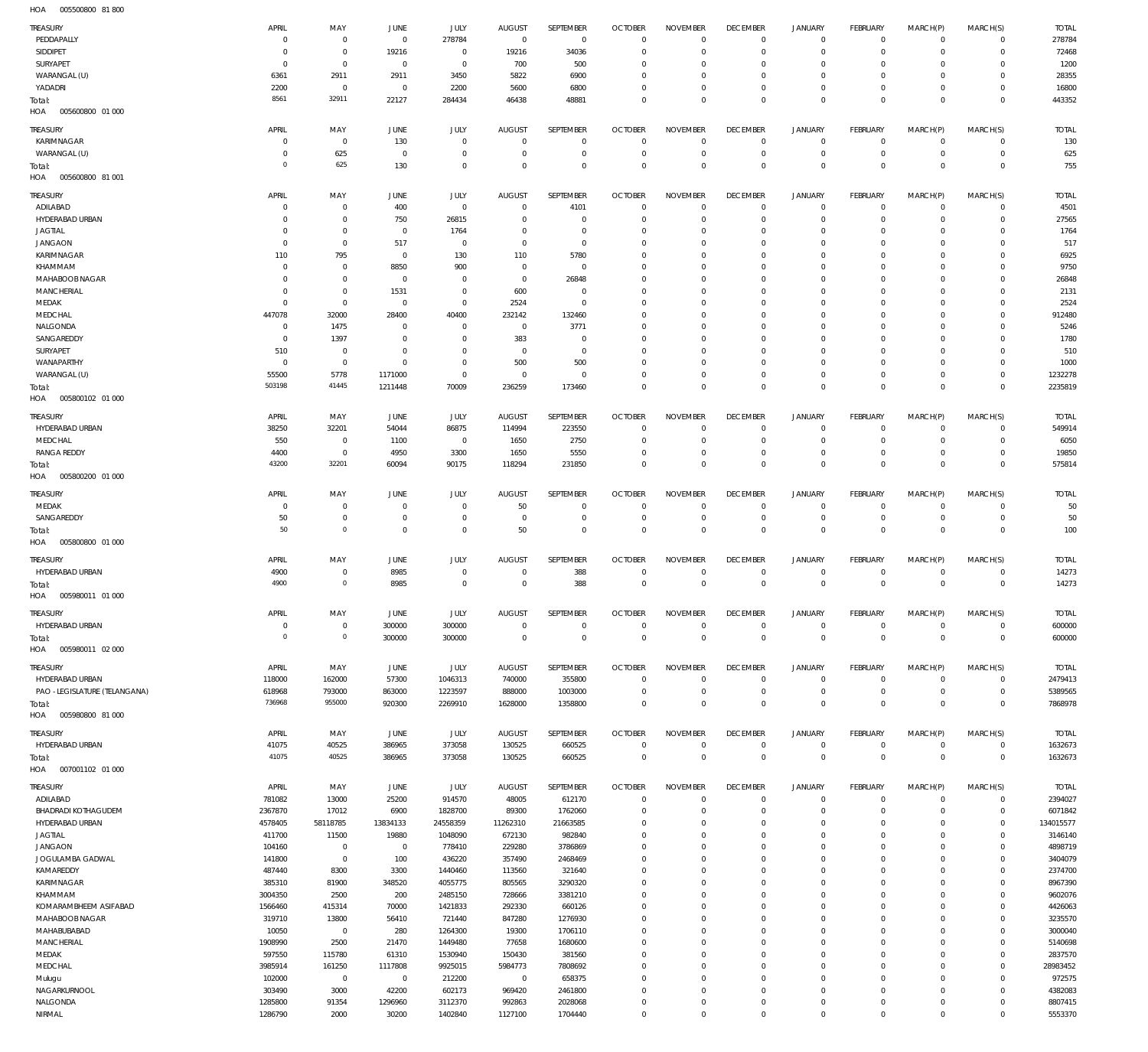HOA 005500800 81 800

| TREASURY | APRIL | MAY | JUNE | JULY | AUGUST | SEPTEMBER | OCTOBER | NOVEMBER | DECEMBER | JANUARY | FEBRUARY | MARCH(P) | MARCH(S) | TOTAL |
|---|---|---|---|---|---|---|---|---|---|---|---|---|---|---|
| PEDDAPALLY | 0 | 0 | 0 | 278784 | 0 | 0 | 0 | 0 | 0 | 0 | 0 | 0 | 0 | 278784 |
| SIDDIPET | 0 | 0 | 19216 | 0 | 19216 | 34036 | 0 | 0 | 0 | 0 | 0 | 0 | 0 | 72468 |
| SURYAPET | 0 | 0 | 0 | 0 | 700 | 500 | 0 | 0 | 0 | 0 | 0 | 0 | 0 | 1200 |
| WARANGAL (U) | 6361 | 2911 | 2911 | 3450 | 5822 | 6900 | 0 | 0 | 0 | 0 | 0 | 0 | 0 | 28355 |
| YADADRI | 2200 | 0 | 0 | 2200 | 5600 | 6800 | 0 | 0 | 0 | 0 | 0 | 0 | 0 | 16800 |
| Total: | 8561 | 32911 | 22127 | 284434 | 46438 | 48881 | 0 | 0 | 0 | 0 | 0 | 0 | 0 | 443352 |

HOA 005600800 01 000

| TREASURY | APRIL | MAY | JUNE | JULY | AUGUST | SEPTEMBER | OCTOBER | NOVEMBER | DECEMBER | JANUARY | FEBRUARY | MARCH(P) | MARCH(S) | TOTAL |
|---|---|---|---|---|---|---|---|---|---|---|---|---|---|---|
| KARIMNAGAR | 0 | 0 | 130 | 0 | 0 | 0 | 0 | 0 | 0 | 0 | 0 | 0 | 0 | 130 |
| WARANGAL (U) | 0 | 625 | 0 | 0 | 0 | 0 | 0 | 0 | 0 | 0 | 0 | 0 | 0 | 625 |
| Total: | 0 | 625 | 130 | 0 | 0 | 0 | 0 | 0 | 0 | 0 | 0 | 0 | 0 | 755 |

HOA 005600800 81 001

| TREASURY | APRIL | MAY | JUNE | JULY | AUGUST | SEPTEMBER | OCTOBER | NOVEMBER | DECEMBER | JANUARY | FEBRUARY | MARCH(P) | MARCH(S) | TOTAL |
|---|---|---|---|---|---|---|---|---|---|---|---|---|---|---|
| ADILABAD | 0 | 0 | 400 | 0 | 0 | 4101 | 0 | 0 | 0 | 0 | 0 | 0 | 0 | 4501 |
| HYDERABAD URBAN | 0 | 0 | 750 | 26815 | 0 | 0 | 0 | 0 | 0 | 0 | 0 | 0 | 0 | 27565 |
| JAGTIAL | 0 | 0 | 0 | 1764 | 0 | 0 | 0 | 0 | 0 | 0 | 0 | 0 | 0 | 1764 |
| JANGAON | 0 | 0 | 517 | 0 | 0 | 0 | 0 | 0 | 0 | 0 | 0 | 0 | 0 | 517 |
| KARIMNAGAR | 110 | 795 | 0 | 130 | 110 | 5780 | 0 | 0 | 0 | 0 | 0 | 0 | 0 | 6925 |
| KHAMMAM | 0 | 0 | 8850 | 900 | 0 | 0 | 0 | 0 | 0 | 0 | 0 | 0 | 0 | 9750 |
| MAHABOOBNAGAR | 0 | 0 | 0 | 0 | 0 | 26848 | 0 | 0 | 0 | 0 | 0 | 0 | 0 | 26848 |
| MANCHERIAL | 0 | 0 | 1531 | 0 | 600 | 0 | 0 | 0 | 0 | 0 | 0 | 0 | 0 | 2131 |
| MEDAK | 0 | 0 | 0 | 0 | 2524 | 0 | 0 | 0 | 0 | 0 | 0 | 0 | 0 | 2524 |
| MEDCHAL | 447078 | 32000 | 28400 | 40400 | 232142 | 132460 | 0 | 0 | 0 | 0 | 0 | 0 | 0 | 912480 |
| NALGONDA | 0 | 1475 | 0 | 0 | 0 | 3771 | 0 | 0 | 0 | 0 | 0 | 0 | 0 | 5246 |
| SANGAREDDY | 0 | 1397 | 0 | 0 | 383 | 0 | 0 | 0 | 0 | 0 | 0 | 0 | 0 | 1780 |
| SURYAPET | 510 | 0 | 0 | 0 | 0 | 0 | 0 | 0 | 0 | 0 | 0 | 0 | 0 | 510 |
| WANAPARTHY | 0 | 0 | 0 | 0 | 500 | 500 | 0 | 0 | 0 | 0 | 0 | 0 | 0 | 1000 |
| WARANGAL (U) | 55500 | 5778 | 1171000 | 0 | 0 | 0 | 0 | 0 | 0 | 0 | 0 | 0 | 0 | 1232278 |
| Total: | 503198 | 41445 | 1211448 | 70009 | 236259 | 173460 | 0 | 0 | 0 | 0 | 0 | 0 | 0 | 2235819 |

HOA 005800102 01 000

| TREASURY | APRIL | MAY | JUNE | JULY | AUGUST | SEPTEMBER | OCTOBER | NOVEMBER | DECEMBER | JANUARY | FEBRUARY | MARCH(P) | MARCH(S) | TOTAL |
|---|---|---|---|---|---|---|---|---|---|---|---|---|---|---|
| HYDERABAD URBAN | 38250 | 32201 | 54044 | 86875 | 114994 | 223550 | 0 | 0 | 0 | 0 | 0 | 0 | 0 | 549914 |
| MEDCHAL | 550 | 0 | 1100 | 0 | 1650 | 2750 | 0 | 0 | 0 | 0 | 0 | 0 | 0 | 6050 |
| RANGA REDDY | 4400 | 0 | 4950 | 3300 | 1650 | 5550 | 0 | 0 | 0 | 0 | 0 | 0 | 0 | 19850 |
| Total: | 43200 | 32201 | 60094 | 90175 | 118294 | 231850 | 0 | 0 | 0 | 0 | 0 | 0 | 0 | 575814 |

HOA 005800200 01 000

| TREASURY | APRIL | MAY | JUNE | JULY | AUGUST | SEPTEMBER | OCTOBER | NOVEMBER | DECEMBER | JANUARY | FEBRUARY | MARCH(P) | MARCH(S) | TOTAL |
|---|---|---|---|---|---|---|---|---|---|---|---|---|---|---|
| MEDAK | 0 | 0 | 0 | 0 | 50 | 0 | 0 | 0 | 0 | 0 | 0 | 0 | 0 | 50 |
| SANGAREDDY | 50 | 0 | 0 | 0 | 0 | 0 | 0 | 0 | 0 | 0 | 0 | 0 | 0 | 50 |
| Total: | 50 | 0 | 0 | 0 | 50 | 0 | 0 | 0 | 0 | 0 | 0 | 0 | 0 | 100 |

HOA 005800800 01 000

| TREASURY | APRIL | MAY | JUNE | JULY | AUGUST | SEPTEMBER | OCTOBER | NOVEMBER | DECEMBER | JANUARY | FEBRUARY | MARCH(P) | MARCH(S) | TOTAL |
|---|---|---|---|---|---|---|---|---|---|---|---|---|---|---|
| HYDERABAD URBAN | 4900 | 0 | 8985 | 0 | 0 | 388 | 0 | 0 | 0 | 0 | 0 | 0 | 0 | 14273 |
| Total: | 4900 | 0 | 8985 | 0 | 0 | 388 | 0 | 0 | 0 | 0 | 0 | 0 | 0 | 14273 |

HOA 005980011 01 000

| TREASURY | APRIL | MAY | JUNE | JULY | AUGUST | SEPTEMBER | OCTOBER | NOVEMBER | DECEMBER | JANUARY | FEBRUARY | MARCH(P) | MARCH(S) | TOTAL |
|---|---|---|---|---|---|---|---|---|---|---|---|---|---|---|
| HYDERABAD URBAN | 0 | 0 | 300000 | 300000 | 0 | 0 | 0 | 0 | 0 | 0 | 0 | 0 | 0 | 600000 |
| Total: | 0 | 0 | 300000 | 300000 | 0 | 0 | 0 | 0 | 0 | 0 | 0 | 0 | 0 | 600000 |

HOA 005980011 02 000

| TREASURY | APRIL | MAY | JUNE | JULY | AUGUST | SEPTEMBER | OCTOBER | NOVEMBER | DECEMBER | JANUARY | FEBRUARY | MARCH(P) | MARCH(S) | TOTAL |
|---|---|---|---|---|---|---|---|---|---|---|---|---|---|---|
| HYDERABAD URBAN | 118000 | 162000 | 57300 | 1046313 | 740000 | 355800 | 0 | 0 | 0 | 0 | 0 | 0 | 0 | 2479413 |
| PAO - LEGISLATURE (TELANGANA) | 618968 | 793000 | 863000 | 1223597 | 888000 | 1003000 | 0 | 0 | 0 | 0 | 0 | 0 | 0 | 5389565 |
| Total: | 736968 | 955000 | 920300 | 2269910 | 1628000 | 1358800 | 0 | 0 | 0 | 0 | 0 | 0 | 0 | 7868978 |

HOA 005980800 81 000

| TREASURY | APRIL | MAY | JUNE | JULY | AUGUST | SEPTEMBER | OCTOBER | NOVEMBER | DECEMBER | JANUARY | FEBRUARY | MARCH(P) | MARCH(S) | TOTAL |
|---|---|---|---|---|---|---|---|---|---|---|---|---|---|---|
| HYDERABAD URBAN | 41075 | 40525 | 386965 | 373058 | 130525 | 660525 | 0 | 0 | 0 | 0 | 0 | 0 | 0 | 1632673 |
| Total: | 41075 | 40525 | 386965 | 373058 | 130525 | 660525 | 0 | 0 | 0 | 0 | 0 | 0 | 0 | 1632673 |

HOA 007001102 01 000

| TREASURY | APRIL | MAY | JUNE | JULY | AUGUST | SEPTEMBER | OCTOBER | NOVEMBER | DECEMBER | JANUARY | FEBRUARY | MARCH(P) | MARCH(S) | TOTAL |
|---|---|---|---|---|---|---|---|---|---|---|---|---|---|---|
| ADILABAD | 781082 | 13000 | 25200 | 914570 | 48005 | 612170 | 0 | 0 | 0 | 0 | 0 | 0 | 0 | 2394027 |
| BHADRADI KOTHAGUDEM | 2367870 | 17012 | 6900 | 1828700 | 89300 | 1762060 | 0 | 0 | 0 | 0 | 0 | 0 | 0 | 6071842 |
| HYDERABAD URBAN | 4578405 | 58118785 | 13834133 | 24558359 | 11262310 | 21663585 | 0 | 0 | 0 | 0 | 0 | 0 | 0 | 134015577 |
| JAGTIAL | 411700 | 11500 | 19880 | 1048090 | 672130 | 982840 | 0 | 0 | 0 | 0 | 0 | 0 | 0 | 3146140 |
| JANGAON | 104160 | 0 | 0 | 778410 | 229280 | 3786869 | 0 | 0 | 0 | 0 | 0 | 0 | 0 | 4898719 |
| JOGULAMBA GADWAL | 141800 | 0 | 100 | 436220 | 357490 | 2468469 | 0 | 0 | 0 | 0 | 0 | 0 | 0 | 3404079 |
| KAMAREDDY | 487440 | 8300 | 3300 | 1440460 | 113560 | 321640 | 0 | 0 | 0 | 0 | 0 | 0 | 0 | 2374700 |
| KARIMNAGAR | 385310 | 81900 | 348520 | 4055775 | 805565 | 3290320 | 0 | 0 | 0 | 0 | 0 | 0 | 0 | 8967390 |
| KHAMMAM | 3004350 | 2500 | 200 | 2485150 | 728666 | 3381210 | 0 | 0 | 0 | 0 | 0 | 0 | 0 | 9602076 |
| KOMARAMBHEEM ASIFABAD | 1566460 | 415314 | 70000 | 1421833 | 292330 | 660126 | 0 | 0 | 0 | 0 | 0 | 0 | 0 | 4426063 |
| MAHABOOBNAGAR | 319710 | 13800 | 56410 | 721440 | 847280 | 1276930 | 0 | 0 | 0 | 0 | 0 | 0 | 0 | 3235570 |
| MAHABUBABAD | 10050 | 0 | 280 | 1264300 | 19300 | 1706110 | 0 | 0 | 0 | 0 | 0 | 0 | 0 | 3000040 |
| MANCHERIAL | 1908990 | 2500 | 21470 | 1449480 | 77658 | 1680600 | 0 | 0 | 0 | 0 | 0 | 0 | 0 | 5140698 |
| MEDAK | 597550 | 115780 | 61310 | 1530940 | 150430 | 381560 | 0 | 0 | 0 | 0 | 0 | 0 | 0 | 2837570 |
| MEDCHAL | 3985914 | 161250 | 1117808 | 9925015 | 5984773 | 7808692 | 0 | 0 | 0 | 0 | 0 | 0 | 0 | 28983452 |
| Mulugu | 102000 | 0 | 0 | 212200 | 0 | 658375 | 0 | 0 | 0 | 0 | 0 | 0 | 0 | 972575 |
| NAGARKURNOOL | 303490 | 3000 | 42200 | 602173 | 969420 | 2461800 | 0 | 0 | 0 | 0 | 0 | 0 | 0 | 4382083 |
| NALGONDA | 1285800 | 91354 | 1296960 | 3112370 | 992863 | 2028068 | 0 | 0 | 0 | 0 | 0 | 0 | 0 | 8807415 |
| NIRMAL | 1286790 | 2000 | 30200 | 1402840 | 1127100 | 1704440 | 0 | 0 | 0 | 0 | 0 | 0 | 0 | 5553370 |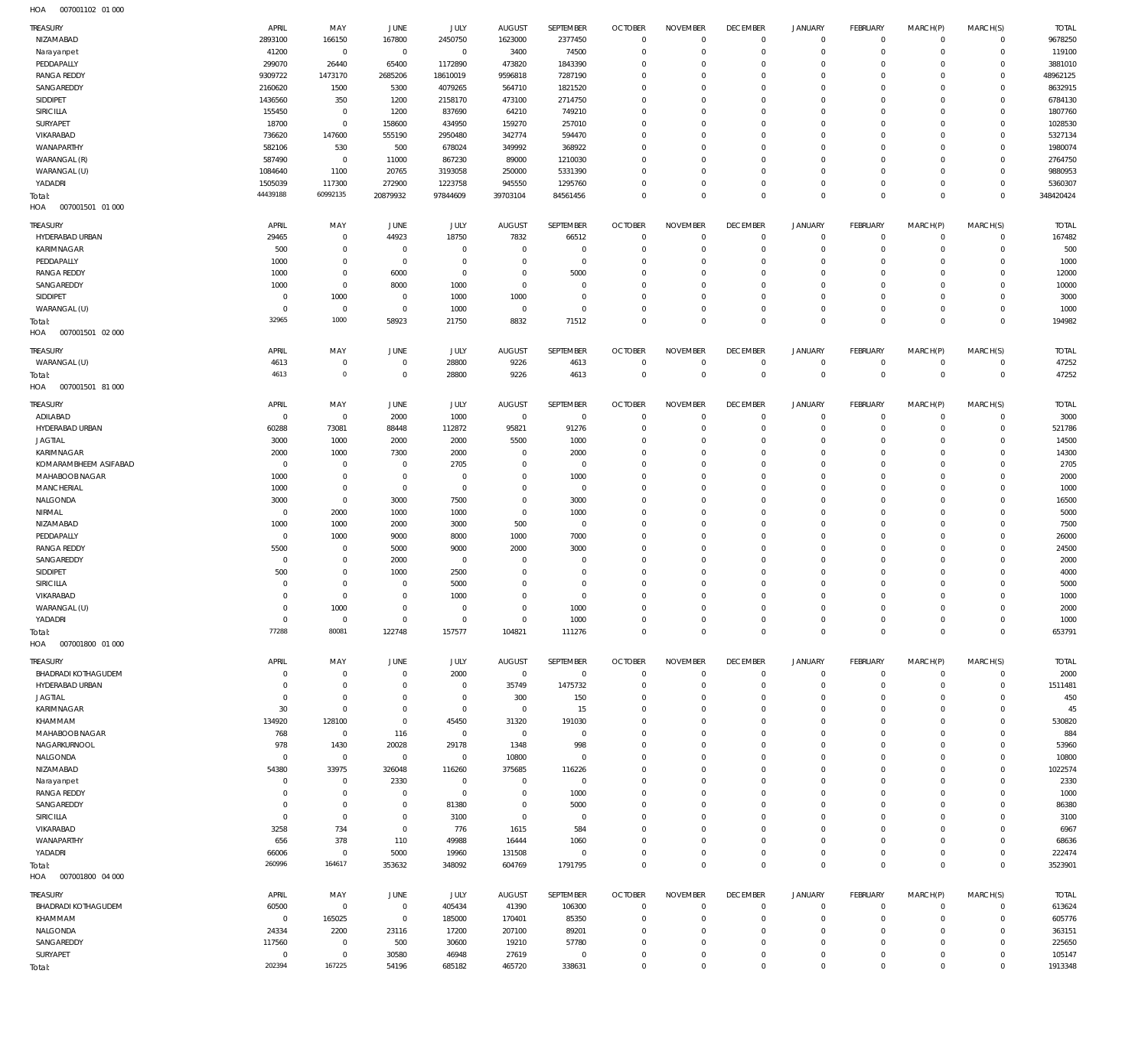HOA 007001102 01 000

| TREASURY | APRIL | MAY | JUNE | JULY | AUGUST | SEPTEMBER | OCTOBER | NOVEMBER | DECEMBER | JANUARY | FEBRUARY | MARCH(P) | MARCH(S) | TOTAL |
|---|---|---|---|---|---|---|---|---|---|---|---|---|---|---|
| NIZAMABAD | 2893100 | 166150 | 167800 | 2450750 | 1623000 | 2377450 | 0 | 0 | 0 | 0 | 0 | 0 | 0 | 9678250 |
| Narayanpet | 41200 | 0 | 0 | 0 | 3400 | 74500 | 0 | 0 | 0 | 0 | 0 | 0 | 0 | 119100 |
| PEDDAPALLY | 299070 | 26440 | 65400 | 1172890 | 473820 | 1843390 | 0 | 0 | 0 | 0 | 0 | 0 | 0 | 3881010 |
| RANGA REDDY | 9309722 | 1473170 | 2685206 | 18610019 | 9596818 | 7287190 | 0 | 0 | 0 | 0 | 0 | 0 | 0 | 48962125 |
| SANGAREDDY | 2160620 | 1500 | 5300 | 4079265 | 564710 | 1821520 | 0 | 0 | 0 | 0 | 0 | 0 | 0 | 8632915 |
| SIDDIPET | 1436560 | 350 | 1200 | 2158170 | 473100 | 2714750 | 0 | 0 | 0 | 0 | 0 | 0 | 0 | 6784130 |
| SIRICILLA | 155450 | 0 | 1200 | 837690 | 64210 | 749210 | 0 | 0 | 0 | 0 | 0 | 0 | 0 | 1807760 |
| SURYAPET | 18700 | 0 | 158600 | 434950 | 159270 | 257010 | 0 | 0 | 0 | 0 | 0 | 0 | 0 | 1028530 |
| VIKARABAD | 736620 | 147600 | 555190 | 2950480 | 342774 | 594470 | 0 | 0 | 0 | 0 | 0 | 0 | 0 | 5327134 |
| WANAPARTHY | 582106 | 530 | 500 | 678024 | 349992 | 368922 | 0 | 0 | 0 | 0 | 0 | 0 | 0 | 1980074 |
| WARANGAL (R) | 587490 | 0 | 11000 | 867230 | 89000 | 1210030 | 0 | 0 | 0 | 0 | 0 | 0 | 0 | 2764750 |
| WARANGAL (U) | 1084640 | 1100 | 20765 | 3193058 | 250000 | 5331390 | 0 | 0 | 0 | 0 | 0 | 0 | 0 | 9880953 |
| YADADRI | 1505039 | 117300 | 272900 | 1223758 | 945550 | 1295760 | 0 | 0 | 0 | 0 | 0 | 0 | 0 | 5360307 |
| Total: | 44439188 | 60992135 | 20879932 | 97844609 | 39703104 | 84561456 | 0 | 0 | 0 | 0 | 0 | 0 | 0 | 348420424 |

HOA 007001501 01 000

| TREASURY | APRIL | MAY | JUNE | JULY | AUGUST | SEPTEMBER | OCTOBER | NOVEMBER | DECEMBER | JANUARY | FEBRUARY | MARCH(P) | MARCH(S) | TOTAL |
|---|---|---|---|---|---|---|---|---|---|---|---|---|---|---|
| HYDERABAD URBAN | 29465 | 0 | 44923 | 18750 | 7832 | 66512 | 0 | 0 | 0 | 0 | 0 | 0 | 0 | 167482 |
| KARIMNAGAR | 500 | 0 | 0 | 0 | 0 | 0 | 0 | 0 | 0 | 0 | 0 | 0 | 0 | 500 |
| PEDDAPALLY | 1000 | 0 | 0 | 0 | 0 | 0 | 0 | 0 | 0 | 0 | 0 | 0 | 0 | 1000 |
| RANGA REDDY | 1000 | 0 | 6000 | 0 | 0 | 5000 | 0 | 0 | 0 | 0 | 0 | 0 | 0 | 12000 |
| SANGAREDDY | 1000 | 0 | 8000 | 1000 | 0 | 0 | 0 | 0 | 0 | 0 | 0 | 0 | 0 | 10000 |
| SIDDIPET | 0 | 1000 | 0 | 1000 | 1000 | 0 | 0 | 0 | 0 | 0 | 0 | 0 | 0 | 3000 |
| WARANGAL (U) | 0 | 0 | 0 | 1000 | 0 | 0 | 0 | 0 | 0 | 0 | 0 | 0 | 0 | 1000 |
| Total: | 32965 | 1000 | 58923 | 21750 | 8832 | 71512 | 0 | 0 | 0 | 0 | 0 | 0 | 0 | 194982 |

HOA 007001501 02 000

| TREASURY | APRIL | MAY | JUNE | JULY | AUGUST | SEPTEMBER | OCTOBER | NOVEMBER | DECEMBER | JANUARY | FEBRUARY | MARCH(P) | MARCH(S) | TOTAL |
|---|---|---|---|---|---|---|---|---|---|---|---|---|---|---|
| WARANGAL (U) | 4613 | 0 | 0 | 28800 | 9226 | 4613 | 0 | 0 | 0 | 0 | 0 | 0 | 0 | 47252 |
| Total: | 4613 | 0 | 0 | 28800 | 9226 | 4613 | 0 | 0 | 0 | 0 | 0 | 0 | 0 | 47252 |

HOA 007001501 81 000

| TREASURY | APRIL | MAY | JUNE | JULY | AUGUST | SEPTEMBER | OCTOBER | NOVEMBER | DECEMBER | JANUARY | FEBRUARY | MARCH(P) | MARCH(S) | TOTAL |
|---|---|---|---|---|---|---|---|---|---|---|---|---|---|---|
| ADILABAD | 0 | 0 | 2000 | 1000 | 0 | 0 | 0 | 0 | 0 | 0 | 0 | 0 | 0 | 3000 |
| HYDERABAD URBAN | 60288 | 73081 | 88448 | 112872 | 95821 | 91276 | 0 | 0 | 0 | 0 | 0 | 0 | 0 | 521786 |
| JAGTIAL | 3000 | 1000 | 2000 | 2000 | 5500 | 1000 | 0 | 0 | 0 | 0 | 0 | 0 | 0 | 14500 |
| KARIMNAGAR | 2000 | 1000 | 7300 | 2000 | 0 | 2000 | 0 | 0 | 0 | 0 | 0 | 0 | 0 | 14300 |
| KOMARAMBHEEM ASIFABAD | 0 | 0 | 0 | 2705 | 0 | 0 | 0 | 0 | 0 | 0 | 0 | 0 | 0 | 2705 |
| MAHABOOB NAGAR | 1000 | 0 | 0 | 0 | 0 | 1000 | 0 | 0 | 0 | 0 | 0 | 0 | 0 | 2000 |
| MANCHERIAL | 1000 | 0 | 0 | 0 | 0 | 0 | 0 | 0 | 0 | 0 | 0 | 0 | 0 | 1000 |
| NALGONDA | 3000 | 0 | 3000 | 7500 | 0 | 3000 | 0 | 0 | 0 | 0 | 0 | 0 | 0 | 16500 |
| NIRMAL | 0 | 2000 | 1000 | 1000 | 0 | 1000 | 0 | 0 | 0 | 0 | 0 | 0 | 0 | 5000 |
| NIZAMABAD | 1000 | 1000 | 2000 | 3000 | 500 | 0 | 0 | 0 | 0 | 0 | 0 | 0 | 0 | 7500 |
| PEDDAPALLY | 0 | 1000 | 9000 | 8000 | 1000 | 7000 | 0 | 0 | 0 | 0 | 0 | 0 | 0 | 26000 |
| RANGA REDDY | 5500 | 0 | 5000 | 9000 | 2000 | 3000 | 0 | 0 | 0 | 0 | 0 | 0 | 0 | 24500 |
| SANGAREDDY | 0 | 0 | 2000 | 0 | 0 | 0 | 0 | 0 | 0 | 0 | 0 | 0 | 0 | 2000 |
| SIDDIPET | 500 | 0 | 1000 | 2500 | 0 | 0 | 0 | 0 | 0 | 0 | 0 | 0 | 0 | 4000 |
| SIRICILLA | 0 | 0 | 0 | 5000 | 0 | 0 | 0 | 0 | 0 | 0 | 0 | 0 | 0 | 5000 |
| VIKARABAD | 0 | 0 | 0 | 1000 | 0 | 0 | 0 | 0 | 0 | 0 | 0 | 0 | 0 | 1000 |
| WARANGAL (U) | 0 | 1000 | 0 | 0 | 0 | 1000 | 0 | 0 | 0 | 0 | 0 | 0 | 0 | 2000 |
| YADADRI | 0 | 0 | 0 | 0 | 0 | 1000 | 0 | 0 | 0 | 0 | 0 | 0 | 0 | 1000 |
| Total: | 77288 | 80081 | 122748 | 157577 | 104821 | 111276 | 0 | 0 | 0 | 0 | 0 | 0 | 0 | 653791 |

HOA 007001800 01 000

| TREASURY | APRIL | MAY | JUNE | JULY | AUGUST | SEPTEMBER | OCTOBER | NOVEMBER | DECEMBER | JANUARY | FEBRUARY | MARCH(P) | MARCH(S) | TOTAL |
|---|---|---|---|---|---|---|---|---|---|---|---|---|---|---|
| BHADRADI KOTHAGUDEM | 0 | 0 | 0 | 2000 | 0 | 0 | 0 | 0 | 0 | 0 | 0 | 0 | 0 | 2000 |
| HYDERABAD URBAN | 0 | 0 | 0 | 0 | 35749 | 1475732 | 0 | 0 | 0 | 0 | 0 | 0 | 0 | 1511481 |
| JAGTIAL | 0 | 0 | 0 | 0 | 300 | 150 | 0 | 0 | 0 | 0 | 0 | 0 | 0 | 450 |
| KARIMNAGAR | 30 | 0 | 0 | 0 | 0 | 15 | 0 | 0 | 0 | 0 | 0 | 0 | 0 | 45 |
| KHAMMAM | 134920 | 128100 | 0 | 45450 | 31320 | 191030 | 0 | 0 | 0 | 0 | 0 | 0 | 0 | 530820 |
| MAHABOOB NAGAR | 768 | 0 | 116 | 0 | 0 | 0 | 0 | 0 | 0 | 0 | 0 | 0 | 0 | 884 |
| NAGARKURNOOL | 978 | 1430 | 20028 | 29178 | 1348 | 998 | 0 | 0 | 0 | 0 | 0 | 0 | 0 | 53960 |
| NALGONDA | 0 | 0 | 0 | 0 | 10800 | 0 | 0 | 0 | 0 | 0 | 0 | 0 | 0 | 10800 |
| NIZAMABAD | 54380 | 33975 | 326048 | 116260 | 375685 | 116226 | 0 | 0 | 0 | 0 | 0 | 0 | 0 | 1022574 |
| Narayanpet | 0 | 0 | 2330 | 0 | 0 | 0 | 0 | 0 | 0 | 0 | 0 | 0 | 0 | 2330 |
| RANGA REDDY | 0 | 0 | 0 | 0 | 0 | 1000 | 0 | 0 | 0 | 0 | 0 | 0 | 0 | 1000 |
| SANGAREDDY | 0 | 0 | 0 | 81380 | 0 | 5000 | 0 | 0 | 0 | 0 | 0 | 0 | 0 | 86380 |
| SIRICILLA | 0 | 0 | 0 | 3100 | 0 | 0 | 0 | 0 | 0 | 0 | 0 | 0 | 0 | 3100 |
| VIKARABAD | 3258 | 734 | 0 | 776 | 1615 | 584 | 0 | 0 | 0 | 0 | 0 | 0 | 0 | 6967 |
| WANAPARTHY | 656 | 378 | 110 | 49988 | 16444 | 1060 | 0 | 0 | 0 | 0 | 0 | 0 | 0 | 68636 |
| YADADRI | 66006 | 0 | 5000 | 19960 | 131508 | 0 | 0 | 0 | 0 | 0 | 0 | 0 | 0 | 222474 |
| Total: | 260996 | 164617 | 353632 | 348092 | 604769 | 1791795 | 0 | 0 | 0 | 0 | 0 | 0 | 0 | 3523901 |

HOA 007001800 04 000

| TREASURY | APRIL | MAY | JUNE | JULY | AUGUST | SEPTEMBER | OCTOBER | NOVEMBER | DECEMBER | JANUARY | FEBRUARY | MARCH(P) | MARCH(S) | TOTAL |
|---|---|---|---|---|---|---|---|---|---|---|---|---|---|---|
| BHADRADI KOTHAGUDEM | 60500 | 0 | 0 | 405434 | 41390 | 106300 | 0 | 0 | 0 | 0 | 0 | 0 | 0 | 613624 |
| KHAMMAM | 0 | 165025 | 0 | 185000 | 170401 | 85350 | 0 | 0 | 0 | 0 | 0 | 0 | 0 | 605776 |
| NALGONDA | 24334 | 2200 | 23116 | 17200 | 207100 | 89201 | 0 | 0 | 0 | 0 | 0 | 0 | 0 | 363151 |
| SANGAREDDY | 117560 | 0 | 500 | 30600 | 19210 | 57780 | 0 | 0 | 0 | 0 | 0 | 0 | 0 | 225650 |
| SURYAPET | 0 | 0 | 30580 | 46948 | 27619 | 0 | 0 | 0 | 0 | 0 | 0 | 0 | 0 | 105147 |
| Total: | 202394 | 167225 | 54196 | 685182 | 465720 | 338631 | 0 | 0 | 0 | 0 | 0 | 0 | 0 | 1913348 |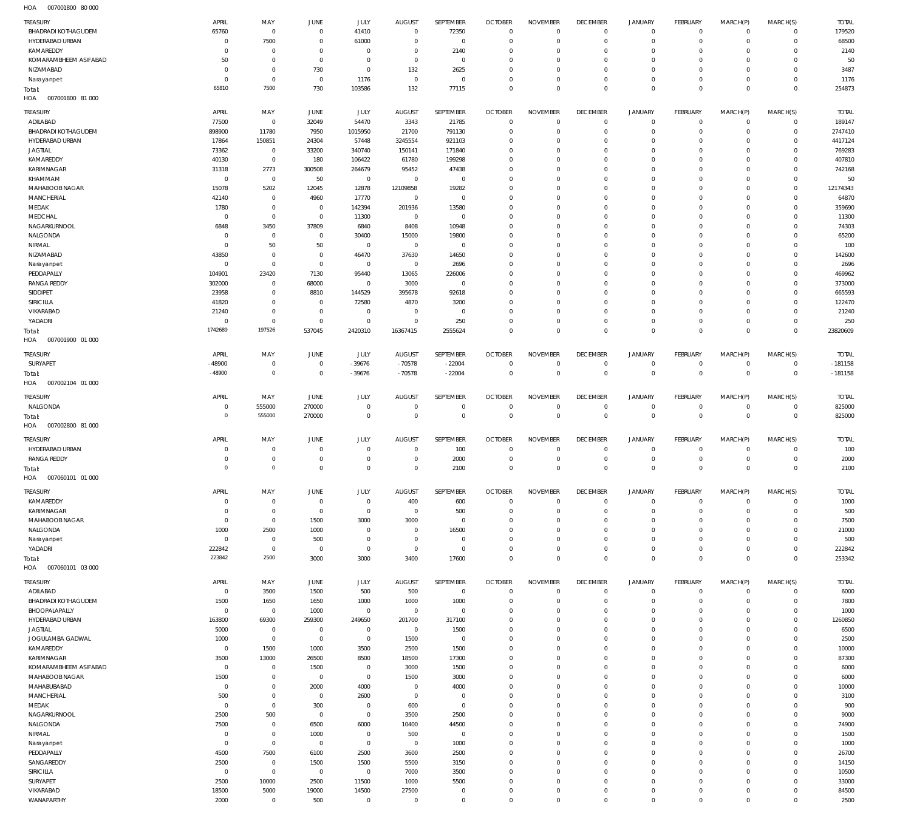HOA 007001800 80 000

| TREASURY | APRIL | MAY | JUNE | JULY | AUGUST | SEPTEMBER | OCTOBER | NOVEMBER | DECEMBER | JANUARY | FEBRUARY | MARCH(P) | MARCH(S) | TOTAL |
|---|---|---|---|---|---|---|---|---|---|---|---|---|---|---|
| BHADRADI KOTHAGUDEM | 65760 | 0 | 0 | 41410 | 0 | 72350 | 0 | 0 | 0 | 0 | 0 | 0 | 0 | 179520 |
| HYDERABAD URBAN | 0 | 7500 | 0 | 61000 | 0 | 0 | 0 | 0 | 0 | 0 | 0 | 0 | 0 | 68500 |
| KAMAREDDY | 0 | 0 | 0 | 0 | 0 | 2140 | 0 | 0 | 0 | 0 | 0 | 0 | 0 | 2140 |
| KOMARAMBHEEM ASIFABAD | 50 | 0 | 0 | 0 | 0 | 0 | 0 | 0 | 0 | 0 | 0 | 0 | 0 | 50 |
| NIZAMABAD | 0 | 0 | 730 | 0 | 132 | 2625 | 0 | 0 | 0 | 0 | 0 | 0 | 0 | 3487 |
| Narayanpet | 0 | 0 | 0 | 1176 | 0 | 0 | 0 | 0 | 0 | 0 | 0 | 0 | 0 | 1176 |
| Total: | 65810 | 7500 | 730 | 103586 | 132 | 77115 | 0 | 0 | 0 | 0 | 0 | 0 | 0 | 254873 |

HOA 007001800 81 000

| TREASURY | APRIL | MAY | JUNE | JULY | AUGUST | SEPTEMBER | OCTOBER | NOVEMBER | DECEMBER | JANUARY | FEBRUARY | MARCH(P) | MARCH(S) | TOTAL |
|---|---|---|---|---|---|---|---|---|---|---|---|---|---|---|
| ADILABAD | 77500 | 0 | 32049 | 54470 | 3343 | 21785 | 0 | 0 | 0 | 0 | 0 | 0 | 0 | 189147 |
| BHADRADI KOTHAGUDEM | 898900 | 11780 | 7950 | 1015950 | 21700 | 791130 | 0 | 0 | 0 | 0 | 0 | 0 | 0 | 2747410 |
| HYDERABAD URBAN | 17864 | 150851 | 24304 | 57448 | 3245554 | 921103 | 0 | 0 | 0 | 0 | 0 | 0 | 0 | 4417124 |
| JAGTIAL | 73362 | 0 | 33200 | 340740 | 150141 | 171840 | 0 | 0 | 0 | 0 | 0 | 0 | 0 | 769283 |
| KAMAREDDY | 40130 | 0 | 180 | 106422 | 61780 | 199298 | 0 | 0 | 0 | 0 | 0 | 0 | 0 | 407810 |
| KARIMNAGAR | 31318 | 2773 | 300508 | 264679 | 95452 | 47438 | 0 | 0 | 0 | 0 | 0 | 0 | 0 | 742168 |
| KHAMMAM | 0 | 0 | 50 | 0 | 0 | 0 | 0 | 0 | 0 | 0 | 0 | 0 | 0 | 50 |
| MAHABOOBNAGAR | 15078 | 5202 | 12045 | 12878 | 12109858 | 19282 | 0 | 0 | 0 | 0 | 0 | 0 | 0 | 12174343 |
| MANCHERIAL | 42140 | 0 | 4960 | 17770 | 0 | 0 | 0 | 0 | 0 | 0 | 0 | 0 | 0 | 64870 |
| MEDAK | 1780 | 0 | 0 | 142394 | 201936 | 13580 | 0 | 0 | 0 | 0 | 0 | 0 | 0 | 359690 |
| MEDCHAL | 0 | 0 | 0 | 11300 | 0 | 0 | 0 | 0 | 0 | 0 | 0 | 0 | 0 | 11300 |
| NAGARKURNOOL | 6848 | 3450 | 37809 | 6840 | 8408 | 10948 | 0 | 0 | 0 | 0 | 0 | 0 | 0 | 74303 |
| NALGONDA | 0 | 0 | 0 | 30400 | 15000 | 19800 | 0 | 0 | 0 | 0 | 0 | 0 | 0 | 65200 |
| NIRMAL | 0 | 50 | 50 | 0 | 0 | 0 | 0 | 0 | 0 | 0 | 0 | 0 | 0 | 100 |
| NIZAMABAD | 43850 | 0 | 0 | 46470 | 37630 | 14650 | 0 | 0 | 0 | 0 | 0 | 0 | 0 | 142600 |
| Narayanpet | 0 | 0 | 0 | 0 | 0 | 2696 | 0 | 0 | 0 | 0 | 0 | 0 | 0 | 2696 |
| PEDDAPALLY | 104901 | 23420 | 7130 | 95440 | 13065 | 226006 | 0 | 0 | 0 | 0 | 0 | 0 | 0 | 469962 |
| RANGA REDDY | 302000 | 0 | 68000 | 0 | 3000 | 0 | 0 | 0 | 0 | 0 | 0 | 0 | 0 | 373000 |
| SIDDIPET | 23958 | 0 | 8810 | 144529 | 395678 | 92618 | 0 | 0 | 0 | 0 | 0 | 0 | 0 | 665593 |
| SIRICILLA | 41820 | 0 | 0 | 72580 | 4870 | 3200 | 0 | 0 | 0 | 0 | 0 | 0 | 0 | 122470 |
| VIKARABAD | 21240 | 0 | 0 | 0 | 0 | 0 | 0 | 0 | 0 | 0 | 0 | 0 | 0 | 21240 |
| YADADRI | 0 | 0 | 0 | 0 | 0 | 250 | 0 | 0 | 0 | 0 | 0 | 0 | 0 | 250 |
| Total: | 1742689 | 197526 | 537045 | 2420310 | 16367415 | 2555624 | 0 | 0 | 0 | 0 | 0 | 0 | 0 | 23820609 |

HOA 007001900 01 000

| TREASURY | APRIL | MAY | JUNE | JULY | AUGUST | SEPTEMBER | OCTOBER | NOVEMBER | DECEMBER | JANUARY | FEBRUARY | MARCH(P) | MARCH(S) | TOTAL |
|---|---|---|---|---|---|---|---|---|---|---|---|---|---|---|
| SURYAPET | -48900 | 0 | 0 | -39676 | -70578 | -22004 | 0 | 0 | 0 | 0 | 0 | 0 | 0 | -181158 |
| Total: | -48900 | 0 | 0 | -39676 | -70578 | -22004 | 0 | 0 | 0 | 0 | 0 | 0 | 0 | -181158 |

HOA 007002104 01 000

| TREASURY | APRIL | MAY | JUNE | JULY | AUGUST | SEPTEMBER | OCTOBER | NOVEMBER | DECEMBER | JANUARY | FEBRUARY | MARCH(P) | MARCH(S) | TOTAL |
|---|---|---|---|---|---|---|---|---|---|---|---|---|---|---|
| NALGONDA | 0 | 555000 | 270000 | 0 | 0 | 0 | 0 | 0 | 0 | 0 | 0 | 0 | 0 | 825000 |
| Total: | 0 | 555000 | 270000 | 0 | 0 | 0 | 0 | 0 | 0 | 0 | 0 | 0 | 0 | 825000 |

HOA 007002800 81 000

| TREASURY | APRIL | MAY | JUNE | JULY | AUGUST | SEPTEMBER | OCTOBER | NOVEMBER | DECEMBER | JANUARY | FEBRUARY | MARCH(P) | MARCH(S) | TOTAL |
|---|---|---|---|---|---|---|---|---|---|---|---|---|---|---|
| HYDERABAD URBAN | 0 | 0 | 0 | 0 | 0 | 100 | 0 | 0 | 0 | 0 | 0 | 0 | 0 | 100 |
| RANGA REDDY | 0 | 0 | 0 | 0 | 0 | 2000 | 0 | 0 | 0 | 0 | 0 | 0 | 0 | 2000 |
| Total: | 0 | 0 | 0 | 0 | 0 | 2100 | 0 | 0 | 0 | 0 | 0 | 0 | 0 | 2100 |

HOA 007060101 01 000

| TREASURY | APRIL | MAY | JUNE | JULY | AUGUST | SEPTEMBER | OCTOBER | NOVEMBER | DECEMBER | JANUARY | FEBRUARY | MARCH(P) | MARCH(S) | TOTAL |
|---|---|---|---|---|---|---|---|---|---|---|---|---|---|---|
| KAMAREDDY | 0 | 0 | 0 | 0 | 400 | 600 | 0 | 0 | 0 | 0 | 0 | 0 | 0 | 1000 |
| KARIMNAGAR | 0 | 0 | 0 | 0 | 0 | 500 | 0 | 0 | 0 | 0 | 0 | 0 | 0 | 500 |
| MAHABOOBNAGAR | 0 | 0 | 1500 | 3000 | 3000 | 0 | 0 | 0 | 0 | 0 | 0 | 0 | 0 | 7500 |
| NALGONDA | 1000 | 2500 | 1000 | 0 | 0 | 16500 | 0 | 0 | 0 | 0 | 0 | 0 | 0 | 21000 |
| Narayanpet | 0 | 0 | 500 | 0 | 0 | 0 | 0 | 0 | 0 | 0 | 0 | 0 | 0 | 500 |
| YADADRI | 222842 | 0 | 0 | 0 | 0 | 0 | 0 | 0 | 0 | 0 | 0 | 0 | 0 | 222842 |
| Total: | 223842 | 2500 | 3000 | 3000 | 3400 | 17600 | 0 | 0 | 0 | 0 | 0 | 0 | 0 | 253342 |

HOA 007060101 03 000

| TREASURY | APRIL | MAY | JUNE | JULY | AUGUST | SEPTEMBER | OCTOBER | NOVEMBER | DECEMBER | JANUARY | FEBRUARY | MARCH(P) | MARCH(S) | TOTAL |
|---|---|---|---|---|---|---|---|---|---|---|---|---|---|---|
| ADILABAD | 0 | 3500 | 1500 | 500 | 500 | 0 | 0 | 0 | 0 | 0 | 0 | 0 | 0 | 6000 |
| BHADRADI KOTHAGUDEM | 1500 | 1650 | 1650 | 1000 | 1000 | 1000 | 0 | 0 | 0 | 0 | 0 | 0 | 0 | 7800 |
| BHOOPALAPALLY | 0 | 0 | 1000 | 0 | 0 | 0 | 0 | 0 | 0 | 0 | 0 | 0 | 0 | 1000 |
| HYDERABAD URBAN | 163800 | 69300 | 259300 | 249650 | 201700 | 317100 | 0 | 0 | 0 | 0 | 0 | 0 | 0 | 1260850 |
| JAGTIAL | 5000 | 0 | 0 | 0 | 0 | 1500 | 0 | 0 | 0 | 0 | 0 | 0 | 0 | 6500 |
| JOGULAMBA GADWAL | 1000 | 0 | 0 | 0 | 1500 | 0 | 0 | 0 | 0 | 0 | 0 | 0 | 0 | 2500 |
| KAMAREDDY | 0 | 1500 | 1000 | 3500 | 2500 | 1500 | 0 | 0 | 0 | 0 | 0 | 0 | 0 | 10000 |
| KARIMNAGAR | 3500 | 13000 | 26500 | 8500 | 18500 | 17300 | 0 | 0 | 0 | 0 | 0 | 0 | 0 | 87300 |
| KOMARAMBHEEM ASIFABAD | 0 | 0 | 1500 | 0 | 3000 | 1500 | 0 | 0 | 0 | 0 | 0 | 0 | 0 | 6000 |
| MAHABOOBNAGAR | 1500 | 0 | 0 | 0 | 1500 | 3000 | 0 | 0 | 0 | 0 | 0 | 0 | 0 | 6000 |
| MAHABUBABAD | 0 | 0 | 2000 | 4000 | 0 | 4000 | 0 | 0 | 0 | 0 | 0 | 0 | 0 | 10000 |
| MANCHERIAL | 500 | 0 | 0 | 2600 | 0 | 0 | 0 | 0 | 0 | 0 | 0 | 0 | 0 | 3100 |
| MEDAK | 0 | 0 | 300 | 0 | 600 | 0 | 0 | 0 | 0 | 0 | 0 | 0 | 0 | 900 |
| NAGARKURNOOL | 2500 | 500 | 0 | 0 | 3500 | 2500 | 0 | 0 | 0 | 0 | 0 | 0 | 0 | 9000 |
| NALGONDA | 7500 | 0 | 6500 | 6000 | 10400 | 44500 | 0 | 0 | 0 | 0 | 0 | 0 | 0 | 74900 |
| NIRMAL | 0 | 0 | 1000 | 0 | 500 | 0 | 0 | 0 | 0 | 0 | 0 | 0 | 0 | 1500 |
| Narayanpet | 0 | 0 | 0 | 0 | 0 | 1000 | 0 | 0 | 0 | 0 | 0 | 0 | 0 | 1000 |
| PEDDAPALLY | 4500 | 7500 | 6100 | 2500 | 3600 | 2500 | 0 | 0 | 0 | 0 | 0 | 0 | 0 | 26700 |
| SANGAREDDY | 2500 | 0 | 1500 | 1500 | 5500 | 3150 | 0 | 0 | 0 | 0 | 0 | 0 | 0 | 14150 |
| SIRICILLA | 0 | 0 | 0 | 0 | 7000 | 3500 | 0 | 0 | 0 | 0 | 0 | 0 | 0 | 10500 |
| SURYAPET | 2500 | 10000 | 2500 | 11500 | 1000 | 5500 | 0 | 0 | 0 | 0 | 0 | 0 | 0 | 33000 |
| VIKARABAD | 18500 | 5000 | 19000 | 14500 | 27500 | 0 | 0 | 0 | 0 | 0 | 0 | 0 | 0 | 84500 |
| WANAPARTHY | 2000 | 0 | 500 | 0 | 0 | 0 | 0 | 0 | 0 | 0 | 0 | 0 | 0 | 2500 |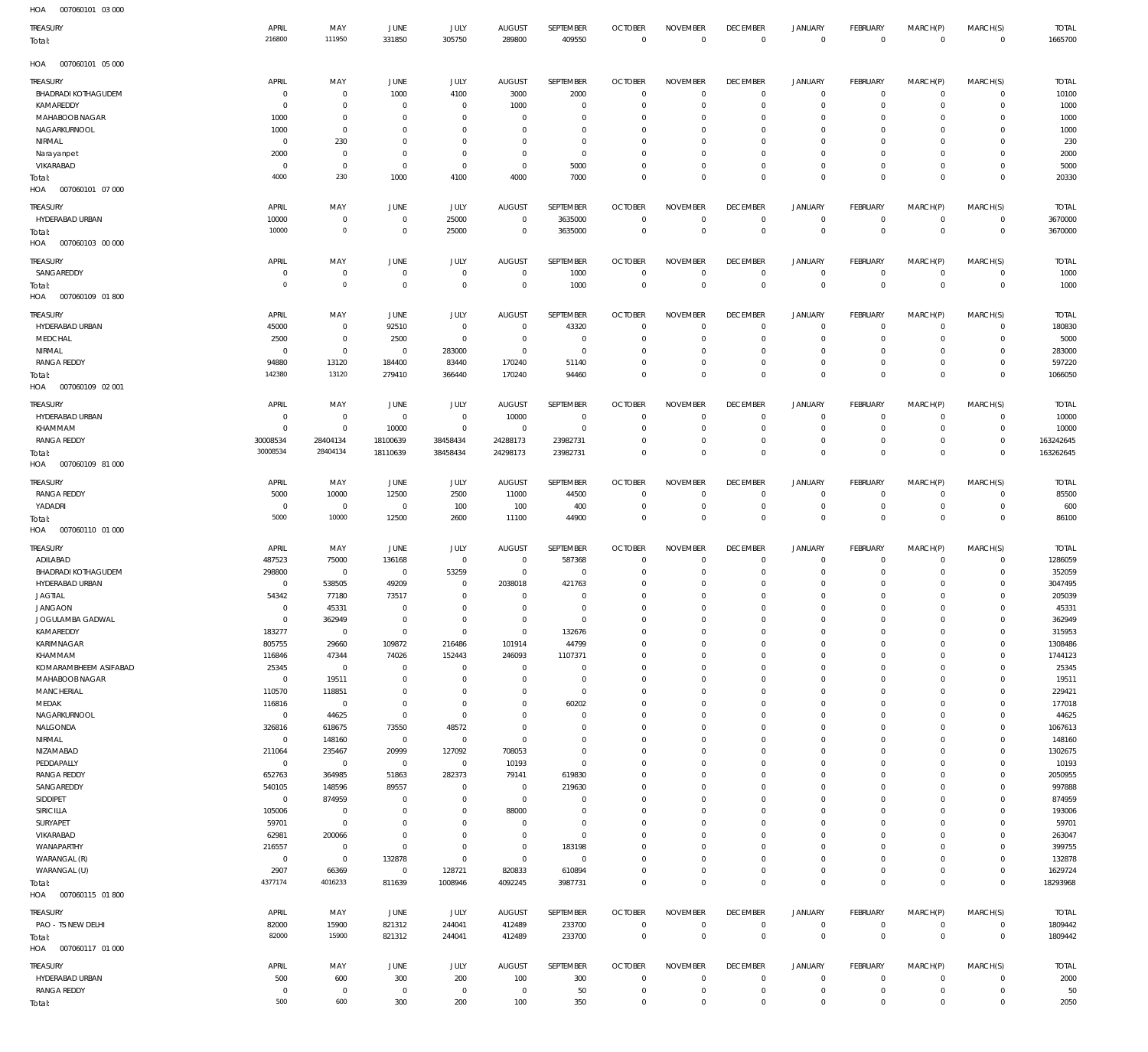HOA 007060101 03 000

| TREASURY | APRIL | MAY | JUNE | JULY | AUGUST | SEPTEMBER | OCTOBER | NOVEMBER | DECEMBER | JANUARY | FEBRUARY | MARCH(P) | MARCH(S) | TOTAL |
|---|---|---|---|---|---|---|---|---|---|---|---|---|---|---|
| Total: | 216800 | 111950 | 331850 | 305750 | 289800 | 409550 | 0 | 0 | 0 | 0 | 0 | 0 | 0 | 1665700 |

HOA 007060101 05 000

| TREASURY | APRIL | MAY | JUNE | JULY | AUGUST | SEPTEMBER | OCTOBER | NOVEMBER | DECEMBER | JANUARY | FEBRUARY | MARCH(P) | MARCH(S) | TOTAL |
|---|---|---|---|---|---|---|---|---|---|---|---|---|---|---|
| BHADRADI KOTHAGUDEM | 0 | 0 | 1000 | 4100 | 3000 | 2000 | 0 | 0 | 0 | 0 | 0 | 0 | 0 | 10100 |
| KAMAREDDY | 0 | 0 | 0 | 0 | 1000 | 0 | 0 | 0 | 0 | 0 | 0 | 0 | 0 | 1000 |
| MAHABOOB NAGAR | 1000 | 0 | 0 | 0 | 0 | 0 | 0 | 0 | 0 | 0 | 0 | 0 | 0 | 1000 |
| NAGARKURNOOL | 1000 | 0 | 0 | 0 | 0 | 0 | 0 | 0 | 0 | 0 | 0 | 0 | 0 | 1000 |
| NIRMAL | 0 | 230 | 0 | 0 | 0 | 0 | 0 | 0 | 0 | 0 | 0 | 0 | 0 | 230 |
| Narayanpet | 2000 | 0 | 0 | 0 | 0 | 0 | 0 | 0 | 0 | 0 | 0 | 0 | 0 | 2000 |
| VIKARABAD | 0 | 0 | 0 | 0 | 0 | 5000 | 0 | 0 | 0 | 0 | 0 | 0 | 0 | 5000 |
| Total: | 4000 | 230 | 1000 | 4100 | 4000 | 7000 | 0 | 0 | 0 | 0 | 0 | 0 | 0 | 20330 |

HOA 007060101 07 000

| TREASURY | APRIL | MAY | JUNE | JULY | AUGUST | SEPTEMBER | OCTOBER | NOVEMBER | DECEMBER | JANUARY | FEBRUARY | MARCH(P) | MARCH(S) | TOTAL |
|---|---|---|---|---|---|---|---|---|---|---|---|---|---|---|
| HYDERABAD URBAN | 10000 | 0 | 0 | 25000 | 0 | 3635000 | 0 | 0 | 0 | 0 | 0 | 0 | 0 | 3670000 |
| Total: | 10000 | 0 | 0 | 25000 | 0 | 3635000 | 0 | 0 | 0 | 0 | 0 | 0 | 0 | 3670000 |

HOA 007060103 00 000

| TREASURY | APRIL | MAY | JUNE | JULY | AUGUST | SEPTEMBER | OCTOBER | NOVEMBER | DECEMBER | JANUARY | FEBRUARY | MARCH(P) | MARCH(S) | TOTAL |
|---|---|---|---|---|---|---|---|---|---|---|---|---|---|---|
| SANGAREDDY | 0 | 0 | 0 | 0 | 0 | 1000 | 0 | 0 | 0 | 0 | 0 | 0 | 0 | 1000 |
| Total: | 0 | 0 | 0 | 0 | 0 | 1000 | 0 | 0 | 0 | 0 | 0 | 0 | 0 | 1000 |

HOA 007060109 01 800

| TREASURY | APRIL | MAY | JUNE | JULY | AUGUST | SEPTEMBER | OCTOBER | NOVEMBER | DECEMBER | JANUARY | FEBRUARY | MARCH(P) | MARCH(S) | TOTAL |
|---|---|---|---|---|---|---|---|---|---|---|---|---|---|---|
| HYDERABAD URBAN | 45000 | 0 | 92510 | 0 | 0 | 43320 | 0 | 0 | 0 | 0 | 0 | 0 | 0 | 180830 |
| MEDCHAL | 2500 | 0 | 2500 | 0 | 0 | 0 | 0 | 0 | 0 | 0 | 0 | 0 | 0 | 5000 |
| NIRMAL | 0 | 0 | 0 | 283000 | 0 | 0 | 0 | 0 | 0 | 0 | 0 | 0 | 0 | 283000 |
| RANGA REDDY | 94880 | 13120 | 184400 | 83440 | 170240 | 51140 | 0 | 0 | 0 | 0 | 0 | 0 | 0 | 597220 |
| Total: | 142380 | 13120 | 279410 | 366440 | 170240 | 94460 | 0 | 0 | 0 | 0 | 0 | 0 | 0 | 1066050 |

HOA 007060109 02 001

| TREASURY | APRIL | MAY | JUNE | JULY | AUGUST | SEPTEMBER | OCTOBER | NOVEMBER | DECEMBER | JANUARY | FEBRUARY | MARCH(P) | MARCH(S) | TOTAL |
|---|---|---|---|---|---|---|---|---|---|---|---|---|---|---|
| HYDERABAD URBAN | 0 | 0 | 0 | 0 | 10000 | 0 | 0 | 0 | 0 | 0 | 0 | 0 | 0 | 10000 |
| KHAMMAM | 0 | 0 | 10000 | 0 | 0 | 0 | 0 | 0 | 0 | 0 | 0 | 0 | 0 | 10000 |
| RANGA REDDY | 30008534 | 28404134 | 18100639 | 38458434 | 24288173 | 23982731 | 0 | 0 | 0 | 0 | 0 | 0 | 0 | 163242645 |
| Total: | 30008534 | 28404134 | 18110639 | 38458434 | 24298173 | 23982731 | 0 | 0 | 0 | 0 | 0 | 0 | 0 | 163262645 |

HOA 007060109 81 000

| TREASURY | APRIL | MAY | JUNE | JULY | AUGUST | SEPTEMBER | OCTOBER | NOVEMBER | DECEMBER | JANUARY | FEBRUARY | MARCH(P) | MARCH(S) | TOTAL |
|---|---|---|---|---|---|---|---|---|---|---|---|---|---|---|
| RANGA REDDY | 5000 | 10000 | 12500 | 2500 | 11000 | 44500 | 0 | 0 | 0 | 0 | 0 | 0 | 0 | 85500 |
| YADADRI | 0 | 0 | 0 | 100 | 100 | 400 | 0 | 0 | 0 | 0 | 0 | 0 | 0 | 600 |
| Total: | 5000 | 10000 | 12500 | 2600 | 11100 | 44900 | 0 | 0 | 0 | 0 | 0 | 0 | 0 | 86100 |

HOA 007060110 01 000

| TREASURY | APRIL | MAY | JUNE | JULY | AUGUST | SEPTEMBER | OCTOBER | NOVEMBER | DECEMBER | JANUARY | FEBRUARY | MARCH(P) | MARCH(S) | TOTAL |
|---|---|---|---|---|---|---|---|---|---|---|---|---|---|---|
| ADILABAD | 487523 | 75000 | 136168 | 0 | 0 | 587368 | 0 | 0 | 0 | 0 | 0 | 0 | 0 | 1286059 |
| BHADRADI KOTHAGUDEM | 298800 | 0 | 0 | 53259 | 0 | 0 | 0 | 0 | 0 | 0 | 0 | 0 | 0 | 352059 |
| HYDERABAD URBAN | 0 | 538505 | 49209 | 0 | 2038018 | 421763 | 0 | 0 | 0 | 0 | 0 | 0 | 0 | 3047495 |
| JAGTIAL | 54342 | 77180 | 73517 | 0 | 0 | 0 | 0 | 0 | 0 | 0 | 0 | 0 | 0 | 205039 |
| JANGAON | 0 | 45331 | 0 | 0 | 0 | 0 | 0 | 0 | 0 | 0 | 0 | 0 | 0 | 45331 |
| JOGULAMBA GADWAL | 0 | 362949 | 0 | 0 | 0 | 0 | 0 | 0 | 0 | 0 | 0 | 0 | 0 | 362949 |
| KAMAREDDY | 183277 | 0 | 0 | 0 | 0 | 132676 | 0 | 0 | 0 | 0 | 0 | 0 | 0 | 315953 |
| KARIMNAGAR | 805755 | 29660 | 109872 | 216486 | 101914 | 44799 | 0 | 0 | 0 | 0 | 0 | 0 | 0 | 1308486 |
| KHAMMAM | 116846 | 47344 | 74026 | 152443 | 246093 | 1107371 | 0 | 0 | 0 | 0 | 0 | 0 | 0 | 1744123 |
| KOMARAMBHEEM ASIFABAD | 25345 | 0 | 0 | 0 | 0 | 0 | 0 | 0 | 0 | 0 | 0 | 0 | 0 | 25345 |
| MAHABOOB NAGAR | 0 | 19511 | 0 | 0 | 0 | 0 | 0 | 0 | 0 | 0 | 0 | 0 | 0 | 19511 |
| MANCHERIAL | 110570 | 118851 | 0 | 0 | 0 | 0 | 0 | 0 | 0 | 0 | 0 | 0 | 0 | 229421 |
| MEDAK | 116816 | 0 | 0 | 0 | 0 | 60202 | 0 | 0 | 0 | 0 | 0 | 0 | 0 | 177018 |
| NAGARKURNOOL | 0 | 44625 | 0 | 0 | 0 | 0 | 0 | 0 | 0 | 0 | 0 | 0 | 0 | 44625 |
| NALGONDA | 326816 | 618675 | 73550 | 48572 | 0 | 0 | 0 | 0 | 0 | 0 | 0 | 0 | 0 | 1067613 |
| NIRMAL | 0 | 148160 | 0 | 0 | 0 | 0 | 0 | 0 | 0 | 0 | 0 | 0 | 0 | 148160 |
| NIZAMABAD | 211064 | 235467 | 20999 | 127092 | 708053 | 0 | 0 | 0 | 0 | 0 | 0 | 0 | 0 | 1302675 |
| PEDDAPALLY | 0 | 0 | 0 | 0 | 10193 | 0 | 0 | 0 | 0 | 0 | 0 | 0 | 0 | 10193 |
| RANGA REDDY | 652763 | 364985 | 51863 | 282373 | 79141 | 619830 | 0 | 0 | 0 | 0 | 0 | 0 | 0 | 2050955 |
| SANGAREDDY | 540105 | 148596 | 89557 | 0 | 0 | 219630 | 0 | 0 | 0 | 0 | 0 | 0 | 0 | 997888 |
| SIDDIPET | 0 | 874959 | 0 | 0 | 0 | 0 | 0 | 0 | 0 | 0 | 0 | 0 | 0 | 874959 |
| SIRICILLA | 105006 | 0 | 0 | 0 | 88000 | 0 | 0 | 0 | 0 | 0 | 0 | 0 | 0 | 193006 |
| SURYAPET | 59701 | 0 | 0 | 0 | 0 | 0 | 0 | 0 | 0 | 0 | 0 | 0 | 0 | 59701 |
| VIKARABAD | 62981 | 200066 | 0 | 0 | 0 | 0 | 0 | 0 | 0 | 0 | 0 | 0 | 0 | 263047 |
| WANAPARTHY | 216557 | 0 | 0 | 0 | 0 | 183198 | 0 | 0 | 0 | 0 | 0 | 0 | 0 | 399755 |
| WARANGAL (R) | 0 | 0 | 132878 | 0 | 0 | 0 | 0 | 0 | 0 | 0 | 0 | 0 | 0 | 132878 |
| WARANGAL (U) | 2907 | 66369 | 0 | 128721 | 820833 | 610894 | 0 | 0 | 0 | 0 | 0 | 0 | 0 | 1629724 |
| Total: | 4377174 | 4016233 | 811639 | 1008946 | 4092245 | 3987731 | 0 | 0 | 0 | 0 | 0 | 0 | 0 | 18293968 |

HOA 007060115 01 800

| TREASURY | APRIL | MAY | JUNE | JULY | AUGUST | SEPTEMBER | OCTOBER | NOVEMBER | DECEMBER | JANUARY | FEBRUARY | MARCH(P) | MARCH(S) | TOTAL |
|---|---|---|---|---|---|---|---|---|---|---|---|---|---|---|
| PAO - TS NEW DELHI | 82000 | 15900 | 821312 | 244041 | 412489 | 233700 | 0 | 0 | 0 | 0 | 0 | 0 | 0 | 1809442 |
| Total: | 82000 | 15900 | 821312 | 244041 | 412489 | 233700 | 0 | 0 | 0 | 0 | 0 | 0 | 0 | 1809442 |

HOA 007060117 01 000

| TREASURY | APRIL | MAY | JUNE | JULY | AUGUST | SEPTEMBER | OCTOBER | NOVEMBER | DECEMBER | JANUARY | FEBRUARY | MARCH(P) | MARCH(S) | TOTAL |
|---|---|---|---|---|---|---|---|---|---|---|---|---|---|---|
| HYDERABAD URBAN | 500 | 600 | 300 | 200 | 100 | 300 | 0 | 0 | 0 | 0 | 0 | 0 | 0 | 2000 |
| RANGA REDDY | 0 | 0 | 0 | 0 | 0 | 50 | 0 | 0 | 0 | 0 | 0 | 0 | 0 | 50 |
| Total: | 500 | 600 | 300 | 200 | 100 | 350 | 0 | 0 | 0 | 0 | 0 | 0 | 0 | 2050 |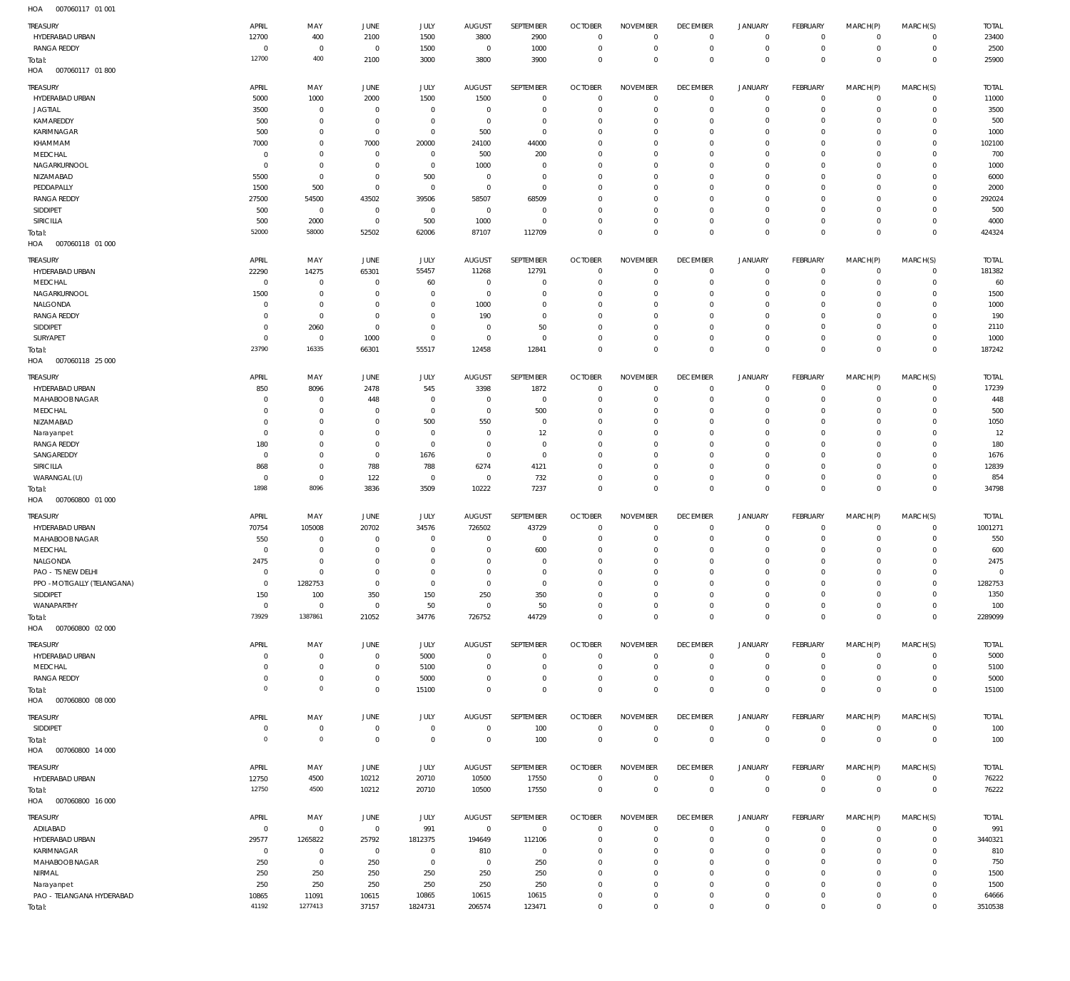HOA 007060117 01 001

| TREASURY | APRIL | MAY | JUNE | JULY | AUGUST | SEPTEMBER | OCTOBER | NOVEMBER | DECEMBER | JANUARY | FEBRUARY | MARCH(P) | MARCH(S) | TOTAL |
|---|---|---|---|---|---|---|---|---|---|---|---|---|---|---|
| HYDERABAD URBAN | 12700 | 400 | 2100 | 1500 | 3800 | 2900 | 0 | 0 | 0 | 0 | 0 | 0 | 0 | 23400 |
| RANGA REDDY | 0 | 0 | 0 | 1500 | 0 | 1000 | 0 | 0 | 0 | 0 | 0 | 0 | 0 | 2500 |
| Total: | 12700 | 400 | 2100 | 3000 | 3800 | 3900 | 0 | 0 | 0 | 0 | 0 | 0 | 0 | 25900 |

HOA 007060117 01 800

| TREASURY | APRIL | MAY | JUNE | JULY | AUGUST | SEPTEMBER | OCTOBER | NOVEMBER | DECEMBER | JANUARY | FEBRUARY | MARCH(P) | MARCH(S) | TOTAL |
|---|---|---|---|---|---|---|---|---|---|---|---|---|---|---|
| HYDERABAD URBAN | 5000 | 1000 | 2000 | 1500 | 1500 | 0 | 0 | 0 | 0 | 0 | 0 | 0 | 0 | 11000 |
| JAGTIAL | 3500 | 0 | 0 | 0 | 0 | 0 | 0 | 0 | 0 | 0 | 0 | 0 | 0 | 3500 |
| KAMAREDDY | 500 | 0 | 0 | 0 | 0 | 0 | 0 | 0 | 0 | 0 | 0 | 0 | 0 | 500 |
| KARIMNAGAR | 500 | 0 | 0 | 0 | 500 | 0 | 0 | 0 | 0 | 0 | 0 | 0 | 0 | 1000 |
| KHAMMAM | 7000 | 0 | 7000 | 20000 | 24100 | 44000 | 0 | 0 | 0 | 0 | 0 | 0 | 0 | 102100 |
| MEDCHAL | 0 | 0 | 0 | 0 | 500 | 200 | 0 | 0 | 0 | 0 | 0 | 0 | 0 | 700 |
| NAGARKURNOOL | 0 | 0 | 0 | 0 | 1000 | 0 | 0 | 0 | 0 | 0 | 0 | 0 | 0 | 1000 |
| NIZAMABAD | 5500 | 0 | 0 | 500 | 0 | 0 | 0 | 0 | 0 | 0 | 0 | 0 | 0 | 6000 |
| PEDDAPALLY | 1500 | 500 | 0 | 0 | 0 | 0 | 0 | 0 | 0 | 0 | 0 | 0 | 0 | 2000 |
| RANGA REDDY | 27500 | 54500 | 43502 | 39506 | 58507 | 68509 | 0 | 0 | 0 | 0 | 0 | 0 | 0 | 292024 |
| SIDDIPET | 500 | 0 | 0 | 0 | 0 | 0 | 0 | 0 | 0 | 0 | 0 | 0 | 0 | 500 |
| SIRICILLA | 500 | 2000 | 0 | 500 | 1000 | 0 | 0 | 0 | 0 | 0 | 0 | 0 | 0 | 4000 |
| Total: | 52000 | 58000 | 52502 | 62006 | 87107 | 112709 | 0 | 0 | 0 | 0 | 0 | 0 | 0 | 424324 |

HOA 007060118 01 000

| TREASURY | APRIL | MAY | JUNE | JULY | AUGUST | SEPTEMBER | OCTOBER | NOVEMBER | DECEMBER | JANUARY | FEBRUARY | MARCH(P) | MARCH(S) | TOTAL |
|---|---|---|---|---|---|---|---|---|---|---|---|---|---|---|
| HYDERABAD URBAN | 22290 | 14275 | 65301 | 55457 | 11268 | 12791 | 0 | 0 | 0 | 0 | 0 | 0 | 0 | 181382 |
| MEDCHAL | 0 | 0 | 0 | 60 | 0 | 0 | 0 | 0 | 0 | 0 | 0 | 0 | 0 | 60 |
| NAGARKURNOOL | 1500 | 0 | 0 | 0 | 0 | 0 | 0 | 0 | 0 | 0 | 0 | 0 | 0 | 1500 |
| NALGONDA | 0 | 0 | 0 | 0 | 1000 | 0 | 0 | 0 | 0 | 0 | 0 | 0 | 0 | 1000 |
| RANGA REDDY | 0 | 0 | 0 | 0 | 190 | 0 | 0 | 0 | 0 | 0 | 0 | 0 | 0 | 190 |
| SIDDIPET | 0 | 2060 | 0 | 0 | 0 | 50 | 0 | 0 | 0 | 0 | 0 | 0 | 0 | 2110 |
| SURYAPET | 0 | 0 | 1000 | 0 | 0 | 0 | 0 | 0 | 0 | 0 | 0 | 0 | 0 | 1000 |
| Total: | 23790 | 16335 | 66301 | 55517 | 12458 | 12841 | 0 | 0 | 0 | 0 | 0 | 0 | 0 | 187242 |

HOA 007060118 25 000

| TREASURY | APRIL | MAY | JUNE | JULY | AUGUST | SEPTEMBER | OCTOBER | NOVEMBER | DECEMBER | JANUARY | FEBRUARY | MARCH(P) | MARCH(S) | TOTAL |
|---|---|---|---|---|---|---|---|---|---|---|---|---|---|---|
| HYDERABAD URBAN | 850 | 8096 | 2478 | 545 | 3398 | 1872 | 0 | 0 | 0 | 0 | 0 | 0 | 0 | 17239 |
| MAHABOOBNAGAR | 0 | 0 | 448 | 0 | 0 | 0 | 0 | 0 | 0 | 0 | 0 | 0 | 0 | 448 |
| MEDCHAL | 0 | 0 | 0 | 0 | 0 | 500 | 0 | 0 | 0 | 0 | 0 | 0 | 0 | 500 |
| NIZAMABAD | 0 | 0 | 0 | 500 | 550 | 0 | 0 | 0 | 0 | 0 | 0 | 0 | 0 | 1050 |
| Narayanpet | 0 | 0 | 0 | 0 | 0 | 12 | 0 | 0 | 0 | 0 | 0 | 0 | 0 | 12 |
| RANGA REDDY | 180 | 0 | 0 | 0 | 0 | 0 | 0 | 0 | 0 | 0 | 0 | 0 | 0 | 180 |
| SANGAREDDY | 0 | 0 | 0 | 1676 | 0 | 0 | 0 | 0 | 0 | 0 | 0 | 0 | 0 | 1676 |
| SIRICILLA | 868 | 0 | 788 | 788 | 6274 | 4121 | 0 | 0 | 0 | 0 | 0 | 0 | 0 | 12839 |
| WARANGAL (U) | 0 | 0 | 122 | 0 | 0 | 732 | 0 | 0 | 0 | 0 | 0 | 0 | 0 | 854 |
| Total: | 1898 | 8096 | 3836 | 3509 | 10222 | 7237 | 0 | 0 | 0 | 0 | 0 | 0 | 0 | 34798 |

HOA 007060800 01 000

| TREASURY | APRIL | MAY | JUNE | JULY | AUGUST | SEPTEMBER | OCTOBER | NOVEMBER | DECEMBER | JANUARY | FEBRUARY | MARCH(P) | MARCH(S) | TOTAL |
|---|---|---|---|---|---|---|---|---|---|---|---|---|---|---|
| HYDERABAD URBAN | 70754 | 105008 | 20702 | 34576 | 726502 | 43729 | 0 | 0 | 0 | 0 | 0 | 0 | 0 | 1001271 |
| MAHABOOBNAGAR | 550 | 0 | 0 | 0 | 0 | 0 | 0 | 0 | 0 | 0 | 0 | 0 | 0 | 550 |
| MEDCHAL | 0 | 0 | 0 | 0 | 0 | 600 | 0 | 0 | 0 | 0 | 0 | 0 | 0 | 600 |
| NALGONDA | 2475 | 0 | 0 | 0 | 0 | 0 | 0 | 0 | 0 | 0 | 0 | 0 | 0 | 2475 |
| PAO - TS NEW DELHI | 0 | 0 | 0 | 0 | 0 | 0 | 0 | 0 | 0 | 0 | 0 | 0 | 0 | 0 |
| PPO - MOTIGALLY (TELANGANA) | 0 | 1282753 | 0 | 0 | 0 | 0 | 0 | 0 | 0 | 0 | 0 | 0 | 0 | 1282753 |
| SIDDIPET | 150 | 100 | 350 | 150 | 250 | 350 | 0 | 0 | 0 | 0 | 0 | 0 | 0 | 1350 |
| WANAPARTHY | 0 | 0 | 0 | 50 | 0 | 50 | 0 | 0 | 0 | 0 | 0 | 0 | 0 | 100 |
| Total: | 73929 | 1387861 | 21052 | 34776 | 726752 | 44729 | 0 | 0 | 0 | 0 | 0 | 0 | 0 | 2289099 |

HOA 007060800 02 000

| TREASURY | APRIL | MAY | JUNE | JULY | AUGUST | SEPTEMBER | OCTOBER | NOVEMBER | DECEMBER | JANUARY | FEBRUARY | MARCH(P) | MARCH(S) | TOTAL |
|---|---|---|---|---|---|---|---|---|---|---|---|---|---|---|
| HYDERABAD URBAN | 0 | 0 | 0 | 5000 | 0 | 0 | 0 | 0 | 0 | 0 | 0 | 0 | 0 | 5000 |
| MEDCHAL | 0 | 0 | 0 | 5100 | 0 | 0 | 0 | 0 | 0 | 0 | 0 | 0 | 0 | 5100 |
| RANGA REDDY | 0 | 0 | 0 | 5000 | 0 | 0 | 0 | 0 | 0 | 0 | 0 | 0 | 0 | 5000 |
| Total: | 0 | 0 | 0 | 15100 | 0 | 0 | 0 | 0 | 0 | 0 | 0 | 0 | 0 | 15100 |

HOA 007060800 08 000

| TREASURY | APRIL | MAY | JUNE | JULY | AUGUST | SEPTEMBER | OCTOBER | NOVEMBER | DECEMBER | JANUARY | FEBRUARY | MARCH(P) | MARCH(S) | TOTAL |
|---|---|---|---|---|---|---|---|---|---|---|---|---|---|---|
| SIDDIPET | 0 | 0 | 0 | 0 | 0 | 100 | 0 | 0 | 0 | 0 | 0 | 0 | 0 | 100 |
| Total: | 0 | 0 | 0 | 0 | 0 | 100 | 0 | 0 | 0 | 0 | 0 | 0 | 0 | 100 |

HOA 007060800 14 000

| TREASURY | APRIL | MAY | JUNE | JULY | AUGUST | SEPTEMBER | OCTOBER | NOVEMBER | DECEMBER | JANUARY | FEBRUARY | MARCH(P) | MARCH(S) | TOTAL |
|---|---|---|---|---|---|---|---|---|---|---|---|---|---|---|
| HYDERABAD URBAN | 12750 | 4500 | 10212 | 20710 | 10500 | 17550 | 0 | 0 | 0 | 0 | 0 | 0 | 0 | 76222 |
| Total: | 12750 | 4500 | 10212 | 20710 | 10500 | 17550 | 0 | 0 | 0 | 0 | 0 | 0 | 0 | 76222 |

HOA 007060800 16 000

| TREASURY | APRIL | MAY | JUNE | JULY | AUGUST | SEPTEMBER | OCTOBER | NOVEMBER | DECEMBER | JANUARY | FEBRUARY | MARCH(P) | MARCH(S) | TOTAL |
|---|---|---|---|---|---|---|---|---|---|---|---|---|---|---|
| ADILABAD | 0 | 0 | 0 | 991 | 0 | 0 | 0 | 0 | 0 | 0 | 0 | 0 | 0 | 991 |
| HYDERABAD URBAN | 29577 | 1265822 | 25792 | 1812375 | 194649 | 112106 | 0 | 0 | 0 | 0 | 0 | 0 | 0 | 3440321 |
| KARIMNAGAR | 0 | 0 | 0 | 0 | 810 | 0 | 0 | 0 | 0 | 0 | 0 | 0 | 0 | 810 |
| MAHABOOBNAGAR | 250 | 0 | 250 | 0 | 0 | 250 | 0 | 0 | 0 | 0 | 0 | 0 | 0 | 750 |
| NIRMAL | 250 | 250 | 250 | 250 | 250 | 250 | 0 | 0 | 0 | 0 | 0 | 0 | 0 | 1500 |
| Narayanpet | 250 | 250 | 250 | 250 | 250 | 250 | 0 | 0 | 0 | 0 | 0 | 0 | 0 | 1500 |
| PAO - TELANGANA HYDERABAD | 10865 | 11091 | 10615 | 10865 | 10615 | 10615 | 0 | 0 | 0 | 0 | 0 | 0 | 0 | 64666 |
| Total: | 41192 | 1277413 | 37157 | 1824731 | 206574 | 123471 | 0 | 0 | 0 | 0 | 0 | 0 | 0 | 3510538 |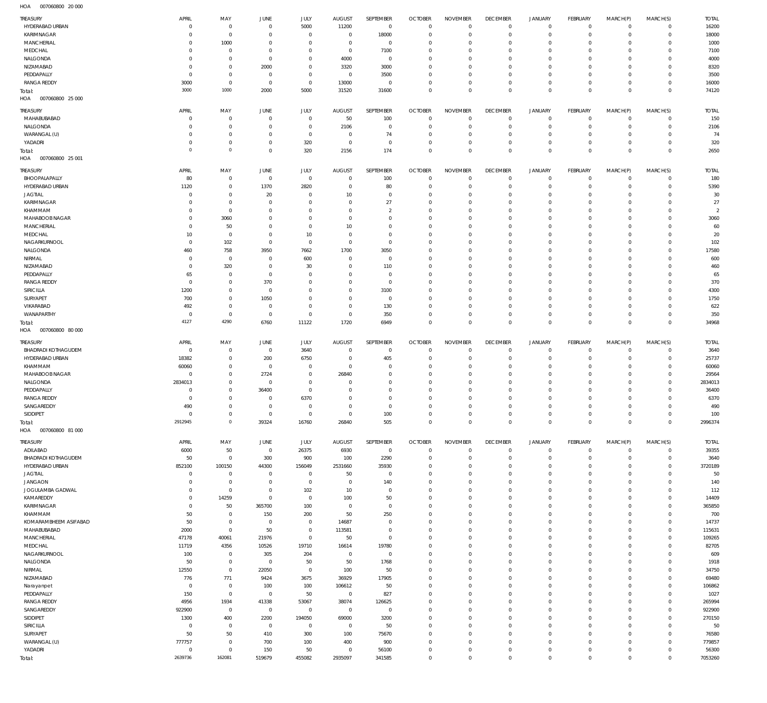HOA 007060800 20 000

| TREASURY | APRIL | MAY | JUNE | JULY | AUGUST | SEPTEMBER | OCTOBER | NOVEMBER | DECEMBER | JANUARY | FEBRUARY | MARCH(P) | MARCH(S) | TOTAL |
|---|---|---|---|---|---|---|---|---|---|---|---|---|---|---|
| HYDERABAD URBAN | 0 | 0 | 0 | 5000 | 11200 | 0 | 0 | 0 | 0 | 0 | 0 | 0 | 0 | 16200 |
| KARIMNAGAR | 0 | 0 | 0 | 0 | 0 | 18000 | 0 | 0 | 0 | 0 | 0 | 0 | 0 | 18000 |
| MANCHERIAL | 0 | 1000 | 0 | 0 | 0 | 0 | 0 | 0 | 0 | 0 | 0 | 0 | 0 | 1000 |
| MEDCHAL | 0 | 0 | 0 | 0 | 0 | 7100 | 0 | 0 | 0 | 0 | 0 | 0 | 0 | 7100 |
| NALGONDA | 0 | 0 | 0 | 0 | 4000 | 0 | 0 | 0 | 0 | 0 | 0 | 0 | 0 | 4000 |
| NIZAMABAD | 0 | 0 | 2000 | 0 | 3320 | 3000 | 0 | 0 | 0 | 0 | 0 | 0 | 0 | 8320 |
| PEDDAPALLY | 0 | 0 | 0 | 0 | 0 | 3500 | 0 | 0 | 0 | 0 | 0 | 0 | 0 | 3500 |
| RANGA REDDY | 3000 | 0 | 0 | 0 | 13000 | 0 | 0 | 0 | 0 | 0 | 0 | 0 | 0 | 16000 |
| Total: | 3000 | 1000 | 2000 | 5000 | 31520 | 31600 | 0 | 0 | 0 | 0 | 0 | 0 | 0 | 74120 |

HOA 007060800 25 000

| TREASURY | APRIL | MAY | JUNE | JULY | AUGUST | SEPTEMBER | OCTOBER | NOVEMBER | DECEMBER | JANUARY | FEBRUARY | MARCH(P) | MARCH(S) | TOTAL |
|---|---|---|---|---|---|---|---|---|---|---|---|---|---|---|
| MAHABUBABAD | 0 | 0 | 0 | 0 | 50 | 100 | 0 | 0 | 0 | 0 | 0 | 0 | 0 | 150 |
| NALGONDA | 0 | 0 | 0 | 0 | 2106 | 0 | 0 | 0 | 0 | 0 | 0 | 0 | 0 | 2106 |
| WARANGAL (U) | 0 | 0 | 0 | 0 | 0 | 74 | 0 | 0 | 0 | 0 | 0 | 0 | 0 | 74 |
| YADADRI | 0 | 0 | 0 | 320 | 0 | 0 | 0 | 0 | 0 | 0 | 0 | 0 | 0 | 320 |
| Total: | 0 | 0 | 0 | 320 | 2156 | 174 | 0 | 0 | 0 | 0 | 0 | 0 | 0 | 2650 |

HOA 007060800 25 001

| TREASURY | APRIL | MAY | JUNE | JULY | AUGUST | SEPTEMBER | OCTOBER | NOVEMBER | DECEMBER | JANUARY | FEBRUARY | MARCH(P) | MARCH(S) | TOTAL |
|---|---|---|---|---|---|---|---|---|---|---|---|---|---|---|
| BHOOPALAPALLY | 80 | 0 | 0 | 0 | 0 | 100 | 0 | 0 | 0 | 0 | 0 | 0 | 0 | 180 |
| HYDERABAD URBAN | 1120 | 0 | 1370 | 2820 | 0 | 80 | 0 | 0 | 0 | 0 | 0 | 0 | 0 | 5390 |
| JAGTIAL | 0 | 0 | 20 | 0 | 10 | 0 | 0 | 0 | 0 | 0 | 0 | 0 | 0 | 30 |
| KARIMNAGAR | 0 | 0 | 0 | 0 | 0 | 27 | 0 | 0 | 0 | 0 | 0 | 0 | 0 | 27 |
| KHAMMAM | 0 | 0 | 0 | 0 | 0 | 2 | 0 | 0 | 0 | 0 | 0 | 0 | 0 | 2 |
| MAHABOOB NAGAR | 0 | 3060 | 0 | 0 | 0 | 0 | 0 | 0 | 0 | 0 | 0 | 0 | 0 | 3060 |
| MANCHERIAL | 0 | 50 | 0 | 0 | 10 | 0 | 0 | 0 | 0 | 0 | 0 | 0 | 0 | 60 |
| MEDCHAL | 10 | 0 | 0 | 10 | 0 | 0 | 0 | 0 | 0 | 0 | 0 | 0 | 0 | 20 |
| NAGARKURNOOL | 0 | 102 | 0 | 0 | 0 | 0 | 0 | 0 | 0 | 0 | 0 | 0 | 0 | 102 |
| NALGONDA | 460 | 758 | 3950 | 7662 | 1700 | 3050 | 0 | 0 | 0 | 0 | 0 | 0 | 0 | 17580 |
| NIRMAL | 0 | 0 | 0 | 600 | 0 | 0 | 0 | 0 | 0 | 0 | 0 | 0 | 0 | 600 |
| NIZAMABAD | 0 | 320 | 0 | 30 | 0 | 110 | 0 | 0 | 0 | 0 | 0 | 0 | 0 | 460 |
| PEDDAPALLY | 65 | 0 | 0 | 0 | 0 | 0 | 0 | 0 | 0 | 0 | 0 | 0 | 0 | 65 |
| RANGA REDDY | 0 | 0 | 370 | 0 | 0 | 0 | 0 | 0 | 0 | 0 | 0 | 0 | 0 | 370 |
| SIRICILLA | 1200 | 0 | 0 | 0 | 0 | 3100 | 0 | 0 | 0 | 0 | 0 | 0 | 0 | 4300 |
| SURYAPET | 700 | 0 | 1050 | 0 | 0 | 0 | 0 | 0 | 0 | 0 | 0 | 0 | 0 | 1750 |
| VIKARABAD | 492 | 0 | 0 | 0 | 0 | 130 | 0 | 0 | 0 | 0 | 0 | 0 | 0 | 622 |
| WANAPARTHY | 0 | 0 | 0 | 0 | 0 | 350 | 0 | 0 | 0 | 0 | 0 | 0 | 0 | 350 |
| Total: | 4127 | 4290 | 6760 | 11122 | 1720 | 6949 | 0 | 0 | 0 | 0 | 0 | 0 | 0 | 34968 |

HOA 007060800 80 000

| TREASURY | APRIL | MAY | JUNE | JULY | AUGUST | SEPTEMBER | OCTOBER | NOVEMBER | DECEMBER | JANUARY | FEBRUARY | MARCH(P) | MARCH(S) | TOTAL |
|---|---|---|---|---|---|---|---|---|---|---|---|---|---|---|
| BHADRADI KOTHAGUDEM | 0 | 0 | 0 | 3640 | 0 | 0 | 0 | 0 | 0 | 0 | 0 | 0 | 0 | 3640 |
| HYDERABAD URBAN | 18382 | 0 | 200 | 6750 | 0 | 405 | 0 | 0 | 0 | 0 | 0 | 0 | 0 | 25737 |
| KHAMMAM | 60060 | 0 | 0 | 0 | 0 | 0 | 0 | 0 | 0 | 0 | 0 | 0 | 0 | 60060 |
| MAHABOOB NAGAR | 0 | 0 | 2724 | 0 | 26840 | 0 | 0 | 0 | 0 | 0 | 0 | 0 | 0 | 29564 |
| NALGONDA | 2834013 | 0 | 0 | 0 | 0 | 0 | 0 | 0 | 0 | 0 | 0 | 0 | 0 | 2834013 |
| PEDDAPALLY | 0 | 0 | 36400 | 0 | 0 | 0 | 0 | 0 | 0 | 0 | 0 | 0 | 0 | 36400 |
| RANGA REDDY | 0 | 0 | 0 | 6370 | 0 | 0 | 0 | 0 | 0 | 0 | 0 | 0 | 0 | 6370 |
| SANGAREDDY | 490 | 0 | 0 | 0 | 0 | 0 | 0 | 0 | 0 | 0 | 0 | 0 | 0 | 490 |
| SIDDIPET | 0 | 0 | 0 | 0 | 0 | 100 | 0 | 0 | 0 | 0 | 0 | 0 | 0 | 100 |
| Total: | 2912945 | 0 | 39324 | 16760 | 26840 | 505 | 0 | 0 | 0 | 0 | 0 | 0 | 0 | 2996374 |

HOA 007060800 81 000

| TREASURY | APRIL | MAY | JUNE | JULY | AUGUST | SEPTEMBER | OCTOBER | NOVEMBER | DECEMBER | JANUARY | FEBRUARY | MARCH(P) | MARCH(S) | TOTAL |
|---|---|---|---|---|---|---|---|---|---|---|---|---|---|---|
| ADILABAD | 6000 | 50 | 0 | 26375 | 6930 | 0 | 0 | 0 | 0 | 0 | 0 | 0 | 0 | 39355 |
| BHADRADI KOTHAGUDEM | 50 | 0 | 300 | 900 | 100 | 2290 | 0 | 0 | 0 | 0 | 0 | 0 | 0 | 3640 |
| HYDERABAD URBAN | 852100 | 100150 | 44300 | 156049 | 2531660 | 35930 | 0 | 0 | 0 | 0 | 0 | 0 | 0 | 3720189 |
| JAGTIAL | 0 | 0 | 0 | 0 | 50 | 0 | 0 | 0 | 0 | 0 | 0 | 0 | 0 | 50 |
| JANGAON | 0 | 0 | 0 | 0 | 0 | 140 | 0 | 0 | 0 | 0 | 0 | 0 | 0 | 140 |
| JOGULAMBA GADWAL | 0 | 0 | 0 | 102 | 10 | 0 | 0 | 0 | 0 | 0 | 0 | 0 | 0 | 112 |
| KAMAREDDY | 0 | 14259 | 0 | 0 | 100 | 50 | 0 | 0 | 0 | 0 | 0 | 0 | 0 | 14409 |
| KARIMNAGAR | 0 | 50 | 365700 | 100 | 0 | 0 | 0 | 0 | 0 | 0 | 0 | 0 | 0 | 365850 |
| KHAMMAM | 50 | 0 | 150 | 200 | 50 | 250 | 0 | 0 | 0 | 0 | 0 | 0 | 0 | 700 |
| KOMARAMBHEEM ASIFABAD | 50 | 0 | 0 | 0 | 14687 | 0 | 0 | 0 | 0 | 0 | 0 | 0 | 0 | 14737 |
| MAHABUBABAD | 2000 | 0 | 50 | 0 | 113581 | 0 | 0 | 0 | 0 | 0 | 0 | 0 | 0 | 115631 |
| MANCHERIAL | 47178 | 40061 | 21976 | 0 | 50 | 0 | 0 | 0 | 0 | 0 | 0 | 0 | 0 | 109265 |
| MEDCHAL | 11719 | 4356 | 10526 | 19710 | 16614 | 19780 | 0 | 0 | 0 | 0 | 0 | 0 | 0 | 82705 |
| NAGARKURNOOL | 100 | 0 | 305 | 204 | 0 | 0 | 0 | 0 | 0 | 0 | 0 | 0 | 0 | 609 |
| NALGONDA | 50 | 0 | 0 | 50 | 50 | 1768 | 0 | 0 | 0 | 0 | 0 | 0 | 0 | 1918 |
| NIRMAL | 12550 | 0 | 22050 | 0 | 100 | 50 | 0 | 0 | 0 | 0 | 0 | 0 | 0 | 34750 |
| NIZAMABAD | 776 | 771 | 9424 | 3675 | 36929 | 17905 | 0 | 0 | 0 | 0 | 0 | 0 | 0 | 69480 |
| Narayanpet | 0 | 0 | 100 | 100 | 106612 | 50 | 0 | 0 | 0 | 0 | 0 | 0 | 0 | 106862 |
| PEDDAPALLY | 150 | 0 | 0 | 50 | 0 | 827 | 0 | 0 | 0 | 0 | 0 | 0 | 0 | 1027 |
| RANGA REDDY | 4956 | 1934 | 41338 | 53067 | 38074 | 126625 | 0 | 0 | 0 | 0 | 0 | 0 | 0 | 265994 |
| SANGAREDDY | 922900 | 0 | 0 | 0 | 0 | 0 | 0 | 0 | 0 | 0 | 0 | 0 | 0 | 922900 |
| SIDDIPET | 1300 | 400 | 2200 | 194050 | 69000 | 3200 | 0 | 0 | 0 | 0 | 0 | 0 | 0 | 270150 |
| SIRICILLA | 0 | 0 | 0 | 0 | 0 | 50 | 0 | 0 | 0 | 0 | 0 | 0 | 0 | 50 |
| SURYAPET | 50 | 50 | 410 | 300 | 100 | 75670 | 0 | 0 | 0 | 0 | 0 | 0 | 0 | 76580 |
| WARANGAL (U) | 777757 | 0 | 700 | 100 | 400 | 900 | 0 | 0 | 0 | 0 | 0 | 0 | 0 | 779857 |
| YADADRI | 0 | 0 | 150 | 50 | 0 | 56100 | 0 | 0 | 0 | 0 | 0 | 0 | 0 | 56300 |
| Total: | 2639736 | 162081 | 519679 | 455082 | 2935097 | 341585 | 0 | 0 | 0 | 0 | 0 | 0 | 0 | 7053260 |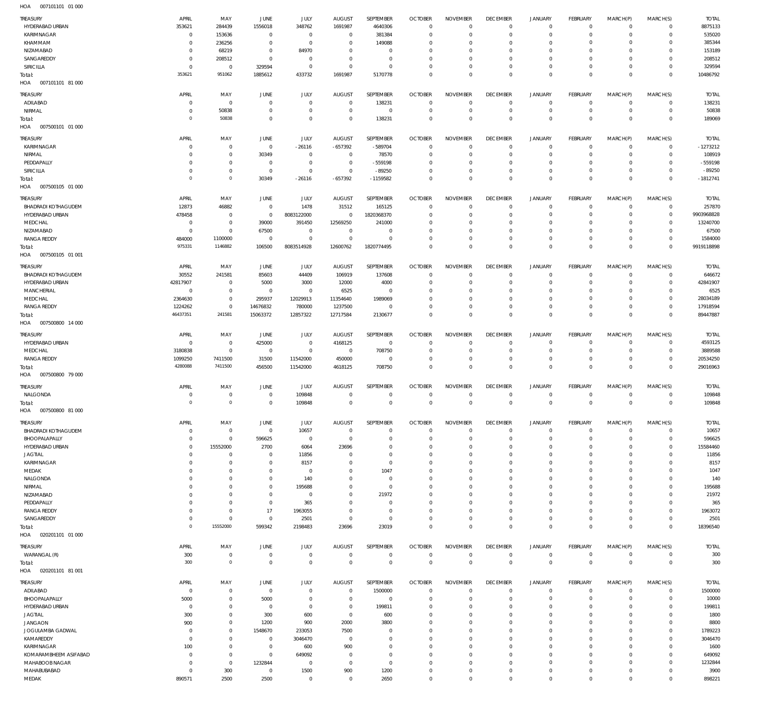HOA 007101101 01 000

| TREASURY | APRIL | MAY | JUNE | JULY | AUGUST | SEPTEMBER | OCTOBER | NOVEMBER | DECEMBER | JANUARY | FEBRUARY | MARCH(P) | MARCH(S) | TOTAL |
|---|---|---|---|---|---|---|---|---|---|---|---|---|---|---|
| HYDERABAD URBAN | 353621 | 284439 | 1556018 | 348762 | 1691987 | 4640306 | 0 | 0 | 0 | 0 | 0 | 0 | 0 | 8875133 |
| KARIMNAGAR | 0 | 153636 | 0 | 0 | 0 | 381384 | 0 | 0 | 0 | 0 | 0 | 0 | 0 | 535020 |
| KHAMMAM | 0 | 236256 | 0 | 0 | 0 | 149088 | 0 | 0 | 0 | 0 | 0 | 0 | 0 | 385344 |
| NIZAMABAD | 0 | 68219 | 0 | 84970 | 0 | 0 | 0 | 0 | 0 | 0 | 0 | 0 | 0 | 153189 |
| SANGAREDDY | 0 | 208512 | 0 | 0 | 0 | 0 | 0 | 0 | 0 | 0 | 0 | 0 | 0 | 208512 |
| SIRICILLA | 0 | 0 | 329594 | 0 | 0 | 0 | 0 | 0 | 0 | 0 | 0 | 0 | 0 | 329594 |
| Total: | 353621 | 951062 | 1885612 | 433732 | 1691987 | 5170778 | 0 | 0 | 0 | 0 | 0 | 0 | 0 | 10486792 |

HOA 007101101 81 000

| TREASURY | APRIL | MAY | JUNE | JULY | AUGUST | SEPTEMBER | OCTOBER | NOVEMBER | DECEMBER | JANUARY | FEBRUARY | MARCH(P) | MARCH(S) | TOTAL |
|---|---|---|---|---|---|---|---|---|---|---|---|---|---|---|
| ADILABAD | 0 | 0 | 0 | 0 | 0 | 138231 | 0 | 0 | 0 | 0 | 0 | 0 | 0 | 138231 |
| NIRMAL | 0 | 50838 | 0 | 0 | 0 | 0 | 0 | 0 | 0 | 0 | 0 | 0 | 0 | 50838 |
| Total: | 0 | 50838 | 0 | 0 | 0 | 138231 | 0 | 0 | 0 | 0 | 0 | 0 | 0 | 189069 |

HOA 007500101 01 000

| TREASURY | APRIL | MAY | JUNE | JULY | AUGUST | SEPTEMBER | OCTOBER | NOVEMBER | DECEMBER | JANUARY | FEBRUARY | MARCH(P) | MARCH(S) | TOTAL |
|---|---|---|---|---|---|---|---|---|---|---|---|---|---|---|
| KARIMNAGAR | 0 | 0 | 0 | -26116 | -657392 | -589704 | 0 | 0 | 0 | 0 | 0 | 0 | 0 | -1273212 |
| NIRMAL | 0 | 0 | 30349 | 0 | 0 | 78570 | 0 | 0 | 0 | 0 | 0 | 0 | 0 | 108919 |
| PEDDAPALLY | 0 | 0 | 0 | 0 | 0 | -559198 | 0 | 0 | 0 | 0 | 0 | 0 | 0 | -559198 |
| SIRICILLA | 0 | 0 | 0 | 0 | 0 | -89250 | 0 | 0 | 0 | 0 | 0 | 0 | 0 | -89250 |
| Total: | 0 | 0 | 30349 | -26116 | -657392 | -1159582 | 0 | 0 | 0 | 0 | 0 | 0 | 0 | -1812741 |

HOA 007500105 01 000

| TREASURY | APRIL | MAY | JUNE | JULY | AUGUST | SEPTEMBER | OCTOBER | NOVEMBER | DECEMBER | JANUARY | FEBRUARY | MARCH(P) | MARCH(S) | TOTAL |
|---|---|---|---|---|---|---|---|---|---|---|---|---|---|---|
| BHADRADI KOTHAGUDEM | 12873 | 46882 | 0 | 1478 | 31512 | 165125 | 0 | 0 | 0 | 0 | 0 | 0 | 0 | 257870 |
| HYDERABAD URBAN | 478458 | 0 | 0 | 8083122000 | 0 | 1820368370 | 0 | 0 | 0 | 0 | 0 | 0 | 0 | 9903968828 |
| MEDCHAL | 0 | 0 | 39000 | 391450 | 12569250 | 241000 | 0 | 0 | 0 | 0 | 0 | 0 | 0 | 13240700 |
| NIZAMABAD | 0 | 0 | 67500 | 0 | 0 | 0 | 0 | 0 | 0 | 0 | 0 | 0 | 0 | 67500 |
| RANGA REDDY | 484000 | 1100000 | 0 | 0 | 0 | 0 | 0 | 0 | 0 | 0 | 0 | 0 | 0 | 1584000 |
| Total: | 975331 | 1146882 | 106500 | 8083514928 | 12600762 | 1820774495 | 0 | 0 | 0 | 0 | 0 | 0 | 0 | 9919118898 |

HOA 007500105 01 001

| TREASURY | APRIL | MAY | JUNE | JULY | AUGUST | SEPTEMBER | OCTOBER | NOVEMBER | DECEMBER | JANUARY | FEBRUARY | MARCH(P) | MARCH(S) | TOTAL |
|---|---|---|---|---|---|---|---|---|---|---|---|---|---|---|
| BHADRADI KOTHAGUDEM | 30552 | 241581 | 85603 | 44409 | 106919 | 137608 | 0 | 0 | 0 | 0 | 0 | 0 | 0 | 646672 |
| HYDERABAD URBAN | 42817907 | 0 | 5000 | 3000 | 12000 | 4000 | 0 | 0 | 0 | 0 | 0 | 0 | 0 | 42841907 |
| MANCHERIAL | 0 | 0 | 0 | 0 | 6525 | 0 | 0 | 0 | 0 | 0 | 0 | 0 | 0 | 6525 |
| MEDCHAL | 2364630 | 0 | 295937 | 12029913 | 11354640 | 1989069 | 0 | 0 | 0 | 0 | 0 | 0 | 0 | 28034189 |
| RANGA REDDY | 1224262 | 0 | 14676832 | 780000 | 1237500 | 0 | 0 | 0 | 0 | 0 | 0 | 0 | 0 | 17918594 |
| Total: | 46437351 | 241581 | 15063372 | 12857322 | 12717584 | 2130677 | 0 | 0 | 0 | 0 | 0 | 0 | 0 | 89447887 |

HOA 007500800 14 000

| TREASURY | APRIL | MAY | JUNE | JULY | AUGUST | SEPTEMBER | OCTOBER | NOVEMBER | DECEMBER | JANUARY | FEBRUARY | MARCH(P) | MARCH(S) | TOTAL |
|---|---|---|---|---|---|---|---|---|---|---|---|---|---|---|
| HYDERABAD URBAN | 0 | 0 | 425000 | 0 | 4168125 | 0 | 0 | 0 | 0 | 0 | 0 | 0 | 0 | 4593125 |
| MEDCHAL | 3180838 | 0 | 0 | 0 | 0 | 708750 | 0 | 0 | 0 | 0 | 0 | 0 | 0 | 3889588 |
| RANGA REDDY | 1099250 | 7411500 | 31500 | 11542000 | 450000 | 0 | 0 | 0 | 0 | 0 | 0 | 0 | 0 | 20534250 |
| Total: | 4280088 | 7411500 | 456500 | 11542000 | 4618125 | 708750 | 0 | 0 | 0 | 0 | 0 | 0 | 0 | 29016963 |

HOA 007500800 79 000

| TREASURY | APRIL | MAY | JUNE | JULY | AUGUST | SEPTEMBER | OCTOBER | NOVEMBER | DECEMBER | JANUARY | FEBRUARY | MARCH(P) | MARCH(S) | TOTAL |
|---|---|---|---|---|---|---|---|---|---|---|---|---|---|---|
| NALGONDA | 0 | 0 | 0 | 109848 | 0 | 0 | 0 | 0 | 0 | 0 | 0 | 0 | 0 | 109848 |
| Total: | 0 | 0 | 0 | 109848 | 0 | 0 | 0 | 0 | 0 | 0 | 0 | 0 | 0 | 109848 |

HOA 007500800 81 000

| TREASURY | APRIL | MAY | JUNE | JULY | AUGUST | SEPTEMBER | OCTOBER | NOVEMBER | DECEMBER | JANUARY | FEBRUARY | MARCH(P) | MARCH(S) | TOTAL |
|---|---|---|---|---|---|---|---|---|---|---|---|---|---|---|
| BHADRADI KOTHAGUDEM | 0 | 0 | 0 | 10657 | 0 | 0 | 0 | 0 | 0 | 0 | 0 | 0 | 0 | 10657 |
| BHOOPALAPALLY | 0 | 0 | 596625 | 0 | 0 | 0 | 0 | 0 | 0 | 0 | 0 | 0 | 0 | 596625 |
| HYDERABAD URBAN | 0 | 15552000 | 2700 | 6064 | 23696 | 0 | 0 | 0 | 0 | 0 | 0 | 0 | 0 | 15584460 |
| JAGTIAL | 0 | 0 | 0 | 11856 | 0 | 0 | 0 | 0 | 0 | 0 | 0 | 0 | 0 | 11856 |
| KARIMNAGAR | 0 | 0 | 0 | 8157 | 0 | 0 | 0 | 0 | 0 | 0 | 0 | 0 | 0 | 8157 |
| MEDAK | 0 | 0 | 0 | 0 | 0 | 1047 | 0 | 0 | 0 | 0 | 0 | 0 | 0 | 1047 |
| NALGONDA | 0 | 0 | 0 | 140 | 0 | 0 | 0 | 0 | 0 | 0 | 0 | 0 | 0 | 140 |
| NIRMAL | 0 | 0 | 0 | 195688 | 0 | 0 | 0 | 0 | 0 | 0 | 0 | 0 | 0 | 195688 |
| NIZAMABAD | 0 | 0 | 0 | 0 | 0 | 21972 | 0 | 0 | 0 | 0 | 0 | 0 | 0 | 21972 |
| PEDDAPALLY | 0 | 0 | 0 | 365 | 0 | 0 | 0 | 0 | 0 | 0 | 0 | 0 | 0 | 365 |
| RANGA REDDY | 0 | 0 | 17 | 1963055 | 0 | 0 | 0 | 0 | 0 | 0 | 0 | 0 | 0 | 1963072 |
| SANGAREDDY | 0 | 0 | 0 | 2501 | 0 | 0 | 0 | 0 | 0 | 0 | 0 | 0 | 0 | 2501 |
| Total: | 0 | 15552000 | 599342 | 2198483 | 23696 | 23019 | 0 | 0 | 0 | 0 | 0 | 0 | 0 | 18396540 |

HOA 020201101 01 000

| TREASURY | APRIL | MAY | JUNE | JULY | AUGUST | SEPTEMBER | OCTOBER | NOVEMBER | DECEMBER | JANUARY | FEBRUARY | MARCH(P) | MARCH(S) | TOTAL |
|---|---|---|---|---|---|---|---|---|---|---|---|---|---|---|
| WARANGAL (R) | 300 | 0 | 0 | 0 | 0 | 0 | 0 | 0 | 0 | 0 | 0 | 0 | 0 | 300 |
| Total: | 300 | 0 | 0 | 0 | 0 | 0 | 0 | 0 | 0 | 0 | 0 | 0 | 0 | 300 |

HOA 020201101 81 001

| TREASURY | APRIL | MAY | JUNE | JULY | AUGUST | SEPTEMBER | OCTOBER | NOVEMBER | DECEMBER | JANUARY | FEBRUARY | MARCH(P) | MARCH(S) | TOTAL |
|---|---|---|---|---|---|---|---|---|---|---|---|---|---|---|
| ADILABAD | 0 | 0 | 0 | 0 | 0 | 1500000 | 0 | 0 | 0 | 0 | 0 | 0 | 0 | 1500000 |
| BHOOPALAPALLY | 5000 | 0 | 5000 | 0 | 0 | 0 | 0 | 0 | 0 | 0 | 0 | 0 | 0 | 10000 |
| HYDERABAD URBAN | 0 | 0 | 0 | 0 | 0 | 199811 | 0 | 0 | 0 | 0 | 0 | 0 | 0 | 199811 |
| JAGTIAL | 300 | 0 | 300 | 600 | 0 | 600 | 0 | 0 | 0 | 0 | 0 | 0 | 0 | 1800 |
| JANGAON | 900 | 0 | 1200 | 900 | 2000 | 3800 | 0 | 0 | 0 | 0 | 0 | 0 | 0 | 8800 |
| JOGULAMBA GADWAL | 0 | 0 | 1548670 | 233053 | 7500 | 0 | 0 | 0 | 0 | 0 | 0 | 0 | 0 | 1789223 |
| KAMAREDDY | 0 | 0 | 0 | 3046470 | 0 | 0 | 0 | 0 | 0 | 0 | 0 | 0 | 0 | 3046470 |
| KARIMNAGAR | 100 | 0 | 0 | 600 | 900 | 0 | 0 | 0 | 0 | 0 | 0 | 0 | 0 | 1600 |
| KOMARAMBHEEM ASIFABAD | 0 | 0 | 0 | 649092 | 0 | 0 | 0 | 0 | 0 | 0 | 0 | 0 | 0 | 649092 |
| MAHABOOBNAGAR | 0 | 0 | 1232844 | 0 | 0 | 0 | 0 | 0 | 0 | 0 | 0 | 0 | 0 | 1232844 |
| MAHABUBABAD | 0 | 300 | 0 | 1500 | 900 | 1200 | 0 | 0 | 0 | 0 | 0 | 0 | 0 | 3900 |
| MEDAK | 890571 | 2500 | 2500 | 0 | 0 | 2650 | 0 | 0 | 0 | 0 | 0 | 0 | 0 | 898221 |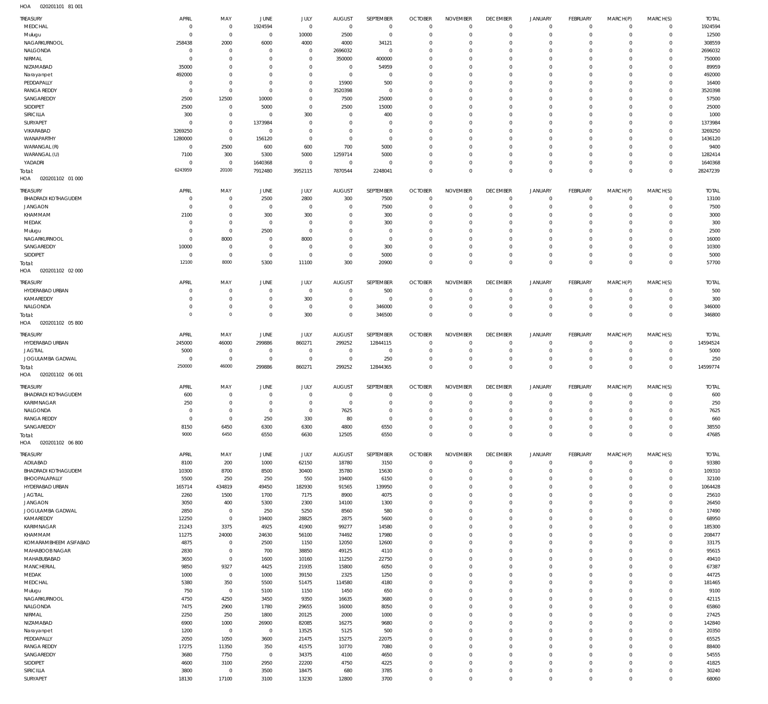HOA 020201101 81 001

| TREASURY | APRIL | MAY | JUNE | JULY | AUGUST | SEPTEMBER | OCTOBER | NOVEMBER | DECEMBER | JANUARY | FEBRUARY | MARCH(P) | MARCH(S) | TOTAL |
|---|---|---|---|---|---|---|---|---|---|---|---|---|---|---|
| MEDCHAL | 0 | 0 | 1924594 | 0 | 0 | 0 | 0 | 0 | 0 | 0 | 0 | 0 | 0 | 1924594 |
| Mulugu | 0 | 0 | 0 | 10000 | 2500 | 0 | 0 | 0 | 0 | 0 | 0 | 0 | 0 | 12500 |
| NAGARKURNOOL | 258438 | 2000 | 6000 | 4000 | 4000 | 34121 | 0 | 0 | 0 | 0 | 0 | 0 | 0 | 308559 |
| NALGONDA | 0 | 0 | 0 | 0 | 2696032 | 0 | 0 | 0 | 0 | 0 | 0 | 0 | 0 | 2696032 |
| NIRMAL | 0 | 0 | 0 | 0 | 350000 | 400000 | 0 | 0 | 0 | 0 | 0 | 0 | 0 | 750000 |
| NIZAMABAD | 35000 | 0 | 0 | 0 | 0 | 54959 | 0 | 0 | 0 | 0 | 0 | 0 | 0 | 89959 |
| Narayanpet | 492000 | 0 | 0 | 0 | 0 | 0 | 0 | 0 | 0 | 0 | 0 | 0 | 0 | 492000 |
| PEDDAPALLY | 0 | 0 | 0 | 0 | 15900 | 500 | 0 | 0 | 0 | 0 | 0 | 0 | 0 | 16400 |
| RANGA REDDY | 0 | 0 | 0 | 0 | 3520398 | 0 | 0 | 0 | 0 | 0 | 0 | 0 | 0 | 3520398 |
| SANGAREDDY | 2500 | 12500 | 10000 | 0 | 7500 | 25000 | 0 | 0 | 0 | 0 | 0 | 0 | 0 | 57500 |
| SIDDIPET | 2500 | 0 | 5000 | 0 | 2500 | 15000 | 0 | 0 | 0 | 0 | 0 | 0 | 0 | 25000 |
| SIRICILLA | 300 | 0 | 0 | 300 | 0 | 400 | 0 | 0 | 0 | 0 | 0 | 0 | 0 | 1000 |
| SURYAPET | 0 | 0 | 1373984 | 0 | 0 | 0 | 0 | 0 | 0 | 0 | 0 | 0 | 0 | 1373984 |
| VIKARABAD | 3269250 | 0 | 0 | 0 | 0 | 0 | 0 | 0 | 0 | 0 | 0 | 0 | 0 | 3269250 |
| WANAPARTHY | 1280000 | 0 | 156120 | 0 | 0 | 0 | 0 | 0 | 0 | 0 | 0 | 0 | 0 | 1436120 |
| WARANGAL (R) | 0 | 2500 | 600 | 600 | 700 | 5000 | 0 | 0 | 0 | 0 | 0 | 0 | 0 | 9400 |
| WARANGAL (U) | 7100 | 300 | 5300 | 5000 | 1259714 | 5000 | 0 | 0 | 0 | 0 | 0 | 0 | 0 | 1282414 |
| YADADRI | 0 | 0 | 1640368 | 0 | 0 | 0 | 0 | 0 | 0 | 0 | 0 | 0 | 0 | 1640368 |
| Total: | 6243959 | 20100 | 7912480 | 3952115 | 7870544 | 2248041 | 0 | 0 | 0 | 0 | 0 | 0 | 0 | 28247239 |

HOA 020201102 01 000

| TREASURY | APRIL | MAY | JUNE | JULY | AUGUST | SEPTEMBER | OCTOBER | NOVEMBER | DECEMBER | JANUARY | FEBRUARY | MARCH(P) | MARCH(S) | TOTAL |
|---|---|---|---|---|---|---|---|---|---|---|---|---|---|---|
| BHADRADI KOTHAGUDEM | 0 | 0 | 2500 | 2800 | 300 | 7500 | 0 | 0 | 0 | 0 | 0 | 0 | 0 | 13100 |
| JANGAON | 0 | 0 | 0 | 0 | 0 | 7500 | 0 | 0 | 0 | 0 | 0 | 0 | 0 | 7500 |
| KHAMMAM | 2100 | 0 | 300 | 300 | 0 | 300 | 0 | 0 | 0 | 0 | 0 | 0 | 0 | 3000 |
| MEDAK | 0 | 0 | 0 | 0 | 0 | 300 | 0 | 0 | 0 | 0 | 0 | 0 | 0 | 300 |
| Mulugu | 0 | 0 | 2500 | 0 | 0 | 0 | 0 | 0 | 0 | 0 | 0 | 0 | 0 | 2500 |
| NAGARKURNOOL | 0 | 8000 | 0 | 8000 | 0 | 0 | 0 | 0 | 0 | 0 | 0 | 0 | 0 | 16000 |
| SANGAREDDY | 10000 | 0 | 0 | 0 | 0 | 300 | 0 | 0 | 0 | 0 | 0 | 0 | 0 | 10300 |
| SIDDIPET | 0 | 0 | 0 | 0 | 0 | 5000 | 0 | 0 | 0 | 0 | 0 | 0 | 0 | 5000 |
| Total: | 12100 | 8000 | 5300 | 11100 | 300 | 20900 | 0 | 0 | 0 | 0 | 0 | 0 | 0 | 57700 |

HOA 020201102 02 000

| TREASURY | APRIL | MAY | JUNE | JULY | AUGUST | SEPTEMBER | OCTOBER | NOVEMBER | DECEMBER | JANUARY | FEBRUARY | MARCH(P) | MARCH(S) | TOTAL |
|---|---|---|---|---|---|---|---|---|---|---|---|---|---|---|
| HYDERABAD URBAN | 0 | 0 | 0 | 0 | 0 | 500 | 0 | 0 | 0 | 0 | 0 | 0 | 0 | 500 |
| KAMAREDDY | 0 | 0 | 0 | 300 | 0 | 0 | 0 | 0 | 0 | 0 | 0 | 0 | 0 | 300 |
| NALGONDA | 0 | 0 | 0 | 0 | 0 | 346000 | 0 | 0 | 0 | 0 | 0 | 0 | 0 | 346000 |
| Total: | 0 | 0 | 0 | 300 | 0 | 346500 | 0 | 0 | 0 | 0 | 0 | 0 | 0 | 346800 |

HOA 020201102 05 800

| TREASURY | APRIL | MAY | JUNE | JULY | AUGUST | SEPTEMBER | OCTOBER | NOVEMBER | DECEMBER | JANUARY | FEBRUARY | MARCH(P) | MARCH(S) | TOTAL |
|---|---|---|---|---|---|---|---|---|---|---|---|---|---|---|
| HYDERABAD URBAN | 245000 | 46000 | 299886 | 860271 | 299252 | 12844115 | 0 | 0 | 0 | 0 | 0 | 0 | 0 | 14594524 |
| JAGTIAL | 5000 | 0 | 0 | 0 | 0 | 0 | 0 | 0 | 0 | 0 | 0 | 0 | 0 | 5000 |
| JOGULAMBA GADWAL | 0 | 0 | 0 | 0 | 0 | 250 | 0 | 0 | 0 | 0 | 0 | 0 | 0 | 250 |
| Total: | 250000 | 46000 | 299886 | 860271 | 299252 | 12844365 | 0 | 0 | 0 | 0 | 0 | 0 | 0 | 14599774 |

HOA 020201102 06 001

| TREASURY | APRIL | MAY | JUNE | JULY | AUGUST | SEPTEMBER | OCTOBER | NOVEMBER | DECEMBER | JANUARY | FEBRUARY | MARCH(P) | MARCH(S) | TOTAL |
|---|---|---|---|---|---|---|---|---|---|---|---|---|---|---|
| BHADRADI KOTHAGUDEM | 600 | 0 | 0 | 0 | 0 | 0 | 0 | 0 | 0 | 0 | 0 | 0 | 0 | 600 |
| KARIMNAGAR | 250 | 0 | 0 | 0 | 0 | 0 | 0 | 0 | 0 | 0 | 0 | 0 | 0 | 250 |
| NALGONDA | 0 | 0 | 0 | 0 | 7625 | 0 | 0 | 0 | 0 | 0 | 0 | 0 | 0 | 7625 |
| RANGA REDDY | 0 | 0 | 250 | 330 | 80 | 0 | 0 | 0 | 0 | 0 | 0 | 0 | 0 | 660 |
| SANGAREDDY | 8150 | 6450 | 6300 | 6300 | 4800 | 6550 | 0 | 0 | 0 | 0 | 0 | 0 | 0 | 38550 |
| Total: | 9000 | 6450 | 6550 | 6630 | 12505 | 6550 | 0 | 0 | 0 | 0 | 0 | 0 | 0 | 47685 |

HOA 020201102 06 800

| TREASURY | APRIL | MAY | JUNE | JULY | AUGUST | SEPTEMBER | OCTOBER | NOVEMBER | DECEMBER | JANUARY | FEBRUARY | MARCH(P) | MARCH(S) | TOTAL |
|---|---|---|---|---|---|---|---|---|---|---|---|---|---|---|
| ADILABAD | 8100 | 200 | 1000 | 62150 | 18780 | 3150 | 0 | 0 | 0 | 0 | 0 | 0 | 0 | 93380 |
| BHADRADI KOTHAGUDEM | 10300 | 8700 | 8500 | 30400 | 35780 | 15630 | 0 | 0 | 0 | 0 | 0 | 0 | 0 | 109310 |
| BHOOPALAPALLY | 5500 | 250 | 250 | 550 | 19400 | 6150 | 0 | 0 | 0 | 0 | 0 | 0 | 0 | 32100 |
| HYDERABAD URBAN | 165714 | 434819 | 49450 | 182930 | 91565 | 139950 | 0 | 0 | 0 | 0 | 0 | 0 | 0 | 1064428 |
| JAGTIAL | 2260 | 1500 | 1700 | 7175 | 8900 | 4075 | 0 | 0 | 0 | 0 | 0 | 0 | 0 | 25610 |
| JANGAON | 3050 | 400 | 5300 | 2300 | 14100 | 1300 | 0 | 0 | 0 | 0 | 0 | 0 | 0 | 26450 |
| JOGULAMBA GADWAL | 2850 | 0 | 250 | 5250 | 8560 | 580 | 0 | 0 | 0 | 0 | 0 | 0 | 0 | 17490 |
| KAMAREDDY | 12250 | 0 | 19400 | 28825 | 2875 | 5600 | 0 | 0 | 0 | 0 | 0 | 0 | 0 | 68950 |
| KARIMNAGAR | 21243 | 3375 | 4925 | 41900 | 99277 | 14580 | 0 | 0 | 0 | 0 | 0 | 0 | 0 | 185300 |
| KHAMMAM | 11275 | 24000 | 24630 | 56100 | 74492 | 17980 | 0 | 0 | 0 | 0 | 0 | 0 | 0 | 208477 |
| KOMARAMBHEEM ASIFABAD | 4875 | 0 | 2500 | 1150 | 12050 | 12600 | 0 | 0 | 0 | 0 | 0 | 0 | 0 | 33175 |
| MAHABOOB NAGAR | 2830 | 0 | 700 | 38850 | 49125 | 4110 | 0 | 0 | 0 | 0 | 0 | 0 | 0 | 95615 |
| MAHABUBABAD | 3650 | 0 | 1600 | 10160 | 11250 | 22750 | 0 | 0 | 0 | 0 | 0 | 0 | 0 | 49410 |
| MANCHERIAL | 9850 | 9327 | 4425 | 21935 | 15800 | 6050 | 0 | 0 | 0 | 0 | 0 | 0 | 0 | 67387 |
| MEDAK | 1000 | 0 | 1000 | 39150 | 2325 | 1250 | 0 | 0 | 0 | 0 | 0 | 0 | 0 | 44725 |
| MEDCHAL | 5380 | 350 | 5500 | 51475 | 114580 | 4180 | 0 | 0 | 0 | 0 | 0 | 0 | 0 | 181465 |
| Mulugu | 750 | 0 | 5100 | 1150 | 1450 | 650 | 0 | 0 | 0 | 0 | 0 | 0 | 0 | 9100 |
| NAGARKURNOOL | 4750 | 4250 | 3450 | 9350 | 16635 | 3680 | 0 | 0 | 0 | 0 | 0 | 0 | 0 | 42115 |
| NALGONDA | 7475 | 2900 | 1780 | 29655 | 16000 | 8050 | 0 | 0 | 0 | 0 | 0 | 0 | 0 | 65860 |
| NIRMAL | 2250 | 250 | 1800 | 20125 | 2000 | 1000 | 0 | 0 | 0 | 0 | 0 | 0 | 0 | 27425 |
| NIZAMABAD | 6900 | 1000 | 26900 | 82085 | 16275 | 9680 | 0 | 0 | 0 | 0 | 0 | 0 | 0 | 142840 |
| Narayanpet | 1200 | 0 | 0 | 13525 | 5125 | 500 | 0 | 0 | 0 | 0 | 0 | 0 | 0 | 20350 |
| PEDDAPALLY | 2050 | 1050 | 3600 | 21475 | 15275 | 22075 | 0 | 0 | 0 | 0 | 0 | 0 | 0 | 65525 |
| RANGA REDDY | 17275 | 11350 | 350 | 41575 | 10770 | 7080 | 0 | 0 | 0 | 0 | 0 | 0 | 0 | 88400 |
| SANGAREDDY | 3680 | 7750 | 0 | 34375 | 4100 | 4650 | 0 | 0 | 0 | 0 | 0 | 0 | 0 | 54555 |
| SIDDIPET | 4600 | 3100 | 2950 | 22200 | 4750 | 4225 | 0 | 0 | 0 | 0 | 0 | 0 | 0 | 41825 |
| SIRICILLA | 3800 | 0 | 3500 | 18475 | 680 | 3785 | 0 | 0 | 0 | 0 | 0 | 0 | 0 | 30240 |
| SURYAPET | 18130 | 17100 | 3100 | 13230 | 12800 | 3700 | 0 | 0 | 0 | 0 | 0 | 0 | 0 | 68060 |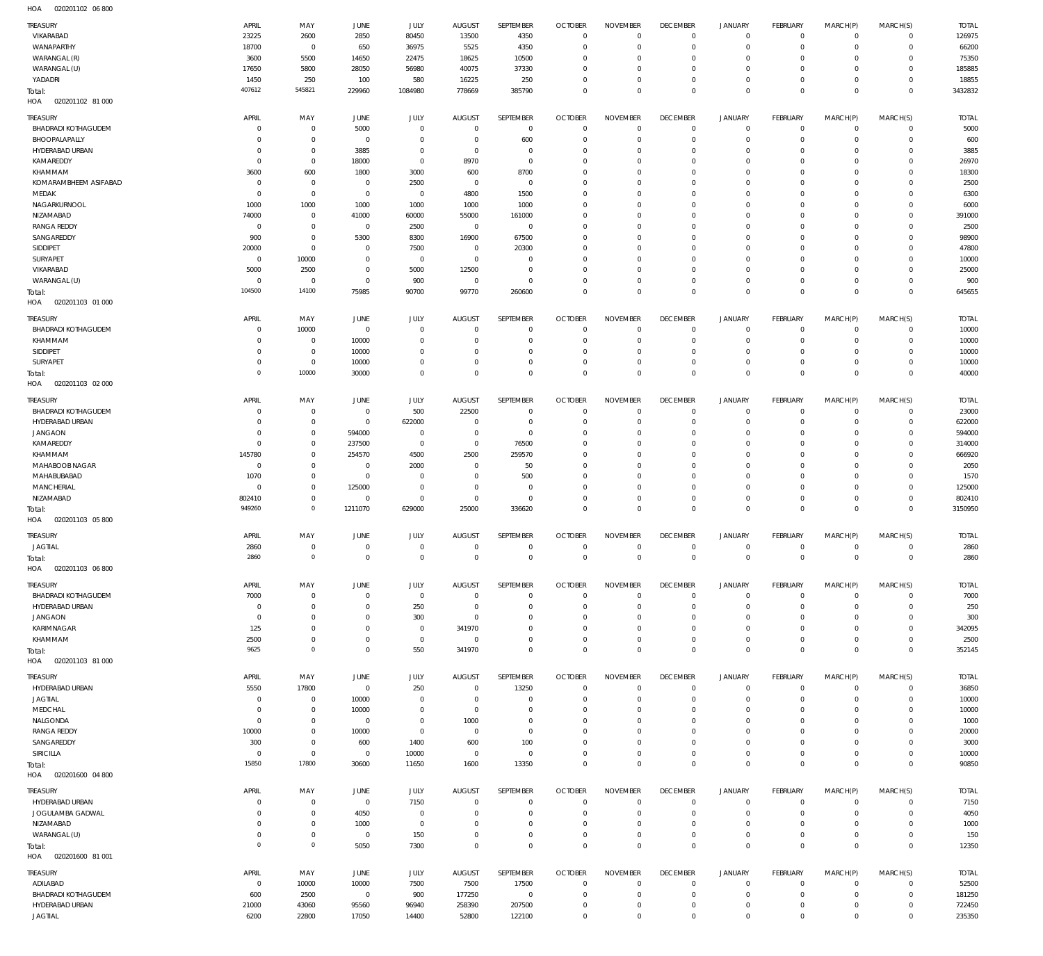HOA 020201102 06 800

| TREASURY | APRIL | MAY | JUNE | JULY | AUGUST | SEPTEMBER | OCTOBER | NOVEMBER | DECEMBER | JANUARY | FEBRUARY | MARCH(P) | MARCH(S) | TOTAL |
|---|---|---|---|---|---|---|---|---|---|---|---|---|---|---|
| VIKARABAD | 23225 | 2600 | 2850 | 80450 | 13500 | 4350 | 0 | 0 | 0 | 0 | 0 | 0 | 0 | 126975 |
| WANAPARTHY | 18700 | 0 | 650 | 36975 | 5525 | 4350 | 0 | 0 | 0 | 0 | 0 | 0 | 0 | 66200 |
| WARANGAL (R) | 3600 | 5500 | 14650 | 22475 | 18625 | 10500 | 0 | 0 | 0 | 0 | 0 | 0 | 0 | 75350 |
| WARANGAL (U) | 17650 | 5800 | 28050 | 56980 | 40075 | 37330 | 0 | 0 | 0 | 0 | 0 | 0 | 0 | 185885 |
| YADADRI | 1450 | 250 | 100 | 580 | 16225 | 250 | 0 | 0 | 0 | 0 | 0 | 0 | 0 | 18855 |
| Total: | 407612 | 545821 | 229960 | 1084980 | 778669 | 385790 | 0 | 0 | 0 | 0 | 0 | 0 | 0 | 3432832 |

HOA 020201102 81 000

| TREASURY | APRIL | MAY | JUNE | JULY | AUGUST | SEPTEMBER | OCTOBER | NOVEMBER | DECEMBER | JANUARY | FEBRUARY | MARCH(P) | MARCH(S) | TOTAL |
|---|---|---|---|---|---|---|---|---|---|---|---|---|---|---|
| BHADRADI KOTHAGUDEM | 0 | 0 | 5000 | 0 | 0 | 0 | 0 | 0 | 0 | 0 | 0 | 0 | 0 | 5000 |
| BHOOPALAPALLY | 0 | 0 | 0 | 0 | 0 | 600 | 0 | 0 | 0 | 0 | 0 | 0 | 0 | 600 |
| HYDERABAD URBAN | 0 | 0 | 3885 | 0 | 0 | 0 | 0 | 0 | 0 | 0 | 0 | 0 | 0 | 3885 |
| KAMAREDDY | 0 | 0 | 18000 | 0 | 8970 | 0 | 0 | 0 | 0 | 0 | 0 | 0 | 0 | 26970 |
| KHAMMAM | 3600 | 600 | 1800 | 3000 | 600 | 8700 | 0 | 0 | 0 | 0 | 0 | 0 | 0 | 18300 |
| KOMARAMBHEEM ASIFABAD | 0 | 0 | 0 | 2500 | 0 | 0 | 0 | 0 | 0 | 0 | 0 | 0 | 0 | 2500 |
| MEDAK | 0 | 0 | 0 | 0 | 4800 | 1500 | 0 | 0 | 0 | 0 | 0 | 0 | 0 | 6300 |
| NAGARKURNOOL | 1000 | 1000 | 1000 | 1000 | 1000 | 1000 | 0 | 0 | 0 | 0 | 0 | 0 | 0 | 6000 |
| NIZAMABAD | 74000 | 0 | 41000 | 60000 | 55000 | 161000 | 0 | 0 | 0 | 0 | 0 | 0 | 0 | 391000 |
| RANGA REDDY | 0 | 0 | 0 | 2500 | 0 | 0 | 0 | 0 | 0 | 0 | 0 | 0 | 0 | 2500 |
| SANGAREDDY | 900 | 0 | 5300 | 8300 | 16900 | 67500 | 0 | 0 | 0 | 0 | 0 | 0 | 0 | 98900 |
| SIDDIPET | 20000 | 0 | 0 | 7500 | 0 | 20300 | 0 | 0 | 0 | 0 | 0 | 0 | 0 | 47800 |
| SURYAPET | 0 | 10000 | 0 | 0 | 0 | 0 | 0 | 0 | 0 | 0 | 0 | 0 | 0 | 10000 |
| VIKARABAD | 5000 | 2500 | 0 | 5000 | 12500 | 0 | 0 | 0 | 0 | 0 | 0 | 0 | 0 | 25000 |
| WARANGAL (U) | 0 | 0 | 0 | 900 | 0 | 0 | 0 | 0 | 0 | 0 | 0 | 0 | 0 | 900 |
| Total: | 104500 | 14100 | 75985 | 90700 | 99770 | 260600 | 0 | 0 | 0 | 0 | 0 | 0 | 0 | 645655 |

HOA 020201103 01 000

| TREASURY | APRIL | MAY | JUNE | JULY | AUGUST | SEPTEMBER | OCTOBER | NOVEMBER | DECEMBER | JANUARY | FEBRUARY | MARCH(P) | MARCH(S) | TOTAL |
|---|---|---|---|---|---|---|---|---|---|---|---|---|---|---|
| BHADRADI KOTHAGUDEM | 0 | 10000 | 0 | 0 | 0 | 0 | 0 | 0 | 0 | 0 | 0 | 0 | 0 | 10000 |
| KHAMMAM | 0 | 0 | 10000 | 0 | 0 | 0 | 0 | 0 | 0 | 0 | 0 | 0 | 0 | 10000 |
| SIDDIPET | 0 | 0 | 10000 | 0 | 0 | 0 | 0 | 0 | 0 | 0 | 0 | 0 | 0 | 10000 |
| SURYAPET | 0 | 0 | 10000 | 0 | 0 | 0 | 0 | 0 | 0 | 0 | 0 | 0 | 0 | 10000 |
| Total: | 0 | 10000 | 30000 | 0 | 0 | 0 | 0 | 0 | 0 | 0 | 0 | 0 | 0 | 40000 |

HOA 020201103 02 000

| TREASURY | APRIL | MAY | JUNE | JULY | AUGUST | SEPTEMBER | OCTOBER | NOVEMBER | DECEMBER | JANUARY | FEBRUARY | MARCH(P) | MARCH(S) | TOTAL |
|---|---|---|---|---|---|---|---|---|---|---|---|---|---|---|
| BHADRADI KOTHAGUDEM | 0 | 0 | 0 | 500 | 22500 | 0 | 0 | 0 | 0 | 0 | 0 | 0 | 0 | 23000 |
| HYDERABAD URBAN | 0 | 0 | 0 | 622000 | 0 | 0 | 0 | 0 | 0 | 0 | 0 | 0 | 0 | 622000 |
| JANGAON | 0 | 0 | 594000 | 0 | 0 | 0 | 0 | 0 | 0 | 0 | 0 | 0 | 0 | 594000 |
| KAMAREDDY | 0 | 0 | 237500 | 0 | 0 | 76500 | 0 | 0 | 0 | 0 | 0 | 0 | 0 | 314000 |
| KHAMMAM | 145780 | 0 | 254570 | 4500 | 2500 | 259570 | 0 | 0 | 0 | 0 | 0 | 0 | 0 | 666920 |
| MAHABOOBNAGAR | 0 | 0 | 0 | 2000 | 0 | 50 | 0 | 0 | 0 | 0 | 0 | 0 | 0 | 2050 |
| MAHABUBABAD | 1070 | 0 | 0 | 0 | 0 | 500 | 0 | 0 | 0 | 0 | 0 | 0 | 0 | 1570 |
| MANCHERIAL | 0 | 0 | 125000 | 0 | 0 | 0 | 0 | 0 | 0 | 0 | 0 | 0 | 0 | 125000 |
| NIZAMABAD | 802410 | 0 | 0 | 0 | 0 | 0 | 0 | 0 | 0 | 0 | 0 | 0 | 0 | 802410 |
| Total: | 949260 | 0 | 1211070 | 629000 | 25000 | 336620 | 0 | 0 | 0 | 0 | 0 | 0 | 0 | 3150950 |

HOA 020201103 05 800

| TREASURY | APRIL | MAY | JUNE | JULY | AUGUST | SEPTEMBER | OCTOBER | NOVEMBER | DECEMBER | JANUARY | FEBRUARY | MARCH(P) | MARCH(S) | TOTAL |
|---|---|---|---|---|---|---|---|---|---|---|---|---|---|---|
| JAGTIAL | 2860 | 0 | 0 | 0 | 0 | 0 | 0 | 0 | 0 | 0 | 0 | 0 | 0 | 2860 |
| Total: | 2860 | 0 | 0 | 0 | 0 | 0 | 0 | 0 | 0 | 0 | 0 | 0 | 0 | 2860 |

HOA 020201103 06 800

| TREASURY | APRIL | MAY | JUNE | JULY | AUGUST | SEPTEMBER | OCTOBER | NOVEMBER | DECEMBER | JANUARY | FEBRUARY | MARCH(P) | MARCH(S) | TOTAL |
|---|---|---|---|---|---|---|---|---|---|---|---|---|---|---|
| BHADRADI KOTHAGUDEM | 7000 | 0 | 0 | 0 | 0 | 0 | 0 | 0 | 0 | 0 | 0 | 0 | 0 | 7000 |
| HYDERABAD URBAN | 0 | 0 | 0 | 250 | 0 | 0 | 0 | 0 | 0 | 0 | 0 | 0 | 0 | 250 |
| JANGAON | 0 | 0 | 0 | 300 | 0 | 0 | 0 | 0 | 0 | 0 | 0 | 0 | 0 | 300 |
| KARIMNAGAR | 125 | 0 | 0 | 0 | 341970 | 0 | 0 | 0 | 0 | 0 | 0 | 0 | 0 | 342095 |
| KHAMMAM | 2500 | 0 | 0 | 0 | 0 | 0 | 0 | 0 | 0 | 0 | 0 | 0 | 0 | 2500 |
| Total: | 9625 | 0 | 0 | 550 | 341970 | 0 | 0 | 0 | 0 | 0 | 0 | 0 | 0 | 352145 |

HOA 020201103 81 000

| TREASURY | APRIL | MAY | JUNE | JULY | AUGUST | SEPTEMBER | OCTOBER | NOVEMBER | DECEMBER | JANUARY | FEBRUARY | MARCH(P) | MARCH(S) | TOTAL |
|---|---|---|---|---|---|---|---|---|---|---|---|---|---|---|
| HYDERABAD URBAN | 5550 | 17800 | 0 | 250 | 0 | 13250 | 0 | 0 | 0 | 0 | 0 | 0 | 0 | 36850 |
| JAGTIAL | 0 | 0 | 10000 | 0 | 0 | 0 | 0 | 0 | 0 | 0 | 0 | 0 | 0 | 10000 |
| MEDCHAL | 0 | 0 | 10000 | 0 | 0 | 0 | 0 | 0 | 0 | 0 | 0 | 0 | 0 | 10000 |
| NALGONDA | 0 | 0 | 0 | 0 | 1000 | 0 | 0 | 0 | 0 | 0 | 0 | 0 | 0 | 1000 |
| RANGA REDDY | 10000 | 0 | 10000 | 0 | 0 | 0 | 0 | 0 | 0 | 0 | 0 | 0 | 0 | 20000 |
| SANGAREDDY | 300 | 0 | 600 | 1400 | 600 | 100 | 0 | 0 | 0 | 0 | 0 | 0 | 0 | 3000 |
| SIRICILLA | 0 | 0 | 0 | 10000 | 0 | 0 | 0 | 0 | 0 | 0 | 0 | 0 | 0 | 10000 |
| Total: | 15850 | 17800 | 30600 | 11650 | 1600 | 13350 | 0 | 0 | 0 | 0 | 0 | 0 | 0 | 90850 |

HOA 020201600 04 800

| TREASURY | APRIL | MAY | JUNE | JULY | AUGUST | SEPTEMBER | OCTOBER | NOVEMBER | DECEMBER | JANUARY | FEBRUARY | MARCH(P) | MARCH(S) | TOTAL |
|---|---|---|---|---|---|---|---|---|---|---|---|---|---|---|
| HYDERABAD URBAN | 0 | 0 | 0 | 7150 | 0 | 0 | 0 | 0 | 0 | 0 | 0 | 0 | 0 | 7150 |
| JOGULAMBA GADWAL | 0 | 0 | 4050 | 0 | 0 | 0 | 0 | 0 | 0 | 0 | 0 | 0 | 0 | 4050 |
| NIZAMABAD | 0 | 0 | 1000 | 0 | 0 | 0 | 0 | 0 | 0 | 0 | 0 | 0 | 0 | 1000 |
| WARANGAL (U) | 0 | 0 | 0 | 150 | 0 | 0 | 0 | 0 | 0 | 0 | 0 | 0 | 0 | 150 |
| Total: | 0 | 0 | 5050 | 7300 | 0 | 0 | 0 | 0 | 0 | 0 | 0 | 0 | 0 | 12350 |

HOA 020201600 81 001

| TREASURY | APRIL | MAY | JUNE | JULY | AUGUST | SEPTEMBER | OCTOBER | NOVEMBER | DECEMBER | JANUARY | FEBRUARY | MARCH(P) | MARCH(S) | TOTAL |
|---|---|---|---|---|---|---|---|---|---|---|---|---|---|---|
| ADILABAD | 0 | 10000 | 10000 | 7500 | 7500 | 17500 | 0 | 0 | 0 | 0 | 0 | 0 | 0 | 52500 |
| BHADRADI KOTHAGUDEM | 600 | 2500 | 0 | 900 | 177250 | 0 | 0 | 0 | 0 | 0 | 0 | 0 | 0 | 181250 |
| HYDERABAD URBAN | 21000 | 43060 | 95560 | 96940 | 258390 | 207500 | 0 | 0 | 0 | 0 | 0 | 0 | 0 | 722450 |
| JAGTIAL | 6200 | 22800 | 17050 | 14400 | 52800 | 122100 | 0 | 0 | 0 | 0 | 0 | 0 | 0 | 235350 |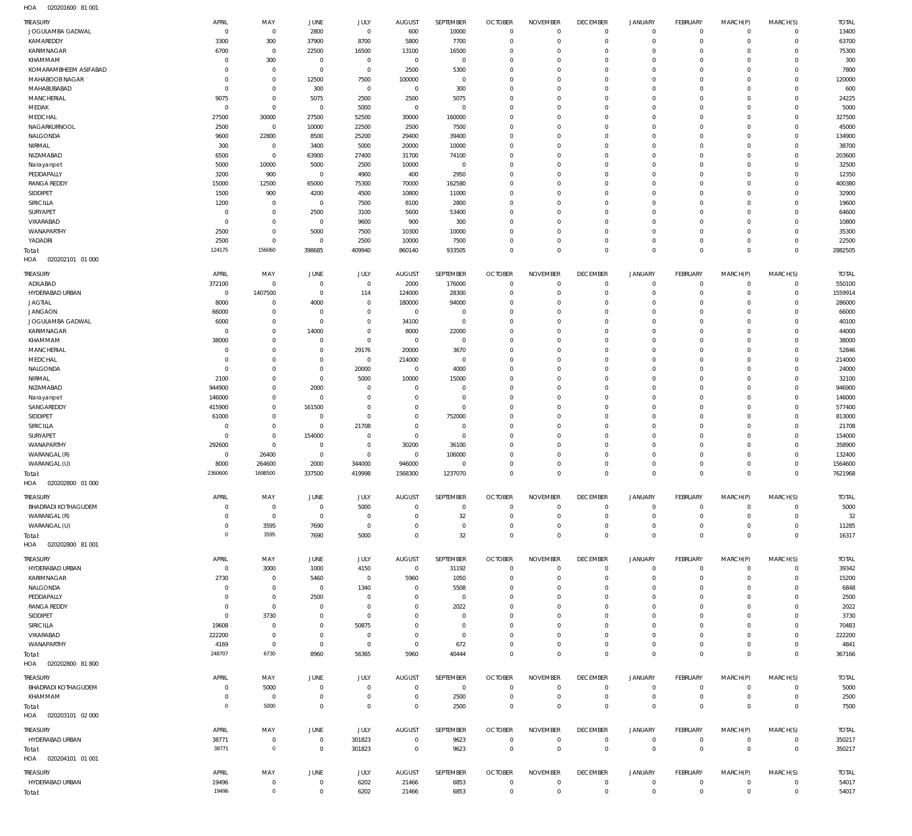HOA 020201600 81 001

| TREASURY | APRIL | MAY | JUNE | JULY | AUGUST | SEPTEMBER | OCTOBER | NOVEMBER | DECEMBER | JANUARY | FEBRUARY | MARCH(P) | MARCH(S) | TOTAL |
|---|---|---|---|---|---|---|---|---|---|---|---|---|---|---|
| JOGULAMBA GADWAL | 0 | 0 | 2800 | 0 | 600 | 10000 | 0 | 0 | 0 | 0 | 0 | 0 | 0 | 13400 |
| KAMAREDDY | 3300 | 300 | 37900 | 8700 | 5800 | 7700 | 0 | 0 | 0 | 0 | 0 | 0 | 0 | 63700 |
| KARIMNAGAR | 6700 | 0 | 22500 | 16500 | 13100 | 16500 | 0 | 0 | 0 | 0 | 0 | 0 | 0 | 75300 |
| KHAMMAM | 0 | 300 | 0 | 0 | 0 | 0 | 0 | 0 | 0 | 0 | 0 | 0 | 0 | 300 |
| KOMARAMBHEEM ASIFABAD | 0 | 0 | 0 | 0 | 2500 | 5300 | 0 | 0 | 0 | 0 | 0 | 0 | 0 | 7800 |
| MAHABOOBNAGAR | 0 | 0 | 12500 | 7500 | 100000 | 0 | 0 | 0 | 0 | 0 | 0 | 0 | 0 | 120000 |
| MAHABUBABAD | 0 | 0 | 300 | 0 | 0 | 300 | 0 | 0 | 0 | 0 | 0 | 0 | 0 | 600 |
| MANCHERIAL | 9075 | 0 | 5075 | 2500 | 2500 | 5075 | 0 | 0 | 0 | 0 | 0 | 0 | 0 | 24225 |
| MEDAK | 0 | 0 | 0 | 5000 | 0 | 0 | 0 | 0 | 0 | 0 | 0 | 0 | 0 | 5000 |
| MEDCHAL | 27500 | 30000 | 27500 | 52500 | 30000 | 160000 | 0 | 0 | 0 | 0 | 0 | 0 | 0 | 327500 |
| NAGARKURNOOL | 2500 | 0 | 10000 | 22500 | 2500 | 7500 | 0 | 0 | 0 | 0 | 0 | 0 | 0 | 45000 |
| NALGONDA | 9600 | 22800 | 8500 | 25200 | 29400 | 39400 | 0 | 0 | 0 | 0 | 0 | 0 | 0 | 134900 |
| NIRMAL | 300 | 0 | 3400 | 5000 | 20000 | 10000 | 0 | 0 | 0 | 0 | 0 | 0 | 0 | 38700 |
| NIZAMABAD | 6500 | 0 | 63900 | 27400 | 31700 | 74100 | 0 | 0 | 0 | 0 | 0 | 0 | 0 | 203600 |
| Narayanpet | 5000 | 10000 | 5000 | 2500 | 10000 | 0 | 0 | 0 | 0 | 0 | 0 | 0 | 0 | 32500 |
| PEDDAPALLY | 3200 | 900 | 0 | 4900 | 400 | 2950 | 0 | 0 | 0 | 0 | 0 | 0 | 0 | 12350 |
| RANGA REDDY | 15000 | 12500 | 65000 | 75300 | 70000 | 162580 | 0 | 0 | 0 | 0 | 0 | 0 | 0 | 400380 |
| SIDDIPET | 1500 | 900 | 4200 | 4500 | 10800 | 11000 | 0 | 0 | 0 | 0 | 0 | 0 | 0 | 32900 |
| SIRICILLA | 1200 | 0 | 0 | 7500 | 8100 | 2800 | 0 | 0 | 0 | 0 | 0 | 0 | 0 | 19600 |
| SURYAPET | 0 | 0 | 2500 | 3100 | 5600 | 53400 | 0 | 0 | 0 | 0 | 0 | 0 | 0 | 64600 |
| VIKARABAD | 0 | 0 | 0 | 9600 | 900 | 300 | 0 | 0 | 0 | 0 | 0 | 0 | 0 | 10800 |
| WANAPARTHY | 2500 | 0 | 5000 | 7500 | 10300 | 10000 | 0 | 0 | 0 | 0 | 0 | 0 | 0 | 35300 |
| YADADRI | 2500 | 0 | 0 | 2500 | 10000 | 7500 | 0 | 0 | 0 | 0 | 0 | 0 | 0 | 22500 |
| Total: | 124175 | 156060 | 398685 | 409940 | 860140 | 933505 | 0 | 0 | 0 | 0 | 0 | 0 | 0 | 2882505 |

HOA 020202101 01 000

| TREASURY | APRIL | MAY | JUNE | JULY | AUGUST | SEPTEMBER | OCTOBER | NOVEMBER | DECEMBER | JANUARY | FEBRUARY | MARCH(P) | MARCH(S) | TOTAL |
|---|---|---|---|---|---|---|---|---|---|---|---|---|---|---|
| ADILABAD | 372100 | 0 | 0 | 0 | 2000 | 176000 | 0 | 0 | 0 | 0 | 0 | 0 | 0 | 550100 |
| HYDERABAD URBAN | 0 | 1407500 | 0 | 114 | 124000 | 28300 | 0 | 0 | 0 | 0 | 0 | 0 | 0 | 1559914 |
| JAGTIAL | 8000 | 0 | 4000 | 0 | 180000 | 94000 | 0 | 0 | 0 | 0 | 0 | 0 | 0 | 286000 |
| JANGAON | 66000 | 0 | 0 | 0 | 0 | 0 | 0 | 0 | 0 | 0 | 0 | 0 | 0 | 66000 |
| JOGULAMBA GADWAL | 6000 | 0 | 0 | 0 | 34100 | 0 | 0 | 0 | 0 | 0 | 0 | 0 | 0 | 40100 |
| KARIMNAGAR | 0 | 0 | 14000 | 0 | 8000 | 22000 | 0 | 0 | 0 | 0 | 0 | 0 | 0 | 44000 |
| KHAMMAM | 38000 | 0 | 0 | 0 | 0 | 0 | 0 | 0 | 0 | 0 | 0 | 0 | 0 | 38000 |
| MANCHERIAL | 0 | 0 | 0 | 29176 | 20000 | 3670 | 0 | 0 | 0 | 0 | 0 | 0 | 0 | 52846 |
| MEDCHAL | 0 | 0 | 0 | 0 | 214000 | 0 | 0 | 0 | 0 | 0 | 0 | 0 | 0 | 214000 |
| NALGONDA | 0 | 0 | 0 | 20000 | 0 | 4000 | 0 | 0 | 0 | 0 | 0 | 0 | 0 | 24000 |
| NIRMAL | 2100 | 0 | 0 | 5000 | 10000 | 15000 | 0 | 0 | 0 | 0 | 0 | 0 | 0 | 32100 |
| NIZAMABAD | 944900 | 0 | 2000 | 0 | 0 | 0 | 0 | 0 | 0 | 0 | 0 | 0 | 0 | 946900 |
| Narayanpet | 146000 | 0 | 0 | 0 | 0 | 0 | 0 | 0 | 0 | 0 | 0 | 0 | 0 | 146000 |
| SANGAREDDY | 415900 | 0 | 161500 | 0 | 0 | 0 | 0 | 0 | 0 | 0 | 0 | 0 | 0 | 577400 |
| SIDDIPET | 61000 | 0 | 0 | 0 | 0 | 752000 | 0 | 0 | 0 | 0 | 0 | 0 | 0 | 813000 |
| SIRICILLA | 0 | 0 | 0 | 21708 | 0 | 0 | 0 | 0 | 0 | 0 | 0 | 0 | 0 | 21708 |
| SURYAPET | 0 | 0 | 154000 | 0 | 0 | 0 | 0 | 0 | 0 | 0 | 0 | 0 | 0 | 154000 |
| WANAPARTHY | 292600 | 0 | 0 | 0 | 30200 | 36100 | 0 | 0 | 0 | 0 | 0 | 0 | 0 | 358900 |
| WARANGAL (R) | 0 | 26400 | 0 | 0 | 0 | 106000 | 0 | 0 | 0 | 0 | 0 | 0 | 0 | 132400 |
| WARANGAL (U) | 8000 | 264600 | 2000 | 344000 | 946000 | 0 | 0 | 0 | 0 | 0 | 0 | 0 | 0 | 1564600 |
| Total: | 2360600 | 1698500 | 337500 | 419998 | 1568300 | 1237070 | 0 | 0 | 0 | 0 | 0 | 0 | 0 | 7621968 |

HOA 020202800 01 000

| TREASURY | APRIL | MAY | JUNE | JULY | AUGUST | SEPTEMBER | OCTOBER | NOVEMBER | DECEMBER | JANUARY | FEBRUARY | MARCH(P) | MARCH(S) | TOTAL |
|---|---|---|---|---|---|---|---|---|---|---|---|---|---|---|
| BHADRADI KOTHAGUDEM | 0 | 0 | 0 | 5000 | 0 | 0 | 0 | 0 | 0 | 0 | 0 | 0 | 0 | 5000 |
| WARANGAL (R) | 0 | 0 | 0 | 0 | 0 | 32 | 0 | 0 | 0 | 0 | 0 | 0 | 0 | 32 |
| WARANGAL (U) | 0 | 3595 | 7690 | 0 | 0 | 0 | 0 | 0 | 0 | 0 | 0 | 0 | 0 | 11285 |
| Total: | 0 | 3595 | 7690 | 5000 | 0 | 32 | 0 | 0 | 0 | 0 | 0 | 0 | 0 | 16317 |

HOA 020202800 81 001

| TREASURY | APRIL | MAY | JUNE | JULY | AUGUST | SEPTEMBER | OCTOBER | NOVEMBER | DECEMBER | JANUARY | FEBRUARY | MARCH(P) | MARCH(S) | TOTAL |
|---|---|---|---|---|---|---|---|---|---|---|---|---|---|---|
| HYDERABAD URBAN | 0 | 3000 | 1000 | 4150 | 0 | 31192 | 0 | 0 | 0 | 0 | 0 | 0 | 0 | 39342 |
| KARIMNAGAR | 2730 | 0 | 5460 | 0 | 5960 | 1050 | 0 | 0 | 0 | 0 | 0 | 0 | 0 | 15200 |
| NALGONDA | 0 | 0 | 0 | 1340 | 0 | 5508 | 0 | 0 | 0 | 0 | 0 | 0 | 0 | 6848 |
| PEDDAPALLY | 0 | 0 | 2500 | 0 | 0 | 0 | 0 | 0 | 0 | 0 | 0 | 0 | 0 | 2500 |
| RANGA REDDY | 0 | 0 | 0 | 0 | 0 | 2022 | 0 | 0 | 0 | 0 | 0 | 0 | 0 | 2022 |
| SIDDIPET | 0 | 3730 | 0 | 0 | 0 | 0 | 0 | 0 | 0 | 0 | 0 | 0 | 0 | 3730 |
| SIRICILLA | 19608 | 0 | 0 | 50875 | 0 | 0 | 0 | 0 | 0 | 0 | 0 | 0 | 0 | 70483 |
| VIKARABAD | 222200 | 0 | 0 | 0 | 0 | 0 | 0 | 0 | 0 | 0 | 0 | 0 | 0 | 222200 |
| WANAPARTHY | 4169 | 0 | 0 | 0 | 0 | 672 | 0 | 0 | 0 | 0 | 0 | 0 | 0 | 4841 |
| Total: | 248707 | 6730 | 8960 | 56365 | 5960 | 40444 | 0 | 0 | 0 | 0 | 0 | 0 | 0 | 367166 |

HOA 020202800 81 800

| TREASURY | APRIL | MAY | JUNE | JULY | AUGUST | SEPTEMBER | OCTOBER | NOVEMBER | DECEMBER | JANUARY | FEBRUARY | MARCH(P) | MARCH(S) | TOTAL |
|---|---|---|---|---|---|---|---|---|---|---|---|---|---|---|
| BHADRADI KOTHAGUDEM | 0 | 5000 | 0 | 0 | 0 | 0 | 0 | 0 | 0 | 0 | 0 | 0 | 0 | 5000 |
| KHAMMAM | 0 | 0 | 0 | 0 | 0 | 2500 | 0 | 0 | 0 | 0 | 0 | 0 | 0 | 2500 |
| Total: | 0 | 5000 | 0 | 0 | 0 | 2500 | 0 | 0 | 0 | 0 | 0 | 0 | 0 | 7500 |

HOA 020203101 02 000

| TREASURY | APRIL | MAY | JUNE | JULY | AUGUST | SEPTEMBER | OCTOBER | NOVEMBER | DECEMBER | JANUARY | FEBRUARY | MARCH(P) | MARCH(S) | TOTAL |
|---|---|---|---|---|---|---|---|---|---|---|---|---|---|---|
| HYDERABAD URBAN | 38771 | 0 | 0 | 301823 | 0 | 9623 | 0 | 0 | 0 | 0 | 0 | 0 | 0 | 350217 |
| Total: | 38771 | 0 | 0 | 301823 | 0 | 9623 | 0 | 0 | 0 | 0 | 0 | 0 | 0 | 350217 |

HOA 020204101 01 001

| TREASURY | APRIL | MAY | JUNE | JULY | AUGUST | SEPTEMBER | OCTOBER | NOVEMBER | DECEMBER | JANUARY | FEBRUARY | MARCH(P) | MARCH(S) | TOTAL |
|---|---|---|---|---|---|---|---|---|---|---|---|---|---|---|
| HYDERABAD URBAN | 19496 | 0 | 0 | 6202 | 21466 | 6853 | 0 | 0 | 0 | 0 | 0 | 0 | 0 | 54017 |
| Total: | 19496 | 0 | 0 | 6202 | 21466 | 6853 | 0 | 0 | 0 | 0 | 0 | 0 | 0 | 54017 |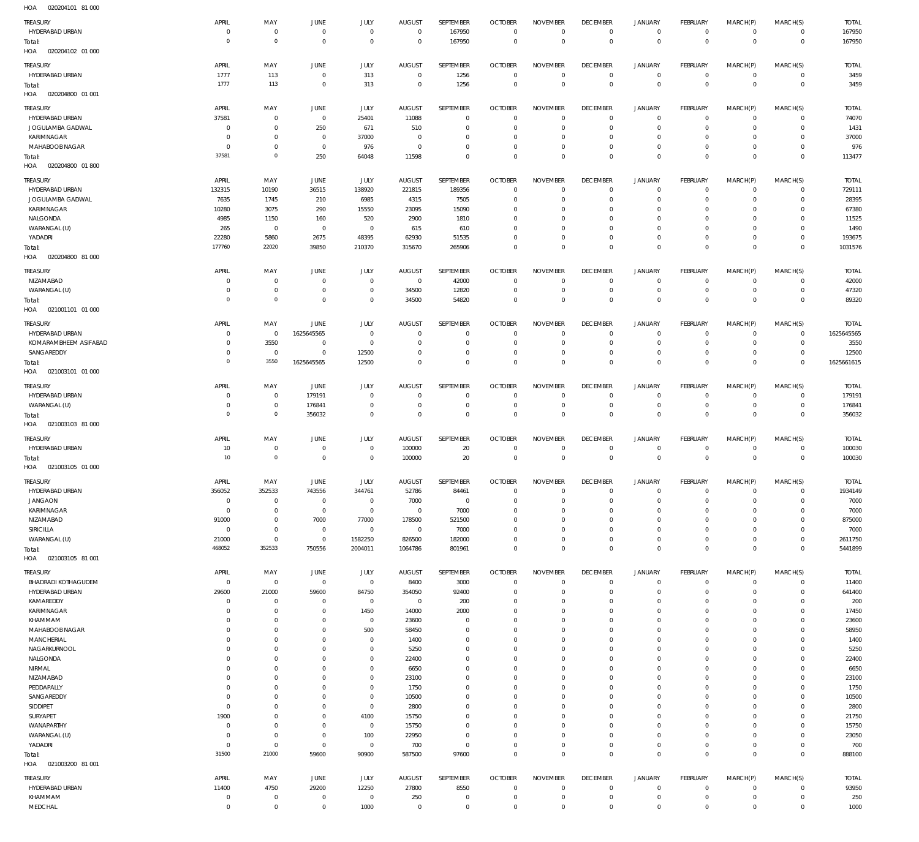HOA 020204101 81 000

| TREASURY | APRIL | MAY | JUNE | JULY | AUGUST | SEPTEMBER | OCTOBER | NOVEMBER | DECEMBER | JANUARY | FEBRUARY | MARCH(P) | MARCH(S) | TOTAL |
|---|---|---|---|---|---|---|---|---|---|---|---|---|---|---|
| HYDERABAD URBAN | 0 | 0 | 0 | 0 | 0 | 167950 | 0 | 0 | 0 | 0 | 0 | 0 | 0 | 167950 |
| Total: | 0 | 0 | 0 | 0 | 0 | 167950 | 0 | 0 | 0 | 0 | 0 | 0 | 0 | 167950 |

HOA 020204102 01 000

| TREASURY | APRIL | MAY | JUNE | JULY | AUGUST | SEPTEMBER | OCTOBER | NOVEMBER | DECEMBER | JANUARY | FEBRUARY | MARCH(P) | MARCH(S) | TOTAL |
|---|---|---|---|---|---|---|---|---|---|---|---|---|---|---|
| HYDERABAD URBAN | 1777 | 113 | 0 | 313 | 0 | 1256 | 0 | 0 | 0 | 0 | 0 | 0 | 0 | 3459 |
| Total: | 1777 | 113 | 0 | 313 | 0 | 1256 | 0 | 0 | 0 | 0 | 0 | 0 | 0 | 3459 |

HOA 020204800 01 001

| TREASURY | APRIL | MAY | JUNE | JULY | AUGUST | SEPTEMBER | OCTOBER | NOVEMBER | DECEMBER | JANUARY | FEBRUARY | MARCH(P) | MARCH(S) | TOTAL |
|---|---|---|---|---|---|---|---|---|---|---|---|---|---|---|
| HYDERABAD URBAN | 37581 | 0 | 0 | 25401 | 11088 | 0 | 0 | 0 | 0 | 0 | 0 | 0 | 0 | 74070 |
| JOGULAMBA GADWAL | 0 | 0 | 250 | 671 | 510 | 0 | 0 | 0 | 0 | 0 | 0 | 0 | 0 | 1431 |
| KARIMNAGAR | 0 | 0 | 0 | 37000 | 0 | 0 | 0 | 0 | 0 | 0 | 0 | 0 | 0 | 37000 |
| MAHABOOBNAGAR | 0 | 0 | 0 | 976 | 0 | 0 | 0 | 0 | 0 | 0 | 0 | 0 | 0 | 976 |
| Total: | 37581 | 0 | 250 | 64048 | 11598 | 0 | 0 | 0 | 0 | 0 | 0 | 0 | 0 | 113477 |

HOA 020204800 01 800

| TREASURY | APRIL | MAY | JUNE | JULY | AUGUST | SEPTEMBER | OCTOBER | NOVEMBER | DECEMBER | JANUARY | FEBRUARY | MARCH(P) | MARCH(S) | TOTAL |
|---|---|---|---|---|---|---|---|---|---|---|---|---|---|---|
| HYDERABAD URBAN | 132315 | 10190 | 36515 | 138920 | 221815 | 189356 | 0 | 0 | 0 | 0 | 0 | 0 | 0 | 729111 |
| JOGULAMBA GADWAL | 7635 | 1745 | 210 | 6985 | 4315 | 7505 | 0 | 0 | 0 | 0 | 0 | 0 | 0 | 28395 |
| KARIMNAGAR | 10280 | 3075 | 290 | 15550 | 23095 | 15090 | 0 | 0 | 0 | 0 | 0 | 0 | 0 | 67380 |
| NALGONDA | 4985 | 1150 | 160 | 520 | 2900 | 1810 | 0 | 0 | 0 | 0 | 0 | 0 | 0 | 11525 |
| WARANGAL (U) | 265 | 0 | 0 | 0 | 615 | 610 | 0 | 0 | 0 | 0 | 0 | 0 | 0 | 1490 |
| YADADRI | 22280 | 5860 | 2675 | 48395 | 62930 | 51535 | 0 | 0 | 0 | 0 | 0 | 0 | 0 | 193675 |
| Total: | 177760 | 22020 | 39850 | 210370 | 315670 | 265906 | 0 | 0 | 0 | 0 | 0 | 0 | 0 | 1031576 |

HOA 020204800 81 000

| TREASURY | APRIL | MAY | JUNE | JULY | AUGUST | SEPTEMBER | OCTOBER | NOVEMBER | DECEMBER | JANUARY | FEBRUARY | MARCH(P) | MARCH(S) | TOTAL |
|---|---|---|---|---|---|---|---|---|---|---|---|---|---|---|
| NIZAMABAD | 0 | 0 | 0 | 0 | 0 | 42000 | 0 | 0 | 0 | 0 | 0 | 0 | 0 | 42000 |
| WARANGAL (U) | 0 | 0 | 0 | 0 | 34500 | 12820 | 0 | 0 | 0 | 0 | 0 | 0 | 0 | 47320 |
| Total: | 0 | 0 | 0 | 0 | 34500 | 54820 | 0 | 0 | 0 | 0 | 0 | 0 | 0 | 89320 |

HOA 021001101 01 000

| TREASURY | APRIL | MAY | JUNE | JULY | AUGUST | SEPTEMBER | OCTOBER | NOVEMBER | DECEMBER | JANUARY | FEBRUARY | MARCH(P) | MARCH(S) | TOTAL |
|---|---|---|---|---|---|---|---|---|---|---|---|---|---|---|
| HYDERABAD URBAN | 0 | 0 | 1625645565 | 0 | 0 | 0 | 0 | 0 | 0 | 0 | 0 | 0 | 0 | 1625645565 |
| KOMARAMBHEEM ASIFABAD | 0 | 3550 | 0 | 0 | 0 | 0 | 0 | 0 | 0 | 0 | 0 | 0 | 0 | 3550 |
| SANGAREDDY | 0 | 0 | 0 | 12500 | 0 | 0 | 0 | 0 | 0 | 0 | 0 | 0 | 0 | 12500 |
| Total: | 0 | 3550 | 1625645565 | 12500 | 0 | 0 | 0 | 0 | 0 | 0 | 0 | 0 | 0 | 1625661615 |

HOA 021003101 01 000

| TREASURY | APRIL | MAY | JUNE | JULY | AUGUST | SEPTEMBER | OCTOBER | NOVEMBER | DECEMBER | JANUARY | FEBRUARY | MARCH(P) | MARCH(S) | TOTAL |
|---|---|---|---|---|---|---|---|---|---|---|---|---|---|---|
| HYDERABAD URBAN | 0 | 0 | 179191 | 0 | 0 | 0 | 0 | 0 | 0 | 0 | 0 | 0 | 0 | 179191 |
| WARANGAL (U) | 0 | 0 | 176841 | 0 | 0 | 0 | 0 | 0 | 0 | 0 | 0 | 0 | 0 | 176841 |
| Total: | 0 | 0 | 356032 | 0 | 0 | 0 | 0 | 0 | 0 | 0 | 0 | 0 | 0 | 356032 |

HOA 021003103 81 000

| TREASURY | APRIL | MAY | JUNE | JULY | AUGUST | SEPTEMBER | OCTOBER | NOVEMBER | DECEMBER | JANUARY | FEBRUARY | MARCH(P) | MARCH(S) | TOTAL |
|---|---|---|---|---|---|---|---|---|---|---|---|---|---|---|
| HYDERABAD URBAN | 10 | 0 | 0 | 0 | 100000 | 20 | 0 | 0 | 0 | 0 | 0 | 0 | 0 | 100030 |
| Total: | 10 | 0 | 0 | 0 | 100000 | 20 | 0 | 0 | 0 | 0 | 0 | 0 | 0 | 100030 |

HOA 021003105 01 000

| TREASURY | APRIL | MAY | JUNE | JULY | AUGUST | SEPTEMBER | OCTOBER | NOVEMBER | DECEMBER | JANUARY | FEBRUARY | MARCH(P) | MARCH(S) | TOTAL |
|---|---|---|---|---|---|---|---|---|---|---|---|---|---|---|
| HYDERABAD URBAN | 356052 | 352533 | 743556 | 344761 | 52786 | 84461 | 0 | 0 | 0 | 0 | 0 | 0 | 0 | 1934149 |
| JANGAON | 0 | 0 | 0 | 0 | 7000 | 0 | 0 | 0 | 0 | 0 | 0 | 0 | 0 | 7000 |
| KARIMNAGAR | 0 | 0 | 0 | 0 | 0 | 7000 | 0 | 0 | 0 | 0 | 0 | 0 | 0 | 7000 |
| NIZAMABAD | 91000 | 0 | 7000 | 77000 | 178500 | 521500 | 0 | 0 | 0 | 0 | 0 | 0 | 0 | 875000 |
| SIRICILLA | 0 | 0 | 0 | 0 | 0 | 7000 | 0 | 0 | 0 | 0 | 0 | 0 | 0 | 7000 |
| WARANGAL (U) | 21000 | 0 | 0 | 1582250 | 826500 | 182000 | 0 | 0 | 0 | 0 | 0 | 0 | 0 | 2611750 |
| Total: | 468052 | 352533 | 750556 | 2004011 | 1064786 | 801961 | 0 | 0 | 0 | 0 | 0 | 0 | 0 | 5441899 |

HOA 021003105 81 001

| TREASURY | APRIL | MAY | JUNE | JULY | AUGUST | SEPTEMBER | OCTOBER | NOVEMBER | DECEMBER | JANUARY | FEBRUARY | MARCH(P) | MARCH(S) | TOTAL |
|---|---|---|---|---|---|---|---|---|---|---|---|---|---|---|
| BHADRADI KOTHAGUDEM | 0 | 0 | 0 | 0 | 8400 | 3000 | 0 | 0 | 0 | 0 | 0 | 0 | 0 | 11400 |
| HYDERABAD URBAN | 29600 | 21000 | 59600 | 84750 | 354050 | 92400 | 0 | 0 | 0 | 0 | 0 | 0 | 0 | 641400 |
| KAMAREDDY | 0 | 0 | 0 | 0 | 0 | 200 | 0 | 0 | 0 | 0 | 0 | 0 | 0 | 200 |
| KARIMNAGAR | 0 | 0 | 0 | 1450 | 14000 | 2000 | 0 | 0 | 0 | 0 | 0 | 0 | 0 | 17450 |
| KHAMMAM | 0 | 0 | 0 | 0 | 23600 | 0 | 0 | 0 | 0 | 0 | 0 | 0 | 0 | 23600 |
| MAHABOOBNAGAR | 0 | 0 | 0 | 500 | 58450 | 0 | 0 | 0 | 0 | 0 | 0 | 0 | 0 | 58950 |
| MANCHERIAL | 0 | 0 | 0 | 0 | 1400 | 0 | 0 | 0 | 0 | 0 | 0 | 0 | 0 | 1400 |
| NAGARKURNOOL | 0 | 0 | 0 | 0 | 5250 | 0 | 0 | 0 | 0 | 0 | 0 | 0 | 0 | 5250 |
| NALGONDA | 0 | 0 | 0 | 0 | 22400 | 0 | 0 | 0 | 0 | 0 | 0 | 0 | 0 | 22400 |
| NIRMAL | 0 | 0 | 0 | 0 | 6650 | 0 | 0 | 0 | 0 | 0 | 0 | 0 | 0 | 6650 |
| NIZAMABAD | 0 | 0 | 0 | 0 | 23100 | 0 | 0 | 0 | 0 | 0 | 0 | 0 | 0 | 23100 |
| PEDDAPALLY | 0 | 0 | 0 | 0 | 1750 | 0 | 0 | 0 | 0 | 0 | 0 | 0 | 0 | 1750 |
| SANGAREDDY | 0 | 0 | 0 | 0 | 10500 | 0 | 0 | 0 | 0 | 0 | 0 | 0 | 0 | 10500 |
| SIDDIPET | 0 | 0 | 0 | 0 | 2800 | 0 | 0 | 0 | 0 | 0 | 0 | 0 | 0 | 2800 |
| SURYAPET | 1900 | 0 | 0 | 4100 | 15750 | 0 | 0 | 0 | 0 | 0 | 0 | 0 | 0 | 21750 |
| WANAPARTHY | 0 | 0 | 0 | 0 | 15750 | 0 | 0 | 0 | 0 | 0 | 0 | 0 | 0 | 15750 |
| WARANGAL (U) | 0 | 0 | 0 | 100 | 22950 | 0 | 0 | 0 | 0 | 0 | 0 | 0 | 0 | 23050 |
| YADADRI | 0 | 0 | 0 | 0 | 700 | 0 | 0 | 0 | 0 | 0 | 0 | 0 | 0 | 700 |
| Total: | 31500 | 21000 | 59600 | 90900 | 587500 | 97600 | 0 | 0 | 0 | 0 | 0 | 0 | 0 | 888100 |

HOA 021003200 81 001

| TREASURY | APRIL | MAY | JUNE | JULY | AUGUST | SEPTEMBER | OCTOBER | NOVEMBER | DECEMBER | JANUARY | FEBRUARY | MARCH(P) | MARCH(S) | TOTAL |
|---|---|---|---|---|---|---|---|---|---|---|---|---|---|---|
| HYDERABAD URBAN | 11400 | 4750 | 29200 | 12250 | 27800 | 8550 | 0 | 0 | 0 | 0 | 0 | 0 | 0 | 93950 |
| KHAMMAM | 0 | 0 | 0 | 0 | 250 | 0 | 0 | 0 | 0 | 0 | 0 | 0 | 0 | 250 |
| MEDCHAL | 0 | 0 | 0 | 1000 | 0 | 0 | 0 | 0 | 0 | 0 | 0 | 0 | 0 | 1000 |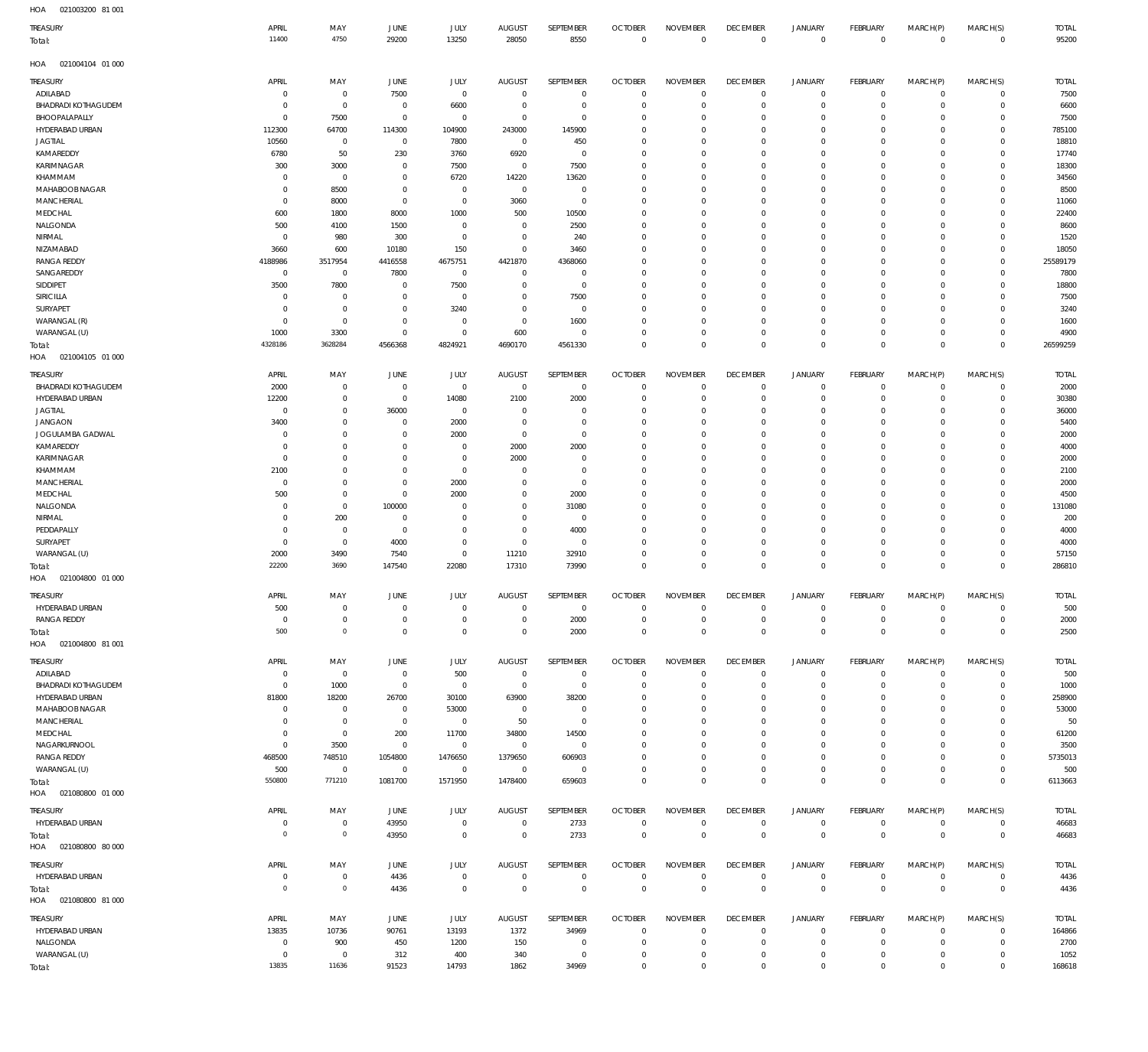HOA 021003200 81 001

| TREASURY | APRIL | MAY | JUNE | JULY | AUGUST | SEPTEMBER | OCTOBER | NOVEMBER | DECEMBER | JANUARY | FEBRUARY | MARCH(P) | MARCH(S) | TOTAL |
|---|---|---|---|---|---|---|---|---|---|---|---|---|---|---|
| Total: | 11400 | 4750 | 29200 | 13250 | 28050 | 8550 | 0 | 0 | 0 | 0 | 0 | 0 | 0 | 95200 |

HOA 021004104 01 000

| TREASURY | APRIL | MAY | JUNE | JULY | AUGUST | SEPTEMBER | OCTOBER | NOVEMBER | DECEMBER | JANUARY | FEBRUARY | MARCH(P) | MARCH(S) | TOTAL |
|---|---|---|---|---|---|---|---|---|---|---|---|---|---|---|
| ADILABAD | 0 | 0 | 7500 | 0 | 0 | 0 | 0 | 0 | 0 | 0 | 0 | 0 | 0 | 7500 |
| BHADRADI KOTHAGUDEM | 0 | 0 | 0 | 6600 | 0 | 0 | 0 | 0 | 0 | 0 | 0 | 0 | 0 | 6600 |
| BHOOPALAPALLY | 0 | 7500 | 0 | 0 | 0 | 0 | 0 | 0 | 0 | 0 | 0 | 0 | 0 | 7500 |
| HYDERABAD URBAN | 112300 | 64700 | 114300 | 104900 | 243000 | 145900 | 0 | 0 | 0 | 0 | 0 | 0 | 0 | 785100 |
| JAGTIAL | 10560 | 0 | 0 | 7800 | 0 | 450 | 0 | 0 | 0 | 0 | 0 | 0 | 0 | 18810 |
| KAMAREDDY | 6780 | 50 | 230 | 3760 | 6920 | 0 | 0 | 0 | 0 | 0 | 0 | 0 | 0 | 17740 |
| KARIMNAGAR | 300 | 3000 | 0 | 7500 | 0 | 7500 | 0 | 0 | 0 | 0 | 0 | 0 | 0 | 18300 |
| KHAMMAM | 0 | 0 | 0 | 6720 | 14220 | 13620 | 0 | 0 | 0 | 0 | 0 | 0 | 0 | 34560 |
| MAHABOOB NAGAR | 0 | 8500 | 0 | 0 | 0 | 0 | 0 | 0 | 0 | 0 | 0 | 0 | 0 | 8500 |
| MANCHERIAL | 0 | 8000 | 0 | 0 | 3060 | 0 | 0 | 0 | 0 | 0 | 0 | 0 | 0 | 11060 |
| MEDCHAL | 600 | 1800 | 8000 | 1000 | 500 | 10500 | 0 | 0 | 0 | 0 | 0 | 0 | 0 | 22400 |
| NALGONDA | 500 | 4100 | 1500 | 0 | 0 | 2500 | 0 | 0 | 0 | 0 | 0 | 0 | 0 | 8600 |
| NIRMAL | 0 | 980 | 300 | 0 | 0 | 240 | 0 | 0 | 0 | 0 | 0 | 0 | 0 | 1520 |
| NIZAMABAD | 3660 | 600 | 10180 | 150 | 0 | 3460 | 0 | 0 | 0 | 0 | 0 | 0 | 0 | 18050 |
| RANGA REDDY | 4188986 | 3517954 | 4416558 | 4675751 | 4421870 | 4368060 | 0 | 0 | 0 | 0 | 0 | 0 | 0 | 25589179 |
| SANGAREDDY | 0 | 0 | 7800 | 0 | 0 | 0 | 0 | 0 | 0 | 0 | 0 | 0 | 0 | 7800 |
| SIDDIPET | 3500 | 7800 | 0 | 7500 | 0 | 0 | 0 | 0 | 0 | 0 | 0 | 0 | 0 | 18800 |
| SIRICILLA | 0 | 0 | 0 | 0 | 0 | 7500 | 0 | 0 | 0 | 0 | 0 | 0 | 0 | 7500 |
| SURYAPET | 0 | 0 | 0 | 3240 | 0 | 0 | 0 | 0 | 0 | 0 | 0 | 0 | 0 | 3240 |
| WARANGAL (R) | 0 | 0 | 0 | 0 | 0 | 1600 | 0 | 0 | 0 | 0 | 0 | 0 | 0 | 1600 |
| WARANGAL (U) | 1000 | 3300 | 0 | 0 | 600 | 0 | 0 | 0 | 0 | 0 | 0 | 0 | 0 | 4900 |
| Total: | 4328186 | 3628284 | 4566368 | 4824921 | 4690170 | 4561330 | 0 | 0 | 0 | 0 | 0 | 0 | 0 | 26599259 |

HOA 021004105 01 000

| TREASURY | APRIL | MAY | JUNE | JULY | AUGUST | SEPTEMBER | OCTOBER | NOVEMBER | DECEMBER | JANUARY | FEBRUARY | MARCH(P) | MARCH(S) | TOTAL |
|---|---|---|---|---|---|---|---|---|---|---|---|---|---|---|
| BHADRADI KOTHAGUDEM | 2000 | 0 | 0 | 0 | 0 | 0 | 0 | 0 | 0 | 0 | 0 | 0 | 0 | 2000 |
| HYDERABAD URBAN | 12200 | 0 | 0 | 14080 | 2100 | 2000 | 0 | 0 | 0 | 0 | 0 | 0 | 0 | 30380 |
| JAGTIAL | 0 | 0 | 36000 | 0 | 0 | 0 | 0 | 0 | 0 | 0 | 0 | 0 | 0 | 36000 |
| JANGAON | 3400 | 0 | 0 | 2000 | 0 | 0 | 0 | 0 | 0 | 0 | 0 | 0 | 0 | 5400 |
| JOGULAMBA GADWAL | 0 | 0 | 0 | 2000 | 0 | 0 | 0 | 0 | 0 | 0 | 0 | 0 | 0 | 2000 |
| KAMAREDDY | 0 | 0 | 0 | 0 | 2000 | 2000 | 0 | 0 | 0 | 0 | 0 | 0 | 0 | 4000 |
| KARIMNAGAR | 0 | 0 | 0 | 0 | 2000 | 0 | 0 | 0 | 0 | 0 | 0 | 0 | 0 | 2000 |
| KHAMMAM | 2100 | 0 | 0 | 0 | 0 | 0 | 0 | 0 | 0 | 0 | 0 | 0 | 0 | 2100 |
| MANCHERIAL | 0 | 0 | 0 | 2000 | 0 | 0 | 0 | 0 | 0 | 0 | 0 | 0 | 0 | 2000 |
| MEDCHAL | 500 | 0 | 0 | 2000 | 0 | 2000 | 0 | 0 | 0 | 0 | 0 | 0 | 0 | 4500 |
| NALGONDA | 0 | 0 | 100000 | 0 | 0 | 31080 | 0 | 0 | 0 | 0 | 0 | 0 | 0 | 131080 |
| NIRMAL | 0 | 200 | 0 | 0 | 0 | 0 | 0 | 0 | 0 | 0 | 0 | 0 | 0 | 200 |
| PEDDAPALLY | 0 | 0 | 0 | 0 | 0 | 4000 | 0 | 0 | 0 | 0 | 0 | 0 | 0 | 4000 |
| SURYAPET | 0 | 0 | 4000 | 0 | 0 | 0 | 0 | 0 | 0 | 0 | 0 | 0 | 0 | 4000 |
| WARANGAL (U) | 2000 | 3490 | 7540 | 0 | 11210 | 32910 | 0 | 0 | 0 | 0 | 0 | 0 | 0 | 57150 |
| Total: | 22200 | 3690 | 147540 | 22080 | 17310 | 73990 | 0 | 0 | 0 | 0 | 0 | 0 | 0 | 286810 |

HOA 021004800 01 000

| TREASURY | APRIL | MAY | JUNE | JULY | AUGUST | SEPTEMBER | OCTOBER | NOVEMBER | DECEMBER | JANUARY | FEBRUARY | MARCH(P) | MARCH(S) | TOTAL |
|---|---|---|---|---|---|---|---|---|---|---|---|---|---|---|
| HYDERABAD URBAN | 500 | 0 | 0 | 0 | 0 | 0 | 0 | 0 | 0 | 0 | 0 | 0 | 0 | 500 |
| RANGA REDDY | 0 | 0 | 0 | 0 | 0 | 2000 | 0 | 0 | 0 | 0 | 0 | 0 | 0 | 2000 |
| Total: | 500 | 0 | 0 | 0 | 0 | 2000 | 0 | 0 | 0 | 0 | 0 | 0 | 0 | 2500 |

HOA 021004800 81 001

| TREASURY | APRIL | MAY | JUNE | JULY | AUGUST | SEPTEMBER | OCTOBER | NOVEMBER | DECEMBER | JANUARY | FEBRUARY | MARCH(P) | MARCH(S) | TOTAL |
|---|---|---|---|---|---|---|---|---|---|---|---|---|---|---|
| ADILABAD | 0 | 0 | 0 | 500 | 0 | 0 | 0 | 0 | 0 | 0 | 0 | 0 | 0 | 500 |
| BHADRADI KOTHAGUDEM | 0 | 1000 | 0 | 0 | 0 | 0 | 0 | 0 | 0 | 0 | 0 | 0 | 0 | 1000 |
| HYDERABAD URBAN | 81800 | 18200 | 26700 | 30100 | 63900 | 38200 | 0 | 0 | 0 | 0 | 0 | 0 | 0 | 258900 |
| MAHABOOB NAGAR | 0 | 0 | 0 | 53000 | 0 | 0 | 0 | 0 | 0 | 0 | 0 | 0 | 0 | 53000 |
| MANCHERIAL | 0 | 0 | 0 | 0 | 50 | 0 | 0 | 0 | 0 | 0 | 0 | 0 | 0 | 50 |
| MEDCHAL | 0 | 0 | 200 | 11700 | 34800 | 14500 | 0 | 0 | 0 | 0 | 0 | 0 | 0 | 61200 |
| NAGARKURNOOL | 0 | 3500 | 0 | 0 | 0 | 0 | 0 | 0 | 0 | 0 | 0 | 0 | 0 | 3500 |
| RANGA REDDY | 468500 | 748510 | 1054800 | 1476650 | 1379650 | 606903 | 0 | 0 | 0 | 0 | 0 | 0 | 0 | 5735013 |
| WARANGAL (U) | 500 | 0 | 0 | 0 | 0 | 0 | 0 | 0 | 0 | 0 | 0 | 0 | 0 | 500 |
| Total: | 550800 | 771210 | 1081700 | 1571950 | 1478400 | 659603 | 0 | 0 | 0 | 0 | 0 | 0 | 0 | 6113663 |

HOA 021080800 01 000

| TREASURY | APRIL | MAY | JUNE | JULY | AUGUST | SEPTEMBER | OCTOBER | NOVEMBER | DECEMBER | JANUARY | FEBRUARY | MARCH(P) | MARCH(S) | TOTAL |
|---|---|---|---|---|---|---|---|---|---|---|---|---|---|---|
| HYDERABAD URBAN | 0 | 0 | 43950 | 0 | 0 | 2733 | 0 | 0 | 0 | 0 | 0 | 0 | 0 | 46683 |
| Total: | 0 | 0 | 43950 | 0 | 0 | 2733 | 0 | 0 | 0 | 0 | 0 | 0 | 0 | 46683 |

HOA 021080800 80 000

| TREASURY | APRIL | MAY | JUNE | JULY | AUGUST | SEPTEMBER | OCTOBER | NOVEMBER | DECEMBER | JANUARY | FEBRUARY | MARCH(P) | MARCH(S) | TOTAL |
|---|---|---|---|---|---|---|---|---|---|---|---|---|---|---|
| HYDERABAD URBAN | 0 | 0 | 4436 | 0 | 0 | 0 | 0 | 0 | 0 | 0 | 0 | 0 | 0 | 4436 |
| Total: | 0 | 0 | 4436 | 0 | 0 | 0 | 0 | 0 | 0 | 0 | 0 | 0 | 0 | 4436 |

HOA 021080800 81 000

| TREASURY | APRIL | MAY | JUNE | JULY | AUGUST | SEPTEMBER | OCTOBER | NOVEMBER | DECEMBER | JANUARY | FEBRUARY | MARCH(P) | MARCH(S) | TOTAL |
|---|---|---|---|---|---|---|---|---|---|---|---|---|---|---|
| HYDERABAD URBAN | 13835 | 10736 | 90761 | 13193 | 1372 | 34969 | 0 | 0 | 0 | 0 | 0 | 0 | 0 | 164866 |
| NALGONDA | 0 | 900 | 450 | 1200 | 150 | 0 | 0 | 0 | 0 | 0 | 0 | 0 | 0 | 2700 |
| WARANGAL (U) | 0 | 0 | 312 | 400 | 340 | 0 | 0 | 0 | 0 | 0 | 0 | 0 | 0 | 1052 |
| Total: | 13835 | 11636 | 91523 | 14793 | 1862 | 34969 | 0 | 0 | 0 | 0 | 0 | 0 | 0 | 168618 |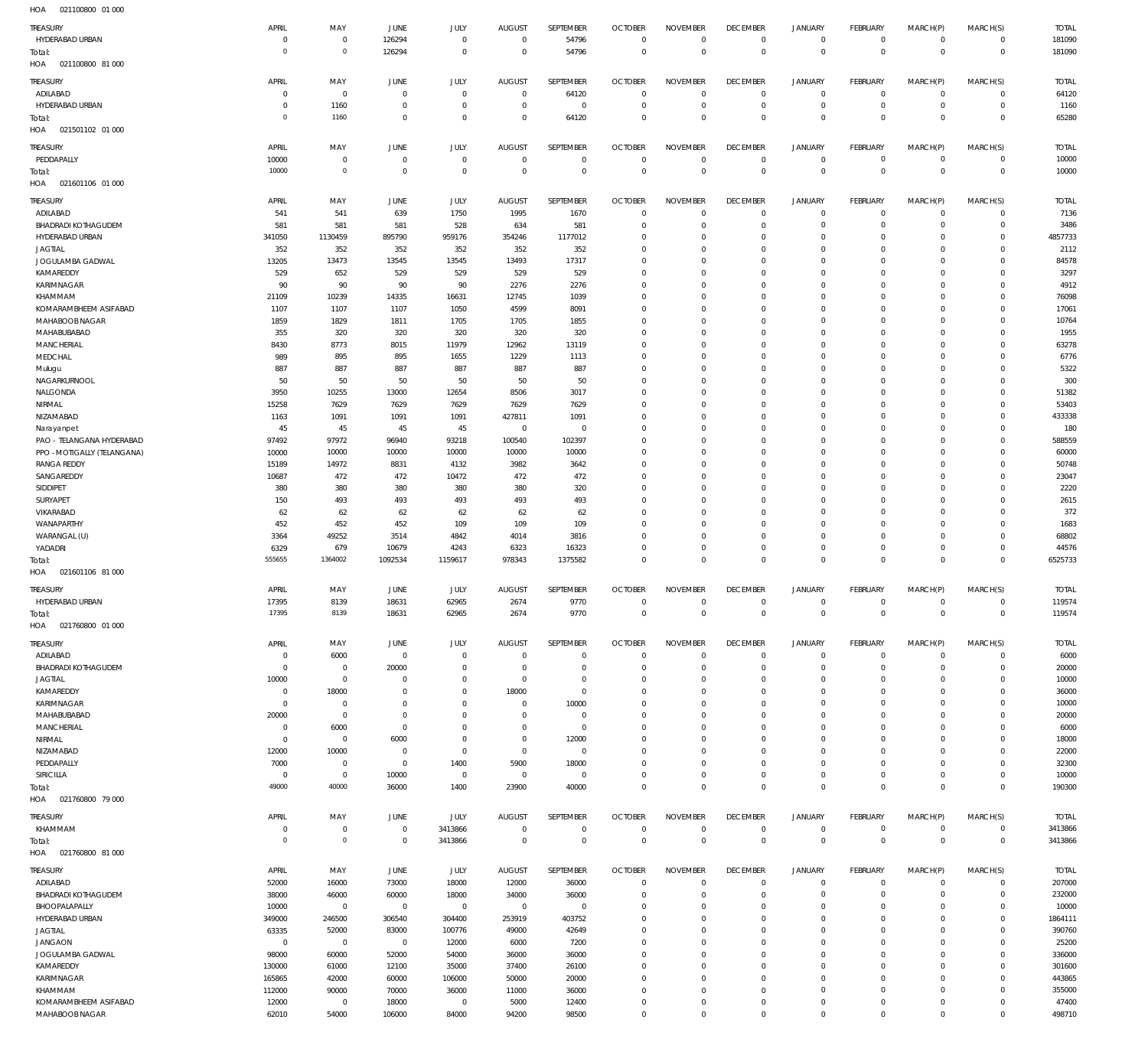HOA 021100800 01 000

| TREASURY | APRIL | MAY | JUNE | JULY | AUGUST | SEPTEMBER | OCTOBER | NOVEMBER | DECEMBER | JANUARY | FEBRUARY | MARCH(P) | MARCH(S) | TOTAL |
|---|---|---|---|---|---|---|---|---|---|---|---|---|---|---|
| HYDERABAD URBAN | 0 | 0 | 126294 | 0 | 0 | 54796 | 0 | 0 | 0 | 0 | 0 | 0 | 0 | 181090 |
| Total: | 0 | 0 | 126294 | 0 | 0 | 54796 | 0 | 0 | 0 | 0 | 0 | 0 | 0 | 181090 |

HOA 021100800 81 000

| TREASURY | APRIL | MAY | JUNE | JULY | AUGUST | SEPTEMBER | OCTOBER | NOVEMBER | DECEMBER | JANUARY | FEBRUARY | MARCH(P) | MARCH(S) | TOTAL |
|---|---|---|---|---|---|---|---|---|---|---|---|---|---|---|
| ADILABAD | 0 | 0 | 0 | 0 | 0 | 64120 | 0 | 0 | 0 | 0 | 0 | 0 | 0 | 64120 |
| HYDERABAD URBAN | 0 | 1160 | 0 | 0 | 0 | 0 | 0 | 0 | 0 | 0 | 0 | 0 | 0 | 1160 |
| Total: | 0 | 1160 | 0 | 0 | 0 | 64120 | 0 | 0 | 0 | 0 | 0 | 0 | 0 | 65280 |

HOA 021501102 01 000

| TREASURY | APRIL | MAY | JUNE | JULY | AUGUST | SEPTEMBER | OCTOBER | NOVEMBER | DECEMBER | JANUARY | FEBRUARY | MARCH(P) | MARCH(S) | TOTAL |
|---|---|---|---|---|---|---|---|---|---|---|---|---|---|---|
| PEDDAPALLY | 10000 | 0 | 0 | 0 | 0 | 0 | 0 | 0 | 0 | 0 | 0 | 0 | 0 | 10000 |
| Total: | 10000 | 0 | 0 | 0 | 0 | 0 | 0 | 0 | 0 | 0 | 0 | 0 | 0 | 10000 |

HOA 021601106 01 000

| TREASURY | APRIL | MAY | JUNE | JULY | AUGUST | SEPTEMBER | OCTOBER | NOVEMBER | DECEMBER | JANUARY | FEBRUARY | MARCH(P) | MARCH(S) | TOTAL |
|---|---|---|---|---|---|---|---|---|---|---|---|---|---|---|
| ADILABAD | 541 | 541 | 639 | 1750 | 1995 | 1670 | 0 | 0 | 0 | 0 | 0 | 0 | 0 | 7136 |
| BHADRADI KOTHAGUDEM | 581 | 581 | 581 | 528 | 634 | 581 | 0 | 0 | 0 | 0 | 0 | 0 | 0 | 3486 |
| HYDERABAD URBAN | 341050 | 1130459 | 895790 | 959176 | 354246 | 1177012 | 0 | 0 | 0 | 0 | 0 | 0 | 0 | 4857733 |
| JAGTIAL | 352 | 352 | 352 | 352 | 352 | 352 | 0 | 0 | 0 | 0 | 0 | 0 | 0 | 2112 |
| JOGULAMBA GADWAL | 13205 | 13473 | 13545 | 13545 | 13493 | 17317 | 0 | 0 | 0 | 0 | 0 | 0 | 0 | 84578 |
| KAMAREDDY | 529 | 652 | 529 | 529 | 529 | 529 | 0 | 0 | 0 | 0 | 0 | 0 | 0 | 3297 |
| KARIMNAGAR | 90 | 90 | 90 | 90 | 2276 | 2276 | 0 | 0 | 0 | 0 | 0 | 0 | 0 | 4912 |
| KHAMMAM | 21109 | 10239 | 14335 | 16631 | 12745 | 1039 | 0 | 0 | 0 | 0 | 0 | 0 | 0 | 76098 |
| KOMARAMBHEEM ASIFABAD | 1107 | 1107 | 1107 | 1050 | 4599 | 8091 | 0 | 0 | 0 | 0 | 0 | 0 | 0 | 17061 |
| MAHABOOB NAGAR | 1859 | 1829 | 1811 | 1705 | 1705 | 1855 | 0 | 0 | 0 | 0 | 0 | 0 | 0 | 10764 |
| MAHABUBABAD | 355 | 320 | 320 | 320 | 320 | 320 | 0 | 0 | 0 | 0 | 0 | 0 | 0 | 1955 |
| MANCHERIAL | 8430 | 8773 | 8015 | 11979 | 12962 | 13119 | 0 | 0 | 0 | 0 | 0 | 0 | 0 | 63278 |
| MEDCHAL | 989 | 895 | 895 | 1655 | 1229 | 1113 | 0 | 0 | 0 | 0 | 0 | 0 | 0 | 6776 |
| Mulugu | 887 | 887 | 887 | 887 | 887 | 887 | 0 | 0 | 0 | 0 | 0 | 0 | 0 | 5322 |
| NAGARKURNOOL | 50 | 50 | 50 | 50 | 50 | 50 | 0 | 0 | 0 | 0 | 0 | 0 | 0 | 300 |
| NALGONDA | 3950 | 10255 | 13000 | 12654 | 8506 | 3017 | 0 | 0 | 0 | 0 | 0 | 0 | 0 | 51382 |
| NIRMAL | 15258 | 7629 | 7629 | 7629 | 7629 | 7629 | 0 | 0 | 0 | 0 | 0 | 0 | 0 | 53403 |
| NIZAMABAD | 1163 | 1091 | 1091 | 1091 | 427811 | 1091 | 0 | 0 | 0 | 0 | 0 | 0 | 0 | 433338 |
| Narayanpet | 45 | 45 | 45 | 45 | 0 | 0 | 0 | 0 | 0 | 0 | 0 | 0 | 0 | 180 |
| PAO - TELANGANA HYDERABAD | 97492 | 97972 | 96940 | 93218 | 100540 | 102397 | 0 | 0 | 0 | 0 | 0 | 0 | 0 | 588559 |
| PPO - MOTIGALLY (TELANGANA) | 10000 | 10000 | 10000 | 10000 | 10000 | 10000 | 0 | 0 | 0 | 0 | 0 | 0 | 0 | 60000 |
| RANGA REDDY | 15189 | 14972 | 8831 | 4132 | 3982 | 3642 | 0 | 0 | 0 | 0 | 0 | 0 | 0 | 50748 |
| SANGAREDDY | 10687 | 472 | 472 | 10472 | 472 | 472 | 0 | 0 | 0 | 0 | 0 | 0 | 0 | 23047 |
| SIDDIPET | 380 | 380 | 380 | 380 | 380 | 320 | 0 | 0 | 0 | 0 | 0 | 0 | 0 | 2220 |
| SURYAPET | 150 | 493 | 493 | 493 | 493 | 493 | 0 | 0 | 0 | 0 | 0 | 0 | 0 | 2615 |
| VIKARABAD | 62 | 62 | 62 | 62 | 62 | 62 | 0 | 0 | 0 | 0 | 0 | 0 | 0 | 372 |
| WANAPARTHY | 452 | 452 | 452 | 109 | 109 | 109 | 0 | 0 | 0 | 0 | 0 | 0 | 0 | 1683 |
| WARANGAL (U) | 3364 | 49252 | 3514 | 4842 | 4014 | 3816 | 0 | 0 | 0 | 0 | 0 | 0 | 0 | 68802 |
| YADADRI | 6329 | 679 | 10679 | 4243 | 6323 | 16323 | 0 | 0 | 0 | 0 | 0 | 0 | 0 | 44576 |
| Total: | 555655 | 1364002 | 1092534 | 1159617 | 978343 | 1375582 | 0 | 0 | 0 | 0 | 0 | 0 | 0 | 6525733 |

HOA 021601106 81 000

| TREASURY | APRIL | MAY | JUNE | JULY | AUGUST | SEPTEMBER | OCTOBER | NOVEMBER | DECEMBER | JANUARY | FEBRUARY | MARCH(P) | MARCH(S) | TOTAL |
|---|---|---|---|---|---|---|---|---|---|---|---|---|---|---|
| HYDERABAD URBAN | 17395 | 8139 | 18631 | 62965 | 2674 | 9770 | 0 | 0 | 0 | 0 | 0 | 0 | 0 | 119574 |
| Total: | 17395 | 8139 | 18631 | 62965 | 2674 | 9770 | 0 | 0 | 0 | 0 | 0 | 0 | 0 | 119574 |

HOA 021760800 01 000

| TREASURY | APRIL | MAY | JUNE | JULY | AUGUST | SEPTEMBER | OCTOBER | NOVEMBER | DECEMBER | JANUARY | FEBRUARY | MARCH(P) | MARCH(S) | TOTAL |
|---|---|---|---|---|---|---|---|---|---|---|---|---|---|---|
| ADILABAD | 0 | 6000 | 0 | 0 | 0 | 0 | 0 | 0 | 0 | 0 | 0 | 0 | 0 | 6000 |
| BHADRADI KOTHAGUDEM | 0 | 0 | 20000 | 0 | 0 | 0 | 0 | 0 | 0 | 0 | 0 | 0 | 0 | 20000 |
| JAGTIAL | 10000 | 0 | 0 | 0 | 0 | 0 | 0 | 0 | 0 | 0 | 0 | 0 | 0 | 10000 |
| KAMAREDDY | 0 | 18000 | 0 | 0 | 18000 | 0 | 0 | 0 | 0 | 0 | 0 | 0 | 0 | 36000 |
| KARIMNAGAR | 0 | 0 | 0 | 0 | 0 | 10000 | 0 | 0 | 0 | 0 | 0 | 0 | 0 | 10000 |
| MAHABUBABAD | 20000 | 0 | 0 | 0 | 0 | 0 | 0 | 0 | 0 | 0 | 0 | 0 | 0 | 20000 |
| MANCHERIAL | 0 | 6000 | 0 | 0 | 0 | 0 | 0 | 0 | 0 | 0 | 0 | 0 | 0 | 6000 |
| NIRMAL | 0 | 0 | 6000 | 0 | 0 | 12000 | 0 | 0 | 0 | 0 | 0 | 0 | 0 | 18000 |
| NIZAMABAD | 12000 | 10000 | 0 | 0 | 0 | 0 | 0 | 0 | 0 | 0 | 0 | 0 | 0 | 22000 |
| PEDDAPALLY | 7000 | 0 | 0 | 1400 | 5900 | 18000 | 0 | 0 | 0 | 0 | 0 | 0 | 0 | 32300 |
| SIRICILLA | 0 | 0 | 10000 | 0 | 0 | 0 | 0 | 0 | 0 | 0 | 0 | 0 | 0 | 10000 |
| Total: | 49000 | 40000 | 36000 | 1400 | 23900 | 40000 | 0 | 0 | 0 | 0 | 0 | 0 | 0 | 190300 |

HOA 021760800 79 000

| TREASURY | APRIL | MAY | JUNE | JULY | AUGUST | SEPTEMBER | OCTOBER | NOVEMBER | DECEMBER | JANUARY | FEBRUARY | MARCH(P) | MARCH(S) | TOTAL |
|---|---|---|---|---|---|---|---|---|---|---|---|---|---|---|
| KHAMMAM | 0 | 0 | 0 | 3413866 | 0 | 0 | 0 | 0 | 0 | 0 | 0 | 0 | 0 | 3413866 |
| Total: | 0 | 0 | 0 | 3413866 | 0 | 0 | 0 | 0 | 0 | 0 | 0 | 0 | 0 | 3413866 |

HOA 021760800 81 000

| TREASURY | APRIL | MAY | JUNE | JULY | AUGUST | SEPTEMBER | OCTOBER | NOVEMBER | DECEMBER | JANUARY | FEBRUARY | MARCH(P) | MARCH(S) | TOTAL |
|---|---|---|---|---|---|---|---|---|---|---|---|---|---|---|
| ADILABAD | 52000 | 16000 | 73000 | 18000 | 12000 | 36000 | 0 | 0 | 0 | 0 | 0 | 0 | 0 | 207000 |
| BHADRADI KOTHAGUDEM | 38000 | 46000 | 60000 | 18000 | 34000 | 36000 | 0 | 0 | 0 | 0 | 0 | 0 | 0 | 232000 |
| BHOOPALAPALLY | 10000 | 0 | 0 | 0 | 0 | 0 | 0 | 0 | 0 | 0 | 0 | 0 | 0 | 10000 |
| HYDERABAD URBAN | 349000 | 246500 | 306540 | 304400 | 253919 | 403752 | 0 | 0 | 0 | 0 | 0 | 0 | 0 | 1864111 |
| JAGTIAL | 63335 | 52000 | 83000 | 100776 | 49000 | 42649 | 0 | 0 | 0 | 0 | 0 | 0 | 0 | 390760 |
| JANGAON | 0 | 0 | 0 | 12000 | 6000 | 7200 | 0 | 0 | 0 | 0 | 0 | 0 | 0 | 25200 |
| JOGULAMBA GADWAL | 98000 | 60000 | 52000 | 54000 | 36000 | 36000 | 0 | 0 | 0 | 0 | 0 | 0 | 0 | 336000 |
| KAMAREDDY | 130000 | 61000 | 12100 | 35000 | 37400 | 26100 | 0 | 0 | 0 | 0 | 0 | 0 | 0 | 301600 |
| KARIMNAGAR | 165865 | 42000 | 60000 | 106000 | 50000 | 20000 | 0 | 0 | 0 | 0 | 0 | 0 | 0 | 443865 |
| KHAMMAM | 112000 | 90000 | 70000 | 36000 | 11000 | 36000 | 0 | 0 | 0 | 0 | 0 | 0 | 0 | 355000 |
| KOMARAMBHEEM ASIFABAD | 12000 | 0 | 18000 | 0 | 5000 | 12400 | 0 | 0 | 0 | 0 | 0 | 0 | 0 | 47400 |
| MAHABOOB NAGAR | 62010 | 54000 | 106000 | 84000 | 94200 | 98500 | 0 | 0 | 0 | 0 | 0 | 0 | 0 | 498710 |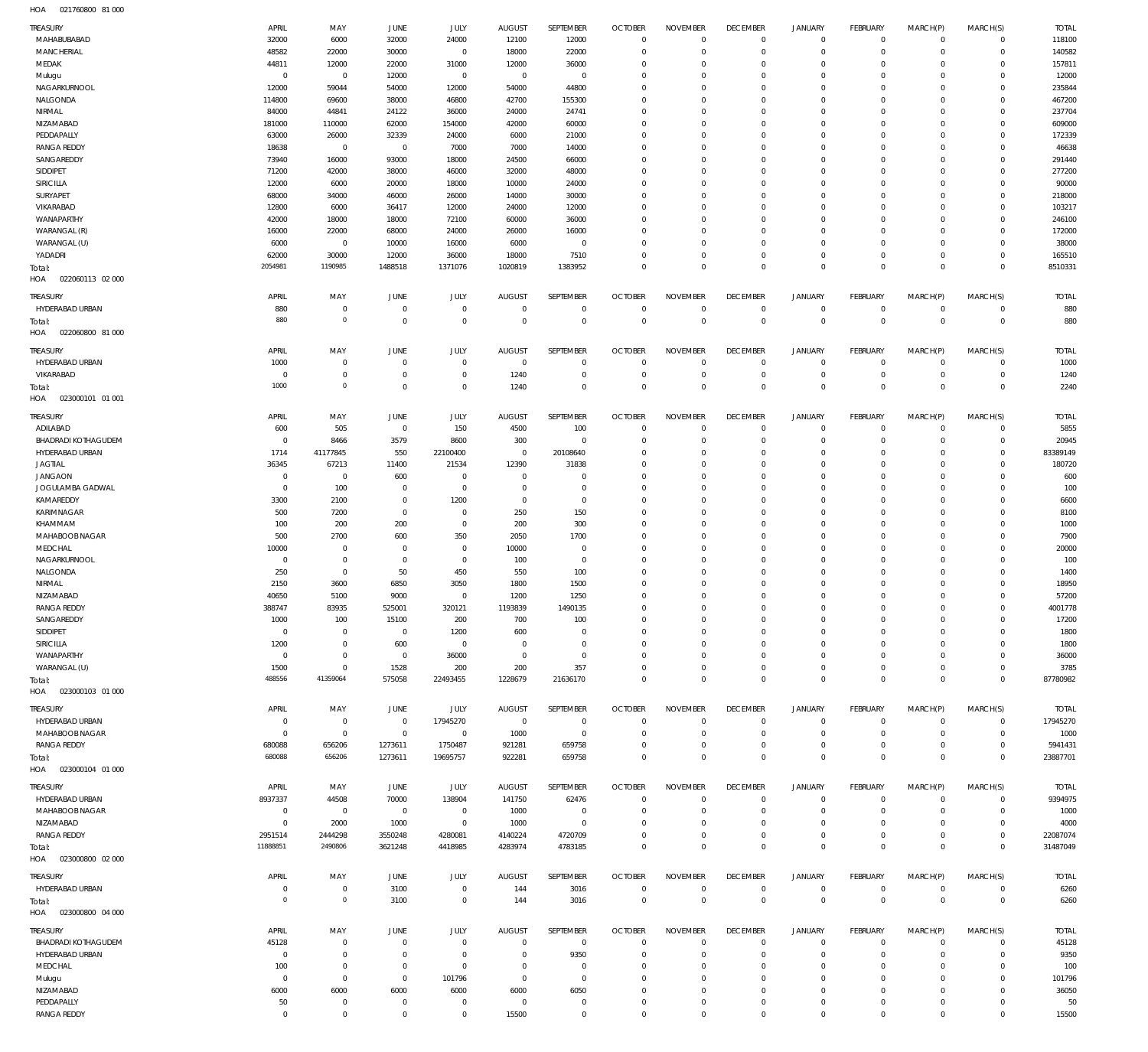HOA 021760800 81 000

| TREASURY | APRIL | MAY | JUNE | JULY | AUGUST | SEPTEMBER | OCTOBER | NOVEMBER | DECEMBER | JANUARY | FEBRUARY | MARCH(P) | MARCH(S) | TOTAL |
|---|---|---|---|---|---|---|---|---|---|---|---|---|---|---|
| MAHABUBABAD | 32000 | 6000 | 32000 | 24000 | 12100 | 12000 | 0 | 0 | 0 | 0 | 0 | 0 | 0 | 118100 |
| MANCHERIAL | 48582 | 22000 | 30000 | 0 | 18000 | 22000 | 0 | 0 | 0 | 0 | 0 | 0 | 0 | 140582 |
| MEDAK | 44811 | 12000 | 22000 | 31000 | 12000 | 36000 | 0 | 0 | 0 | 0 | 0 | 0 | 0 | 157811 |
| Mulugu | 0 | 0 | 12000 | 0 | 0 | 0 | 0 | 0 | 0 | 0 | 0 | 0 | 0 | 12000 |
| NAGARKURNOOL | 12000 | 59044 | 54000 | 12000 | 54000 | 44800 | 0 | 0 | 0 | 0 | 0 | 0 | 0 | 235844 |
| NALGONDA | 114800 | 69600 | 38000 | 46800 | 42700 | 155300 | 0 | 0 | 0 | 0 | 0 | 0 | 0 | 467200 |
| NIRMAL | 84000 | 44841 | 24122 | 36000 | 24000 | 24741 | 0 | 0 | 0 | 0 | 0 | 0 | 0 | 237704 |
| NIZAMABAD | 181000 | 110000 | 62000 | 154000 | 42000 | 60000 | 0 | 0 | 0 | 0 | 0 | 0 | 0 | 609000 |
| PEDDAPALLY | 63000 | 26000 | 32339 | 24000 | 6000 | 21000 | 0 | 0 | 0 | 0 | 0 | 0 | 0 | 172339 |
| RANGA REDDY | 18638 | 0 | 0 | 7000 | 7000 | 14000 | 0 | 0 | 0 | 0 | 0 | 0 | 0 | 46638 |
| SANGAREDDY | 73940 | 16000 | 93000 | 18000 | 24500 | 66000 | 0 | 0 | 0 | 0 | 0 | 0 | 0 | 291440 |
| SIDDIPET | 71200 | 42000 | 38000 | 46000 | 32000 | 48000 | 0 | 0 | 0 | 0 | 0 | 0 | 0 | 277200 |
| SIRICILLA | 12000 | 6000 | 20000 | 18000 | 10000 | 24000 | 0 | 0 | 0 | 0 | 0 | 0 | 0 | 90000 |
| SURYAPET | 68000 | 34000 | 46000 | 26000 | 14000 | 30000 | 0 | 0 | 0 | 0 | 0 | 0 | 0 | 218000 |
| VIKARABAD | 12800 | 6000 | 36417 | 12000 | 24000 | 12000 | 0 | 0 | 0 | 0 | 0 | 0 | 0 | 103217 |
| WANAPARTHY | 42000 | 18000 | 18000 | 72100 | 60000 | 36000 | 0 | 0 | 0 | 0 | 0 | 0 | 0 | 246100 |
| WARANGAL (R) | 16000 | 22000 | 68000 | 24000 | 26000 | 16000 | 0 | 0 | 0 | 0 | 0 | 0 | 0 | 172000 |
| WARANGAL (U) | 6000 | 0 | 10000 | 16000 | 6000 | 0 | 0 | 0 | 0 | 0 | 0 | 0 | 0 | 38000 |
| YADADRI | 62000 | 30000 | 12000 | 36000 | 18000 | 7510 | 0 | 0 | 0 | 0 | 0 | 0 | 0 | 165510 |
| Total: | 2054981 | 1190985 | 1488518 | 1371076 | 1020819 | 1383952 | 0 | 0 | 0 | 0 | 0 | 0 | 0 | 8510331 |

HOA 022060113 02 000

| TREASURY | APRIL | MAY | JUNE | JULY | AUGUST | SEPTEMBER | OCTOBER | NOVEMBER | DECEMBER | JANUARY | FEBRUARY | MARCH(P) | MARCH(S) | TOTAL |
|---|---|---|---|---|---|---|---|---|---|---|---|---|---|---|
| HYDERABAD URBAN | 880 | 0 | 0 | 0 | 0 | 0 | 0 | 0 | 0 | 0 | 0 | 0 | 0 | 880 |
| Total: | 880 | 0 | 0 | 0 | 0 | 0 | 0 | 0 | 0 | 0 | 0 | 0 | 0 | 880 |

HOA 022060800 81 000

| TREASURY | APRIL | MAY | JUNE | JULY | AUGUST | SEPTEMBER | OCTOBER | NOVEMBER | DECEMBER | JANUARY | FEBRUARY | MARCH(P) | MARCH(S) | TOTAL |
|---|---|---|---|---|---|---|---|---|---|---|---|---|---|---|
| HYDERABAD URBAN | 1000 | 0 | 0 | 0 | 0 | 0 | 0 | 0 | 0 | 0 | 0 | 0 | 0 | 1000 |
| VIKARABAD | 0 | 0 | 0 | 0 | 1240 | 0 | 0 | 0 | 0 | 0 | 0 | 0 | 0 | 1240 |
| Total: | 1000 | 0 | 0 | 0 | 1240 | 0 | 0 | 0 | 0 | 0 | 0 | 0 | 0 | 2240 |

HOA 023000101 01 001

| TREASURY | APRIL | MAY | JUNE | JULY | AUGUST | SEPTEMBER | OCTOBER | NOVEMBER | DECEMBER | JANUARY | FEBRUARY | MARCH(P) | MARCH(S) | TOTAL |
|---|---|---|---|---|---|---|---|---|---|---|---|---|---|---|
| ADILABAD | 600 | 505 | 0 | 150 | 4500 | 100 | 0 | 0 | 0 | 0 | 0 | 0 | 0 | 5855 |
| BHADRADI KOTHAGUDEM | 0 | 8466 | 3579 | 8600 | 300 | 0 | 0 | 0 | 0 | 0 | 0 | 0 | 0 | 20945 |
| HYDERABAD URBAN | 1714 | 41177845 | 550 | 22100400 | 0 | 20108640 | 0 | 0 | 0 | 0 | 0 | 0 | 0 | 83389149 |
| JAGTIAL | 36345 | 67213 | 11400 | 21534 | 12390 | 31838 | 0 | 0 | 0 | 0 | 0 | 0 | 0 | 180720 |
| JANGAON | 0 | 0 | 600 | 0 | 0 | 0 | 0 | 0 | 0 | 0 | 0 | 0 | 0 | 600 |
| JOGULAMBA GADWAL | 0 | 100 | 0 | 0 | 0 | 0 | 0 | 0 | 0 | 0 | 0 | 0 | 0 | 100 |
| KAMAREDDY | 3300 | 2100 | 0 | 1200 | 0 | 0 | 0 | 0 | 0 | 0 | 0 | 0 | 0 | 6600 |
| KARIMNAGAR | 500 | 7200 | 0 | 0 | 250 | 150 | 0 | 0 | 0 | 0 | 0 | 0 | 0 | 8100 |
| KHAMMAM | 100 | 200 | 200 | 0 | 200 | 300 | 0 | 0 | 0 | 0 | 0 | 0 | 0 | 1000 |
| MAHABOOBNAGAR | 500 | 2700 | 600 | 350 | 2050 | 1700 | 0 | 0 | 0 | 0 | 0 | 0 | 0 | 7900 |
| MEDCHAL | 10000 | 0 | 0 | 0 | 10000 | 0 | 0 | 0 | 0 | 0 | 0 | 0 | 0 | 20000 |
| NAGARKURNOOL | 0 | 0 | 0 | 0 | 100 | 0 | 0 | 0 | 0 | 0 | 0 | 0 | 0 | 100 |
| NALGONDA | 250 | 0 | 50 | 450 | 550 | 100 | 0 | 0 | 0 | 0 | 0 | 0 | 0 | 1400 |
| NIRMAL | 2150 | 3600 | 6850 | 3050 | 1800 | 1500 | 0 | 0 | 0 | 0 | 0 | 0 | 0 | 18950 |
| NIZAMABAD | 40650 | 5100 | 9000 | 0 | 1200 | 1250 | 0 | 0 | 0 | 0 | 0 | 0 | 0 | 57200 |
| RANGA REDDY | 388747 | 83935 | 525001 | 320121 | 1193839 | 1490135 | 0 | 0 | 0 | 0 | 0 | 0 | 0 | 4001778 |
| SANGAREDDY | 1000 | 100 | 15100 | 200 | 700 | 100 | 0 | 0 | 0 | 0 | 0 | 0 | 0 | 17200 |
| SIDDIPET | 0 | 0 | 0 | 1200 | 600 | 0 | 0 | 0 | 0 | 0 | 0 | 0 | 0 | 1800 |
| SIRICILLA | 1200 | 0 | 600 | 0 | 0 | 0 | 0 | 0 | 0 | 0 | 0 | 0 | 0 | 1800 |
| WANAPARTHY | 0 | 0 | 0 | 36000 | 0 | 0 | 0 | 0 | 0 | 0 | 0 | 0 | 0 | 36000 |
| WARANGAL (U) | 1500 | 0 | 1528 | 200 | 200 | 357 | 0 | 0 | 0 | 0 | 0 | 0 | 0 | 3785 |
| Total: | 488556 | 41359064 | 575058 | 22493455 | 1228679 | 21636170 | 0 | 0 | 0 | 0 | 0 | 0 | 0 | 87780982 |

HOA 023000103 01 000

| TREASURY | APRIL | MAY | JUNE | JULY | AUGUST | SEPTEMBER | OCTOBER | NOVEMBER | DECEMBER | JANUARY | FEBRUARY | MARCH(P) | MARCH(S) | TOTAL |
|---|---|---|---|---|---|---|---|---|---|---|---|---|---|---|
| HYDERABAD URBAN | 0 | 0 | 0 | 17945270 | 0 | 0 | 0 | 0 | 0 | 0 | 0 | 0 | 0 | 17945270 |
| MAHABOOBNAGAR | 0 | 0 | 0 | 0 | 1000 | 0 | 0 | 0 | 0 | 0 | 0 | 0 | 0 | 1000 |
| RANGA REDDY | 680088 | 656206 | 1273611 | 1750487 | 921281 | 659758 | 0 | 0 | 0 | 0 | 0 | 0 | 0 | 5941431 |
| Total: | 680088 | 656206 | 1273611 | 19695757 | 922281 | 659758 | 0 | 0 | 0 | 0 | 0 | 0 | 0 | 23887701 |

HOA 023000104 01 000

| TREASURY | APRIL | MAY | JUNE | JULY | AUGUST | SEPTEMBER | OCTOBER | NOVEMBER | DECEMBER | JANUARY | FEBRUARY | MARCH(P) | MARCH(S) | TOTAL |
|---|---|---|---|---|---|---|---|---|---|---|---|---|---|---|
| HYDERABAD URBAN | 8937337 | 44508 | 70000 | 138904 | 141750 | 62476 | 0 | 0 | 0 | 0 | 0 | 0 | 0 | 9394975 |
| MAHABOOBNAGAR | 0 | 0 | 0 | 0 | 1000 | 0 | 0 | 0 | 0 | 0 | 0 | 0 | 0 | 1000 |
| NIZAMABAD | 0 | 2000 | 1000 | 0 | 1000 | 0 | 0 | 0 | 0 | 0 | 0 | 0 | 0 | 4000 |
| RANGA REDDY | 2951514 | 2444298 | 3550248 | 4280081 | 4140224 | 4720709 | 0 | 0 | 0 | 0 | 0 | 0 | 0 | 22087074 |
| Total: | 11888851 | 2490806 | 3621248 | 4418985 | 4283974 | 4783185 | 0 | 0 | 0 | 0 | 0 | 0 | 0 | 31487049 |

HOA 023000800 02 000

| TREASURY | APRIL | MAY | JUNE | JULY | AUGUST | SEPTEMBER | OCTOBER | NOVEMBER | DECEMBER | JANUARY | FEBRUARY | MARCH(P) | MARCH(S) | TOTAL |
|---|---|---|---|---|---|---|---|---|---|---|---|---|---|---|
| HYDERABAD URBAN | 0 | 0 | 3100 | 0 | 144 | 3016 | 0 | 0 | 0 | 0 | 0 | 0 | 0 | 6260 |
| Total: | 0 | 0 | 3100 | 0 | 144 | 3016 | 0 | 0 | 0 | 0 | 0 | 0 | 0 | 6260 |

HOA 023000800 04 000

| TREASURY | APRIL | MAY | JUNE | JULY | AUGUST | SEPTEMBER | OCTOBER | NOVEMBER | DECEMBER | JANUARY | FEBRUARY | MARCH(P) | MARCH(S) | TOTAL |
|---|---|---|---|---|---|---|---|---|---|---|---|---|---|---|
| BHADRADI KOTHAGUDEM | 45128 | 0 | 0 | 0 | 0 | 0 | 0 | 0 | 0 | 0 | 0 | 0 | 0 | 45128 |
| HYDERABAD URBAN | 0 | 0 | 0 | 0 | 0 | 9350 | 0 | 0 | 0 | 0 | 0 | 0 | 0 | 9350 |
| MEDCHAL | 100 | 0 | 0 | 0 | 0 | 0 | 0 | 0 | 0 | 0 | 0 | 0 | 0 | 100 |
| Mulugu | 0 | 0 | 0 | 101796 | 0 | 0 | 0 | 0 | 0 | 0 | 0 | 0 | 0 | 101796 |
| NIZAMABAD | 6000 | 6000 | 6000 | 6000 | 6000 | 6050 | 0 | 0 | 0 | 0 | 0 | 0 | 0 | 36050 |
| PEDDAPALLY | 50 | 0 | 0 | 0 | 0 | 0 | 0 | 0 | 0 | 0 | 0 | 0 | 0 | 50 |
| RANGA REDDY | 0 | 0 | 0 | 0 | 15500 | 0 | 0 | 0 | 0 | 0 | 0 | 0 | 0 | 15500 |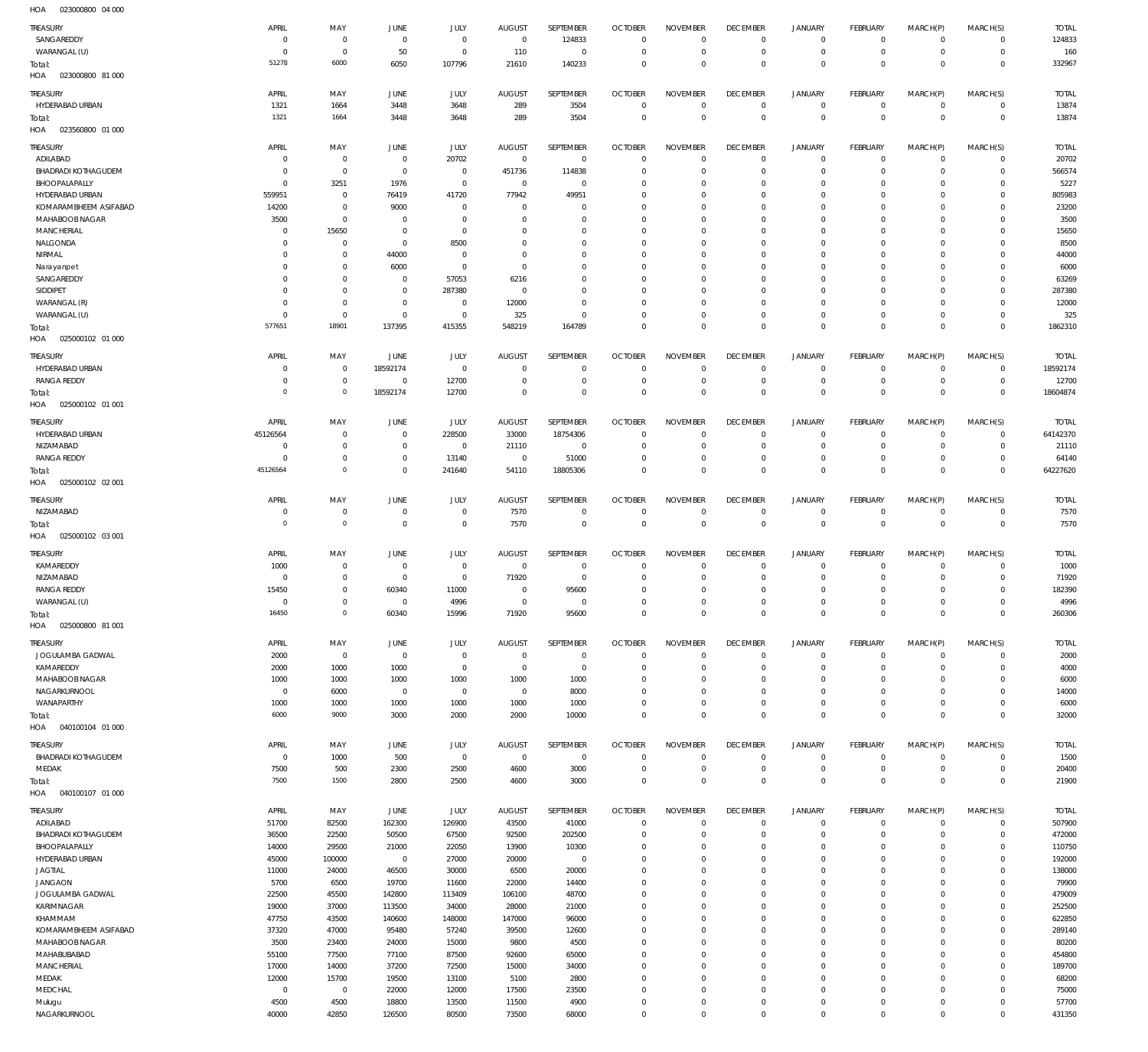HOA 023000800 04 000

| TREASURY | APRIL | MAY | JUNE | JULY | AUGUST | SEPTEMBER | OCTOBER | NOVEMBER | DECEMBER | JANUARY | FEBRUARY | MARCH(P) | MARCH(S) | TOTAL |
|---|---|---|---|---|---|---|---|---|---|---|---|---|---|---|
| SANGAREDDY | 0 | 0 | 0 | 0 | 0 | 124833 | 0 | 0 | 0 | 0 | 0 | 0 | 0 | 124833 |
| WARANGAL (U) | 0 | 0 | 50 | 0 | 110 | 0 | 0 | 0 | 0 | 0 | 0 | 0 | 0 | 160 |
| Total: | 51278 | 6000 | 6050 | 107796 | 21610 | 140233 | 0 | 0 | 0 | 0 | 0 | 0 | 0 | 332967 |

HOA 023000800 81 000

| TREASURY | APRIL | MAY | JUNE | JULY | AUGUST | SEPTEMBER | OCTOBER | NOVEMBER | DECEMBER | JANUARY | FEBRUARY | MARCH(P) | MARCH(S) | TOTAL |
|---|---|---|---|---|---|---|---|---|---|---|---|---|---|---|
| HYDERABAD URBAN | 1321 | 1664 | 3448 | 3648 | 289 | 3504 | 0 | 0 | 0 | 0 | 0 | 0 | 0 | 13874 |
| Total: | 1321 | 1664 | 3448 | 3648 | 289 | 3504 | 0 | 0 | 0 | 0 | 0 | 0 | 0 | 13874 |

HOA 023560800 01 000

| TREASURY | APRIL | MAY | JUNE | JULY | AUGUST | SEPTEMBER | OCTOBER | NOVEMBER | DECEMBER | JANUARY | FEBRUARY | MARCH(P) | MARCH(S) | TOTAL |
|---|---|---|---|---|---|---|---|---|---|---|---|---|---|---|
| ADILABAD | 0 | 0 | 0 | 20702 | 0 | 0 | 0 | 0 | 0 | 0 | 0 | 0 | 0 | 20702 |
| BHADRADI KOTHAGUDEM | 0 | 0 | 0 | 0 | 451736 | 114838 | 0 | 0 | 0 | 0 | 0 | 0 | 0 | 566574 |
| BHOOPALAPALLY | 0 | 3251 | 1976 | 0 | 0 | 0 | 0 | 0 | 0 | 0 | 0 | 0 | 0 | 5227 |
| HYDERABAD URBAN | 559951 | 0 | 76419 | 41720 | 77942 | 49951 | 0 | 0 | 0 | 0 | 0 | 0 | 0 | 805983 |
| KOMARAMBHEEM ASIFABAD | 14200 | 0 | 9000 | 0 | 0 | 0 | 0 | 0 | 0 | 0 | 0 | 0 | 0 | 23200 |
| MAHABOOBNAGAR | 3500 | 0 | 0 | 0 | 0 | 0 | 0 | 0 | 0 | 0 | 0 | 0 | 0 | 3500 |
| MANCHERIAL | 0 | 15650 | 0 | 0 | 0 | 0 | 0 | 0 | 0 | 0 | 0 | 0 | 0 | 15650 |
| NALGONDA | 0 | 0 | 0 | 8500 | 0 | 0 | 0 | 0 | 0 | 0 | 0 | 0 | 0 | 8500 |
| NIRMAL | 0 | 0 | 44000 | 0 | 0 | 0 | 0 | 0 | 0 | 0 | 0 | 0 | 0 | 44000 |
| Narayanpet | 0 | 0 | 6000 | 0 | 0 | 0 | 0 | 0 | 0 | 0 | 0 | 0 | 0 | 6000 |
| SANGAREDDY | 0 | 0 | 0 | 57053 | 6216 | 0 | 0 | 0 | 0 | 0 | 0 | 0 | 0 | 63269 |
| SIDDIPET | 0 | 0 | 0 | 287380 | 0 | 0 | 0 | 0 | 0 | 0 | 0 | 0 | 0 | 287380 |
| WARANGAL (R) | 0 | 0 | 0 | 0 | 12000 | 0 | 0 | 0 | 0 | 0 | 0 | 0 | 0 | 12000 |
| WARANGAL (U) | 0 | 0 | 0 | 0 | 325 | 0 | 0 | 0 | 0 | 0 | 0 | 0 | 0 | 325 |
| Total: | 577651 | 18901 | 137395 | 415355 | 548219 | 164789 | 0 | 0 | 0 | 0 | 0 | 0 | 0 | 1862310 |

HOA 025000102 01 000

| TREASURY | APRIL | MAY | JUNE | JULY | AUGUST | SEPTEMBER | OCTOBER | NOVEMBER | DECEMBER | JANUARY | FEBRUARY | MARCH(P) | MARCH(S) | TOTAL |
|---|---|---|---|---|---|---|---|---|---|---|---|---|---|---|
| HYDERABAD URBAN | 0 | 0 | 18592174 | 0 | 0 | 0 | 0 | 0 | 0 | 0 | 0 | 0 | 0 | 18592174 |
| RANGA REDDY | 0 | 0 | 0 | 12700 | 0 | 0 | 0 | 0 | 0 | 0 | 0 | 0 | 0 | 12700 |
| Total: | 0 | 0 | 18592174 | 12700 | 0 | 0 | 0 | 0 | 0 | 0 | 0 | 0 | 0 | 18604874 |

HOA 025000102 01 001

| TREASURY | APRIL | MAY | JUNE | JULY | AUGUST | SEPTEMBER | OCTOBER | NOVEMBER | DECEMBER | JANUARY | FEBRUARY | MARCH(P) | MARCH(S) | TOTAL |
|---|---|---|---|---|---|---|---|---|---|---|---|---|---|---|
| HYDERABAD URBAN | 45126564 | 0 | 0 | 228500 | 33000 | 18754306 | 0 | 0 | 0 | 0 | 0 | 0 | 0 | 64142370 |
| NIZAMABAD | 0 | 0 | 0 | 0 | 21110 | 0 | 0 | 0 | 0 | 0 | 0 | 0 | 0 | 21110 |
| RANGA REDDY | 0 | 0 | 0 | 13140 | 0 | 51000 | 0 | 0 | 0 | 0 | 0 | 0 | 0 | 64140 |
| Total: | 45126564 | 0 | 0 | 241640 | 54110 | 18805306 | 0 | 0 | 0 | 0 | 0 | 0 | 0 | 64227620 |

HOA 025000102 02 001

| TREASURY | APRIL | MAY | JUNE | JULY | AUGUST | SEPTEMBER | OCTOBER | NOVEMBER | DECEMBER | JANUARY | FEBRUARY | MARCH(P) | MARCH(S) | TOTAL |
|---|---|---|---|---|---|---|---|---|---|---|---|---|---|---|
| NIZAMABAD | 0 | 0 | 0 | 0 | 7570 | 0 | 0 | 0 | 0 | 0 | 0 | 0 | 0 | 7570 |
| Total: | 0 | 0 | 0 | 0 | 7570 | 0 | 0 | 0 | 0 | 0 | 0 | 0 | 0 | 7570 |

HOA 025000102 03 001

| TREASURY | APRIL | MAY | JUNE | JULY | AUGUST | SEPTEMBER | OCTOBER | NOVEMBER | DECEMBER | JANUARY | FEBRUARY | MARCH(P) | MARCH(S) | TOTAL |
|---|---|---|---|---|---|---|---|---|---|---|---|---|---|---|
| KAMAREDDY | 1000 | 0 | 0 | 0 | 0 | 0 | 0 | 0 | 0 | 0 | 0 | 0 | 0 | 1000 |
| NIZAMABAD | 0 | 0 | 0 | 0 | 71920 | 0 | 0 | 0 | 0 | 0 | 0 | 0 | 0 | 71920 |
| RANGA REDDY | 15450 | 0 | 60340 | 11000 | 0 | 95600 | 0 | 0 | 0 | 0 | 0 | 0 | 0 | 182390 |
| WARANGAL (U) | 0 | 0 | 0 | 4996 | 0 | 0 | 0 | 0 | 0 | 0 | 0 | 0 | 0 | 4996 |
| Total: | 16450 | 0 | 60340 | 15996 | 71920 | 95600 | 0 | 0 | 0 | 0 | 0 | 0 | 0 | 260306 |

HOA 025000800 81 001

| TREASURY | APRIL | MAY | JUNE | JULY | AUGUST | SEPTEMBER | OCTOBER | NOVEMBER | DECEMBER | JANUARY | FEBRUARY | MARCH(P) | MARCH(S) | TOTAL |
|---|---|---|---|---|---|---|---|---|---|---|---|---|---|---|
| JOGULAMBA GADWAL | 2000 | 0 | 0 | 0 | 0 | 0 | 0 | 0 | 0 | 0 | 0 | 0 | 0 | 2000 |
| KAMAREDDY | 2000 | 1000 | 1000 | 0 | 0 | 0 | 0 | 0 | 0 | 0 | 0 | 0 | 0 | 4000 |
| MAHABOOBNAGAR | 1000 | 1000 | 1000 | 1000 | 1000 | 1000 | 0 | 0 | 0 | 0 | 0 | 0 | 0 | 6000 |
| NAGARKURNOOL | 0 | 6000 | 0 | 0 | 0 | 8000 | 0 | 0 | 0 | 0 | 0 | 0 | 0 | 14000 |
| WANAPARTHY | 1000 | 1000 | 1000 | 1000 | 1000 | 1000 | 0 | 0 | 0 | 0 | 0 | 0 | 0 | 6000 |
| Total: | 6000 | 9000 | 3000 | 2000 | 2000 | 10000 | 0 | 0 | 0 | 0 | 0 | 0 | 0 | 32000 |

HOA 040100104 01 000

| TREASURY | APRIL | MAY | JUNE | JULY | AUGUST | SEPTEMBER | OCTOBER | NOVEMBER | DECEMBER | JANUARY | FEBRUARY | MARCH(P) | MARCH(S) | TOTAL |
|---|---|---|---|---|---|---|---|---|---|---|---|---|---|---|
| BHADRADI KOTHAGUDEM | 0 | 1000 | 500 | 0 | 0 | 0 | 0 | 0 | 0 | 0 | 0 | 0 | 0 | 1500 |
| MEDAK | 7500 | 500 | 2300 | 2500 | 4600 | 3000 | 0 | 0 | 0 | 0 | 0 | 0 | 0 | 20400 |
| Total: | 7500 | 1500 | 2800 | 2500 | 4600 | 3000 | 0 | 0 | 0 | 0 | 0 | 0 | 0 | 21900 |

HOA 040100107 01 000

| TREASURY | APRIL | MAY | JUNE | JULY | AUGUST | SEPTEMBER | OCTOBER | NOVEMBER | DECEMBER | JANUARY | FEBRUARY | MARCH(P) | MARCH(S) | TOTAL |
|---|---|---|---|---|---|---|---|---|---|---|---|---|---|---|
| ADILABAD | 51700 | 82500 | 162300 | 126900 | 43500 | 41000 | 0 | 0 | 0 | 0 | 0 | 0 | 0 | 507900 |
| BHADRADI KOTHAGUDEM | 36500 | 22500 | 50500 | 67500 | 92500 | 202500 | 0 | 0 | 0 | 0 | 0 | 0 | 0 | 472000 |
| BHOOPALAPALLY | 14000 | 29500 | 21000 | 22050 | 13900 | 10300 | 0 | 0 | 0 | 0 | 0 | 0 | 0 | 110750 |
| HYDERABAD URBAN | 45000 | 100000 | 0 | 27000 | 20000 | 0 | 0 | 0 | 0 | 0 | 0 | 0 | 0 | 192000 |
| JAGTIAL | 11000 | 24000 | 46500 | 30000 | 6500 | 20000 | 0 | 0 | 0 | 0 | 0 | 0 | 0 | 138000 |
| JANGAON | 5700 | 6500 | 19700 | 11600 | 22000 | 14400 | 0 | 0 | 0 | 0 | 0 | 0 | 0 | 79900 |
| JOGULAMBA GADWAL | 22500 | 45500 | 142800 | 113409 | 106100 | 48700 | 0 | 0 | 0 | 0 | 0 | 0 | 0 | 479009 |
| KARIMNAGAR | 19000 | 37000 | 113500 | 34000 | 28000 | 21000 | 0 | 0 | 0 | 0 | 0 | 0 | 0 | 252500 |
| KHAMMAM | 47750 | 43500 | 140600 | 148000 | 147000 | 96000 | 0 | 0 | 0 | 0 | 0 | 0 | 0 | 622850 |
| KOMARAMBHEEM ASIFABAD | 37320 | 47000 | 95480 | 57240 | 39500 | 12600 | 0 | 0 | 0 | 0 | 0 | 0 | 0 | 289140 |
| MAHABOOBNAGAR | 3500 | 23400 | 24000 | 15000 | 9800 | 4500 | 0 | 0 | 0 | 0 | 0 | 0 | 0 | 80200 |
| MAHABUBABAD | 55100 | 77500 | 77100 | 87500 | 92600 | 65000 | 0 | 0 | 0 | 0 | 0 | 0 | 0 | 454800 |
| MANCHERIAL | 17000 | 14000 | 37200 | 72500 | 15000 | 34000 | 0 | 0 | 0 | 0 | 0 | 0 | 0 | 189700 |
| MEDAK | 12000 | 15700 | 19500 | 13100 | 5100 | 2800 | 0 | 0 | 0 | 0 | 0 | 0 | 0 | 68200 |
| MEDCHAL | 0 | 0 | 22000 | 12000 | 17500 | 23500 | 0 | 0 | 0 | 0 | 0 | 0 | 0 | 75000 |
| Mulugu | 4500 | 4500 | 18800 | 13500 | 11500 | 4900 | 0 | 0 | 0 | 0 | 0 | 0 | 0 | 57700 |
| NAGARKURNOOL | 40000 | 42850 | 126500 | 80500 | 73500 | 68000 | 0 | 0 | 0 | 0 | 0 | 0 | 0 | 431350 |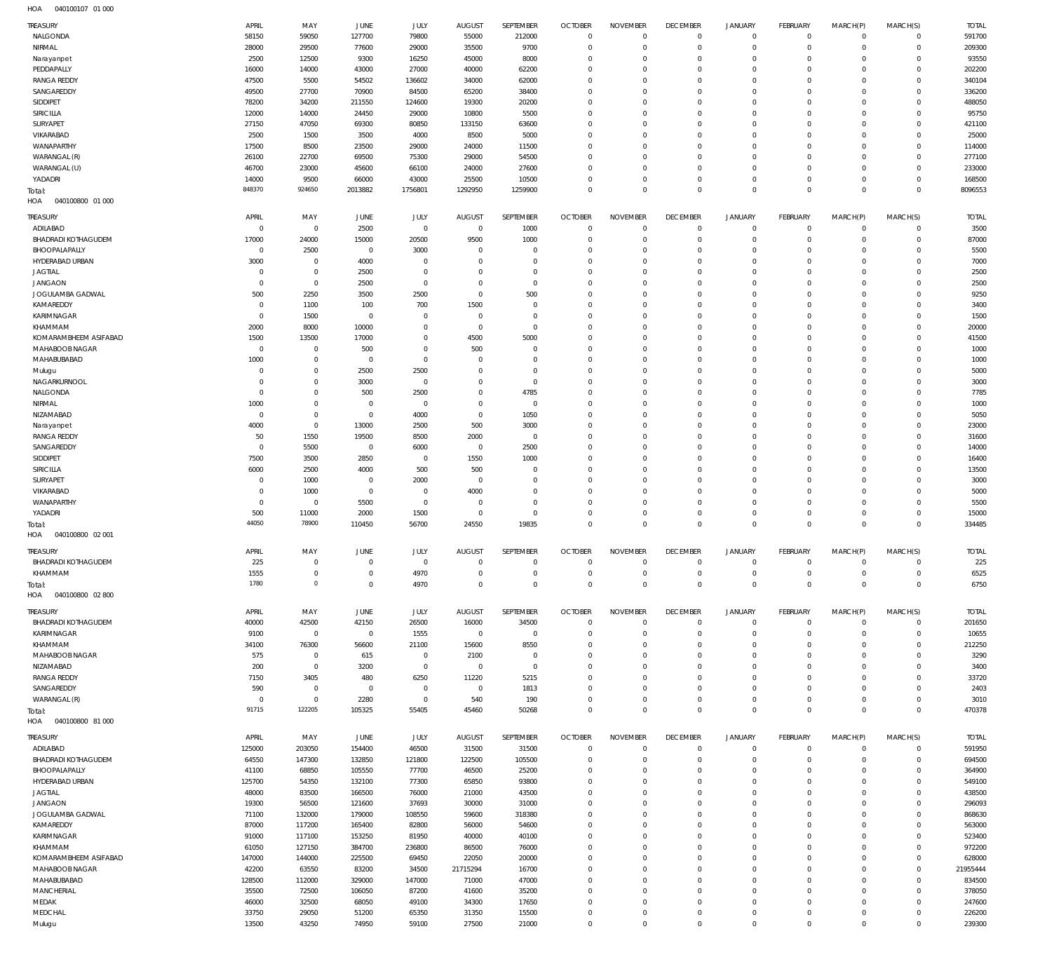HOA 040100107 01 000

| TREASURY | APRIL | MAY | JUNE | JULY | AUGUST | SEPTEMBER | OCTOBER | NOVEMBER | DECEMBER | JANUARY | FEBRUARY | MARCH(P) | MARCH(S) | TOTAL |
|---|---|---|---|---|---|---|---|---|---|---|---|---|---|---|
| NALGONDA | 58150 | 59050 | 127700 | 79800 | 55000 | 212000 | 0 | 0 | 0 | 0 | 0 | 0 | 0 | 591700 |
| NIRMAL | 28000 | 29500 | 77600 | 29000 | 35500 | 9700 | 0 | 0 | 0 | 0 | 0 | 0 | 0 | 209300 |
| Narayanpet | 2500 | 12500 | 9300 | 16250 | 45000 | 8000 | 0 | 0 | 0 | 0 | 0 | 0 | 0 | 93550 |
| PEDDAPALLY | 16000 | 14000 | 43000 | 27000 | 40000 | 62200 | 0 | 0 | 0 | 0 | 0 | 0 | 0 | 202200 |
| RANGA REDDY | 47500 | 5500 | 54502 | 136602 | 34000 | 62000 | 0 | 0 | 0 | 0 | 0 | 0 | 0 | 340104 |
| SANGAREDDY | 49500 | 27700 | 70900 | 84500 | 65200 | 38400 | 0 | 0 | 0 | 0 | 0 | 0 | 0 | 336200 |
| SIDDIPET | 78200 | 34200 | 211550 | 124600 | 19300 | 20200 | 0 | 0 | 0 | 0 | 0 | 0 | 0 | 488050 |
| SIRICILLA | 12000 | 14000 | 24450 | 29000 | 10800 | 5500 | 0 | 0 | 0 | 0 | 0 | 0 | 0 | 95750 |
| SURYAPET | 27150 | 47050 | 69300 | 80850 | 133150 | 63600 | 0 | 0 | 0 | 0 | 0 | 0 | 0 | 421100 |
| VIKARABAD | 2500 | 1500 | 3500 | 4000 | 8500 | 5000 | 0 | 0 | 0 | 0 | 0 | 0 | 0 | 25000 |
| WANAPARTHY | 17500 | 8500 | 23500 | 29000 | 24000 | 11500 | 0 | 0 | 0 | 0 | 0 | 0 | 0 | 114000 |
| WARANGAL (R) | 26100 | 22700 | 69500 | 75300 | 29000 | 54500 | 0 | 0 | 0 | 0 | 0 | 0 | 0 | 277100 |
| WARANGAL (U) | 46700 | 23000 | 45600 | 66100 | 24000 | 27600 | 0 | 0 | 0 | 0 | 0 | 0 | 0 | 233000 |
| YADADRI | 14000 | 9500 | 66000 | 43000 | 25500 | 10500 | 0 | 0 | 0 | 0 | 0 | 0 | 0 | 168500 |
| Total: | 848370 | 924650 | 2013882 | 1756801 | 1292950 | 1259900 | 0 | 0 | 0 | 0 | 0 | 0 | 0 | 8096553 |

HOA 040100800 01 000

| TREASURY | APRIL | MAY | JUNE | JULY | AUGUST | SEPTEMBER | OCTOBER | NOVEMBER | DECEMBER | JANUARY | FEBRUARY | MARCH(P) | MARCH(S) | TOTAL |
|---|---|---|---|---|---|---|---|---|---|---|---|---|---|---|
| ADILABAD | 0 | 0 | 2500 | 0 | 0 | 1000 | 0 | 0 | 0 | 0 | 0 | 0 | 0 | 3500 |
| BHADRADI KOTHAGUDEM | 17000 | 24000 | 15000 | 20500 | 9500 | 1000 | 0 | 0 | 0 | 0 | 0 | 0 | 0 | 87000 |
| BHOOPALAPALLY | 0 | 2500 | 0 | 3000 | 0 | 0 | 0 | 0 | 0 | 0 | 0 | 0 | 0 | 5500 |
| HYDERABAD URBAN | 3000 | 0 | 4000 | 0 | 0 | 0 | 0 | 0 | 0 | 0 | 0 | 0 | 0 | 7000 |
| JAGTIAL | 0 | 0 | 2500 | 0 | 0 | 0 | 0 | 0 | 0 | 0 | 0 | 0 | 0 | 2500 |
| JANGAON | 0 | 0 | 2500 | 0 | 0 | 0 | 0 | 0 | 0 | 0 | 0 | 0 | 0 | 2500 |
| JOGULAMBA GADWAL | 500 | 2250 | 3500 | 2500 | 0 | 500 | 0 | 0 | 0 | 0 | 0 | 0 | 0 | 9250 |
| KAMAREDDY | 0 | 1100 | 100 | 700 | 1500 | 0 | 0 | 0 | 0 | 0 | 0 | 0 | 0 | 3400 |
| KARIMNAGAR | 0 | 1500 | 0 | 0 | 0 | 0 | 0 | 0 | 0 | 0 | 0 | 0 | 0 | 1500 |
| KHAMMAM | 2000 | 8000 | 10000 | 0 | 0 | 0 | 0 | 0 | 0 | 0 | 0 | 0 | 0 | 20000 |
| KOMARAMBHEEM ASIFABAD | 1500 | 13500 | 17000 | 0 | 4500 | 5000 | 0 | 0 | 0 | 0 | 0 | 0 | 0 | 41500 |
| MAHABOOBNAGAR | 0 | 0 | 500 | 0 | 500 | 0 | 0 | 0 | 0 | 0 | 0 | 0 | 0 | 1000 |
| MAHABUBABAD | 1000 | 0 | 0 | 0 | 0 | 0 | 0 | 0 | 0 | 0 | 0 | 0 | 0 | 1000 |
| Mulugu | 0 | 0 | 2500 | 2500 | 0 | 0 | 0 | 0 | 0 | 0 | 0 | 0 | 0 | 5000 |
| NAGARKURNOOL | 0 | 0 | 3000 | 0 | 0 | 0 | 0 | 0 | 0 | 0 | 0 | 0 | 0 | 3000 |
| NALGONDA | 0 | 0 | 500 | 2500 | 0 | 4785 | 0 | 0 | 0 | 0 | 0 | 0 | 0 | 7785 |
| NIRMAL | 1000 | 0 | 0 | 0 | 0 | 0 | 0 | 0 | 0 | 0 | 0 | 0 | 0 | 1000 |
| NIZAMABAD | 0 | 0 | 0 | 4000 | 0 | 1050 | 0 | 0 | 0 | 0 | 0 | 0 | 0 | 5050 |
| Narayanpet | 4000 | 0 | 13000 | 2500 | 500 | 3000 | 0 | 0 | 0 | 0 | 0 | 0 | 0 | 23000 |
| RANGA REDDY | 50 | 1550 | 19500 | 8500 | 2000 | 0 | 0 | 0 | 0 | 0 | 0 | 0 | 0 | 31600 |
| SANGAREDDY | 0 | 5500 | 0 | 6000 | 0 | 2500 | 0 | 0 | 0 | 0 | 0 | 0 | 0 | 14000 |
| SIDDIPET | 7500 | 3500 | 2850 | 0 | 1550 | 1000 | 0 | 0 | 0 | 0 | 0 | 0 | 0 | 16400 |
| SIRICILLA | 6000 | 2500 | 4000 | 500 | 500 | 0 | 0 | 0 | 0 | 0 | 0 | 0 | 0 | 13500 |
| SURYAPET | 0 | 1000 | 0 | 2000 | 0 | 0 | 0 | 0 | 0 | 0 | 0 | 0 | 0 | 3000 |
| VIKARABAD | 0 | 1000 | 0 | 0 | 4000 | 0 | 0 | 0 | 0 | 0 | 0 | 0 | 0 | 5000 |
| WANAPARTHY | 0 | 0 | 5500 | 0 | 0 | 0 | 0 | 0 | 0 | 0 | 0 | 0 | 0 | 5500 |
| YADADRI | 500 | 11000 | 2000 | 1500 | 0 | 0 | 0 | 0 | 0 | 0 | 0 | 0 | 0 | 15000 |
| Total: | 44050 | 78900 | 110450 | 56700 | 24550 | 19835 | 0 | 0 | 0 | 0 | 0 | 0 | 0 | 334485 |

HOA 040100800 02 001

| TREASURY | APRIL | MAY | JUNE | JULY | AUGUST | SEPTEMBER | OCTOBER | NOVEMBER | DECEMBER | JANUARY | FEBRUARY | MARCH(P) | MARCH(S) | TOTAL |
|---|---|---|---|---|---|---|---|---|---|---|---|---|---|---|
| BHADRADI KOTHAGUDEM | 225 | 0 | 0 | 0 | 0 | 0 | 0 | 0 | 0 | 0 | 0 | 0 | 0 | 225 |
| KHAMMAM | 1555 | 0 | 0 | 4970 | 0 | 0 | 0 | 0 | 0 | 0 | 0 | 0 | 0 | 6525 |
| Total: | 1780 | 0 | 0 | 4970 | 0 | 0 | 0 | 0 | 0 | 0 | 0 | 0 | 0 | 6750 |

HOA 040100800 02 800

| TREASURY | APRIL | MAY | JUNE | JULY | AUGUST | SEPTEMBER | OCTOBER | NOVEMBER | DECEMBER | JANUARY | FEBRUARY | MARCH(P) | MARCH(S) | TOTAL |
|---|---|---|---|---|---|---|---|---|---|---|---|---|---|---|
| BHADRADI KOTHAGUDEM | 40000 | 42500 | 42150 | 26500 | 16000 | 34500 | 0 | 0 | 0 | 0 | 0 | 0 | 0 | 201650 |
| KARIMNAGAR | 9100 | 0 | 0 | 1555 | 0 | 0 | 0 | 0 | 0 | 0 | 0 | 0 | 0 | 10655 |
| KHAMMAM | 34100 | 76300 | 56600 | 21100 | 15600 | 8550 | 0 | 0 | 0 | 0 | 0 | 0 | 0 | 212250 |
| MAHABOOBNAGAR | 575 | 0 | 615 | 0 | 2100 | 0 | 0 | 0 | 0 | 0 | 0 | 0 | 0 | 3290 |
| NIZAMABAD | 200 | 0 | 3200 | 0 | 0 | 0 | 0 | 0 | 0 | 0 | 0 | 0 | 0 | 3400 |
| RANGA REDDY | 7150 | 3405 | 480 | 6250 | 11220 | 5215 | 0 | 0 | 0 | 0 | 0 | 0 | 0 | 33720 |
| SANGAREDDY | 590 | 0 | 0 | 0 | 0 | 1813 | 0 | 0 | 0 | 0 | 0 | 0 | 0 | 2403 |
| WARANGAL (R) | 0 | 0 | 2280 | 0 | 540 | 190 | 0 | 0 | 0 | 0 | 0 | 0 | 0 | 3010 |
| Total: | 91715 | 122205 | 105325 | 55405 | 45460 | 50268 | 0 | 0 | 0 | 0 | 0 | 0 | 0 | 470378 |

HOA 040100800 81 000

| TREASURY | APRIL | MAY | JUNE | JULY | AUGUST | SEPTEMBER | OCTOBER | NOVEMBER | DECEMBER | JANUARY | FEBRUARY | MARCH(P) | MARCH(S) | TOTAL |
|---|---|---|---|---|---|---|---|---|---|---|---|---|---|---|
| ADILABAD | 125000 | 203050 | 154400 | 46500 | 31500 | 31500 | 0 | 0 | 0 | 0 | 0 | 0 | 0 | 591950 |
| BHADRADI KOTHAGUDEM | 64550 | 147300 | 132850 | 121800 | 122500 | 105500 | 0 | 0 | 0 | 0 | 0 | 0 | 0 | 694500 |
| BHOOPALAPALLY | 41100 | 68850 | 105550 | 77700 | 46500 | 25200 | 0 | 0 | 0 | 0 | 0 | 0 | 0 | 364900 |
| HYDERABAD URBAN | 125700 | 54350 | 132100 | 77300 | 65850 | 93800 | 0 | 0 | 0 | 0 | 0 | 0 | 0 | 549100 |
| JAGTIAL | 48000 | 83500 | 166500 | 76000 | 21000 | 43500 | 0 | 0 | 0 | 0 | 0 | 0 | 0 | 438500 |
| JANGAON | 19300 | 56500 | 121600 | 37693 | 30000 | 31000 | 0 | 0 | 0 | 0 | 0 | 0 | 0 | 296093 |
| JOGULAMBA GADWAL | 71100 | 132000 | 179000 | 108550 | 59600 | 318380 | 0 | 0 | 0 | 0 | 0 | 0 | 0 | 868630 |
| KAMAREDDY | 87000 | 117200 | 165400 | 82800 | 56000 | 54600 | 0 | 0 | 0 | 0 | 0 | 0 | 0 | 563000 |
| KARIMNAGAR | 91000 | 117100 | 153250 | 81950 | 40000 | 40100 | 0 | 0 | 0 | 0 | 0 | 0 | 0 | 523400 |
| KHAMMAM | 61050 | 127150 | 384700 | 236800 | 86500 | 76000 | 0 | 0 | 0 | 0 | 0 | 0 | 0 | 972200 |
| KOMARAMBHEEM ASIFABAD | 147000 | 144000 | 225500 | 69450 | 22050 | 20000 | 0 | 0 | 0 | 0 | 0 | 0 | 0 | 628000 |
| MAHABOOBNAGAR | 42200 | 63550 | 83200 | 34500 | 21715294 | 16700 | 0 | 0 | 0 | 0 | 0 | 0 | 0 | 21955444 |
| MAHABUBABAD | 128500 | 112000 | 329000 | 147000 | 71000 | 47000 | 0 | 0 | 0 | 0 | 0 | 0 | 0 | 834500 |
| MANCHERIAL | 35500 | 72500 | 106050 | 87200 | 41600 | 35200 | 0 | 0 | 0 | 0 | 0 | 0 | 0 | 378050 |
| MEDAK | 46000 | 32500 | 68050 | 49100 | 34300 | 17650 | 0 | 0 | 0 | 0 | 0 | 0 | 0 | 247600 |
| MEDCHAL | 33750 | 29050 | 51200 | 65350 | 31350 | 15500 | 0 | 0 | 0 | 0 | 0 | 0 | 0 | 226200 |
| Mulugu | 13500 | 43250 | 74950 | 59100 | 27500 | 21000 | 0 | 0 | 0 | 0 | 0 | 0 | 0 | 239300 |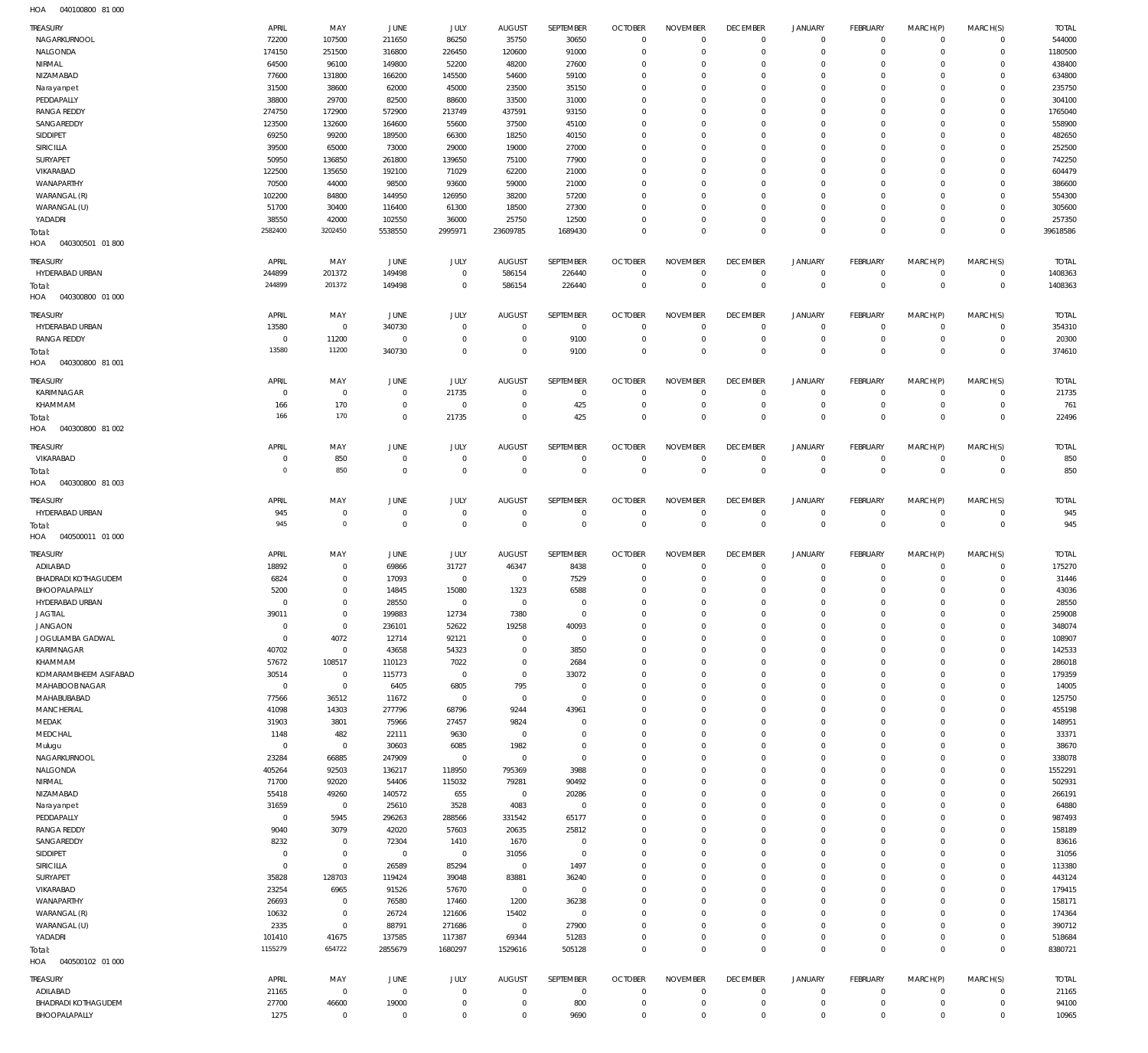HOA 040100800 81 000

| TREASURY | APRIL | MAY | JUNE | JULY | AUGUST | SEPTEMBER | OCTOBER | NOVEMBER | DECEMBER | JANUARY | FEBRUARY | MARCH(P) | MARCH(S) | TOTAL |
|---|---|---|---|---|---|---|---|---|---|---|---|---|---|---|
| NAGARKURNOOL | 72200 | 107500 | 211650 | 86250 | 35750 | 30650 | 0 | 0 | 0 | 0 | 0 | 0 | 0 | 544000 |
| NALGONDA | 174150 | 251500 | 316800 | 226450 | 120600 | 91000 | 0 | 0 | 0 | 0 | 0 | 0 | 0 | 1180500 |
| NIRMAL | 64500 | 96100 | 149800 | 52200 | 48200 | 27600 | 0 | 0 | 0 | 0 | 0 | 0 | 0 | 438400 |
| NIZAMABAD | 77600 | 131800 | 166200 | 145500 | 54600 | 59100 | 0 | 0 | 0 | 0 | 0 | 0 | 0 | 634800 |
| Narayanpet | 31500 | 38600 | 62000 | 45000 | 23500 | 35150 | 0 | 0 | 0 | 0 | 0 | 0 | 0 | 235750 |
| PEDDAPALLY | 38800 | 29700 | 82500 | 88600 | 33500 | 31000 | 0 | 0 | 0 | 0 | 0 | 0 | 0 | 304100 |
| RANGA REDDY | 274750 | 172900 | 572900 | 213749 | 437591 | 93150 | 0 | 0 | 0 | 0 | 0 | 0 | 0 | 1765040 |
| SANGAREDDY | 123500 | 132600 | 164600 | 55600 | 37500 | 45100 | 0 | 0 | 0 | 0 | 0 | 0 | 0 | 558900 |
| SIDDIPET | 69250 | 99200 | 189500 | 66300 | 18250 | 40150 | 0 | 0 | 0 | 0 | 0 | 0 | 0 | 482650 |
| SIRICILLA | 39500 | 65000 | 73000 | 29000 | 19000 | 27000 | 0 | 0 | 0 | 0 | 0 | 0 | 0 | 252500 |
| SURYAPET | 50950 | 136850 | 261800 | 139650 | 75100 | 77900 | 0 | 0 | 0 | 0 | 0 | 0 | 0 | 742250 |
| VIKARABAD | 122500 | 135650 | 192100 | 71029 | 62200 | 21000 | 0 | 0 | 0 | 0 | 0 | 0 | 0 | 604479 |
| WANAPARTHY | 70500 | 44000 | 98500 | 93600 | 59000 | 21000 | 0 | 0 | 0 | 0 | 0 | 0 | 0 | 386600 |
| WARANGAL (R) | 102200 | 84800 | 144950 | 126950 | 38200 | 57200 | 0 | 0 | 0 | 0 | 0 | 0 | 0 | 554300 |
| WARANGAL (U) | 51700 | 30400 | 116400 | 61300 | 18500 | 27300 | 0 | 0 | 0 | 0 | 0 | 0 | 0 | 305600 |
| YADADRI | 38550 | 42000 | 102550 | 36000 | 25750 | 12500 | 0 | 0 | 0 | 0 | 0 | 0 | 0 | 257350 |
| Total: | 2582400 | 3202450 | 5538550 | 2995971 | 23609785 | 1689430 | 0 | 0 | 0 | 0 | 0 | 0 | 0 | 39618586 |

HOA 040300501 01 800

| TREASURY | APRIL | MAY | JUNE | JULY | AUGUST | SEPTEMBER | OCTOBER | NOVEMBER | DECEMBER | JANUARY | FEBRUARY | MARCH(P) | MARCH(S) | TOTAL |
|---|---|---|---|---|---|---|---|---|---|---|---|---|---|---|
| HYDERABAD URBAN | 244899 | 201372 | 149498 | 0 | 586154 | 226440 | 0 | 0 | 0 | 0 | 0 | 0 | 0 | 1408363 |
| Total: | 244899 | 201372 | 149498 | 0 | 586154 | 226440 | 0 | 0 | 0 | 0 | 0 | 0 | 0 | 1408363 |

HOA 040300800 01 000

| TREASURY | APRIL | MAY | JUNE | JULY | AUGUST | SEPTEMBER | OCTOBER | NOVEMBER | DECEMBER | JANUARY | FEBRUARY | MARCH(P) | MARCH(S) | TOTAL |
|---|---|---|---|---|---|---|---|---|---|---|---|---|---|---|
| HYDERABAD URBAN | 13580 | 0 | 340730 | 0 | 0 | 0 | 0 | 0 | 0 | 0 | 0 | 0 | 0 | 354310 |
| RANGA REDDY | 0 | 11200 | 0 | 0 | 0 | 9100 | 0 | 0 | 0 | 0 | 0 | 0 | 0 | 20300 |
| Total: | 13580 | 11200 | 340730 | 0 | 0 | 9100 | 0 | 0 | 0 | 0 | 0 | 0 | 0 | 374610 |

HOA 040300800 81 001

| TREASURY | APRIL | MAY | JUNE | JULY | AUGUST | SEPTEMBER | OCTOBER | NOVEMBER | DECEMBER | JANUARY | FEBRUARY | MARCH(P) | MARCH(S) | TOTAL |
|---|---|---|---|---|---|---|---|---|---|---|---|---|---|---|
| KARIMNAGAR | 0 | 0 | 0 | 21735 | 0 | 0 | 0 | 0 | 0 | 0 | 0 | 0 | 0 | 21735 |
| KHAMMAM | 166 | 170 | 0 | 0 | 0 | 425 | 0 | 0 | 0 | 0 | 0 | 0 | 0 | 761 |
| Total: | 166 | 170 | 0 | 21735 | 0 | 425 | 0 | 0 | 0 | 0 | 0 | 0 | 0 | 22496 |

HOA 040300800 81 002

| TREASURY | APRIL | MAY | JUNE | JULY | AUGUST | SEPTEMBER | OCTOBER | NOVEMBER | DECEMBER | JANUARY | FEBRUARY | MARCH(P) | MARCH(S) | TOTAL |
|---|---|---|---|---|---|---|---|---|---|---|---|---|---|---|
| VIKARABAD | 0 | 850 | 0 | 0 | 0 | 0 | 0 | 0 | 0 | 0 | 0 | 0 | 0 | 850 |
| Total: | 0 | 850 | 0 | 0 | 0 | 0 | 0 | 0 | 0 | 0 | 0 | 0 | 0 | 850 |

HOA 040300800 81 003

| TREASURY | APRIL | MAY | JUNE | JULY | AUGUST | SEPTEMBER | OCTOBER | NOVEMBER | DECEMBER | JANUARY | FEBRUARY | MARCH(P) | MARCH(S) | TOTAL |
|---|---|---|---|---|---|---|---|---|---|---|---|---|---|---|
| HYDERABAD URBAN | 945 | 0 | 0 | 0 | 0 | 0 | 0 | 0 | 0 | 0 | 0 | 0 | 0 | 945 |
| Total: | 945 | 0 | 0 | 0 | 0 | 0 | 0 | 0 | 0 | 0 | 0 | 0 | 0 | 945 |

HOA 040500011 01 000

| TREASURY | APRIL | MAY | JUNE | JULY | AUGUST | SEPTEMBER | OCTOBER | NOVEMBER | DECEMBER | JANUARY | FEBRUARY | MARCH(P) | MARCH(S) | TOTAL |
|---|---|---|---|---|---|---|---|---|---|---|---|---|---|---|
| ADILABAD | 18892 | 0 | 69866 | 31727 | 46347 | 8438 | 0 | 0 | 0 | 0 | 0 | 0 | 0 | 175270 |
| BHADRADI KOTHAGUDEM | 6824 | 0 | 17093 | 0 | 0 | 7529 | 0 | 0 | 0 | 0 | 0 | 0 | 0 | 31446 |
| BHOOPALAPALLY | 5200 | 0 | 14845 | 15080 | 1323 | 6588 | 0 | 0 | 0 | 0 | 0 | 0 | 0 | 43036 |
| HYDERABAD URBAN | 0 | 0 | 28550 | 0 | 0 | 0 | 0 | 0 | 0 | 0 | 0 | 0 | 0 | 28550 |
| JAGTIAL | 39011 | 0 | 199883 | 12734 | 7380 | 0 | 0 | 0 | 0 | 0 | 0 | 0 | 0 | 259008 |
| JANGAON | 0 | 0 | 236101 | 52622 | 19258 | 40093 | 0 | 0 | 0 | 0 | 0 | 0 | 0 | 348074 |
| JOGULAMBA GADWAL | 0 | 4072 | 12714 | 92121 | 0 | 0 | 0 | 0 | 0 | 0 | 0 | 0 | 0 | 108907 |
| KARIMNAGAR | 40702 | 0 | 43658 | 54323 | 0 | 3850 | 0 | 0 | 0 | 0 | 0 | 0 | 0 | 142533 |
| KHAMMAM | 57672 | 108517 | 110123 | 7022 | 0 | 2684 | 0 | 0 | 0 | 0 | 0 | 0 | 0 | 286018 |
| KOMARAMBHEEM ASIFABAD | 30514 | 0 | 115773 | 0 | 0 | 33072 | 0 | 0 | 0 | 0 | 0 | 0 | 0 | 179359 |
| MAHABOOB NAGAR | 0 | 0 | 6405 | 6805 | 795 | 0 | 0 | 0 | 0 | 0 | 0 | 0 | 0 | 14005 |
| MAHABUBABAD | 77566 | 36512 | 11672 | 0 | 0 | 0 | 0 | 0 | 0 | 0 | 0 | 0 | 0 | 125750 |
| MANCHERIAL | 41098 | 14303 | 277796 | 68796 | 9244 | 43961 | 0 | 0 | 0 | 0 | 0 | 0 | 0 | 455198 |
| MEDAK | 31903 | 3801 | 75966 | 27457 | 9824 | 0 | 0 | 0 | 0 | 0 | 0 | 0 | 0 | 148951 |
| MEDCHAL | 1148 | 482 | 22111 | 9630 | 0 | 0 | 0 | 0 | 0 | 0 | 0 | 0 | 0 | 33371 |
| Mulugu | 0 | 0 | 30603 | 6085 | 1982 | 0 | 0 | 0 | 0 | 0 | 0 | 0 | 0 | 38670 |
| NAGARKURNOOL | 23284 | 66885 | 247909 | 0 | 0 | 0 | 0 | 0 | 0 | 0 | 0 | 0 | 0 | 338078 |
| NALGONDA | 405264 | 92503 | 136217 | 118950 | 795369 | 3988 | 0 | 0 | 0 | 0 | 0 | 0 | 0 | 1552291 |
| NIRMAL | 71700 | 92020 | 54406 | 115032 | 79281 | 90492 | 0 | 0 | 0 | 0 | 0 | 0 | 0 | 502931 |
| NIZAMABAD | 55418 | 49260 | 140572 | 655 | 0 | 20286 | 0 | 0 | 0 | 0 | 0 | 0 | 0 | 266191 |
| Narayanpet | 31659 | 0 | 25610 | 3528 | 4083 | 0 | 0 | 0 | 0 | 0 | 0 | 0 | 0 | 64880 |
| PEDDAPALLY | 0 | 5945 | 296263 | 288566 | 331542 | 65177 | 0 | 0 | 0 | 0 | 0 | 0 | 0 | 987493 |
| RANGA REDDY | 9040 | 3079 | 42020 | 57603 | 20635 | 25812 | 0 | 0 | 0 | 0 | 0 | 0 | 0 | 158189 |
| SANGAREDDY | 8232 | 0 | 72304 | 1410 | 1670 | 0 | 0 | 0 | 0 | 0 | 0 | 0 | 0 | 83616 |
| SIDDIPET | 0 | 0 | 0 | 0 | 31056 | 0 | 0 | 0 | 0 | 0 | 0 | 0 | 0 | 31056 |
| SIRICILLA | 0 | 0 | 26589 | 85294 | 0 | 1497 | 0 | 0 | 0 | 0 | 0 | 0 | 0 | 113380 |
| SURYAPET | 35828 | 128703 | 119424 | 39048 | 83881 | 36240 | 0 | 0 | 0 | 0 | 0 | 0 | 0 | 443124 |
| VIKARABAD | 23254 | 6965 | 91526 | 57670 | 0 | 0 | 0 | 0 | 0 | 0 | 0 | 0 | 0 | 179415 |
| WANAPARTHY | 26693 | 0 | 76580 | 17460 | 1200 | 36238 | 0 | 0 | 0 | 0 | 0 | 0 | 0 | 158171 |
| WARANGAL (R) | 10632 | 0 | 26724 | 121606 | 15402 | 0 | 0 | 0 | 0 | 0 | 0 | 0 | 0 | 174364 |
| WARANGAL (U) | 2335 | 0 | 88791 | 271686 | 0 | 27900 | 0 | 0 | 0 | 0 | 0 | 0 | 0 | 390712 |
| YADADRI | 101410 | 41675 | 137585 | 117387 | 69344 | 51283 | 0 | 0 | 0 | 0 | 0 | 0 | 0 | 518684 |
| Total: | 1155279 | 654722 | 2855679 | 1680297 | 1529616 | 505128 | 0 | 0 | 0 | 0 | 0 | 0 | 0 | 8380721 |

HOA 040500102 01 000

| TREASURY | APRIL | MAY | JUNE | JULY | AUGUST | SEPTEMBER | OCTOBER | NOVEMBER | DECEMBER | JANUARY | FEBRUARY | MARCH(P) | MARCH(S) | TOTAL |
|---|---|---|---|---|---|---|---|---|---|---|---|---|---|---|
| ADILABAD | 21165 | 0 | 0 | 0 | 0 | 0 | 0 | 0 | 0 | 0 | 0 | 0 | 0 | 21165 |
| BHADRADI KOTHAGUDEM | 27700 | 46600 | 19000 | 0 | 0 | 800 | 0 | 0 | 0 | 0 | 0 | 0 | 0 | 94100 |
| BHOOPALAPALLY | 1275 | 0 | 0 | 0 | 0 | 9690 | 0 | 0 | 0 | 0 | 0 | 0 | 0 | 10965 |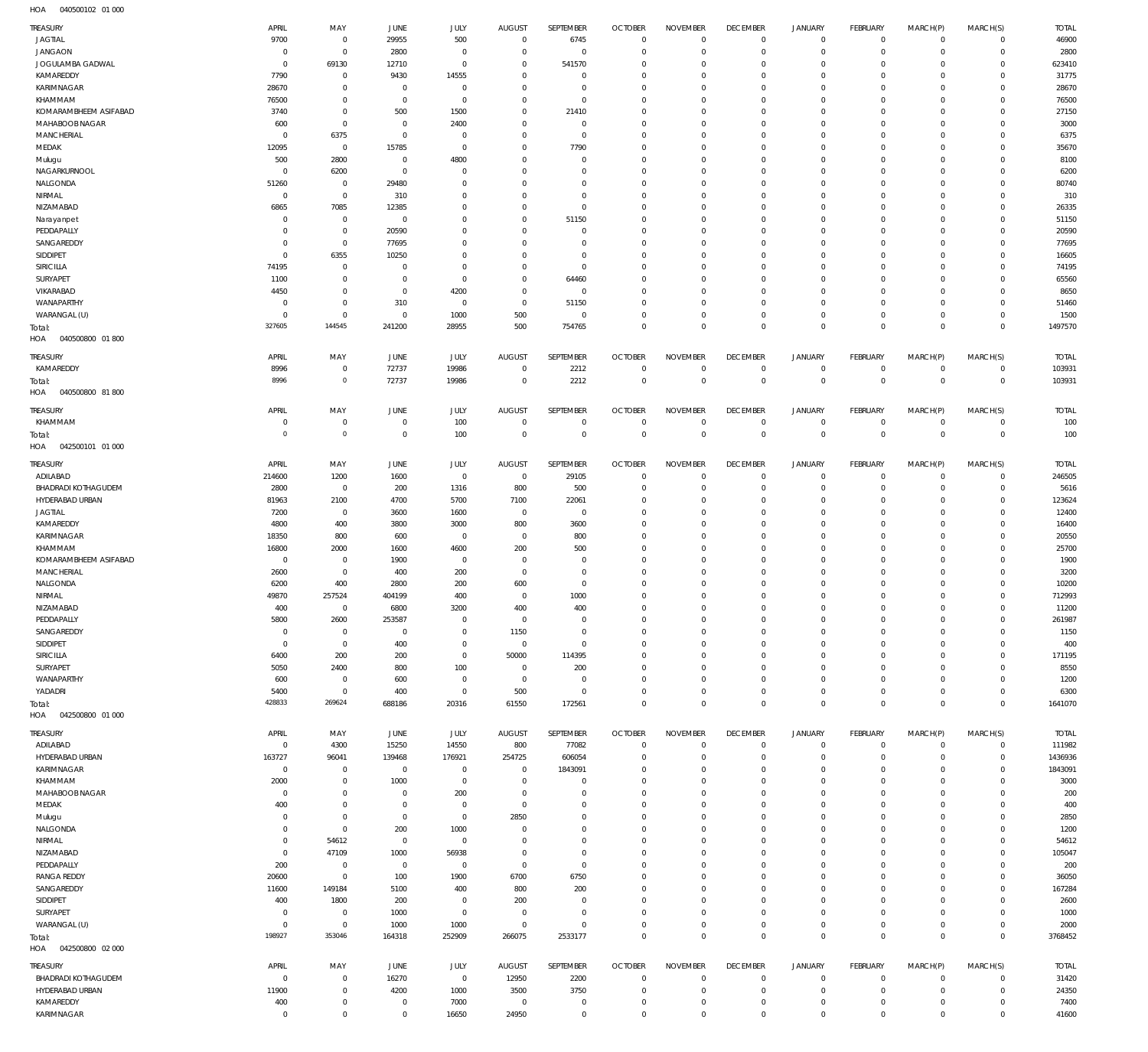HOA 040500102 01 000

| TREASURY | APRIL | MAY | JUNE | JULY | AUGUST | SEPTEMBER | OCTOBER | NOVEMBER | DECEMBER | JANUARY | FEBRUARY | MARCH(P) | MARCH(S) | TOTAL |
|---|---|---|---|---|---|---|---|---|---|---|---|---|---|---|
| JAGTIAL | 9700 | 0 | 29955 | 500 | 0 | 6745 | 0 | 0 | 0 | 0 | 0 | 0 | 0 | 46900 |
| JANGAON | 0 | 0 | 2800 | 0 | 0 | 0 | 0 | 0 | 0 | 0 | 0 | 0 | 0 | 2800 |
| JOGULAMBA GADWAL | 0 | 69130 | 12710 | 0 | 0 | 541570 | 0 | 0 | 0 | 0 | 0 | 0 | 0 | 623410 |
| KAMAREDDY | 7790 | 0 | 9430 | 14555 | 0 | 0 | 0 | 0 | 0 | 0 | 0 | 0 | 0 | 31775 |
| KARIMNAGAR | 28670 | 0 | 0 | 0 | 0 | 0 | 0 | 0 | 0 | 0 | 0 | 0 | 0 | 28670 |
| KHAMMAM | 76500 | 0 | 0 | 0 | 0 | 0 | 0 | 0 | 0 | 0 | 0 | 0 | 0 | 76500 |
| KOMARAMBHEEM ASIFABAD | 3740 | 0 | 500 | 1500 | 0 | 21410 | 0 | 0 | 0 | 0 | 0 | 0 | 0 | 27150 |
| MAHABOOBNAGAR | 600 | 0 | 0 | 2400 | 0 | 0 | 0 | 0 | 0 | 0 | 0 | 0 | 0 | 3000 |
| MANCHERIAL | 0 | 6375 | 0 | 0 | 0 | 0 | 0 | 0 | 0 | 0 | 0 | 0 | 0 | 6375 |
| MEDAK | 12095 | 0 | 15785 | 0 | 0 | 7790 | 0 | 0 | 0 | 0 | 0 | 0 | 0 | 35670 |
| Mulugu | 500 | 2800 | 0 | 4800 | 0 | 0 | 0 | 0 | 0 | 0 | 0 | 0 | 0 | 8100 |
| NAGARKURNOOL | 0 | 6200 | 0 | 0 | 0 | 0 | 0 | 0 | 0 | 0 | 0 | 0 | 0 | 6200 |
| NALGONDA | 51260 | 0 | 29480 | 0 | 0 | 0 | 0 | 0 | 0 | 0 | 0 | 0 | 0 | 80740 |
| NIRMAL | 0 | 0 | 310 | 0 | 0 | 0 | 0 | 0 | 0 | 0 | 0 | 0 | 0 | 310 |
| NIZAMABAD | 6865 | 7085 | 12385 | 0 | 0 | 0 | 0 | 0 | 0 | 0 | 0 | 0 | 0 | 26335 |
| Narayanpet | 0 | 0 | 0 | 0 | 0 | 51150 | 0 | 0 | 0 | 0 | 0 | 0 | 0 | 51150 |
| PEDDAPALLY | 0 | 0 | 20590 | 0 | 0 | 0 | 0 | 0 | 0 | 0 | 0 | 0 | 0 | 20590 |
| SANGAREDDY | 0 | 0 | 77695 | 0 | 0 | 0 | 0 | 0 | 0 | 0 | 0 | 0 | 0 | 77695 |
| SIDDIPET | 0 | 6355 | 10250 | 0 | 0 | 0 | 0 | 0 | 0 | 0 | 0 | 0 | 0 | 16605 |
| SIRICILLA | 74195 | 0 | 0 | 0 | 0 | 0 | 0 | 0 | 0 | 0 | 0 | 0 | 0 | 74195 |
| SURYAPET | 1100 | 0 | 0 | 0 | 0 | 64460 | 0 | 0 | 0 | 0 | 0 | 0 | 0 | 65560 |
| VIKARABAD | 4450 | 0 | 0 | 4200 | 0 | 0 | 0 | 0 | 0 | 0 | 0 | 0 | 0 | 8650 |
| WANAPARTHY | 0 | 0 | 310 | 0 | 0 | 51150 | 0 | 0 | 0 | 0 | 0 | 0 | 0 | 51460 |
| WARANGAL (U) | 0 | 0 | 0 | 1000 | 500 | 0 | 0 | 0 | 0 | 0 | 0 | 0 | 0 | 1500 |
| Total: | 327605 | 144545 | 241200 | 28955 | 500 | 754765 | 0 | 0 | 0 | 0 | 0 | 0 | 0 | 1497570 |

HOA 040500800 01 800

| TREASURY | APRIL | MAY | JUNE | JULY | AUGUST | SEPTEMBER | OCTOBER | NOVEMBER | DECEMBER | JANUARY | FEBRUARY | MARCH(P) | MARCH(S) | TOTAL |
|---|---|---|---|---|---|---|---|---|---|---|---|---|---|---|
| KAMAREDDY | 8996 | 0 | 72737 | 19986 | 0 | 2212 | 0 | 0 | 0 | 0 | 0 | 0 | 0 | 103931 |
| Total: | 8996 | 0 | 72737 | 19986 | 0 | 2212 | 0 | 0 | 0 | 0 | 0 | 0 | 0 | 103931 |

HOA 040500800 81 800

| TREASURY | APRIL | MAY | JUNE | JULY | AUGUST | SEPTEMBER | OCTOBER | NOVEMBER | DECEMBER | JANUARY | FEBRUARY | MARCH(P) | MARCH(S) | TOTAL |
|---|---|---|---|---|---|---|---|---|---|---|---|---|---|---|
| KHAMMAM | 0 | 0 | 0 | 100 | 0 | 0 | 0 | 0 | 0 | 0 | 0 | 0 | 0 | 100 |
| Total: | 0 | 0 | 0 | 100 | 0 | 0 | 0 | 0 | 0 | 0 | 0 | 0 | 0 | 100 |

HOA 042500101 01 000

| TREASURY | APRIL | MAY | JUNE | JULY | AUGUST | SEPTEMBER | OCTOBER | NOVEMBER | DECEMBER | JANUARY | FEBRUARY | MARCH(P) | MARCH(S) | TOTAL |
|---|---|---|---|---|---|---|---|---|---|---|---|---|---|---|
| ADILABAD | 214600 | 1200 | 1600 | 0 | 0 | 29105 | 0 | 0 | 0 | 0 | 0 | 0 | 0 | 246505 |
| BHADRADI KOTHAGUDEM | 2800 | 0 | 200 | 1316 | 800 | 500 | 0 | 0 | 0 | 0 | 0 | 0 | 0 | 5616 |
| HYDERABAD URBAN | 81963 | 2100 | 4700 | 5700 | 7100 | 22061 | 0 | 0 | 0 | 0 | 0 | 0 | 0 | 123624 |
| JAGTIAL | 7200 | 0 | 3600 | 1600 | 0 | 0 | 0 | 0 | 0 | 0 | 0 | 0 | 0 | 12400 |
| KAMAREDDY | 4800 | 400 | 3800 | 3000 | 800 | 3600 | 0 | 0 | 0 | 0 | 0 | 0 | 0 | 16400 |
| KARIMNAGAR | 18350 | 800 | 600 | 0 | 0 | 800 | 0 | 0 | 0 | 0 | 0 | 0 | 0 | 20550 |
| KHAMMAM | 16800 | 2000 | 1600 | 4600 | 200 | 500 | 0 | 0 | 0 | 0 | 0 | 0 | 0 | 25700 |
| KOMARAMBHEEM ASIFABAD | 0 | 0 | 1900 | 0 | 0 | 0 | 0 | 0 | 0 | 0 | 0 | 0 | 0 | 1900 |
| MANCHERIAL | 2600 | 0 | 400 | 200 | 0 | 0 | 0 | 0 | 0 | 0 | 0 | 0 | 0 | 3200 |
| NALGONDA | 6200 | 400 | 2800 | 200 | 600 | 0 | 0 | 0 | 0 | 0 | 0 | 0 | 0 | 10200 |
| NIRMAL | 49870 | 257524 | 404199 | 400 | 0 | 1000 | 0 | 0 | 0 | 0 | 0 | 0 | 0 | 712993 |
| NIZAMABAD | 400 | 0 | 6800 | 3200 | 400 | 400 | 0 | 0 | 0 | 0 | 0 | 0 | 0 | 11200 |
| PEDDAPALLY | 5800 | 2600 | 253587 | 0 | 0 | 0 | 0 | 0 | 0 | 0 | 0 | 0 | 0 | 261987 |
| SANGAREDDY | 0 | 0 | 0 | 0 | 1150 | 0 | 0 | 0 | 0 | 0 | 0 | 0 | 0 | 1150 |
| SIDDIPET | 0 | 0 | 400 | 0 | 0 | 0 | 0 | 0 | 0 | 0 | 0 | 0 | 0 | 400 |
| SIRICILLA | 6400 | 200 | 200 | 0 | 50000 | 114395 | 0 | 0 | 0 | 0 | 0 | 0 | 0 | 171195 |
| SURYAPET | 5050 | 2400 | 800 | 100 | 0 | 200 | 0 | 0 | 0 | 0 | 0 | 0 | 0 | 8550 |
| WANAPARTHY | 600 | 0 | 600 | 0 | 0 | 0 | 0 | 0 | 0 | 0 | 0 | 0 | 0 | 1200 |
| YADADRI | 5400 | 0 | 400 | 0 | 500 | 0 | 0 | 0 | 0 | 0 | 0 | 0 | 0 | 6300 |
| Total: | 428833 | 269624 | 688186 | 20316 | 61550 | 172561 | 0 | 0 | 0 | 0 | 0 | 0 | 0 | 1641070 |

HOA 042500800 01 000

| TREASURY | APRIL | MAY | JUNE | JULY | AUGUST | SEPTEMBER | OCTOBER | NOVEMBER | DECEMBER | JANUARY | FEBRUARY | MARCH(P) | MARCH(S) | TOTAL |
|---|---|---|---|---|---|---|---|---|---|---|---|---|---|---|
| ADILABAD | 0 | 4300 | 15250 | 14550 | 800 | 77082 | 0 | 0 | 0 | 0 | 0 | 0 | 0 | 111982 |
| HYDERABAD URBAN | 163727 | 96041 | 139468 | 176921 | 254725 | 606054 | 0 | 0 | 0 | 0 | 0 | 0 | 0 | 1436936 |
| KARIMNAGAR | 0 | 0 | 0 | 0 | 0 | 1843091 | 0 | 0 | 0 | 0 | 0 | 0 | 0 | 1843091 |
| KHAMMAM | 2000 | 0 | 1000 | 0 | 0 | 0 | 0 | 0 | 0 | 0 | 0 | 0 | 0 | 3000 |
| MAHABOOBNAGAR | 0 | 0 | 0 | 200 | 0 | 0 | 0 | 0 | 0 | 0 | 0 | 0 | 0 | 200 |
| MEDAK | 400 | 0 | 0 | 0 | 0 | 0 | 0 | 0 | 0 | 0 | 0 | 0 | 0 | 400 |
| Mulugu | 0 | 0 | 0 | 0 | 2850 | 0 | 0 | 0 | 0 | 0 | 0 | 0 | 0 | 2850 |
| NALGONDA | 0 | 0 | 200 | 1000 | 0 | 0 | 0 | 0 | 0 | 0 | 0 | 0 | 0 | 1200 |
| NIRMAL | 0 | 54612 | 0 | 0 | 0 | 0 | 0 | 0 | 0 | 0 | 0 | 0 | 0 | 54612 |
| NIZAMABAD | 0 | 47109 | 1000 | 56938 | 0 | 0 | 0 | 0 | 0 | 0 | 0 | 0 | 0 | 105047 |
| PEDDAPALLY | 200 | 0 | 0 | 0 | 0 | 0 | 0 | 0 | 0 | 0 | 0 | 0 | 0 | 200 |
| RANGA REDDY | 20600 | 0 | 100 | 1900 | 6700 | 6750 | 0 | 0 | 0 | 0 | 0 | 0 | 0 | 36050 |
| SANGAREDDY | 11600 | 149184 | 5100 | 400 | 800 | 200 | 0 | 0 | 0 | 0 | 0 | 0 | 0 | 167284 |
| SIDDIPET | 400 | 1800 | 200 | 0 | 200 | 0 | 0 | 0 | 0 | 0 | 0 | 0 | 0 | 2600 |
| SURYAPET | 0 | 0 | 1000 | 0 | 0 | 0 | 0 | 0 | 0 | 0 | 0 | 0 | 0 | 1000 |
| WARANGAL (U) | 0 | 0 | 1000 | 1000 | 0 | 0 | 0 | 0 | 0 | 0 | 0 | 0 | 0 | 2000 |
| Total: | 198927 | 353046 | 164318 | 252909 | 266075 | 2533177 | 0 | 0 | 0 | 0 | 0 | 0 | 0 | 3768452 |

HOA 042500800 02 000

| TREASURY | APRIL | MAY | JUNE | JULY | AUGUST | SEPTEMBER | OCTOBER | NOVEMBER | DECEMBER | JANUARY | FEBRUARY | MARCH(P) | MARCH(S) | TOTAL |
|---|---|---|---|---|---|---|---|---|---|---|---|---|---|---|
| BHADRADI KOTHAGUDEM | 0 | 0 | 16270 | 0 | 12950 | 2200 | 0 | 0 | 0 | 0 | 0 | 0 | 0 | 31420 |
| HYDERABAD URBAN | 11900 | 0 | 4200 | 1000 | 3500 | 3750 | 0 | 0 | 0 | 0 | 0 | 0 | 0 | 24350 |
| KAMAREDDY | 400 | 0 | 0 | 7000 | 0 | 0 | 0 | 0 | 0 | 0 | 0 | 0 | 0 | 7400 |
| KARIMNAGAR | 0 | 0 | 0 | 16650 | 24950 | 0 | 0 | 0 | 0 | 0 | 0 | 0 | 0 | 41600 |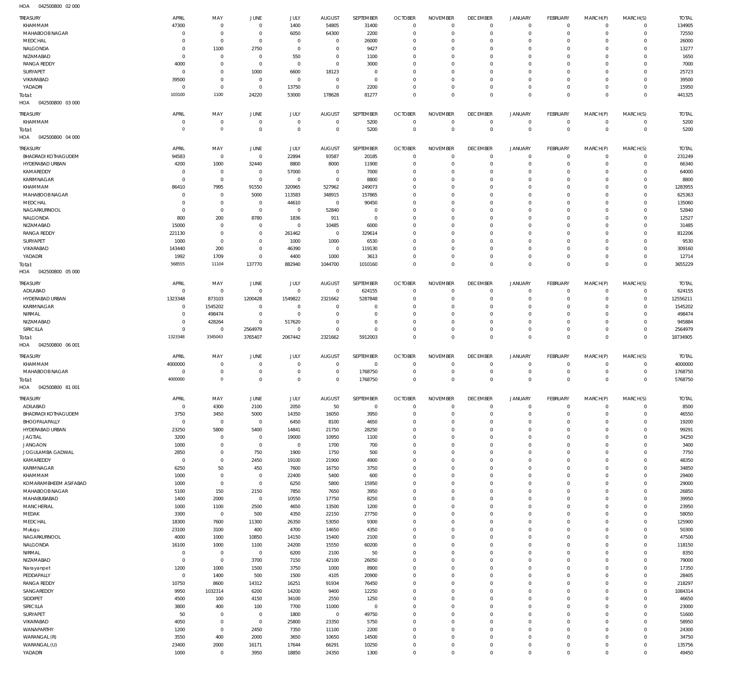HOA 042500800 02 000

| TREASURY | APRIL | MAY | JUNE | JULY | AUGUST | SEPTEMBER | OCTOBER | NOVEMBER | DECEMBER | JANUARY | FEBRUARY | MARCH(P) | MARCH(S) | TOTAL |
|---|---|---|---|---|---|---|---|---|---|---|---|---|---|---|
| KHAMMAM | 47300 | 0 | 0 | 1400 | 54805 | 31400 | 0 | 0 | 0 | 0 | 0 | 0 | 0 | 134905 |
| MAHABOOBNAGAR | 0 | 0 | 0 | 6050 | 64300 | 2200 | 0 | 0 | 0 | 0 | 0 | 0 | 0 | 72550 |
| MEDCHAL | 0 | 0 | 0 | 0 | 0 | 26000 | 0 | 0 | 0 | 0 | 0 | 0 | 0 | 26000 |
| NALGONDA | 0 | 1100 | 2750 | 0 | 0 | 9427 | 0 | 0 | 0 | 0 | 0 | 0 | 0 | 13277 |
| NIZAMABAD | 0 | 0 | 0 | 550 | 0 | 1100 | 0 | 0 | 0 | 0 | 0 | 0 | 0 | 1650 |
| RANGA REDDY | 4000 | 0 | 0 | 0 | 0 | 3000 | 0 | 0 | 0 | 0 | 0 | 0 | 0 | 7000 |
| SURYAPET | 0 | 0 | 1000 | 6600 | 18123 | 0 | 0 | 0 | 0 | 0 | 0 | 0 | 0 | 25723 |
| VIKARABAD | 39500 | 0 | 0 | 0 | 0 | 0 | 0 | 0 | 0 | 0 | 0 | 0 | 0 | 39500 |
| YADADRI | 0 | 0 | 0 | 13750 | 0 | 2200 | 0 | 0 | 0 | 0 | 0 | 0 | 0 | 15950 |
| Total: | 103100 | 1100 | 24220 | 53000 | 178628 | 81277 | 0 | 0 | 0 | 0 | 0 | 0 | 0 | 441325 |

HOA 042500800 03 000

| TREASURY | APRIL | MAY | JUNE | JULY | AUGUST | SEPTEMBER | OCTOBER | NOVEMBER | DECEMBER | JANUARY | FEBRUARY | MARCH(P) | MARCH(S) | TOTAL |
|---|---|---|---|---|---|---|---|---|---|---|---|---|---|---|
| KHAMMAM | 0 | 0 | 0 | 0 | 0 | 5200 | 0 | 0 | 0 | 0 | 0 | 0 | 0 | 5200 |
| Total: | 0 | 0 | 0 | 0 | 0 | 5200 | 0 | 0 | 0 | 0 | 0 | 0 | 0 | 5200 |

HOA 042500800 04 000

| TREASURY | APRIL | MAY | JUNE | JULY | AUGUST | SEPTEMBER | OCTOBER | NOVEMBER | DECEMBER | JANUARY | FEBRUARY | MARCH(P) | MARCH(S) | TOTAL |
|---|---|---|---|---|---|---|---|---|---|---|---|---|---|---|
| BHADRADI KOTHAGUDEM | 94583 | 0 | 0 | 22894 | 93587 | 20185 | 0 | 0 | 0 | 0 | 0 | 0 | 0 | 231249 |
| HYDERABAD URBAN | 4200 | 1000 | 32440 | 8800 | 8000 | 11900 | 0 | 0 | 0 | 0 | 0 | 0 | 0 | 66340 |
| KAMAREDDY | 0 | 0 | 0 | 57000 | 0 | 7000 | 0 | 0 | 0 | 0 | 0 | 0 | 0 | 64000 |
| KARIMNAGAR | 0 | 0 | 0 | 0 | 0 | 8800 | 0 | 0 | 0 | 0 | 0 | 0 | 0 | 8800 |
| KHAMMAM | 86410 | 7995 | 91550 | 320965 | 527962 | 249073 | 0 | 0 | 0 | 0 | 0 | 0 | 0 | 1283955 |
| MAHABOOBNAGAR | 0 | 0 | 5000 | 113583 | 348915 | 157865 | 0 | 0 | 0 | 0 | 0 | 0 | 0 | 625363 |
| MEDCHAL | 0 | 0 | 0 | 44610 | 0 | 90450 | 0 | 0 | 0 | 0 | 0 | 0 | 0 | 135060 |
| NAGARKURNOOL | 0 | 0 | 0 | 0 | 52840 | 0 | 0 | 0 | 0 | 0 | 0 | 0 | 0 | 52840 |
| NALGONDA | 800 | 200 | 8780 | 1836 | 911 | 0 | 0 | 0 | 0 | 0 | 0 | 0 | 0 | 12527 |
| NIZAMABAD | 15000 | 0 | 0 | 0 | 10485 | 6000 | 0 | 0 | 0 | 0 | 0 | 0 | 0 | 31485 |
| RANGA REDDY | 221130 | 0 | 0 | 261462 | 0 | 329614 | 0 | 0 | 0 | 0 | 0 | 0 | 0 | 812206 |
| SURYAPET | 1000 | 0 | 0 | 1000 | 1000 | 6530 | 0 | 0 | 0 | 0 | 0 | 0 | 0 | 9530 |
| VIKARABAD | 143440 | 200 | 0 | 46390 | 0 | 119130 | 0 | 0 | 0 | 0 | 0 | 0 | 0 | 309160 |
| YADADRI | 1992 | 1709 | 0 | 4400 | 1000 | 3613 | 0 | 0 | 0 | 0 | 0 | 0 | 0 | 12714 |
| Total: | 568555 | 11104 | 137770 | 882940 | 1044700 | 1010160 | 0 | 0 | 0 | 0 | 0 | 0 | 0 | 3655229 |

HOA 042500800 05 000

| TREASURY | APRIL | MAY | JUNE | JULY | AUGUST | SEPTEMBER | OCTOBER | NOVEMBER | DECEMBER | JANUARY | FEBRUARY | MARCH(P) | MARCH(S) | TOTAL |
|---|---|---|---|---|---|---|---|---|---|---|---|---|---|---|
| ADILABAD | 0 | 0 | 0 | 0 | 0 | 624155 | 0 | 0 | 0 | 0 | 0 | 0 | 0 | 624155 |
| HYDERABAD URBAN | 1323348 | 873103 | 1200428 | 1549822 | 2321662 | 5287848 | 0 | 0 | 0 | 0 | 0 | 0 | 0 | 12556211 |
| KARIMNAGAR | 0 | 1545202 | 0 | 0 | 0 | 0 | 0 | 0 | 0 | 0 | 0 | 0 | 0 | 1545202 |
| NIRMAL | 0 | 498474 | 0 | 0 | 0 | 0 | 0 | 0 | 0 | 0 | 0 | 0 | 0 | 498474 |
| NIZAMABAD | 0 | 428264 | 0 | 517620 | 0 | 0 | 0 | 0 | 0 | 0 | 0 | 0 | 0 | 945884 |
| SIRICILLA | 0 | 0 | 2564979 | 0 | 0 | 0 | 0 | 0 | 0 | 0 | 0 | 0 | 0 | 2564979 |
| Total: | 1323348 | 3345043 | 3765407 | 2067442 | 2321662 | 5912003 | 0 | 0 | 0 | 0 | 0 | 0 | 0 | 18734905 |

HOA 042500800 06 001

| TREASURY | APRIL | MAY | JUNE | JULY | AUGUST | SEPTEMBER | OCTOBER | NOVEMBER | DECEMBER | JANUARY | FEBRUARY | MARCH(P) | MARCH(S) | TOTAL |
|---|---|---|---|---|---|---|---|---|---|---|---|---|---|---|
| KHAMMAM | 4000000 | 0 | 0 | 0 | 0 | 0 | 0 | 0 | 0 | 0 | 0 | 0 | 0 | 4000000 |
| MAHABOOBNAGAR | 0 | 0 | 0 | 0 | 0 | 1768750 | 0 | 0 | 0 | 0 | 0 | 0 | 0 | 1768750 |
| Total: | 4000000 | 0 | 0 | 0 | 0 | 1768750 | 0 | 0 | 0 | 0 | 0 | 0 | 0 | 5768750 |

HOA 042500800 81 001

| TREASURY | APRIL | MAY | JUNE | JULY | AUGUST | SEPTEMBER | OCTOBER | NOVEMBER | DECEMBER | JANUARY | FEBRUARY | MARCH(P) | MARCH(S) | TOTAL |
|---|---|---|---|---|---|---|---|---|---|---|---|---|---|---|
| ADILABAD | 0 | 4300 | 2100 | 2050 | 50 | 0 | 0 | 0 | 0 | 0 | 0 | 0 | 0 | 8500 |
| BHADRADI KOTHAGUDEM | 3750 | 3450 | 5000 | 14350 | 16050 | 3950 | 0 | 0 | 0 | 0 | 0 | 0 | 0 | 46550 |
| BHOOPALAPALLY | 0 | 0 | 0 | 6450 | 8100 | 4650 | 0 | 0 | 0 | 0 | 0 | 0 | 0 | 19200 |
| HYDERABAD URBAN | 23250 | 5800 | 5400 | 14841 | 21750 | 28250 | 0 | 0 | 0 | 0 | 0 | 0 | 0 | 99291 |
| JAGTIAL | 3200 | 0 | 0 | 19000 | 10950 | 1100 | 0 | 0 | 0 | 0 | 0 | 0 | 0 | 34250 |
| JANGAON | 1000 | 0 | 0 | 0 | 1700 | 700 | 0 | 0 | 0 | 0 | 0 | 0 | 0 | 3400 |
| JOGULAMBA GADWAL | 2850 | 0 | 750 | 1900 | 1750 | 500 | 0 | 0 | 0 | 0 | 0 | 0 | 0 | 7750 |
| KAMAREDDY | 0 | 0 | 2450 | 19100 | 21900 | 4900 | 0 | 0 | 0 | 0 | 0 | 0 | 0 | 48350 |
| KARIMNAGAR | 6250 | 50 | 450 | 7600 | 16750 | 3750 | 0 | 0 | 0 | 0 | 0 | 0 | 0 | 34850 |
| KHAMMAM | 1000 | 0 | 0 | 22400 | 5400 | 600 | 0 | 0 | 0 | 0 | 0 | 0 | 0 | 29400 |
| KOMARAMBHEEM ASIFABAD | 1000 | 0 | 0 | 6250 | 5800 | 15950 | 0 | 0 | 0 | 0 | 0 | 0 | 0 | 29000 |
| MAHABOOBNAGAR | 5100 | 150 | 2150 | 7850 | 7650 | 3950 | 0 | 0 | 0 | 0 | 0 | 0 | 0 | 26850 |
| MAHABUBABAD | 1400 | 2000 | 0 | 10550 | 17750 | 8250 | 0 | 0 | 0 | 0 | 0 | 0 | 0 | 39950 |
| MANCHERIAL | 1000 | 1100 | 2500 | 4650 | 13500 | 1200 | 0 | 0 | 0 | 0 | 0 | 0 | 0 | 23950 |
| MEDAK | 3300 | 0 | 500 | 4350 | 22150 | 27750 | 0 | 0 | 0 | 0 | 0 | 0 | 0 | 58050 |
| MEDCHAL | 18300 | 7600 | 11300 | 26350 | 53050 | 9300 | 0 | 0 | 0 | 0 | 0 | 0 | 0 | 125900 |
| Mulugu | 23100 | 3100 | 400 | 4700 | 14650 | 4350 | 0 | 0 | 0 | 0 | 0 | 0 | 0 | 50300 |
| NAGARKURNOOL | 4000 | 1000 | 10850 | 14150 | 15400 | 2100 | 0 | 0 | 0 | 0 | 0 | 0 | 0 | 47500 |
| NALGONDA | 16100 | 1000 | 1100 | 24200 | 15550 | 60200 | 0 | 0 | 0 | 0 | 0 | 0 | 0 | 118150 |
| NIRMAL | 0 | 0 | 0 | 6200 | 2100 | 50 | 0 | 0 | 0 | 0 | 0 | 0 | 0 | 8350 |
| NIZAMABAD | 0 | 0 | 3700 | 7150 | 42100 | 26050 | 0 | 0 | 0 | 0 | 0 | 0 | 0 | 79000 |
| Narayanpet | 1200 | 1000 | 1500 | 3750 | 1000 | 8900 | 0 | 0 | 0 | 0 | 0 | 0 | 0 | 17350 |
| PEDDAPALLY | 0 | 1400 | 500 | 1500 | 4105 | 20900 | 0 | 0 | 0 | 0 | 0 | 0 | 0 | 28405 |
| RANGA REDDY | 10750 | 8600 | 14312 | 16251 | 91934 | 76450 | 0 | 0 | 0 | 0 | 0 | 0 | 0 | 218297 |
| SANGAREDDY | 9950 | 1032314 | 6200 | 14200 | 9400 | 12250 | 0 | 0 | 0 | 0 | 0 | 0 | 0 | 1084314 |
| SIDDIPET | 4500 | 100 | 4150 | 34100 | 2550 | 1250 | 0 | 0 | 0 | 0 | 0 | 0 | 0 | 46650 |
| SIRICILLA | 3800 | 400 | 100 | 7700 | 11000 | 0 | 0 | 0 | 0 | 0 | 0 | 0 | 0 | 23000 |
| SURYAPET | 50 | 0 | 0 | 1800 | 0 | 49750 | 0 | 0 | 0 | 0 | 0 | 0 | 0 | 51600 |
| VIKARABAD | 4050 | 0 | 0 | 25800 | 23350 | 5750 | 0 | 0 | 0 | 0 | 0 | 0 | 0 | 58950 |
| WANAPARTHY | 1200 | 0 | 2450 | 7350 | 11100 | 2200 | 0 | 0 | 0 | 0 | 0 | 0 | 0 | 24300 |
| WARANGAL (R) | 3550 | 400 | 2000 | 3650 | 10650 | 14500 | 0 | 0 | 0 | 0 | 0 | 0 | 0 | 34750 |
| WARANGAL (U) | 23400 | 2000 | 16171 | 17644 | 66291 | 10250 | 0 | 0 | 0 | 0 | 0 | 0 | 0 | 135756 |
| YADADRI | 1000 | 0 | 3950 | 18850 | 24350 | 1300 | 0 | 0 | 0 | 0 | 0 | 0 | 0 | 49450 |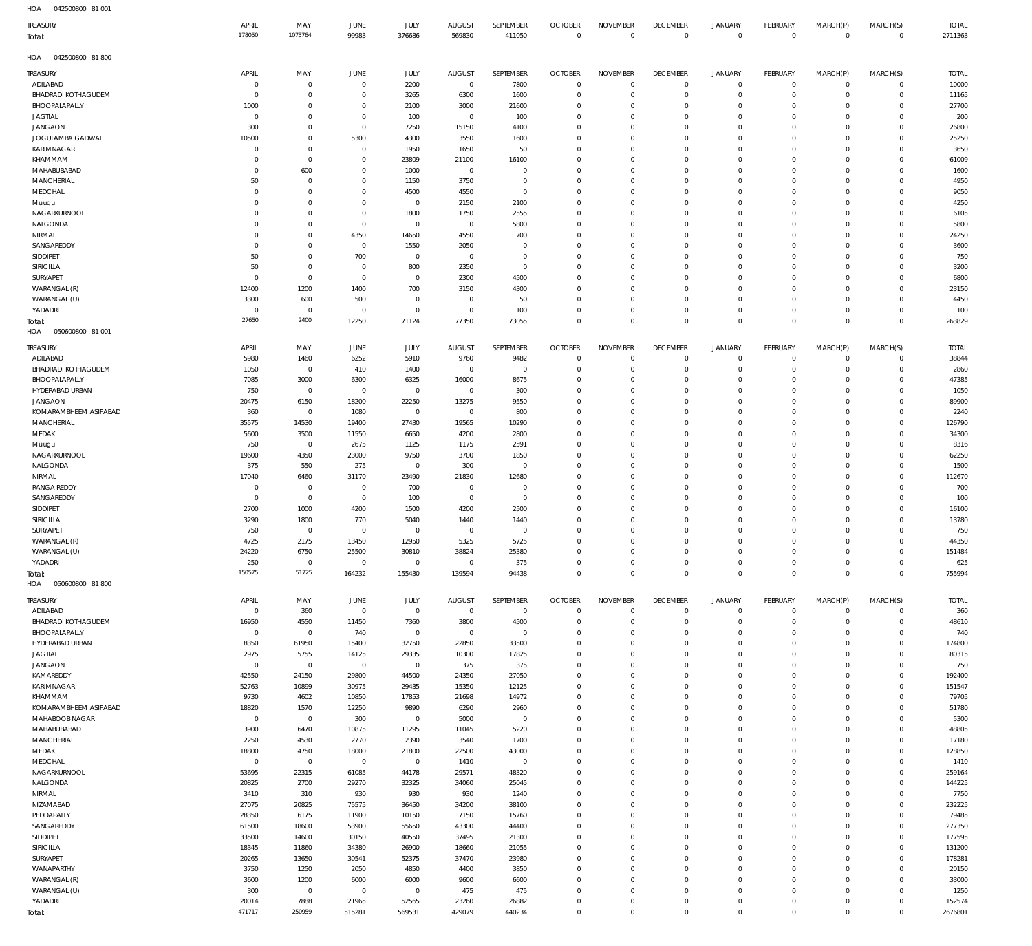HOA 042500800 81 001

| TREASURY | APRIL | MAY | JUNE | JULY | AUGUST | SEPTEMBER | OCTOBER | NOVEMBER | DECEMBER | JANUARY | FEBRUARY | MARCH(P) | MARCH(S) | TOTAL |
|---|---|---|---|---|---|---|---|---|---|---|---|---|---|---|
| Total: | 178050 | 1075764 | 99983 | 376686 | 569830 | 411050 | 0 | 0 | 0 | 0 | 0 | 0 | 0 | 2711363 |

HOA 042500800 81 800

| TREASURY | APRIL | MAY | JUNE | JULY | AUGUST | SEPTEMBER | OCTOBER | NOVEMBER | DECEMBER | JANUARY | FEBRUARY | MARCH(P) | MARCH(S) | TOTAL |
|---|---|---|---|---|---|---|---|---|---|---|---|---|---|---|
| ADILABAD | 0 | 0 | 0 | 2200 | 0 | 7800 | 0 | 0 | 0 | 0 | 0 | 0 | 0 | 10000 |
| BHADRADI KOTHAGUDEM | 0 | 0 | 0 | 3265 | 6300 | 1600 | 0 | 0 | 0 | 0 | 0 | 0 | 0 | 11165 |
| BHOOPALAPALLY | 1000 | 0 | 0 | 2100 | 3000 | 21600 | 0 | 0 | 0 | 0 | 0 | 0 | 0 | 27700 |
| JAGTIAL | 0 | 0 | 0 | 100 | 0 | 100 | 0 | 0 | 0 | 0 | 0 | 0 | 0 | 200 |
| JANGAON | 300 | 0 | 0 | 7250 | 15150 | 4100 | 0 | 0 | 0 | 0 | 0 | 0 | 0 | 26800 |
| JOGULAMBA GADWAL | 10500 | 0 | 5300 | 4300 | 3550 | 1600 | 0 | 0 | 0 | 0 | 0 | 0 | 0 | 25250 |
| KARIMNAGAR | 0 | 0 | 0 | 1950 | 1650 | 50 | 0 | 0 | 0 | 0 | 0 | 0 | 0 | 3650 |
| KHAMMAM | 0 | 0 | 0 | 23809 | 21100 | 16100 | 0 | 0 | 0 | 0 | 0 | 0 | 0 | 61009 |
| MAHABUBABAD | 0 | 600 | 0 | 1000 | 0 | 0 | 0 | 0 | 0 | 0 | 0 | 0 | 0 | 1600 |
| MANCHERIAL | 50 | 0 | 0 | 1150 | 3750 | 0 | 0 | 0 | 0 | 0 | 0 | 0 | 0 | 4950 |
| MEDCHAL | 0 | 0 | 0 | 4500 | 4550 | 0 | 0 | 0 | 0 | 0 | 0 | 0 | 0 | 9050 |
| Mulugu | 0 | 0 | 0 | 0 | 2150 | 2100 | 0 | 0 | 0 | 0 | 0 | 0 | 0 | 4250 |
| NAGARKURNOOL | 0 | 0 | 0 | 1800 | 1750 | 2555 | 0 | 0 | 0 | 0 | 0 | 0 | 0 | 6105 |
| NALGONDA | 0 | 0 | 0 | 0 | 0 | 5800 | 0 | 0 | 0 | 0 | 0 | 0 | 0 | 5800 |
| NIRMAL | 0 | 0 | 4350 | 14650 | 4550 | 700 | 0 | 0 | 0 | 0 | 0 | 0 | 0 | 24250 |
| SANGAREDDY | 0 | 0 | 0 | 1550 | 2050 | 0 | 0 | 0 | 0 | 0 | 0 | 0 | 0 | 3600 |
| SIDDIPET | 50 | 0 | 700 | 0 | 0 | 0 | 0 | 0 | 0 | 0 | 0 | 0 | 0 | 750 |
| SIRICILLA | 50 | 0 | 0 | 800 | 2350 | 0 | 0 | 0 | 0 | 0 | 0 | 0 | 0 | 3200 |
| SURYAPET | 0 | 0 | 0 | 0 | 2300 | 4500 | 0 | 0 | 0 | 0 | 0 | 0 | 0 | 6800 |
| WARANGAL (R) | 12400 | 1200 | 1400 | 700 | 3150 | 4300 | 0 | 0 | 0 | 0 | 0 | 0 | 0 | 23150 |
| WARANGAL (U) | 3300 | 600 | 500 | 0 | 0 | 50 | 0 | 0 | 0 | 0 | 0 | 0 | 0 | 4450 |
| YADADRI | 0 | 0 | 0 | 0 | 0 | 100 | 0 | 0 | 0 | 0 | 0 | 0 | 0 | 100 |
| Total: | 27650 | 2400 | 12250 | 71124 | 77350 | 73055 | 0 | 0 | 0 | 0 | 0 | 0 | 0 | 263829 |

HOA 050600800 81 001

| TREASURY | APRIL | MAY | JUNE | JULY | AUGUST | SEPTEMBER | OCTOBER | NOVEMBER | DECEMBER | JANUARY | FEBRUARY | MARCH(P) | MARCH(S) | TOTAL |
|---|---|---|---|---|---|---|---|---|---|---|---|---|---|---|
| ADILABAD | 5980 | 1460 | 6252 | 5910 | 9760 | 9482 | 0 | 0 | 0 | 0 | 0 | 0 | 0 | 38844 |
| BHADRADI KOTHAGUDEM | 1050 | 0 | 410 | 1400 | 0 | 0 | 0 | 0 | 0 | 0 | 0 | 0 | 0 | 2860 |
| BHOOPALAPALLY | 7085 | 3000 | 6300 | 6325 | 16000 | 8675 | 0 | 0 | 0 | 0 | 0 | 0 | 0 | 47385 |
| HYDERABAD URBAN | 750 | 0 | 0 | 0 | 0 | 300 | 0 | 0 | 0 | 0 | 0 | 0 | 0 | 1050 |
| JANGAON | 20475 | 6150 | 18200 | 22250 | 13275 | 9550 | 0 | 0 | 0 | 0 | 0 | 0 | 0 | 89900 |
| KOMARAMBHEEM ASIFABAD | 360 | 0 | 1080 | 0 | 0 | 800 | 0 | 0 | 0 | 0 | 0 | 0 | 0 | 2240 |
| MANCHERIAL | 35575 | 14530 | 19400 | 27430 | 19565 | 10290 | 0 | 0 | 0 | 0 | 0 | 0 | 0 | 126790 |
| MEDAK | 5600 | 3500 | 11550 | 6650 | 4200 | 2800 | 0 | 0 | 0 | 0 | 0 | 0 | 0 | 34300 |
| Mulugu | 750 | 0 | 2675 | 1125 | 1175 | 2591 | 0 | 0 | 0 | 0 | 0 | 0 | 0 | 8316 |
| NAGARKURNOOL | 19600 | 4350 | 23000 | 9750 | 3700 | 1850 | 0 | 0 | 0 | 0 | 0 | 0 | 0 | 62250 |
| NALGONDA | 375 | 550 | 275 | 0 | 300 | 0 | 0 | 0 | 0 | 0 | 0 | 0 | 0 | 1500 |
| NIRMAL | 17040 | 6460 | 31170 | 23490 | 21830 | 12680 | 0 | 0 | 0 | 0 | 0 | 0 | 0 | 112670 |
| RANGA REDDY | 0 | 0 | 0 | 700 | 0 | 0 | 0 | 0 | 0 | 0 | 0 | 0 | 0 | 700 |
| SANGAREDDY | 0 | 0 | 0 | 100 | 0 | 0 | 0 | 0 | 0 | 0 | 0 | 0 | 0 | 100 |
| SIDDIPET | 2700 | 1000 | 4200 | 1500 | 4200 | 2500 | 0 | 0 | 0 | 0 | 0 | 0 | 0 | 16100 |
| SIRICILLA | 3290 | 1800 | 770 | 5040 | 1440 | 1440 | 0 | 0 | 0 | 0 | 0 | 0 | 0 | 13780 |
| SURYAPET | 750 | 0 | 0 | 0 | 0 | 0 | 0 | 0 | 0 | 0 | 0 | 0 | 0 | 750 |
| WARANGAL (R) | 4725 | 2175 | 13450 | 12950 | 5325 | 5725 | 0 | 0 | 0 | 0 | 0 | 0 | 0 | 44350 |
| WARANGAL (U) | 24220 | 6750 | 25500 | 30810 | 38824 | 25380 | 0 | 0 | 0 | 0 | 0 | 0 | 0 | 151484 |
| YADADRI | 250 | 0 | 0 | 0 | 0 | 375 | 0 | 0 | 0 | 0 | 0 | 0 | 0 | 625 |
| Total: | 150575 | 51725 | 164232 | 155430 | 139594 | 94438 | 0 | 0 | 0 | 0 | 0 | 0 | 0 | 755994 |

HOA 050600800 81 800

| TREASURY | APRIL | MAY | JUNE | JULY | AUGUST | SEPTEMBER | OCTOBER | NOVEMBER | DECEMBER | JANUARY | FEBRUARY | MARCH(P) | MARCH(S) | TOTAL |
|---|---|---|---|---|---|---|---|---|---|---|---|---|---|---|
| ADILABAD | 0 | 360 | 0 | 0 | 0 | 0 | 0 | 0 | 0 | 0 | 0 | 0 | 0 | 360 |
| BHADRADI KOTHAGUDEM | 16950 | 4550 | 11450 | 7360 | 3800 | 4500 | 0 | 0 | 0 | 0 | 0 | 0 | 0 | 48610 |
| BHOOPALAPALLY | 0 | 0 | 740 | 0 | 0 | 0 | 0 | 0 | 0 | 0 | 0 | 0 | 0 | 740 |
| HYDERABAD URBAN | 8350 | 61950 | 15400 | 32750 | 22850 | 33500 | 0 | 0 | 0 | 0 | 0 | 0 | 0 | 174800 |
| JAGTIAL | 2975 | 5755 | 14125 | 29335 | 10300 | 17825 | 0 | 0 | 0 | 0 | 0 | 0 | 0 | 80315 |
| JANGAON | 0 | 0 | 0 | 0 | 375 | 375 | 0 | 0 | 0 | 0 | 0 | 0 | 0 | 750 |
| KAMAREDDY | 42550 | 24150 | 29800 | 44500 | 24350 | 27050 | 0 | 0 | 0 | 0 | 0 | 0 | 0 | 192400 |
| KARIMNAGAR | 52763 | 10899 | 30975 | 29435 | 15350 | 12125 | 0 | 0 | 0 | 0 | 0 | 0 | 0 | 151547 |
| KHAMMAM | 9730 | 4602 | 10850 | 17853 | 21698 | 14972 | 0 | 0 | 0 | 0 | 0 | 0 | 0 | 79705 |
| KOMARAMBHEEM ASIFABAD | 18820 | 1570 | 12250 | 9890 | 6290 | 2960 | 0 | 0 | 0 | 0 | 0 | 0 | 0 | 51780 |
| MAHABOOB NAGAR | 0 | 0 | 300 | 0 | 5000 | 0 | 0 | 0 | 0 | 0 | 0 | 0 | 0 | 5300 |
| MAHABUBABAD | 3900 | 6470 | 10875 | 11295 | 11045 | 5220 | 0 | 0 | 0 | 0 | 0 | 0 | 0 | 48805 |
| MANCHERIAL | 2250 | 4530 | 2770 | 2390 | 3540 | 1700 | 0 | 0 | 0 | 0 | 0 | 0 | 0 | 17180 |
| MEDAK | 18800 | 4750 | 18000 | 21800 | 22500 | 43000 | 0 | 0 | 0 | 0 | 0 | 0 | 0 | 128850 |
| MEDCHAL | 0 | 0 | 0 | 0 | 1410 | 0 | 0 | 0 | 0 | 0 | 0 | 0 | 0 | 1410 |
| NAGARKURNOOL | 53695 | 22315 | 61085 | 44178 | 29571 | 48320 | 0 | 0 | 0 | 0 | 0 | 0 | 0 | 259164 |
| NALGONDA | 20825 | 2700 | 29270 | 32325 | 34060 | 25045 | 0 | 0 | 0 | 0 | 0 | 0 | 0 | 144225 |
| NIRMAL | 3410 | 310 | 930 | 930 | 930 | 1240 | 0 | 0 | 0 | 0 | 0 | 0 | 0 | 7750 |
| NIZAMABAD | 27075 | 20825 | 75575 | 36450 | 34200 | 38100 | 0 | 0 | 0 | 0 | 0 | 0 | 0 | 232225 |
| PEDDAPALLY | 28350 | 6175 | 11900 | 10150 | 7150 | 15760 | 0 | 0 | 0 | 0 | 0 | 0 | 0 | 79485 |
| SANGAREDDY | 61500 | 18600 | 53900 | 55650 | 43300 | 44400 | 0 | 0 | 0 | 0 | 0 | 0 | 0 | 277350 |
| SIDDIPET | 33500 | 14600 | 30150 | 40550 | 37495 | 21300 | 0 | 0 | 0 | 0 | 0 | 0 | 0 | 177595 |
| SIRICILLA | 18345 | 11860 | 34380 | 26900 | 18660 | 21055 | 0 | 0 | 0 | 0 | 0 | 0 | 0 | 131200 |
| SURYAPET | 20265 | 13650 | 30541 | 52375 | 37470 | 23980 | 0 | 0 | 0 | 0 | 0 | 0 | 0 | 178281 |
| WANAPARTHY | 3750 | 1250 | 2050 | 4850 | 4400 | 3850 | 0 | 0 | 0 | 0 | 0 | 0 | 0 | 20150 |
| WARANGAL (R) | 3600 | 1200 | 6000 | 6000 | 9600 | 6600 | 0 | 0 | 0 | 0 | 0 | 0 | 0 | 33000 |
| WARANGAL (U) | 300 | 0 | 0 | 0 | 475 | 475 | 0 | 0 | 0 | 0 | 0 | 0 | 0 | 1250 |
| YADADRI | 20014 | 7888 | 21965 | 52565 | 23260 | 26882 | 0 | 0 | 0 | 0 | 0 | 0 | 0 | 152574 |
| Total: | 471717 | 250959 | 515281 | 569531 | 429079 | 440234 | 0 | 0 | 0 | 0 | 0 | 0 | 0 | 2676801 |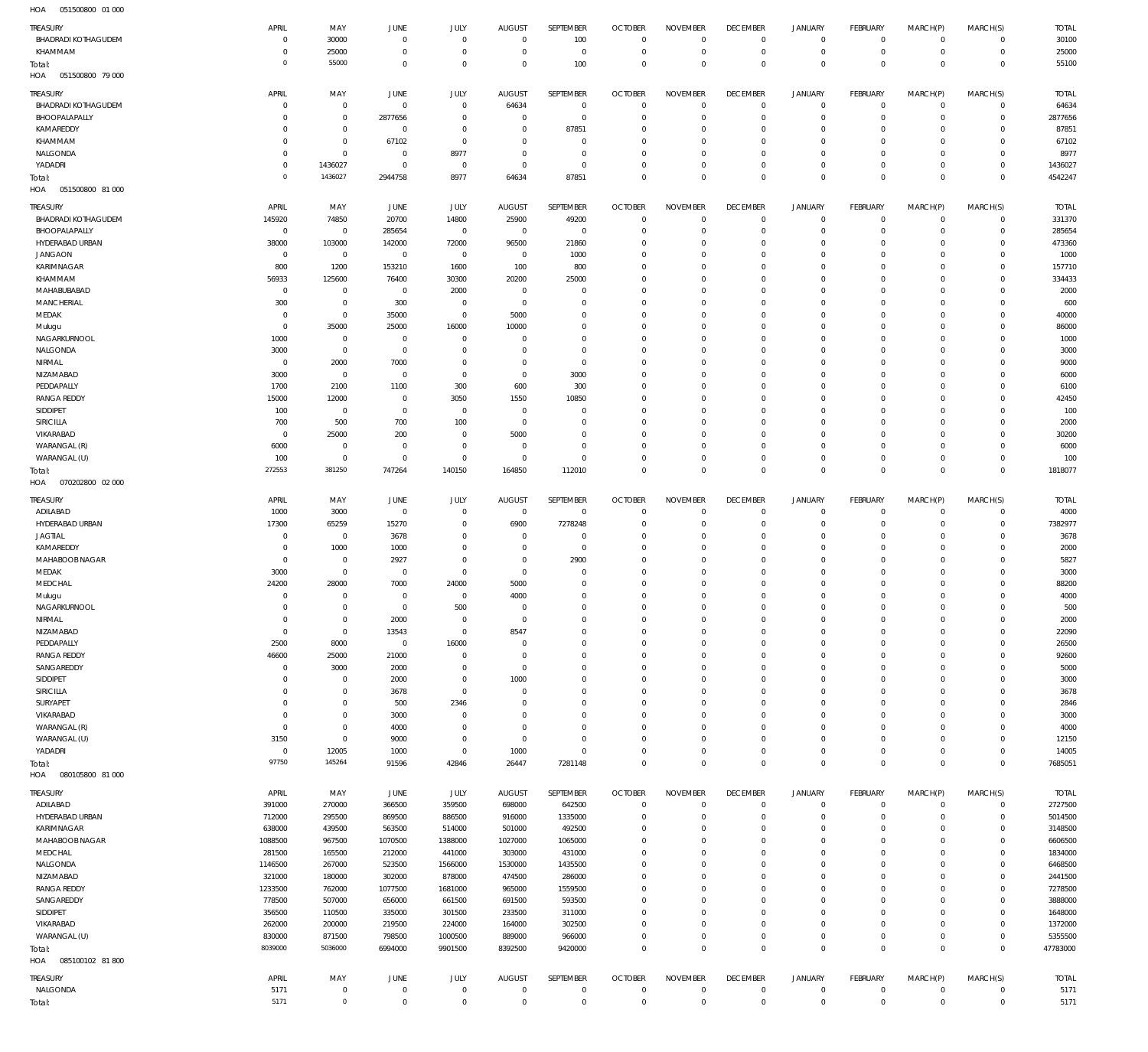HOA 051500800 01 000

| TREASURY | APRIL | MAY | JUNE | JULY | AUGUST | SEPTEMBER | OCTOBER | NOVEMBER | DECEMBER | JANUARY | FEBRUARY | MARCH(P) | MARCH(S) | TOTAL |
|---|---|---|---|---|---|---|---|---|---|---|---|---|---|---|
| BHADRADI KOTHAGUDEM | 0 | 30000 | 0 | 0 | 0 | 100 | 0 | 0 | 0 | 0 | 0 | 0 | 0 | 30100 |
| KHAMMAM | 0 | 25000 | 0 | 0 | 0 | 0 | 0 | 0 | 0 | 0 | 0 | 0 | 0 | 25000 |
| Total: | 0 | 55000 | 0 | 0 | 0 | 100 | 0 | 0 | 0 | 0 | 0 | 0 | 0 | 55100 |

HOA 051500800 79 000

| TREASURY | APRIL | MAY | JUNE | JULY | AUGUST | SEPTEMBER | OCTOBER | NOVEMBER | DECEMBER | JANUARY | FEBRUARY | MARCH(P) | MARCH(S) | TOTAL |
|---|---|---|---|---|---|---|---|---|---|---|---|---|---|---|
| BHADRADI KOTHAGUDEM | 0 | 0 | 0 | 0 | 64634 | 0 | 0 | 0 | 0 | 0 | 0 | 0 | 0 | 64634 |
| BHOOPALAPALLY | 0 | 0 | 2877656 | 0 | 0 | 0 | 0 | 0 | 0 | 0 | 0 | 0 | 0 | 2877656 |
| KAMAREDDY | 0 | 0 | 0 | 0 | 0 | 87851 | 0 | 0 | 0 | 0 | 0 | 0 | 0 | 87851 |
| KHAMMAM | 0 | 0 | 67102 | 0 | 0 | 0 | 0 | 0 | 0 | 0 | 0 | 0 | 0 | 67102 |
| NALGONDA | 0 | 0 | 0 | 8977 | 0 | 0 | 0 | 0 | 0 | 0 | 0 | 0 | 0 | 8977 |
| YADADRI | 0 | 1436027 | 0 | 0 | 0 | 0 | 0 | 0 | 0 | 0 | 0 | 0 | 0 | 1436027 |
| Total: | 0 | 1436027 | 2944758 | 8977 | 64634 | 87851 | 0 | 0 | 0 | 0 | 0 | 0 | 0 | 4542247 |

HOA 051500800 81 000

| TREASURY | APRIL | MAY | JUNE | JULY | AUGUST | SEPTEMBER | OCTOBER | NOVEMBER | DECEMBER | JANUARY | FEBRUARY | MARCH(P) | MARCH(S) | TOTAL |
|---|---|---|---|---|---|---|---|---|---|---|---|---|---|---|
| BHADRADI KOTHAGUDEM | 145920 | 74850 | 20700 | 14800 | 25900 | 49200 | 0 | 0 | 0 | 0 | 0 | 0 | 0 | 331370 |
| BHOOPALAPALLY | 0 | 0 | 285654 | 0 | 0 | 0 | 0 | 0 | 0 | 0 | 0 | 0 | 0 | 285654 |
| HYDERABAD URBAN | 38000 | 103000 | 142000 | 72000 | 96500 | 21860 | 0 | 0 | 0 | 0 | 0 | 0 | 0 | 473360 |
| JANGAON | 0 | 0 | 0 | 0 | 0 | 1000 | 0 | 0 | 0 | 0 | 0 | 0 | 0 | 1000 |
| KARIMNAGAR | 800 | 1200 | 153210 | 1600 | 100 | 800 | 0 | 0 | 0 | 0 | 0 | 0 | 0 | 157710 |
| KHAMMAM | 56933 | 125600 | 76400 | 30300 | 20200 | 25000 | 0 | 0 | 0 | 0 | 0 | 0 | 0 | 334433 |
| MAHABUBABAD | 0 | 0 | 0 | 2000 | 0 | 0 | 0 | 0 | 0 | 0 | 0 | 0 | 0 | 2000 |
| MANCHERIAL | 300 | 0 | 300 | 0 | 0 | 0 | 0 | 0 | 0 | 0 | 0 | 0 | 0 | 600 |
| MEDAK | 0 | 0 | 35000 | 0 | 5000 | 0 | 0 | 0 | 0 | 0 | 0 | 0 | 0 | 40000 |
| Mulugu | 0 | 35000 | 25000 | 16000 | 10000 | 0 | 0 | 0 | 0 | 0 | 0 | 0 | 0 | 86000 |
| NAGARKURNOOL | 1000 | 0 | 0 | 0 | 0 | 0 | 0 | 0 | 0 | 0 | 0 | 0 | 0 | 1000 |
| NALGONDA | 3000 | 0 | 0 | 0 | 0 | 0 | 0 | 0 | 0 | 0 | 0 | 0 | 0 | 3000 |
| NIRMAL | 0 | 2000 | 7000 | 0 | 0 | 0 | 0 | 0 | 0 | 0 | 0 | 0 | 0 | 9000 |
| NIZAMABAD | 3000 | 0 | 0 | 0 | 0 | 3000 | 0 | 0 | 0 | 0 | 0 | 0 | 0 | 6000 |
| PEDDAPALLY | 1700 | 2100 | 1100 | 300 | 600 | 300 | 0 | 0 | 0 | 0 | 0 | 0 | 0 | 6100 |
| RANGA REDDY | 15000 | 12000 | 0 | 3050 | 1550 | 10850 | 0 | 0 | 0 | 0 | 0 | 0 | 0 | 42450 |
| SIDDIPET | 100 | 0 | 0 | 0 | 0 | 0 | 0 | 0 | 0 | 0 | 0 | 0 | 0 | 100 |
| SIRICILLA | 700 | 500 | 700 | 100 | 0 | 0 | 0 | 0 | 0 | 0 | 0 | 0 | 0 | 2000 |
| VIKARABAD | 0 | 25000 | 200 | 0 | 5000 | 0 | 0 | 0 | 0 | 0 | 0 | 0 | 0 | 30200 |
| WARANGAL (R) | 6000 | 0 | 0 | 0 | 0 | 0 | 0 | 0 | 0 | 0 | 0 | 0 | 0 | 6000 |
| WARANGAL (U) | 100 | 0 | 0 | 0 | 0 | 0 | 0 | 0 | 0 | 0 | 0 | 0 | 0 | 100 |
| Total: | 272553 | 381250 | 747264 | 140150 | 164850 | 112010 | 0 | 0 | 0 | 0 | 0 | 0 | 0 | 1818077 |

HOA 070202800 02 000

| TREASURY | APRIL | MAY | JUNE | JULY | AUGUST | SEPTEMBER | OCTOBER | NOVEMBER | DECEMBER | JANUARY | FEBRUARY | MARCH(P) | MARCH(S) | TOTAL |
|---|---|---|---|---|---|---|---|---|---|---|---|---|---|---|
| ADILABAD | 1000 | 3000 | 0 | 0 | 0 | 0 | 0 | 0 | 0 | 0 | 0 | 0 | 0 | 4000 |
| HYDERABAD URBAN | 17300 | 65259 | 15270 | 0 | 6900 | 7278248 | 0 | 0 | 0 | 0 | 0 | 0 | 0 | 7382977 |
| JAGTIAL | 0 | 0 | 3678 | 0 | 0 | 0 | 0 | 0 | 0 | 0 | 0 | 0 | 0 | 3678 |
| KAMAREDDY | 0 | 1000 | 1000 | 0 | 0 | 0 | 0 | 0 | 0 | 0 | 0 | 0 | 0 | 2000 |
| MAHABOOBNAGAR | 0 | 0 | 2927 | 0 | 0 | 2900 | 0 | 0 | 0 | 0 | 0 | 0 | 0 | 5827 |
| MEDAK | 3000 | 0 | 0 | 0 | 0 | 0 | 0 | 0 | 0 | 0 | 0 | 0 | 0 | 3000 |
| MEDCHAL | 24200 | 28000 | 7000 | 24000 | 5000 | 0 | 0 | 0 | 0 | 0 | 0 | 0 | 0 | 88200 |
| Mulugu | 0 | 0 | 0 | 0 | 4000 | 0 | 0 | 0 | 0 | 0 | 0 | 0 | 0 | 4000 |
| NAGARKURNOOL | 0 | 0 | 0 | 500 | 0 | 0 | 0 | 0 | 0 | 0 | 0 | 0 | 0 | 500 |
| NIRMAL | 0 | 0 | 2000 | 0 | 0 | 0 | 0 | 0 | 0 | 0 | 0 | 0 | 0 | 2000 |
| NIZAMABAD | 0 | 0 | 13543 | 0 | 8547 | 0 | 0 | 0 | 0 | 0 | 0 | 0 | 0 | 22090 |
| PEDDAPALLY | 2500 | 8000 | 0 | 16000 | 0 | 0 | 0 | 0 | 0 | 0 | 0 | 0 | 0 | 26500 |
| RANGA REDDY | 46600 | 25000 | 21000 | 0 | 0 | 0 | 0 | 0 | 0 | 0 | 0 | 0 | 0 | 92600 |
| SANGAREDDY | 0 | 3000 | 2000 | 0 | 0 | 0 | 0 | 0 | 0 | 0 | 0 | 0 | 0 | 5000 |
| SIDDIPET | 0 | 0 | 2000 | 0 | 1000 | 0 | 0 | 0 | 0 | 0 | 0 | 0 | 0 | 3000 |
| SIRICILLA | 0 | 0 | 3678 | 0 | 0 | 0 | 0 | 0 | 0 | 0 | 0 | 0 | 0 | 3678 |
| SURYAPET | 0 | 0 | 500 | 2346 | 0 | 0 | 0 | 0 | 0 | 0 | 0 | 0 | 0 | 2846 |
| VIKARABAD | 0 | 0 | 3000 | 0 | 0 | 0 | 0 | 0 | 0 | 0 | 0 | 0 | 0 | 3000 |
| WARANGAL (R) | 0 | 0 | 4000 | 0 | 0 | 0 | 0 | 0 | 0 | 0 | 0 | 0 | 0 | 4000 |
| WARANGAL (U) | 3150 | 0 | 9000 | 0 | 0 | 0 | 0 | 0 | 0 | 0 | 0 | 0 | 0 | 12150 |
| YADADRI | 0 | 12005 | 1000 | 0 | 1000 | 0 | 0 | 0 | 0 | 0 | 0 | 0 | 0 | 14005 |
| Total: | 97750 | 145264 | 91596 | 42846 | 26447 | 7281148 | 0 | 0 | 0 | 0 | 0 | 0 | 0 | 7685051 |

HOA 080105800 81 000

| TREASURY | APRIL | MAY | JUNE | JULY | AUGUST | SEPTEMBER | OCTOBER | NOVEMBER | DECEMBER | JANUARY | FEBRUARY | MARCH(P) | MARCH(S) | TOTAL |
|---|---|---|---|---|---|---|---|---|---|---|---|---|---|---|
| ADILABAD | 391000 | 270000 | 366500 | 359500 | 698000 | 642500 | 0 | 0 | 0 | 0 | 0 | 0 | 0 | 2727500 |
| HYDERABAD URBAN | 712000 | 295500 | 869500 | 886500 | 916000 | 1335000 | 0 | 0 | 0 | 0 | 0 | 0 | 0 | 5014500 |
| KARIMNAGAR | 638000 | 439500 | 563500 | 514000 | 501000 | 492500 | 0 | 0 | 0 | 0 | 0 | 0 | 0 | 3148500 |
| MAHABOOBNAGAR | 1088500 | 967500 | 1070500 | 1388000 | 1027000 | 1065000 | 0 | 0 | 0 | 0 | 0 | 0 | 0 | 6606500 |
| MEDCHAL | 281500 | 165500 | 212000 | 441000 | 303000 | 431000 | 0 | 0 | 0 | 0 | 0 | 0 | 0 | 1834000 |
| NALGONDA | 1146500 | 267000 | 523500 | 1566000 | 1530000 | 1435500 | 0 | 0 | 0 | 0 | 0 | 0 | 0 | 6468500 |
| NIZAMABAD | 321000 | 180000 | 302000 | 878000 | 474500 | 286000 | 0 | 0 | 0 | 0 | 0 | 0 | 0 | 2441500 |
| RANGA REDDY | 1233500 | 762000 | 1077500 | 1681000 | 965000 | 1559500 | 0 | 0 | 0 | 0 | 0 | 0 | 0 | 7278500 |
| SANGAREDDY | 778500 | 507000 | 656000 | 661500 | 691500 | 593500 | 0 | 0 | 0 | 0 | 0 | 0 | 0 | 3888000 |
| SIDDIPET | 356500 | 110500 | 335000 | 301500 | 233500 | 311000 | 0 | 0 | 0 | 0 | 0 | 0 | 0 | 1648000 |
| VIKARABAD | 262000 | 200000 | 219500 | 224000 | 164000 | 302500 | 0 | 0 | 0 | 0 | 0 | 0 | 0 | 1372000 |
| WARANGAL (U) | 830000 | 871500 | 798500 | 1000500 | 889000 | 966000 | 0 | 0 | 0 | 0 | 0 | 0 | 0 | 5355500 |
| Total: | 8039000 | 5036000 | 6994000 | 9901500 | 8392500 | 9420000 | 0 | 0 | 0 | 0 | 0 | 0 | 0 | 47783000 |

HOA 085100102 81 800

| TREASURY | APRIL | MAY | JUNE | JULY | AUGUST | SEPTEMBER | OCTOBER | NOVEMBER | DECEMBER | JANUARY | FEBRUARY | MARCH(P) | MARCH(S) | TOTAL |
|---|---|---|---|---|---|---|---|---|---|---|---|---|---|---|
| NALGONDA | 5171 | 0 | 0 | 0 | 0 | 0 | 0 | 0 | 0 | 0 | 0 | 0 | 0 | 5171 |
| Total: | 5171 | 0 | 0 | 0 | 0 | 0 | 0 | 0 | 0 | 0 | 0 | 0 | 0 | 5171 |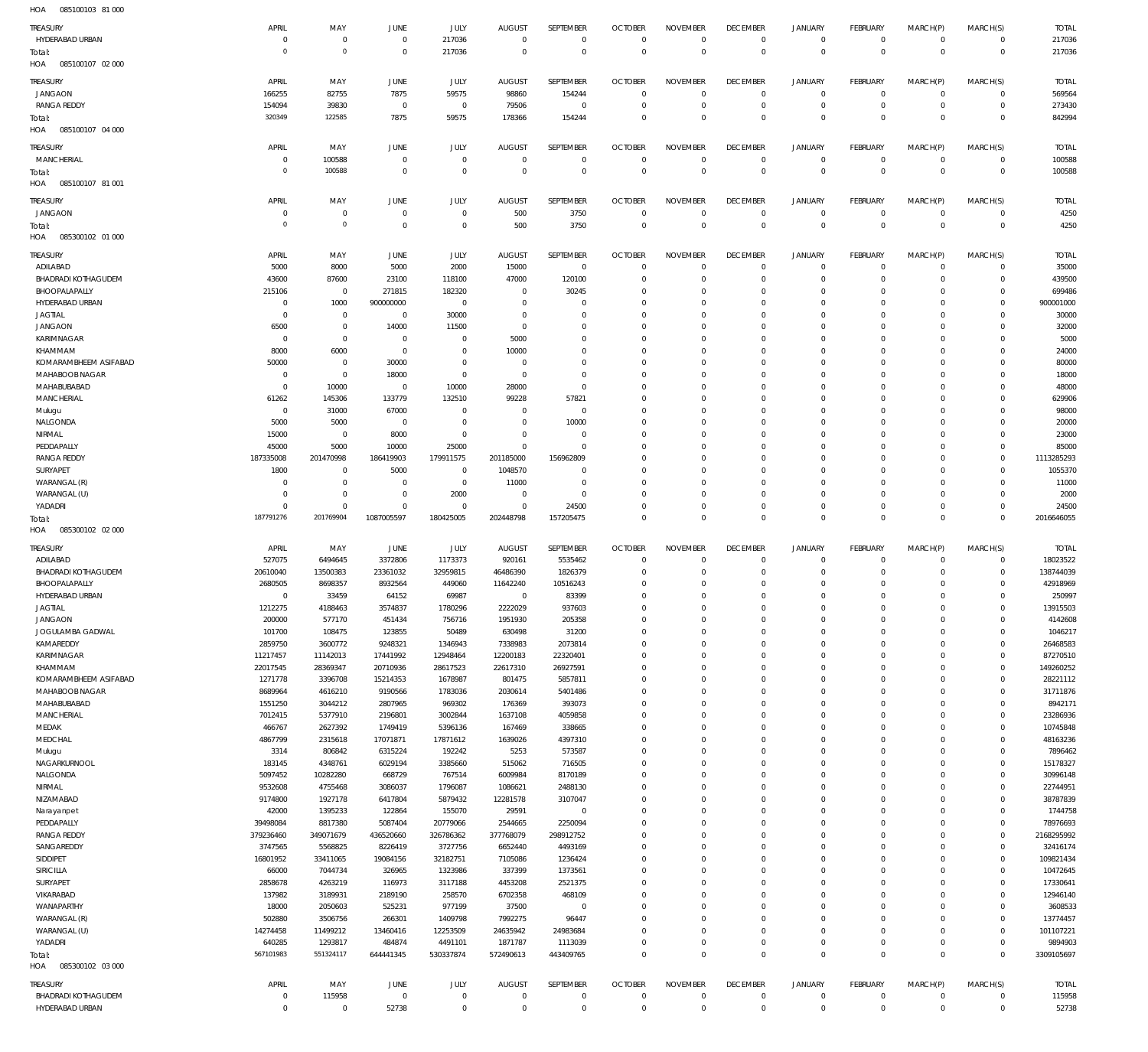HOA 085100103 81 000

| TREASURY | APRIL | MAY | JUNE | JULY | AUGUST | SEPTEMBER | OCTOBER | NOVEMBER | DECEMBER | JANUARY | FEBRUARY | MARCH(P) | MARCH(S) | TOTAL |
|---|---|---|---|---|---|---|---|---|---|---|---|---|---|---|
| HYDERABAD URBAN | 0 | 0 | 0 | 217036 | 0 | 0 | 0 | 0 | 0 | 0 | 0 | 0 | 0 | 217036 |
| Total: | 0 | 0 | 0 | 217036 | 0 | 0 | 0 | 0 | 0 | 0 | 0 | 0 | 0 | 217036 |

HOA 085100107 02 000

| TREASURY | APRIL | MAY | JUNE | JULY | AUGUST | SEPTEMBER | OCTOBER | NOVEMBER | DECEMBER | JANUARY | FEBRUARY | MARCH(P) | MARCH(S) | TOTAL |
|---|---|---|---|---|---|---|---|---|---|---|---|---|---|---|
| JANGAON | 166255 | 82755 | 7875 | 59575 | 98860 | 154244 | 0 | 0 | 0 | 0 | 0 | 0 | 0 | 569564 |
| RANGA REDDY | 154094 | 39830 | 0 | 0 | 79506 | 0 | 0 | 0 | 0 | 0 | 0 | 0 | 0 | 273430 |
| Total: | 320349 | 122585 | 7875 | 59575 | 178366 | 154244 | 0 | 0 | 0 | 0 | 0 | 0 | 0 | 842994 |

HOA 085100107 04 000

| TREASURY | APRIL | MAY | JUNE | JULY | AUGUST | SEPTEMBER | OCTOBER | NOVEMBER | DECEMBER | JANUARY | FEBRUARY | MARCH(P) | MARCH(S) | TOTAL |
|---|---|---|---|---|---|---|---|---|---|---|---|---|---|---|
| MANCHERIAL | 0 | 100588 | 0 | 0 | 0 | 0 | 0 | 0 | 0 | 0 | 0 | 0 | 0 | 100588 |
| Total: | 0 | 100588 | 0 | 0 | 0 | 0 | 0 | 0 | 0 | 0 | 0 | 0 | 0 | 100588 |

HOA 085100107 81 001

| TREASURY | APRIL | MAY | JUNE | JULY | AUGUST | SEPTEMBER | OCTOBER | NOVEMBER | DECEMBER | JANUARY | FEBRUARY | MARCH(P) | MARCH(S) | TOTAL |
|---|---|---|---|---|---|---|---|---|---|---|---|---|---|---|
| JANGAON | 0 | 0 | 0 | 0 | 500 | 3750 | 0 | 0 | 0 | 0 | 0 | 0 | 0 | 4250 |
| Total: | 0 | 0 | 0 | 0 | 500 | 3750 | 0 | 0 | 0 | 0 | 0 | 0 | 0 | 4250 |

HOA 085300102 01 000

| TREASURY | APRIL | MAY | JUNE | JULY | AUGUST | SEPTEMBER | OCTOBER | NOVEMBER | DECEMBER | JANUARY | FEBRUARY | MARCH(P) | MARCH(S) | TOTAL |
|---|---|---|---|---|---|---|---|---|---|---|---|---|---|---|
| ADILABAD | 5000 | 8000 | 5000 | 2000 | 15000 | 0 | 0 | 0 | 0 | 0 | 0 | 0 | 0 | 35000 |
| BHADRADI KOTHAGUDEM | 43600 | 87600 | 23100 | 118100 | 47000 | 120100 | 0 | 0 | 0 | 0 | 0 | 0 | 0 | 439500 |
| BHOOPALAPALLY | 215106 | 0 | 271815 | 182320 | 0 | 30245 | 0 | 0 | 0 | 0 | 0 | 0 | 0 | 699486 |
| HYDERABAD URBAN | 0 | 1000 | 900000000 | 0 | 0 | 0 | 0 | 0 | 0 | 0 | 0 | 0 | 0 | 900001000 |
| JAGTIAL | 0 | 0 | 0 | 30000 | 0 | 0 | 0 | 0 | 0 | 0 | 0 | 0 | 0 | 30000 |
| JANGAON | 6500 | 0 | 14000 | 11500 | 0 | 0 | 0 | 0 | 0 | 0 | 0 | 0 | 0 | 32000 |
| KARIMNAGAR | 0 | 0 | 0 | 0 | 5000 | 0 | 0 | 0 | 0 | 0 | 0 | 0 | 0 | 5000 |
| KHAMMAM | 8000 | 6000 | 0 | 0 | 10000 | 0 | 0 | 0 | 0 | 0 | 0 | 0 | 0 | 24000 |
| KOMARAMBHEEM ASIFABAD | 50000 | 0 | 30000 | 0 | 0 | 0 | 0 | 0 | 0 | 0 | 0 | 0 | 0 | 80000 |
| MAHABOOBNAGAR | 0 | 0 | 18000 | 0 | 0 | 0 | 0 | 0 | 0 | 0 | 0 | 0 | 0 | 18000 |
| MAHABUBABAD | 0 | 10000 | 0 | 10000 | 28000 | 0 | 0 | 0 | 0 | 0 | 0 | 0 | 0 | 48000 |
| MANCHERIAL | 61262 | 145306 | 133779 | 132510 | 99228 | 57821 | 0 | 0 | 0 | 0 | 0 | 0 | 0 | 629906 |
| Mulugu | 0 | 31000 | 67000 | 0 | 0 | 0 | 0 | 0 | 0 | 0 | 0 | 0 | 0 | 98000 |
| NALGONDA | 5000 | 5000 | 0 | 0 | 0 | 10000 | 0 | 0 | 0 | 0 | 0 | 0 | 0 | 20000 |
| NIRMAL | 15000 | 0 | 8000 | 0 | 0 | 0 | 0 | 0 | 0 | 0 | 0 | 0 | 0 | 23000 |
| PEDDAPALLY | 45000 | 5000 | 10000 | 25000 | 0 | 0 | 0 | 0 | 0 | 0 | 0 | 0 | 0 | 85000 |
| RANGA REDDY | 187335008 | 201470998 | 186419903 | 179911575 | 201185000 | 156962809 | 0 | 0 | 0 | 0 | 0 | 0 | 0 | 1113285293 |
| SURYAPET | 1800 | 0 | 5000 | 0 | 1048570 | 0 | 0 | 0 | 0 | 0 | 0 | 0 | 0 | 1055370 |
| WARANGAL (R) | 0 | 0 | 0 | 0 | 11000 | 0 | 0 | 0 | 0 | 0 | 0 | 0 | 0 | 11000 |
| WARANGAL (U) | 0 | 0 | 0 | 2000 | 0 | 0 | 0 | 0 | 0 | 0 | 0 | 0 | 0 | 2000 |
| YADADRI | 0 | 0 | 0 | 0 | 0 | 24500 | 0 | 0 | 0 | 0 | 0 | 0 | 0 | 24500 |
| Total: | 187791276 | 201769904 | 1087005597 | 180425005 | 202448798 | 157205475 | 0 | 0 | 0 | 0 | 0 | 0 | 0 | 2016646055 |

HOA 085300102 02 000

| TREASURY | APRIL | MAY | JUNE | JULY | AUGUST | SEPTEMBER | OCTOBER | NOVEMBER | DECEMBER | JANUARY | FEBRUARY | MARCH(P) | MARCH(S) | TOTAL |
|---|---|---|---|---|---|---|---|---|---|---|---|---|---|---|
| ADILABAD | 527075 | 6494645 | 3372806 | 1173373 | 920161 | 5535462 | 0 | 0 | 0 | 0 | 0 | 0 | 0 | 18023522 |
| BHADRADI KOTHAGUDEM | 20610040 | 13500383 | 23361032 | 32959815 | 46486390 | 1826379 | 0 | 0 | 0 | 0 | 0 | 0 | 0 | 138744039 |
| BHOOPALAPALLY | 2680505 | 8698357 | 8932564 | 449060 | 11642240 | 10516243 | 0 | 0 | 0 | 0 | 0 | 0 | 0 | 42918969 |
| HYDERABAD URBAN | 0 | 33459 | 64152 | 69987 | 0 | 83399 | 0 | 0 | 0 | 0 | 0 | 0 | 0 | 250997 |
| JAGTIAL | 1212275 | 4188463 | 3574837 | 1780296 | 2222029 | 937603 | 0 | 0 | 0 | 0 | 0 | 0 | 0 | 13915503 |
| JANGAON | 200000 | 577170 | 451434 | 756716 | 1951930 | 205358 | 0 | 0 | 0 | 0 | 0 | 0 | 0 | 4142608 |
| JOGULAMBA GADWAL | 101700 | 108475 | 123855 | 50489 | 630498 | 31200 | 0 | 0 | 0 | 0 | 0 | 0 | 0 | 1046217 |
| KAMAREDDY | 2859750 | 3600772 | 9248321 | 1346943 | 7338983 | 2073814 | 0 | 0 | 0 | 0 | 0 | 0 | 0 | 26468583 |
| KARIMNAGAR | 11217457 | 11142013 | 17441992 | 12948464 | 12200183 | 22320401 | 0 | 0 | 0 | 0 | 0 | 0 | 0 | 87270510 |
| KHAMMAM | 22017545 | 28369347 | 20710936 | 28617523 | 22617310 | 26927591 | 0 | 0 | 0 | 0 | 0 | 0 | 0 | 149260252 |
| KOMARAMBHEEM ASIFABAD | 1271778 | 3396708 | 15214353 | 1678987 | 801475 | 5857811 | 0 | 0 | 0 | 0 | 0 | 0 | 0 | 28221112 |
| MAHABOOBNAGAR | 8689964 | 4616210 | 9190566 | 1783036 | 2030614 | 5401486 | 0 | 0 | 0 | 0 | 0 | 0 | 0 | 31711876 |
| MAHABUBABAD | 1551250 | 3044212 | 2807965 | 969302 | 176369 | 393073 | 0 | 0 | 0 | 0 | 0 | 0 | 0 | 8942171 |
| MANCHERIAL | 7012415 | 5377910 | 2196801 | 3002844 | 1637108 | 4059858 | 0 | 0 | 0 | 0 | 0 | 0 | 0 | 23286936 |
| MEDAK | 466767 | 2627392 | 1749419 | 5396136 | 167469 | 338665 | 0 | 0 | 0 | 0 | 0 | 0 | 0 | 10745848 |
| MEDCHAL | 4867799 | 2315618 | 17071871 | 17871612 | 1639026 | 4397310 | 0 | 0 | 0 | 0 | 0 | 0 | 0 | 48163236 |
| Mulugu | 3314 | 806842 | 6315224 | 192242 | 5253 | 573587 | 0 | 0 | 0 | 0 | 0 | 0 | 0 | 7896462 |
| NAGARKURNOOL | 183145 | 4348761 | 6029194 | 3385660 | 515062 | 716505 | 0 | 0 | 0 | 0 | 0 | 0 | 0 | 15178327 |
| NALGONDA | 5097452 | 10282280 | 668729 | 767514 | 6009984 | 8170189 | 0 | 0 | 0 | 0 | 0 | 0 | 0 | 30996148 |
| NIRMAL | 9532608 | 4755468 | 3086037 | 1796087 | 1086621 | 2488130 | 0 | 0 | 0 | 0 | 0 | 0 | 0 | 22744951 |
| NIZAMABAD | 9174800 | 1927178 | 6417804 | 5879432 | 12281578 | 3107047 | 0 | 0 | 0 | 0 | 0 | 0 | 0 | 38787839 |
| Narayanpet | 42000 | 1395233 | 122864 | 155070 | 29591 | 0 | 0 | 0 | 0 | 0 | 0 | 0 | 0 | 1744758 |
| PEDDAPALLY | 39498084 | 8817380 | 5087404 | 20779066 | 2544665 | 2250094 | 0 | 0 | 0 | 0 | 0 | 0 | 0 | 78976693 |
| RANGA REDDY | 379236460 | 349071679 | 436520660 | 326786362 | 377768079 | 298912752 | 0 | 0 | 0 | 0 | 0 | 0 | 0 | 2168295992 |
| SANGAREDDY | 3747565 | 5568825 | 8226419 | 3727756 | 6652440 | 4493169 | 0 | 0 | 0 | 0 | 0 | 0 | 0 | 32416174 |
| SIDDIPET | 16801952 | 33411065 | 19084156 | 32182751 | 7105086 | 1236424 | 0 | 0 | 0 | 0 | 0 | 0 | 0 | 109821434 |
| SIRICILLA | 66000 | 7044734 | 326965 | 1323986 | 337399 | 1373561 | 0 | 0 | 0 | 0 | 0 | 0 | 0 | 10472645 |
| SURYAPET | 2858678 | 4263219 | 116973 | 3117188 | 4453208 | 2521375 | 0 | 0 | 0 | 0 | 0 | 0 | 0 | 17330641 |
| VIKARABAD | 137982 | 3189931 | 2189190 | 258570 | 6702358 | 468109 | 0 | 0 | 0 | 0 | 0 | 0 | 0 | 12946140 |
| WANAPARTHY | 18000 | 2050603 | 525231 | 977199 | 37500 | 0 | 0 | 0 | 0 | 0 | 0 | 0 | 0 | 3608533 |
| WARANGAL (R) | 502880 | 3506756 | 266301 | 1409798 | 7992275 | 96447 | 0 | 0 | 0 | 0 | 0 | 0 | 0 | 13774457 |
| WARANGAL (U) | 14274458 | 11499212 | 13460416 | 12253509 | 24635942 | 24983684 | 0 | 0 | 0 | 0 | 0 | 0 | 0 | 101107221 |
| YADADRI | 640285 | 1293817 | 484874 | 4491101 | 1871787 | 1113039 | 0 | 0 | 0 | 0 | 0 | 0 | 0 | 9894903 |
| Total: | 567101983 | 551324117 | 644441345 | 530337874 | 572490613 | 443409765 | 0 | 0 | 0 | 0 | 0 | 0 | 0 | 3309105697 |

HOA 085300102 03 000

| TREASURY | APRIL | MAY | JUNE | JULY | AUGUST | SEPTEMBER | OCTOBER | NOVEMBER | DECEMBER | JANUARY | FEBRUARY | MARCH(P) | MARCH(S) | TOTAL |
|---|---|---|---|---|---|---|---|---|---|---|---|---|---|---|
| BHADRADI KOTHAGUDEM | 0 | 115958 | 0 | 0 | 0 | 0 | 0 | 0 | 0 | 0 | 0 | 0 | 0 | 115958 |
| HYDERABAD URBAN | 0 | 0 | 52738 | 0 | 0 | 0 | 0 | 0 | 0 | 0 | 0 | 0 | 0 | 52738 |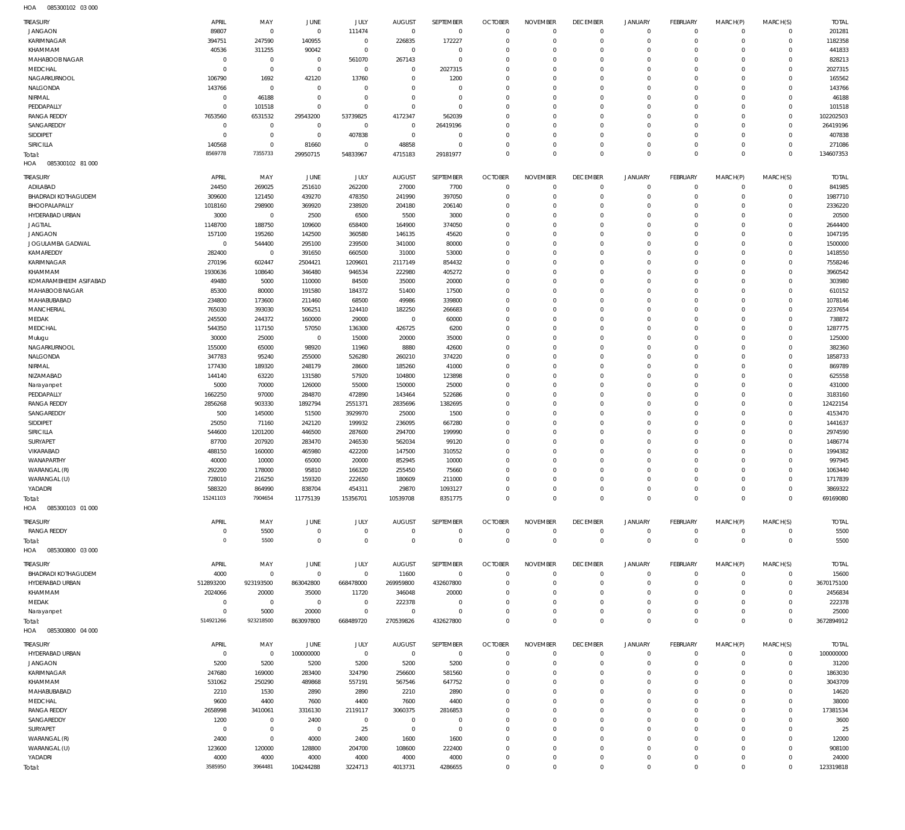HOA 085300102 03 000

| TREASURY | APRIL | MAY | JUNE | JULY | AUGUST | SEPTEMBER | OCTOBER | NOVEMBER | DECEMBER | JANUARY | FEBRUARY | MARCH(P) | MARCH(S) | TOTAL |
|---|---|---|---|---|---|---|---|---|---|---|---|---|---|---|
| JANGAON | 89807 | 0 | 0 | 111474 | 0 | 0 | 0 | 0 | 0 | 0 | 0 | 0 | 0 | 201281 |
| KARIMNAGAR | 394751 | 247590 | 140955 | 0 | 226835 | 172227 | 0 | 0 | 0 | 0 | 0 | 0 | 0 | 1182358 |
| KHAMMAM | 40536 | 311255 | 90042 | 0 | 0 | 0 | 0 | 0 | 0 | 0 | 0 | 0 | 0 | 441833 |
| MAHABOOB NAGAR | 0 | 0 | 0 | 561070 | 267143 | 0 | 0 | 0 | 0 | 0 | 0 | 0 | 0 | 828213 |
| MEDCHAL | 0 | 0 | 0 | 0 | 0 | 2027315 | 0 | 0 | 0 | 0 | 0 | 0 | 0 | 2027315 |
| NAGARKURNOOL | 106790 | 1692 | 42120 | 13760 | 0 | 1200 | 0 | 0 | 0 | 0 | 0 | 0 | 0 | 165562 |
| NALGONDA | 143766 | 0 | 0 | 0 | 0 | 0 | 0 | 0 | 0 | 0 | 0 | 0 | 0 | 143766 |
| NIRMAL | 0 | 46188 | 0 | 0 | 0 | 0 | 0 | 0 | 0 | 0 | 0 | 0 | 0 | 46188 |
| PEDDAPALLY | 0 | 101518 | 0 | 0 | 0 | 0 | 0 | 0 | 0 | 0 | 0 | 0 | 0 | 101518 |
| RANGA REDDY | 7653560 | 6531532 | 29543200 | 53739825 | 4172347 | 562039 | 0 | 0 | 0 | 0 | 0 | 0 | 0 | 102202503 |
| SANGAREDDY | 0 | 0 | 0 | 0 | 0 | 26419196 | 0 | 0 | 0 | 0 | 0 | 0 | 0 | 26419196 |
| SIDDIPET | 0 | 0 | 0 | 407838 | 0 | 0 | 0 | 0 | 0 | 0 | 0 | 0 | 0 | 407838 |
| SIRICILLA | 140568 | 0 | 81660 | 0 | 48858 | 0 | 0 | 0 | 0 | 0 | 0 | 0 | 0 | 271086 |
| Total: | 8569778 | 7355733 | 29950715 | 54833967 | 4715183 | 29181977 | 0 | 0 | 0 | 0 | 0 | 0 | 0 | 134607353 |

HOA 085300102 81 000

| TREASURY | APRIL | MAY | JUNE | JULY | AUGUST | SEPTEMBER | OCTOBER | NOVEMBER | DECEMBER | JANUARY | FEBRUARY | MARCH(P) | MARCH(S) | TOTAL |
|---|---|---|---|---|---|---|---|---|---|---|---|---|---|---|
| ADILABAD | 24450 | 269025 | 251610 | 262200 | 27000 | 7700 | 0 | 0 | 0 | 0 | 0 | 0 | 0 | 841985 |
| BHADRADI KOTHAGUDEM | 309600 | 121450 | 439270 | 478350 | 241990 | 397050 | 0 | 0 | 0 | 0 | 0 | 0 | 0 | 1987710 |
| BHOOPALAPALLY | 1018160 | 298900 | 369920 | 238920 | 204180 | 206140 | 0 | 0 | 0 | 0 | 0 | 0 | 0 | 2336220 |
| HYDERABAD URBAN | 3000 | 0 | 2500 | 6500 | 5500 | 3000 | 0 | 0 | 0 | 0 | 0 | 0 | 0 | 20500 |
| JAGTIAL | 1148700 | 188750 | 109600 | 658400 | 164900 | 374050 | 0 | 0 | 0 | 0 | 0 | 0 | 0 | 2644400 |
| JANGAON | 157100 | 195260 | 142500 | 360580 | 146135 | 45620 | 0 | 0 | 0 | 0 | 0 | 0 | 0 | 1047195 |
| JOGULAMBA GADWAL | 0 | 544400 | 295100 | 239500 | 341000 | 80000 | 0 | 0 | 0 | 0 | 0 | 0 | 0 | 1500000 |
| KAMAREDDY | 282400 | 0 | 391650 | 660500 | 31000 | 53000 | 0 | 0 | 0 | 0 | 0 | 0 | 0 | 1418550 |
| KARIMNAGAR | 270196 | 602447 | 2504421 | 1209601 | 2117149 | 854432 | 0 | 0 | 0 | 0 | 0 | 0 | 0 | 7558246 |
| KHAMMAM | 1930636 | 108640 | 346480 | 946534 | 222980 | 405272 | 0 | 0 | 0 | 0 | 0 | 0 | 0 | 3960542 |
| KOMARAMBHEEM ASIFABAD | 49480 | 5000 | 110000 | 84500 | 35000 | 20000 | 0 | 0 | 0 | 0 | 0 | 0 | 0 | 303980 |
| MAHABOOB NAGAR | 85300 | 80000 | 191580 | 184372 | 51400 | 17500 | 0 | 0 | 0 | 0 | 0 | 0 | 0 | 610152 |
| MAHABUBABAD | 234800 | 173600 | 211460 | 68500 | 49986 | 339800 | 0 | 0 | 0 | 0 | 0 | 0 | 0 | 1078146 |
| MANCHERIAL | 765030 | 393030 | 506251 | 124410 | 182250 | 266683 | 0 | 0 | 0 | 0 | 0 | 0 | 0 | 2237654 |
| MEDAK | 245500 | 244372 | 160000 | 29000 | 0 | 60000 | 0 | 0 | 0 | 0 | 0 | 0 | 0 | 738872 |
| MEDCHAL | 544350 | 117150 | 57050 | 136300 | 426725 | 6200 | 0 | 0 | 0 | 0 | 0 | 0 | 0 | 1287775 |
| Mulugu | 30000 | 25000 | 0 | 15000 | 20000 | 35000 | 0 | 0 | 0 | 0 | 0 | 0 | 0 | 125000 |
| NAGARKURNOOL | 155000 | 65000 | 98920 | 11960 | 8880 | 42600 | 0 | 0 | 0 | 0 | 0 | 0 | 0 | 382360 |
| NALGONDA | 347783 | 95240 | 255000 | 526280 | 260210 | 374220 | 0 | 0 | 0 | 0 | 0 | 0 | 0 | 1858733 |
| NIRMAL | 177430 | 189320 | 248179 | 28600 | 185260 | 41000 | 0 | 0 | 0 | 0 | 0 | 0 | 0 | 869789 |
| NIZAMABAD | 144140 | 63220 | 131580 | 57920 | 104800 | 123898 | 0 | 0 | 0 | 0 | 0 | 0 | 0 | 625558 |
| Narayanpet | 5000 | 70000 | 126000 | 55000 | 150000 | 25000 | 0 | 0 | 0 | 0 | 0 | 0 | 0 | 431000 |
| PEDDAPALLY | 1662250 | 97000 | 284870 | 472890 | 143464 | 522686 | 0 | 0 | 0 | 0 | 0 | 0 | 0 | 3183160 |
| RANGA REDDY | 2856268 | 903330 | 1892794 | 2551371 | 2835696 | 1382695 | 0 | 0 | 0 | 0 | 0 | 0 | 0 | 12422154 |
| SANGAREDDY | 500 | 145000 | 51500 | 3929970 | 25000 | 1500 | 0 | 0 | 0 | 0 | 0 | 0 | 0 | 4153470 |
| SIDDIPET | 25050 | 71160 | 242120 | 199932 | 236095 | 667280 | 0 | 0 | 0 | 0 | 0 | 0 | 0 | 1441637 |
| SIRICILLA | 544600 | 1201200 | 446500 | 287600 | 294700 | 199990 | 0 | 0 | 0 | 0 | 0 | 0 | 0 | 2974590 |
| SURYAPET | 87700 | 207920 | 283470 | 246530 | 562034 | 99120 | 0 | 0 | 0 | 0 | 0 | 0 | 0 | 1486774 |
| VIKARABAD | 488150 | 160000 | 465980 | 422200 | 147500 | 310552 | 0 | 0 | 0 | 0 | 0 | 0 | 0 | 1994382 |
| WANAPARTHY | 40000 | 10000 | 65000 | 20000 | 852945 | 10000 | 0 | 0 | 0 | 0 | 0 | 0 | 0 | 997945 |
| WARANGAL (R) | 292200 | 178000 | 95810 | 166320 | 255450 | 75660 | 0 | 0 | 0 | 0 | 0 | 0 | 0 | 1063440 |
| WARANGAL (U) | 728010 | 216250 | 159320 | 222650 | 180609 | 211000 | 0 | 0 | 0 | 0 | 0 | 0 | 0 | 1717839 |
| YADADRI | 588320 | 864990 | 838704 | 454311 | 29870 | 1093127 | 0 | 0 | 0 | 0 | 0 | 0 | 0 | 3869322 |
| Total: | 15241103 | 7904654 | 11775139 | 15356701 | 10539708 | 8351775 | 0 | 0 | 0 | 0 | 0 | 0 | 0 | 69169080 |

HOA 085300103 01 000

| TREASURY | APRIL | MAY | JUNE | JULY | AUGUST | SEPTEMBER | OCTOBER | NOVEMBER | DECEMBER | JANUARY | FEBRUARY | MARCH(P) | MARCH(S) | TOTAL |
|---|---|---|---|---|---|---|---|---|---|---|---|---|---|---|
| RANGA REDDY | 0 | 5500 | 0 | 0 | 0 | 0 | 0 | 0 | 0 | 0 | 0 | 0 | 0 | 5500 |
| Total: | 0 | 5500 | 0 | 0 | 0 | 0 | 0 | 0 | 0 | 0 | 0 | 0 | 0 | 5500 |

HOA 085300800 03 000

| TREASURY | APRIL | MAY | JUNE | JULY | AUGUST | SEPTEMBER | OCTOBER | NOVEMBER | DECEMBER | JANUARY | FEBRUARY | MARCH(P) | MARCH(S) | TOTAL |
|---|---|---|---|---|---|---|---|---|---|---|---|---|---|---|
| BHADRADI KOTHAGUDEM | 4000 | 0 | 0 | 0 | 11600 | 0 | 0 | 0 | 0 | 0 | 0 | 0 | 0 | 15600 |
| HYDERABAD URBAN | 512893200 | 923193500 | 863042800 | 668478000 | 269959800 | 432607800 | 0 | 0 | 0 | 0 | 0 | 0 | 0 | 3670175100 |
| KHAMMAM | 2024066 | 20000 | 35000 | 11720 | 346048 | 20000 | 0 | 0 | 0 | 0 | 0 | 0 | 0 | 2456834 |
| MEDAK | 0 | 0 | 0 | 0 | 222378 | 0 | 0 | 0 | 0 | 0 | 0 | 0 | 0 | 222378 |
| Narayanpet | 0 | 5000 | 20000 | 0 | 0 | 0 | 0 | 0 | 0 | 0 | 0 | 0 | 0 | 25000 |
| Total: | 514921266 | 923218500 | 863097800 | 668489720 | 270539826 | 432627800 | 0 | 0 | 0 | 0 | 0 | 0 | 0 | 3672894912 |

HOA 085300800 04 000

| TREASURY | APRIL | MAY | JUNE | JULY | AUGUST | SEPTEMBER | OCTOBER | NOVEMBER | DECEMBER | JANUARY | FEBRUARY | MARCH(P) | MARCH(S) | TOTAL |
|---|---|---|---|---|---|---|---|---|---|---|---|---|---|---|
| HYDERABAD URBAN | 0 | 0 | 100000000 | 0 | 0 | 0 | 0 | 0 | 0 | 0 | 0 | 0 | 0 | 100000000 |
| JANGAON | 5200 | 5200 | 5200 | 5200 | 5200 | 5200 | 0 | 0 | 0 | 0 | 0 | 0 | 0 | 31200 |
| KARIMNAGAR | 247680 | 169000 | 283400 | 324790 | 256600 | 581560 | 0 | 0 | 0 | 0 | 0 | 0 | 0 | 1863030 |
| KHAMMAM | 531062 | 250290 | 489868 | 557191 | 567546 | 647752 | 0 | 0 | 0 | 0 | 0 | 0 | 0 | 3043709 |
| MAHABUBABAD | 2210 | 1530 | 2890 | 2890 | 2210 | 2890 | 0 | 0 | 0 | 0 | 0 | 0 | 0 | 14620 |
| MEDCHAL | 9600 | 4400 | 7600 | 4400 | 7600 | 4400 | 0 | 0 | 0 | 0 | 0 | 0 | 0 | 38000 |
| RANGA REDDY | 2658998 | 3410061 | 3316130 | 2119117 | 3060375 | 2816853 | 0 | 0 | 0 | 0 | 0 | 0 | 0 | 17381534 |
| SANGAREDDY | 1200 | 0 | 2400 | 0 | 0 | 0 | 0 | 0 | 0 | 0 | 0 | 0 | 0 | 3600 |
| SURYAPET | 0 | 0 | 0 | 25 | 0 | 0 | 0 | 0 | 0 | 0 | 0 | 0 | 0 | 25 |
| WARANGAL (R) | 2400 | 0 | 4000 | 2400 | 1600 | 1600 | 0 | 0 | 0 | 0 | 0 | 0 | 0 | 12000 |
| WARANGAL (U) | 123600 | 120000 | 128800 | 204700 | 108600 | 222400 | 0 | 0 | 0 | 0 | 0 | 0 | 0 | 908100 |
| YADADRI | 4000 | 4000 | 4000 | 4000 | 4000 | 4000 | 0 | 0 | 0 | 0 | 0 | 0 | 0 | 24000 |
| Total: | 3585950 | 3964481 | 104244288 | 3224713 | 4013731 | 4286655 | 0 | 0 | 0 | 0 | 0 | 0 | 0 | 123319818 |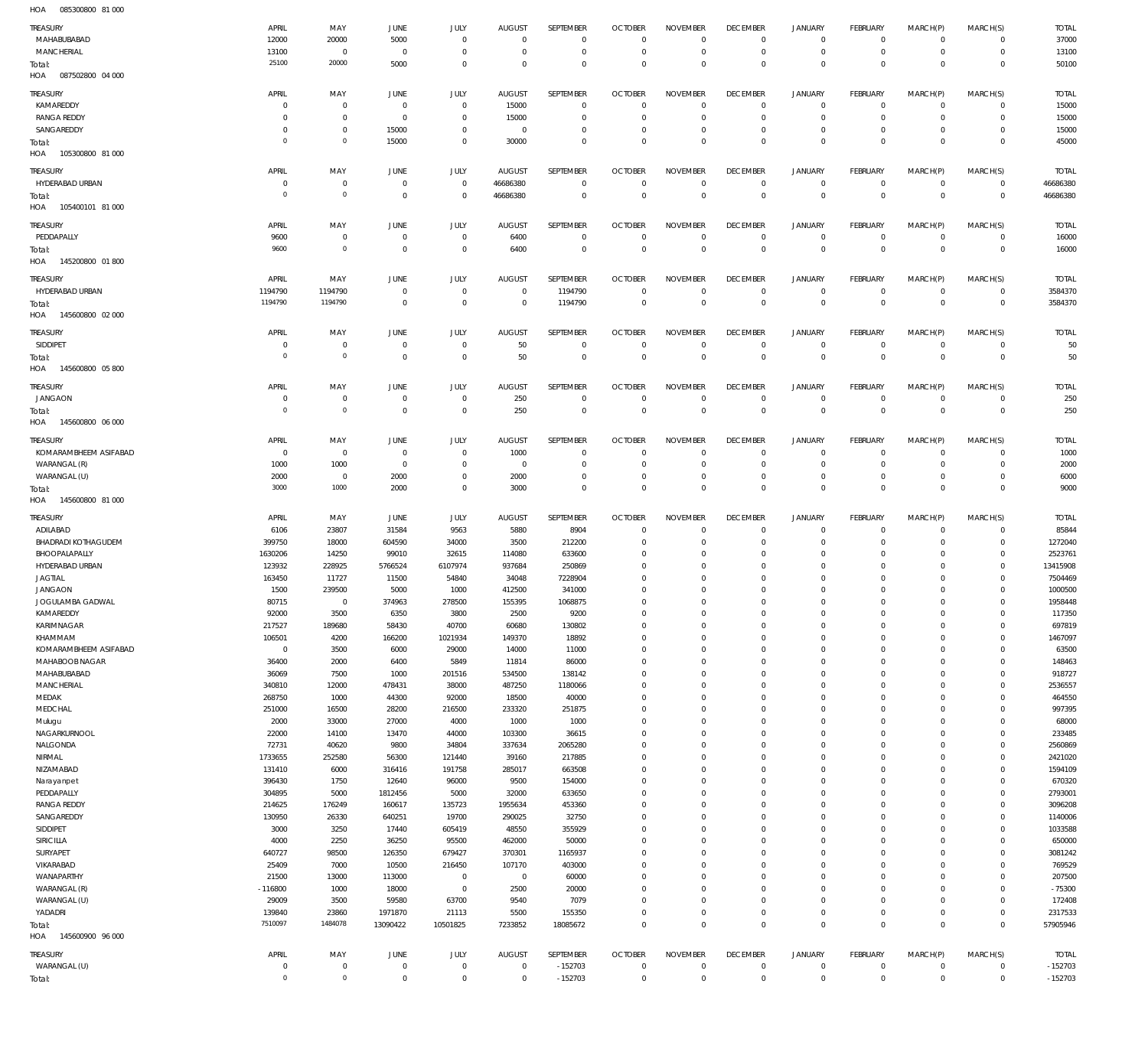HOA 085300800 81 000

| TREASURY | APRIL | MAY | JUNE | JULY | AUGUST | SEPTEMBER | OCTOBER | NOVEMBER | DECEMBER | JANUARY | FEBRUARY | MARCH(P) | MARCH(S) | TOTAL |
|---|---|---|---|---|---|---|---|---|---|---|---|---|---|---|
| MAHABUBABAD | 12000 | 20000 | 5000 | 0 | 0 | 0 | 0 | 0 | 0 | 0 | 0 | 0 | 0 | 37000 |
| MANCHERIAL | 13100 | 0 | 0 | 0 | 0 | 0 | 0 | 0 | 0 | 0 | 0 | 0 | 0 | 13100 |
| Total: | 25100 | 20000 | 5000 | 0 | 0 | 0 | 0 | 0 | 0 | 0 | 0 | 0 | 0 | 50100 |

HOA 087502800 04 000

| TREASURY | APRIL | MAY | JUNE | JULY | AUGUST | SEPTEMBER | OCTOBER | NOVEMBER | DECEMBER | JANUARY | FEBRUARY | MARCH(P) | MARCH(S) | TOTAL |
|---|---|---|---|---|---|---|---|---|---|---|---|---|---|---|
| KAMAREDDY | 0 | 0 | 0 | 0 | 15000 | 0 | 0 | 0 | 0 | 0 | 0 | 0 | 0 | 15000 |
| RANGA REDDY | 0 | 0 | 0 | 0 | 15000 | 0 | 0 | 0 | 0 | 0 | 0 | 0 | 0 | 15000 |
| SANGAREDDY | 0 | 0 | 15000 | 0 | 0 | 0 | 0 | 0 | 0 | 0 | 0 | 0 | 0 | 15000 |
| Total: | 0 | 0 | 15000 | 0 | 30000 | 0 | 0 | 0 | 0 | 0 | 0 | 0 | 0 | 45000 |

HOA 105300800 81 000

| TREASURY | APRIL | MAY | JUNE | JULY | AUGUST | SEPTEMBER | OCTOBER | NOVEMBER | DECEMBER | JANUARY | FEBRUARY | MARCH(P) | MARCH(S) | TOTAL |
|---|---|---|---|---|---|---|---|---|---|---|---|---|---|---|
| HYDERABAD URBAN | 0 | 0 | 0 | 0 | 46686380 | 0 | 0 | 0 | 0 | 0 | 0 | 0 | 0 | 46686380 |
| Total: | 0 | 0 | 0 | 0 | 46686380 | 0 | 0 | 0 | 0 | 0 | 0 | 0 | 0 | 46686380 |

HOA 105400101 81 000

| TREASURY | APRIL | MAY | JUNE | JULY | AUGUST | SEPTEMBER | OCTOBER | NOVEMBER | DECEMBER | JANUARY | FEBRUARY | MARCH(P) | MARCH(S) | TOTAL |
|---|---|---|---|---|---|---|---|---|---|---|---|---|---|---|
| PEDDAPALLY | 9600 | 0 | 0 | 0 | 6400 | 0 | 0 | 0 | 0 | 0 | 0 | 0 | 0 | 16000 |
| Total: | 9600 | 0 | 0 | 0 | 6400 | 0 | 0 | 0 | 0 | 0 | 0 | 0 | 0 | 16000 |

HOA 145200800 01 800

| TREASURY | APRIL | MAY | JUNE | JULY | AUGUST | SEPTEMBER | OCTOBER | NOVEMBER | DECEMBER | JANUARY | FEBRUARY | MARCH(P) | MARCH(S) | TOTAL |
|---|---|---|---|---|---|---|---|---|---|---|---|---|---|---|
| HYDERABAD URBAN | 1194790 | 1194790 | 0 | 0 | 0 | 1194790 | 0 | 0 | 0 | 0 | 0 | 0 | 0 | 3584370 |
| Total: | 1194790 | 1194790 | 0 | 0 | 0 | 1194790 | 0 | 0 | 0 | 0 | 0 | 0 | 0 | 3584370 |

HOA 145600800 02 000

| TREASURY | APRIL | MAY | JUNE | JULY | AUGUST | SEPTEMBER | OCTOBER | NOVEMBER | DECEMBER | JANUARY | FEBRUARY | MARCH(P) | MARCH(S) | TOTAL |
|---|---|---|---|---|---|---|---|---|---|---|---|---|---|---|
| SIDDIPET | 0 | 0 | 0 | 0 | 50 | 0 | 0 | 0 | 0 | 0 | 0 | 0 | 0 | 50 |
| Total: | 0 | 0 | 0 | 0 | 50 | 0 | 0 | 0 | 0 | 0 | 0 | 0 | 0 | 50 |

HOA 145600800 05 800

| TREASURY | APRIL | MAY | JUNE | JULY | AUGUST | SEPTEMBER | OCTOBER | NOVEMBER | DECEMBER | JANUARY | FEBRUARY | MARCH(P) | MARCH(S) | TOTAL |
|---|---|---|---|---|---|---|---|---|---|---|---|---|---|---|
| JANGAON | 0 | 0 | 0 | 0 | 250 | 0 | 0 | 0 | 0 | 0 | 0 | 0 | 0 | 250 |
| Total: | 0 | 0 | 0 | 0 | 250 | 0 | 0 | 0 | 0 | 0 | 0 | 0 | 0 | 250 |

HOA 145600800 06 000

| TREASURY | APRIL | MAY | JUNE | JULY | AUGUST | SEPTEMBER | OCTOBER | NOVEMBER | DECEMBER | JANUARY | FEBRUARY | MARCH(P) | MARCH(S) | TOTAL |
|---|---|---|---|---|---|---|---|---|---|---|---|---|---|---|
| KOMARAMBHEEM ASIFABAD | 0 | 0 | 0 | 0 | 1000 | 0 | 0 | 0 | 0 | 0 | 0 | 0 | 0 | 1000 |
| WARANGAL (R) | 1000 | 1000 | 0 | 0 | 0 | 0 | 0 | 0 | 0 | 0 | 0 | 0 | 0 | 2000 |
| WARANGAL (U) | 2000 | 0 | 2000 | 0 | 2000 | 0 | 0 | 0 | 0 | 0 | 0 | 0 | 0 | 6000 |
| Total: | 3000 | 1000 | 2000 | 0 | 3000 | 0 | 0 | 0 | 0 | 0 | 0 | 0 | 0 | 9000 |

HOA 145600800 81 000

| TREASURY | APRIL | MAY | JUNE | JULY | AUGUST | SEPTEMBER | OCTOBER | NOVEMBER | DECEMBER | JANUARY | FEBRUARY | MARCH(P) | MARCH(S) | TOTAL |
|---|---|---|---|---|---|---|---|---|---|---|---|---|---|---|
| ADILABAD | 6106 | 23807 | 31584 | 9563 | 5880 | 8904 | 0 | 0 | 0 | 0 | 0 | 0 | 0 | 85844 |
| BHADRADI KOTHAGUDEM | 399750 | 18000 | 604590 | 34000 | 3500 | 212200 | 0 | 0 | 0 | 0 | 0 | 0 | 0 | 1272040 |
| BHOOPALAPALLY | 1630206 | 14250 | 99010 | 32615 | 114080 | 633600 | 0 | 0 | 0 | 0 | 0 | 0 | 0 | 2523761 |
| HYDERABAD URBAN | 123932 | 228925 | 5766524 | 6107974 | 937684 | 250869 | 0 | 0 | 0 | 0 | 0 | 0 | 0 | 13415908 |
| JAGTIAL | 163450 | 11727 | 11500 | 54840 | 34048 | 7228904 | 0 | 0 | 0 | 0 | 0 | 0 | 0 | 7504469 |
| JANGAON | 1500 | 239500 | 5000 | 1000 | 412500 | 341000 | 0 | 0 | 0 | 0 | 0 | 0 | 0 | 1000500 |
| JOGULAMBA GADWAL | 80715 | 0 | 374963 | 278500 | 155395 | 1068875 | 0 | 0 | 0 | 0 | 0 | 0 | 0 | 1958448 |
| KAMAREDDY | 92000 | 3500 | 6350 | 3800 | 2500 | 9200 | 0 | 0 | 0 | 0 | 0 | 0 | 0 | 117350 |
| KARIMNAGAR | 217527 | 189680 | 58430 | 40700 | 60680 | 130802 | 0 | 0 | 0 | 0 | 0 | 0 | 0 | 697819 |
| KHAMMAM | 106501 | 4200 | 166200 | 1021934 | 149370 | 18892 | 0 | 0 | 0 | 0 | 0 | 0 | 0 | 1467097 |
| KOMARAMBHEEM ASIFABAD | 0 | 3500 | 6000 | 29000 | 14000 | 11000 | 0 | 0 | 0 | 0 | 0 | 0 | 0 | 63500 |
| MAHABOOBNAGAR | 36400 | 2000 | 6400 | 5849 | 11814 | 86000 | 0 | 0 | 0 | 0 | 0 | 0 | 0 | 148463 |
| MAHABUBABAD | 36069 | 7500 | 1000 | 201516 | 534500 | 138142 | 0 | 0 | 0 | 0 | 0 | 0 | 0 | 918727 |
| MANCHERIAL | 340810 | 12000 | 478431 | 38000 | 487250 | 1180066 | 0 | 0 | 0 | 0 | 0 | 0 | 0 | 2536557 |
| MEDAK | 268750 | 1000 | 44300 | 92000 | 18500 | 40000 | 0 | 0 | 0 | 0 | 0 | 0 | 0 | 464550 |
| MEDCHAL | 251000 | 16500 | 28200 | 216500 | 233320 | 251875 | 0 | 0 | 0 | 0 | 0 | 0 | 0 | 997395 |
| Mulugu | 2000 | 33000 | 27000 | 4000 | 1000 | 1000 | 0 | 0 | 0 | 0 | 0 | 0 | 0 | 68000 |
| NAGARKURNOOL | 22000 | 14100 | 13470 | 44000 | 103300 | 36615 | 0 | 0 | 0 | 0 | 0 | 0 | 0 | 233485 |
| NALGONDA | 72731 | 40620 | 9800 | 34804 | 337634 | 2065280 | 0 | 0 | 0 | 0 | 0 | 0 | 0 | 2560869 |
| NIRMAL | 1733655 | 252580 | 56300 | 121440 | 39160 | 217885 | 0 | 0 | 0 | 0 | 0 | 0 | 0 | 2421020 |
| NIZAMABAD | 131410 | 6000 | 316416 | 191758 | 285017 | 663508 | 0 | 0 | 0 | 0 | 0 | 0 | 0 | 1594109 |
| Narayanpet | 396430 | 1750 | 12640 | 96000 | 9500 | 154000 | 0 | 0 | 0 | 0 | 0 | 0 | 0 | 670320 |
| PEDDAPALLY | 304895 | 5000 | 1812456 | 5000 | 32000 | 633650 | 0 | 0 | 0 | 0 | 0 | 0 | 0 | 2793001 |
| RANGA REDDY | 214625 | 176249 | 160617 | 135723 | 1955634 | 453360 | 0 | 0 | 0 | 0 | 0 | 0 | 0 | 3096208 |
| SANGAREDDY | 130950 | 26330 | 640251 | 19700 | 290025 | 32750 | 0 | 0 | 0 | 0 | 0 | 0 | 0 | 1140006 |
| SIDDIPET | 3000 | 3250 | 17440 | 605419 | 48550 | 355929 | 0 | 0 | 0 | 0 | 0 | 0 | 0 | 1033588 |
| SIRICILLA | 4000 | 2250 | 36250 | 95500 | 462000 | 50000 | 0 | 0 | 0 | 0 | 0 | 0 | 0 | 650000 |
| SURYAPET | 640727 | 98500 | 126350 | 679427 | 370301 | 1165937 | 0 | 0 | 0 | 0 | 0 | 0 | 0 | 3081242 |
| VIKARABAD | 25409 | 7000 | 10500 | 216450 | 107170 | 403000 | 0 | 0 | 0 | 0 | 0 | 0 | 0 | 769529 |
| WANAPARTHY | 21500 | 13000 | 113000 | 0 | 0 | 60000 | 0 | 0 | 0 | 0 | 0 | 0 | 0 | 207500 |
| WARANGAL (R) | -116800 | 1000 | 18000 | 0 | 2500 | 20000 | 0 | 0 | 0 | 0 | 0 | 0 | 0 | -75300 |
| WARANGAL (U) | 29009 | 3500 | 59580 | 63700 | 9540 | 7079 | 0 | 0 | 0 | 0 | 0 | 0 | 0 | 172408 |
| YADADRI | 139840 | 23860 | 1971870 | 21113 | 5500 | 155350 | 0 | 0 | 0 | 0 | 0 | 0 | 0 | 2317533 |
| Total: | 7510097 | 1484078 | 13090422 | 10501825 | 7233852 | 18085672 | 0 | 0 | 0 | 0 | 0 | 0 | 0 | 57905946 |

HOA 145600900 96 000

| TREASURY | APRIL | MAY | JUNE | JULY | AUGUST | SEPTEMBER | OCTOBER | NOVEMBER | DECEMBER | JANUARY | FEBRUARY | MARCH(P) | MARCH(S) | TOTAL |
|---|---|---|---|---|---|---|---|---|---|---|---|---|---|---|
| WARANGAL (U) | 0 | 0 | 0 | 0 | 0 | -152703 | 0 | 0 | 0 | 0 | 0 | 0 | 0 | -152703 |
| Total: | 0 | 0 | 0 | 0 | 0 | -152703 | 0 | 0 | 0 | 0 | 0 | 0 | 0 | -152703 |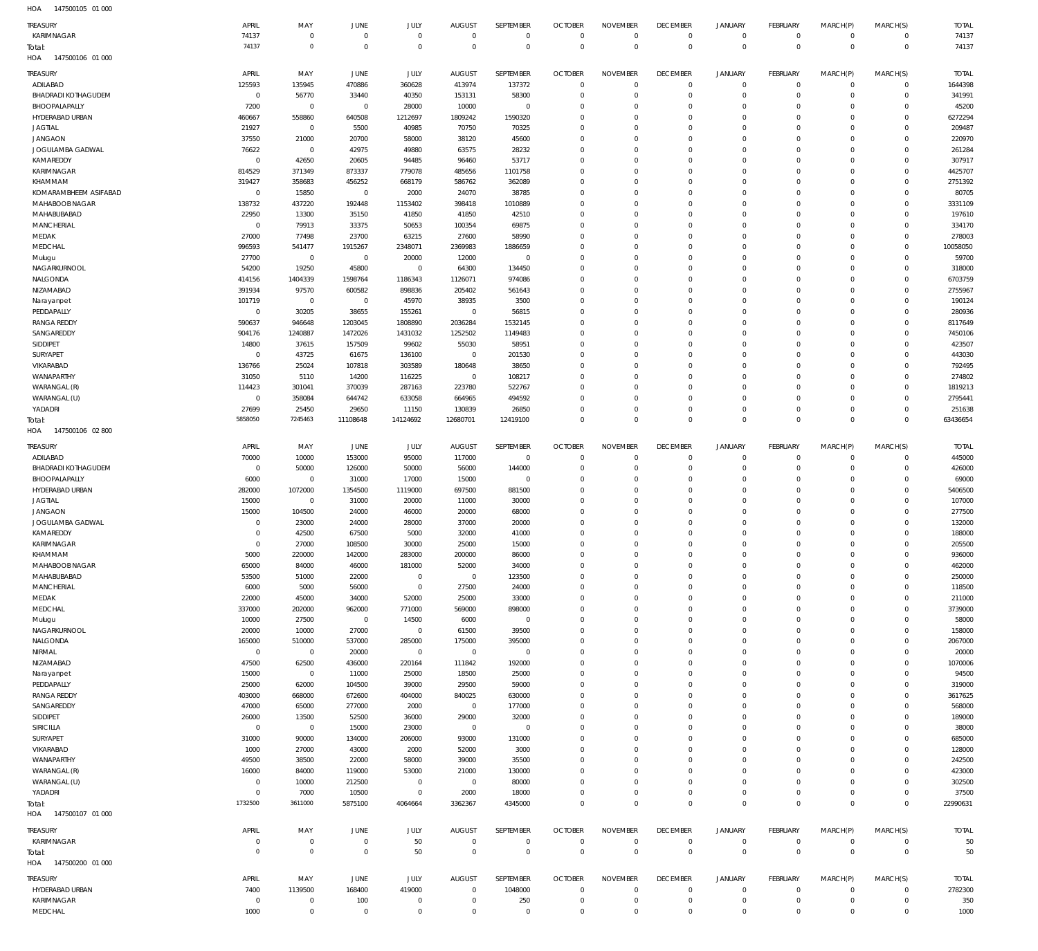HOA 147500105 01 000

| TREASURY | APRIL | MAY | JUNE | JULY | AUGUST | SEPTEMBER | OCTOBER | NOVEMBER | DECEMBER | JANUARY | FEBRUARY | MARCH(P) | MARCH(S) | TOTAL |
|---|---|---|---|---|---|---|---|---|---|---|---|---|---|---|
| KARIMNAGAR | 74137 | 0 | 0 | 0 | 0 | 0 | 0 | 0 | 0 | 0 | 0 | 0 | 0 | 74137 |
| Total: | 74137 | 0 | 0 | 0 | 0 | 0 | 0 | 0 | 0 | 0 | 0 | 0 | 0 | 74137 |

HOA 147500106 01 000

| TREASURY | APRIL | MAY | JUNE | JULY | AUGUST | SEPTEMBER | OCTOBER | NOVEMBER | DECEMBER | JANUARY | FEBRUARY | MARCH(P) | MARCH(S) | TOTAL |
|---|---|---|---|---|---|---|---|---|---|---|---|---|---|---|
| ADILABAD | 125593 | 135945 | 470886 | 360628 | 413974 | 137372 | 0 | 0 | 0 | 0 | 0 | 0 | 0 | 1644398 |
| BHADRADI KOTHAGUDEM | 0 | 56770 | 33440 | 40350 | 153131 | 58300 | 0 | 0 | 0 | 0 | 0 | 0 | 0 | 341991 |
| BHOOPALAPALLY | 7200 | 0 | 0 | 28000 | 10000 | 0 | 0 | 0 | 0 | 0 | 0 | 0 | 0 | 45200 |
| HYDERABAD URBAN | 460667 | 558860 | 640508 | 1212697 | 1809242 | 1590320 | 0 | 0 | 0 | 0 | 0 | 0 | 0 | 6272294 |
| JAGTIAL | 21927 | 0 | 5500 | 40985 | 70750 | 70325 | 0 | 0 | 0 | 0 | 0 | 0 | 0 | 209487 |
| JANGAON | 37550 | 21000 | 20700 | 58000 | 38120 | 45600 | 0 | 0 | 0 | 0 | 0 | 0 | 0 | 220970 |
| JOGULAMBA GADWAL | 76622 | 0 | 42975 | 49880 | 63575 | 28232 | 0 | 0 | 0 | 0 | 0 | 0 | 0 | 261284 |
| KAMAREDDY | 0 | 42650 | 20605 | 94485 | 96460 | 53717 | 0 | 0 | 0 | 0 | 0 | 0 | 0 | 307917 |
| KARIMNAGAR | 814529 | 371349 | 873337 | 779078 | 485656 | 1101758 | 0 | 0 | 0 | 0 | 0 | 0 | 0 | 4425707 |
| KHAMMAM | 319427 | 358683 | 456252 | 668179 | 586762 | 362089 | 0 | 0 | 0 | 0 | 0 | 0 | 0 | 2751392 |
| KOMARAMBHEEM ASIFABAD | 0 | 15850 | 0 | 2000 | 24070 | 38785 | 0 | 0 | 0 | 0 | 0 | 0 | 0 | 80705 |
| MAHABOOB NAGAR | 138732 | 437220 | 192448 | 1153402 | 398418 | 1010889 | 0 | 0 | 0 | 0 | 0 | 0 | 0 | 3331109 |
| MAHABUBABAD | 22950 | 13300 | 35150 | 41850 | 41850 | 42510 | 0 | 0 | 0 | 0 | 0 | 0 | 0 | 197610 |
| MANCHERIAL | 0 | 79913 | 33375 | 50653 | 100354 | 69875 | 0 | 0 | 0 | 0 | 0 | 0 | 0 | 334170 |
| MEDAK | 27000 | 77498 | 23700 | 63215 | 27600 | 58990 | 0 | 0 | 0 | 0 | 0 | 0 | 0 | 278003 |
| MEDCHAL | 996593 | 541477 | 1915267 | 2348071 | 2369983 | 1886659 | 0 | 0 | 0 | 0 | 0 | 0 | 0 | 10058050 |
| Mulugu | 27700 | 0 | 0 | 20000 | 12000 | 0 | 0 | 0 | 0 | 0 | 0 | 0 | 0 | 59700 |
| NAGARKURNOOL | 54200 | 19250 | 45800 | 0 | 64300 | 134450 | 0 | 0 | 0 | 0 | 0 | 0 | 0 | 318000 |
| NALGONDA | 414156 | 1404339 | 1598764 | 1186343 | 1126071 | 974086 | 0 | 0 | 0 | 0 | 0 | 0 | 0 | 6703759 |
| NIZAMABAD | 391934 | 97570 | 600582 | 898836 | 205402 | 561643 | 0 | 0 | 0 | 0 | 0 | 0 | 0 | 2755967 |
| Narayanpet | 101719 | 0 | 0 | 45970 | 38935 | 3500 | 0 | 0 | 0 | 0 | 0 | 0 | 0 | 190124 |
| PEDDAPALLY | 0 | 30205 | 38655 | 155261 | 0 | 56815 | 0 | 0 | 0 | 0 | 0 | 0 | 0 | 280936 |
| RANGA REDDY | 590637 | 946648 | 1203045 | 1808890 | 2036284 | 1532145 | 0 | 0 | 0 | 0 | 0 | 0 | 0 | 8117649 |
| SANGAREDDY | 904176 | 1240887 | 1472026 | 1431032 | 1252502 | 1149483 | 0 | 0 | 0 | 0 | 0 | 0 | 0 | 7450106 |
| SIDDIPET | 14800 | 37615 | 157509 | 99602 | 55030 | 58951 | 0 | 0 | 0 | 0 | 0 | 0 | 0 | 423507 |
| SURYAPET | 0 | 43725 | 61675 | 136100 | 0 | 201530 | 0 | 0 | 0 | 0 | 0 | 0 | 0 | 443030 |
| VIKARABAD | 136766 | 25024 | 107818 | 303589 | 180648 | 38650 | 0 | 0 | 0 | 0 | 0 | 0 | 0 | 792495 |
| WANAPARTHY | 31050 | 5110 | 14200 | 116225 | 0 | 108217 | 0 | 0 | 0 | 0 | 0 | 0 | 0 | 274802 |
| WARANGAL (R) | 114423 | 301041 | 370039 | 287163 | 223780 | 522767 | 0 | 0 | 0 | 0 | 0 | 0 | 0 | 1819213 |
| WARANGAL (U) | 0 | 358084 | 644742 | 633058 | 664965 | 494592 | 0 | 0 | 0 | 0 | 0 | 0 | 0 | 2795441 |
| YADADRI | 27699 | 25450 | 29650 | 11150 | 130839 | 26850 | 0 | 0 | 0 | 0 | 0 | 0 | 0 | 251638 |
| Total: | 5858050 | 7245463 | 11108648 | 14124692 | 12680701 | 12419100 | 0 | 0 | 0 | 0 | 0 | 0 | 0 | 63436654 |

HOA 147500106 02 800

| TREASURY | APRIL | MAY | JUNE | JULY | AUGUST | SEPTEMBER | OCTOBER | NOVEMBER | DECEMBER | JANUARY | FEBRUARY | MARCH(P) | MARCH(S) | TOTAL |
|---|---|---|---|---|---|---|---|---|---|---|---|---|---|---|
| ADILABAD | 70000 | 10000 | 153000 | 95000 | 117000 | 0 | 0 | 0 | 0 | 0 | 0 | 0 | 0 | 445000 |
| BHADRADI KOTHAGUDEM | 0 | 50000 | 126000 | 50000 | 56000 | 144000 | 0 | 0 | 0 | 0 | 0 | 0 | 0 | 426000 |
| BHOOPALAPALLY | 6000 | 0 | 31000 | 17000 | 15000 | 0 | 0 | 0 | 0 | 0 | 0 | 0 | 0 | 69000 |
| HYDERABAD URBAN | 282000 | 1072000 | 1354500 | 1119000 | 697500 | 881500 | 0 | 0 | 0 | 0 | 0 | 0 | 0 | 5406500 |
| JAGTIAL | 15000 | 0 | 31000 | 20000 | 11000 | 30000 | 0 | 0 | 0 | 0 | 0 | 0 | 0 | 107000 |
| JANGAON | 15000 | 104500 | 24000 | 46000 | 20000 | 68000 | 0 | 0 | 0 | 0 | 0 | 0 | 0 | 277500 |
| JOGULAMBA GADWAL | 0 | 23000 | 24000 | 28000 | 37000 | 20000 | 0 | 0 | 0 | 0 | 0 | 0 | 0 | 132000 |
| KAMAREDDY | 0 | 42500 | 67500 | 5000 | 32000 | 41000 | 0 | 0 | 0 | 0 | 0 | 0 | 0 | 188000 |
| KARIMNAGAR | 0 | 27000 | 108500 | 30000 | 25000 | 15000 | 0 | 0 | 0 | 0 | 0 | 0 | 0 | 205500 |
| KHAMMAM | 5000 | 220000 | 142000 | 283000 | 200000 | 86000 | 0 | 0 | 0 | 0 | 0 | 0 | 0 | 936000 |
| MAHABOOB NAGAR | 65000 | 84000 | 46000 | 181000 | 52000 | 34000 | 0 | 0 | 0 | 0 | 0 | 0 | 0 | 462000 |
| MAHABUBABAD | 53500 | 51000 | 22000 | 0 | 0 | 123500 | 0 | 0 | 0 | 0 | 0 | 0 | 0 | 250000 |
| MANCHERIAL | 6000 | 5000 | 56000 | 0 | 27500 | 24000 | 0 | 0 | 0 | 0 | 0 | 0 | 0 | 118500 |
| MEDAK | 22000 | 45000 | 34000 | 52000 | 25000 | 33000 | 0 | 0 | 0 | 0 | 0 | 0 | 0 | 211000 |
| MEDCHAL | 337000 | 202000 | 962000 | 771000 | 569000 | 898000 | 0 | 0 | 0 | 0 | 0 | 0 | 0 | 3739000 |
| Mulugu | 10000 | 27500 | 0 | 14500 | 6000 | 0 | 0 | 0 | 0 | 0 | 0 | 0 | 0 | 58000 |
| NAGARKURNOOL | 20000 | 10000 | 27000 | 0 | 61500 | 39500 | 0 | 0 | 0 | 0 | 0 | 0 | 0 | 158000 |
| NALGONDA | 165000 | 510000 | 537000 | 285000 | 175000 | 395000 | 0 | 0 | 0 | 0 | 0 | 0 | 0 | 2067000 |
| NIRMAL | 0 | 0 | 20000 | 0 | 0 | 0 | 0 | 0 | 0 | 0 | 0 | 0 | 0 | 20000 |
| NIZAMABAD | 47500 | 62500 | 436000 | 220164 | 111842 | 192000 | 0 | 0 | 0 | 0 | 0 | 0 | 0 | 1070006 |
| Narayanpet | 15000 | 0 | 11000 | 25000 | 18500 | 25000 | 0 | 0 | 0 | 0 | 0 | 0 | 0 | 94500 |
| PEDDAPALLY | 25000 | 62000 | 104500 | 39000 | 29500 | 59000 | 0 | 0 | 0 | 0 | 0 | 0 | 0 | 319000 |
| RANGA REDDY | 403000 | 668000 | 672600 | 404000 | 840025 | 630000 | 0 | 0 | 0 | 0 | 0 | 0 | 0 | 3617625 |
| SANGAREDDY | 47000 | 65000 | 277000 | 2000 | 0 | 177000 | 0 | 0 | 0 | 0 | 0 | 0 | 0 | 568000 |
| SIDDIPET | 26000 | 13500 | 52500 | 36000 | 29000 | 32000 | 0 | 0 | 0 | 0 | 0 | 0 | 0 | 189000 |
| SIRICILLA | 0 | 0 | 15000 | 23000 | 0 | 0 | 0 | 0 | 0 | 0 | 0 | 0 | 0 | 38000 |
| SURYAPET | 31000 | 90000 | 134000 | 206000 | 93000 | 131000 | 0 | 0 | 0 | 0 | 0 | 0 | 0 | 685000 |
| VIKARABAD | 1000 | 27000 | 43000 | 2000 | 52000 | 3000 | 0 | 0 | 0 | 0 | 0 | 0 | 0 | 128000 |
| WANAPARTHY | 49500 | 38500 | 22000 | 58000 | 39000 | 35500 | 0 | 0 | 0 | 0 | 0 | 0 | 0 | 242500 |
| WARANGAL (R) | 16000 | 84000 | 119000 | 53000 | 21000 | 130000 | 0 | 0 | 0 | 0 | 0 | 0 | 0 | 423000 |
| WARANGAL (U) | 0 | 10000 | 212500 | 0 | 0 | 80000 | 0 | 0 | 0 | 0 | 0 | 0 | 0 | 302500 |
| YADADRI | 0 | 7000 | 10500 | 0 | 2000 | 18000 | 0 | 0 | 0 | 0 | 0 | 0 | 0 | 37500 |
| Total: | 1732500 | 3611000 | 5875100 | 4064664 | 3362367 | 4345000 | 0 | 0 | 0 | 0 | 0 | 0 | 0 | 22990631 |

HOA 147500107 01 000

| TREASURY | APRIL | MAY | JUNE | JULY | AUGUST | SEPTEMBER | OCTOBER | NOVEMBER | DECEMBER | JANUARY | FEBRUARY | MARCH(P) | MARCH(S) | TOTAL |
|---|---|---|---|---|---|---|---|---|---|---|---|---|---|---|
| KARIMNAGAR | 0 | 0 | 0 | 50 | 0 | 0 | 0 | 0 | 0 | 0 | 0 | 0 | 0 | 50 |
| Total: | 0 | 0 | 0 | 50 | 0 | 0 | 0 | 0 | 0 | 0 | 0 | 0 | 0 | 50 |

HOA 147500200 01 000

| TREASURY | APRIL | MAY | JUNE | JULY | AUGUST | SEPTEMBER | OCTOBER | NOVEMBER | DECEMBER | JANUARY | FEBRUARY | MARCH(P) | MARCH(S) | TOTAL |
|---|---|---|---|---|---|---|---|---|---|---|---|---|---|---|
| HYDERABAD URBAN | 7400 | 1139500 | 168400 | 419000 | 0 | 1048000 | 0 | 0 | 0 | 0 | 0 | 0 | 0 | 2782300 |
| KARIMNAGAR | 0 | 0 | 100 | 0 | 0 | 250 | 0 | 0 | 0 | 0 | 0 | 0 | 0 | 350 |
| MEDCHAL | 1000 | 0 | 0 | 0 | 0 | 0 | 0 | 0 | 0 | 0 | 0 | 0 | 0 | 1000 |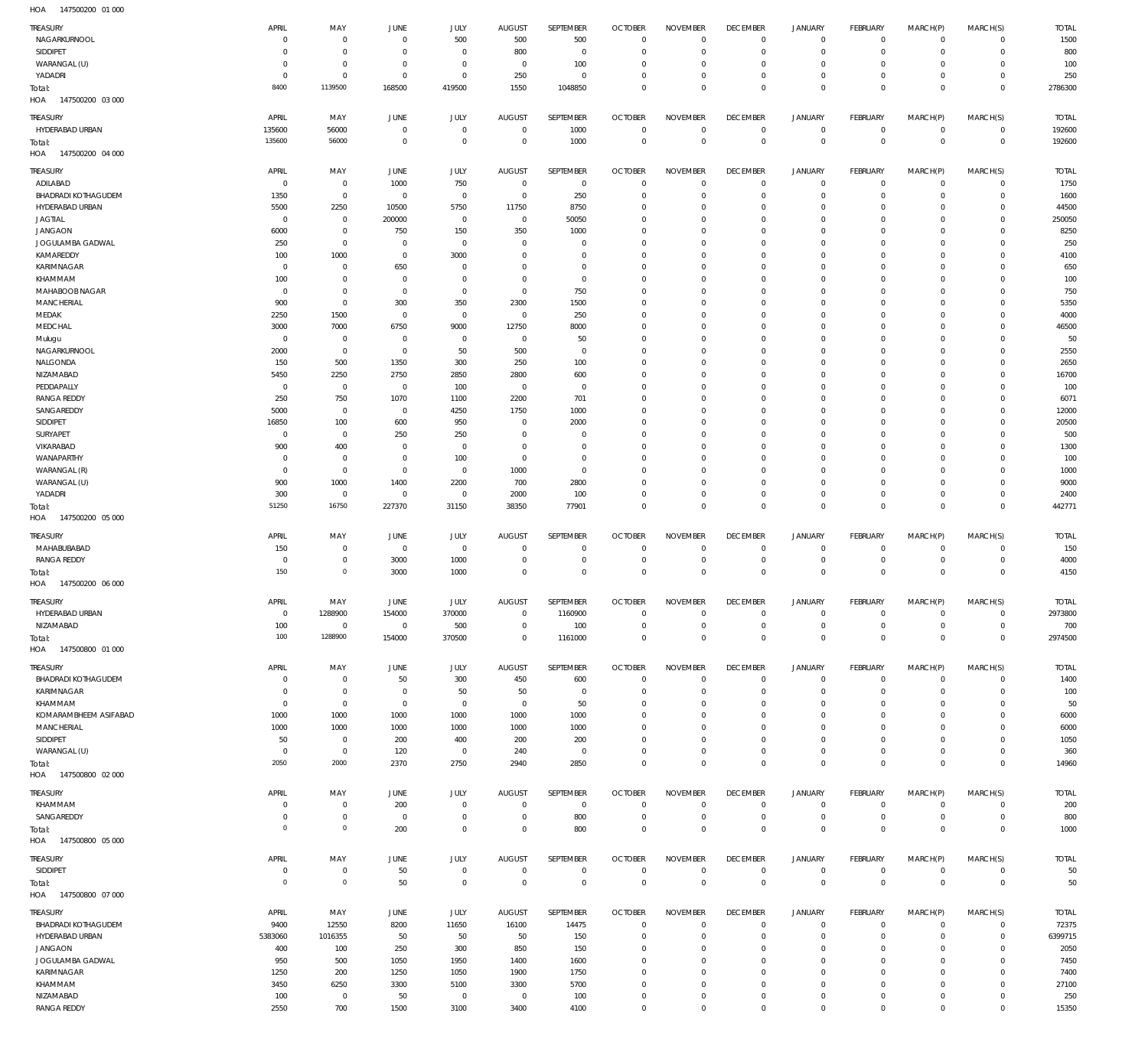HOA 147500200 01 000

| TREASURY | APRIL | MAY | JUNE | JULY | AUGUST | SEPTEMBER | OCTOBER | NOVEMBER | DECEMBER | JANUARY | FEBRUARY | MARCH(P) | MARCH(S) | TOTAL |
|---|---|---|---|---|---|---|---|---|---|---|---|---|---|---|
| NAGARKURNOOL | 0 | 0 | 0 | 500 | 500 | 500 | 0 | 0 | 0 | 0 | 0 | 0 | 0 | 1500 |
| SIDDIPET | 0 | 0 | 0 | 0 | 800 | 0 | 0 | 0 | 0 | 0 | 0 | 0 | 0 | 800 |
| WARANGAL (U) | 0 | 0 | 0 | 0 | 0 | 100 | 0 | 0 | 0 | 0 | 0 | 0 | 0 | 100 |
| YADADRI | 0 | 0 | 0 | 0 | 250 | 0 | 0 | 0 | 0 | 0 | 0 | 0 | 0 | 250 |
| Total: | 8400 | 1139500 | 168500 | 419500 | 1550 | 1048850 | 0 | 0 | 0 | 0 | 0 | 0 | 0 | 2786300 |

HOA 147500200 03 000

| TREASURY | APRIL | MAY | JUNE | JULY | AUGUST | SEPTEMBER | OCTOBER | NOVEMBER | DECEMBER | JANUARY | FEBRUARY | MARCH(P) | MARCH(S) | TOTAL |
|---|---|---|---|---|---|---|---|---|---|---|---|---|---|---|
| HYDERABAD URBAN | 135600 | 56000 | 0 | 0 | 0 | 1000 | 0 | 0 | 0 | 0 | 0 | 0 | 0 | 192600 |
| Total: | 135600 | 56000 | 0 | 0 | 0 | 1000 | 0 | 0 | 0 | 0 | 0 | 0 | 0 | 192600 |

HOA 147500200 04 000

| TREASURY | APRIL | MAY | JUNE | JULY | AUGUST | SEPTEMBER | OCTOBER | NOVEMBER | DECEMBER | JANUARY | FEBRUARY | MARCH(P) | MARCH(S) | TOTAL |
|---|---|---|---|---|---|---|---|---|---|---|---|---|---|---|
| ADILABAD | 0 | 0 | 1000 | 750 | 0 | 0 | 0 | 0 | 0 | 0 | 0 | 0 | 0 | 1750 |
| BHADRADI KOTHAGUDEM | 1350 | 0 | 0 | 0 | 0 | 250 | 0 | 0 | 0 | 0 | 0 | 0 | 0 | 1600 |
| HYDERABAD URBAN | 5500 | 2250 | 10500 | 5750 | 11750 | 8750 | 0 | 0 | 0 | 0 | 0 | 0 | 0 | 44500 |
| JAGTIAL | 0 | 0 | 200000 | 0 | 0 | 50050 | 0 | 0 | 0 | 0 | 0 | 0 | 0 | 250050 |
| JANGAON | 6000 | 0 | 750 | 150 | 350 | 1000 | 0 | 0 | 0 | 0 | 0 | 0 | 0 | 8250 |
| JOGULAMBA GADWAL | 250 | 0 | 0 | 0 | 0 | 0 | 0 | 0 | 0 | 0 | 0 | 0 | 0 | 250 |
| KAMAREDDY | 100 | 1000 | 0 | 3000 | 0 | 0 | 0 | 0 | 0 | 0 | 0 | 0 | 0 | 4100 |
| KARIMNAGAR | 0 | 0 | 650 | 0 | 0 | 0 | 0 | 0 | 0 | 0 | 0 | 0 | 0 | 650 |
| KHAMMAM | 100 | 0 | 0 | 0 | 0 | 0 | 0 | 0 | 0 | 0 | 0 | 0 | 0 | 100 |
| MAHABOOBNAGAR | 0 | 0 | 0 | 0 | 0 | 750 | 0 | 0 | 0 | 0 | 0 | 0 | 0 | 750 |
| MANCHERIAL | 900 | 0 | 300 | 350 | 2300 | 1500 | 0 | 0 | 0 | 0 | 0 | 0 | 0 | 5350 |
| MEDAK | 2250 | 1500 | 0 | 0 | 0 | 250 | 0 | 0 | 0 | 0 | 0 | 0 | 0 | 4000 |
| MEDCHAL | 3000 | 7000 | 6750 | 9000 | 12750 | 8000 | 0 | 0 | 0 | 0 | 0 | 0 | 0 | 46500 |
| Mulugu | 0 | 0 | 0 | 0 | 0 | 50 | 0 | 0 | 0 | 0 | 0 | 0 | 0 | 50 |
| NAGARKURNOOL | 2000 | 0 | 0 | 50 | 500 | 0 | 0 | 0 | 0 | 0 | 0 | 0 | 0 | 2550 |
| NALGONDA | 150 | 500 | 1350 | 300 | 250 | 100 | 0 | 0 | 0 | 0 | 0 | 0 | 0 | 2650 |
| NIZAMABAD | 5450 | 2250 | 2750 | 2850 | 2800 | 600 | 0 | 0 | 0 | 0 | 0 | 0 | 0 | 16700 |
| PEDDAPALLY | 0 | 0 | 0 | 100 | 0 | 0 | 0 | 0 | 0 | 0 | 0 | 0 | 0 | 100 |
| RANGA REDDY | 250 | 750 | 1070 | 1100 | 2200 | 701 | 0 | 0 | 0 | 0 | 0 | 0 | 0 | 6071 |
| SANGAREDDY | 5000 | 0 | 0 | 4250 | 1750 | 1000 | 0 | 0 | 0 | 0 | 0 | 0 | 0 | 12000 |
| SIDDIPET | 16850 | 100 | 600 | 950 | 0 | 2000 | 0 | 0 | 0 | 0 | 0 | 0 | 0 | 20500 |
| SURYAPET | 0 | 0 | 250 | 250 | 0 | 0 | 0 | 0 | 0 | 0 | 0 | 0 | 0 | 500 |
| VIKARABAD | 900 | 400 | 0 | 0 | 0 | 0 | 0 | 0 | 0 | 0 | 0 | 0 | 0 | 1300 |
| WANAPARTHY | 0 | 0 | 0 | 100 | 0 | 0 | 0 | 0 | 0 | 0 | 0 | 0 | 0 | 100 |
| WARANGAL (R) | 0 | 0 | 0 | 0 | 1000 | 0 | 0 | 0 | 0 | 0 | 0 | 0 | 0 | 1000 |
| WARANGAL (U) | 900 | 1000 | 1400 | 2200 | 700 | 2800 | 0 | 0 | 0 | 0 | 0 | 0 | 0 | 9000 |
| YADADRI | 300 | 0 | 0 | 0 | 2000 | 100 | 0 | 0 | 0 | 0 | 0 | 0 | 0 | 2400 |
| Total: | 51250 | 16750 | 227370 | 31150 | 38350 | 77901 | 0 | 0 | 0 | 0 | 0 | 0 | 0 | 442771 |

HOA 147500200 05 000

| TREASURY | APRIL | MAY | JUNE | JULY | AUGUST | SEPTEMBER | OCTOBER | NOVEMBER | DECEMBER | JANUARY | FEBRUARY | MARCH(P) | MARCH(S) | TOTAL |
|---|---|---|---|---|---|---|---|---|---|---|---|---|---|---|
| MAHABUBABAD | 150 | 0 | 0 | 0 | 0 | 0 | 0 | 0 | 0 | 0 | 0 | 0 | 0 | 150 |
| RANGA REDDY | 0 | 0 | 3000 | 1000 | 0 | 0 | 0 | 0 | 0 | 0 | 0 | 0 | 0 | 4000 |
| Total: | 150 | 0 | 3000 | 1000 | 0 | 0 | 0 | 0 | 0 | 0 | 0 | 0 | 0 | 4150 |

HOA 147500200 06 000

| TREASURY | APRIL | MAY | JUNE | JULY | AUGUST | SEPTEMBER | OCTOBER | NOVEMBER | DECEMBER | JANUARY | FEBRUARY | MARCH(P) | MARCH(S) | TOTAL |
|---|---|---|---|---|---|---|---|---|---|---|---|---|---|---|
| HYDERABAD URBAN | 0 | 1288900 | 154000 | 370000 | 0 | 1160900 | 0 | 0 | 0 | 0 | 0 | 0 | 0 | 2973800 |
| NIZAMABAD | 100 | 0 | 0 | 500 | 0 | 100 | 0 | 0 | 0 | 0 | 0 | 0 | 0 | 700 |
| Total: | 100 | 1288900 | 154000 | 370500 | 0 | 1161000 | 0 | 0 | 0 | 0 | 0 | 0 | 0 | 2974500 |

HOA 147500800 01 000

| TREASURY | APRIL | MAY | JUNE | JULY | AUGUST | SEPTEMBER | OCTOBER | NOVEMBER | DECEMBER | JANUARY | FEBRUARY | MARCH(P) | MARCH(S) | TOTAL |
|---|---|---|---|---|---|---|---|---|---|---|---|---|---|---|
| BHADRADI KOTHAGUDEM | 0 | 0 | 50 | 300 | 450 | 600 | 0 | 0 | 0 | 0 | 0 | 0 | 0 | 1400 |
| KARIMNAGAR | 0 | 0 | 0 | 50 | 50 | 0 | 0 | 0 | 0 | 0 | 0 | 0 | 0 | 100 |
| KHAMMAM | 0 | 0 | 0 | 0 | 0 | 50 | 0 | 0 | 0 | 0 | 0 | 0 | 0 | 50 |
| KOMARAMBHEEM ASIFABAD | 1000 | 1000 | 1000 | 1000 | 1000 | 1000 | 0 | 0 | 0 | 0 | 0 | 0 | 0 | 6000 |
| MANCHERIAL | 1000 | 1000 | 1000 | 1000 | 1000 | 1000 | 0 | 0 | 0 | 0 | 0 | 0 | 0 | 6000 |
| SIDDIPET | 50 | 0 | 200 | 400 | 200 | 200 | 0 | 0 | 0 | 0 | 0 | 0 | 0 | 1050 |
| WARANGAL (U) | 0 | 0 | 120 | 0 | 240 | 0 | 0 | 0 | 0 | 0 | 0 | 0 | 0 | 360 |
| Total: | 2050 | 2000 | 2370 | 2750 | 2940 | 2850 | 0 | 0 | 0 | 0 | 0 | 0 | 0 | 14960 |

HOA 147500800 02 000

| TREASURY | APRIL | MAY | JUNE | JULY | AUGUST | SEPTEMBER | OCTOBER | NOVEMBER | DECEMBER | JANUARY | FEBRUARY | MARCH(P) | MARCH(S) | TOTAL |
|---|---|---|---|---|---|---|---|---|---|---|---|---|---|---|
| KHAMMAM | 0 | 0 | 200 | 0 | 0 | 0 | 0 | 0 | 0 | 0 | 0 | 0 | 0 | 200 |
| SANGAREDDY | 0 | 0 | 0 | 0 | 0 | 800 | 0 | 0 | 0 | 0 | 0 | 0 | 0 | 800 |
| Total: | 0 | 0 | 200 | 0 | 0 | 800 | 0 | 0 | 0 | 0 | 0 | 0 | 0 | 1000 |

HOA 147500800 05 000

| TREASURY | APRIL | MAY | JUNE | JULY | AUGUST | SEPTEMBER | OCTOBER | NOVEMBER | DECEMBER | JANUARY | FEBRUARY | MARCH(P) | MARCH(S) | TOTAL |
|---|---|---|---|---|---|---|---|---|---|---|---|---|---|---|
| SIDDIPET | 0 | 0 | 50 | 0 | 0 | 0 | 0 | 0 | 0 | 0 | 0 | 0 | 0 | 50 |
| Total: | 0 | 0 | 50 | 0 | 0 | 0 | 0 | 0 | 0 | 0 | 0 | 0 | 0 | 50 |

HOA 147500800 07 000

| TREASURY | APRIL | MAY | JUNE | JULY | AUGUST | SEPTEMBER | OCTOBER | NOVEMBER | DECEMBER | JANUARY | FEBRUARY | MARCH(P) | MARCH(S) | TOTAL |
|---|---|---|---|---|---|---|---|---|---|---|---|---|---|---|
| BHADRADI KOTHAGUDEM | 9400 | 12550 | 8200 | 11650 | 16100 | 14475 | 0 | 0 | 0 | 0 | 0 | 0 | 0 | 72375 |
| HYDERABAD URBAN | 5383060 | 1016355 | 50 | 50 | 50 | 150 | 0 | 0 | 0 | 0 | 0 | 0 | 0 | 6399715 |
| JANGAON | 400 | 100 | 250 | 300 | 850 | 150 | 0 | 0 | 0 | 0 | 0 | 0 | 0 | 2050 |
| JOGULAMBA GADWAL | 950 | 500 | 1050 | 1950 | 1400 | 1600 | 0 | 0 | 0 | 0 | 0 | 0 | 0 | 7450 |
| KARIMNAGAR | 1250 | 200 | 1250 | 1050 | 1900 | 1750 | 0 | 0 | 0 | 0 | 0 | 0 | 0 | 7400 |
| KHAMMAM | 3450 | 6250 | 3300 | 5100 | 3300 | 5700 | 0 | 0 | 0 | 0 | 0 | 0 | 0 | 27100 |
| NIZAMABAD | 100 | 0 | 50 | 0 | 0 | 100 | 0 | 0 | 0 | 0 | 0 | 0 | 0 | 250 |
| RANGA REDDY | 2550 | 700 | 1500 | 3100 | 3400 | 4100 | 0 | 0 | 0 | 0 | 0 | 0 | 0 | 15350 |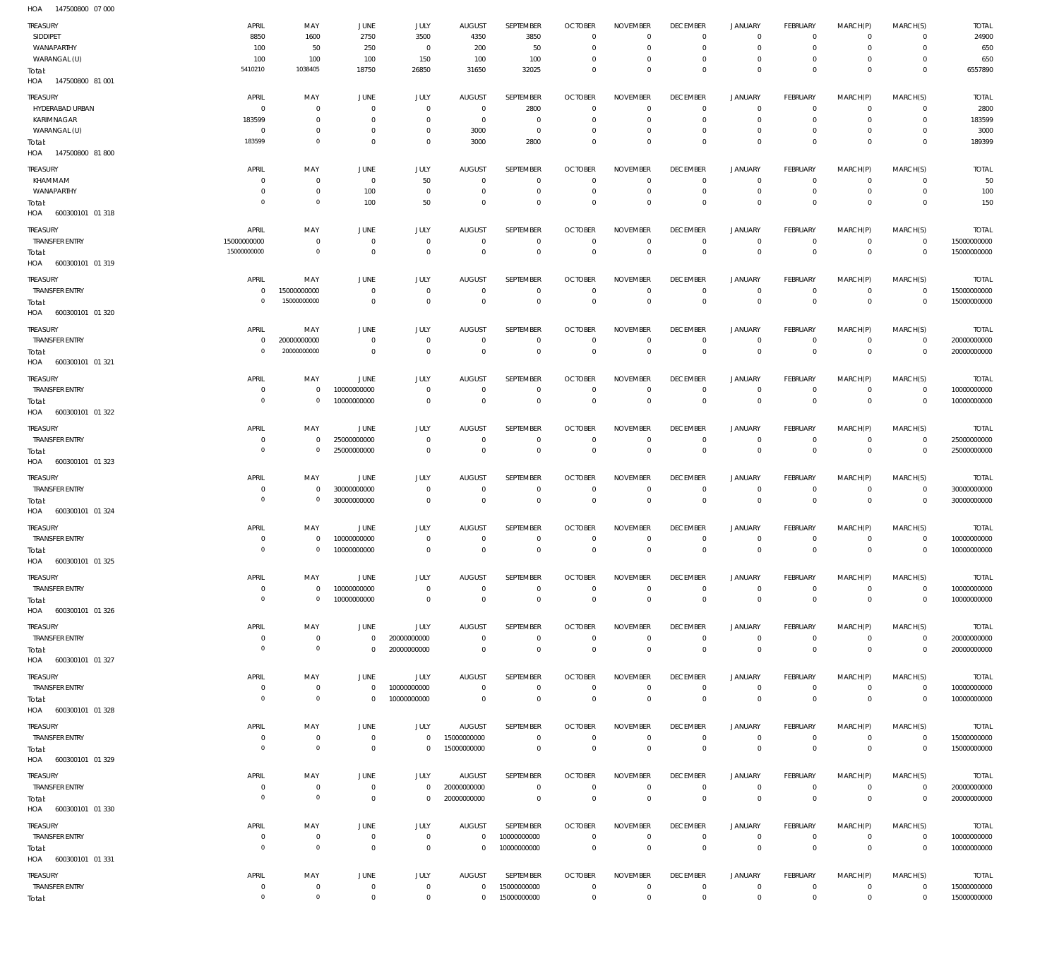HOA 147500800 07 000

| TREASURY | APRIL | MAY | JUNE | JULY | AUGUST | SEPTEMBER | OCTOBER | NOVEMBER | DECEMBER | JANUARY | FEBRUARY | MARCH(P) | MARCH(S) | TOTAL |
|---|---|---|---|---|---|---|---|---|---|---|---|---|---|---|
| SIDDIPET | 8850 | 1600 | 2750 | 3500 | 4350 | 3850 | 0 | 0 | 0 | 0 | 0 | 0 | 0 | 24900 |
| WANAPARTHY | 100 | 50 | 250 | 0 | 200 | 50 | 0 | 0 | 0 | 0 | 0 | 0 | 0 | 650 |
| WARANGAL (U) | 100 | 100 | 100 | 150 | 100 | 100 | 0 | 0 | 0 | 0 | 0 | 0 | 0 | 650 |
| Total: | 5410210 | 1038405 | 18750 | 26850 | 31650 | 32025 | 0 | 0 | 0 | 0 | 0 | 0 | 0 | 6557890 |

HOA 147500800 81 001

| TREASURY | APRIL | MAY | JUNE | JULY | AUGUST | SEPTEMBER | OCTOBER | NOVEMBER | DECEMBER | JANUARY | FEBRUARY | MARCH(P) | MARCH(S) | TOTAL |
|---|---|---|---|---|---|---|---|---|---|---|---|---|---|---|
| HYDERABAD URBAN | 0 | 0 | 0 | 0 | 0 | 2800 | 0 | 0 | 0 | 0 | 0 | 0 | 0 | 2800 |
| KARIMNAGAR | 183599 | 0 | 0 | 0 | 0 | 0 | 0 | 0 | 0 | 0 | 0 | 0 | 0 | 183599 |
| WARANGAL (U) | 0 | 0 | 0 | 0 | 3000 | 0 | 0 | 0 | 0 | 0 | 0 | 0 | 0 | 3000 |
| Total: | 183599 | 0 | 0 | 0 | 3000 | 2800 | 0 | 0 | 0 | 0 | 0 | 0 | 0 | 189399 |

HOA 147500800 81 800

| TREASURY | APRIL | MAY | JUNE | JULY | AUGUST | SEPTEMBER | OCTOBER | NOVEMBER | DECEMBER | JANUARY | FEBRUARY | MARCH(P) | MARCH(S) | TOTAL |
|---|---|---|---|---|---|---|---|---|---|---|---|---|---|---|
| KHAMMAM | 0 | 0 | 0 | 50 | 0 | 0 | 0 | 0 | 0 | 0 | 0 | 0 | 0 | 50 |
| WANAPARTHY | 0 | 0 | 100 | 0 | 0 | 0 | 0 | 0 | 0 | 0 | 0 | 0 | 0 | 100 |
| Total: | 0 | 0 | 100 | 50 | 0 | 0 | 0 | 0 | 0 | 0 | 0 | 0 | 0 | 150 |

HOA 600300101 01 318

| TREASURY | APRIL | MAY | JUNE | JULY | AUGUST | SEPTEMBER | OCTOBER | NOVEMBER | DECEMBER | JANUARY | FEBRUARY | MARCH(P) | MARCH(S) | TOTAL |
|---|---|---|---|---|---|---|---|---|---|---|---|---|---|---|
| TRANSFER ENTRY | 15000000000 | 0 | 0 | 0 | 0 | 0 | 0 | 0 | 0 | 0 | 0 | 0 | 0 | 15000000000 |
| Total: | 15000000000 | 0 | 0 | 0 | 0 | 0 | 0 | 0 | 0 | 0 | 0 | 0 | 0 | 15000000000 |

HOA 600300101 01 319

| TREASURY | APRIL | MAY | JUNE | JULY | AUGUST | SEPTEMBER | OCTOBER | NOVEMBER | DECEMBER | JANUARY | FEBRUARY | MARCH(P) | MARCH(S) | TOTAL |
|---|---|---|---|---|---|---|---|---|---|---|---|---|---|---|
| TRANSFER ENTRY | 0 | 15000000000 | 0 | 0 | 0 | 0 | 0 | 0 | 0 | 0 | 0 | 0 | 0 | 15000000000 |
| Total: | 0 | 15000000000 | 0 | 0 | 0 | 0 | 0 | 0 | 0 | 0 | 0 | 0 | 0 | 15000000000 |

HOA 600300101 01 320

| TREASURY | APRIL | MAY | JUNE | JULY | AUGUST | SEPTEMBER | OCTOBER | NOVEMBER | DECEMBER | JANUARY | FEBRUARY | MARCH(P) | MARCH(S) | TOTAL |
|---|---|---|---|---|---|---|---|---|---|---|---|---|---|---|
| TRANSFER ENTRY | 0 | 20000000000 | 0 | 0 | 0 | 0 | 0 | 0 | 0 | 0 | 0 | 0 | 0 | 20000000000 |
| Total: | 0 | 20000000000 | 0 | 0 | 0 | 0 | 0 | 0 | 0 | 0 | 0 | 0 | 0 | 20000000000 |

HOA 600300101 01 321

| TREASURY | APRIL | MAY | JUNE | JULY | AUGUST | SEPTEMBER | OCTOBER | NOVEMBER | DECEMBER | JANUARY | FEBRUARY | MARCH(P) | MARCH(S) | TOTAL |
|---|---|---|---|---|---|---|---|---|---|---|---|---|---|---|
| TRANSFER ENTRY | 0 | 0 | 10000000000 | 0 | 0 | 0 | 0 | 0 | 0 | 0 | 0 | 0 | 0 | 10000000000 |
| Total: | 0 | 0 | 10000000000 | 0 | 0 | 0 | 0 | 0 | 0 | 0 | 0 | 0 | 0 | 10000000000 |

HOA 600300101 01 322

| TREASURY | APRIL | MAY | JUNE | JULY | AUGUST | SEPTEMBER | OCTOBER | NOVEMBER | DECEMBER | JANUARY | FEBRUARY | MARCH(P) | MARCH(S) | TOTAL |
|---|---|---|---|---|---|---|---|---|---|---|---|---|---|---|
| TRANSFER ENTRY | 0 | 0 | 25000000000 | 0 | 0 | 0 | 0 | 0 | 0 | 0 | 0 | 0 | 0 | 25000000000 |
| Total: | 0 | 0 | 25000000000 | 0 | 0 | 0 | 0 | 0 | 0 | 0 | 0 | 0 | 0 | 25000000000 |

HOA 600300101 01 323

| TREASURY | APRIL | MAY | JUNE | JULY | AUGUST | SEPTEMBER | OCTOBER | NOVEMBER | DECEMBER | JANUARY | FEBRUARY | MARCH(P) | MARCH(S) | TOTAL |
|---|---|---|---|---|---|---|---|---|---|---|---|---|---|---|
| TRANSFER ENTRY | 0 | 0 | 30000000000 | 0 | 0 | 0 | 0 | 0 | 0 | 0 | 0 | 0 | 0 | 30000000000 |
| Total: | 0 | 0 | 30000000000 | 0 | 0 | 0 | 0 | 0 | 0 | 0 | 0 | 0 | 0 | 30000000000 |

HOA 600300101 01 324

| TREASURY | APRIL | MAY | JUNE | JULY | AUGUST | SEPTEMBER | OCTOBER | NOVEMBER | DECEMBER | JANUARY | FEBRUARY | MARCH(P) | MARCH(S) | TOTAL |
|---|---|---|---|---|---|---|---|---|---|---|---|---|---|---|
| TRANSFER ENTRY | 0 | 0 | 10000000000 | 0 | 0 | 0 | 0 | 0 | 0 | 0 | 0 | 0 | 0 | 10000000000 |
| Total: | 0 | 0 | 10000000000 | 0 | 0 | 0 | 0 | 0 | 0 | 0 | 0 | 0 | 0 | 10000000000 |

HOA 600300101 01 325

| TREASURY | APRIL | MAY | JUNE | JULY | AUGUST | SEPTEMBER | OCTOBER | NOVEMBER | DECEMBER | JANUARY | FEBRUARY | MARCH(P) | MARCH(S) | TOTAL |
|---|---|---|---|---|---|---|---|---|---|---|---|---|---|---|
| TRANSFER ENTRY | 0 | 0 | 10000000000 | 0 | 0 | 0 | 0 | 0 | 0 | 0 | 0 | 0 | 0 | 10000000000 |
| Total: | 0 | 0 | 10000000000 | 0 | 0 | 0 | 0 | 0 | 0 | 0 | 0 | 0 | 0 | 10000000000 |

HOA 600300101 01 326

| TREASURY | APRIL | MAY | JUNE | JULY | AUGUST | SEPTEMBER | OCTOBER | NOVEMBER | DECEMBER | JANUARY | FEBRUARY | MARCH(P) | MARCH(S) | TOTAL |
|---|---|---|---|---|---|---|---|---|---|---|---|---|---|---|
| TRANSFER ENTRY | 0 | 0 | 0 | 20000000000 | 0 | 0 | 0 | 0 | 0 | 0 | 0 | 0 | 0 | 20000000000 |
| Total: | 0 | 0 | 0 | 20000000000 | 0 | 0 | 0 | 0 | 0 | 0 | 0 | 0 | 0 | 20000000000 |

HOA 600300101 01 327

| TREASURY | APRIL | MAY | JUNE | JULY | AUGUST | SEPTEMBER | OCTOBER | NOVEMBER | DECEMBER | JANUARY | FEBRUARY | MARCH(P) | MARCH(S) | TOTAL |
|---|---|---|---|---|---|---|---|---|---|---|---|---|---|---|
| TRANSFER ENTRY | 0 | 0 | 0 | 10000000000 | 0 | 0 | 0 | 0 | 0 | 0 | 0 | 0 | 0 | 10000000000 |
| Total: | 0 | 0 | 0 | 10000000000 | 0 | 0 | 0 | 0 | 0 | 0 | 0 | 0 | 0 | 10000000000 |

HOA 600300101 01 328

| TREASURY | APRIL | MAY | JUNE | JULY | AUGUST | SEPTEMBER | OCTOBER | NOVEMBER | DECEMBER | JANUARY | FEBRUARY | MARCH(P) | MARCH(S) | TOTAL |
|---|---|---|---|---|---|---|---|---|---|---|---|---|---|---|
| TRANSFER ENTRY | 0 | 0 | 0 | 0 | 15000000000 | 0 | 0 | 0 | 0 | 0 | 0 | 0 | 0 | 15000000000 |
| Total: | 0 | 0 | 0 | 0 | 15000000000 | 0 | 0 | 0 | 0 | 0 | 0 | 0 | 0 | 15000000000 |

HOA 600300101 01 329

| TREASURY | APRIL | MAY | JUNE | JULY | AUGUST | SEPTEMBER | OCTOBER | NOVEMBER | DECEMBER | JANUARY | FEBRUARY | MARCH(P) | MARCH(S) | TOTAL |
|---|---|---|---|---|---|---|---|---|---|---|---|---|---|---|
| TRANSFER ENTRY | 0 | 0 | 0 | 0 | 20000000000 | 0 | 0 | 0 | 0 | 0 | 0 | 0 | 0 | 20000000000 |
| Total: | 0 | 0 | 0 | 0 | 20000000000 | 0 | 0 | 0 | 0 | 0 | 0 | 0 | 0 | 20000000000 |

HOA 600300101 01 330

| TREASURY | APRIL | MAY | JUNE | JULY | AUGUST | SEPTEMBER | OCTOBER | NOVEMBER | DECEMBER | JANUARY | FEBRUARY | MARCH(P) | MARCH(S) | TOTAL |
|---|---|---|---|---|---|---|---|---|---|---|---|---|---|---|
| TRANSFER ENTRY | 0 | 0 | 0 | 0 | 0 | 10000000000 | 0 | 0 | 0 | 0 | 0 | 0 | 0 | 10000000000 |
| Total: | 0 | 0 | 0 | 0 | 0 | 10000000000 | 0 | 0 | 0 | 0 | 0 | 0 | 0 | 10000000000 |

HOA 600300101 01 331

| TREASURY | APRIL | MAY | JUNE | JULY | AUGUST | SEPTEMBER | OCTOBER | NOVEMBER | DECEMBER | JANUARY | FEBRUARY | MARCH(P) | MARCH(S) | TOTAL |
|---|---|---|---|---|---|---|---|---|---|---|---|---|---|---|
| TRANSFER ENTRY | 0 | 0 | 0 | 0 | 0 | 15000000000 | 0 | 0 | 0 | 0 | 0 | 0 | 0 | 15000000000 |
| Total: | 0 | 0 | 0 | 0 | 0 | 15000000000 | 0 | 0 | 0 | 0 | 0 | 0 | 0 | 15000000000 |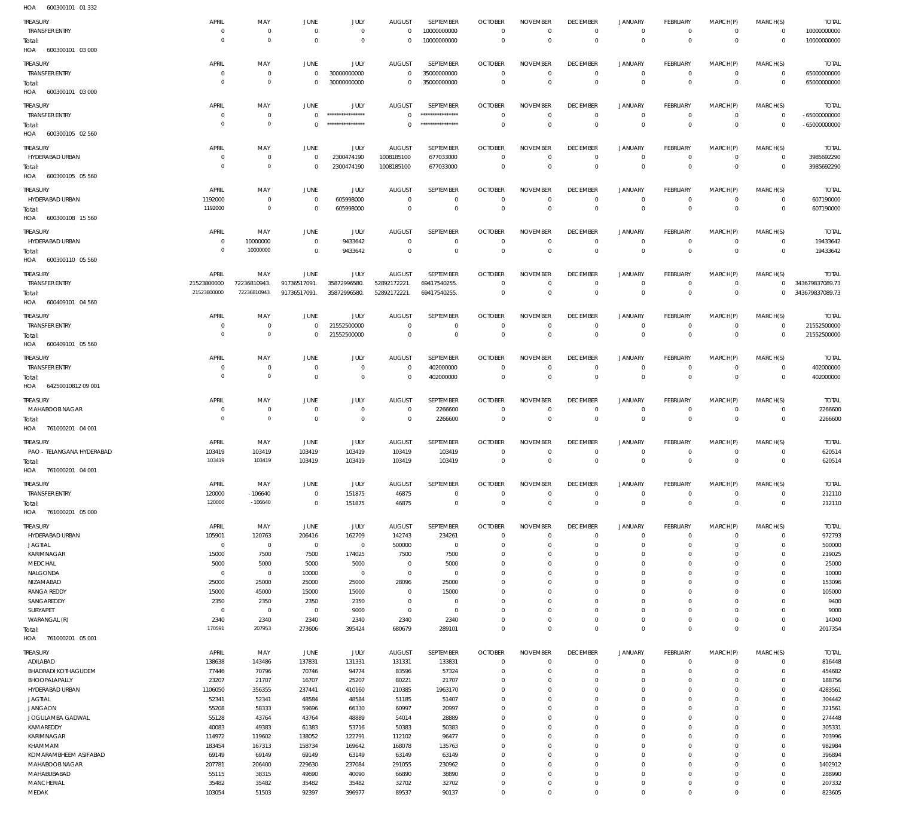HOA 600300101 01 332

| TREASURY | APRIL | MAY | JUNE | JULY | AUGUST | SEPTEMBER | OCTOBER | NOVEMBER | DECEMBER | JANUARY | FEBRUARY | MARCH(P) | MARCH(S) | TOTAL |
|---|---|---|---|---|---|---|---|---|---|---|---|---|---|---|
| TRANSFER ENTRY | 0 | 0 | 0 | 0 | 0 | 10000000000 | 0 | 0 | 0 | 0 | 0 | 0 | 0 | 10000000000 |
| Total: | 0 | 0 | 0 | 0 | 0 | 10000000000 | 0 | 0 | 0 | 0 | 0 | 0 | 0 | 10000000000 |

HOA 600300101 03 000

| TREASURY | APRIL | MAY | JUNE | JULY | AUGUST | SEPTEMBER | OCTOBER | NOVEMBER | DECEMBER | JANUARY | FEBRUARY | MARCH(P) | MARCH(S) | TOTAL |
|---|---|---|---|---|---|---|---|---|---|---|---|---|---|---|
| TRANSFER ENTRY | 0 | 0 | 0 | 30000000000 | 0 | 35000000000 | 0 | 0 | 0 | 0 | 0 | 0 | 0 | 65000000000 |
| Total: | 0 | 0 | 0 | 30000000000 | 0 | 35000000000 | 0 | 0 | 0 | 0 | 0 | 0 | 0 | 65000000000 |

HOA 600300101 03 000

| TREASURY | APRIL | MAY | JUNE | JULY | AUGUST | SEPTEMBER | OCTOBER | NOVEMBER | DECEMBER | JANUARY | FEBRUARY | MARCH(P) | MARCH(S) | TOTAL |
|---|---|---|---|---|---|---|---|---|---|---|---|---|---|---|
| TRANSFER ENTRY | 0 | 0 | 0 | **************** | 0 | **************** | 0 | 0 | 0 | 0 | 0 | 0 | 0 | -65000000000 |
| Total: | 0 | 0 | 0 | **************** | 0 | **************** | 0 | 0 | 0 | 0 | 0 | 0 | 0 | -65000000000 |

HOA 600300105 02 560

| TREASURY | APRIL | MAY | JUNE | JULY | AUGUST | SEPTEMBER | OCTOBER | NOVEMBER | DECEMBER | JANUARY | FEBRUARY | MARCH(P) | MARCH(S) | TOTAL |
|---|---|---|---|---|---|---|---|---|---|---|---|---|---|---|
| HYDERABAD URBAN | 0 | 0 | 0 | 2300474190 | 1008185100 | 677033000 | 0 | 0 | 0 | 0 | 0 | 0 | 0 | 3985692290 |
| Total: | 0 | 0 | 0 | 2300474190 | 1008185100 | 677033000 | 0 | 0 | 0 | 0 | 0 | 0 | 0 | 3985692290 |

HOA 600300105 05 560

| TREASURY | APRIL | MAY | JUNE | JULY | AUGUST | SEPTEMBER | OCTOBER | NOVEMBER | DECEMBER | JANUARY | FEBRUARY | MARCH(P) | MARCH(S) | TOTAL |
|---|---|---|---|---|---|---|---|---|---|---|---|---|---|---|
| HYDERABAD URBAN | 1192000 | 0 | 0 | 605998000 | 0 | 0 | 0 | 0 | 0 | 0 | 0 | 0 | 0 | 607190000 |
| Total: | 1192000 | 0 | 0 | 605998000 | 0 | 0 | 0 | 0 | 0 | 0 | 0 | 0 | 0 | 607190000 |

HOA 600300108 15 560

| TREASURY | APRIL | MAY | JUNE | JULY | AUGUST | SEPTEMBER | OCTOBER | NOVEMBER | DECEMBER | JANUARY | FEBRUARY | MARCH(P) | MARCH(S) | TOTAL |
|---|---|---|---|---|---|---|---|---|---|---|---|---|---|---|
| HYDERABAD URBAN | 0 | 10000000 | 0 | 9433642 | 0 | 0 | 0 | 0 | 0 | 0 | 0 | 0 | 0 | 19433642 |
| Total: | 0 | 10000000 | 0 | 9433642 | 0 | 0 | 0 | 0 | 0 | 0 | 0 | 0 | 0 | 19433642 |

HOA 600300110 05 560

| TREASURY | APRIL | MAY | JUNE | JULY | AUGUST | SEPTEMBER | OCTOBER | NOVEMBER | DECEMBER | JANUARY | FEBRUARY | MARCH(P) | MARCH(S) | TOTAL |
|---|---|---|---|---|---|---|---|---|---|---|---|---|---|---|
| TRANSFER ENTRY | 21523800000 | 72236810943. | 91736517091. | 35872996580. | 52892172221. | 69417540255. | 0 | 0 | 0 | 0 | 0 | 0 | 0 | 343679837089.73 |
| Total: | 21523800000 | 72236810943. | 91736517091. | 35872996580. | 52892172221. | 69417540255. | 0 | 0 | 0 | 0 | 0 | 0 | 0 | 343679837089.73 |

HOA 600409101 04 560

| TREASURY | APRIL | MAY | JUNE | JULY | AUGUST | SEPTEMBER | OCTOBER | NOVEMBER | DECEMBER | JANUARY | FEBRUARY | MARCH(P) | MARCH(S) | TOTAL |
|---|---|---|---|---|---|---|---|---|---|---|---|---|---|---|
| TRANSFER ENTRY | 0 | 0 | 0 | 21552500000 | 0 | 0 | 0 | 0 | 0 | 0 | 0 | 0 | 0 | 21552500000 |
| Total: | 0 | 0 | 0 | 21552500000 | 0 | 0 | 0 | 0 | 0 | 0 | 0 | 0 | 0 | 21552500000 |

HOA 600409101 05 560

| TREASURY | APRIL | MAY | JUNE | JULY | AUGUST | SEPTEMBER | OCTOBER | NOVEMBER | DECEMBER | JANUARY | FEBRUARY | MARCH(P) | MARCH(S) | TOTAL |
|---|---|---|---|---|---|---|---|---|---|---|---|---|---|---|
| TRANSFER ENTRY | 0 | 0 | 0 | 0 | 0 | 402000000 | 0 | 0 | 0 | 0 | 0 | 0 | 0 | 402000000 |
| Total: | 0 | 0 | 0 | 0 | 0 | 402000000 | 0 | 0 | 0 | 0 | 0 | 0 | 0 | 402000000 |

HOA 64250010812 09 001

| TREASURY | APRIL | MAY | JUNE | JULY | AUGUST | SEPTEMBER | OCTOBER | NOVEMBER | DECEMBER | JANUARY | FEBRUARY | MARCH(P) | MARCH(S) | TOTAL |
|---|---|---|---|---|---|---|---|---|---|---|---|---|---|---|
| MAHABOOBNAGAR | 0 | 0 | 0 | 0 | 0 | 2266600 | 0 | 0 | 0 | 0 | 0 | 0 | 0 | 2266600 |
| Total: | 0 | 0 | 0 | 0 | 0 | 2266600 | 0 | 0 | 0 | 0 | 0 | 0 | 0 | 2266600 |

HOA 761000201 04 001

| TREASURY | APRIL | MAY | JUNE | JULY | AUGUST | SEPTEMBER | OCTOBER | NOVEMBER | DECEMBER | JANUARY | FEBRUARY | MARCH(P) | MARCH(S) | TOTAL |
|---|---|---|---|---|---|---|---|---|---|---|---|---|---|---|
| PAO - TELANGANA HYDERABAD | 103419 | 103419 | 103419 | 103419 | 103419 | 103419 | 0 | 0 | 0 | 0 | 0 | 0 | 0 | 620514 |
| Total: | 103419 | 103419 | 103419 | 103419 | 103419 | 103419 | 0 | 0 | 0 | 0 | 0 | 0 | 0 | 620514 |

HOA 761000201 04 001

| TREASURY | APRIL | MAY | JUNE | JULY | AUGUST | SEPTEMBER | OCTOBER | NOVEMBER | DECEMBER | JANUARY | FEBRUARY | MARCH(P) | MARCH(S) | TOTAL |
|---|---|---|---|---|---|---|---|---|---|---|---|---|---|---|
| TRANSFER ENTRY | 120000 | -106640 | 0 | 151875 | 46875 | 0 | 0 | 0 | 0 | 0 | 0 | 0 | 0 | 212110 |
| Total: | 120000 | -106640 | 0 | 151875 | 46875 | 0 | 0 | 0 | 0 | 0 | 0 | 0 | 0 | 212110 |

HOA 761000201 05 000

| TREASURY | APRIL | MAY | JUNE | JULY | AUGUST | SEPTEMBER | OCTOBER | NOVEMBER | DECEMBER | JANUARY | FEBRUARY | MARCH(P) | MARCH(S) | TOTAL |
|---|---|---|---|---|---|---|---|---|---|---|---|---|---|---|
| HYDERABAD URBAN | 105901 | 120763 | 206416 | 162709 | 142743 | 234261 | 0 | 0 | 0 | 0 | 0 | 0 | 0 | 972793 |
| JAGTIAL | 0 | 0 | 0 | 0 | 500000 | 0 | 0 | 0 | 0 | 0 | 0 | 0 | 0 | 500000 |
| KARIMNAGAR | 15000 | 7500 | 7500 | 174025 | 7500 | 7500 | 0 | 0 | 0 | 0 | 0 | 0 | 0 | 219025 |
| MEDCHAL | 5000 | 5000 | 5000 | 5000 | 0 | 5000 | 0 | 0 | 0 | 0 | 0 | 0 | 0 | 25000 |
| NALGONDA | 0 | 0 | 10000 | 0 | 0 | 0 | 0 | 0 | 0 | 0 | 0 | 0 | 0 | 10000 |
| NIZAMABAD | 25000 | 25000 | 25000 | 25000 | 28096 | 25000 | 0 | 0 | 0 | 0 | 0 | 0 | 0 | 153096 |
| RANGA REDDY | 15000 | 45000 | 15000 | 15000 | 0 | 15000 | 0 | 0 | 0 | 0 | 0 | 0 | 0 | 105000 |
| SANGAREDDY | 2350 | 2350 | 2350 | 2350 | 0 | 0 | 0 | 0 | 0 | 0 | 0 | 0 | 0 | 9400 |
| SURYAPET | 0 | 0 | 0 | 9000 | 0 | 0 | 0 | 0 | 0 | 0 | 0 | 0 | 0 | 9000 |
| WARANGAL (R) | 2340 | 2340 | 2340 | 2340 | 2340 | 2340 | 0 | 0 | 0 | 0 | 0 | 0 | 0 | 14040 |
| Total: | 170591 | 207953 | 273606 | 395424 | 680679 | 289101 | 0 | 0 | 0 | 0 | 0 | 0 | 0 | 2017354 |

HOA 761000201 05 001

| TREASURY | APRIL | MAY | JUNE | JULY | AUGUST | SEPTEMBER | OCTOBER | NOVEMBER | DECEMBER | JANUARY | FEBRUARY | MARCH(P) | MARCH(S) | TOTAL |
|---|---|---|---|---|---|---|---|---|---|---|---|---|---|---|
| ADILABAD | 138638 | 143486 | 137831 | 131331 | 131331 | 133831 | 0 | 0 | 0 | 0 | 0 | 0 | 0 | 816448 |
| BHADRADI KOTHAGUDEM | 77446 | 70796 | 70746 | 94774 | 83596 | 57324 | 0 | 0 | 0 | 0 | 0 | 0 | 0 | 454682 |
| BHOOPALAPALLY | 23207 | 21707 | 16707 | 25207 | 80221 | 21707 | 0 | 0 | 0 | 0 | 0 | 0 | 0 | 188756 |
| HYDERABAD URBAN | 1106050 | 356355 | 237441 | 410160 | 210385 | 1963170 | 0 | 0 | 0 | 0 | 0 | 0 | 0 | 4283561 |
| JAGTIAL | 52341 | 52341 | 48584 | 48584 | 51185 | 51407 | 0 | 0 | 0 | 0 | 0 | 0 | 0 | 304442 |
| JANGAON | 55208 | 58333 | 59696 | 66330 | 60997 | 20997 | 0 | 0 | 0 | 0 | 0 | 0 | 0 | 321561 |
| JOGULAMBA GADWAL | 55128 | 43764 | 43764 | 48889 | 54014 | 28889 | 0 | 0 | 0 | 0 | 0 | 0 | 0 | 274448 |
| KAMAREDDY | 40083 | 49383 | 61383 | 53716 | 50383 | 50383 | 0 | 0 | 0 | 0 | 0 | 0 | 0 | 305331 |
| KARIMNAGAR | 114972 | 119602 | 138052 | 122791 | 112102 | 96477 | 0 | 0 | 0 | 0 | 0 | 0 | 0 | 703996 |
| KHAMMAM | 183454 | 167313 | 158734 | 169642 | 168078 | 135763 | 0 | 0 | 0 | 0 | 0 | 0 | 0 | 982984 |
| KOMARAMBHEEM ASIFABAD | 69149 | 69149 | 69149 | 63149 | 63149 | 63149 | 0 | 0 | 0 | 0 | 0 | 0 | 0 | 396894 |
| MAHABOOBNAGAR | 207781 | 206400 | 229630 | 237084 | 291055 | 230962 | 0 | 0 | 0 | 0 | 0 | 0 | 0 | 1402912 |
| MAHABUBABAD | 55115 | 38315 | 49690 | 40090 | 66890 | 38890 | 0 | 0 | 0 | 0 | 0 | 0 | 0 | 288990 |
| MANCHERIAL | 35482 | 35482 | 35482 | 35482 | 32702 | 32702 | 0 | 0 | 0 | 0 | 0 | 0 | 0 | 207332 |
| MEDAK | 103054 | 51503 | 92397 | 396977 | 89537 | 90137 | 0 | 0 | 0 | 0 | 0 | 0 | 0 | 823605 |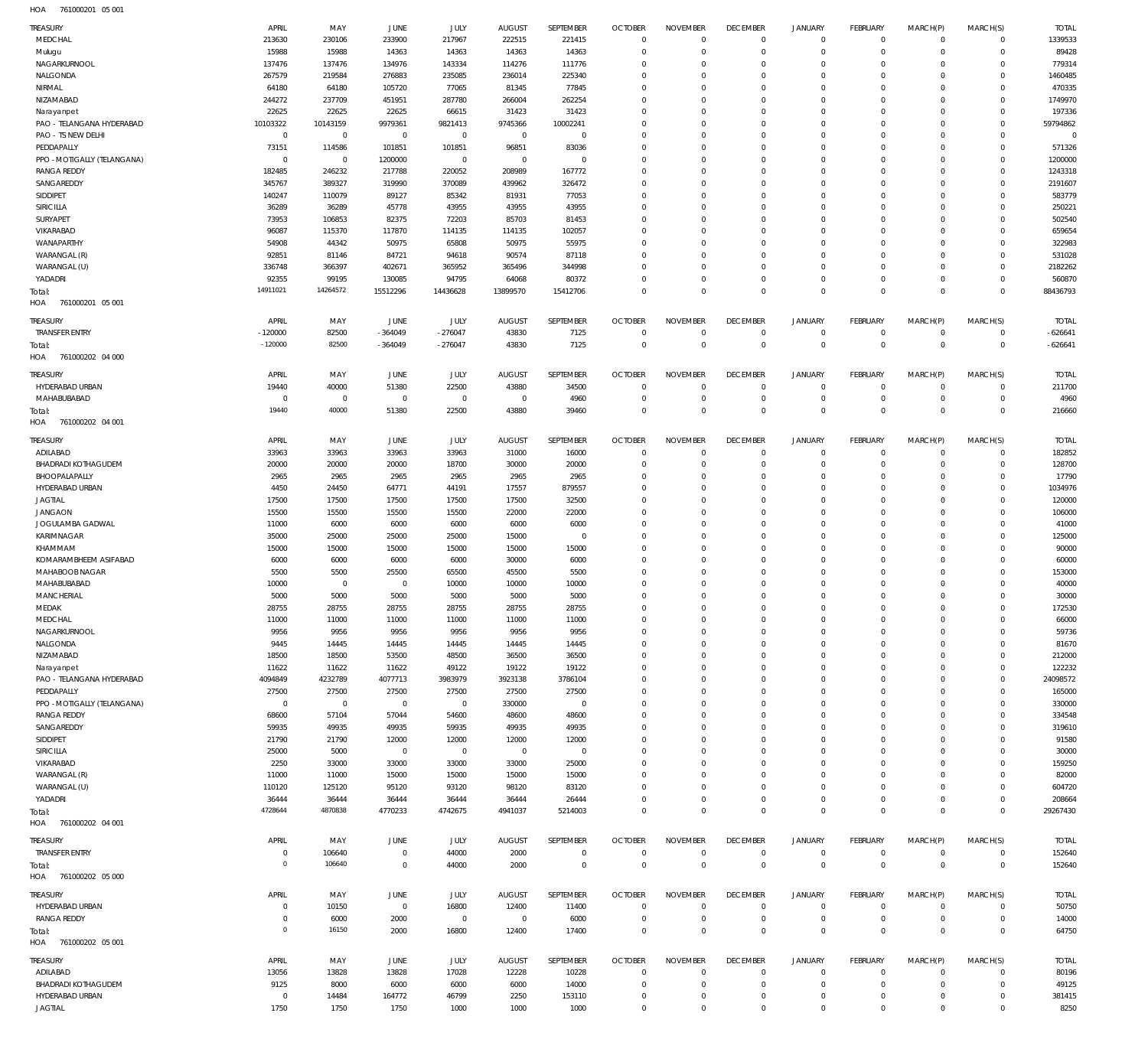HOA 761000201 05 001

| TREASURY | APRIL | MAY | JUNE | JULY | AUGUST | SEPTEMBER | OCTOBER | NOVEMBER | DECEMBER | JANUARY | FEBRUARY | MARCH(P) | MARCH(S) | TOTAL |
|---|---|---|---|---|---|---|---|---|---|---|---|---|---|---|
| MEDCHAL | 213630 | 230106 | 233900 | 217967 | 222515 | 221415 | 0 | 0 | 0 | 0 | 0 | 0 | 0 | 1339533 |
| Mulugu | 15988 | 15988 | 14363 | 14363 | 14363 | 14363 | 0 | 0 | 0 | 0 | 0 | 0 | 0 | 89428 |
| NAGARKURNOOL | 137476 | 137476 | 134976 | 143334 | 114276 | 111776 | 0 | 0 | 0 | 0 | 0 | 0 | 0 | 779314 |
| NALGONDA | 267579 | 219584 | 276883 | 235085 | 236014 | 225340 | 0 | 0 | 0 | 0 | 0 | 0 | 0 | 1460485 |
| NIRMAL | 64180 | 64180 | 105720 | 77065 | 81345 | 77845 | 0 | 0 | 0 | 0 | 0 | 0 | 0 | 470335 |
| NIZAMABAD | 244272 | 237709 | 451951 | 287780 | 266004 | 262254 | 0 | 0 | 0 | 0 | 0 | 0 | 0 | 1749970 |
| Narayanpet | 22625 | 22625 | 22625 | 66615 | 31423 | 31423 | 0 | 0 | 0 | 0 | 0 | 0 | 0 | 197336 |
| PAO - TELANGANA HYDERABAD | 10103322 | 10143159 | 9979361 | 9821413 | 9745366 | 10002241 | 0 | 0 | 0 | 0 | 0 | 0 | 0 | 59794862 |
| PAO - TS NEW DELHI | 0 | 0 | 0 | 0 | 0 | 0 | 0 | 0 | 0 | 0 | 0 | 0 | 0 | 0 |
| PEDDAPALLY | 73151 | 114586 | 101851 | 101851 | 96851 | 83036 | 0 | 0 | 0 | 0 | 0 | 0 | 0 | 571326 |
| PPO - MOTIGALLY (TELANGANA) | 0 | 0 | 1200000 | 0 | 0 | 0 | 0 | 0 | 0 | 0 | 0 | 0 | 0 | 1200000 |
| RANGA REDDY | 182485 | 246232 | 217788 | 220052 | 208989 | 167772 | 0 | 0 | 0 | 0 | 0 | 0 | 0 | 1243318 |
| SANGAREDDY | 345767 | 389327 | 319990 | 370089 | 439962 | 326472 | 0 | 0 | 0 | 0 | 0 | 0 | 0 | 2191607 |
| SIDDIPET | 140247 | 110079 | 89127 | 85342 | 81931 | 77053 | 0 | 0 | 0 | 0 | 0 | 0 | 0 | 583779 |
| SIRICILLA | 36289 | 36289 | 45778 | 43955 | 43955 | 43955 | 0 | 0 | 0 | 0 | 0 | 0 | 0 | 250221 |
| SURYAPET | 73953 | 106853 | 82375 | 72203 | 85703 | 81453 | 0 | 0 | 0 | 0 | 0 | 0 | 0 | 502540 |
| VIKARABAD | 96087 | 115370 | 117870 | 114135 | 114135 | 102057 | 0 | 0 | 0 | 0 | 0 | 0 | 0 | 659654 |
| WANAPARTHY | 54908 | 44342 | 50975 | 65808 | 50975 | 55975 | 0 | 0 | 0 | 0 | 0 | 0 | 0 | 322983 |
| WARANGAL (R) | 92851 | 81146 | 84721 | 94618 | 90574 | 87118 | 0 | 0 | 0 | 0 | 0 | 0 | 0 | 531028 |
| WARANGAL (U) | 336748 | 366397 | 402671 | 365952 | 365496 | 344998 | 0 | 0 | 0 | 0 | 0 | 0 | 0 | 2182262 |
| YADADRI | 92355 | 99195 | 130085 | 94795 | 64068 | 80372 | 0 | 0 | 0 | 0 | 0 | 0 | 0 | 560870 |
| Total: | 14911021 | 14264572 | 15512296 | 14436628 | 13899570 | 15412706 | 0 | 0 | 0 | 0 | 0 | 0 | 0 | 88436793 |

HOA 761000201 05 001

| TREASURY | APRIL | MAY | JUNE | JULY | AUGUST | SEPTEMBER | OCTOBER | NOVEMBER | DECEMBER | JANUARY | FEBRUARY | MARCH(P) | MARCH(S) | TOTAL |
|---|---|---|---|---|---|---|---|---|---|---|---|---|---|---|
| TRANSFER ENTRY | -120000 | 82500 | -364049 | -276047 | 43830 | 7125 | 0 | 0 | 0 | 0 | 0 | 0 | 0 | -626641 |
| Total: | -120000 | 82500 | -364049 | -276047 | 43830 | 7125 | 0 | 0 | 0 | 0 | 0 | 0 | 0 | -626641 |

HOA 761000202 04 000

| TREASURY | APRIL | MAY | JUNE | JULY | AUGUST | SEPTEMBER | OCTOBER | NOVEMBER | DECEMBER | JANUARY | FEBRUARY | MARCH(P) | MARCH(S) | TOTAL |
|---|---|---|---|---|---|---|---|---|---|---|---|---|---|---|
| HYDERABAD URBAN | 19440 | 40000 | 51380 | 22500 | 43880 | 34500 | 0 | 0 | 0 | 0 | 0 | 0 | 0 | 211700 |
| MAHABUBABAD | 0 | 0 | 0 | 0 | 0 | 4960 | 0 | 0 | 0 | 0 | 0 | 0 | 0 | 4960 |
| Total: | 19440 | 40000 | 51380 | 22500 | 43880 | 39460 | 0 | 0 | 0 | 0 | 0 | 0 | 0 | 216660 |

HOA 761000202 04 001

| TREASURY | APRIL | MAY | JUNE | JULY | AUGUST | SEPTEMBER | OCTOBER | NOVEMBER | DECEMBER | JANUARY | FEBRUARY | MARCH(P) | MARCH(S) | TOTAL |
|---|---|---|---|---|---|---|---|---|---|---|---|---|---|---|
| ADILABAD | 33963 | 33963 | 33963 | 33963 | 31000 | 16000 | 0 | 0 | 0 | 0 | 0 | 0 | 0 | 182852 |
| BHADRADI KOTHAGUDEM | 20000 | 20000 | 20000 | 18700 | 30000 | 20000 | 0 | 0 | 0 | 0 | 0 | 0 | 0 | 128700 |
| BHOOPALAPALLY | 2965 | 2965 | 2965 | 2965 | 2965 | 2965 | 0 | 0 | 0 | 0 | 0 | 0 | 0 | 17790 |
| HYDERABAD URBAN | 4450 | 24450 | 64771 | 44191 | 17557 | 879557 | 0 | 0 | 0 | 0 | 0 | 0 | 0 | 1034976 |
| JAGTIAL | 17500 | 17500 | 17500 | 17500 | 17500 | 32500 | 0 | 0 | 0 | 0 | 0 | 0 | 0 | 120000 |
| JANGAON | 15500 | 15500 | 15500 | 15500 | 22000 | 22000 | 0 | 0 | 0 | 0 | 0 | 0 | 0 | 106000 |
| JOGULAMBA GADWAL | 11000 | 6000 | 6000 | 6000 | 6000 | 6000 | 0 | 0 | 0 | 0 | 0 | 0 | 0 | 41000 |
| KARIMNAGAR | 35000 | 25000 | 25000 | 25000 | 15000 | 0 | 0 | 0 | 0 | 0 | 0 | 0 | 0 | 125000 |
| KHAMMAM | 15000 | 15000 | 15000 | 15000 | 15000 | 15000 | 0 | 0 | 0 | 0 | 0 | 0 | 0 | 90000 |
| KOMARAMBHEEM ASIFABAD | 6000 | 6000 | 6000 | 6000 | 30000 | 6000 | 0 | 0 | 0 | 0 | 0 | 0 | 0 | 60000 |
| MAHABOOB NAGAR | 5500 | 5500 | 25500 | 65500 | 45500 | 5500 | 0 | 0 | 0 | 0 | 0 | 0 | 0 | 153000 |
| MAHABUBABAD | 10000 | 0 | 0 | 10000 | 10000 | 10000 | 0 | 0 | 0 | 0 | 0 | 0 | 0 | 40000 |
| MANCHERIAL | 5000 | 5000 | 5000 | 5000 | 5000 | 5000 | 0 | 0 | 0 | 0 | 0 | 0 | 0 | 30000 |
| MEDAK | 28755 | 28755 | 28755 | 28755 | 28755 | 28755 | 0 | 0 | 0 | 0 | 0 | 0 | 0 | 172530 |
| MEDCHAL | 11000 | 11000 | 11000 | 11000 | 11000 | 11000 | 0 | 0 | 0 | 0 | 0 | 0 | 0 | 66000 |
| NAGARKURNOOL | 9956 | 9956 | 9956 | 9956 | 9956 | 9956 | 0 | 0 | 0 | 0 | 0 | 0 | 0 | 59736 |
| NALGONDA | 9445 | 14445 | 14445 | 14445 | 14445 | 14445 | 0 | 0 | 0 | 0 | 0 | 0 | 0 | 81670 |
| NIZAMABAD | 18500 | 18500 | 53500 | 48500 | 36500 | 36500 | 0 | 0 | 0 | 0 | 0 | 0 | 0 | 212000 |
| Narayanpet | 11622 | 11622 | 11622 | 49122 | 19122 | 19122 | 0 | 0 | 0 | 0 | 0 | 0 | 0 | 122232 |
| PAO - TELANGANA HYDERABAD | 4094849 | 4232789 | 4077713 | 3983979 | 3923138 | 3786104 | 0 | 0 | 0 | 0 | 0 | 0 | 0 | 24098572 |
| PEDDAPALLY | 27500 | 27500 | 27500 | 27500 | 27500 | 27500 | 0 | 0 | 0 | 0 | 0 | 0 | 0 | 165000 |
| PPO - MOTIGALLY (TELANGANA) | 0 | 0 | 0 | 0 | 330000 | 0 | 0 | 0 | 0 | 0 | 0 | 0 | 0 | 330000 |
| RANGA REDDY | 68600 | 57104 | 57044 | 54600 | 48600 | 48600 | 0 | 0 | 0 | 0 | 0 | 0 | 0 | 334548 |
| SANGAREDDY | 59935 | 49935 | 49935 | 59935 | 49935 | 49935 | 0 | 0 | 0 | 0 | 0 | 0 | 0 | 319610 |
| SIDDIPET | 21790 | 21790 | 12000 | 12000 | 12000 | 12000 | 0 | 0 | 0 | 0 | 0 | 0 | 0 | 91580 |
| SIRICILLA | 25000 | 5000 | 0 | 0 | 0 | 0 | 0 | 0 | 0 | 0 | 0 | 0 | 0 | 30000 |
| VIKARABAD | 2250 | 33000 | 33000 | 33000 | 33000 | 25000 | 0 | 0 | 0 | 0 | 0 | 0 | 0 | 159250 |
| WARANGAL (R) | 11000 | 11000 | 15000 | 15000 | 15000 | 15000 | 0 | 0 | 0 | 0 | 0 | 0 | 0 | 82000 |
| WARANGAL (U) | 110120 | 125120 | 95120 | 93120 | 98120 | 83120 | 0 | 0 | 0 | 0 | 0 | 0 | 0 | 604720 |
| YADADRI | 36444 | 36444 | 36444 | 36444 | 36444 | 26444 | 0 | 0 | 0 | 0 | 0 | 0 | 0 | 208664 |
| Total: | 4728644 | 4870838 | 4770233 | 4742675 | 4941037 | 5214003 | 0 | 0 | 0 | 0 | 0 | 0 | 0 | 29267430 |

HOA 761000202 04 001

| TREASURY | APRIL | MAY | JUNE | JULY | AUGUST | SEPTEMBER | OCTOBER | NOVEMBER | DECEMBER | JANUARY | FEBRUARY | MARCH(P) | MARCH(S) | TOTAL |
|---|---|---|---|---|---|---|---|---|---|---|---|---|---|---|
| TRANSFER ENTRY | 0 | 106640 | 0 | 44000 | 2000 | 0 | 0 | 0 | 0 | 0 | 0 | 0 | 0 | 152640 |
| Total: | 0 | 106640 | 0 | 44000 | 2000 | 0 | 0 | 0 | 0 | 0 | 0 | 0 | 0 | 152640 |

HOA 761000202 05 000

| TREASURY | APRIL | MAY | JUNE | JULY | AUGUST | SEPTEMBER | OCTOBER | NOVEMBER | DECEMBER | JANUARY | FEBRUARY | MARCH(P) | MARCH(S) | TOTAL |
|---|---|---|---|---|---|---|---|---|---|---|---|---|---|---|
| HYDERABAD URBAN | 0 | 10150 | 0 | 16800 | 12400 | 11400 | 0 | 0 | 0 | 0 | 0 | 0 | 0 | 50750 |
| RANGA REDDY | 0 | 6000 | 2000 | 0 | 0 | 6000 | 0 | 0 | 0 | 0 | 0 | 0 | 0 | 14000 |
| Total: | 0 | 16150 | 2000 | 16800 | 12400 | 17400 | 0 | 0 | 0 | 0 | 0 | 0 | 0 | 64750 |

HOA 761000202 05 001

| TREASURY | APRIL | MAY | JUNE | JULY | AUGUST | SEPTEMBER | OCTOBER | NOVEMBER | DECEMBER | JANUARY | FEBRUARY | MARCH(P) | MARCH(S) | TOTAL |
|---|---|---|---|---|---|---|---|---|---|---|---|---|---|---|
| ADILABAD | 13056 | 13828 | 13828 | 17028 | 12228 | 10228 | 0 | 0 | 0 | 0 | 0 | 0 | 0 | 80196 |
| BHADRADI KOTHAGUDEM | 9125 | 8000 | 6000 | 6000 | 6000 | 14000 | 0 | 0 | 0 | 0 | 0 | 0 | 0 | 49125 |
| HYDERABAD URBAN | 0 | 14484 | 164772 | 46799 | 2250 | 153110 | 0 | 0 | 0 | 0 | 0 | 0 | 0 | 381415 |
| JAGTIAL | 1750 | 1750 | 1750 | 1000 | 1000 | 1000 | 0 | 0 | 0 | 0 | 0 | 0 | 0 | 8250 |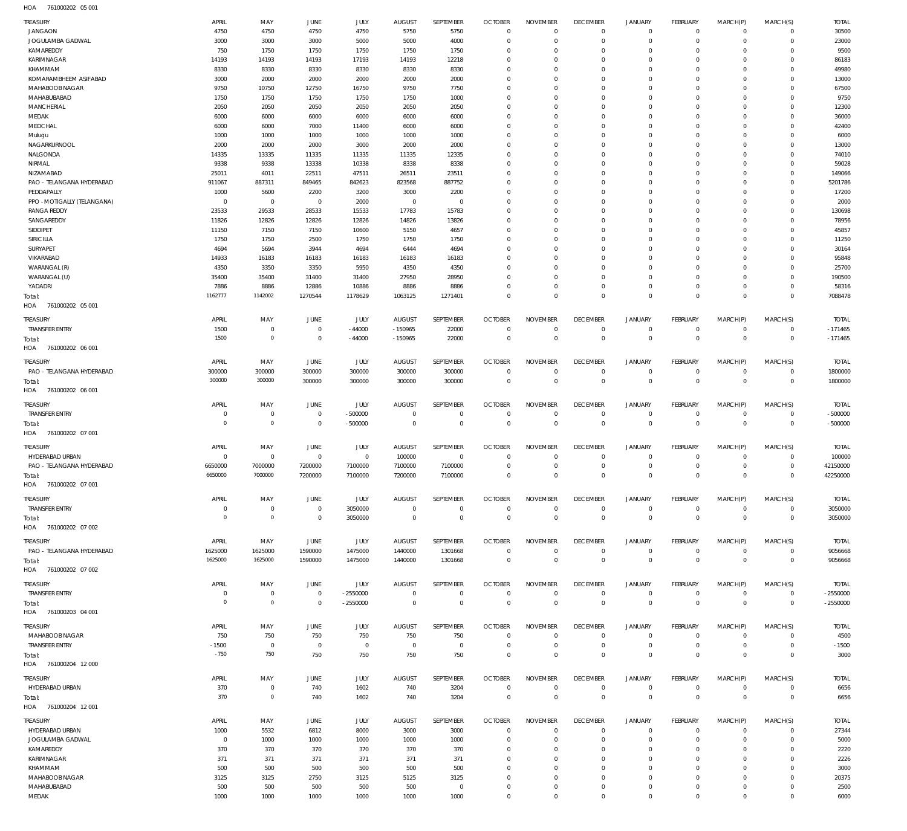HOA 761000202 05 001

| TREASURY | APRIL | MAY | JUNE | JULY | AUGUST | SEPTEMBER | OCTOBER | NOVEMBER | DECEMBER | JANUARY | FEBRUARY | MARCH(P) | MARCH(S) | TOTAL |
|---|---|---|---|---|---|---|---|---|---|---|---|---|---|---|
| JANGAON | 4750 | 4750 | 4750 | 4750 | 5750 | 5750 | 0 | 0 | 0 | 0 | 0 | 0 | 0 | 30500 |
| JOGULAMBA GADWAL | 3000 | 3000 | 3000 | 5000 | 5000 | 4000 | 0 | 0 | 0 | 0 | 0 | 0 | 0 | 23000 |
| KAMAREDDY | 750 | 1750 | 1750 | 1750 | 1750 | 1750 | 0 | 0 | 0 | 0 | 0 | 0 | 0 | 9500 |
| KARIMNAGAR | 14193 | 14193 | 14193 | 17193 | 14193 | 12218 | 0 | 0 | 0 | 0 | 0 | 0 | 0 | 86183 |
| KHAMMAM | 8330 | 8330 | 8330 | 8330 | 8330 | 8330 | 0 | 0 | 0 | 0 | 0 | 0 | 0 | 49980 |
| KOMARAMBHEEM ASIFABAD | 3000 | 2000 | 2000 | 2000 | 2000 | 2000 | 0 | 0 | 0 | 0 | 0 | 0 | 0 | 13000 |
| MAHABOOBNAGAR | 9750 | 10750 | 12750 | 16750 | 9750 | 7750 | 0 | 0 | 0 | 0 | 0 | 0 | 0 | 67500 |
| MAHABUBABAD | 1750 | 1750 | 1750 | 1750 | 1750 | 1000 | 0 | 0 | 0 | 0 | 0 | 0 | 0 | 9750 |
| MANCHERIAL | 2050 | 2050 | 2050 | 2050 | 2050 | 2050 | 0 | 0 | 0 | 0 | 0 | 0 | 0 | 12300 |
| MEDAK | 6000 | 6000 | 6000 | 6000 | 6000 | 6000 | 0 | 0 | 0 | 0 | 0 | 0 | 0 | 36000 |
| MEDCHAL | 6000 | 6000 | 7000 | 11400 | 6000 | 6000 | 0 | 0 | 0 | 0 | 0 | 0 | 0 | 42400 |
| Mulugu | 1000 | 1000 | 1000 | 1000 | 1000 | 1000 | 0 | 0 | 0 | 0 | 0 | 0 | 0 | 6000 |
| NAGARKURNOOL | 2000 | 2000 | 2000 | 3000 | 2000 | 2000 | 0 | 0 | 0 | 0 | 0 | 0 | 0 | 13000 |
| NALGONDA | 14335 | 13335 | 11335 | 11335 | 11335 | 12335 | 0 | 0 | 0 | 0 | 0 | 0 | 0 | 74010 |
| NIRMAL | 9338 | 9338 | 13338 | 10338 | 8338 | 8338 | 0 | 0 | 0 | 0 | 0 | 0 | 0 | 59028 |
| NIZAMABAD | 25011 | 4011 | 22511 | 47511 | 26511 | 23511 | 0 | 0 | 0 | 0 | 0 | 0 | 0 | 149066 |
| PAO - TELANGANA HYDERABAD | 911067 | 887311 | 849465 | 842623 | 823568 | 887752 | 0 | 0 | 0 | 0 | 0 | 0 | 0 | 5201786 |
| PEDDAPALLY | 1000 | 5600 | 2200 | 3200 | 3000 | 2200 | 0 | 0 | 0 | 0 | 0 | 0 | 0 | 17200 |
| PPO - MOTIGALLY (TELANGANA) | 0 | 0 | 0 | 2000 | 0 | 0 | 0 | 0 | 0 | 0 | 0 | 0 | 0 | 2000 |
| RANGA REDDY | 23533 | 29533 | 28533 | 15533 | 17783 | 15783 | 0 | 0 | 0 | 0 | 0 | 0 | 0 | 130698 |
| SANGAREDDY | 11826 | 12826 | 12826 | 12826 | 14826 | 13826 | 0 | 0 | 0 | 0 | 0 | 0 | 0 | 78956 |
| SIDDIPET | 11150 | 7150 | 7150 | 10600 | 5150 | 4657 | 0 | 0 | 0 | 0 | 0 | 0 | 0 | 45857 |
| SIRICILLA | 1750 | 1750 | 2500 | 1750 | 1750 | 1750 | 0 | 0 | 0 | 0 | 0 | 0 | 0 | 11250 |
| SURYAPET | 4694 | 5694 | 3944 | 4694 | 6444 | 4694 | 0 | 0 | 0 | 0 | 0 | 0 | 0 | 30164 |
| VIKARABAD | 14933 | 16183 | 16183 | 16183 | 16183 | 16183 | 0 | 0 | 0 | 0 | 0 | 0 | 0 | 95848 |
| WARANGAL (R) | 4350 | 3350 | 3350 | 5950 | 4350 | 4350 | 0 | 0 | 0 | 0 | 0 | 0 | 0 | 25700 |
| WARANGAL (U) | 35400 | 35400 | 31400 | 31400 | 27950 | 28950 | 0 | 0 | 0 | 0 | 0 | 0 | 0 | 190500 |
| YADADRI | 7886 | 8886 | 12886 | 10886 | 8886 | 8886 | 0 | 0 | 0 | 0 | 0 | 0 | 0 | 58316 |
| Total: | 1162777 | 1142002 | 1270544 | 1178629 | 1063125 | 1271401 | 0 | 0 | 0 | 0 | 0 | 0 | 0 | 7088478 |

HOA 761000202 05 001

| TREASURY | APRIL | MAY | JUNE | JULY | AUGUST | SEPTEMBER | OCTOBER | NOVEMBER | DECEMBER | JANUARY | FEBRUARY | MARCH(P) | MARCH(S) | TOTAL |
|---|---|---|---|---|---|---|---|---|---|---|---|---|---|---|
| TRANSFER ENTRY | 1500 | 0 | 0 | -44000 | -150965 | 22000 | 0 | 0 | 0 | 0 | 0 | 0 | 0 | -171465 |
| Total: | 1500 | 0 | 0 | -44000 | -150965 | 22000 | 0 | 0 | 0 | 0 | 0 | 0 | 0 | -171465 |

HOA 761000202 06 001

| TREASURY | APRIL | MAY | JUNE | JULY | AUGUST | SEPTEMBER | OCTOBER | NOVEMBER | DECEMBER | JANUARY | FEBRUARY | MARCH(P) | MARCH(S) | TOTAL |
|---|---|---|---|---|---|---|---|---|---|---|---|---|---|---|
| PAO - TELANGANA HYDERABAD | 300000 | 300000 | 300000 | 300000 | 300000 | 300000 | 0 | 0 | 0 | 0 | 0 | 0 | 0 | 1800000 |
| Total: | 300000 | 300000 | 300000 | 300000 | 300000 | 300000 | 0 | 0 | 0 | 0 | 0 | 0 | 0 | 1800000 |

HOA 761000202 06 001

| TREASURY | APRIL | MAY | JUNE | JULY | AUGUST | SEPTEMBER | OCTOBER | NOVEMBER | DECEMBER | JANUARY | FEBRUARY | MARCH(P) | MARCH(S) | TOTAL |
|---|---|---|---|---|---|---|---|---|---|---|---|---|---|---|
| TRANSFER ENTRY | 0 | 0 | 0 | -500000 | 0 | 0 | 0 | 0 | 0 | 0 | 0 | 0 | 0 | -500000 |
| Total: | 0 | 0 | 0 | -500000 | 0 | 0 | 0 | 0 | 0 | 0 | 0 | 0 | 0 | -500000 |

HOA 761000202 07 001

| TREASURY | APRIL | MAY | JUNE | JULY | AUGUST | SEPTEMBER | OCTOBER | NOVEMBER | DECEMBER | JANUARY | FEBRUARY | MARCH(P) | MARCH(S) | TOTAL |
|---|---|---|---|---|---|---|---|---|---|---|---|---|---|---|
| HYDERABAD URBAN | 0 | 0 | 0 | 0 | 100000 | 0 | 0 | 0 | 0 | 0 | 0 | 0 | 0 | 100000 |
| PAO - TELANGANA HYDERABAD | 6650000 | 7000000 | 7200000 | 7100000 | 7100000 | 7100000 | 0 | 0 | 0 | 0 | 0 | 0 | 0 | 42150000 |
| Total: | 6650000 | 7000000 | 7200000 | 7100000 | 7200000 | 7100000 | 0 | 0 | 0 | 0 | 0 | 0 | 0 | 42250000 |

HOA 761000202 07 001

| TREASURY | APRIL | MAY | JUNE | JULY | AUGUST | SEPTEMBER | OCTOBER | NOVEMBER | DECEMBER | JANUARY | FEBRUARY | MARCH(P) | MARCH(S) | TOTAL |
|---|---|---|---|---|---|---|---|---|---|---|---|---|---|---|
| TRANSFER ENTRY | 0 | 0 | 0 | 3050000 | 0 | 0 | 0 | 0 | 0 | 0 | 0 | 0 | 0 | 3050000 |
| Total: | 0 | 0 | 0 | 3050000 | 0 | 0 | 0 | 0 | 0 | 0 | 0 | 0 | 0 | 3050000 |

HOA 761000202 07 002

| TREASURY | APRIL | MAY | JUNE | JULY | AUGUST | SEPTEMBER | OCTOBER | NOVEMBER | DECEMBER | JANUARY | FEBRUARY | MARCH(P) | MARCH(S) | TOTAL |
|---|---|---|---|---|---|---|---|---|---|---|---|---|---|---|
| PAO - TELANGANA HYDERABAD | 1625000 | 1625000 | 1590000 | 1475000 | 1440000 | 1301668 | 0 | 0 | 0 | 0 | 0 | 0 | 0 | 9056668 |
| Total: | 1625000 | 1625000 | 1590000 | 1475000 | 1440000 | 1301668 | 0 | 0 | 0 | 0 | 0 | 0 | 0 | 9056668 |

HOA 761000202 07 002

| TREASURY | APRIL | MAY | JUNE | JULY | AUGUST | SEPTEMBER | OCTOBER | NOVEMBER | DECEMBER | JANUARY | FEBRUARY | MARCH(P) | MARCH(S) | TOTAL |
|---|---|---|---|---|---|---|---|---|---|---|---|---|---|---|
| TRANSFER ENTRY | 0 | 0 | 0 | -2550000 | 0 | 0 | 0 | 0 | 0 | 0 | 0 | 0 | 0 | -2550000 |
| Total: | 0 | 0 | 0 | -2550000 | 0 | 0 | 0 | 0 | 0 | 0 | 0 | 0 | 0 | -2550000 |

HOA 761000203 04 001

| TREASURY | APRIL | MAY | JUNE | JULY | AUGUST | SEPTEMBER | OCTOBER | NOVEMBER | DECEMBER | JANUARY | FEBRUARY | MARCH(P) | MARCH(S) | TOTAL |
|---|---|---|---|---|---|---|---|---|---|---|---|---|---|---|
| MAHABOOBNAGAR | 750 | 750 | 750 | 750 | 750 | 750 | 0 | 0 | 0 | 0 | 0 | 0 | 0 | 4500 |
| TRANSFER ENTRY | -1500 | 0 | 0 | 0 | 0 | 0 | 0 | 0 | 0 | 0 | 0 | 0 | 0 | -1500 |
| Total: | -750 | 750 | 750 | 750 | 750 | 750 | 0 | 0 | 0 | 0 | 0 | 0 | 0 | 3000 |

HOA 761000204 12 000

| TREASURY | APRIL | MAY | JUNE | JULY | AUGUST | SEPTEMBER | OCTOBER | NOVEMBER | DECEMBER | JANUARY | FEBRUARY | MARCH(P) | MARCH(S) | TOTAL |
|---|---|---|---|---|---|---|---|---|---|---|---|---|---|---|
| HYDERABAD URBAN | 370 | 0 | 740 | 1602 | 740 | 3204 | 0 | 0 | 0 | 0 | 0 | 0 | 0 | 6656 |
| Total: | 370 | 0 | 740 | 1602 | 740 | 3204 | 0 | 0 | 0 | 0 | 0 | 0 | 0 | 6656 |

HOA 761000204 12 001

| TREASURY | APRIL | MAY | JUNE | JULY | AUGUST | SEPTEMBER | OCTOBER | NOVEMBER | DECEMBER | JANUARY | FEBRUARY | MARCH(P) | MARCH(S) | TOTAL |
|---|---|---|---|---|---|---|---|---|---|---|---|---|---|---|
| HYDERABAD URBAN | 1000 | 5532 | 6812 | 8000 | 3000 | 3000 | 0 | 0 | 0 | 0 | 0 | 0 | 0 | 27344 |
| JOGULAMBA GADWAL | 0 | 1000 | 1000 | 1000 | 1000 | 1000 | 0 | 0 | 0 | 0 | 0 | 0 | 0 | 5000 |
| KAMAREDDY | 370 | 370 | 370 | 370 | 370 | 370 | 0 | 0 | 0 | 0 | 0 | 0 | 0 | 2220 |
| KARIMNAGAR | 371 | 371 | 371 | 371 | 371 | 371 | 0 | 0 | 0 | 0 | 0 | 0 | 0 | 2226 |
| KHAMMAM | 500 | 500 | 500 | 500 | 500 | 500 | 0 | 0 | 0 | 0 | 0 | 0 | 0 | 3000 |
| MAHABOOBNAGAR | 3125 | 3125 | 2750 | 3125 | 5125 | 3125 | 0 | 0 | 0 | 0 | 0 | 0 | 0 | 20375 |
| MAHABUBABAD | 500 | 500 | 500 | 500 | 500 | 0 | 0 | 0 | 0 | 0 | 0 | 0 | 0 | 2500 |
| MEDAK | 1000 | 1000 | 1000 | 1000 | 1000 | 1000 | 0 | 0 | 0 | 0 | 0 | 0 | 0 | 6000 |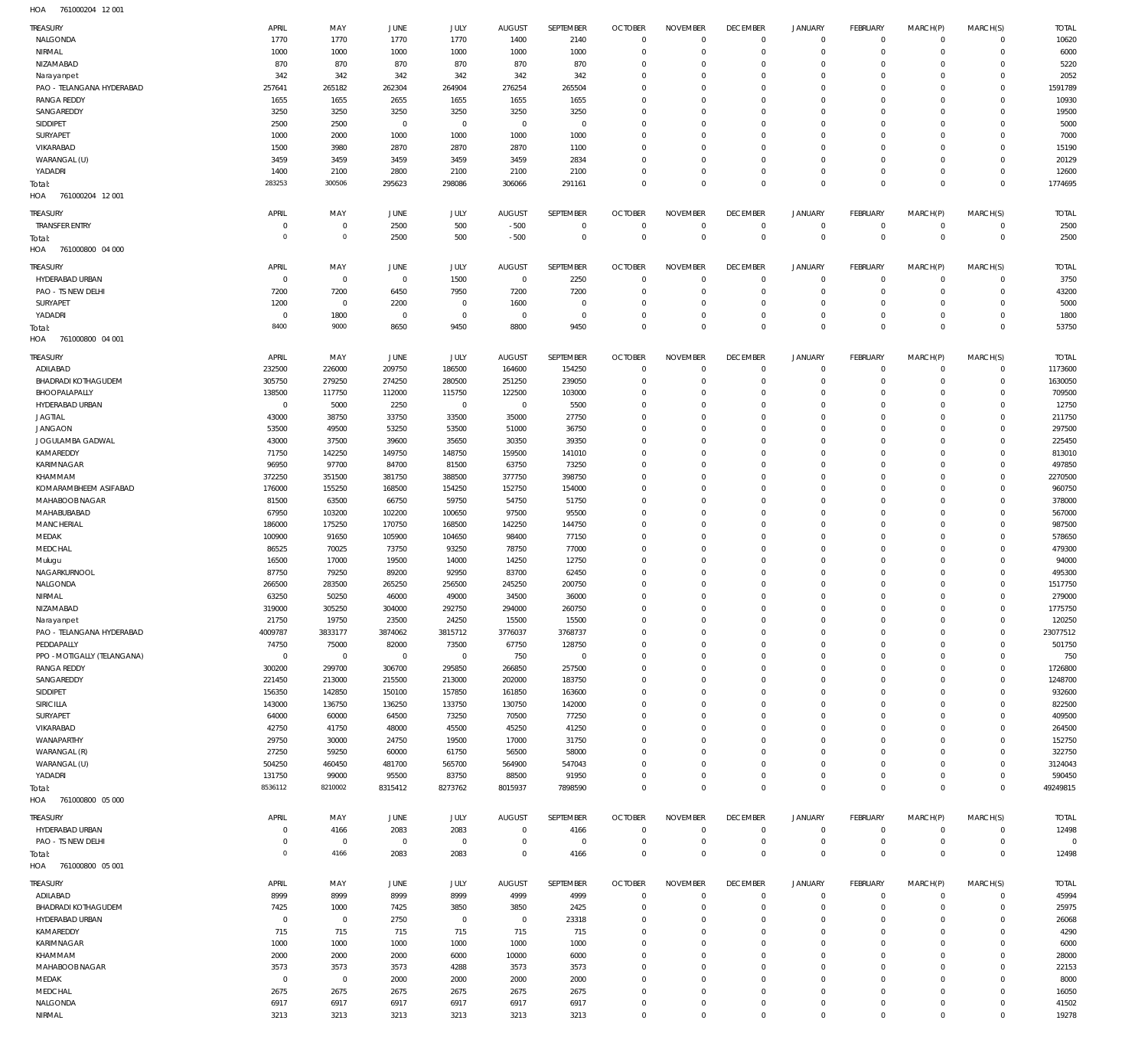HOA 761000204 12 001

| TREASURY | APRIL | MAY | JUNE | JULY | AUGUST | SEPTEMBER | OCTOBER | NOVEMBER | DECEMBER | JANUARY | FEBRUARY | MARCH(P) | MARCH(S) | TOTAL |
|---|---|---|---|---|---|---|---|---|---|---|---|---|---|---|
| NALGONDA | 1770 | 1770 | 1770 | 1770 | 1400 | 2140 | 0 | 0 | 0 | 0 | 0 | 0 | 0 | 10620 |
| NIRMAL | 1000 | 1000 | 1000 | 1000 | 1000 | 1000 | 0 | 0 | 0 | 0 | 0 | 0 | 0 | 6000 |
| NIZAMABAD | 870 | 870 | 870 | 870 | 870 | 870 | 0 | 0 | 0 | 0 | 0 | 0 | 0 | 5220 |
| Narayanpet | 342 | 342 | 342 | 342 | 342 | 342 | 0 | 0 | 0 | 0 | 0 | 0 | 0 | 2052 |
| PAO - TELANGANA HYDERABAD | 257641 | 265182 | 262304 | 264904 | 276254 | 265504 | 0 | 0 | 0 | 0 | 0 | 0 | 0 | 1591789 |
| RANGA REDDY | 1655 | 1655 | 2655 | 1655 | 1655 | 1655 | 0 | 0 | 0 | 0 | 0 | 0 | 0 | 10930 |
| SANGAREDDY | 3250 | 3250 | 3250 | 3250 | 3250 | 3250 | 0 | 0 | 0 | 0 | 0 | 0 | 0 | 19500 |
| SIDDIPET | 2500 | 2500 | 0 | 0 | 0 | 0 | 0 | 0 | 0 | 0 | 0 | 0 | 0 | 5000 |
| SURYAPET | 1000 | 2000 | 1000 | 1000 | 1000 | 1000 | 0 | 0 | 0 | 0 | 0 | 0 | 0 | 7000 |
| VIKARABAD | 1500 | 3980 | 2870 | 2870 | 2870 | 1100 | 0 | 0 | 0 | 0 | 0 | 0 | 0 | 15190 |
| WARANGAL (U) | 3459 | 3459 | 3459 | 3459 | 3459 | 2834 | 0 | 0 | 0 | 0 | 0 | 0 | 0 | 20129 |
| YADADRI | 1400 | 2100 | 2800 | 2100 | 2100 | 2100 | 0 | 0 | 0 | 0 | 0 | 0 | 0 | 12600 |
| Total: | 283253 | 300506 | 295623 | 298086 | 306066 | 291161 | 0 | 0 | 0 | 0 | 0 | 0 | 0 | 1774695 |

HOA 761000204 12 001

| TREASURY | APRIL | MAY | JUNE | JULY | AUGUST | SEPTEMBER | OCTOBER | NOVEMBER | DECEMBER | JANUARY | FEBRUARY | MARCH(P) | MARCH(S) | TOTAL |
|---|---|---|---|---|---|---|---|---|---|---|---|---|---|---|
| TRANSFER ENTRY | 0 | 0 | 2500 | 500 | -500 | 0 | 0 | 0 | 0 | 0 | 0 | 0 | 0 | 2500 |
| Total: | 0 | 0 | 2500 | 500 | -500 | 0 | 0 | 0 | 0 | 0 | 0 | 0 | 0 | 2500 |

HOA 761000800 04 000

| TREASURY | APRIL | MAY | JUNE | JULY | AUGUST | SEPTEMBER | OCTOBER | NOVEMBER | DECEMBER | JANUARY | FEBRUARY | MARCH(P) | MARCH(S) | TOTAL |
|---|---|---|---|---|---|---|---|---|---|---|---|---|---|---|
| HYDERABAD URBAN | 0 | 0 | 0 | 1500 | 0 | 2250 | 0 | 0 | 0 | 0 | 0 | 0 | 0 | 3750 |
| PAO - TS NEW DELHI | 7200 | 7200 | 6450 | 7950 | 7200 | 7200 | 0 | 0 | 0 | 0 | 0 | 0 | 0 | 43200 |
| SURYAPET | 1200 | 0 | 2200 | 0 | 1600 | 0 | 0 | 0 | 0 | 0 | 0 | 0 | 0 | 5000 |
| YADADRI | 0 | 1800 | 0 | 0 | 0 | 0 | 0 | 0 | 0 | 0 | 0 | 0 | 0 | 1800 |
| Total: | 8400 | 9000 | 8650 | 9450 | 8800 | 9450 | 0 | 0 | 0 | 0 | 0 | 0 | 0 | 53750 |

HOA 761000800 04 001

| TREASURY | APRIL | MAY | JUNE | JULY | AUGUST | SEPTEMBER | OCTOBER | NOVEMBER | DECEMBER | JANUARY | FEBRUARY | MARCH(P) | MARCH(S) | TOTAL |
|---|---|---|---|---|---|---|---|---|---|---|---|---|---|---|
| ADILABAD | 232500 | 226000 | 209750 | 186500 | 164600 | 154250 | 0 | 0 | 0 | 0 | 0 | 0 | 0 | 1173600 |
| BHADRADI KOTHAGUDEM | 305750 | 279250 | 274250 | 280500 | 251250 | 239050 | 0 | 0 | 0 | 0 | 0 | 0 | 0 | 1630050 |
| BHOOPALAPALLY | 138500 | 117750 | 112000 | 115750 | 122500 | 103000 | 0 | 0 | 0 | 0 | 0 | 0 | 0 | 709500 |
| HYDERABAD URBAN | 0 | 5000 | 2250 | 0 | 0 | 5500 | 0 | 0 | 0 | 0 | 0 | 0 | 0 | 12750 |
| JAGTIAL | 43000 | 38750 | 33750 | 33500 | 35000 | 27750 | 0 | 0 | 0 | 0 | 0 | 0 | 0 | 211750 |
| JANGAON | 53500 | 49500 | 53250 | 53500 | 51000 | 36750 | 0 | 0 | 0 | 0 | 0 | 0 | 0 | 297500 |
| JOGULAMBA GADWAL | 43000 | 37500 | 39600 | 35650 | 30350 | 39350 | 0 | 0 | 0 | 0 | 0 | 0 | 0 | 225450 |
| KAMAREDDY | 71750 | 142250 | 149750 | 148750 | 159500 | 141010 | 0 | 0 | 0 | 0 | 0 | 0 | 0 | 813010 |
| KARIMNAGAR | 96950 | 97700 | 84700 | 81500 | 63750 | 73250 | 0 | 0 | 0 | 0 | 0 | 0 | 0 | 497850 |
| KHAMMAM | 372250 | 351500 | 381750 | 388500 | 377750 | 398750 | 0 | 0 | 0 | 0 | 0 | 0 | 0 | 2270500 |
| KOMARAMBHEEM ASIFABAD | 176000 | 155250 | 168500 | 154250 | 152750 | 154000 | 0 | 0 | 0 | 0 | 0 | 0 | 0 | 960750 |
| MAHABOOB NAGAR | 81500 | 63500 | 66750 | 59750 | 54750 | 51750 | 0 | 0 | 0 | 0 | 0 | 0 | 0 | 378000 |
| MAHABUBABAD | 67950 | 103200 | 102200 | 100650 | 97500 | 95500 | 0 | 0 | 0 | 0 | 0 | 0 | 0 | 567000 |
| MANCHERIAL | 186000 | 175250 | 170750 | 168500 | 142250 | 144750 | 0 | 0 | 0 | 0 | 0 | 0 | 0 | 987500 |
| MEDAK | 100900 | 91650 | 105900 | 104650 | 98400 | 77150 | 0 | 0 | 0 | 0 | 0 | 0 | 0 | 578650 |
| MEDCHAL | 86525 | 70025 | 73750 | 93250 | 78750 | 77000 | 0 | 0 | 0 | 0 | 0 | 0 | 0 | 479300 |
| Mulugu | 16500 | 17000 | 19500 | 14000 | 14250 | 12750 | 0 | 0 | 0 | 0 | 0 | 0 | 0 | 94000 |
| NAGARKURNOOL | 87750 | 79250 | 89200 | 92950 | 83700 | 62450 | 0 | 0 | 0 | 0 | 0 | 0 | 0 | 495300 |
| NALGONDA | 266500 | 283500 | 265250 | 256500 | 245250 | 200750 | 0 | 0 | 0 | 0 | 0 | 0 | 0 | 1517750 |
| NIRMAL | 63250 | 50250 | 46000 | 49000 | 34500 | 36000 | 0 | 0 | 0 | 0 | 0 | 0 | 0 | 279000 |
| NIZAMABAD | 319000 | 305250 | 304000 | 292750 | 294000 | 260750 | 0 | 0 | 0 | 0 | 0 | 0 | 0 | 1775750 |
| Narayanpet | 21750 | 19750 | 23500 | 24250 | 15500 | 15500 | 0 | 0 | 0 | 0 | 0 | 0 | 0 | 120250 |
| PAO - TELANGANA HYDERABAD | 4009787 | 3833177 | 3874062 | 3815712 | 3776037 | 3768737 | 0 | 0 | 0 | 0 | 0 | 0 | 0 | 23077512 |
| PEDDAPALLY | 74750 | 75000 | 82000 | 73500 | 67750 | 128750 | 0 | 0 | 0 | 0 | 0 | 0 | 0 | 501750 |
| PPO - MOTIGALLY (TELANGANA) | 0 | 0 | 0 | 0 | 750 | 0 | 0 | 0 | 0 | 0 | 0 | 0 | 0 | 750 |
| RANGA REDDY | 300200 | 299700 | 306700 | 295850 | 266850 | 257500 | 0 | 0 | 0 | 0 | 0 | 0 | 0 | 1726800 |
| SANGAREDDY | 221450 | 213000 | 215500 | 213000 | 202000 | 183750 | 0 | 0 | 0 | 0 | 0 | 0 | 0 | 1248700 |
| SIDDIPET | 156350 | 142850 | 150100 | 157850 | 161850 | 163600 | 0 | 0 | 0 | 0 | 0 | 0 | 0 | 932600 |
| SIRICILLA | 143000 | 136750 | 136250 | 133750 | 130750 | 142000 | 0 | 0 | 0 | 0 | 0 | 0 | 0 | 822500 |
| SURYAPET | 64000 | 60000 | 64500 | 73250 | 70500 | 77250 | 0 | 0 | 0 | 0 | 0 | 0 | 0 | 409500 |
| VIKARABAD | 42750 | 41750 | 48000 | 45500 | 45250 | 41250 | 0 | 0 | 0 | 0 | 0 | 0 | 0 | 264500 |
| WANAPARTHY | 29750 | 30000 | 24750 | 19500 | 17000 | 31750 | 0 | 0 | 0 | 0 | 0 | 0 | 0 | 152750 |
| WARANGAL (R) | 27250 | 59250 | 60000 | 61750 | 56500 | 58000 | 0 | 0 | 0 | 0 | 0 | 0 | 0 | 322750 |
| WARANGAL (U) | 504250 | 460450 | 481700 | 565700 | 564900 | 547043 | 0 | 0 | 0 | 0 | 0 | 0 | 0 | 3124043 |
| YADADRI | 131750 | 99000 | 95500 | 83750 | 88500 | 91950 | 0 | 0 | 0 | 0 | 0 | 0 | 0 | 590450 |
| Total: | 8536112 | 8210002 | 8315412 | 8273762 | 8015937 | 7898590 | 0 | 0 | 0 | 0 | 0 | 0 | 0 | 49249815 |

HOA 761000800 05 000

| TREASURY | APRIL | MAY | JUNE | JULY | AUGUST | SEPTEMBER | OCTOBER | NOVEMBER | DECEMBER | JANUARY | FEBRUARY | MARCH(P) | MARCH(S) | TOTAL |
|---|---|---|---|---|---|---|---|---|---|---|---|---|---|---|
| HYDERABAD URBAN | 0 | 4166 | 2083 | 2083 | 0 | 4166 | 0 | 0 | 0 | 0 | 0 | 0 | 0 | 12498 |
| PAO - TS NEW DELHI | 0 | 0 | 0 | 0 | 0 | 0 | 0 | 0 | 0 | 0 | 0 | 0 | 0 | 0 |
| Total: | 0 | 4166 | 2083 | 2083 | 0 | 4166 | 0 | 0 | 0 | 0 | 0 | 0 | 0 | 12498 |

HOA 761000800 05 001

| TREASURY | APRIL | MAY | JUNE | JULY | AUGUST | SEPTEMBER | OCTOBER | NOVEMBER | DECEMBER | JANUARY | FEBRUARY | MARCH(P) | MARCH(S) | TOTAL |
|---|---|---|---|---|---|---|---|---|---|---|---|---|---|---|
| ADILABAD | 8999 | 8999 | 8999 | 8999 | 4999 | 4999 | 0 | 0 | 0 | 0 | 0 | 0 | 0 | 45994 |
| BHADRADI KOTHAGUDEM | 7425 | 1000 | 7425 | 3850 | 3850 | 2425 | 0 | 0 | 0 | 0 | 0 | 0 | 0 | 25975 |
| HYDERABAD URBAN | 0 | 0 | 2750 | 0 | 0 | 23318 | 0 | 0 | 0 | 0 | 0 | 0 | 0 | 26068 |
| KAMAREDDY | 715 | 715 | 715 | 715 | 715 | 715 | 0 | 0 | 0 | 0 | 0 | 0 | 0 | 4290 |
| KARIMNAGAR | 1000 | 1000 | 1000 | 1000 | 1000 | 1000 | 0 | 0 | 0 | 0 | 0 | 0 | 0 | 6000 |
| KHAMMAM | 2000 | 2000 | 2000 | 6000 | 10000 | 6000 | 0 | 0 | 0 | 0 | 0 | 0 | 0 | 28000 |
| MAHABOOB NAGAR | 3573 | 3573 | 3573 | 4288 | 3573 | 3573 | 0 | 0 | 0 | 0 | 0 | 0 | 0 | 22153 |
| MEDAK | 0 | 0 | 2000 | 2000 | 2000 | 2000 | 0 | 0 | 0 | 0 | 0 | 0 | 0 | 8000 |
| MEDCHAL | 2675 | 2675 | 2675 | 2675 | 2675 | 2675 | 0 | 0 | 0 | 0 | 0 | 0 | 0 | 16050 |
| NALGONDA | 6917 | 6917 | 6917 | 6917 | 6917 | 6917 | 0 | 0 | 0 | 0 | 0 | 0 | 0 | 41502 |
| NIRMAL | 3213 | 3213 | 3213 | 3213 | 3213 | 3213 | 0 | 0 | 0 | 0 | 0 | 0 | 0 | 19278 |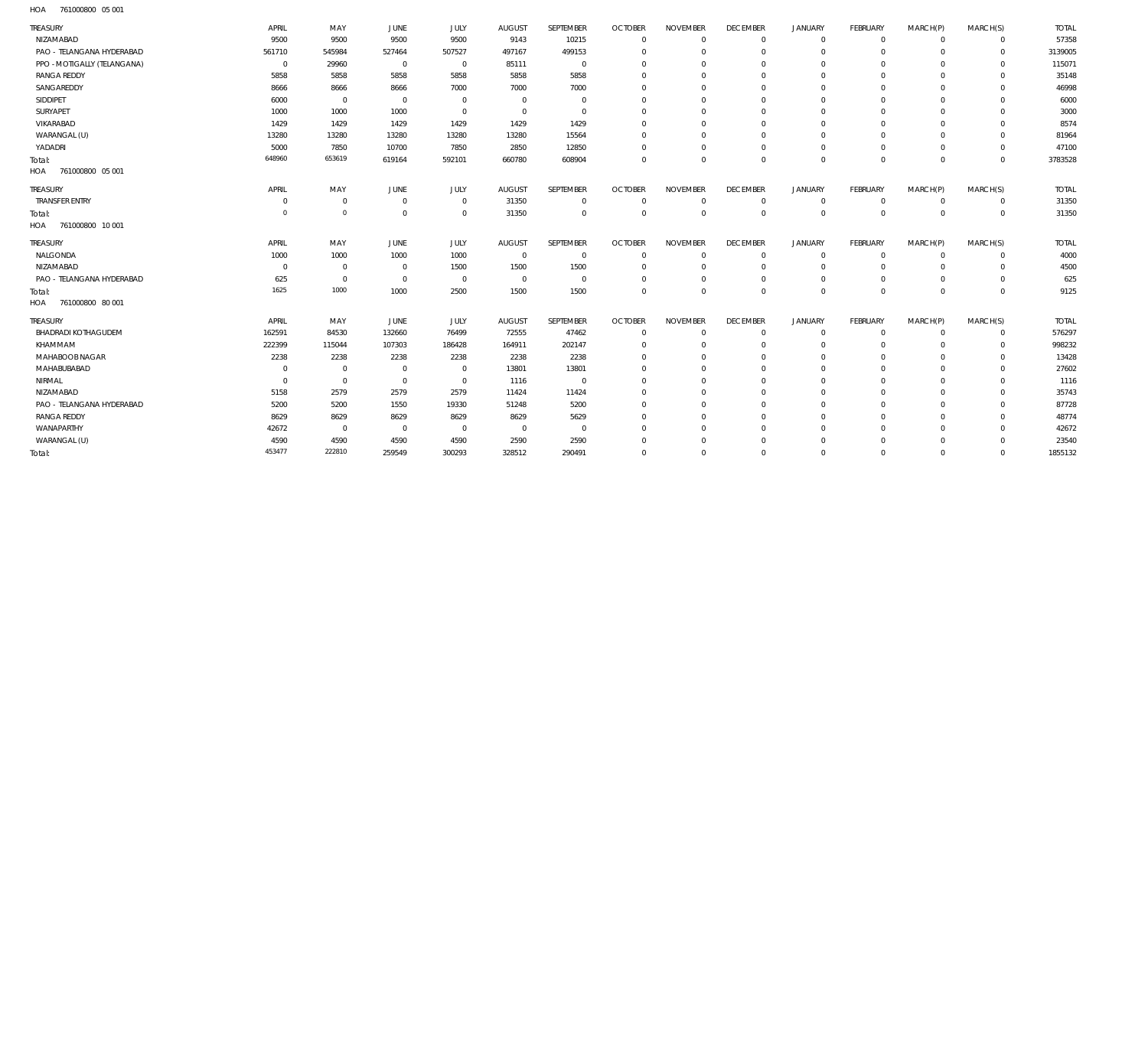HOA 761000800 05 001

| TREASURY | APRIL | MAY | JUNE | JULY | AUGUST | SEPTEMBER | OCTOBER | NOVEMBER | DECEMBER | JANUARY | FEBRUARY | MARCH(P) | MARCH(S) | TOTAL |
|---|---|---|---|---|---|---|---|---|---|---|---|---|---|---|
| NIZAMABAD | 9500 | 9500 | 9500 | 9500 | 9143 | 10215 | 0 | 0 | 0 | 0 | 0 | 0 | 0 | 57358 |
| PAO - TELANGANA HYDERABAD | 561710 | 545984 | 527464 | 507527 | 497167 | 499153 | 0 | 0 | 0 | 0 | 0 | 0 | 0 | 3139005 |
| PPO - MOTIGALLY (TELANGANA) | 0 | 29960 | 0 | 0 | 85111 | 0 | 0 | 0 | 0 | 0 | 0 | 0 | 0 | 115071 |
| RANGA REDDY | 5858 | 5858 | 5858 | 5858 | 5858 | 5858 | 0 | 0 | 0 | 0 | 0 | 0 | 0 | 35148 |
| SANGAREDDY | 8666 | 8666 | 8666 | 7000 | 7000 | 7000 | 0 | 0 | 0 | 0 | 0 | 0 | 0 | 46998 |
| SIDDIPET | 6000 | 0 | 0 | 0 | 0 | 0 | 0 | 0 | 0 | 0 | 0 | 0 | 0 | 6000 |
| SURYAPET | 1000 | 1000 | 1000 | 0 | 0 | 0 | 0 | 0 | 0 | 0 | 0 | 0 | 0 | 3000 |
| VIKARABAD | 1429 | 1429 | 1429 | 1429 | 1429 | 1429 | 0 | 0 | 0 | 0 | 0 | 0 | 0 | 8574 |
| WARANGAL (U) | 13280 | 13280 | 13280 | 13280 | 13280 | 15564 | 0 | 0 | 0 | 0 | 0 | 0 | 0 | 81964 |
| YADADRI | 5000 | 7850 | 10700 | 7850 | 2850 | 12850 | 0 | 0 | 0 | 0 | 0 | 0 | 0 | 47100 |
| Total: | 648960 | 653619 | 619164 | 592101 | 660780 | 608904 | 0 | 0 | 0 | 0 | 0 | 0 | 0 | 3783528 |

HOA 761000800 05 001

| TREASURY | APRIL | MAY | JUNE | JULY | AUGUST | SEPTEMBER | OCTOBER | NOVEMBER | DECEMBER | JANUARY | FEBRUARY | MARCH(P) | MARCH(S) | TOTAL |
|---|---|---|---|---|---|---|---|---|---|---|---|---|---|---|
| TRANSFER ENTRY | 0 | 0 | 0 | 0 | 31350 | 0 | 0 | 0 | 0 | 0 | 0 | 0 | 0 | 31350 |
| Total: | 0 | 0 | 0 | 0 | 31350 | 0 | 0 | 0 | 0 | 0 | 0 | 0 | 0 | 31350 |

HOA 761000800 10 001

| TREASURY | APRIL | MAY | JUNE | JULY | AUGUST | SEPTEMBER | OCTOBER | NOVEMBER | DECEMBER | JANUARY | FEBRUARY | MARCH(P) | MARCH(S) | TOTAL |
|---|---|---|---|---|---|---|---|---|---|---|---|---|---|---|
| NALGONDA | 1000 | 1000 | 1000 | 1000 | 0 | 0 | 0 | 0 | 0 | 0 | 0 | 0 | 0 | 4000 |
| NIZAMABAD | 0 | 0 | 0 | 1500 | 1500 | 1500 | 0 | 0 | 0 | 0 | 0 | 0 | 0 | 4500 |
| PAO - TELANGANA HYDERABAD | 625 | 0 | 0 | 0 | 0 | 0 | 0 | 0 | 0 | 0 | 0 | 0 | 0 | 625 |
| Total: | 1625 | 1000 | 1000 | 2500 | 1500 | 1500 | 0 | 0 | 0 | 0 | 0 | 0 | 0 | 9125 |

HOA 761000800 80 001

| TREASURY | APRIL | MAY | JUNE | JULY | AUGUST | SEPTEMBER | OCTOBER | NOVEMBER | DECEMBER | JANUARY | FEBRUARY | MARCH(P) | MARCH(S) | TOTAL |
|---|---|---|---|---|---|---|---|---|---|---|---|---|---|---|
| BHADRADI KOTHAGUDEM | 162591 | 84530 | 132660 | 76499 | 72555 | 47462 | 0 | 0 | 0 | 0 | 0 | 0 | 0 | 576297 |
| KHAMMAM | 222399 | 115044 | 107303 | 186428 | 164911 | 202147 | 0 | 0 | 0 | 0 | 0 | 0 | 0 | 998232 |
| MAHABOOB NAGAR | 2238 | 2238 | 2238 | 2238 | 2238 | 2238 | 0 | 0 | 0 | 0 | 0 | 0 | 0 | 13428 |
| MAHABUBABAD | 0 | 0 | 0 | 0 | 13801 | 13801 | 0 | 0 | 0 | 0 | 0 | 0 | 0 | 27602 |
| NIRMAL | 0 | 0 | 0 | 0 | 1116 | 0 | 0 | 0 | 0 | 0 | 0 | 0 | 0 | 1116 |
| NIZAMABAD | 5158 | 2579 | 2579 | 2579 | 11424 | 11424 | 0 | 0 | 0 | 0 | 0 | 0 | 0 | 35743 |
| PAO - TELANGANA HYDERABAD | 5200 | 5200 | 1550 | 19330 | 51248 | 5200 | 0 | 0 | 0 | 0 | 0 | 0 | 0 | 87728 |
| RANGA REDDY | 8629 | 8629 | 8629 | 8629 | 8629 | 5629 | 0 | 0 | 0 | 0 | 0 | 0 | 0 | 48774 |
| WANAPARTHY | 42672 | 0 | 0 | 0 | 0 | 0 | 0 | 0 | 0 | 0 | 0 | 0 | 0 | 42672 |
| WARANGAL (U) | 4590 | 4590 | 4590 | 4590 | 2590 | 2590 | 0 | 0 | 0 | 0 | 0 | 0 | 0 | 23540 |
| Total: | 453477 | 222810 | 259549 | 300293 | 328512 | 290491 | 0 | 0 | 0 | 0 | 0 | 0 | 0 | 1855132 |